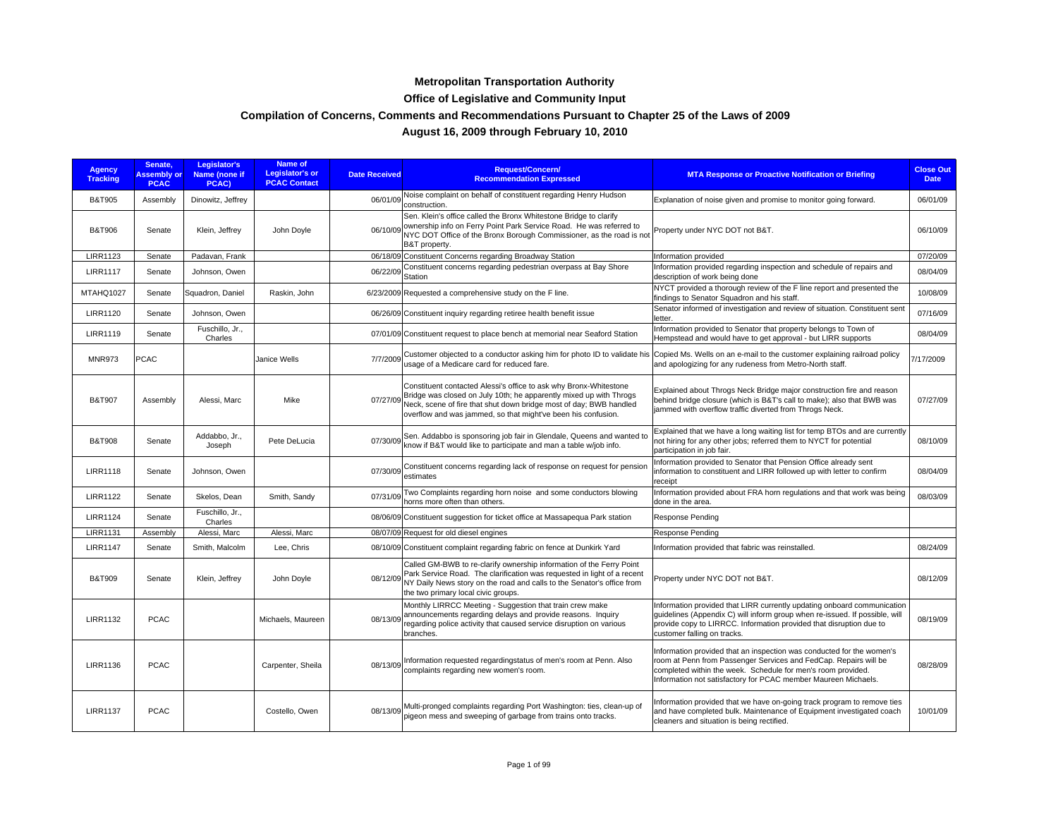# Metropolitan Transportation Authority

## Office of Legislative and Community Input

## Compilation of Concerns, Comments and Recommendations Pursuant to Chapter 25 of the Laws of 2009

## August 16, 2009 through February 10, 2010

| Agency Tracking | Senate, Assembly or PCAC | Legislator's Name (none if PCAC) | Name of Legislator's or PCAC Contact | Date Received | Request/Concern/ Recommendation Expressed | MTA Response or Proactive Notification or Briefing | Close Out Date |
|---|---|---|---|---|---|---|---|
| B&T905 | Assembly | Dinowitz, Jeffrey | | 06/01/09 | Noise complaint on behalf of constituent regarding Henry Hudson construction. | Explanation of noise given and promise to monitor going forward. | 06/01/09 |
| B&T906 | Senate | Klein, Jeffrey | John Doyle | 06/10/09 | Sen. Klein's office called the Bronx Whitestone Bridge to clarify ownership info on Ferry Point Park Service Road. He was referred to NYC DOT Office of the Bronx Borough Commissioner, as the road is not B&T property. | Property under NYC DOT not B&T. | 06/10/09 |
| LIRR1123 | Senate | Padavan, Frank | | 06/18/09 | Constituent Concerns regarding Broadway Station | Information provided | 07/20/09 |
| LIRR1117 | Senate | Johnson, Owen | | 06/22/09 | Constituent concerns regarding pedestrian overpass at Bay Shore Station | Information provided regarding inspection and schedule of repairs and description of work being done | 08/04/09 |
| MTAHQ1027 | Senate | Squadron, Daniel | Raskin, John | 6/23/2009 | Requested a comprehensive study on the F line. | NYCT provided a thorough review of the F line report and presented the findings to Senator Squadron and his staff. | 10/08/09 |
| LIRR1120 | Senate | Johnson, Owen | | 06/26/09 | Constituent inquiry regarding retiree health benefit issue | Senator informed of investigation and review of situation. Constituent sent letter. | 07/16/09 |
| LIRR1119 | Senate | Fuschillo, Jr., Charles | | 07/01/09 | Constituent request to place bench at memorial near Seaford Station | Information provided to Senator that property belongs to Town of Hempstead and would have to get approval - but LIRR supports | 08/04/09 |
| MNR973 | PCAC | | Janice Wells | 7/7/2009 | Customer objected to a conductor asking him for photo ID to validate his usage of a Medicare card for reduced fare. | Copied Ms. Wells on an e-mail to the customer explaining railroad policy and apologizing for any rudeness from Metro-North staff. | 7/17/2009 |
| B&T907 | Assembly | Alessi, Marc | Mike | 07/27/09 | Constituent contacted Alessi's office to ask why Bronx-Whitestone Bridge was closed on July 10th; he apparently mixed up with Throgs Neck, scene of fire that shut down bridge most of day; BWB handled overflow and was jammed, so that might've been his confusion. | Explained about Throgs Neck Bridge major construction fire and reason behind bridge closure (which is B&T's call to make); also that BWB was jammed with overflow traffic diverted from Throgs Neck. | 07/27/09 |
| B&T908 | Senate | Addabbo, Jr., Joseph | Pete DeLucia | 07/30/09 | Sen. Addabbo is sponsoring job fair in Glendale, Queens and wanted to know if B&T would like to participate and man a table w/job info. | Explained that we have a long waiting list for temp BTOs and are currently not hiring for any other jobs; referred them to NYCT for potential participation in job fair. | 08/10/09 |
| LIRR1118 | Senate | Johnson, Owen | | 07/30/09 | Constituent concerns regarding lack of response on request for pension estimates | Information provided to Senator that Pension Office already sent information to constituent and LIRR followed up with letter to confirm receipt | 08/04/09 |
| LIRR1122 | Senate | Skelos, Dean | Smith, Sandy | 07/31/09 | Two Complaints regarding horn noise and some conductors blowing horns more often than others. | Information provided about FRA horn regulations and that work was being done in the area. | 08/03/09 |
| LIRR1124 | Senate | Fuschillo, Jr., Charles | | 08/06/09 | Constituent suggestion for ticket office at Massapequa Park station | Response Pending | |
| LIRR1131 | Assembly | Alessi, Marc | Alessi, Marc | 08/07/09 | Request for old diesel engines | Response Pending | |
| LIRR1147 | Senate | Smith, Malcolm | Lee, Chris | 08/10/09 | Constituent complaint regarding fabric on fence at Dunkirk Yard | Information provided that fabric was reinstalled. | 08/24/09 |
| B&T909 | Senate | Klein, Jeffrey | John Doyle | 08/12/09 | Called GM-BWB to re-clarify ownership information of the Ferry Point Park Service Road. The clarification was requested in light of a recent NY Daily News story on the road and calls to the Senator's office from the two primary local civic groups. | Property under NYC DOT not B&T. | 08/12/09 |
| LIRR1132 | PCAC | | Michaels, Maureen | 08/13/09 | Monthly LIRRCC Meeting - Suggestion that train crew make announcements regarding delays and provide reasons. Inquiry regarding police activity that caused service disruption on various branches. | Information provided that LIRR currently updating onboard communication guidelines (Appendix C) will inform group when re-issued. If possible, will provide copy to LIRRCC. Information provided that disruption due to customer falling on tracks. | 08/19/09 |
| LIRR1136 | PCAC | | Carpenter, Sheila | 08/13/09 | Information requested regardingstatus of men's room at Penn. Also complaints regarding new women's room. | Information provided that an inspection was conducted for the women's room at Penn from Passenger Services and FedCap. Repairs will be completed within the week. Schedule for men's room provided. Information not satisfactory for PCAC member Maureen Michaels. | 08/28/09 |
| LIRR1137 | PCAC | | Costello, Owen | 08/13/09 | Multi-pronged complaints regarding Port Washington: ties, clean-up of pigeon mess and sweeping of garbage from trains onto tracks. | Information provided that we have on-going track program to remove ties and have completed bulk. Maintenance of Equipment investigated coach cleaners and situation is being rectified. | 10/01/09 |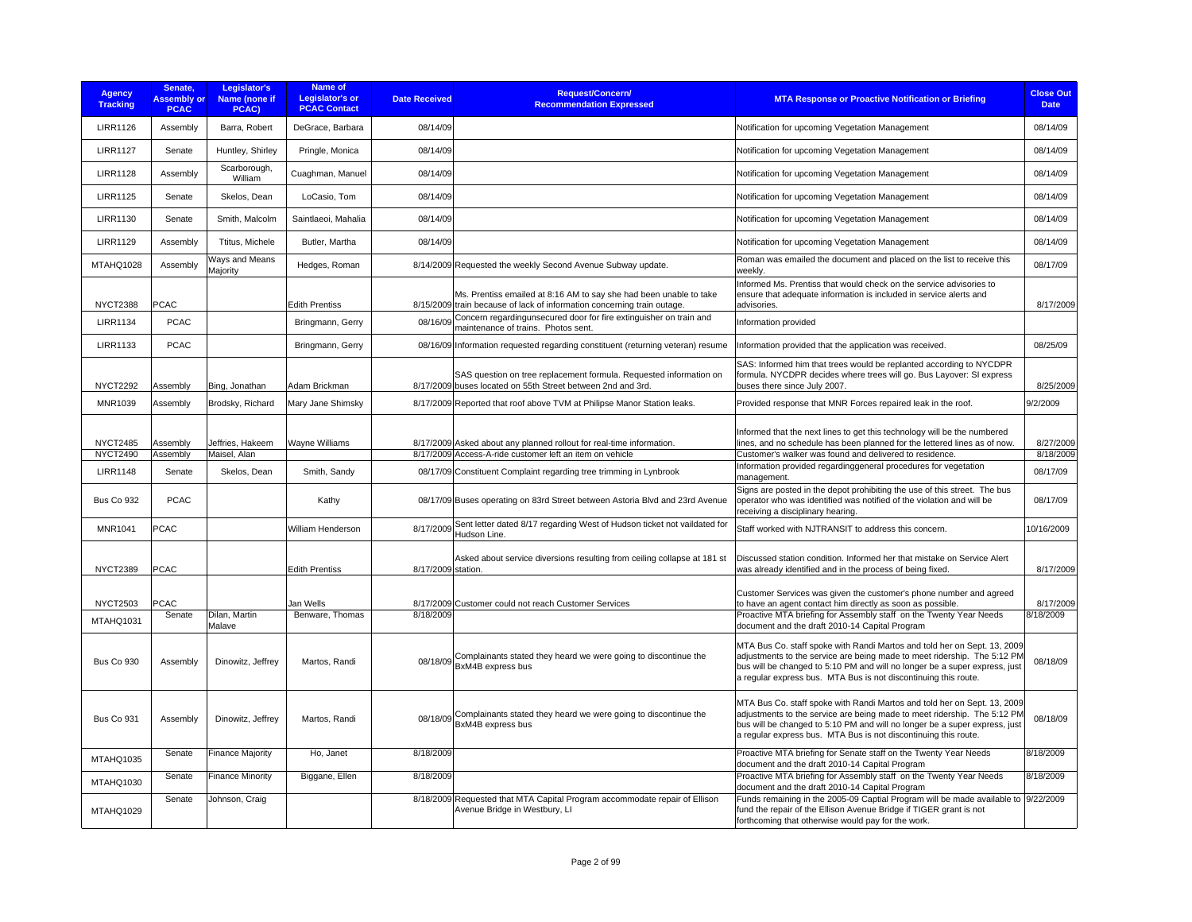| Agency Tracking | Senate, Assembly or PCAC | Legislator's Name (none if PCAC) | Name of Legislator's or PCAC Contact | Date Received | Request/Concern/ Recommendation Expressed | MTA Response or Proactive Notification or Briefing | Close Out Date |
|---|---|---|---|---|---|---|---|
| LIRR1126 | Assembly | Barra, Robert | DeGrace, Barbara | 08/14/09 | | Notification for upcoming Vegetation Management | 08/14/09 |
| LIRR1127 | Senate | Huntley, Shirley | Pringle, Monica | 08/14/09 | | Notification for upcoming Vegetation Management | 08/14/09 |
| LIRR1128 | Assembly | Scarborough, William | Cuaghman, Manuel | 08/14/09 | | Notification for upcoming Vegetation Management | 08/14/09 |
| LIRR1125 | Senate | Skelos, Dean | LoCasio, Tom | 08/14/09 | | Notification for upcoming Vegetation Management | 08/14/09 |
| LIRR1130 | Senate | Smith, Malcolm | Saintlaeoi, Mahalia | 08/14/09 | | Notification for upcoming Vegetation Management | 08/14/09 |
| LIRR1129 | Assembly | Ttitus, Michele | Butler, Martha | 08/14/09 | | Notification for upcoming Vegetation Management | 08/14/09 |
| MTAHQ1028 | Assembly | Ways and Means Majority | Hedges, Roman | 8/14/2009 | Requested the weekly Second Avenue Subway update. | Roman was emailed the document and placed on the list to receive this weekly. | 08/17/09 |
| NYCT2388 | PCAC | | Edith Prentiss | 8/15/2009 | Ms. Prentiss emailed at 8:16 AM to say she had been unable to take train because of lack of information concerning train outage. | Informed Ms. Prentiss that would check on the service advisories to ensure that adequate information is included in service alerts and advisories. | 8/17/2009 |
| LIRR1134 | PCAC | | Bringmann, Gerry | 08/16/09 | Concern regardingunsecured door for fire extinguisher on train and maintenance of trains. Photos sent. | Information provided | |
| LIRR1133 | PCAC | | Bringmann, Gerry | 08/16/09 | Information requested regarding constituent (returning veteran) resume | Information provided that the application was received. | 08/25/09 |
| NYCT2292 | Assembly | Bing, Jonathan | Adam Brickman | 8/17/2009 | SAS question on tree replacement formula. Requested information on buses located on 55th Street between 2nd and 3rd. | SAS: Informed him that trees would be replanted according to NYCDPR formula. NYCDPR decides where trees will go. Bus Layover: SI express buses there since July 2007. | 8/25/2009 |
| MNR1039 | Assembly | Brodsky, Richard | Mary Jane Shimsky | 8/17/2009 | Reported that roof above TVM at Philipse Manor Station leaks. | Provided response that MNR Forces repaired leak in the roof. | 9/2/2009 |
| NYCT2485 | Assembly | Jeffries, Hakeem | Wayne Williams | 8/17/2009 | Asked about any planned rollout for real-time information. | Informed that the next lines to get this technology will be the numbered lines, and no schedule has been planned for the lettered lines as of now. | 8/27/2009 |
| NYCT2490 | Assembly | Maisel, Alan | | 8/17/2009 | Access-A-ride customer left an item on vehicle | Customer's walker was found and delivered to residence. | 8/18/2009 |
| LIRR1148 | Senate | Skelos, Dean | Smith, Sandy | 08/17/09 | Constituent Complaint regarding tree trimming in Lynbrook | Information provided regardinggeneral procedures for vegetation management. | 08/17/09 |
| Bus Co 932 | PCAC | | Kathy | 08/17/09 | Buses operating on 83rd Street between Astoria Blvd and 23rd Avenue | Signs are posted in the depot prohibiting the use of this street. The bus operator who was identified was notified of the violation and will be receiving a disciplinary hearing. | 08/17/09 |
| MNR1041 | PCAC | | William Henderson | 8/17/2009 | Sent letter dated 8/17 regarding West of Hudson ticket not vaildated for Hudson Line. | Staff worked with NJTRANSIT to address this concern. | 10/16/2009 |
| NYCT2389 | PCAC | | Edith Prentiss | 8/17/2009 | Asked about service diversions resulting from ceiling collapse at 181 st station. | Discussed station condition. Informed her that mistake on Service Alert was already identified and in the process of being fixed. | 8/17/2009 |
| NYCT2503 | PCAC | | Jan Wells | 8/17/2009 | Customer could not reach Customer Services | Customer Services was given the customer's phone number and agreed to have an agent contact him directly as soon as possible. | 8/17/2009 |
| MTAHQ1031 | Senate | Dilan, Martin Malave | Benware, Thomas | 8/18/2009 | | Proactive MTA briefing for Assembly staff on the Twenty Year Needs document and the draft 2010-14 Capital Program | 8/18/2009 |
| Bus Co 930 | Assembly | Dinowitz, Jeffrey | Martos, Randi | 08/18/09 | Complainants stated they heard we were going to discontinue the BxM4B express bus | MTA Bus Co. staff spoke with Randi Martos and told her on Sept. 13, 2009 adjustments to the service are being made to meet ridership. The 5:12 PM bus will be changed to 5:10 PM and will no longer be a super express, just a regular express bus. MTA Bus is not discontinuing this route. | 08/18/09 |
| Bus Co 931 | Assembly | Dinowitz, Jeffrey | Martos, Randi | 08/18/09 | Complainants stated they heard we were going to discontinue the BxM4B express bus | MTA Bus Co. staff spoke with Randi Martos and told her on Sept. 13, 2009 adjustments to the service are being made to meet ridership. The 5:12 PM bus will be changed to 5:10 PM and will no longer be a super express, just a regular express bus. MTA Bus is not discontinuing this route. | 08/18/09 |
| MTAHQ1035 | Senate | Finance Majority | Ho, Janet | 8/18/2009 | | Proactive MTA briefing for Senate staff on the Twenty Year Needs document and the draft 2010-14 Capital Program | 8/18/2009 |
| MTAHQ1030 | Senate | Finance Minority | Biggane, Ellen | 8/18/2009 | | Proactive MTA briefing for Assembly staff on the Twenty Year Needs document and the draft 2010-14 Capital Program | 8/18/2009 |
| MTAHQ1029 | Senate | Johnson, Craig | | 8/18/2009 | Requested that MTA Capital Program accommodate repair of Ellison Avenue Bridge in Westbury, LI | Funds remaining in the 2005-09 Captial Program will be made available to fund the repair of the Ellison Avenue Bridge if TIGER grant is not forthcoming that otherwise would pay for the work. | 9/22/2009 |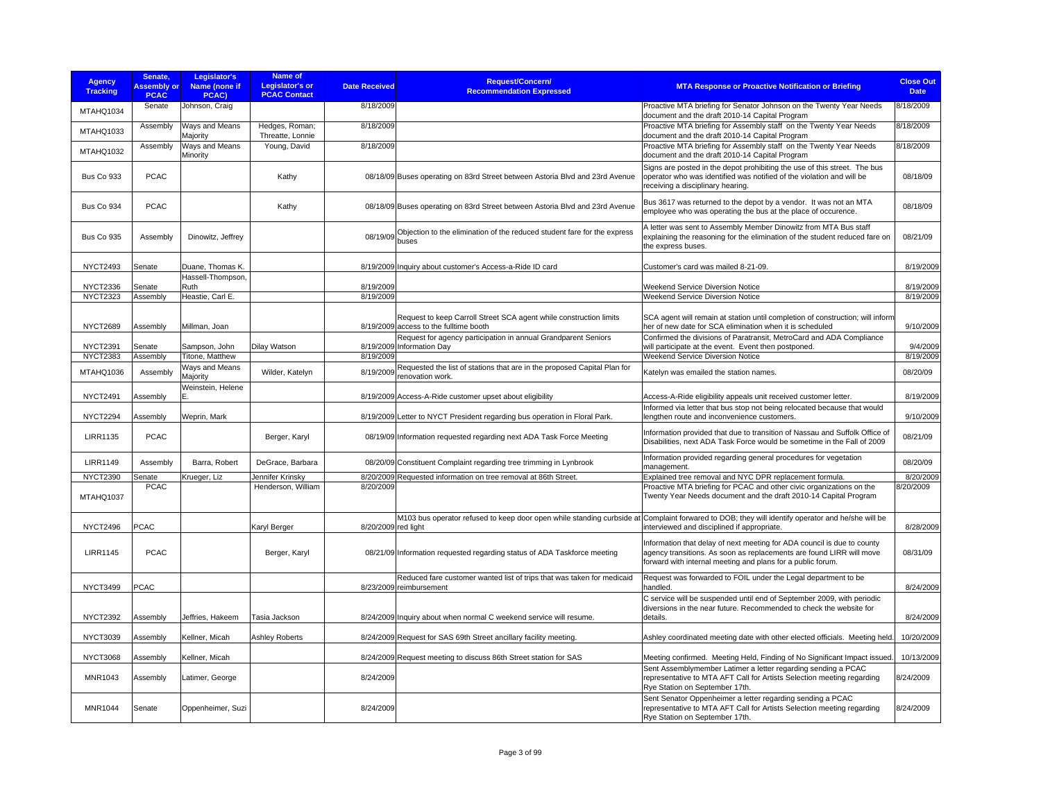| Agency Tracking | Senate, Assembly or PCAC | Legislator's Name (none if PCAC) | Name of Legislator's or PCAC Contact | Date Received | Request/Concern/ Recommendation Expressed | MTA Response or Proactive Notification or Briefing | Close Out Date |
|---|---|---|---|---|---|---|---|
| MTAHQ1034 | Senate | Johnson, Craig | | 8/18/2009 | | Proactive MTA briefing for Senator Johnson on the Twenty Year Needs document and the draft 2010-14 Capital Program | 8/18/2009 |
| MTAHQ1033 | Assembly | Ways and Means Majority | Hedges, Roman; Threatte, Lonnie | 8/18/2009 | | Proactive MTA briefing for Assembly staff on the Twenty Year Needs document and the draft 2010-14 Capital Program | 8/18/2009 |
| MTAHQ1032 | Assembly | Ways and Means Minority | Young, David | 8/18/2009 | | Proactive MTA briefing for Assembly staff on the Twenty Year Needs document and the draft 2010-14 Capital Program | 8/18/2009 |
| Bus Co 933 | PCAC | | Kathy | 08/18/09 | Buses operating on 83rd Street between Astoria Blvd and 23rd Avenue | Signs are posted in the depot prohibiting the use of this street. The bus operator who was identified was notified of the violation and will be receiving a disciplinary hearing. | 08/18/09 |
| Bus Co 934 | PCAC | | Kathy | 08/18/09 | Buses operating on 83rd Street between Astoria Blvd and 23rd Avenue | Bus 3617 was returned to the depot by a vendor. It was not an MTA employee who was operating the bus at the place of occurence. | 08/18/09 |
| Bus Co 935 | Assembly | Dinowitz, Jeffrey | | 08/19/09 | Objection to the elimination of the reduced student fare for the express buses | A letter was sent to Assembly Member Dinowitz from MTA Bus staff explaining the reasoning for the elimination of the student reduced fare on the express buses. | 08/21/09 |
| NYCT2493 | Senate | Duane, Thomas K. | | 8/19/2009 | Inquiry about customer's Access-a-Ride ID card | Customer's card was mailed 8-21-09. | 8/19/2009 |
| NYCT2336 | Senate | Hassell-Thompson, Ruth | | 8/19/2009 | | Weekend Service Diversion Notice | 8/19/2009 |
| NYCT2323 | Assembly | Heastie, Carl E. | | 8/19/2009 | | Weekend Service Diversion Notice | 8/19/2009 |
| NYCT2689 | Assembly | Millman, Joan | | 8/19/2009 | Request to keep Carroll Street SCA agent while construction limits access to the fulltime booth | SCA agent will remain at station until completion of construction; will inform her of new date for SCA elimination when it is scheduled | 9/10/2009 |
| NYCT2391 | Senate | Sampson, John | Dilay Watson | 8/19/2009 | Request for agency participation in annual Grandparent Seniors Information Day | Confirmed the divisions of Paratransit, MetroCard and ADA Compliance will participate at the event. Event then postponed. | 9/4/2009 |
| NYCT2383 | Assembly | Titone, Matthew | | 8/19/2009 | | Weekend Service Diversion Notice | 8/19/2009 |
| MTAHQ1036 | Assembly | Ways and Means Majority | Wilder, Katelyn | 8/19/2009 | Requested the list of stations that are in the proposed Capital Plan for renovation work. | Katelyn was emailed the station names. | 08/20/09 |
| NYCT2491 | Assembly | Weinstein, Helene E. | | 8/19/2009 | Access-A-Ride customer upset about eligibility | Access-A-Ride eligibility appeals unit received customer letter. | 8/19/2009 |
| NYCT2294 | Assembly | Weprin, Mark | | 8/19/2009 | Letter to NYCT President regarding bus operation in Floral Park. | Informed via letter that bus stop not being relocated because that would lengthen route and inconvenience customers. | 9/10/2009 |
| LIRR1135 | PCAC | | Berger, Karyl | 08/19/09 | Information requested regarding next ADA Task Force Meeting | Information provided that due to transition of Nassau and Suffolk Office of Disabilities, next ADA Task Force would be sometime in the Fall of 2009 | 08/21/09 |
| LIRR1149 | Assembly | Barra, Robert | DeGrace, Barbara | 08/20/09 | Constituent Complaint regarding tree trimming in Lynbrook | Information provided regarding general procedures for vegetation management. | 08/20/09 |
| NYCT2390 | Senate | Krueger, Liz | Jennifer Krinsky | 8/20/2009 | Requested information on tree removal at 86th Street. | Explained tree removal and NYC DPR replacement formula. | 8/20/2009 |
| MTAHQ1037 | PCAC | | Henderson, William | 8/20/2009 | | Proactive MTA briefing for PCAC and other civic organizations on the Twenty Year Needs document and the draft 2010-14 Capital Program | 8/20/2009 |
| NYCT2496 | PCAC | | Karyl Berger | 8/20/2009 | M103 bus operator refused to keep door open while standing curbside at red light | Complaint forwarded to DOB; they will identify operator and he/she will be interviewed and disciplined if appropriate. | 8/28/2009 |
| LIRR1145 | PCAC | | Berger, Karyl | 08/21/09 | Information requested regarding status of ADA Taskforce meeting | Information that delay of next meeting for ADA council is due to county agency transitions. As soon as replacements are found LIRR will move forward with internal meeting and plans for a public forum. | 08/31/09 |
| NYCT3499 | PCAC | | | 8/23/2009 | Reduced fare customer wanted list of trips that was taken for medicaid reimbursement | Request was forwarded to FOIL under the Legal department to be handled. | 8/24/2009 |
| NYCT2392 | Assembly | Jeffries, Hakeem | Tasia Jackson | 8/24/2009 | Inquiry about when normal C weekend service will resume. | C service will be suspended until end of September 2009, with periodic diversions in the near future. Recommended to check the website for details. | 8/24/2009 |
| NYCT3039 | Assembly | Kellner, Micah | Ashley Roberts | 8/24/2009 | Request for SAS 69th Street ancillary facility meeting. | Ashley coordinated meeting date with other elected officials. Meeting held. | 10/20/2009 |
| NYCT3068 | Assembly | Kellner, Micah | | 8/24/2009 | Request meeting to discuss 86th Street station for SAS | Meeting confirmed. Meeting Held, Finding of No Significant Impact issued. | 10/13/2009 |
| MNR1043 | Assembly | Latimer, George | | 8/24/2009 | | Sent Assemblymember Latimer a letter regarding sending a PCAC representative to MTA AFT Call for Artists Selection meeting regarding Rye Station on September 17th. | 8/24/2009 |
| MNR1044 | Senate | Oppenheimer, Suzi | | 8/24/2009 | | Sent Senator Oppenheimer a letter regarding sending a PCAC representative to MTA AFT Call for Artists Selection meeting regarding Rye Station on September 17th. | 8/24/2009 |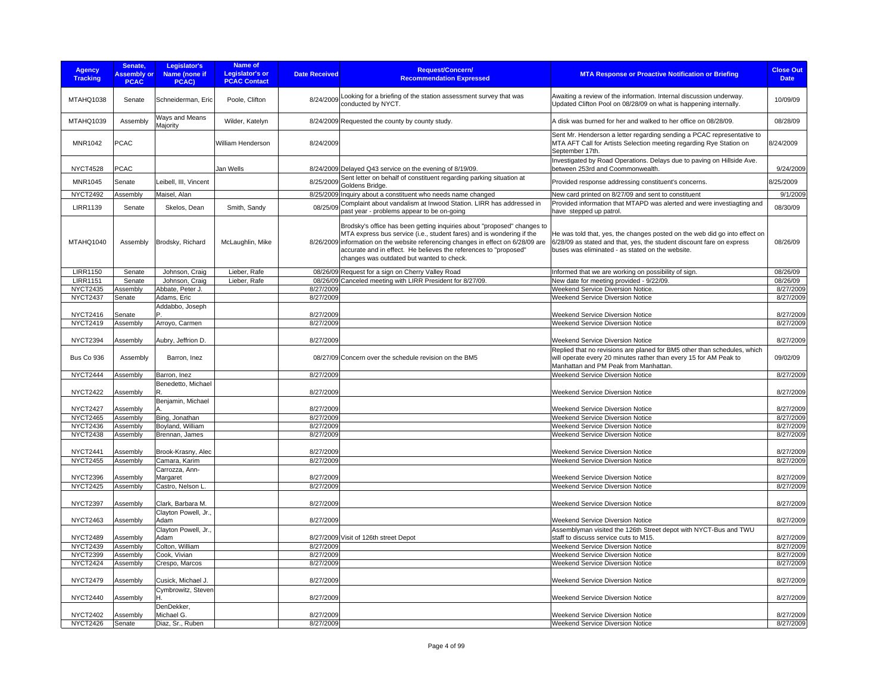| Agency Tracking | Senate, Assembly or PCAC | Legislator's Name (none if PCAC) | Name of Legislator's or PCAC Contact | Date Received | Request/Concern/ Recommendation Expressed | MTA Response or Proactive Notification or Briefing | Close Out Date |
|---|---|---|---|---|---|---|---|
| MTAHQ1038 | Senate | Schneiderman, Eric | Poole, Clifton | 8/24/2009 | Looking for a briefing of the station assessment survey that was conducted by NYCT. | Awaiting a review of the information. Internal discussion underway. Updated Clifton Pool on 08/28/09 on what is happening internally. | 10/09/09 |
| MTAHQ1039 | Assembly | Ways and Means Majority | Wilder, Katelyn | 8/24/2009 | Requested the county by county study. | A disk was burned for her and walked to her office on 08/28/09. | 08/28/09 |
| MNR1042 | PCAC | | William Henderson | 8/24/2009 | | Sent Mr. Henderson a letter regarding sending a PCAC representative to MTA AFT Call for Artists Selection meeting regarding Rye Station on September 17th. | 8/24/2009 |
| NYCT4528 | PCAC | | Jan Wells | 8/24/2009 | Delayed Q43 service on the evening of 8/19/09. | Investigated by Road Operations. Delays due to paving on Hillside Ave. between 253rd and Coommonwealth. | 9/24/2009 |
| MNR1045 | Senate | Leibell, III, Vincent | | 8/25/2009 | Sent letter on behalf of constituent regarding parking situation at Goldens Bridge. | Provided response addressing constituent's concerns. | 8/25/2009 |
| NYCT2492 | Assembly | Maisel, Alan | | 8/25/2009 | Inquiry about a constituent who needs name changed | New card printed on 8/27/09 and sent to constituent | 9/1/2009 |
| LIRR1139 | Senate | Skelos, Dean | Smith, Sandy | 08/25/09 | Complaint about vandalism at Inwood Station. LIRR has addressed in past year - problems appear to be on-going | Provided information that MTAPD was alerted and were investiagting and have stepped up patrol. | 08/30/09 |
| MTAHQ1040 | Assembly | Brodsky, Richard | McLaughlin, Mike | 8/26/2009 | Brodsky's office has been getting inquiries about "proposed" changes to MTA express bus service (i.e., student fares) and is wondering if the information on the website referencing changes in effect on 6/28/09 are accurate and in effect. He believes the references to "proposed" changes was outdated but wanted to check. | He was told that, yes, the changes posted on the web did go into effect on 6/28/09 as stated and that, yes, the student discount fare on express buses was eliminated - as stated on the website. | 08/26/09 |
| LIRR1150 | Senate | Johnson, Craig | Lieber, Rafe | 08/26/09 | Request for a sign on Cherry Valley Road | Informed that we are working on possibility of sign. | 08/26/09 |
| LIRR1151 | Senate | Johnson, Craig | Lieber, Rafe | 08/26/09 | Canceled meeting with LIRR President for 8/27/09. | New date for meeting provided - 9/22/09. | 08/26/09 |
| NYCT2435 | Assembly | Abbate, Peter J. | | 8/27/2009 | | Weekend Service Diversion Notice. | 8/27/2009 |
| NYCT2437 | Senate | Adams, Eric | | 8/27/2009 | | Weekend Service Diversion Notice | 8/27/2009 |
| NYCT2416 | Senate | Addabbo, Joseph P. | | 8/27/2009 | | Weekend Service Diversion Notice | 8/27/2009 |
| NYCT2419 | Assembly | Arroyo, Carmen | | 8/27/2009 | | Weekend Service Diversion Notice | 8/27/2009 |
| NYCT2394 | Assembly | Aubry, Jeffrion D. | | 8/27/2009 | | Weekend Service Diversion Notice | 8/27/2009 |
| Bus Co 936 | Assembly | Barron, Inez | | 08/27/09 | Concern over the schedule revision on the BM5 | Replied that no revisions are planed for BM5 other than schedules, which will operate every 20 minutes rather than every 15 for AM Peak to Manhattan and PM Peak from Manhattan. | 09/02/09 |
| NYCT2444 | Assembly | Barron, Inez | | 8/27/2009 | | Weekend Service Diversion Notice | 8/27/2009 |
| NYCT2422 | Assembly | Benedetto, Michael R. | | 8/27/2009 | | Weekend Service Diversion Notice | 8/27/2009 |
| NYCT2427 | Assembly | Benjamin, Michael A. | | 8/27/2009 | | Weekend Service Diversion Notice | 8/27/2009 |
| NYCT2465 | Assembly | Bing, Jonathan | | 8/27/2009 | | Weekend Service Diversion Notice | 8/27/2009 |
| NYCT2436 | Assembly | Boyland, William | | 8/27/2009 | | Weekend Service Diversion Notice | 8/27/2009 |
| NYCT2438 | Assembly | Brennan, James | | 8/27/2009 | | Weekend Service Diversion Notice | 8/27/2009 |
| NYCT2441 | Assembly | Brook-Krasny, Alec | | 8/27/2009 | | Weekend Service Diversion Notice | 8/27/2009 |
| NYCT2455 | Assembly | Camara, Karim | | 8/27/2009 | | Weekend Service Diversion Notice | 8/27/2009 |
| NYCT2396 | Assembly | Carrozza, Ann-Margaret | | 8/27/2009 | | Weekend Service Diversion Notice | 8/27/2009 |
| NYCT2425 | Assembly | Castro, Nelson L. | | 8/27/2009 | | Weekend Service Diversion Notice | 8/27/2009 |
| NYCT2397 | Assembly | Clark, Barbara M. | | 8/27/2009 | | Weekend Service Diversion Notice | 8/27/2009 |
| NYCT2463 | Assembly | Clayton Powell, Jr., Adam | | 8/27/2009 | | Weekend Service Diversion Notice | 8/27/2009 |
| NYCT2489 | Assembly | Clayton Powell, Jr., Adam | | 8/27/2009 | Visit of 126th street Depot | Assemblyman visited the 126th Street depot with NYCT-Bus and TWU staff to discuss service cuts to M15. | 8/27/2009 |
| NYCT2439 | Assembly | Colton, William | | 8/27/2009 | | Weekend Service Diversion Notice | 8/27/2009 |
| NYCT2399 | Assembly | Cook, Vivian | | 8/27/2009 | | Weekend Service Diversion Notice | 8/27/2009 |
| NYCT2424 | Assembly | Crespo, Marcos | | 8/27/2009 | | Weekend Service Diversion Notice | 8/27/2009 |
| NYCT2479 | Assembly | Cusick, Michael J. | | 8/27/2009 | | Weekend Service Diversion Notice | 8/27/2009 |
| NYCT2440 | Assembly | Cymbrowitz, Steven H. | | 8/27/2009 | | Weekend Service Diversion Notice | 8/27/2009 |
| NYCT2402 | Assembly | DenDekker, Michael G. | | 8/27/2009 | | Weekend Service Diversion Notice | 8/27/2009 |
| NYCT2426 | Senate | Diaz, Sr., Ruben | | 8/27/2009 | | Weekend Service Diversion Notice | 8/27/2009 |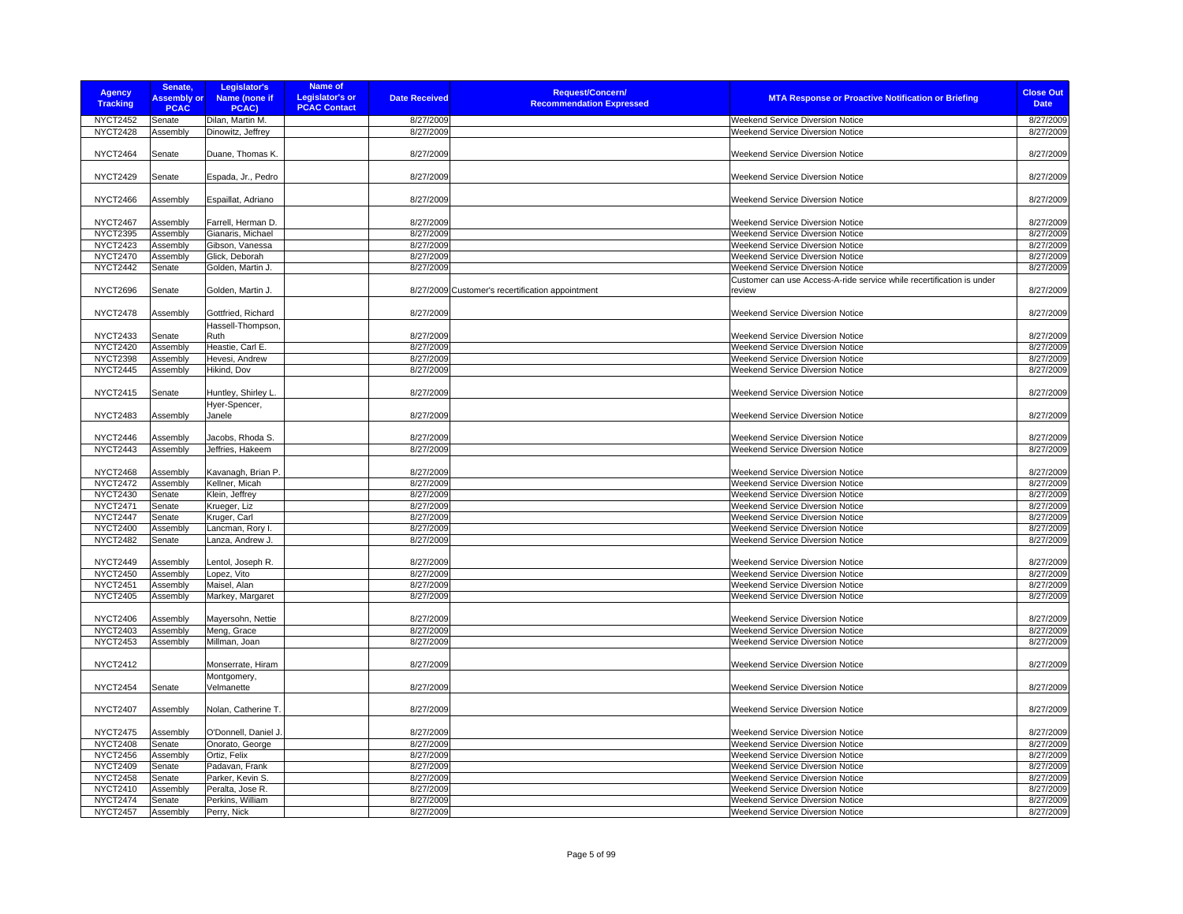| Agency Tracking | Senate, Assembly or PCAC | Legislator's Name (none if PCAC) | Name of Legislator's or PCAC Contact | Date Received | Request/Concern/ Recommendation Expressed | MTA Response or Proactive Notification or Briefing | Close Out Date |
|---|---|---|---|---|---|---|---|
| NYCT2452 | Senate | Dilan, Martin M. | | 8/27/2009 | | Weekend Service Diversion Notice | 8/27/2009 |
| NYCT2428 | Assembly | Dinowitz, Jeffrey | | 8/27/2009 | | Weekend Service Diversion Notice | 8/27/2009 |
| NYCT2464 | Senate | Duane, Thomas K. | | 8/27/2009 | | Weekend Service Diversion Notice | 8/27/2009 |
| NYCT2429 | Senate | Espada, Jr., Pedro | | 8/27/2009 | | Weekend Service Diversion Notice | 8/27/2009 |
| NYCT2466 | Assembly | Espaillat, Adriano | | 8/27/2009 | | Weekend Service Diversion Notice | 8/27/2009 |
| NYCT2467 | Assembly | Farrell, Herman D. | | 8/27/2009 | | Weekend Service Diversion Notice | 8/27/2009 |
| NYCT2395 | Assembly | Gianaris, Michael | | 8/27/2009 | | Weekend Service Diversion Notice | 8/27/2009 |
| NYCT2423 | Assembly | Gibson, Vanessa | | 8/27/2009 | | Weekend Service Diversion Notice | 8/27/2009 |
| NYCT2470 | Assembly | Glick, Deborah | | 8/27/2009 | | Weekend Service Diversion Notice | 8/27/2009 |
| NYCT2442 | Senate | Golden, Martin J. | | 8/27/2009 | | Weekend Service Diversion Notice | 8/27/2009 |
| NYCT2696 | Senate | Golden, Martin J. | | 8/27/2009 | Customer's recertification appointment | Customer can use Access-A-ride service while recertification is under review | 8/27/2009 |
| NYCT2478 | Assembly | Gottfried, Richard | | 8/27/2009 | | Weekend Service Diversion Notice | 8/27/2009 |
| NYCT2433 | Senate | Hassell-Thompson, Ruth | | 8/27/2009 | | Weekend Service Diversion Notice | 8/27/2009 |
| NYCT2420 | Assembly | Heastie, Carl E. | | 8/27/2009 | | Weekend Service Diversion Notice | 8/27/2009 |
| NYCT2398 | Assembly | Hevesi, Andrew | | 8/27/2009 | | Weekend Service Diversion Notice | 8/27/2009 |
| NYCT2445 | Assembly | Hikind, Dov | | 8/27/2009 | | Weekend Service Diversion Notice | 8/27/2009 |
| NYCT2415 | Senate | Huntley, Shirley L. | | 8/27/2009 | | Weekend Service Diversion Notice | 8/27/2009 |
| NYCT2483 | Assembly | Hyer-Spencer, Janele | | 8/27/2009 | | Weekend Service Diversion Notice | 8/27/2009 |
| NYCT2446 | Assembly | Jacobs, Rhoda S. | | 8/27/2009 | | Weekend Service Diversion Notice | 8/27/2009 |
| NYCT2443 | Assembly | Jeffries, Hakeem | | 8/27/2009 | | Weekend Service Diversion Notice | 8/27/2009 |
| NYCT2468 | Assembly | Kavanagh, Brian P. | | 8/27/2009 | | Weekend Service Diversion Notice | 8/27/2009 |
| NYCT2472 | Assembly | Kellner, Micah | | 8/27/2009 | | Weekend Service Diversion Notice | 8/27/2009 |
| NYCT2430 | Senate | Klein, Jeffrey | | 8/27/2009 | | Weekend Service Diversion Notice | 8/27/2009 |
| NYCT2471 | Senate | Krueger, Liz | | 8/27/2009 | | Weekend Service Diversion Notice | 8/27/2009 |
| NYCT2447 | Senate | Kruger, Carl | | 8/27/2009 | | Weekend Service Diversion Notice | 8/27/2009 |
| NYCT2400 | Assembly | Lancman, Rory I. | | 8/27/2009 | | Weekend Service Diversion Notice | 8/27/2009 |
| NYCT2482 | Senate | Lanza, Andrew J. | | 8/27/2009 | | Weekend Service Diversion Notice | 8/27/2009 |
| NYCT2449 | Assembly | Lentol, Joseph R. | | 8/27/2009 | | Weekend Service Diversion Notice | 8/27/2009 |
| NYCT2450 | Assembly | Lopez, Vito | | 8/27/2009 | | Weekend Service Diversion Notice | 8/27/2009 |
| NYCT2451 | Assembly | Maisel, Alan | | 8/27/2009 | | Weekend Service Diversion Notice | 8/27/2009 |
| NYCT2405 | Assembly | Markey, Margaret | | 8/27/2009 | | Weekend Service Diversion Notice | 8/27/2009 |
| NYCT2406 | Assembly | Mayersohn, Nettie | | 8/27/2009 | | Weekend Service Diversion Notice | 8/27/2009 |
| NYCT2403 | Assembly | Meng, Grace | | 8/27/2009 | | Weekend Service Diversion Notice | 8/27/2009 |
| NYCT2453 | Assembly | Millman, Joan | | 8/27/2009 | | Weekend Service Diversion Notice | 8/27/2009 |
| NYCT2412 | | Monserrate, Hiram | | 8/27/2009 | | Weekend Service Diversion Notice | 8/27/2009 |
| NYCT2454 | Senate | Montgomery, Velmanette | | 8/27/2009 | | Weekend Service Diversion Notice | 8/27/2009 |
| NYCT2407 | Assembly | Nolan, Catherine T. | | 8/27/2009 | | Weekend Service Diversion Notice | 8/27/2009 |
| NYCT2475 | Assembly | O'Donnell, Daniel J. | | 8/27/2009 | | Weekend Service Diversion Notice | 8/27/2009 |
| NYCT2408 | Senate | Onorato, George | | 8/27/2009 | | Weekend Service Diversion Notice | 8/27/2009 |
| NYCT2456 | Assembly | Ortiz, Felix | | 8/27/2009 | | Weekend Service Diversion Notice | 8/27/2009 |
| NYCT2409 | Senate | Padavan, Frank | | 8/27/2009 | | Weekend Service Diversion Notice | 8/27/2009 |
| NYCT2458 | Senate | Parker, Kevin S. | | 8/27/2009 | | Weekend Service Diversion Notice | 8/27/2009 |
| NYCT2410 | Assembly | Peralta, Jose R. | | 8/27/2009 | | Weekend Service Diversion Notice | 8/27/2009 |
| NYCT2474 | Senate | Perkins, William | | 8/27/2009 | | Weekend Service Diversion Notice | 8/27/2009 |
| NYCT2457 | Assembly | Perry, Nick | | 8/27/2009 | | Weekend Service Diversion Notice | 8/27/2009 |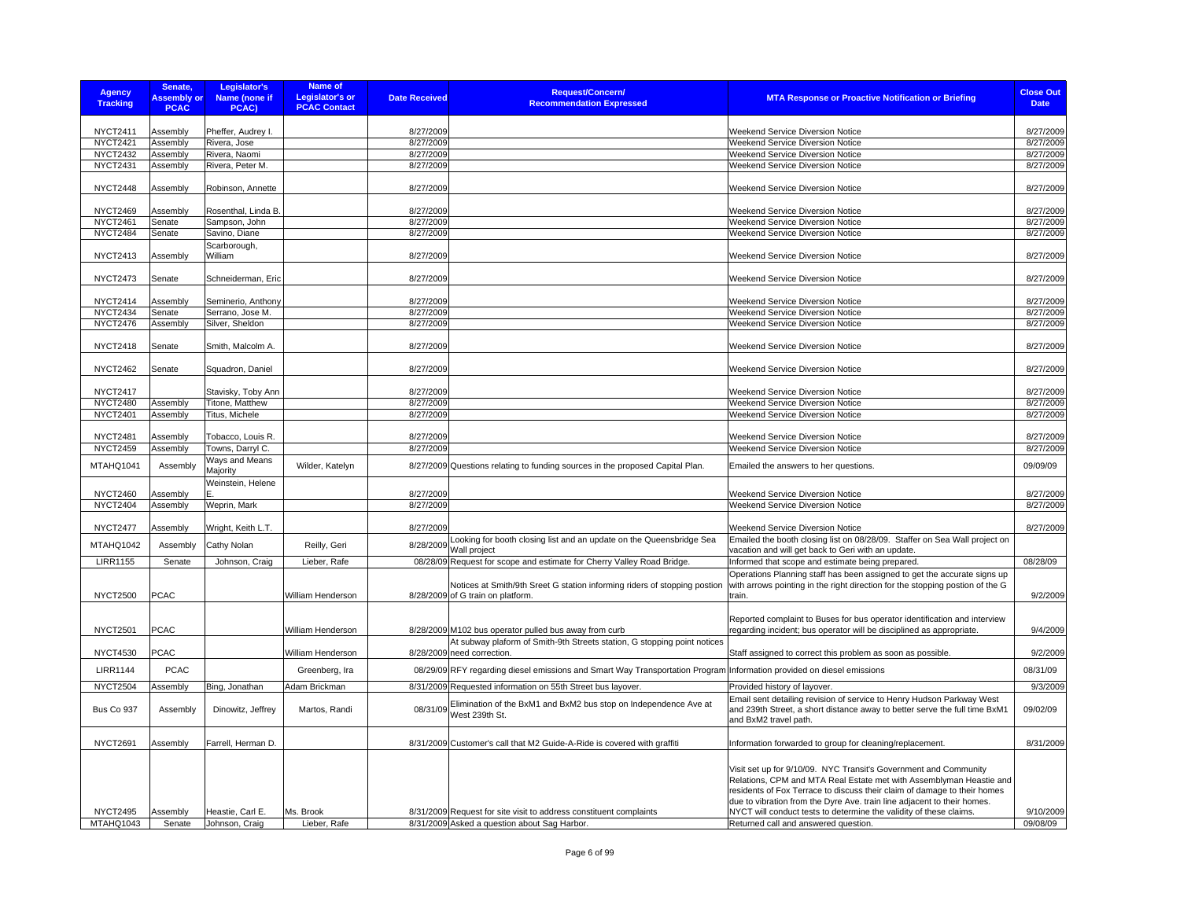| Agency Tracking | Senate, Assembly or PCAC | Legislator's Name (none if PCAC) | Name of Legislator's or PCAC Contact | Date Received | Request/Concern/ Recommendation Expressed | MTA Response or Proactive Notification or Briefing | Close Out Date |
|---|---|---|---|---|---|---|---|
| NYCT2411 | Assembly | Pheffer, Audrey I. | | 8/27/2009 | | Weekend Service Diversion Notice | 8/27/2009 |
| NYCT2421 | Assembly | Rivera, Jose | | 8/27/2009 | | Weekend Service Diversion Notice | 8/27/2009 |
| NYCT2432 | Assembly | Rivera, Naomi | | 8/27/2009 | | Weekend Service Diversion Notice | 8/27/2009 |
| NYCT2431 | Assembly | Rivera, Peter M. | | 8/27/2009 | | Weekend Service Diversion Notice | 8/27/2009 |
| NYCT2448 | Assembly | Robinson, Annette | | 8/27/2009 | | Weekend Service Diversion Notice | 8/27/2009 |
| NYCT2469 | Assembly | Rosenthal, Linda B. | | 8/27/2009 | | Weekend Service Diversion Notice | 8/27/2009 |
| NYCT2461 | Senate | Sampson, John | | 8/27/2009 | | Weekend Service Diversion Notice | 8/27/2009 |
| NYCT2484 | Senate | Savino, Diane | | 8/27/2009 | | Weekend Service Diversion Notice | 8/27/2009 |
| NYCT2413 | Assembly | Scarborough, William | | 8/27/2009 | | Weekend Service Diversion Notice | 8/27/2009 |
| NYCT2473 | Senate | Schneiderman, Eric | | 8/27/2009 | | Weekend Service Diversion Notice | 8/27/2009 |
| NYCT2414 | Assembly | Seminerio, Anthony | | 8/27/2009 | | Weekend Service Diversion Notice | 8/27/2009 |
| NYCT2434 | Senate | Serrano, Jose M. | | 8/27/2009 | | Weekend Service Diversion Notice | 8/27/2009 |
| NYCT2476 | Assembly | Silver, Sheldon | | 8/27/2009 | | Weekend Service Diversion Notice | 8/27/2009 |
| NYCT2418 | Senate | Smith, Malcolm A. | | 8/27/2009 | | Weekend Service Diversion Notice | 8/27/2009 |
| NYCT2462 | Senate | Squadron, Daniel | | 8/27/2009 | | Weekend Service Diversion Notice | 8/27/2009 |
| NYCT2417 | | Stavisky, Toby Ann | | 8/27/2009 | | Weekend Service Diversion Notice | 8/27/2009 |
| NYCT2480 | Assembly | Titone, Matthew | | 8/27/2009 | | Weekend Service Diversion Notice | 8/27/2009 |
| NYCT2401 | Assembly | Titus, Michele | | 8/27/2009 | | Weekend Service Diversion Notice | 8/27/2009 |
| NYCT2481 | Assembly | Tobacco, Louis R. | | 8/27/2009 | | Weekend Service Diversion Notice | 8/27/2009 |
| NYCT2459 | Assembly | Towns, Darryl C. | | 8/27/2009 | | Weekend Service Diversion Notice | 8/27/2009 |
| MTAHQ1041 | Assembly | Ways and Means Majority | Wilder, Katelyn | 8/27/2009 | Questions relating to funding sources in the proposed Capital Plan. | Emailed the answers to her questions. | 09/09/09 |
| NYCT2460 | Assembly | Weinstein, Helene E. | | 8/27/2009 | | Weekend Service Diversion Notice | 8/27/2009 |
| NYCT2404 | Assembly | Weprin, Mark | | 8/27/2009 | | Weekend Service Diversion Notice | 8/27/2009 |
| NYCT2477 | Assembly | Wright, Keith L.T. | | 8/27/2009 | | Weekend Service Diversion Notice | 8/27/2009 |
| MTAHQ1042 | Assembly | Cathy Nolan | Reilly, Geri | 8/28/2009 | Looking for booth closing list and an update on the Queensbridge Sea Wall project | Emailed the booth closing list on 08/28/09. Staffer on Sea Wall project on vacation and will get back to Geri with an update. | |
| LIRR1155 | Senate | Johnson, Craig | Lieber, Rafe | 08/28/09 | Request for scope and estimate for Cherry Valley Road Bridge. | Informed that scope and estimate being prepared. | 08/28/09 |
| NYCT2500 | PCAC | | William Henderson | 8/28/2009 | Notices at Smith/9th Sreet G station informing riders of stopping postion of G train on platform. | Operations Planning staff has been assigned to get the accurate signs up with arrows pointing in the right direction for the stopping postion of the G train. | 9/2/2009 |
| NYCT2501 | PCAC | | William Henderson | 8/28/2009 | M102 bus operator pulled bus away from curb | Reported complaint to Buses for bus operator identification and interview regarding incident; bus operator will be disciplined as appropriate. | 9/4/2009 |
| NYCT4530 | PCAC | | William Henderson | 8/28/2009 | At subway plaform of Smith-9th Streets station, G stopping point notices need correction. | Staff assigned to correct this problem as soon as possible. | 9/2/2009 |
| LIRR1144 | PCAC | | Greenberg, Ira | 08/29/09 | RFY regarding diesel emissions and Smart Way Transportation Program | Information provided on diesel emissions | 08/31/09 |
| NYCT2504 | Assembly | Bing, Jonathan | Adam Brickman | 8/31/2009 | Requested information on 55th Street bus layover. | Provided history of layover. | 9/3/2009 |
| Bus Co 937 | Assembly | Dinowitz, Jeffrey | Martos, Randi | 08/31/09 | Elimination of the BxM1 and BxM2 bus stop on Independence Ave at West 239th St. | Email sent detailing revision of service to Henry Hudson Parkway West and 239th Street, a short distance away to better serve the full time BxM1 and BxM2 travel path. | 09/02/09 |
| NYCT2691 | Assembly | Farrell, Herman D. | | 8/31/2009 | Customer's call that M2 Guide-A-Ride is covered with graffiti | Information forwarded to group for cleaning/replacement. | 8/31/2009 |
| NYCT2495 | Assembly | Heastie, Carl E. | Ms. Brook | 8/31/2009 | Request for site visit to address constituent complaints | Visit set up for 9/10/09. NYC Transit's Government and Community Relations, CPM and MTA Real Estate met with Assemblyman Heastie and residents of Fox Terrace to discuss their claim of damage to their homes due to vibration from the Dyre Ave. train line adjacent to their homes. NYCT will conduct tests to determine the validity of these claims. | 9/10/2009 |
| MTAHQ1043 | Senate | Johnson, Craig | Lieber, Rafe | 8/31/2009 | Asked a question about Sag Harbor. | Returned call and answered question. | 09/08/09 |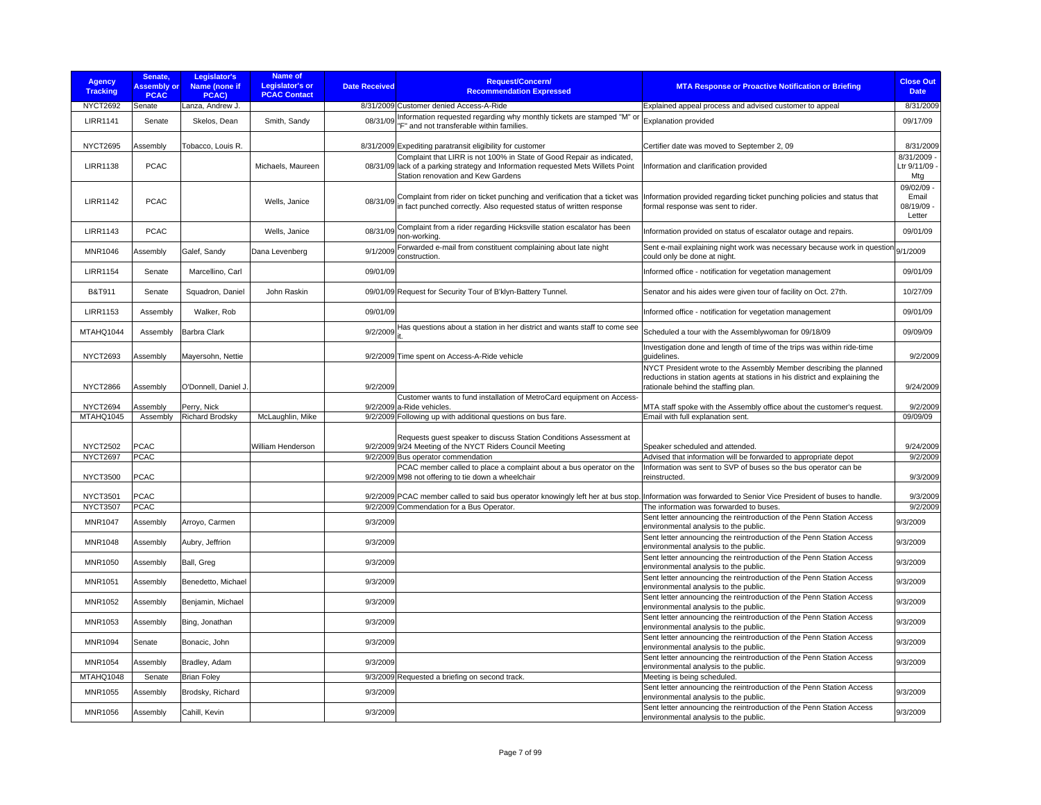| Agency Tracking | Senate, Assembly or PCAC | Legislator's Name (none if PCAC) | Name of Legislator's or PCAC Contact | Date Received | Request/Concern/ Recommendation Expressed | MTA Response or Proactive Notification or Briefing | Close Out Date |
|---|---|---|---|---|---|---|---|
| NYCT2692 | Senate | Lanza, Andrew J. | | 8/31/2009 | Customer denied Access-A-Ride | Explained appeal process and advised customer to appeal | 8/31/2009 |
| LIRR1141 | Senate | Skelos, Dean | Smith, Sandy | 08/31/09 | Information requested regarding why monthly tickets are stamped "M" or "F" and not transferable within families. | Explanation provided | 09/17/09 |
| NYCT2695 | Assembly | Tobacco, Louis R. | | 8/31/2009 | Expediting paratransit eligibility for customer | Certifier date was moved to September 2, 09 | 8/31/2009 |
| LIRR1138 | PCAC | | Michaels, Maureen | 08/31/09 | Complaint that LIRR is not 100% in State of Good Repair as indicated, lack of a parking strategy and Information requested Mets Willets Point Station renovation and Kew Gardens | Information and clarification provided | 8/31/2009 - Ltr 9/11/09 - Mtg |
| LIRR1142 | PCAC | | Wells, Janice | 08/31/09 | Complaint from rider on ticket punching and verification that a ticket was in fact punched correctly. Also requested status of written response | Information provided regarding ticket punching policies and status that formal response was sent to rider. | 09/02/09 - Email 08/19/09 - Letter |
| LIRR1143 | PCAC | | Wells, Janice | 08/31/09 | Complaint from a rider regarding Hicksville station escalator has been non-working. | Information provided on status of escalator outage and repairs. | 09/01/09 |
| MNR1046 | Assembly | Galef, Sandy | Dana Levenberg | 9/1/2009 | Forwarded e-mail from constituent complaining about late night construction. | Sent e-mail explaining night work was necessary because work in question could only be done at night. | 9/1/2009 |
| LIRR1154 | Senate | Marcellino, Carl | | 09/01/09 | | Informed office - notification for vegetation management | 09/01/09 |
| B&T911 | Senate | Squadron, Daniel | John Raskin | 09/01/09 | Request for Security Tour of B'klyn-Battery Tunnel. | Senator and his aides were given tour of facility on Oct. 27th. | 10/27/09 |
| LIRR1153 | Assembly | Walker, Rob | | 09/01/09 | | Informed office - notification for vegetation management | 09/01/09 |
| MTAHQ1044 | Assembly | Barbra Clark | | 9/2/2009 | Has questions about a station in her district and wants staff to come see it. | Scheduled a tour with the Assemblywoman for 09/18/09 | 09/09/09 |
| NYCT2693 | Assembly | Mayersohn, Nettie | | 9/2/2009 | Time spent on Access-A-Ride vehicle | Investigation done and length of time of the trips was within ride-time guidelines. | 9/2/2009 |
| NYCT2866 | Assembly | O'Donnell, Daniel J. | | 9/2/2009 | | NYCT President wrote to the Assembly Member describing the planned reductions in station agents at stations in his district and explaining the rationale behind the staffing plan. | 9/24/2009 |
| NYCT2694 | Assembly | Perry, Nick | | 9/2/2009 | Customer wants to fund installation of MetroCard equipment on Access-a-Ride vehicles. | MTA staff spoke with the Assembly office about the customer's request. | 9/2/2009 |
| MTAHQ1045 | Assembly | Richard Brodsky | McLaughlin, Mike | 9/2/2009 | Following up with additional questions on bus fare. | Email with full explanation sent. | 09/09/09 |
| NYCT2502 | PCAC | | William Henderson | 9/2/2009 | Requests guest speaker to discuss Station Conditions Assessment at 9/24 Meeting of the NYCT Riders Council Meeting | Speaker scheduled and attended. | 9/24/2009 |
| NYCT2697 | PCAC | | | 9/2/2009 | Bus operator commendation | Advised that information will be forwarded to appropriate depot | 9/2/2009 |
| NYCT3500 | PCAC | | | 9/2/2009 | PCAC member called to place a complaint about a bus operator on the M98 not offering to tie down a wheelchair | Information was sent to SVP of buses so the bus operator can be reinstructed. | 9/3/2009 |
| NYCT3501 | PCAC | | | 9/2/2009 | PCAC member called to said bus operator knowingly left her at bus stop. | Information was forwarded to Senior Vice President of buses to handle. | 9/3/2009 |
| NYCT3507 | PCAC | | | 9/2/2009 | Commendation for a Bus Operator. | The information was forwarded to buses. | 9/2/2009 |
| MNR1047 | Assembly | Arroyo, Carmen | | 9/3/2009 | | Sent letter announcing the reintroduction of the Penn Station Access environmental analysis to the public. | 9/3/2009 |
| MNR1048 | Assembly | Aubry, Jeffrion | | 9/3/2009 | | Sent letter announcing the reintroduction of the Penn Station Access environmental analysis to the public. | 9/3/2009 |
| MNR1050 | Assembly | Ball, Greg | | 9/3/2009 | | Sent letter announcing the reintroduction of the Penn Station Access environmental analysis to the public. | 9/3/2009 |
| MNR1051 | Assembly | Benedetto, Michael | | 9/3/2009 | | Sent letter announcing the reintroduction of the Penn Station Access environmental analysis to the public. | 9/3/2009 |
| MNR1052 | Assembly | Benjamin, Michael | | 9/3/2009 | | Sent letter announcing the reintroduction of the Penn Station Access environmental analysis to the public. | 9/3/2009 |
| MNR1053 | Assembly | Bing, Jonathan | | 9/3/2009 | | Sent letter announcing the reintroduction of the Penn Station Access environmental analysis to the public. | 9/3/2009 |
| MNR1094 | Senate | Bonacic, John | | 9/3/2009 | | Sent letter announcing the reintroduction of the Penn Station Access environmental analysis to the public. | 9/3/2009 |
| MNR1054 | Assembly | Bradley, Adam | | 9/3/2009 | | Sent letter announcing the reintroduction of the Penn Station Access environmental analysis to the public. | 9/3/2009 |
| MTAHQ1048 | Senate | Brian Foley | | 9/3/2009 | Requested a briefing on second track. | Meeting is being scheduled. | |
| MNR1055 | Assembly | Brodsky, Richard | | 9/3/2009 | | Sent letter announcing the reintroduction of the Penn Station Access environmental analysis to the public. | 9/3/2009 |
| MNR1056 | Assembly | Cahill, Kevin | | 9/3/2009 | | Sent letter announcing the reintroduction of the Penn Station Access environmental analysis to the public. | 9/3/2009 |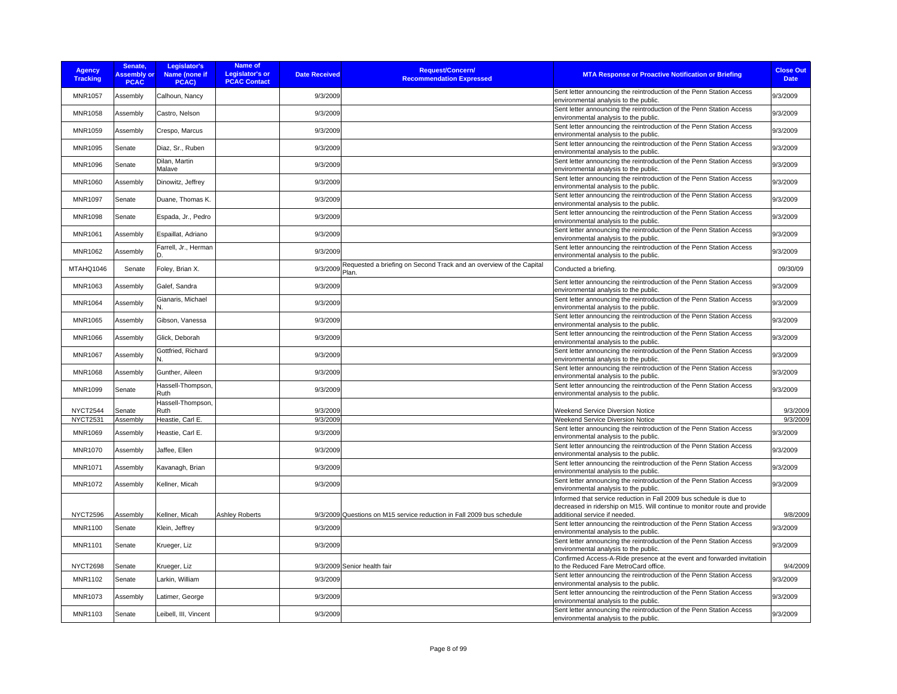| Agency Tracking | Senate, Assembly or PCAC | Legislator's Name (none if PCAC) | Name of Legislator's or PCAC Contact | Date Received | Request/Concern/ Recommendation Expressed | MTA Response or Proactive Notification or Briefing | Close Out Date |
|---|---|---|---|---|---|---|---|
| MNR1057 | Assembly | Calhoun, Nancy | | 9/3/2009 | | Sent letter announcing the reintroduction of the Penn Station Access environmental analysis to the public. | 9/3/2009 |
| MNR1058 | Assembly | Castro, Nelson | | 9/3/2009 | | Sent letter announcing the reintroduction of the Penn Station Access environmental analysis to the public. | 9/3/2009 |
| MNR1059 | Assembly | Crespo, Marcus | | 9/3/2009 | | Sent letter announcing the reintroduction of the Penn Station Access environmental analysis to the public. | 9/3/2009 |
| MNR1095 | Senate | Diaz, Sr., Ruben | | 9/3/2009 | | Sent letter announcing the reintroduction of the Penn Station Access environmental analysis to the public. | 9/3/2009 |
| MNR1096 | Senate | Dilan, Martin Malave | | 9/3/2009 | | Sent letter announcing the reintroduction of the Penn Station Access environmental analysis to the public. | 9/3/2009 |
| MNR1060 | Assembly | Dinowitz, Jeffrey | | 9/3/2009 | | Sent letter announcing the reintroduction of the Penn Station Access environmental analysis to the public. | 9/3/2009 |
| MNR1097 | Senate | Duane, Thomas K. | | 9/3/2009 | | Sent letter announcing the reintroduction of the Penn Station Access environmental analysis to the public. | 9/3/2009 |
| MNR1098 | Senate | Espada, Jr., Pedro | | 9/3/2009 | | Sent letter announcing the reintroduction of the Penn Station Access environmental analysis to the public. | 9/3/2009 |
| MNR1061 | Assembly | Espaillat, Adriano | | 9/3/2009 | | Sent letter announcing the reintroduction of the Penn Station Access environmental analysis to the public. | 9/3/2009 |
| MNR1062 | Assembly | Farrell, Jr., Herman D. | | 9/3/2009 | | Sent letter announcing the reintroduction of the Penn Station Access environmental analysis to the public. | 9/3/2009 |
| MTAHQ1046 | Senate | Foley, Brian X. | | 9/3/2009 | Requested a briefing on Second Track and an overview of the Capital Plan. | Conducted a briefing. | 09/30/09 |
| MNR1063 | Assembly | Galef, Sandra | | 9/3/2009 | | Sent letter announcing the reintroduction of the Penn Station Access environmental analysis to the public. | 9/3/2009 |
| MNR1064 | Assembly | Gianaris, Michael N. | | 9/3/2009 | | Sent letter announcing the reintroduction of the Penn Station Access environmental analysis to the public. | 9/3/2009 |
| MNR1065 | Assembly | Gibson, Vanessa | | 9/3/2009 | | Sent letter announcing the reintroduction of the Penn Station Access environmental analysis to the public. | 9/3/2009 |
| MNR1066 | Assembly | Glick, Deborah | | 9/3/2009 | | Sent letter announcing the reintroduction of the Penn Station Access environmental analysis to the public. | 9/3/2009 |
| MNR1067 | Assembly | Gottfried, Richard N. | | 9/3/2009 | | Sent letter announcing the reintroduction of the Penn Station Access environmental analysis to the public. | 9/3/2009 |
| MNR1068 | Assembly | Gunther, Aileen | | 9/3/2009 | | Sent letter announcing the reintroduction of the Penn Station Access environmental analysis to the public. | 9/3/2009 |
| MNR1099 | Senate | Hassell-Thompson, Ruth | | 9/3/2009 | | Sent letter announcing the reintroduction of the Penn Station Access environmental analysis to the public. | 9/3/2009 |
| NYCT2544 | Senate | Hassell-Thompson, Ruth | | 9/3/2009 | | Weekend Service Diversion Notice | 9/3/2009 |
| NYCT2531 | Assembly | Heastie, Carl E. | | 9/3/2009 | | Weekend Service Diversion Notice | 9/3/2009 |
| MNR1069 | Assembly | Heastie, Carl E. | | 9/3/2009 | | Sent letter announcing the reintroduction of the Penn Station Access environmental analysis to the public. | 9/3/2009 |
| MNR1070 | Assembly | Jaffee, Ellen | | 9/3/2009 | | Sent letter announcing the reintroduction of the Penn Station Access environmental analysis to the public. | 9/3/2009 |
| MNR1071 | Assembly | Kavanagh, Brian | | 9/3/2009 | | Sent letter announcing the reintroduction of the Penn Station Access environmental analysis to the public. | 9/3/2009 |
| MNR1072 | Assembly | Kellner, Micah | | 9/3/2009 | | Sent letter announcing the reintroduction of the Penn Station Access environmental analysis to the public. | 9/3/2009 |
| NYCT2596 | Assembly | Kellner, Micah | Ashley Roberts | 9/3/2009 | Questions on M15 service reduction in Fall 2009 bus schedule | Informed that service reduction in Fall 2009 bus schedule is due to decreased in ridership on M15. Will continue to monitor route and provide additional service if needed. | 9/8/2009 |
| MNR1100 | Senate | Klein, Jeffrey | | 9/3/2009 | | Sent letter announcing the reintroduction of the Penn Station Access environmental analysis to the public. | 9/3/2009 |
| MNR1101 | Senate | Krueger, Liz | | 9/3/2009 | | Sent letter announcing the reintroduction of the Penn Station Access environmental analysis to the public. | 9/3/2009 |
| NYCT2698 | Senate | Krueger, Liz | | 9/3/2009 | Senior health fair | Confirmed Access-A-Ride presence at the event and forwarded invitatioin to the Reduced Fare MetroCard office. | 9/4/2009 |
| MNR1102 | Senate | Larkin, William | | 9/3/2009 | | Sent letter announcing the reintroduction of the Penn Station Access environmental analysis to the public. | 9/3/2009 |
| MNR1073 | Assembly | Latimer, George | | 9/3/2009 | | Sent letter announcing the reintroduction of the Penn Station Access environmental analysis to the public. | 9/3/2009 |
| MNR1103 | Senate | Leibell, III, Vincent | | 9/3/2009 | | Sent letter announcing the reintroduction of the Penn Station Access environmental analysis to the public. | 9/3/2009 |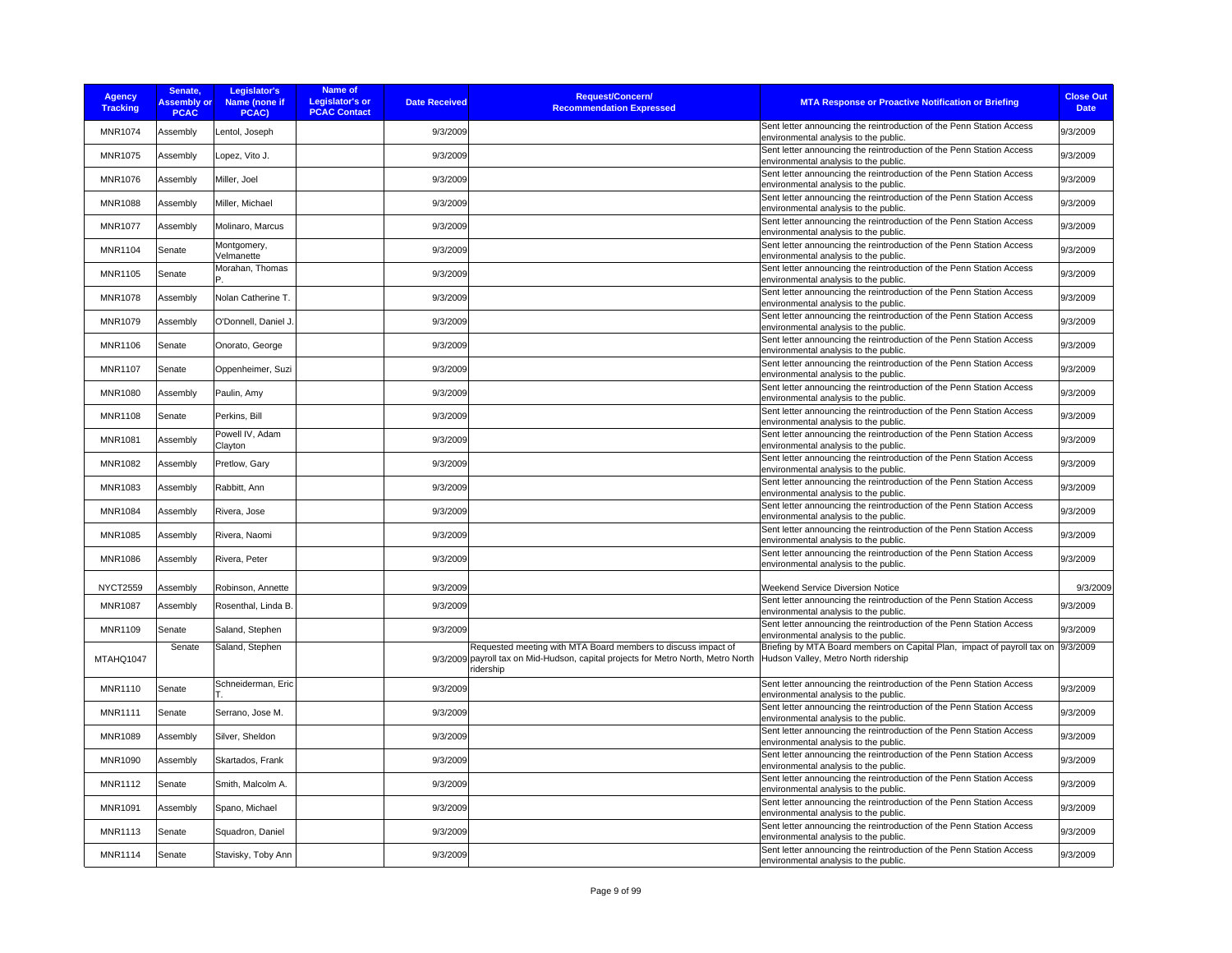| Agency Tracking | Senate, Assembly or PCAC | Legislator's Name (none if PCAC) | Name of Legislator's or PCAC Contact | Date Received | Request/Concern/ Recommendation Expressed | MTA Response or Proactive Notification or Briefing | Close Out Date |
|---|---|---|---|---|---|---|---|
| MNR1074 | Assembly | Lentol, Joseph | | 9/3/2009 | | Sent letter announcing the reintroduction of the Penn Station Access environmental analysis to the public. | 9/3/2009 |
| MNR1075 | Assembly | Lopez, Vito J. | | 9/3/2009 | | Sent letter announcing the reintroduction of the Penn Station Access environmental analysis to the public. | 9/3/2009 |
| MNR1076 | Assembly | Miller, Joel | | 9/3/2009 | | Sent letter announcing the reintroduction of the Penn Station Access environmental analysis to the public. | 9/3/2009 |
| MNR1088 | Assembly | Miller, Michael | | 9/3/2009 | | Sent letter announcing the reintroduction of the Penn Station Access environmental analysis to the public. | 9/3/2009 |
| MNR1077 | Assembly | Molinaro, Marcus | | 9/3/2009 | | Sent letter announcing the reintroduction of the Penn Station Access environmental analysis to the public. | 9/3/2009 |
| MNR1104 | Senate | Montgomery, Velmanette | | 9/3/2009 | | Sent letter announcing the reintroduction of the Penn Station Access environmental analysis to the public. | 9/3/2009 |
| MNR1105 | Senate | Morahan, Thomas P. | | 9/3/2009 | | Sent letter announcing the reintroduction of the Penn Station Access environmental analysis to the public. | 9/3/2009 |
| MNR1078 | Assembly | Nolan Catherine T. | | 9/3/2009 | | Sent letter announcing the reintroduction of the Penn Station Access environmental analysis to the public. | 9/3/2009 |
| MNR1079 | Assembly | O'Donnell, Daniel J. | | 9/3/2009 | | Sent letter announcing the reintroduction of the Penn Station Access environmental analysis to the public. | 9/3/2009 |
| MNR1106 | Senate | Onorato, George | | 9/3/2009 | | Sent letter announcing the reintroduction of the Penn Station Access environmental analysis to the public. | 9/3/2009 |
| MNR1107 | Senate | Oppenheimer, Suzi | | 9/3/2009 | | Sent letter announcing the reintroduction of the Penn Station Access environmental analysis to the public. | 9/3/2009 |
| MNR1080 | Assembly | Paulin, Amy | | 9/3/2009 | | Sent letter announcing the reintroduction of the Penn Station Access environmental analysis to the public. | 9/3/2009 |
| MNR1108 | Senate | Perkins, Bill | | 9/3/2009 | | Sent letter announcing the reintroduction of the Penn Station Access environmental analysis to the public. | 9/3/2009 |
| MNR1081 | Assembly | Powell IV, Adam Clayton | | 9/3/2009 | | Sent letter announcing the reintroduction of the Penn Station Access environmental analysis to the public. | 9/3/2009 |
| MNR1082 | Assembly | Pretlow, Gary | | 9/3/2009 | | Sent letter announcing the reintroduction of the Penn Station Access environmental analysis to the public. | 9/3/2009 |
| MNR1083 | Assembly | Rabbitt, Ann | | 9/3/2009 | | Sent letter announcing the reintroduction of the Penn Station Access environmental analysis to the public. | 9/3/2009 |
| MNR1084 | Assembly | Rivera, Jose | | 9/3/2009 | | Sent letter announcing the reintroduction of the Penn Station Access environmental analysis to the public. | 9/3/2009 |
| MNR1085 | Assembly | Rivera, Naomi | | 9/3/2009 | | Sent letter announcing the reintroduction of the Penn Station Access environmental analysis to the public. | 9/3/2009 |
| MNR1086 | Assembly | Rivera, Peter | | 9/3/2009 | | Sent letter announcing the reintroduction of the Penn Station Access environmental analysis to the public. | 9/3/2009 |
| NYCT2559 | Assembly | Robinson, Annette | | 9/3/2009 | | Weekend Service Diversion Notice | 9/3/2009 |
| MNR1087 | Assembly | Rosenthal, Linda B. | | 9/3/2009 | | Sent letter announcing the reintroduction of the Penn Station Access environmental analysis to the public. | 9/3/2009 |
| MNR1109 | Senate | Saland, Stephen | | 9/3/2009 | | Sent letter announcing the reintroduction of the Penn Station Access environmental analysis to the public. | 9/3/2009 |
| MTAHQ1047 | Senate | Saland, Stephen | | 9/3/2009 | Requested meeting with MTA Board members to discuss impact of payroll tax on Mid-Hudson, capital projects for Metro North, Metro North ridership | Briefing by MTA Board members on Capital Plan, impact of payroll tax on Hudson Valley, Metro North ridership | 9/3/2009 |
| MNR1110 | Senate | Schneiderman, Eric T. | | 9/3/2009 | | Sent letter announcing the reintroduction of the Penn Station Access environmental analysis to the public. | 9/3/2009 |
| MNR1111 | Senate | Serrano, Jose M. | | 9/3/2009 | | Sent letter announcing the reintroduction of the Penn Station Access environmental analysis to the public. | 9/3/2009 |
| MNR1089 | Assembly | Silver, Sheldon | | 9/3/2009 | | Sent letter announcing the reintroduction of the Penn Station Access environmental analysis to the public. | 9/3/2009 |
| MNR1090 | Assembly | Skartados, Frank | | 9/3/2009 | | Sent letter announcing the reintroduction of the Penn Station Access environmental analysis to the public. | 9/3/2009 |
| MNR1112 | Senate | Smith, Malcolm A. | | 9/3/2009 | | Sent letter announcing the reintroduction of the Penn Station Access environmental analysis to the public. | 9/3/2009 |
| MNR1091 | Assembly | Spano, Michael | | 9/3/2009 | | Sent letter announcing the reintroduction of the Penn Station Access environmental analysis to the public. | 9/3/2009 |
| MNR1113 | Senate | Squadron, Daniel | | 9/3/2009 | | Sent letter announcing the reintroduction of the Penn Station Access environmental analysis to the public. | 9/3/2009 |
| MNR1114 | Senate | Stavisky, Toby Ann | | 9/3/2009 | | Sent letter announcing the reintroduction of the Penn Station Access environmental analysis to the public. | 9/3/2009 |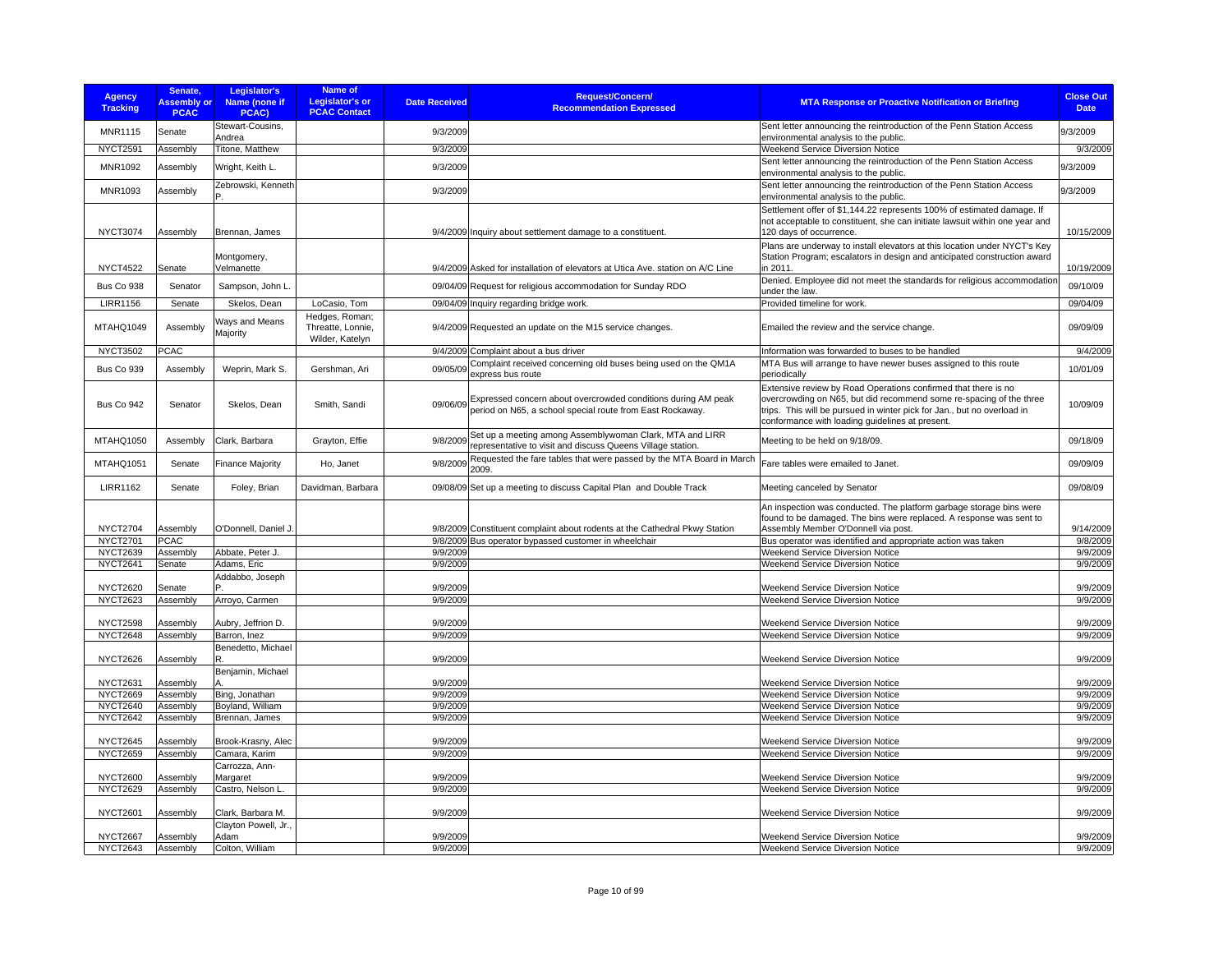| Agency Tracking | Senate, Assembly or PCAC | Legislator's Name (none if PCAC) | Name of Legislator's or PCAC Contact | Date Received | Request/Concern/ Recommendation Expressed | MTA Response or Proactive Notification or Briefing | Close Out Date |
|---|---|---|---|---|---|---|---|
| MNR1115 | Senate | Stewart-Cousins, Andrea | | 9/3/2009 | | Sent letter announcing the reintroduction of the Penn Station Access environmental analysis to the public. | 9/3/2009 |
| NYCT2591 | Assembly | Titone, Matthew | | 9/3/2009 | | Weekend Service Diversion Notice | 9/3/2009 |
| MNR1092 | Assembly | Wright, Keith L. | | 9/3/2009 | | Sent letter announcing the reintroduction of the Penn Station Access environmental analysis to the public. | 9/3/2009 |
| MNR1093 | Assembly | Zebrowski, Kenneth P. | | 9/3/2009 | | Sent letter announcing the reintroduction of the Penn Station Access environmental analysis to the public. | 9/3/2009 |
| NYCT3074 | Assembly | Brennan, James | | 9/4/2009 | Inquiry about settlement damage to a constituent. | Settlement offer of $1,144.22 represents 100% of estimated damage. If not acceptable to constituent, she can initiate lawsuit within one year and 120 days of occurrence. | 10/15/2009 |
| NYCT4522 | Senate | Montgomery, Velmanette | | 9/4/2009 | Asked for installation of elevators at Utica Ave. station on A/C Line | Plans are underway to install elevators at this location under NYCT's Key Station Program; escalators in design and anticipated construction award in 2011. | 10/19/2009 |
| Bus Co 938 | Senator | Sampson, John L. | | 09/04/09 | Request for religious accommodation for Sunday RDO | Denied. Employee did not meet the standards for religious accommodation under the law. | 09/10/09 |
| LIRR1156 | Senate | Skelos, Dean | LoCasio, Tom | 09/04/09 | Inquiry regarding bridge work. | Provided timeline for work. | 09/04/09 |
| MTAHQ1049 | Assembly | Ways and Means Majority | Hedges, Roman; Threatte, Lonnie, Wilder, Katelyn | 9/4/2009 | Requested an update on the M15 service changes. | Emailed the review and the service change. | 09/09/09 |
| NYCT3502 | PCAC | | | 9/4/2009 | Complaint about a bus driver | Information was forwarded to buses to be handled | 9/4/2009 |
| Bus Co 939 | Assembly | Weprin, Mark S. | Gershman, Ari | 09/05/09 | Complaint received concerning old buses being used on the QM1A express bus route | MTA Bus will arrange to have newer buses assigned to this route periodically | 10/01/09 |
| Bus Co 942 | Senator | Skelos, Dean | Smith, Sandi | 09/06/09 | Expressed concern about overcrowded conditions during AM peak period on N65, a school special route from East Rockaway. | Extensive review by Road Operations confirmed that there is no overcrowding on N65, but did recommend some re-spacing of the three trips. This will be pursued in winter pick for Jan., but no overload in conformance with loading guidelines at present. | 10/09/09 |
| MTAHQ1050 | Assembly | Clark, Barbara | Grayton, Effie | 9/8/2009 | Set up a meeting among Assemblywoman Clark, MTA and LIRR representative to visit and discuss Queens Village station. | Meeting to be held on 9/18/09. | 09/18/09 |
| MTAHQ1051 | Senate | Finance Majority | Ho, Janet | 9/8/2009 | Requested the fare tables that were passed by the MTA Board in March 2009. | Fare tables were emailed to Janet. | 09/09/09 |
| LIRR1162 | Senate | Foley, Brian | Davidman, Barbara | 09/08/09 | Set up a meeting to discuss Capital Plan and Double Track | Meeting canceled by Senator | 09/08/09 |
| NYCT2704 | Assembly | O'Donnell, Daniel J. | | 9/8/2009 | Constituent complaint about rodents at the Cathedral Pkwy Station | An inspection was conducted. The platform garbage storage bins were found to be damaged. The bins were replaced. A response was sent to Assembly Member O'Donnell via post. | 9/14/2009 |
| NYCT2701 | PCAC | | | 9/8/2009 | Bus operator bypassed customer in wheelchair | Bus operator was identified and appropriate action was taken | 9/8/2009 |
| NYCT2639 | Assembly | Abbate, Peter J. | | 9/9/2009 | | Weekend Service Diversion Notice | 9/9/2009 |
| NYCT2641 | Senate | Adams, Eric | | 9/9/2009 | | Weekend Service Diversion Notice | 9/9/2009 |
| NYCT2620 | Senate | Addabbo, Joseph P. | | 9/9/2009 | | Weekend Service Diversion Notice | 9/9/2009 |
| NYCT2623 | Assembly | Arroyo, Carmen | | 9/9/2009 | | Weekend Service Diversion Notice | 9/9/2009 |
| NYCT2598 | Assembly | Aubry, Jeffrion D. | | 9/9/2009 | | Weekend Service Diversion Notice | 9/9/2009 |
| NYCT2648 | Assembly | Barron, Inez | | 9/9/2009 | | Weekend Service Diversion Notice | 9/9/2009 |
| NYCT2626 | Assembly | Benedetto, Michael R. | | 9/9/2009 | | Weekend Service Diversion Notice | 9/9/2009 |
| NYCT2631 | Assembly | Benjamin, Michael A. | | 9/9/2009 | | Weekend Service Diversion Notice | 9/9/2009 |
| NYCT2669 | Assembly | Bing, Jonathan | | 9/9/2009 | | Weekend Service Diversion Notice | 9/9/2009 |
| NYCT2640 | Assembly | Boyland, William | | 9/9/2009 | | Weekend Service Diversion Notice | 9/9/2009 |
| NYCT2642 | Assembly | Brennan, James | | 9/9/2009 | | Weekend Service Diversion Notice | 9/9/2009 |
| NYCT2645 | Assembly | Brook-Krasny, Alec | | 9/9/2009 | | Weekend Service Diversion Notice | 9/9/2009 |
| NYCT2659 | Assembly | Camara, Karim | | 9/9/2009 | | Weekend Service Diversion Notice | 9/9/2009 |
| NYCT2600 | Assembly | Carrozza, Ann-Margaret | | 9/9/2009 | | Weekend Service Diversion Notice | 9/9/2009 |
| NYCT2629 | Assembly | Castro, Nelson L. | | 9/9/2009 | | Weekend Service Diversion Notice | 9/9/2009 |
| NYCT2601 | Assembly | Clark, Barbara M. | | 9/9/2009 | | Weekend Service Diversion Notice | 9/9/2009 |
| NYCT2667 | Assembly | Clayton Powell, Jr., Adam | | 9/9/2009 | | Weekend Service Diversion Notice | 9/9/2009 |
| NYCT2643 | Assembly | Colton, William | | 9/9/2009 | | Weekend Service Diversion Notice | 9/9/2009 |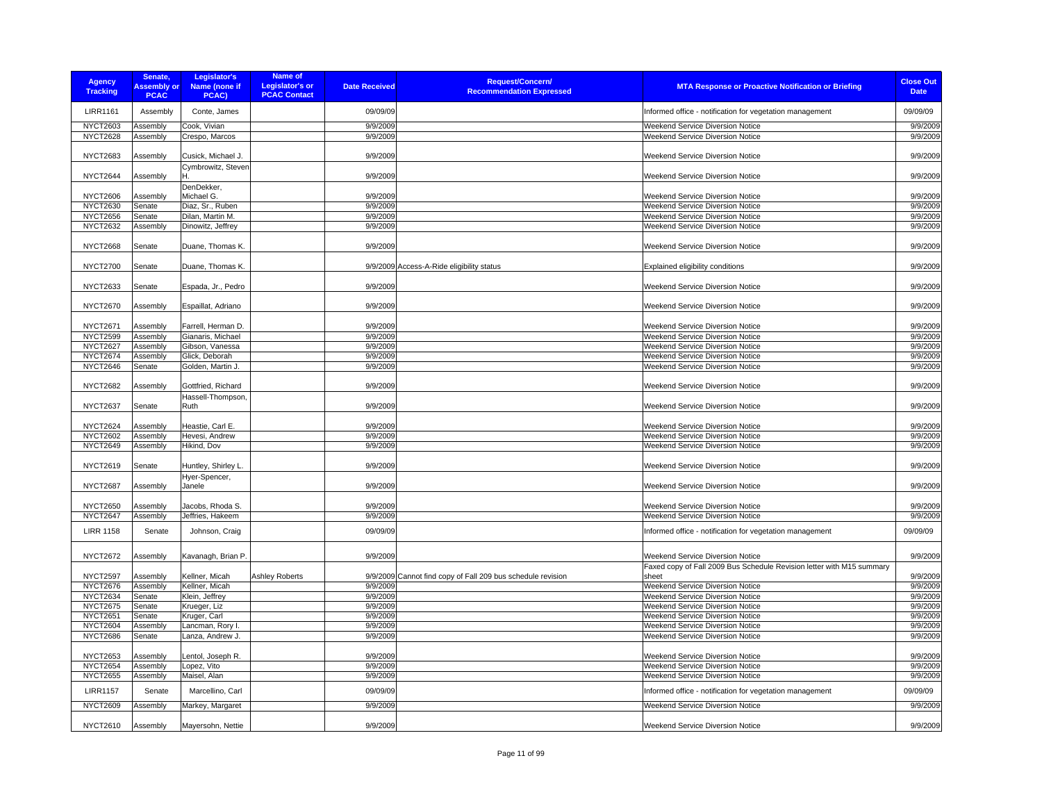| Agency Tracking | Senate, Assembly or PCAC | Legislator's Name (none if PCAC) | Name of Legislator's or PCAC Contact | Date Received | Request/Concern/ Recommendation Expressed | MTA Response or Proactive Notification or Briefing | Close Out Date |
|---|---|---|---|---|---|---|---|
| LIRR1161 | Assembly | Conte, James | | 09/09/09 | | Informed office - notification for vegetation management | 09/09/09 |
| NYCT2603 | Assembly | Cook, Vivian | | 9/9/2009 | | Weekend Service Diversion Notice | 9/9/2009 |
| NYCT2628 | Assembly | Crespo, Marcos | | 9/9/2009 | | Weekend Service Diversion Notice | 9/9/2009 |
| NYCT2683 | Assembly | Cusick, Michael J. | | 9/9/2009 | | Weekend Service Diversion Notice | 9/9/2009 |
| NYCT2644 | Assembly | Cymbrowitz, Steven H. | | 9/9/2009 | | Weekend Service Diversion Notice | 9/9/2009 |
| NYCT2606 | Assembly | DenDekker, Michael G. | | 9/9/2009 | | Weekend Service Diversion Notice | 9/9/2009 |
| NYCT2630 | Senate | Diaz, Sr., Ruben | | 9/9/2009 | | Weekend Service Diversion Notice | 9/9/2009 |
| NYCT2656 | Senate | Dilan, Martin M. | | 9/9/2009 | | Weekend Service Diversion Notice | 9/9/2009 |
| NYCT2632 | Assembly | Dinowitz, Jeffrey | | 9/9/2009 | | Weekend Service Diversion Notice | 9/9/2009 |
| NYCT2668 | Senate | Duane, Thomas K. | | 9/9/2009 | | Weekend Service Diversion Notice | 9/9/2009 |
| NYCT2700 | Senate | Duane, Thomas K. | | 9/9/2009 | Access-A-Ride eligibility status | Explained eligibility conditions | 9/9/2009 |
| NYCT2633 | Senate | Espada, Jr., Pedro | | 9/9/2009 | | Weekend Service Diversion Notice | 9/9/2009 |
| NYCT2670 | Assembly | Espaillat, Adriano | | 9/9/2009 | | Weekend Service Diversion Notice | 9/9/2009 |
| NYCT2671 | Assembly | Farrell, Herman D. | | 9/9/2009 | | Weekend Service Diversion Notice | 9/9/2009 |
| NYCT2599 | Assembly | Gianaris, Michael | | 9/9/2009 | | Weekend Service Diversion Notice | 9/9/2009 |
| NYCT2627 | Assembly | Gibson, Vanessa | | 9/9/2009 | | Weekend Service Diversion Notice | 9/9/2009 |
| NYCT2674 | Assembly | Glick, Deborah | | 9/9/2009 | | Weekend Service Diversion Notice | 9/9/2009 |
| NYCT2646 | Senate | Golden, Martin J. | | 9/9/2009 | | Weekend Service Diversion Notice | 9/9/2009 |
| NYCT2682 | Assembly | Gottfried, Richard | | 9/9/2009 | | Weekend Service Diversion Notice | 9/9/2009 |
| NYCT2637 | Senate | Hassell-Thompson, Ruth | | 9/9/2009 | | Weekend Service Diversion Notice | 9/9/2009 |
| NYCT2624 | Assembly | Heastie, Carl E. | | 9/9/2009 | | Weekend Service Diversion Notice | 9/9/2009 |
| NYCT2602 | Assembly | Hevesi, Andrew | | 9/9/2009 | | Weekend Service Diversion Notice | 9/9/2009 |
| NYCT2649 | Assembly | Hikind, Dov | | 9/9/2009 | | Weekend Service Diversion Notice | 9/9/2009 |
| NYCT2619 | Senate | Huntley, Shirley L. | | 9/9/2009 | | Weekend Service Diversion Notice | 9/9/2009 |
| NYCT2687 | Assembly | Hyer-Spencer, Janele | | 9/9/2009 | | Weekend Service Diversion Notice | 9/9/2009 |
| NYCT2650 | Assembly | Jacobs, Rhoda S. | | 9/9/2009 | | Weekend Service Diversion Notice | 9/9/2009 |
| NYCT2647 | Assembly | Jeffries, Hakeem | | 9/9/2009 | | Weekend Service Diversion Notice | 9/9/2009 |
| LIRR 1158 | Senate | Johnson, Craig | | 09/09/09 | | Informed office - notification for vegetation management | 09/09/09 |
| NYCT2672 | Assembly | Kavanagh, Brian P. | | 9/9/2009 | | Weekend Service Diversion Notice | 9/9/2009 |
| NYCT2597 | Assembly | Kellner, Micah | Ashley Roberts | 9/9/2009 | Cannot find copy of Fall 209 bus schedule revision | Faxed copy of Fall 2009 Bus Schedule Revision letter with M15 summary sheet | 9/9/2009 |
| NYCT2676 | Assembly | Kellner, Micah | | 9/9/2009 | | Weekend Service Diversion Notice | 9/9/2009 |
| NYCT2634 | Senate | Klein, Jeffrey | | 9/9/2009 | | Weekend Service Diversion Notice | 9/9/2009 |
| NYCT2675 | Senate | Krueger, Liz | | 9/9/2009 | | Weekend Service Diversion Notice | 9/9/2009 |
| NYCT2651 | Senate | Kruger, Carl | | 9/9/2009 | | Weekend Service Diversion Notice | 9/9/2009 |
| NYCT2604 | Assembly | Lancman, Rory I. | | 9/9/2009 | | Weekend Service Diversion Notice | 9/9/2009 |
| NYCT2686 | Senate | Lanza, Andrew J. | | 9/9/2009 | | Weekend Service Diversion Notice | 9/9/2009 |
| NYCT2653 | Assembly | Lentol, Joseph R. | | 9/9/2009 | | Weekend Service Diversion Notice | 9/9/2009 |
| NYCT2654 | Assembly | Lopez, Vito | | 9/9/2009 | | Weekend Service Diversion Notice | 9/9/2009 |
| NYCT2655 | Assembly | Maisel, Alan | | 9/9/2009 | | Weekend Service Diversion Notice | 9/9/2009 |
| LIRR1157 | Senate | Marcellino, Carl | | 09/09/09 | | Informed office - notification for vegetation management | 09/09/09 |
| NYCT2609 | Assembly | Markey, Margaret | | 9/9/2009 | | Weekend Service Diversion Notice | 9/9/2009 |
| NYCT2610 | Assembly | Mayersohn, Nettie | | 9/9/2009 | | Weekend Service Diversion Notice | 9/9/2009 |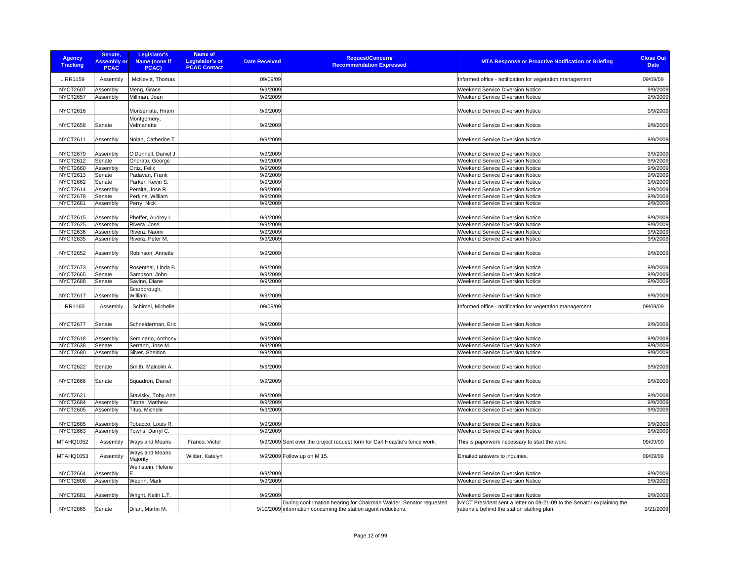| Agency Tracking | Senate, Assembly or PCAC | Legislator's Name (none if PCAC) | Name of Legislator's or PCAC Contact | Date Received | Request/Concern/ Recommendation Expressed | MTA Response or Proactive Notification or Briefing | Close Out Date |
|---|---|---|---|---|---|---|---|
| LIRR1159 | Assembly | McKevitt, Thomas | | 09/09/09 | | Informed office - notification for vegetation management | 09/09/09 |
| NYCT2607 | Assembly | Meng, Grace | | 9/9/2009 | | Weekend Service Diversion Notice | 9/9/2009 |
| NYCT2657 | Assembly | Millman, Joan | | 9/9/2009 | | Weekend Service Diversion Notice | 9/9/2009 |
| NYCT2616 | | Monserrate, Hiram | | 9/9/2009 | | Weekend Service Diversion Notice | 9/9/2009 |
| NYCT2658 | Senate | Montgomery, Velmanette | | 9/9/2009 | | Weekend Service Diversion Notice | 9/9/2009 |
| NYCT2611 | Assembly | Nolan, Catherine T. | | 9/9/2009 | | Weekend Service Diversion Notice | 9/9/2009 |
| NYCT2679 | Assembly | O'Donnell, Daniel J. | | 9/9/2009 | | Weekend Service Diversion Notice | 9/9/2009 |
| NYCT2612 | Senate | Onorato, George | | 9/9/2009 | | Weekend Service Diversion Notice | 9/9/2009 |
| NYCT2660 | Assembly | Ortiz, Felix | | 9/9/2009 | | Weekend Service Diversion Notice | 9/9/2009 |
| NYCT2613 | Senate | Padavan, Frank | | 9/9/2009 | | Weekend Service Diversion Notice | 9/9/2009 |
| NYCT2662 | Senate | Parker, Kevin S. | | 9/9/2009 | | Weekend Service Diversion Notice | 9/9/2009 |
| NYCT2614 | Assembly | Peralta, Jose R. | | 9/9/2009 | | Weekend Service Diversion Notice | 9/9/2009 |
| NYCT2678 | Senate | Perkins, William | | 9/9/2009 | | Weekend Service Diversion Notice | 9/9/2009 |
| NYCT2661 | Assembly | Perry, Nick | | 9/9/2009 | | Weekend Service Diversion Notice | 9/9/2009 |
| NYCT2615 | Assembly | Pheffer, Audrey I. | | 9/9/2009 | | Weekend Service Diversion Notice | 9/9/2009 |
| NYCT2625 | Assembly | Rivera, Jose | | 9/9/2009 | | Weekend Service Diversion Notice | 9/9/2009 |
| NYCT2636 | Assembly | Rivera, Naomi | | 9/9/2009 | | Weekend Service Diversion Notice | 9/9/2009 |
| NYCT2635 | Assembly | Rivera, Peter M. | | 9/9/2009 | | Weekend Service Diversion Notice | 9/9/2009 |
| NYCT2652 | Assembly | Robinson, Annette | | 9/9/2009 | | Weekend Service Diversion Notice | 9/9/2009 |
| NYCT2673 | Assembly | Rosenthal, Linda B. | | 9/9/2009 | | Weekend Service Diversion Notice | 9/9/2009 |
| NYCT2665 | Senate | Sampson, John | | 9/9/2009 | | Weekend Service Diversion Notice | 9/9/2009 |
| NYCT2688 | Senate | Savino, Diane | | 9/9/2009 | | Weekend Service Diversion Notice | 9/9/2009 |
| NYCT2617 | Assembly | Scarborough, William | | 9/9/2009 | | Weekend Service Diversion Notice | 9/9/2009 |
| LIRR1160 | Assembly | Schimel, Michelle | | 09/09/09 | | Informed office - notification for vegetation management | 09/09/09 |
| NYCT2677 | Senate | Schneiderman, Eric | | 9/9/2009 | | Weekend Service Diversion Notice | 9/9/2009 |
| NYCT2618 | Assembly | Seminerio, Anthony | | 9/9/2009 | | Weekend Service Diversion Notice | 9/9/2009 |
| NYCT2638 | Senate | Serrano, Jose M. | | 9/9/2009 | | Weekend Service Diversion Notice | 9/9/2009 |
| NYCT2680 | Assembly | Silver, Sheldon | | 9/9/2009 | | Weekend Service Diversion Notice | 9/9/2009 |
| NYCT2622 | Senate | Smith, Malcolm A. | | 9/9/2009 | | Weekend Service Diversion Notice | 9/9/2009 |
| NYCT2666 | Senate | Squadron, Daniel | | 9/9/2009 | | Weekend Service Diversion Notice | 9/9/2009 |
| NYCT2621 | | Stavisky, Toby Ann | | 9/9/2009 | | Weekend Service Diversion Notice | 9/9/2009 |
| NYCT2684 | Assembly | Titone, Matthew | | 9/9/2009 | | Weekend Service Diversion Notice | 9/9/2009 |
| NYCT2605 | Assembly | Titus, Michele | | 9/9/2009 | | Weekend Service Diversion Notice | 9/9/2009 |
| NYCT2685 | Assembly | Tobacco, Louis R. | | 9/9/2009 | | Weekend Service Diversion Notice | 9/9/2009 |
| NYCT2663 | Assembly | Towns, Darryl C. | | 9/9/2009 | | Weekend Service Diversion Notice | 9/9/2009 |
| MTAHQ1052 | Assembly | Ways and Means | Franco, Victor | 9/9/2009 | Sent over the project request form for Carl Heastie's fence work. | This is paperwork necessary to start the work. | 09/09/09 |
| MTAHQ1053 | Assembly | Ways and Means Majority | Wilder, Katelyn | 9/9/2009 | Follow up on M 15. | Emailed answers to inquiries. | 09/09/09 |
| NYCT2664 | Assembly | Weinstein, Helene E. | | 9/9/2009 | | Weekend Service Diversion Notice | 9/9/2009 |
| NYCT2608 | Assembly | Weprin, Mark | | 9/9/2009 | | Weekend Service Diversion Notice | 9/9/2009 |
| NYCT2681 | Assembly | Wright, Keith L.T. | | 9/9/2009 | | Weekend Service Diversion Notice | 9/9/2009 |
| NYCT2865 | Senate | Dilan, Martin M. | | 9/10/2009 | During confirmation hearing for Chairman Walder, Senator requested information concerning the station agent reductions. | NYCT President sent a letter on 09-21-09 to the Senator explaining the rationale behind the station staffing plan. | 9/21/2009 |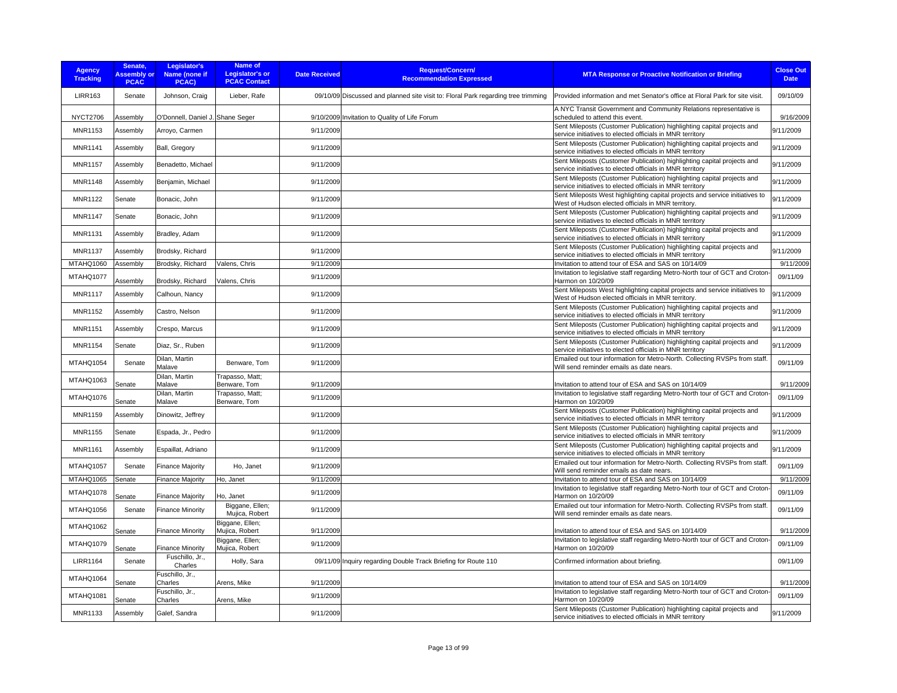| Agency Tracking | Senate, Assembly or PCAC | Legislator's Name (none if PCAC) | Name of Legislator's or PCAC Contact | Date Received | Request/Concern/ Recommendation Expressed | MTA Response or Proactive Notification or Briefing | Close Out Date |
|---|---|---|---|---|---|---|---|
| LIRR163 | Senate | Johnson, Craig | Lieber, Rafe | 09/10/09 | Discussed and planned site visit to: Floral Park regarding tree trimming | Provided information and met Senator's office at Floral Park for site visit. | 09/10/09 |
| NYCT2706 | Assembly | O'Donnell, Daniel J. | Shane Seger | 9/10/2009 | Invitation to Quality of Life Forum | A NYC Transit Government and Community Relations representative is scheduled to attend this event. | 9/16/2009 |
| MNR1153 | Assembly | Arroyo, Carmen | | 9/11/2009 | | Sent Mileposts (Customer Publication) highlighting capital projects and service initiatives to elected officials in MNR territory | 9/11/2009 |
| MNR1141 | Assembly | Ball, Gregory | | 9/11/2009 | | Sent Mileposts (Customer Publication) highlighting capital projects and service initiatives to elected officials in MNR territory | 9/11/2009 |
| MNR1157 | Assembly | Benadetto, Michael | | 9/11/2009 | | Sent Mileposts (Customer Publication) highlighting capital projects and service initiatives to elected officials in MNR territory | 9/11/2009 |
| MNR1148 | Assembly | Benjamin, Michael | | 9/11/2009 | | Sent Mileposts (Customer Publication) highlighting capital projects and service initiatives to elected officials in MNR territory | 9/11/2009 |
| MNR1122 | Senate | Bonacic, John | | 9/11/2009 | | Sent Mileposts West highlighting capital projects and service initiatives to West of Hudson elected officials in MNR territory. | 9/11/2009 |
| MNR1147 | Senate | Bonacic, John | | 9/11/2009 | | Sent Mileposts (Customer Publication) highlighting capital projects and service initiatives to elected officials in MNR territory | 9/11/2009 |
| MNR1131 | Assembly | Bradley, Adam | | 9/11/2009 | | Sent Mileposts (Customer Publication) highlighting capital projects and service initiatives to elected officials in MNR territory | 9/11/2009 |
| MNR1137 | Assembly | Brodsky, Richard | | 9/11/2009 | | Sent Mileposts (Customer Publication) highlighting capital projects and service initiatives to elected officials in MNR territory | 9/11/2009 |
| MTAHQ1060 | Assembly | Brodsky, Richard | Valens, Chris | 9/11/2009 | | Invitation to attend tour of ESA and SAS on 10/14/09 | 9/11/2009 |
| MTAHQ1077 | Assembly | Brodsky, Richard | Valens, Chris | 9/11/2009 | | Invitation to legislative staff regarding Metro-North tour of GCT and Croton-Harmon on 10/20/09 | 09/11/09 |
| MNR1117 | Assembly | Calhoun, Nancy | | 9/11/2009 | | Sent Mileposts West highlighting capital projects and service initiatives to West of Hudson elected officials in MNR territory. | 9/11/2009 |
| MNR1152 | Assembly | Castro, Nelson | | 9/11/2009 | | Sent Mileposts (Customer Publication) highlighting capital projects and service initiatives to elected officials in MNR territory | 9/11/2009 |
| MNR1151 | Assembly | Crespo, Marcus | | 9/11/2009 | | Sent Mileposts (Customer Publication) highlighting capital projects and service initiatives to elected officials in MNR territory | 9/11/2009 |
| MNR1154 | Senate | Diaz, Sr., Ruben | | 9/11/2009 | | Sent Mileposts (Customer Publication) highlighting capital projects and service initiatives to elected officials in MNR territory | 9/11/2009 |
| MTAHQ1054 | Senate | Dilan, Martin Malave | Benware, Tom | 9/11/2009 | | Emailed out tour information for Metro-North. Collecting RVSPs from staff. Will send reminder emails as date nears. | 09/11/09 |
| MTAHQ1063 | Senate | Dilan, Martin Malave | Trapasso, Matt; Benware, Tom | 9/11/2009 | | Invitation to attend tour of ESA and SAS on 10/14/09 | 9/11/2009 |
| MTAHQ1076 | Senate | Dilan, Martin Malave | Trapasso, Matt; Benware, Tom | 9/11/2009 | | Invitation to legislative staff regarding Metro-North tour of GCT and Croton-Harmon on 10/20/09 | 09/11/09 |
| MNR1159 | Assembly | Dinowitz, Jeffrey | | 9/11/2009 | | Sent Mileposts (Customer Publication) highlighting capital projects and service initiatives to elected officials in MNR territory | 9/11/2009 |
| MNR1155 | Senate | Espada, Jr., Pedro | | 9/11/2009 | | Sent Mileposts (Customer Publication) highlighting capital projects and service initiatives to elected officials in MNR territory | 9/11/2009 |
| MNR1161 | Assembly | Espaillat, Adriano | | 9/11/2009 | | Sent Mileposts (Customer Publication) highlighting capital projects and service initiatives to elected officials in MNR territory | 9/11/2009 |
| MTAHQ1057 | Senate | Finance Majority | Ho, Janet | 9/11/2009 | | Emailed out tour information for Metro-North. Collecting RVSPs from staff. Will send reminder emails as date nears. | 09/11/09 |
| MTAHQ1065 | Senate | Finance Majority | Ho, Janet | 9/11/2009 | | Invitation to attend tour of ESA and SAS on 10/14/09 | 9/11/2009 |
| MTAHQ1078 | Senate | Finance Majority | Ho, Janet | 9/11/2009 | | Invitation to legislative staff regarding Metro-North tour of GCT and Croton-Harmon on 10/20/09 | 09/11/09 |
| MTAHQ1056 | Senate | Finance Minority | Biggane, Ellen; Mujica, Robert | 9/11/2009 | | Emailed out tour information for Metro-North. Collecting RVSPs from staff. Will send reminder emails as date nears. | 09/11/09 |
| MTAHQ1062 | Senate | Finance Minority | Biggane, Ellen; Mujica, Robert | 9/11/2009 | | Invitation to attend tour of ESA and SAS on 10/14/09 | 9/11/2009 |
| MTAHQ1079 | Senate | Finance Minority | Biggane, Ellen; Mujica, Robert | 9/11/2009 | | Invitation to legislative staff regarding Metro-North tour of GCT and Croton-Harmon on 10/20/09 | 09/11/09 |
| LIRR164 | Senate | Fuschillo, Jr., Charles | Holly, Sara | 09/11/09 | Inquiry regarding Double Track Briefing for Route 110 | Confirmed information about briefing. | 09/11/09 |
| MTAHQ1064 | Senate | Fuschillo, Jr., Charles | Arens, Mike | 9/11/2009 | | Invitation to attend tour of ESA and SAS on 10/14/09 | 9/11/2009 |
| MTAHQ1081 | Senate | Fuschillo, Jr., Charles | Arens, Mike | 9/11/2009 | | Invitation to legislative staff regarding Metro-North tour of GCT and Croton-Harmon on 10/20/09 | 09/11/09 |
| MNR1133 | Assembly | Galef, Sandra | | 9/11/2009 | | Sent Mileposts (Customer Publication) highlighting capital projects and service initiatives to elected officials in MNR territory | 9/11/2009 |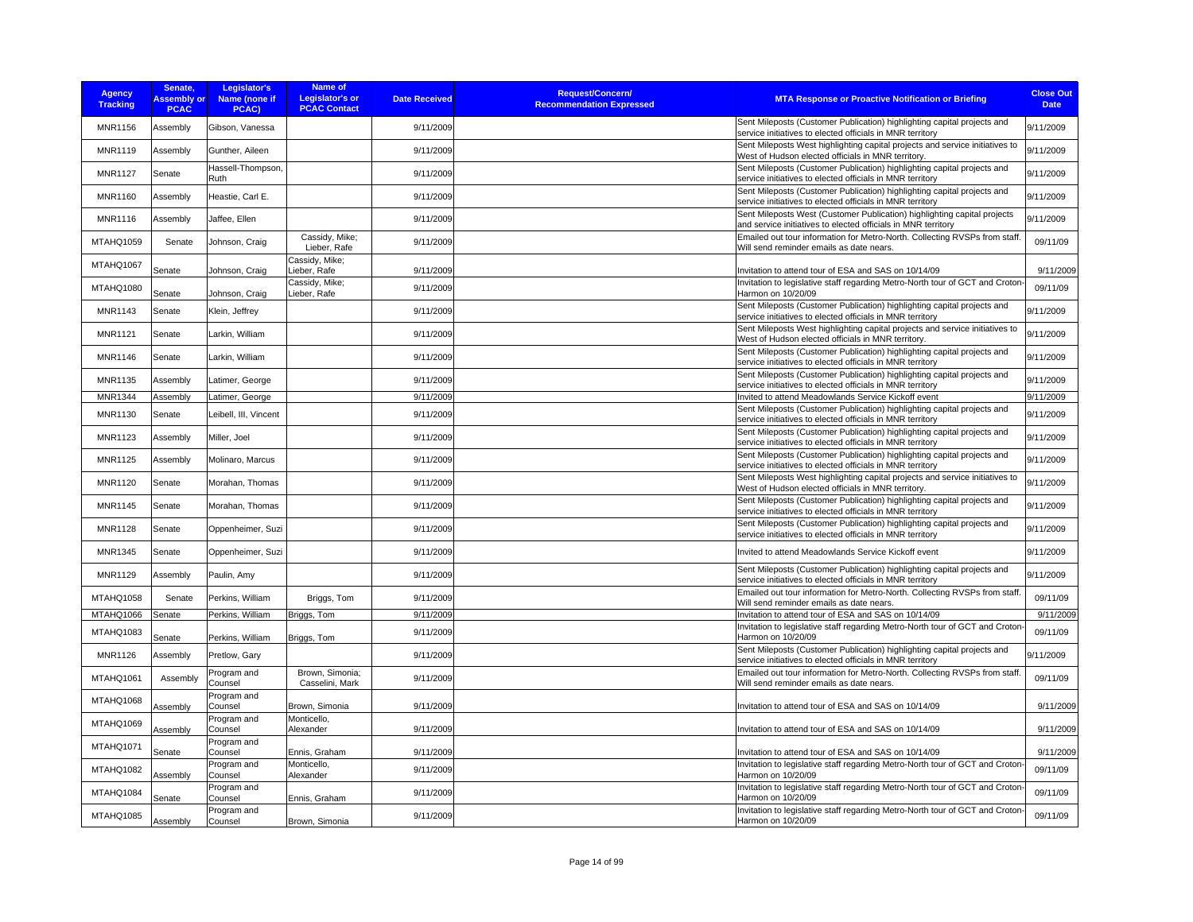| Agency Tracking | Senate, Assembly or PCAC | Legislator's Name (none if PCAC) | Name of Legislator's or PCAC Contact | Date Received | Request/Concern/ Recommendation Expressed | MTA Response or Proactive Notification or Briefing | Close Out Date |
|---|---|---|---|---|---|---|---|
| MNR1156 | Assembly | Gibson, Vanessa | | 9/11/2009 | | Sent Mileposts (Customer Publication) highlighting capital projects and service initiatives to elected officials in MNR territory | 9/11/2009 |
| MNR1119 | Assembly | Gunther, Aileen | | 9/11/2009 | | Sent Mileposts West highlighting capital projects and service initiatives to West of Hudson elected officials in MNR territory. | 9/11/2009 |
| MNR1127 | Senate | Hassell-Thompson, Ruth | | 9/11/2009 | | Sent Mileposts (Customer Publication) highlighting capital projects and service initiatives to elected officials in MNR territory | 9/11/2009 |
| MNR1160 | Assembly | Heastie, Carl E. | | 9/11/2009 | | Sent Mileposts (Customer Publication) highlighting capital projects and service initiatives to elected officials in MNR territory | 9/11/2009 |
| MNR1116 | Assembly | Jaffee, Ellen | | 9/11/2009 | | Sent Mileposts West (Customer Publication) highlighting capital projects and service initiatives to elected officials in MNR territory | 9/11/2009 |
| MTAHQ1059 | Senate | Johnson, Craig | Cassidy, Mike; Lieber, Rafe | 9/11/2009 | | Emailed out tour information for Metro-North. Collecting RVSPs from staff. Will send reminder emails as date nears. | 09/11/09 |
| MTAHQ1067 | Senate | Johnson, Craig | Cassidy, Mike; Lieber, Rafe | 9/11/2009 | | Invitation to attend tour of ESA and SAS on 10/14/09 | 9/11/2009 |
| MTAHQ1080 | Senate | Johnson, Craig | Cassidy, Mike; Lieber, Rafe | 9/11/2009 | | Invitation to legislative staff regarding Metro-North tour of GCT and Croton-Harmon on 10/20/09 | 09/11/09 |
| MNR1143 | Senate | Klein, Jeffrey | | 9/11/2009 | | Sent Mileposts (Customer Publication) highlighting capital projects and service initiatives to elected officials in MNR territory | 9/11/2009 |
| MNR1121 | Senate | Larkin, William | | 9/11/2009 | | Sent Mileposts West highlighting capital projects and service initiatives to West of Hudson elected officials in MNR territory. | 9/11/2009 |
| MNR1146 | Senate | Larkin, William | | 9/11/2009 | | Sent Mileposts (Customer Publication) highlighting capital projects and service initiatives to elected officials in MNR territory | 9/11/2009 |
| MNR1135 | Assembly | Latimer, George | | 9/11/2009 | | Sent Mileposts (Customer Publication) highlighting capital projects and service initiatives to elected officials in MNR territory | 9/11/2009 |
| MNR1344 | Assembly | Latimer, George | | 9/11/2009 | | Invited to attend Meadowlands Service Kickoff event | 9/11/2009 |
| MNR1130 | Senate | Leibell, III, Vincent | | 9/11/2009 | | Sent Mileposts (Customer Publication) highlighting capital projects and service initiatives to elected officials in MNR territory | 9/11/2009 |
| MNR1123 | Assembly | Miller, Joel | | 9/11/2009 | | Sent Mileposts (Customer Publication) highlighting capital projects and service initiatives to elected officials in MNR territory | 9/11/2009 |
| MNR1125 | Assembly | Molinaro, Marcus | | 9/11/2009 | | Sent Mileposts (Customer Publication) highlighting capital projects and service initiatives to elected officials in MNR territory | 9/11/2009 |
| MNR1120 | Senate | Morahan, Thomas | | 9/11/2009 | | Sent Mileposts West highlighting capital projects and service initiatives to West of Hudson elected officials in MNR territory. | 9/11/2009 |
| MNR1145 | Senate | Morahan, Thomas | | 9/11/2009 | | Sent Mileposts (Customer Publication) highlighting capital projects and service initiatives to elected officials in MNR territory | 9/11/2009 |
| MNR1128 | Senate | Oppenheimer, Suzi | | 9/11/2009 | | Sent Mileposts (Customer Publication) highlighting capital projects and service initiatives to elected officials in MNR territory | 9/11/2009 |
| MNR1345 | Senate | Oppenheimer, Suzi | | 9/11/2009 | | Invited to attend Meadowlands Service Kickoff event | 9/11/2009 |
| MNR1129 | Assembly | Paulin, Amy | | 9/11/2009 | | Sent Mileposts (Customer Publication) highlighting capital projects and service initiatives to elected officials in MNR territory | 9/11/2009 |
| MTAHQ1058 | Senate | Perkins, William | Briggs, Tom | 9/11/2009 | | Emailed out tour information for Metro-North. Collecting RVSPs from staff. Will send reminder emails as date nears. | 09/11/09 |
| MTAHQ1066 | Senate | Perkins, William | Briggs, Tom | 9/11/2009 | | Invitation to attend tour of ESA and SAS on 10/14/09 | 9/11/2009 |
| MTAHQ1083 | Senate | Perkins, William | Briggs, Tom | 9/11/2009 | | Invitation to legislative staff regarding Metro-North tour of GCT and Croton-Harmon on 10/20/09 | 09/11/09 |
| MNR1126 | Assembly | Pretlow, Gary | | 9/11/2009 | | Sent Mileposts (Customer Publication) highlighting capital projects and service initiatives to elected officials in MNR territory | 9/11/2009 |
| MTAHQ1061 | Assembly | Program and Counsel | Brown, Simonia; Casselini, Mark | 9/11/2009 | | Emailed out tour information for Metro-North. Collecting RVSPs from staff. Will send reminder emails as date nears. | 09/11/09 |
| MTAHQ1068 | Assembly | Program and Counsel | Brown, Simonia | 9/11/2009 | | Invitation to attend tour of ESA and SAS on 10/14/09 | 9/11/2009 |
| MTAHQ1069 | Assembly | Program and Counsel | Monticello, Alexander | 9/11/2009 | | Invitation to attend tour of ESA and SAS on 10/14/09 | 9/11/2009 |
| MTAHQ1071 | Senate | Program and Counsel | Ennis, Graham | 9/11/2009 | | Invitation to attend tour of ESA and SAS on 10/14/09 | 9/11/2009 |
| MTAHQ1082 | Assembly | Program and Counsel | Monticello, Alexander | 9/11/2009 | | Invitation to legislative staff regarding Metro-North tour of GCT and Croton-Harmon on 10/20/09 | 09/11/09 |
| MTAHQ1084 | Senate | Program and Counsel | Ennis, Graham | 9/11/2009 | | Invitation to legislative staff regarding Metro-North tour of GCT and Croton-Harmon on 10/20/09 | 09/11/09 |
| MTAHQ1085 | Assembly | Program and Counsel | Brown, Simonia | 9/11/2009 | | Invitation to legislative staff regarding Metro-North tour of GCT and Croton-Harmon on 10/20/09 | 09/11/09 |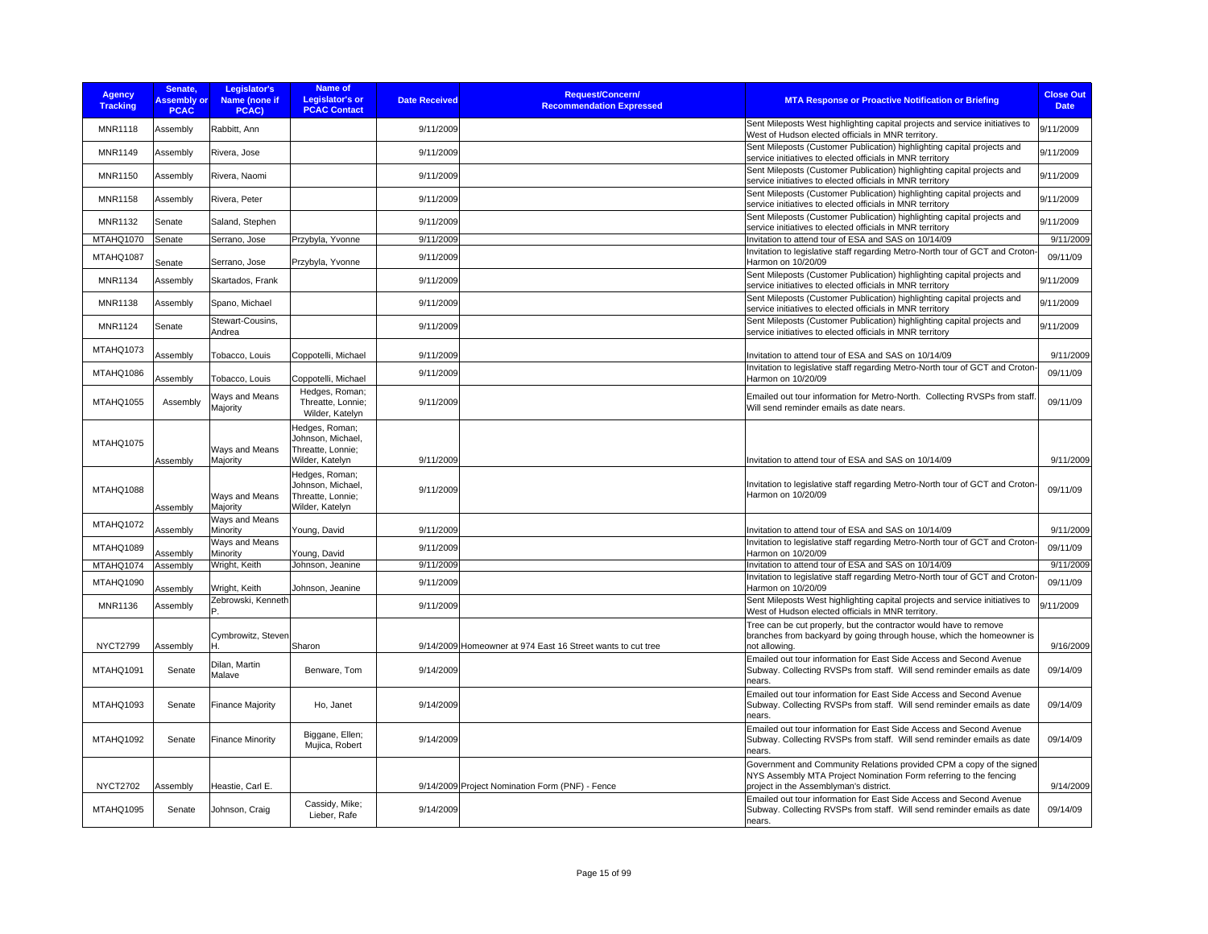| Agency Tracking | Senate, Assembly or PCAC | Legislator's Name (none if PCAC) | Name of Legislator's or PCAC Contact | Date Received | Request/Concern/ Recommendation Expressed | MTA Response or Proactive Notification or Briefing | Close Out Date |
|---|---|---|---|---|---|---|---|
| MNR1118 | Assembly | Rabbitt, Ann | | 9/11/2009 | | Sent Mileposts West highlighting capital projects and service initiatives to West of Hudson elected officials in MNR territory. | 9/11/2009 |
| MNR1149 | Assembly | Rivera, Jose | | 9/11/2009 | | Sent Mileposts (Customer Publication) highlighting capital projects and service initiatives to elected officials in MNR territory | 9/11/2009 |
| MNR1150 | Assembly | Rivera, Naomi | | 9/11/2009 | | Sent Mileposts (Customer Publication) highlighting capital projects and service initiatives to elected officials in MNR territory | 9/11/2009 |
| MNR1158 | Assembly | Rivera, Peter | | 9/11/2009 | | Sent Mileposts (Customer Publication) highlighting capital projects and service initiatives to elected officials in MNR territory | 9/11/2009 |
| MNR1132 | Senate | Saland, Stephen | | 9/11/2009 | | Sent Mileposts (Customer Publication) highlighting capital projects and service initiatives to elected officials in MNR territory | 9/11/2009 |
| MTAHQ1070 | Senate | Serrano, Jose | Przybyla, Yvonne | 9/11/2009 | | Invitation to attend tour of ESA and SAS on 10/14/09 | 9/11/2009 |
| MTAHQ1087 | Senate | Serrano, Jose | Przybyla, Yvonne | 9/11/2009 | | Invitation to legislative staff regarding Metro-North tour of GCT and Croton-Harmon on 10/20/09 | 09/11/09 |
| MNR1134 | Assembly | Skartados, Frank | | 9/11/2009 | | Sent Mileposts (Customer Publication) highlighting capital projects and service initiatives to elected officials in MNR territory | 9/11/2009 |
| MNR1138 | Assembly | Spano, Michael | | 9/11/2009 | | Sent Mileposts (Customer Publication) highlighting capital projects and service initiatives to elected officials in MNR territory | 9/11/2009 |
| MNR1124 | Senate | Stewart-Cousins, Andrea | | 9/11/2009 | | Sent Mileposts (Customer Publication) highlighting capital projects and service initiatives to elected officials in MNR territory | 9/11/2009 |
| MTAHQ1073 | Assembly | Tobacco, Louis | Coppotelli, Michael | 9/11/2009 | | Invitation to attend tour of ESA and SAS on 10/14/09 | 9/11/2009 |
| MTAHQ1086 | Assembly | Tobacco, Louis | Coppotelli, Michael | 9/11/2009 | | Invitation to legislative staff regarding Metro-North tour of GCT and Croton-Harmon on 10/20/09 | 09/11/09 |
| MTAHQ1055 | Assembly | Ways and Means Majority | Hedges, Roman; Threatte, Lonnie; Wilder, Katelyn | 9/11/2009 | | Emailed out tour information for Metro-North. Collecting RVSPs from staff. Will send reminder emails as date nears. | 09/11/09 |
| MTAHQ1075 | Assembly | Ways and Means Majority | Hedges, Roman; Johnson, Michael, Threatte, Lonnie; Wilder, Katelyn | 9/11/2009 | | Invitation to attend tour of ESA and SAS on 10/14/09 | 9/11/2009 |
| MTAHQ1088 | Assembly | Ways and Means Majority | Hedges, Roman; Johnson, Michael, Threatte, Lonnie; Wilder, Katelyn | 9/11/2009 | | Invitation to legislative staff regarding Metro-North tour of GCT and Croton-Harmon on 10/20/09 | 09/11/09 |
| MTAHQ1072 | Assembly | Ways and Means Minority | Young, David | 9/11/2009 | | Invitation to attend tour of ESA and SAS on 10/14/09 | 9/11/2009 |
| MTAHQ1089 | Assembly | Ways and Means Minority | Young, David | 9/11/2009 | | Invitation to legislative staff regarding Metro-North tour of GCT and Croton-Harmon on 10/20/09 | 09/11/09 |
| MTAHQ1074 | Assembly | Wright, Keith | Johnson, Jeanine | 9/11/2009 | | Invitation to attend tour of ESA and SAS on 10/14/09 | 9/11/2009 |
| MTAHQ1090 | Assembly | Wright, Keith | Johnson, Jeanine | 9/11/2009 | | Invitation to legislative staff regarding Metro-North tour of GCT and Croton-Harmon on 10/20/09 | 09/11/09 |
| MNR1136 | Assembly | Zebrowski, Kenneth P. | | 9/11/2009 | | Sent Mileposts West highlighting capital projects and service initiatives to West of Hudson elected officials in MNR territory. | 9/11/2009 |
| NYCT2799 | Assembly | Cymbrowitz, Steven H. | Sharon | 9/14/2009 | Homeowner at 974 East 16 Street wants to cut tree | Tree can be cut properly, but the contractor would have to remove branches from backyard by going through house, which the homeowner is not allowing. | 9/16/2009 |
| MTAHQ1091 | Senate | Dilan, Martin Malave | Benware, Tom | 9/14/2009 | | Emailed out tour information for East Side Access and Second Avenue Subway. Collecting RVSPs from staff. Will send reminder emails as date nears. | 09/14/09 |
| MTAHQ1093 | Senate | Finance Majority | Ho, Janet | 9/14/2009 | | Emailed out tour information for East Side Access and Second Avenue Subway. Collecting RVSPs from staff. Will send reminder emails as date nears. | 09/14/09 |
| MTAHQ1092 | Senate | Finance Minority | Biggane, Ellen; Mujica, Robert | 9/14/2009 | | Emailed out tour information for East Side Access and Second Avenue Subway. Collecting RVSPs from staff. Will send reminder emails as date nears. | 09/14/09 |
| NYCT2702 | Assembly | Heastie, Carl E. | | 9/14/2009 | Project Nomination Form (PNF) - Fence | Government and Community Relations provided CPM a copy of the signed NYS Assembly MTA Project Nomination Form referring to the fencing project in the Assemblyman's district. | 9/14/2009 |
| MTAHQ1095 | Senate | Johnson, Craig | Cassidy, Mike; Lieber, Rafe | 9/14/2009 | | Emailed out tour information for East Side Access and Second Avenue Subway. Collecting RVSPs from staff. Will send reminder emails as date nears. | 09/14/09 |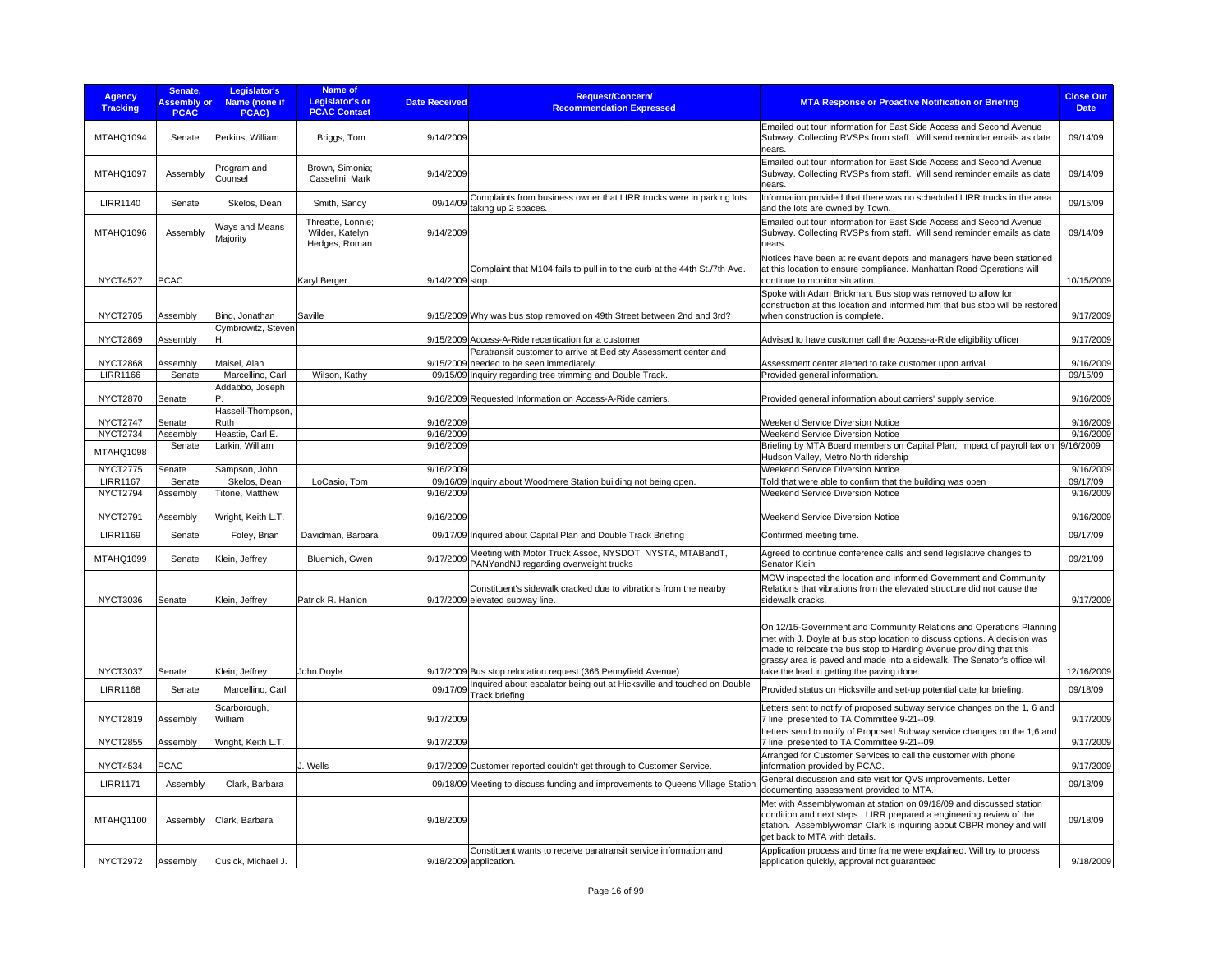| Agency Tracking | Senate, Assembly or PCAC | Legislator's Name (none if PCAC) | Name of Legislator's or PCAC Contact | Date Received | Request/Concern/ Recommendation Expressed | MTA Response or Proactive Notification or Briefing | Close Out Date |
|---|---|---|---|---|---|---|---|
| MTAHQ1094 | Senate | Perkins, William | Briggs, Tom | 9/14/2009 | | Emailed out tour information for East Side Access and Second Avenue Subway. Collecting RVSPs from staff. Will send reminder emails as date nears. | 09/14/09 |
| MTAHQ1097 | Assembly | Program and Counsel | Brown, Simonia; Casselini, Mark | 9/14/2009 | | Emailed out tour information for East Side Access and Second Avenue Subway. Collecting RVSPs from staff. Will send reminder emails as date nears. | 09/14/09 |
| LIRR1140 | Senate | Skelos, Dean | Smith, Sandy | 09/14/09 | Complaints from business owner that LIRR trucks were in parking lots taking up 2 spaces. | Information provided that there was no scheduled LIRR trucks in the area and the lots are owned by Town. | 09/15/09 |
| MTAHQ1096 | Assembly | Ways and Means Majority | Threatte, Lonnie; Wilder, Katelyn; Hedges, Roman | 9/14/2009 | | Emailed out tour information for East Side Access and Second Avenue Subway. Collecting RVSPs from staff. Will send reminder emails as date nears. | 09/14/09 |
| NYCT4527 | PCAC | | Karyl Berger | 9/14/2009 | Complaint that M104 fails to pull in to the curb at the 44th St./7th Ave. stop. | Notices have been at relevant depots and managers have been stationed at this location to ensure compliance. Manhattan Road Operations will continue to monitor situation. | 10/15/2009 |
| NYCT2705 | Assembly | Bing, Jonathan | Saville | 9/15/2009 | Why was bus stop removed on 49th Street between 2nd and 3rd? | Spoke with Adam Brickman. Bus stop was removed to allow for construction at this location and informed him that bus stop will be restored when construction is complete. | 9/17/2009 |
| NYCT2869 | Assembly | Cymbrowitz, Steven H. | | 9/15/2009 | Access-A-Ride recertication for a customer | Advised to have customer call the Access-a-Ride eligibility officer | 9/17/2009 |
| NYCT2868 | Assembly | Maisel, Alan | | 9/15/2009 | Paratransit customer to arrive at Bed sty Assessment center and needed to be seen immediately. | Assessment center alerted to take customer upon arrival | 9/16/2009 |
| LIRR1166 | Senate | Marcellino, Carl | Wilson, Kathy | 09/15/09 | Inquiry regarding tree trimming and Double Track. | Provided general information. | 09/15/09 |
| NYCT2870 | Senate | Addabbo, Joseph P. | | 9/16/2009 | Requested Information on Access-A-Ride carriers. | Provided general information about carriers' supply service. | 9/16/2009 |
| NYCT2747 | Senate | Hassell-Thompson, Ruth | | 9/16/2009 | | Weekend Service Diversion Notice | 9/16/2009 |
| NYCT2734 | Assembly | Heastie, Carl E. | | 9/16/2009 | | Weekend Service Diversion Notice | 9/16/2009 |
| MTAHQ1098 | Senate | Larkin, William | | 9/16/2009 | | Briefing by MTA Board members on Capital Plan, impact of payroll tax on Hudson Valley, Metro North ridership | 9/16/2009 |
| NYCT2775 | Senate | Sampson, John | | 9/16/2009 | | Weekend Service Diversion Notice | 9/16/2009 |
| LIRR1167 | Senate | Skelos, Dean | LoCasio, Tom | 09/16/09 | Inquiry about Woodmere Station building not being open. | Told that were able to confirm that the building was open | 09/17/09 |
| NYCT2794 | Assembly | Titone, Matthew | | 9/16/2009 | | Weekend Service Diversion Notice | 9/16/2009 |
| NYCT2791 | Assembly | Wright, Keith L.T. | | 9/16/2009 | | Weekend Service Diversion Notice | 9/16/2009 |
| LIRR1169 | Senate | Foley, Brian | Davidman, Barbara | 09/17/09 | Inquired about Capital Plan and Double Track Briefing | Confirmed meeting time. | 09/17/09 |
| MTAHQ1099 | Senate | Klein, Jeffrey | Bluemich, Gwen | 9/17/2009 | Meeting with Motor Truck Assoc, NYSDOT, NYSTA, MTABandT, PANYandNJ regarding overweight trucks | Agreed to continue conference calls and send legislative changes to Senator Klein | 09/21/09 |
| NYCT3036 | Senate | Klein, Jeffrey | Patrick R. Hanlon | 9/17/2009 | Constituent's sidewalk cracked due to vibrations from the nearby elevated subway line. | MOW inspected the location and informed Government and Community Relations that vibrations from the elevated structure did not cause the sidewalk cracks. | 9/17/2009 |
| NYCT3037 | Senate | Klein, Jeffrey | John Doyle | 9/17/2009 | Bus stop relocation request (366 Pennyfield Avenue) | On 12/15-Government and Community Relations and Operations Planning met with J. Doyle at bus stop location to discuss options. A decision was made to relocate the bus stop to Harding Avenue providing that this grassy area is paved and made into a sidewalk. The Senator's office will take the lead in getting the paving done. | 12/16/2009 |
| LIRR1168 | Senate | Marcellino, Carl | | 09/17/09 | Inquired about escalator being out at Hicksville and touched on Double Track briefing | Provided status on Hicksville and set-up potential date for briefing. | 09/18/09 |
| NYCT2819 | Assembly | Scarborough, William | | 9/17/2009 | | Letters sent to notify of proposed subway service changes on the 1, 6 and 7 line, presented to TA Committee 9-21--09. | 9/17/2009 |
| NYCT2855 | Assembly | Wright, Keith L.T. | | 9/17/2009 | | Letters send to notify of Proposed Subway service changes on the 1,6 and 7 line, presented to TA Committee 9-21--09. | 9/17/2009 |
| NYCT4534 | PCAC | | J. Wells | 9/17/2009 | Customer reported couldn't get through to Customer Service. | Arranged for Customer Services to call the customer with phone information provided by PCAC. | 9/17/2009 |
| LIRR1171 | Assembly | Clark, Barbara | | 09/18/09 | Meeting to discuss funding and improvements to Queens Village Station | General discussion and site visit for QVS improvements. Letter documenting assessment provided to MTA. | 09/18/09 |
| MTAHQ1100 | Assembly | Clark, Barbara | | 9/18/2009 | | Met with Assemblywoman at station on 09/18/09 and discussed station condition and next steps. LIRR prepared a engineering review of the station. Assemblywoman Clark is inquiring about CBPR money and will get back to MTA with details. | 09/18/09 |
| NYCT2972 | Assembly | Cusick, Michael J. | | 9/18/2009 | Constituent wants to receive paratransit service information and application. | Application process and time frame were explained. Will try to process application quickly, approval not guaranteed | 9/18/2009 |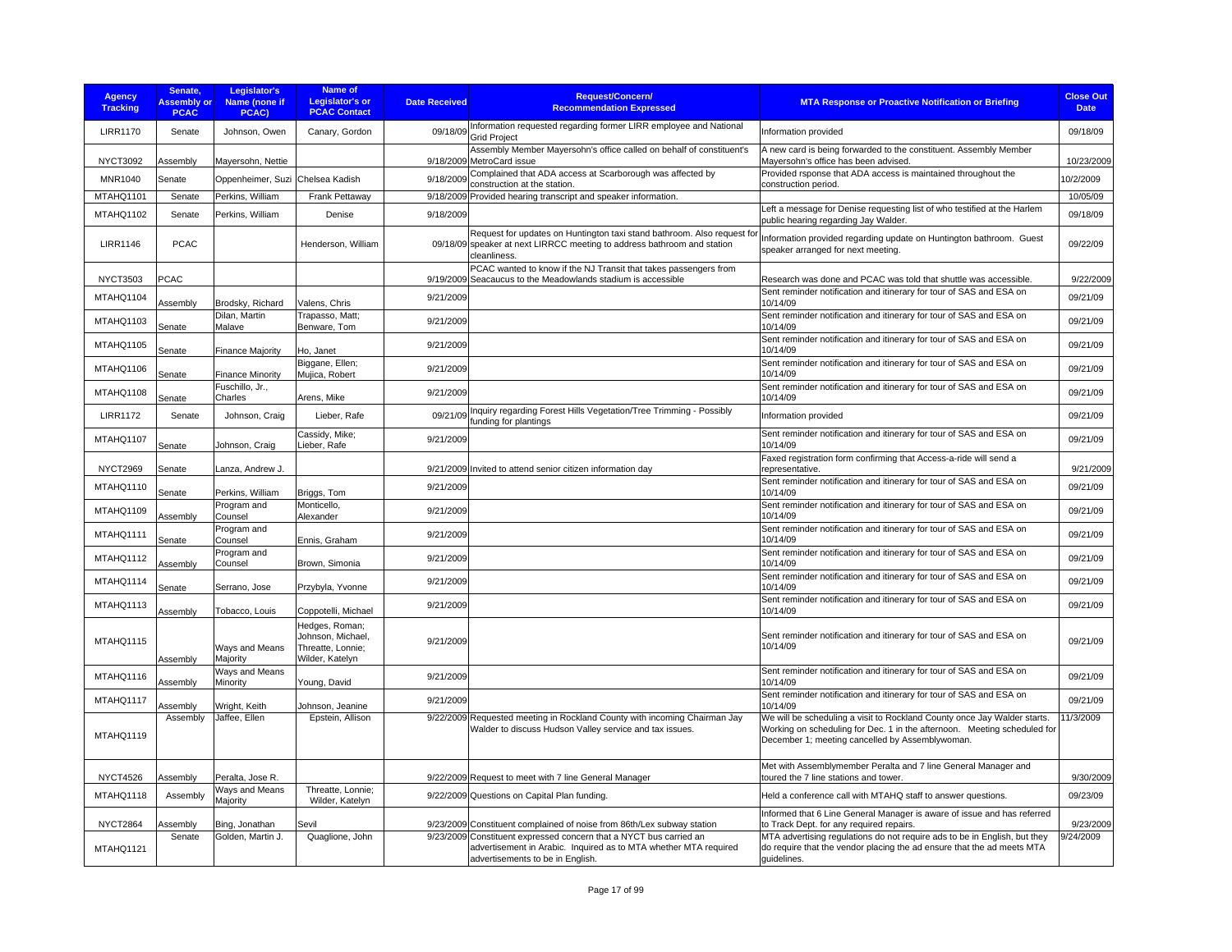| Agency Tracking | Senate, Assembly or PCAC | Legislator's Name (none if PCAC) | Name of Legislator's or PCAC Contact | Date Received | Request/Concern/ Recommendation Expressed | MTA Response or Proactive Notification or Briefing | Close Out Date |
|---|---|---|---|---|---|---|---|
| LIRR1170 | Senate | Johnson, Owen | Canary, Gordon | 09/18/09 | Information requested regarding former LIRR employee and National Grid Project | Information provided | 09/18/09 |
| NYCT3092 | Assembly | Mayersohn, Nettie | | 9/18/2009 | Assembly Member Mayersohn's office called on behalf of constituent's MetroCard issue | A new card is being forwarded to the constituent. Assembly Member Mayersohn's office has been advised. | 10/23/2009 |
| MNR1040 | Senate | Oppenheimer, Suzi | Chelsea Kadish | 9/18/2009 | Complained that ADA access at Scarborough was affected by construction at the station. | Provided rsponse that ADA access is maintained throughout the construction period. | 10/2/2009 |
| MTAHQ1101 | Senate | Perkins, William | Frank Pettaway | 9/18/2009 | Provided hearing transcript and speaker information. | | 10/05/09 |
| MTAHQ1102 | Senate | Perkins, William | Denise | 9/18/2009 | | Left a message for Denise requesting list of who testified at the Harlem public hearing regarding Jay Walder. | 09/18/09 |
| LIRR1146 | PCAC | | Henderson, William | 09/18/09 | Request for updates on Huntington taxi stand bathroom. Also request for speaker at next LIRRCC meeting to address bathroom and station cleanliness. | Information provided regarding update on Huntington bathroom. Guest speaker arranged for next meeting. | 09/22/09 |
| NYCT3503 | PCAC | | | 9/19/2009 | PCAC wanted to know if the NJ Transit that takes passengers from Seacaucus to the Meadowlands stadium is accessible | Research was done and PCAC was told that shuttle was accessible. | 9/22/2009 |
| MTAHQ1104 | Assembly | Brodsky, Richard | Valens, Chris | 9/21/2009 | | Sent reminder notification and itinerary for tour of SAS and ESA on 10/14/09 | 09/21/09 |
| MTAHQ1103 | Senate | Dilan, Martin Malave | Trapasso, Matt; Benware, Tom | 9/21/2009 | | Sent reminder notification and itinerary for tour of SAS and ESA on 10/14/09 | 09/21/09 |
| MTAHQ1105 | Senate | Finance Majority | Ho, Janet | 9/21/2009 | | Sent reminder notification and itinerary for tour of SAS and ESA on 10/14/09 | 09/21/09 |
| MTAHQ1106 | Senate | Finance Minority | Biggane, Ellen; Mujica, Robert | 9/21/2009 | | Sent reminder notification and itinerary for tour of SAS and ESA on 10/14/09 | 09/21/09 |
| MTAHQ1108 | Senate | Fuschillo, Jr., Charles | Arens, Mike | 9/21/2009 | | Sent reminder notification and itinerary for tour of SAS and ESA on 10/14/09 | 09/21/09 |
| LIRR1172 | Senate | Johnson, Craig | Lieber, Rafe | 09/21/09 | Inquiry regarding Forest Hills Vegetation/Tree Trimming - Possibly funding for plantings | Information provided | 09/21/09 |
| MTAHQ1107 | Senate | Johnson, Craig | Cassidy, Mike; Lieber, Rafe | 9/21/2009 | | Sent reminder notification and itinerary for tour of SAS and ESA on 10/14/09 | 09/21/09 |
| NYCT2969 | Senate | Lanza, Andrew J. | | 9/21/2009 | Invited to attend senior citizen information day | Faxed registration form confirming that Access-a-ride will send a representative. | 9/21/2009 |
| MTAHQ1110 | Senate | Perkins, William | Briggs, Tom | 9/21/2009 | | Sent reminder notification and itinerary for tour of SAS and ESA on 10/14/09 | 09/21/09 |
| MTAHQ1109 | Assembly | Program and Counsel | Monticello, Alexander | 9/21/2009 | | Sent reminder notification and itinerary for tour of SAS and ESA on 10/14/09 | 09/21/09 |
| MTAHQ1111 | Senate | Program and Counsel | Ennis, Graham | 9/21/2009 | | Sent reminder notification and itinerary for tour of SAS and ESA on 10/14/09 | 09/21/09 |
| MTAHQ1112 | Assembly | Program and Counsel | Brown, Simonia | 9/21/2009 | | Sent reminder notification and itinerary for tour of SAS and ESA on 10/14/09 | 09/21/09 |
| MTAHQ1114 | Senate | Serrano, Jose | Przybyla, Yvonne | 9/21/2009 | | Sent reminder notification and itinerary for tour of SAS and ESA on 10/14/09 | 09/21/09 |
| MTAHQ1113 | Assembly | Tobacco, Louis | Coppotelli, Michael | 9/21/2009 | | Sent reminder notification and itinerary for tour of SAS and ESA on 10/14/09 | 09/21/09 |
| MTAHQ1115 | Assembly | Ways and Means Majority | Hedges, Roman; Johnson, Michael, Threatte, Lonnie; Wilder, Katelyn | 9/21/2009 | | Sent reminder notification and itinerary for tour of SAS and ESA on 10/14/09 | 09/21/09 |
| MTAHQ1116 | Assembly | Ways and Means Minority | Young, David | 9/21/2009 | | Sent reminder notification and itinerary for tour of SAS and ESA on 10/14/09 | 09/21/09 |
| MTAHQ1117 | Assembly | Wright, Keith | Johnson, Jeanine | 9/21/2009 | | Sent reminder notification and itinerary for tour of SAS and ESA on 10/14/09 | 09/21/09 |
| MTAHQ1119 | Assembly | Jaffee, Ellen | Epstein, Allison | 9/22/2009 | Requested meeting in Rockland County with incoming Chairman Jay Walder to discuss Hudson Valley service and tax issues. | We will be scheduling a visit to Rockland County once Jay Walder starts. Working on scheduling for Dec. 1 in the afternoon. Meeting scheduled for December 1; meeting cancelled by Assemblywoman. | 11/3/2009 |
| NYCT4526 | Assembly | Peralta, Jose R. | | 9/22/2009 | Request to meet with 7 line General Manager | Met with Assemblymember Peralta and 7 line General Manager and toured the 7 line stations and tower. | 9/30/2009 |
| MTAHQ1118 | Assembly | Ways and Means Majority | Threatte, Lonnie; Wilder, Katelyn | 9/22/2009 | Questions on Capital Plan funding. | Held a conference call with MTAHQ staff to answer questions. | 09/23/09 |
| NYCT2864 | Assembly | Bing, Jonathan | Sevil | 9/23/2009 | Constituent complained of noise from 86th/Lex subway station | Informed that 6 Line General Manager is aware of issue and has referred to Track Dept. for any required repairs. | 9/23/2009 |
| MTAHQ1121 | Senate | Golden, Martin J. | Quaglione, John | 9/23/2009 | Constituent expressed concern that a NYCT bus carried an advertisement in Arabic. Inquired as to MTA whether MTA required advertisements to be in English. | MTA advertising regulations do not require ads to be in English, but they do require that the vendor placing the ad ensure that the ad meets MTA guidelines. | 9/24/2009 |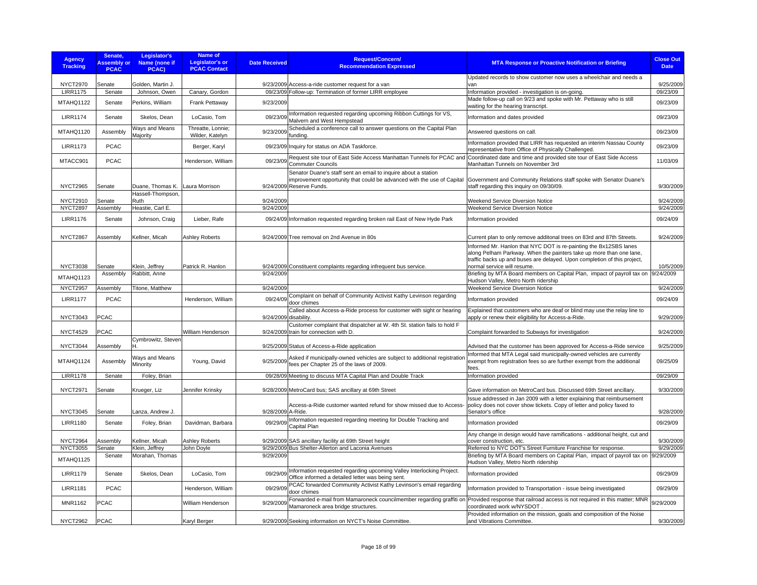| Agency Tracking | Senate, Assembly or PCAC | Legislator's Name (none if PCAC) | Name of Legislator's or PCAC Contact | Date Received | Request/Concern/ Recommendation Expressed | MTA Response or Proactive Notification or Briefing | Close Out Date |
|---|---|---|---|---|---|---|---|
| NYCT2970 | Senate | Golden, Martin J. | | 9/23/2009 | Access-a-ride customer request for a van | Updated records to show customer now uses a wheelchair and needs a van | 9/25/2009 |
| LIRR1175 | Senate | Johnson, Owen | Canary, Gordon | 09/23/09 | Follow-up: Termination of former LIRR employee | Information provided - investigation is on-going. | 09/23/09 |
| MTAHQ1122 | Senate | Perkins, William | Frank Pettaway | 9/23/2009 | | Made follow-up call on 9/23 and spoke with Mr. Pettaway who is still waiting for the hearing transcript. | 09/23/09 |
| LIRR1174 | Senate | Skelos, Dean | LoCasio, Tom | 09/23/09 | Information requested regarding upcoming Ribbon Cuttings for VS, Malvern and West Hempstead | Information and dates provided | 09/23/09 |
| MTAHQ1120 | Assembly | Ways and Means Majority | Threatte, Lonnie; Wilder, Katelyn | 9/23/2009 | Scheduled a conference call to answer questions on the Capital Plan funding. | Answered questions on call. | 09/23/09 |
| LIRR1173 | PCAC | | Berger, Karyl | 09/23/09 | Inquiry for status on ADA Taskforce. | Information provided that LIRR has requested an interim Nassau County representative from Office of Physically Challenged. | 09/23/09 |
| MTACC901 | PCAC | | Henderson, William | 09/23/09 | Request site tour of East Side Access Manhattan Tunnels for PCAC and Commuter Councils | Coordinated date and time and provided site tour of East Side Access Manhattan Tunnels on November 3rd | 11/03/09 |
| NYCT2965 | Senate | Duane, Thomas K. | Laura Morrison | 9/24/2009 | Senator Duane's staff sent an email to inquire about a station improvement opportunity that could be advanced with the use of Capital Reserve Funds. | Government and Community Relations staff spoke with Senator Duane's staff regarding this inquiry on 09/30/09. | 9/30/2009 |
| NYCT2910 | Senate | Hassell-Thompson, Ruth | | 9/24/2009 | | Weekend Service Diversion Notice | 9/24/2009 |
| NYCT2897 | Assembly | Heastie, Carl E. | | 9/24/2009 | | Weekend Service Diversion Notice | 9/24/2009 |
| LIRR1176 | Senate | Johnson, Craig | Lieber, Rafe | 09/24/09 | Information requested regarding broken rail East of New Hyde Park | Information provided | 09/24/09 |
| NYCT2867 | Assembly | Kellner, Micah | Ashley Roberts | 9/24/2009 | Tree removal on 2nd Avenue in 80s | Current plan to only remove additonal trees on 83rd and 87th Streets. | 9/24/2009 |
| NYCT3038 | Senate | Klein, Jeffrey | Patrick R. Hanlon | 9/24/2009 | Constituent complaints regarding infrequent bus service. | Informed Mr. Hanlon that NYC DOT is re-painting the Bx12SBS lanes along Pelham Parkway. When the painters take up more than one lane, traffic backs up and buses are delayed. Upon completion of this project, normal service will resume. | 10/5/2009 |
| MTAHQ1123 | Assembly | Rabbitt, Anne | | 9/24/2009 | | Briefing by MTA Board members on Capital Plan, impact of payroll tax on Hudson Valley, Metro North ridership | 9/24/2009 |
| NYCT2957 | Assembly | Titone, Matthew | | 9/24/2009 | | Weekend Service Diversion Notice | 9/24/2009 |
| LIRR1177 | PCAC | | Henderson, William | 09/24/09 | Complaint on behalf of Community Activist Kathy Levinson regarding door chimes | Information provided | 09/24/09 |
| NYCT3043 | PCAC | | | 9/24/2009 | Called about Access-a-Ride process for customer with sight or hearing disability. | Explained that customers who are deaf or blind may use the relay line to apply or renew their eligibility for Access-a-Ride. | 9/29/2009 |
| NYCT4529 | PCAC | | William Henderson | 9/24/2009 | Customer complaint that dispatcher at W. 4th St. station fails to hold F train for connection with D. | Complaint forwarded to Subways for investigation | 9/24/2009 |
| NYCT3044 | Assembly | Cymbrowitz, Steven H. | | 9/25/2009 | Status of Access-a-Ride application | Advised that the customer has been approved for Access-a-Ride service | 9/25/2009 |
| MTAHQ1124 | Assembly | Ways and Means Minority | Young, David | 9/25/2009 | Asked if municipally-owned vehicles are subject to additional registration fees per Chapter 25 of the laws of 2009. | Informed that MTA Legal said municipally-owned vehicles are currently exempt from registration fees so are further exempt from the additional fees. | 09/25/09 |
| LIRR1178 | Senate | Foley, Brian | | 09/28/09 | Meeting to discuss MTA Capital Plan and Double Track | Information provided | 09/29/09 |
| NYCT2971 | Senate | Krueger, Liz | Jennifer Krinsky | 9/28/2009 | MetroCard bus; SAS ancillary at 69th Street | Gave information on MetroCard bus. Discussed 69th Street ancillary. | 9/30/2009 |
| NYCT3045 | Senate | Lanza, Andrew J. | | 9/28/2009 | Access-a-Ride customer wanted refund for show missed due to Access-A-Ride. | Issue addressed in Jan 2009 with a letter explaining that reimbursement policy does not cover show tickets. Copy of letter and policy faxed to Senator's office | 9/28/2009 |
| LIRR1180 | Senate | Foley, Brian | Davidman, Barbara | 09/29/09 | Information requested regarding meeting for Double Tracking and Capital Plan | Information provided | 09/29/09 |
| NYCT2964 | Assembly | Kellner, Micah | Ashley Roberts | 9/29/2009 | SAS ancillary facility at 69th Street height | Any change in design would have ramifications - additional height, cut and cover construction, etc. | 9/30/2009 |
| NYCT3055 | Senate | Klein, Jeffrey | John Doyle | 9/29/2009 | Bus Shelter-Allerton and Laconia Avenues | Referred to NYC DOT's Street Furniture Franchise for response. | 9/29/2009 |
| MTAHQ1125 | Senate | Morahan, Thomas | | 9/29/2009 | | Briefing by MTA Board members on Capital Plan, impact of payroll tax on Hudson Valley, Metro North ridership | 9/29/2009 |
| LIRR1179 | Senate | Skelos, Dean | LoCasio, Tom | 09/29/09 | Information requested regarding upcoming Valley Interlocking Project. Office informed a detailed letter was being sent. | Information provided | 09/29/09 |
| LIRR1181 | PCAC | | Henderson, William | 09/29/09 | PCAC forwarded Community Activist Kathy Levinson's email regarding door chimes | Information provided to Transportation - issue being investigated | 09/29/09 |
| MNR1162 | PCAC | | William Henderson | 9/29/2009 | Forwarded e-mail from Mamaroneck councilmember regarding graffiti on Mamaroneck area bridge structures. | Provided response that railroad access is not required in this matter; MNR coordinated work w/NYSDOT . | 9/29/2009 |
| NYCT2962 | PCAC | | Karyl Berger | 9/29/2009 | Seeking information on NYCT's Noise Committee. | Provided information on the mission, goals and composition of the Noise and Vibrations Committee. | 9/30/2009 |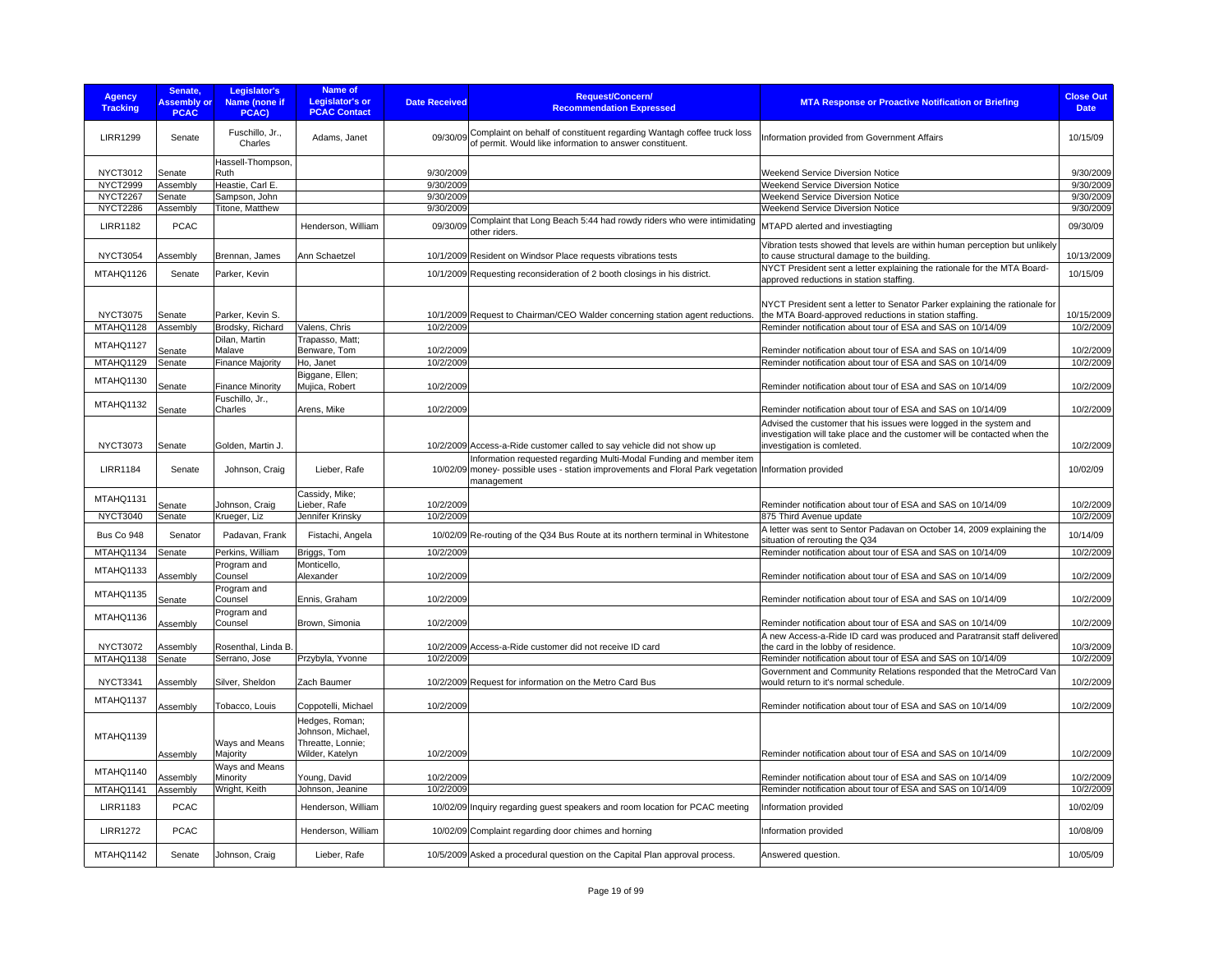| Agency Tracking | Senate, Assembly or PCAC | Legislator's Name (none if PCAC) | Name of Legislator's or PCAC Contact | Date Received | Request/Concern/ Recommendation Expressed | MTA Response or Proactive Notification or Briefing | Close Out Date |
|---|---|---|---|---|---|---|---|
| LIRR1299 | Senate | Fuschillo, Jr., Charles | Adams, Janet | 09/30/09 | Complaint on behalf of constituent regarding Wantagh coffee truck loss of permit. Would like information to answer constituent. | Information provided from Government Affairs | 10/15/09 |
| NYCT3012 | Senate | Hassell-Thompson, Ruth | | 9/30/2009 | | Weekend Service Diversion Notice | 9/30/2009 |
| NYCT2999 | Assembly | Heastie, Carl E. | | 9/30/2009 | | Weekend Service Diversion Notice | 9/30/2009 |
| NYCT2267 | Senate | Sampson, John | | 9/30/2009 | | Weekend Service Diversion Notice | 9/30/2009 |
| NYCT2286 | Assembly | Titone, Matthew | | 9/30/2009 | | Weekend Service Diversion Notice | 9/30/2009 |
| LIRR1182 | PCAC | | Henderson, William | 09/30/09 | Complaint that Long Beach 5:44 had rowdy riders who were intimidating other riders. | MTAPD alerted and investiagting | 09/30/09 |
| NYCT3054 | Assembly | Brennan, James | Ann Schaetzel | 10/1/2009 | Resident on Windsor Place requests vibrations tests | Vibration tests showed that levels are within human perception but unlikely to cause structural damage to the building. | 10/13/2009 |
| MTAHQ1126 | Senate | Parker, Kevin | | 10/1/2009 | Requesting reconsideration of 2 booth closings in his district. | NYCT President sent a letter explaining the rationale for the MTA Board-approved reductions in station staffing. | 10/15/09 |
| NYCT3075 | Senate | Parker, Kevin S. | | 10/1/2009 | Request to Chairman/CEO Walder concerning station agent reductions. | NYCT President sent a letter to Senator Parker explaining the rationale for the MTA Board-approved reductions in station staffing. | 10/15/2009 |
| MTAHQ1128 | Assembly | Brodsky, Richard | Valens, Chris | 10/2/2009 | | Reminder notification about tour of ESA and SAS on 10/14/09 | 10/2/2009 |
| MTAHQ1127 | Senate | Dilan, Martin Malave | Trapasso, Matt; Benware, Tom | 10/2/2009 | | Reminder notification about tour of ESA and SAS on 10/14/09 | 10/2/2009 |
| MTAHQ1129 | Senate | Finance Majority | Ho, Janet | 10/2/2009 | | Reminder notification about tour of ESA and SAS on 10/14/09 | 10/2/2009 |
| MTAHQ1130 | Senate | Finance Minority | Biggane, Ellen; Mujica, Robert | 10/2/2009 | | Reminder notification about tour of ESA and SAS on 10/14/09 | 10/2/2009 |
| MTAHQ1132 | Senate | Fuschillo, Jr., Charles | Arens, Mike | 10/2/2009 | | Reminder notification about tour of ESA and SAS on 10/14/09 | 10/2/2009 |
| NYCT3073 | Senate | Golden, Martin J. | | 10/2/2009 | Access-a-Ride customer called to say vehicle did not show up | Advised the customer that his issues were logged in the system and investigation will take place and the customer will be contacted when the investigation is comleted. | 10/2/2009 |
| LIRR1184 | Senate | Johnson, Craig | Lieber, Rafe | 10/02/09 | Information requested regarding Multi-Modal Funding and member item money- possible uses - station improvements and Floral Park vegetation management | Information provided | 10/02/09 |
| MTAHQ1131 | Senate | Johnson, Craig | Cassidy, Mike; Lieber, Rafe | 10/2/2009 | | Reminder notification about tour of ESA and SAS on 10/14/09 | 10/2/2009 |
| NYCT3040 | Senate | Krueger, Liz | Jennifer Krinsky | 10/2/2009 | | 875 Third Avenue update | 10/2/2009 |
| Bus Co 948 | Senator | Padavan, Frank | Fistachi, Angela | 10/02/09 | Re-routing of the Q34 Bus Route at its northern terminal in Whitestone | A letter was sent to Sentor Padavan on October 14, 2009 explaining the situation of rerouting the Q34 | 10/14/09 |
| MTAHQ1134 | Senate | Perkins, William | Briggs, Tom | 10/2/2009 | | Reminder notification about tour of ESA and SAS on 10/14/09 | 10/2/2009 |
| MTAHQ1133 | Assembly | Program and Counsel | Monticello, Alexander | 10/2/2009 | | Reminder notification about tour of ESA and SAS on 10/14/09 | 10/2/2009 |
| MTAHQ1135 | Senate | Program and Counsel | Ennis, Graham | 10/2/2009 | | Reminder notification about tour of ESA and SAS on 10/14/09 | 10/2/2009 |
| MTAHQ1136 | Assembly | Program and Counsel | Brown, Simonia | 10/2/2009 | | Reminder notification about tour of ESA and SAS on 10/14/09 | 10/2/2009 |
| NYCT3072 | Assembly | Rosenthal, Linda B. | | 10/2/2009 | Access-a-Ride customer did not receive ID card | A new Access-a-Ride ID card was produced and Paratransit staff delivered the card in the lobby of residence. | 10/3/2009 |
| MTAHQ1138 | Senate | Serrano, Jose | Przybyla, Yvonne | 10/2/2009 | | Reminder notification about tour of ESA and SAS on 10/14/09 | 10/2/2009 |
| NYCT3341 | Assembly | Silver, Sheldon | Zach Baumer | 10/2/2009 | Request for information on the Metro Card Bus | Government and Community Relations responded that the MetroCard Van would return to it's normal schedule. | 10/2/2009 |
| MTAHQ1137 | Assembly | Tobacco, Louis | Coppotelli, Michael | 10/2/2009 | | Reminder notification about tour of ESA and SAS on 10/14/09 | 10/2/2009 |
| MTAHQ1139 | Assembly | Ways and Means Majority | Hedges, Roman; Johnson, Michael, Threatte, Lonnie; Wilder, Katelyn | 10/2/2009 | | Reminder notification about tour of ESA and SAS on 10/14/09 | 10/2/2009 |
| MTAHQ1140 | Assembly | Ways and Means Minority | Young, David | 10/2/2009 | | Reminder notification about tour of ESA and SAS on 10/14/09 | 10/2/2009 |
| MTAHQ1141 | Assembly | Wright, Keith | Johnson, Jeanine | 10/2/2009 | | Reminder notification about tour of ESA and SAS on 10/14/09 | 10/2/2009 |
| LIRR1183 | PCAC | | Henderson, William | 10/02/09 | Inquiry regarding guest speakers and room location for PCAC meeting | Information provided | 10/02/09 |
| LIRR1272 | PCAC | | Henderson, William | 10/02/09 | Complaint regarding door chimes and horning | Information provided | 10/08/09 |
| MTAHQ1142 | Senate | Johnson, Craig | Lieber, Rafe | 10/5/2009 | Asked a procedural question on the Capital Plan approval process. | Answered question. | 10/05/09 |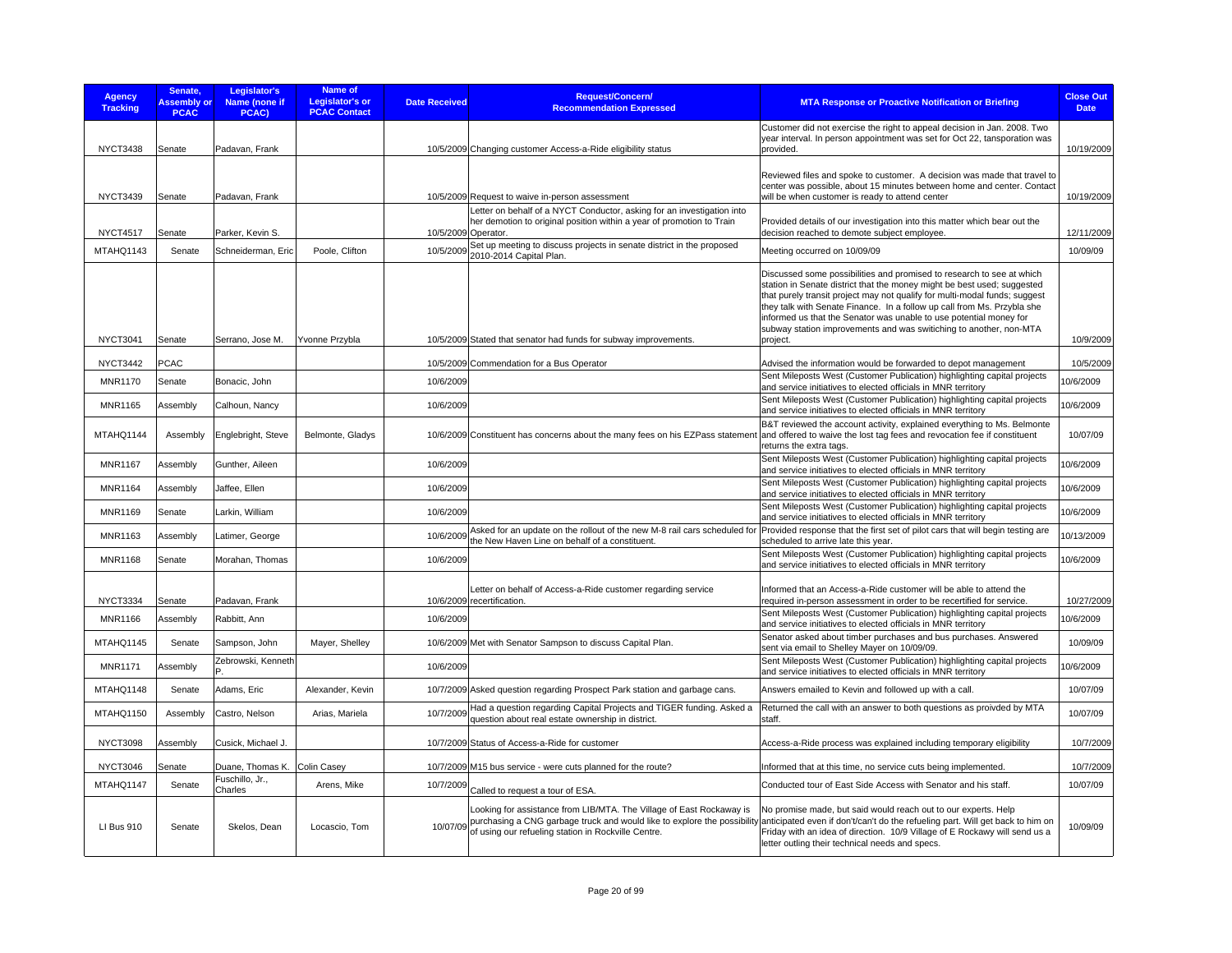| Agency Tracking | Senate, Assembly or PCAC | Legislator's Name (none if PCAC) | Name of Legislator's or PCAC Contact | Date Received | Request/Concern/ Recommendation Expressed | MTA Response or Proactive Notification or Briefing | Close Out Date |
|---|---|---|---|---|---|---|---|
| NYCT3438 | Senate | Padavan, Frank | | 10/5/2009 | Changing customer Access-a-Ride eligibility status | Customer did not exercise the right to appeal decision in Jan. 2008. Two year interval. In person appointment was set for Oct 22, tansporation was provided. | 10/19/2009 |
| NYCT3439 | Senate | Padavan, Frank | | 10/5/2009 | Request to waive in-person assessment | Reviewed files and spoke to customer. A decision was made that travel to center was possible, about 15 minutes between home and center. Contact will be when customer is ready to attend center | 10/19/2009 |
| NYCT4517 | Senate | Parker, Kevin S. | | 10/5/2009 | Letter on behalf of a NYCT Conductor, asking for an investigation into her demotion to original position within a year of promotion to Train Operator. | Provided details of our investigation into this matter which bear out the decision reached to demote subject employee. | 12/11/2009 |
| MTAHQ1143 | Senate | Schneiderman, Eric | Poole, Clifton | 10/5/2009 | Set up meeting to discuss projects in senate district in the proposed 2010-2014 Capital Plan. | Meeting occurred on 10/09/09 | 10/09/09 |
| NYCT3041 | Senate | Serrano, Jose M. | Yvonne Przybla | 10/5/2009 | Stated that senator had funds for subway improvements. | Discussed some possibilities and promised to research to see at which station in Senate district that the money might be best used; suggested that purely transit project may not qualify for multi-modal funds; suggest they talk with Senate Finance. In a follow up call from Ms. Przybla she informed us that the Senator was unable to use potential money for subway station improvements and was switiching to another, non-MTA project. | 10/9/2009 |
| NYCT3442 | PCAC | | | 10/5/2009 | Commendation for a Bus Operator | Advised the information would be forwarded to depot management | 10/5/2009 |
| MNR1170 | Senate | Bonacic, John | | 10/6/2009 | | Sent Mileposts West (Customer Publication) highlighting capital projects and service initiatives to elected officials in MNR territory | 10/6/2009 |
| MNR1165 | Assembly | Calhoun, Nancy | | 10/6/2009 | | Sent Mileposts West (Customer Publication) highlighting capital projects and service initiatives to elected officials in MNR territory | 10/6/2009 |
| MTAHQ1144 | Assembly | Englebright, Steve | Belmonte, Gladys | 10/6/2009 | Constituent has concerns about the many fees on his EZPass statement | B&T reviewed the account activity, explained everything to Ms. Belmonte and offered to waive the lost tag fees and revocation fee if constituent returns the extra tags. | 10/07/09 |
| MNR1167 | Assembly | Gunther, Aileen | | 10/6/2009 | | Sent Mileposts West (Customer Publication) highlighting capital projects and service initiatives to elected officials in MNR territory | 10/6/2009 |
| MNR1164 | Assembly | Jaffee, Ellen | | 10/6/2009 | | Sent Mileposts West (Customer Publication) highlighting capital projects and service initiatives to elected officials in MNR territory | 10/6/2009 |
| MNR1169 | Senate | Larkin, William | | 10/6/2009 | | Sent Mileposts West (Customer Publication) highlighting capital projects and service initiatives to elected officials in MNR territory | 10/6/2009 |
| MNR1163 | Assembly | Latimer, George | | 10/6/2009 | Asked for an update on the rollout of the new M-8 rail cars scheduled for the New Haven Line on behalf of a constituent. | Provided response that the first set of pilot cars that will begin testing are scheduled to arrive late this year. | 10/13/2009 |
| MNR1168 | Senate | Morahan, Thomas | | 10/6/2009 | | Sent Mileposts West (Customer Publication) highlighting capital projects and service initiatives to elected officials in MNR territory | 10/6/2009 |
| NYCT3334 | Senate | Padavan, Frank | | 10/6/2009 | Letter on behalf of Access-a-Ride customer regarding service recertification. | Informed that an Access-a-Ride customer will be able to attend the required in-person assessment in order to be recertified for service. | 10/27/2009 |
| MNR1166 | Assembly | Rabbitt, Ann | | 10/6/2009 | | Sent Mileposts West (Customer Publication) highlighting capital projects and service initiatives to elected officials in MNR territory | 10/6/2009 |
| MTAHQ1145 | Senate | Sampson, John | Mayer, Shelley | 10/6/2009 | Met with Senator Sampson to discuss Capital Plan. | Senator asked about timber purchases and bus purchases. Answered sent via email to Shelley Mayer on 10/09/09. | 10/09/09 |
| MNR1171 | Assembly | Zebrowski, Kenneth P. | | 10/6/2009 | | Sent Mileposts West (Customer Publication) highlighting capital projects and service initiatives to elected officials in MNR territory | 10/6/2009 |
| MTAHQ1148 | Senate | Adams, Eric | Alexander, Kevin | 10/7/2009 | Asked question regarding Prospect Park station and garbage cans. | Answers emailed to Kevin and followed up with a call. | 10/07/09 |
| MTAHQ1150 | Assembly | Castro, Nelson | Arias, Mariela | 10/7/2009 | Had a question regarding Capital Projects and TIGER funding. Asked a question about real estate ownership in district. | Returned the call with an answer to both questions as proivded by MTA staff. | 10/07/09 |
| NYCT3098 | Assembly | Cusick, Michael J. | | 10/7/2009 | Status of Access-a-Ride for customer | Access-a-Ride process was explained including temporary eligibility | 10/7/2009 |
| NYCT3046 | Senate | Duane, Thomas K. | Colin Casey | 10/7/2009 | M15 bus service - were cuts planned for the route? | Informed that at this time, no service cuts being implemented. | 10/7/2009 |
| MTAHQ1147 | Senate | Fuschillo, Jr., Charles | Arens, Mike | 10/7/2009 | Called to request a tour of ESA. | Conducted tour of East Side Access with Senator and his staff. | 10/07/09 |
| LI Bus 910 | Senate | Skelos, Dean | Locascio, Tom | 10/07/09 | Looking for assistance from LIB/MTA. The Village of East Rockaway is purchasing a CNG garbage truck and would like to explore the possibility of using our refueling station in Rockville Centre. | No promise made, but said would reach out to our experts. Help anticipated even if don't/can't do the refueling part. Will get back to him on Friday with an idea of direction. 10/9 Village of E Rockawy will send us a letter outling their technical needs and specs. | 10/09/09 |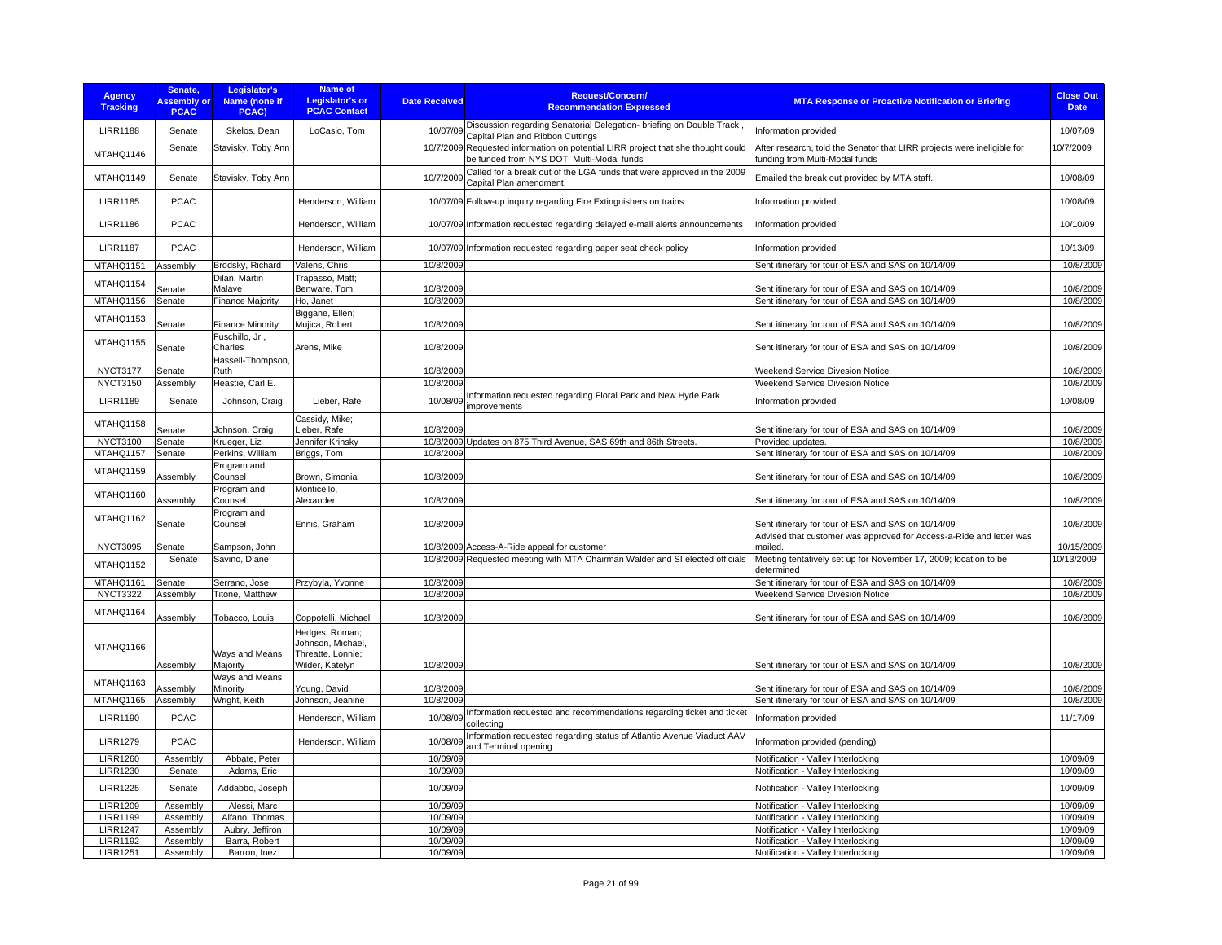| Agency Tracking | Senate, Assembly or PCAC | Legislator's Name (none if PCAC) | Name of Legislator's or PCAC Contact | Date Received | Request/Concern/ Recommendation Expressed | MTA Response or Proactive Notification or Briefing | Close Out Date |
|---|---|---|---|---|---|---|---|
| LIRR1188 | Senate | Skelos, Dean | LoCasio, Tom | 10/07/09 | Discussion regarding Senatorial Delegation- briefing on Double Track , Capital Plan and Ribbon Cuttings | Information provided | 10/07/09 |
| MTAHQ1146 | Senate | Stavisky, Toby Ann | | 10/7/2009 | Requested information on potential LIRR project that she thought could be funded from NYS DOT Multi-Modal funds | After research, told the Senator that LIRR projects were ineligible for funding from Multi-Modal funds | 10/7/2009 |
| MTAHQ1149 | Senate | Stavisky, Toby Ann | | 10/7/2009 | Called for a break out of the LGA funds that were approved in the 2009 Capital Plan amendment. | Emailed the break out provided by MTA staff. | 10/08/09 |
| LIRR1185 | PCAC | | Henderson, William | 10/07/09 | Follow-up inquiry regarding Fire Extinguishers on trains | Information provided | 10/08/09 |
| LIRR1186 | PCAC | | Henderson, William | 10/07/09 | Information requested regarding delayed e-mail alerts announcements | Information provided | 10/10/09 |
| LIRR1187 | PCAC | | Henderson, William | 10/07/09 | Information requested regarding paper seat check policy | Information provided | 10/13/09 |
| MTAHQ1151 | Assembly | Brodsky, Richard | Valens, Chris | 10/8/2009 | | Sent itinerary for tour of ESA and SAS on 10/14/09 | 10/8/2009 |
| MTAHQ1154 | Senate | Dilan, Martin Malave | Trapasso, Matt; Benware, Tom | 10/8/2009 | | Sent itinerary for tour of ESA and SAS on 10/14/09 | 10/8/2009 |
| MTAHQ1156 | Senate | Finance Majority | Ho, Janet | 10/8/2009 | | Sent itinerary for tour of ESA and SAS on 10/14/09 | 10/8/2009 |
| MTAHQ1153 | Senate | Finance Minority | Biggane, Ellen; Mujica, Robert | 10/8/2009 | | Sent itinerary for tour of ESA and SAS on 10/14/09 | 10/8/2009 |
| MTAHQ1155 | Senate | Fuschillo, Jr., Charles | Arens, Mike | 10/8/2009 | | Sent itinerary for tour of ESA and SAS on 10/14/09 | 10/8/2009 |
| NYCT3177 | Senate | Hassell-Thompson, Ruth | | 10/8/2009 | | Weekend Service Divesion Notice | 10/8/2009 |
| NYCT3150 | Assembly | Heastie, Carl E. | | 10/8/2009 | | Weekend Service Divesion Notice | 10/8/2009 |
| LIRR1189 | Senate | Johnson, Craig | Lieber, Rafe | 10/08/09 | Information requested regarding Floral Park and New Hyde Park improvements | Information provided | 10/08/09 |
| MTAHQ1158 | Senate | Johnson, Craig | Cassidy, Mike; Lieber, Rafe | 10/8/2009 | | Sent itinerary for tour of ESA and SAS on 10/14/09 | 10/8/2009 |
| NYCT3100 | Senate | Krueger, Liz | Jennifer Krinsky | 10/8/2009 | Updates on 875 Third Avenue, SAS 69th and 86th Streets. | Provided updates. | 10/8/2009 |
| MTAHQ1157 | Senate | Perkins, William | Briggs, Tom | 10/8/2009 | | Sent itinerary for tour of ESA and SAS on 10/14/09 | 10/8/2009 |
| MTAHQ1159 | Assembly | Program and Counsel | Brown, Simonia | 10/8/2009 | | Sent itinerary for tour of ESA and SAS on 10/14/09 | 10/8/2009 |
| MTAHQ1160 | Assembly | Program and Counsel | Monticello, Alexander | 10/8/2009 | | Sent itinerary for tour of ESA and SAS on 10/14/09 | 10/8/2009 |
| MTAHQ1162 | Senate | Program and Counsel | Ennis, Graham | 10/8/2009 | | Sent itinerary for tour of ESA and SAS on 10/14/09 | 10/8/2009 |
| NYCT3095 | Senate | Sampson, John | | 10/8/2009 | Access-A-Ride appeal for customer | Advised that customer was approved for Access-a-Ride and letter was mailed. | 10/15/2009 |
| MTAHQ1152 | Senate | Savino, Diane | | 10/8/2009 | Requested meeting with MTA Chairman Walder and SI elected officials | Meeting tentatively set up for November 17, 2009; location to be determined | 10/13/2009 |
| MTAHQ1161 | Senate | Serrano, Jose | Przybyla, Yvonne | 10/8/2009 | | Sent itinerary for tour of ESA and SAS on 10/14/09 | 10/8/2009 |
| NYCT3322 | Assembly | Titone, Matthew | | 10/8/2009 | | Weekend Service Divesion Notice | 10/8/2009 |
| MTAHQ1164 | Assembly | Tobacco, Louis | Coppotelli, Michael | 10/8/2009 | | Sent itinerary for tour of ESA and SAS on 10/14/09 | 10/8/2009 |
| MTAHQ1166 | Assembly | Ways and Means Majority | Hedges, Roman; Johnson, Michael, Threatte, Lonnie; Wilder, Katelyn | 10/8/2009 | | Sent itinerary for tour of ESA and SAS on 10/14/09 | 10/8/2009 |
| MTAHQ1163 | Assembly | Ways and Means Minority | Young, David | 10/8/2009 | | Sent itinerary for tour of ESA and SAS on 10/14/09 | 10/8/2009 |
| MTAHQ1165 | Assembly | Wright, Keith | Johnson, Jeanine | 10/8/2009 | | Sent itinerary for tour of ESA and SAS on 10/14/09 | 10/8/2009 |
| LIRR1190 | PCAC | | Henderson, William | 10/08/09 | Information requested and recommendations regarding ticket and ticket collecting | Information provided | 11/17/09 |
| LIRR1279 | PCAC | | Henderson, William | 10/08/09 | Information requested regarding status of Atlantic Avenue Viaduct AAV and Terminal opening | Information provided (pending) | |
| LIRR1260 | Assembly | Abbate, Peter | | 10/09/09 | | Notification - Valley Interlocking | 10/09/09 |
| LIRR1230 | Senate | Adams, Eric | | 10/09/09 | | Notification - Valley Interlocking | 10/09/09 |
| LIRR1225 | Senate | Addabbo, Joseph | | 10/09/09 | | Notification - Valley Interlocking | 10/09/09 |
| LIRR1209 | Assembly | Alessi, Marc | | 10/09/09 | | Notification - Valley Interlocking | 10/09/09 |
| LIRR1199 | Assembly | Alfano, Thomas | | 10/09/09 | | Notification - Valley Interlocking | 10/09/09 |
| LIRR1247 | Assembly | Aubry, Jeffiron | | 10/09/09 | | Notification - Valley Interlocking | 10/09/09 |
| LIRR1192 | Assembly | Barra, Robert | | 10/09/09 | | Notification - Valley Interlocking | 10/09/09 |
| LIRR1251 | Assembly | Barron, Inez | | 10/09/09 | | Notification - Valley Interlocking | 10/09/09 |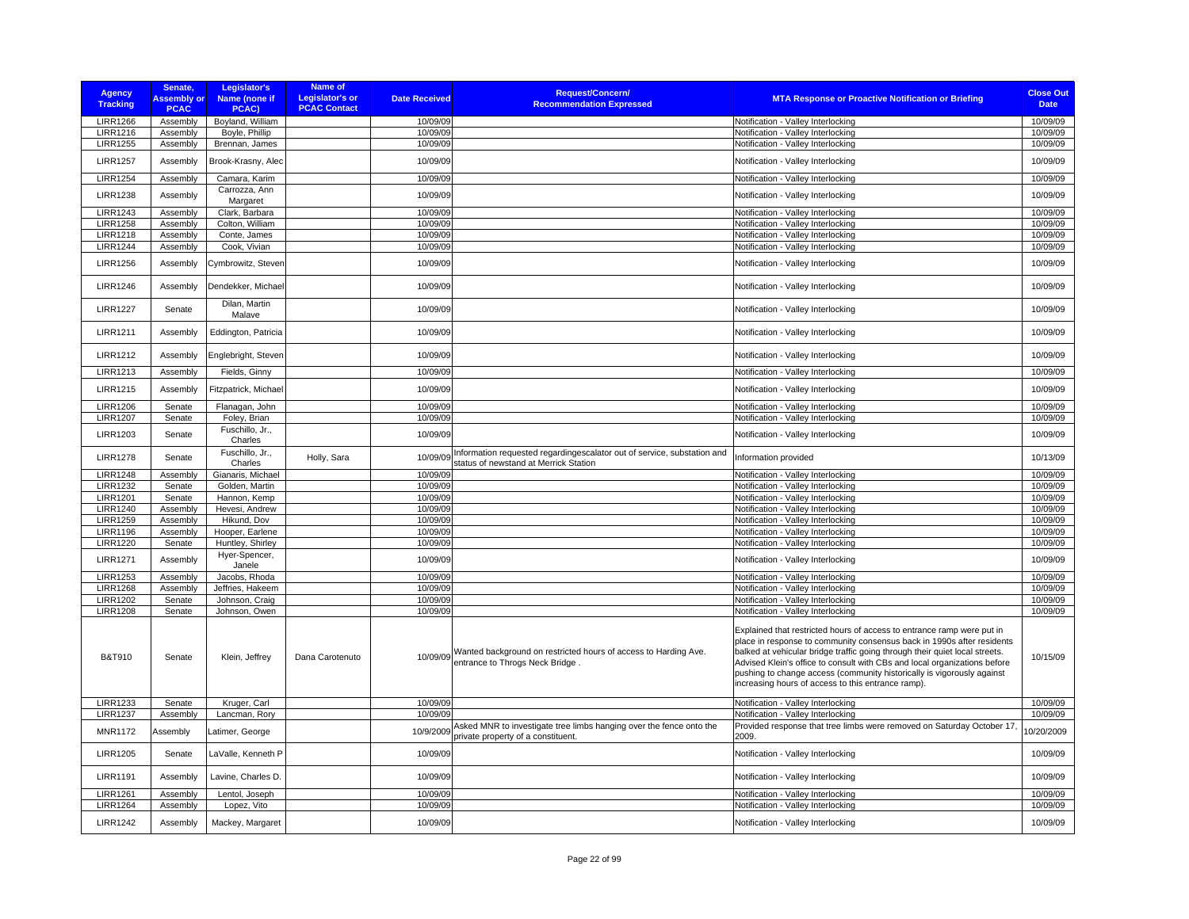| Agency Tracking | Senate, Assembly or PCAC | Legislator's Name (none if PCAC) | Name of Legislator's or PCAC Contact | Date Received | Request/Concern/ Recommendation Expressed | MTA Response or Proactive Notification or Briefing | Close Out Date |
|---|---|---|---|---|---|---|---|
| LIRR1266 | Assembly | Boyland, William | | 10/09/09 | | Notification - Valley Interlocking | 10/09/09 |
| LIRR1216 | Assembly | Boyle, Phillip | | 10/09/09 | | Notification - Valley Interlocking | 10/09/09 |
| LIRR1255 | Assembly | Brennan, James | | 10/09/09 | | Notification - Valley Interlocking | 10/09/09 |
| LIRR1257 | Assembly | Brook-Krasny, Alec | | 10/09/09 | | Notification - Valley Interlocking | 10/09/09 |
| LIRR1254 | Assembly | Camara, Karim | | 10/09/09 | | Notification - Valley Interlocking | 10/09/09 |
| LIRR1238 | Assembly | Carrozza, Ann Margaret | | 10/09/09 | | Notification - Valley Interlocking | 10/09/09 |
| LIRR1243 | Assembly | Clark, Barbara | | 10/09/09 | | Notification - Valley Interlocking | 10/09/09 |
| LIRR1258 | Assembly | Colton, William | | 10/09/09 | | Notification - Valley Interlocking | 10/09/09 |
| LIRR1218 | Assembly | Conte, James | | 10/09/09 | | Notification - Valley Interlocking | 10/09/09 |
| LIRR1244 | Assembly | Cook, Vivian | | 10/09/09 | | Notification - Valley Interlocking | 10/09/09 |
| LIRR1256 | Assembly | Cymbrowitz, Steven | | 10/09/09 | | Notification - Valley Interlocking | 10/09/09 |
| LIRR1246 | Assembly | Dendekker, Michael | | 10/09/09 | | Notification - Valley Interlocking | 10/09/09 |
| LIRR1227 | Senate | Dilan, Martin Malave | | 10/09/09 | | Notification - Valley Interlocking | 10/09/09 |
| LIRR1211 | Assembly | Eddington, Patricia | | 10/09/09 | | Notification - Valley Interlocking | 10/09/09 |
| LIRR1212 | Assembly | Englebright, Steven | | 10/09/09 | | Notification - Valley Interlocking | 10/09/09 |
| LIRR1213 | Assembly | Fields, Ginny | | 10/09/09 | | Notification - Valley Interlocking | 10/09/09 |
| LIRR1215 | Assembly | Fitzpatrick, Michael | | 10/09/09 | | Notification - Valley Interlocking | 10/09/09 |
| LIRR1206 | Senate | Flanagan, John | | 10/09/09 | | Notification - Valley Interlocking | 10/09/09 |
| LIRR1207 | Senate | Foley, Brian | | 10/09/09 | | Notification - Valley Interlocking | 10/09/09 |
| LIRR1203 | Senate | Fuschillo, Jr., Charles | | 10/09/09 | | Notification - Valley Interlocking | 10/09/09 |
| LIRR1278 | Senate | Fuschillo, Jr., Charles | Holly, Sara | 10/09/09 | Information requested regardingescalator out of service, substation and status of newstand at Merrick Station | Information provided | 10/13/09 |
| LIRR1248 | Assembly | Gianaris, Michael | | 10/09/09 | | Notification - Valley Interlocking | 10/09/09 |
| LIRR1232 | Senate | Golden, Martin | | 10/09/09 | | Notification - Valley Interlocking | 10/09/09 |
| LIRR1201 | Senate | Hannon, Kemp | | 10/09/09 | | Notification - Valley Interlocking | 10/09/09 |
| LIRR1240 | Assembly | Hevesi, Andrew | | 10/09/09 | | Notification - Valley Interlocking | 10/09/09 |
| LIRR1259 | Assembly | Hikund, Dov | | 10/09/09 | | Notification - Valley Interlocking | 10/09/09 |
| LIRR1196 | Assembly | Hooper, Earlene | | 10/09/09 | | Notification - Valley Interlocking | 10/09/09 |
| LIRR1220 | Senate | Huntley, Shirley | | 10/09/09 | | Notification - Valley Interlocking | 10/09/09 |
| LIRR1271 | Assembly | Hyer-Spencer, Janele | | 10/09/09 | | Notification - Valley Interlocking | 10/09/09 |
| LIRR1253 | Assembly | Jacobs, Rhoda | | 10/09/09 | | Notification - Valley Interlocking | 10/09/09 |
| LIRR1268 | Assembly | Jeffries, Hakeem | | 10/09/09 | | Notification - Valley Interlocking | 10/09/09 |
| LIRR1202 | Senate | Johnson, Craig | | 10/09/09 | | Notification - Valley Interlocking | 10/09/09 |
| LIRR1208 | Senate | Johnson, Owen | | 10/09/09 | | Notification - Valley Interlocking | 10/09/09 |
| B&T910 | Senate | Klein, Jeffrey | Dana Carotenuto | 10/09/09 | Wanted background on restricted hours of access to Harding Ave. entrance to Throgs Neck Bridge . | Explained that restricted hours of access to entrance ramp were put in place in response to community consensus back in 1990s after residents balked at vehicular bridge traffic going through their quiet local streets. Advised Klein's office to consult with CBs and local organizations before pushing to change access (community historically is vigorously against increasing hours of access to this entrance ramp). | 10/15/09 |
| LIRR1233 | Senate | Kruger, Carl | | 10/09/09 | | Notification - Valley Interlocking | 10/09/09 |
| LIRR1237 | Assembly | Lancman, Rory | | 10/09/09 | | Notification - Valley Interlocking | 10/09/09 |
| MNR1172 | Assembly | Latimer, George | | 10/9/2009 | Asked MNR to investigate tree limbs hanging over the fence onto the private property of a constituent. | Provided response that tree limbs were removed on Saturday October 17, 2009. | 10/20/2009 |
| LIRR1205 | Senate | LaValle, Kenneth P | | 10/09/09 | | Notification - Valley Interlocking | 10/09/09 |
| LIRR1191 | Assembly | Lavine, Charles D. | | 10/09/09 | | Notification - Valley Interlocking | 10/09/09 |
| LIRR1261 | Assembly | Lentol, Joseph | | 10/09/09 | | Notification - Valley Interlocking | 10/09/09 |
| LIRR1264 | Assembly | Lopez, Vito | | 10/09/09 | | Notification - Valley Interlocking | 10/09/09 |
| LIRR1242 | Assembly | Mackey, Margaret | | 10/09/09 | | Notification - Valley Interlocking | 10/09/09 |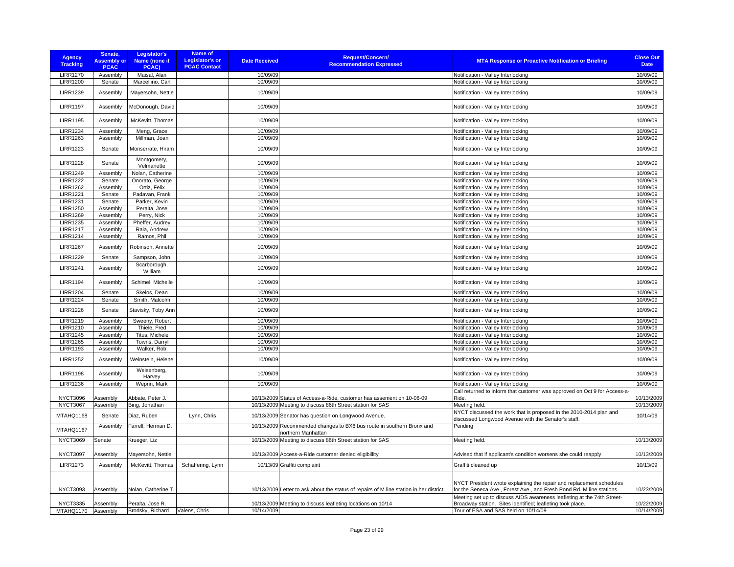| Agency Tracking | Senate, Assembly or PCAC | Legislator's Name (none if PCAC) | Name of Legislator's or PCAC Contact | Date Received | Request/Concern/ Recommendation Expressed | MTA Response or Proactive Notification or Briefing | Close Out Date |
|---|---|---|---|---|---|---|---|
| LIRR1270 | Assembly | Maisal, Alan | | 10/09/09 | | Notification - Valley Interlocking | 10/09/09 |
| LIRR1200 | Senate | Marcellino, Carl | | 10/09/09 | | Notification - Valley Interlocking | 10/09/09 |
| LIRR1239 | Assembly | Mayersohn, Nettie | | 10/09/09 | | Notification - Valley Interlocking | 10/09/09 |
| LIRR1197 | Assembly | McDonough, David | | 10/09/09 | | Notification - Valley Interlocking | 10/09/09 |
| LIRR1195 | Assembly | McKevitt, Thomas | | 10/09/09 | | Notification - Valley Interlocking | 10/09/09 |
| LIRR1234 | Assembly | Meng, Grace | | 10/09/09 | | Notification - Valley Interlocking | 10/09/09 |
| LIRR1263 | Assembly | Millman, Joan | | 10/09/09 | | Notification - Valley Interlocking | 10/09/09 |
| LIRR1223 | Senate | Monserrate, Hiram | | 10/09/09 | | Notification - Valley Interlocking | 10/09/09 |
| LIRR1228 | Senate | Montgomery, Velmanette | | 10/09/09 | | Notification - Valley Interlocking | 10/09/09 |
| LIRR1249 | Assembly | Nolan, Catherine | | 10/09/09 | | Notification - Valley Interlocking | 10/09/09 |
| LIRR1222 | Senate | Onorato, George | | 10/09/09 | | Notification - Valley Interlocking | 10/09/09 |
| LIRR1262 | Assembly | Ortiz, Felix | | 10/09/09 | | Notification - Valley Interlocking | 10/09/09 |
| LIRR1221 | Senate | Padavan, Frank | | 10/09/09 | | Notification - Valley Interlocking | 10/09/09 |
| LIRR1231 | Senate | Parker, Kevin | | 10/09/09 | | Notification - Valley Interlocking | 10/09/09 |
| LIRR1250 | Assembly | Peralta, Jose | | 10/09/09 | | Notification - Valley Interlocking | 10/09/09 |
| LIRR1269 | Assembly | Perry, Nick | | 10/09/09 | | Notification - Valley Interlocking | 10/09/09 |
| LIRR1235 | Assembly | Pheffer, Audrey | | 10/09/09 | | Notification - Valley Interlocking | 10/09/09 |
| LIRR1217 | Assembly | Raia, Andrew | | 10/09/09 | | Notification - Valley Interlocking | 10/09/09 |
| LIRR1214 | Assembly | Ramos, Phil | | 10/09/09 | | Notification - Valley Interlocking | 10/09/09 |
| LIRR1267 | Assembly | Robinson, Annette | | 10/09/09 | | Notification - Valley Interlocking | 10/09/09 |
| LIRR1229 | Senate | Sampson, John | | 10/09/09 | | Notification - Valley Interlocking | 10/09/09 |
| LIRR1241 | Assembly | Scarborough, William | | 10/09/09 | | Notification - Valley Interlocking | 10/09/09 |
| LIRR1194 | Assembly | Schimel, Michelle | | 10/09/09 | | Notification - Valley Interlocking | 10/09/09 |
| LIRR1204 | Senate | Skelos, Dean | | 10/09/09 | | Notification - Valley Interlocking | 10/09/09 |
| LIRR1224 | Senate | Smith, Malcolm | | 10/09/09 | | Notification - Valley Interlocking | 10/09/09 |
| LIRR1226 | Senate | Stavisky, Toby Ann | | 10/09/09 | | Notification - Valley Interlocking | 10/09/09 |
| LIRR1219 | Assembly | Sweeny, Robert | | 10/09/09 | | Notification - Valley Interlocking | 10/09/09 |
| LIRR1210 | Assembly | Thiele, Fred | | 10/09/09 | | Notification - Valley Interlocking | 10/09/09 |
| LIRR1245 | Assembly | Titus, Michele | | 10/09/09 | | Notification - Valley Interlocking | 10/09/09 |
| LIRR1265 | Assembly | Towns, Darryl | | 10/09/09 | | Notification - Valley Interlocking | 10/09/09 |
| LIRR1193 | Assembly | Walker, Rob | | 10/09/09 | | Notification - Valley Interlocking | 10/09/09 |
| LIRR1252 | Assembly | Weinstein, Helene | | 10/09/09 | | Notification - Valley Interlocking | 10/09/09 |
| LIRR1198 | Assembly | Weisenberg, Harvey | | 10/09/09 | | Notification - Valley Interlocking | 10/09/09 |
| LIRR1236 | Assembly | Weprin, Mark | | 10/09/09 | | Notification - Valley Interlocking | 10/09/09 |
| NYCT3096 | Assembly | Abbate, Peter J. | | 10/13/2009 | Status of Access-a-Ride, customer has assement on 10-06-09 | Call returned to inform that customer was approved on Oct 9 for Access-a-Ride. | 10/13/2009 |
| NYCT3067 | Assembly | Bing, Jonathan | | 10/13/2009 | Meeting to discuss 86th Street station for SAS | Meeting held. | 10/13/2009 |
| MTAHQ1168 | Senate | Diaz, Ruben | Lynn, Chris | 10/13/2009 | Senator has question on Longwood Avenue. | NYCT discussed the work that is proposed in the 2010-2014 plan and discussed Longwood Avenue with the Senator's staff. | 10/14/09 |
| MTAHQ1167 | Assembly | Farrell, Herman D. | | 10/13/2009 | Recommended changes to BX6 bus route in southern Bronx and northern Manhattan | Pending | |
| NYCT3069 | Senate | Krueger, Liz | | 10/13/2009 | Meeting to discuss 86th Street station for SAS | Meeting held. | 10/13/2009 |
| NYCT3097 | Assembly | Mayersohn, Nettie | | 10/13/2009 | Access-a-Ride customer denied eligibillity | Advised that if applicant's condition worsens she could reapply | 10/13/2009 |
| LIRR1273 | Assembly | McKevitt, Thomas | Schaffering, Lynn | 10/13/09 | Graffiti complaint | Graffiti cleaned up | 10/13/09 |
| NYCT3093 | Assembly | Nolan, Catherine T. | | 10/13/2009 | Letter to ask about the status of repairs of M line station in her district. | NYCT President wrote explaining the repair and replacement schedules for the Seneca Ave., Forest Ave., and Fresh Pond Rd. M line stations. | 10/23/2009 |
| NYCT3335 | Assembly | Peralta, Jose R. | | 10/13/2009 | Meeting to discuss leafleting locations on 10/14 | Meeting set up to discuss AIDS awareness leafleting at the 74th Street-Broadway station. Sites identified; leafleting took place. | 10/22/2009 |
| MTAHQ1170 | Assembly | Brodsky, Richard | Valens, Chris | 10/14/2009 | | Tour of ESA and SAS held on 10/14/09 | 10/14/2009 |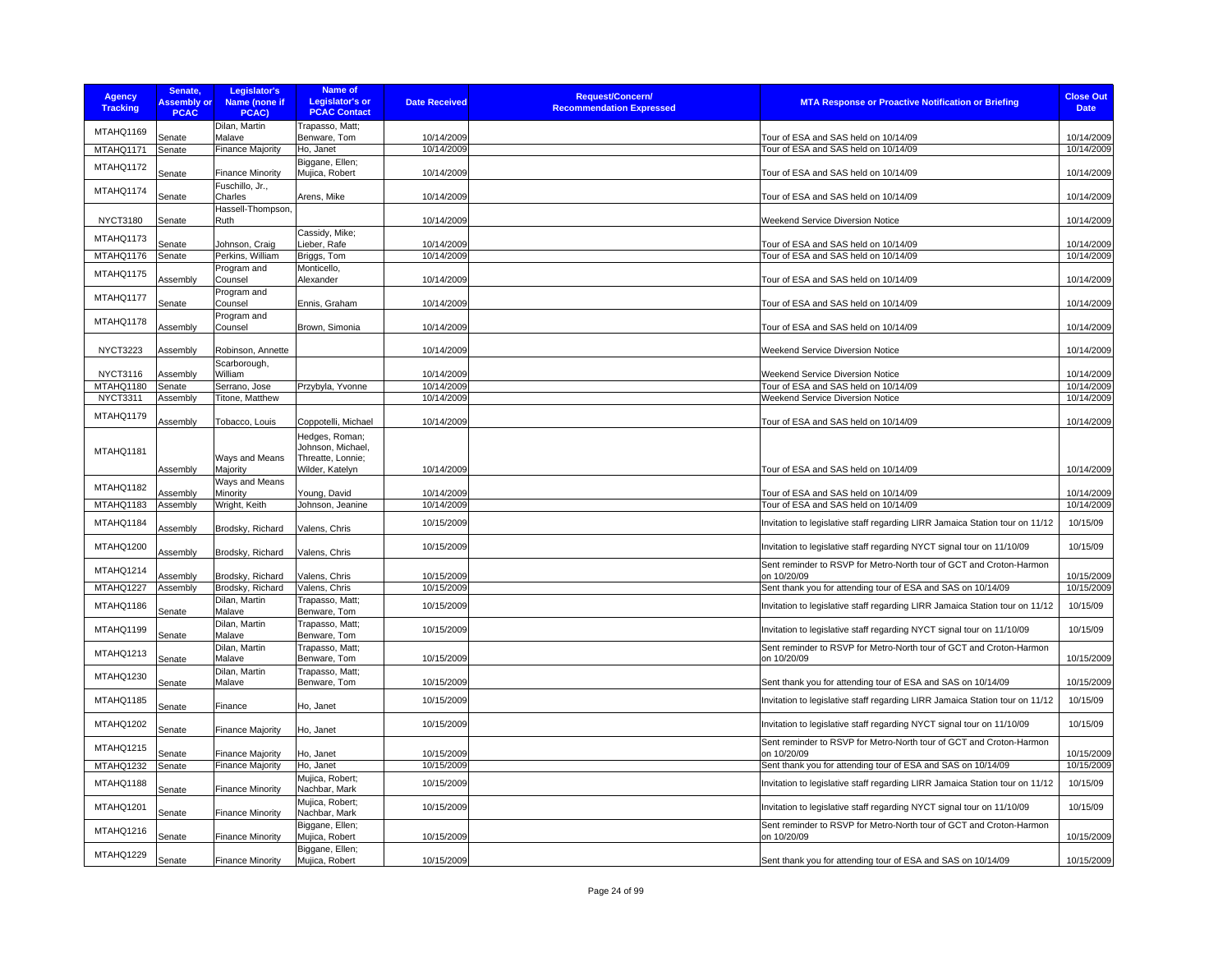| Agency Tracking | Senate, Assembly or PCAC | Legislator's Name (none if PCAC) | Name of Legislator's or PCAC Contact | Date Received | Request/Concern/ Recommendation Expressed | MTA Response or Proactive Notification or Briefing | Close Out Date |
|---|---|---|---|---|---|---|---|
| MTAHQ1169 | Senate | Dilan, Martin Malave | Trapasso, Matt; Benware, Tom | 10/14/2009 | | Tour of ESA and SAS held on 10/14/09 | 10/14/2009 |
| MTAHQ1171 | Senate | Finance Majority | Ho, Janet | 10/14/2009 | | Tour of ESA and SAS held on 10/14/09 | 10/14/2009 |
| MTAHQ1172 | Senate | Finance Minority | Biggane, Ellen; Mujica, Robert | 10/14/2009 | | Tour of ESA and SAS held on 10/14/09 | 10/14/2009 |
| MTAHQ1174 | Senate | Fuschillo, Jr., Charles | Arens, Mike | 10/14/2009 | | Tour of ESA and SAS held on 10/14/09 | 10/14/2009 |
| NYCT3180 | Senate | Hassell-Thompson, Ruth | | 10/14/2009 | | Weekend Service Diversion Notice | 10/14/2009 |
| MTAHQ1173 | Senate | Johnson, Craig | Cassidy, Mike; Lieber, Rafe | 10/14/2009 | | Tour of ESA and SAS held on 10/14/09 | 10/14/2009 |
| MTAHQ1176 | Senate | Perkins, William | Briggs, Tom | 10/14/2009 | | Tour of ESA and SAS held on 10/14/09 | 10/14/2009 |
| MTAHQ1175 | Assembly | Program and Counsel | Monticello, Alexander | 10/14/2009 | | Tour of ESA and SAS held on 10/14/09 | 10/14/2009 |
| MTAHQ1177 | Senate | Program and Counsel | Ennis, Graham | 10/14/2009 | | Tour of ESA and SAS held on 10/14/09 | 10/14/2009 |
| MTAHQ1178 | Assembly | Program and Counsel | Brown, Simonia | 10/14/2009 | | Tour of ESA and SAS held on 10/14/09 | 10/14/2009 |
| NYCT3223 | Assembly | Robinson, Annette | | 10/14/2009 | | Weekend Service Diversion Notice | 10/14/2009 |
| NYCT3116 | Assembly | Scarborough, William | | 10/14/2009 | | Weekend Service Diversion Notice | 10/14/2009 |
| MTAHQ1180 | Senate | Serrano, Jose | Przybyla, Yvonne | 10/14/2009 | | Tour of ESA and SAS held on 10/14/09 | 10/14/2009 |
| NYCT3311 | Assembly | Titone, Matthew | | 10/14/2009 | | Weekend Service Diversion Notice | 10/14/2009 |
| MTAHQ1179 | Assembly | Tobacco, Louis | Coppotelli, Michael | 10/14/2009 | | Tour of ESA and SAS held on 10/14/09 | 10/14/2009 |
| MTAHQ1181 | Assembly | Ways and Means Majority | Hedges, Roman; Johnson, Michael, Threatte, Lonnie; Wilder, Katelyn | 10/14/2009 | | Tour of ESA and SAS held on 10/14/09 | 10/14/2009 |
| MTAHQ1182 | Assembly | Ways and Means Minority | Young, David | 10/14/2009 | | Tour of ESA and SAS held on 10/14/09 | 10/14/2009 |
| MTAHQ1183 | Assembly | Wright, Keith | Johnson, Jeanine | 10/14/2009 | | Tour of ESA and SAS held on 10/14/09 | 10/14/2009 |
| MTAHQ1184 | Assembly | Brodsky, Richard | Valens, Chris | 10/15/2009 | | Invitation to legislative staff regarding LIRR Jamaica Station tour on 11/12 | 10/15/09 |
| MTAHQ1200 | Assembly | Brodsky, Richard | Valens, Chris | 10/15/2009 | | Invitation to legislative staff regarding NYCT signal tour on 11/10/09 | 10/15/09 |
| MTAHQ1214 | Assembly | Brodsky, Richard | Valens, Chris | 10/15/2009 | | Sent reminder to RSVP for Metro-North tour of GCT and Croton-Harmon on 10/20/09 | 10/15/2009 |
| MTAHQ1227 | Assembly | Brodsky, Richard | Valens, Chris | 10/15/2009 | | Sent thank you for attending tour of ESA and SAS on 10/14/09 | 10/15/2009 |
| MTAHQ1186 | Senate | Dilan, Martin Malave | Trapasso, Matt; Benware, Tom | 10/15/2009 | | Invitation to legislative staff regarding LIRR Jamaica Station tour on 11/12 | 10/15/09 |
| MTAHQ1199 | Senate | Dilan, Martin Malave | Trapasso, Matt; Benware, Tom | 10/15/2009 | | Invitation to legislative staff regarding NYCT signal tour on 11/10/09 | 10/15/09 |
| MTAHQ1213 | Senate | Dilan, Martin Malave | Trapasso, Matt; Benware, Tom | 10/15/2009 | | Sent reminder to RSVP for Metro-North tour of GCT and Croton-Harmon on 10/20/09 | 10/15/2009 |
| MTAHQ1230 | Senate | Dilan, Martin Malave | Trapasso, Matt; Benware, Tom | 10/15/2009 | | Sent thank you for attending tour of ESA and SAS on 10/14/09 | 10/15/2009 |
| MTAHQ1185 | Senate | Finance | Ho, Janet | 10/15/2009 | | Invitation to legislative staff regarding LIRR Jamaica Station tour on 11/12 | 10/15/09 |
| MTAHQ1202 | Senate | Finance Majority | Ho, Janet | 10/15/2009 | | Invitation to legislative staff regarding NYCT signal tour on 11/10/09 | 10/15/09 |
| MTAHQ1215 | Senate | Finance Majority | Ho, Janet | 10/15/2009 | | Sent reminder to RSVP for Metro-North tour of GCT and Croton-Harmon on 10/20/09 | 10/15/2009 |
| MTAHQ1232 | Senate | Finance Majority | Ho, Janet | 10/15/2009 | | Sent thank you for attending tour of ESA and SAS on 10/14/09 | 10/15/2009 |
| MTAHQ1188 | Senate | Finance Minority | Mujica, Robert; Nachbar, Mark | 10/15/2009 | | Invitation to legislative staff regarding LIRR Jamaica Station tour on 11/12 | 10/15/09 |
| MTAHQ1201 | Senate | Finance Minority | Mujica, Robert; Nachbar, Mark | 10/15/2009 | | Invitation to legislative staff regarding NYCT signal tour on 11/10/09 | 10/15/09 |
| MTAHQ1216 | Senate | Finance Minority | Biggane, Ellen; Mujica, Robert | 10/15/2009 | | Sent reminder to RSVP for Metro-North tour of GCT and Croton-Harmon on 10/20/09 | 10/15/2009 |
| MTAHQ1229 | Senate | Finance Minority | Biggane, Ellen; Mujica, Robert | 10/15/2009 | | Sent thank you for attending tour of ESA and SAS on 10/14/09 | 10/15/2009 |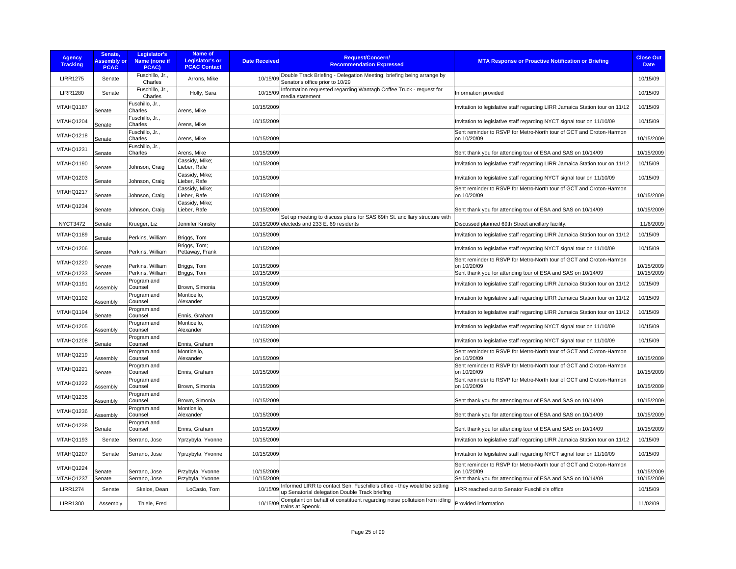| Agency Tracking | Senate, Assembly or PCAC | Legislator's Name (none if PCAC) | Name of Legislator's or PCAC Contact | Date Received | Request/Concern/ Recommendation Expressed | MTA Response or Proactive Notification or Briefing | Close Out Date |
|---|---|---|---|---|---|---|---|
| LIRR1275 | Senate | Fuschillo, Jr., Charles | Arrons, Mike | 10/15/09 | Double Track Briefing - Delegation Meeting: briefing being arrange by Senator's office prior to 10/29 | | 10/15/09 |
| LIRR1280 | Senate | Fuschillo, Jr., Charles | Holly, Sara | 10/15/09 | Information requested regarding Wantagh Coffee Truck - request for media statement | Information provided | 10/15/09 |
| MTAHQ1187 | Senate | Fuschillo, Jr., Charles | Arens, Mike | 10/15/2009 | | Invitation to legislative staff regarding LIRR Jamaica Station tour on 11/12 | 10/15/09 |
| MTAHQ1204 | Senate | Fuschillo, Jr., Charles | Arens, Mike | 10/15/2009 | | Invitation to legislative staff regarding NYCT signal tour on 11/10/09 | 10/15/09 |
| MTAHQ1218 | Senate | Fuschillo, Jr., Charles | Arens, Mike | 10/15/2009 | | Sent reminder to RSVP for Metro-North tour of GCT and Croton-Harmon on 10/20/09 | 10/15/2009 |
| MTAHQ1231 | Senate | Fuschillo, Jr., Charles | Arens, Mike | 10/15/2009 | | Sent thank you for attending tour of ESA and SAS on 10/14/09 | 10/15/2009 |
| MTAHQ1190 | Senate | Johnson, Craig | Cassidy, Mike; Lieber, Rafe | 10/15/2009 | | Invitation to legislative staff regarding LIRR Jamaica Station tour on 11/12 | 10/15/09 |
| MTAHQ1203 | Senate | Johnson, Craig | Cassidy, Mike; Lieber, Rafe | 10/15/2009 | | Invitation to legislative staff regarding NYCT signal tour on 11/10/09 | 10/15/09 |
| MTAHQ1217 | Senate | Johnson, Craig | Cassidy, Mike; Lieber, Rafe | 10/15/2009 | | Sent reminder to RSVP for Metro-North tour of GCT and Croton-Harmon on 10/20/09 | 10/15/2009 |
| MTAHQ1234 | Senate | Johnson, Craig | Cassidy, Mike; Lieber, Rafe | 10/15/2009 | | Sent thank you for attending tour of ESA and SAS on 10/14/09 | 10/15/2009 |
| NYCT3472 | Senate | Krueger, Liz | Jennifer Krinsky | 10/15/2009 | Set up meeting to discuss plans for SAS 69th St. ancillary structure with electeds and 233 E. 69 residents | Discussed planned 69th Street ancillary facility. | 11/6/2009 |
| MTAHQ1189 | Senate | Perkins, William | Briggs, Tom | 10/15/2009 | | Invitation to legislative staff regarding LIRR Jamaica Station tour on 11/12 | 10/15/09 |
| MTAHQ1206 | Senate | Perkins, William | Briggs, Tom; Pettaway, Frank | 10/15/2009 | | Invitation to legislative staff regarding NYCT signal tour on 11/10/09 | 10/15/09 |
| MTAHQ1220 | Senate | Perkins, William | Briggs, Tom | 10/15/2009 | | Sent reminder to RSVP for Metro-North tour of GCT and Croton-Harmon on 10/20/09 | 10/15/2009 |
| MTAHQ1233 | Senate | Perkins, William | Briggs, Tom | 10/15/2009 | | Sent thank you for attending tour of ESA and SAS on 10/14/09 | 10/15/2009 |
| MTAHQ1191 | Assembly | Program and Counsel | Brown, Simonia | 10/15/2009 | | Invitation to legislative staff regarding LIRR Jamaica Station tour on 11/12 | 10/15/09 |
| MTAHQ1192 | Assembly | Program and Counsel | Monticello, Alexander | 10/15/2009 | | Invitation to legislative staff regarding LIRR Jamaica Station tour on 11/12 | 10/15/09 |
| MTAHQ1194 | Senate | Program and Counsel | Ennis, Graham | 10/15/2009 | | Invitation to legislative staff regarding LIRR Jamaica Station tour on 11/12 | 10/15/09 |
| MTAHQ1205 | Assembly | Program and Counsel | Monticello, Alexander | 10/15/2009 | | Invitation to legislative staff regarding NYCT signal tour on 11/10/09 | 10/15/09 |
| MTAHQ1208 | Senate | Program and Counsel | Ennis, Graham | 10/15/2009 | | Invitation to legislative staff regarding NYCT signal tour on 11/10/09 | 10/15/09 |
| MTAHQ1219 | Assembly | Program and Counsel | Monticello, Alexander | 10/15/2009 | | Sent reminder to RSVP for Metro-North tour of GCT and Croton-Harmon on 10/20/09 | 10/15/2009 |
| MTAHQ1221 | Senate | Program and Counsel | Ennis, Graham | 10/15/2009 | | Sent reminder to RSVP for Metro-North tour of GCT and Croton-Harmon on 10/20/09 | 10/15/2009 |
| MTAHQ1222 | Assembly | Program and Counsel | Brown, Simonia | 10/15/2009 | | Sent reminder to RSVP for Metro-North tour of GCT and Croton-Harmon on 10/20/09 | 10/15/2009 |
| MTAHQ1235 | Assembly | Program and Counsel | Brown, Simonia | 10/15/2009 | | Sent thank you for attending tour of ESA and SAS on 10/14/09 | 10/15/2009 |
| MTAHQ1236 | Assembly | Program and Counsel | Monticello, Alexander | 10/15/2009 | | Sent thank you for attending tour of ESA and SAS on 10/14/09 | 10/15/2009 |
| MTAHQ1238 | Senate | Program and Counsel | Ennis, Graham | 10/15/2009 | | Sent thank you for attending tour of ESA and SAS on 10/14/09 | 10/15/2009 |
| MTAHQ1193 | Senate | Serrano, Jose | Yprzybyla, Yvonne | 10/15/2009 | | Invitation to legislative staff regarding LIRR Jamaica Station tour on 11/12 | 10/15/09 |
| MTAHQ1207 | Senate | Serrano, Jose | Yprzybyla, Yvonne | 10/15/2009 | | Invitation to legislative staff regarding NYCT signal tour on 11/10/09 | 10/15/09 |
| MTAHQ1224 | Senate | Serrano, Jose | Przybyla, Yvonne | 10/15/2009 | | Sent reminder to RSVP for Metro-North tour of GCT and Croton-Harmon on 10/20/09 | 10/15/2009 |
| MTAHQ1237 | Senate | Serrano, Jose | Przybyla, Yvonne | 10/15/2009 | | Sent thank you for attending tour of ESA and SAS on 10/14/09 | 10/15/2009 |
| LIRR1274 | Senate | Skelos, Dean | LoCasio, Tom | 10/15/09 | Informed LIRR to contact Sen. Fuschillo's office - they would be setting up Senatorial delegation Double Track briefing | LIRR reached out to Senator Fuschillo's office | 10/15/09 |
| LIRR1300 | Assembly | Thiele, Fred | | 10/15/09 | Complaint on behalf of constituent regarding noise pollutuion from idling trains at Speonk. | Provided information | 11/02/09 |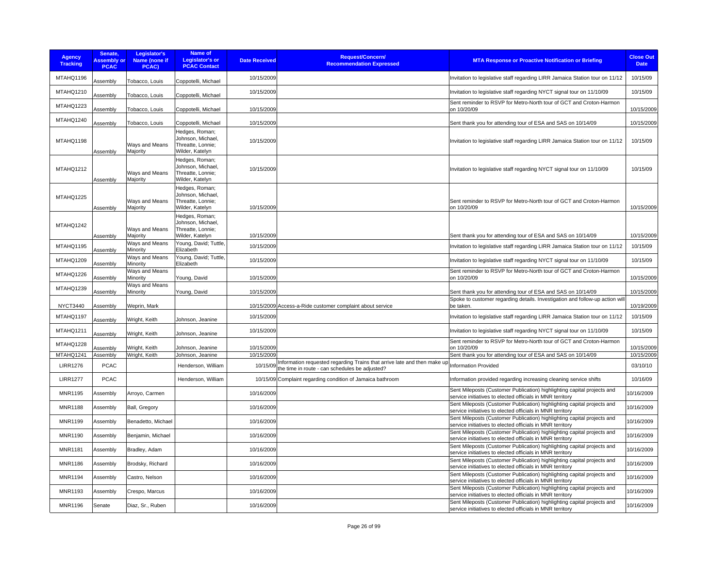| Agency Tracking | Senate, Assembly or PCAC | Legislator's Name (none if PCAC) | Name of Legislator's or PCAC Contact | Date Received | Request/Concern/ Recommendation Expressed | MTA Response or Proactive Notification or Briefing | Close Out Date |
|---|---|---|---|---|---|---|---|
| MTAHQ1196 | Assembly | Tobacco, Louis | Coppotelli, Michael | 10/15/2009 | | Invitation to legislative staff regarding LIRR Jamaica Station tour on 11/12 | 10/15/09 |
| MTAHQ1210 | Assembly | Tobacco, Louis | Coppotelli, Michael | 10/15/2009 | | Invitation to legislative staff regarding NYCT signal tour on 11/10/09 | 10/15/09 |
| MTAHQ1223 | Assembly | Tobacco, Louis | Coppotelli, Michael | 10/15/2009 | | Sent reminder to RSVP for Metro-North tour of GCT and Croton-Harmon on 10/20/09 | 10/15/2009 |
| MTAHQ1240 | Assembly | Tobacco, Louis | Coppotelli, Michael | 10/15/2009 | | Sent thank you for attending tour of ESA and SAS on 10/14/09 | 10/15/2009 |
| MTAHQ1198 | Assembly | Ways and Means Majority | Hedges, Roman; Johnson, Michael, Threatte, Lonnie; Wilder, Katelyn | 10/15/2009 | | Invitation to legislative staff regarding LIRR Jamaica Station tour on 11/12 | 10/15/09 |
| MTAHQ1212 | Assembly | Ways and Means Majority | Hedges, Roman; Johnson, Michael, Threatte, Lonnie; Wilder, Katelyn | 10/15/2009 | | Invitation to legislative staff regarding NYCT signal tour on 11/10/09 | 10/15/09 |
| MTAHQ1225 | Assembly | Ways and Means Majority | Hedges, Roman; Johnson, Michael, Threatte, Lonnie; Wilder, Katelyn | 10/15/2009 | | Sent reminder to RSVP for Metro-North tour of GCT and Croton-Harmon on 10/20/09 | 10/15/2009 |
| MTAHQ1242 | Assembly | Ways and Means Majority | Hedges, Roman; Johnson, Michael, Threatte, Lonnie; Wilder, Katelyn | 10/15/2009 | | Sent thank you for attending tour of ESA and SAS on 10/14/09 | 10/15/2009 |
| MTAHQ1195 | Assembly | Ways and Means Minority | Young, David; Tuttle, Elizabeth | 10/15/2009 | | Invitation to legislative staff regarding LIRR Jamaica Station tour on 11/12 | 10/15/09 |
| MTAHQ1209 | Assembly | Ways and Means Minority | Young, David; Tuttle, Elizabeth | 10/15/2009 | | Invitation to legislative staff regarding NYCT signal tour on 11/10/09 | 10/15/09 |
| MTAHQ1226 | Assembly | Ways and Means Minority | Young, David | 10/15/2009 | | Sent reminder to RSVP for Metro-North tour of GCT and Croton-Harmon on 10/20/09 | 10/15/2009 |
| MTAHQ1239 | Assembly | Ways and Means Minority | Young, David | 10/15/2009 | | Sent thank you for attending tour of ESA and SAS on 10/14/09 | 10/15/2009 |
| NYCT3440 | Assembly | Weprin, Mark | | 10/15/2009 | Access-a-Ride customer complaint about service | Spoke to customer regarding details. Investigation and follow-up action will be taken. | 10/19/2009 |
| MTAHQ1197 | Assembly | Wright, Keith | Johnson, Jeanine | 10/15/2009 | | Invitation to legislative staff regarding LIRR Jamaica Station tour on 11/12 | 10/15/09 |
| MTAHQ1211 | Assembly | Wright, Keith | Johnson, Jeanine | 10/15/2009 | | Invitation to legislative staff regarding NYCT signal tour on 11/10/09 | 10/15/09 |
| MTAHQ1228 | Assembly | Wright, Keith | Johnson, Jeanine | 10/15/2009 | | Sent reminder to RSVP for Metro-North tour of GCT and Croton-Harmon on 10/20/09 | 10/15/2009 |
| MTAHQ1241 | Assembly | Wright, Keith | Johnson, Jeanine | 10/15/2009 | | Sent thank you for attending tour of ESA and SAS on 10/14/09 | 10/15/2009 |
| LIRR1276 | PCAC | | Henderson, William | 10/15/09 | Information requested regarding Trains that arrive late and then make up the time in route - can schedules be adjusted? | Information Provided | 03/10/10 |
| LIRR1277 | PCAC | | Henderson, William | 10/15/09 | Complaint regarding condition of Jamaica bathroom | Information provided regarding increasing cleaning service shifts | 10/16/09 |
| MNR1195 | Assembly | Arroyo, Carmen | | 10/16/2009 | | Sent Mileposts (Customer Publication) highlighting capital projects and service initiatives to elected officials in MNR territory | 10/16/2009 |
| MNR1188 | Assembly | Ball, Gregory | | 10/16/2009 | | Sent Mileposts (Customer Publication) highlighting capital projects and service initiatives to elected officials in MNR territory | 10/16/2009 |
| MNR1199 | Assembly | Benadetto, Michael | | 10/16/2009 | | Sent Mileposts (Customer Publication) highlighting capital projects and service initiatives to elected officials in MNR territory | 10/16/2009 |
| MNR1190 | Assembly | Benjamin, Michael | | 10/16/2009 | | Sent Mileposts (Customer Publication) highlighting capital projects and service initiatives to elected officials in MNR territory | 10/16/2009 |
| MNR1181 | Assembly | Bradley, Adam | | 10/16/2009 | | Sent Mileposts (Customer Publication) highlighting capital projects and service initiatives to elected officials in MNR territory | 10/16/2009 |
| MNR1186 | Assembly | Brodsky, Richard | | 10/16/2009 | | Sent Mileposts (Customer Publication) highlighting capital projects and service initiatives to elected officials in MNR territory | 10/16/2009 |
| MNR1194 | Assembly | Castro, Nelson | | 10/16/2009 | | Sent Mileposts (Customer Publication) highlighting capital projects and service initiatives to elected officials in MNR territory | 10/16/2009 |
| MNR1193 | Assembly | Crespo, Marcus | | 10/16/2009 | | Sent Mileposts (Customer Publication) highlighting capital projects and service initiatives to elected officials in MNR territory | 10/16/2009 |
| MNR1196 | Senate | Diaz, Sr., Ruben | | 10/16/2009 | | Sent Mileposts (Customer Publication) highlighting capital projects and service initiatives to elected officials in MNR territory | 10/16/2009 |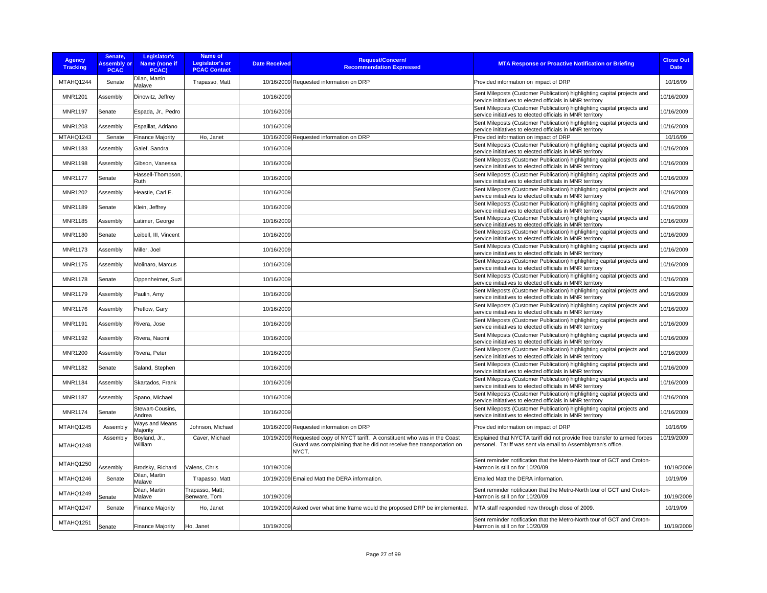| Agency Tracking | Senate, Assembly or PCAC | Legislator's Name (none if PCAC) | Name of Legislator's or PCAC Contact | Date Received | Request/Concern/ Recommendation Expressed | MTA Response or Proactive Notification or Briefing | Close Out Date |
|---|---|---|---|---|---|---|---|
| MTAHQ1244 | Senate | Dilan, Martin Malave | Trapasso, Matt | 10/16/2009 | Requested information on DRP | Provided information on impact of DRP | 10/16/09 |
| MNR1201 | Assembly | Dinowitz, Jeffrey | | 10/16/2009 | | Sent Mileposts (Customer Publication) highlighting capital projects and service initiatives to elected officials in MNR territory | 10/16/2009 |
| MNR1197 | Senate | Espada, Jr., Pedro | | 10/16/2009 | | Sent Mileposts (Customer Publication) highlighting capital projects and service initiatives to elected officials in MNR territory | 10/16/2009 |
| MNR1203 | Assembly | Espaillat, Adriano | | 10/16/2009 | | Sent Mileposts (Customer Publication) highlighting capital projects and service initiatives to elected officials in MNR territory | 10/16/2009 |
| MTAHQ1243 | Senate | Finance Majority | Ho, Janet | 10/16/2009 | Requested information on DRP | Provided information on impact of DRP | 10/16/09 |
| MNR1183 | Assembly | Galef, Sandra | | 10/16/2009 | | Sent Mileposts (Customer Publication) highlighting capital projects and service initiatives to elected officials in MNR territory | 10/16/2009 |
| MNR1198 | Assembly | Gibson, Vanessa | | 10/16/2009 | | Sent Mileposts (Customer Publication) highlighting capital projects and service initiatives to elected officials in MNR territory | 10/16/2009 |
| MNR1177 | Senate | Hassell-Thompson, Ruth | | 10/16/2009 | | Sent Mileposts (Customer Publication) highlighting capital projects and service initiatives to elected officials in MNR territory | 10/16/2009 |
| MNR1202 | Assembly | Heastie, Carl E. | | 10/16/2009 | | Sent Mileposts (Customer Publication) highlighting capital projects and service initiatives to elected officials in MNR territory | 10/16/2009 |
| MNR1189 | Senate | Klein, Jeffrey | | 10/16/2009 | | Sent Mileposts (Customer Publication) highlighting capital projects and service initiatives to elected officials in MNR territory | 10/16/2009 |
| MNR1185 | Assembly | Latimer, George | | 10/16/2009 | | Sent Mileposts (Customer Publication) highlighting capital projects and service initiatives to elected officials in MNR territory | 10/16/2009 |
| MNR1180 | Senate | Leibell, III, Vincent | | 10/16/2009 | | Sent Mileposts (Customer Publication) highlighting capital projects and service initiatives to elected officials in MNR territory | 10/16/2009 |
| MNR1173 | Assembly | Miller, Joel | | 10/16/2009 | | Sent Mileposts (Customer Publication) highlighting capital projects and service initiatives to elected officials in MNR territory | 10/16/2009 |
| MNR1175 | Assembly | Molinaro, Marcus | | 10/16/2009 | | Sent Mileposts (Customer Publication) highlighting capital projects and service initiatives to elected officials in MNR territory | 10/16/2009 |
| MNR1178 | Senate | Oppenheimer, Suzi | | 10/16/2009 | | Sent Mileposts (Customer Publication) highlighting capital projects and service initiatives to elected officials in MNR territory | 10/16/2009 |
| MNR1179 | Assembly | Paulin, Amy | | 10/16/2009 | | Sent Mileposts (Customer Publication) highlighting capital projects and service initiatives to elected officials in MNR territory | 10/16/2009 |
| MNR1176 | Assembly | Pretlow, Gary | | 10/16/2009 | | Sent Mileposts (Customer Publication) highlighting capital projects and service initiatives to elected officials in MNR territory | 10/16/2009 |
| MNR1191 | Assembly | Rivera, Jose | | 10/16/2009 | | Sent Mileposts (Customer Publication) highlighting capital projects and service initiatives to elected officials in MNR territory | 10/16/2009 |
| MNR1192 | Assembly | Rivera, Naomi | | 10/16/2009 | | Sent Mileposts (Customer Publication) highlighting capital projects and service initiatives to elected officials in MNR territory | 10/16/2009 |
| MNR1200 | Assembly | Rivera, Peter | | 10/16/2009 | | Sent Mileposts (Customer Publication) highlighting capital projects and service initiatives to elected officials in MNR territory | 10/16/2009 |
| MNR1182 | Senate | Saland, Stephen | | 10/16/2009 | | Sent Mileposts (Customer Publication) highlighting capital projects and service initiatives to elected officials in MNR territory | 10/16/2009 |
| MNR1184 | Assembly | Skartados, Frank | | 10/16/2009 | | Sent Mileposts (Customer Publication) highlighting capital projects and service initiatives to elected officials in MNR territory | 10/16/2009 |
| MNR1187 | Assembly | Spano, Michael | | 10/16/2009 | | Sent Mileposts (Customer Publication) highlighting capital projects and service initiatives to elected officials in MNR territory | 10/16/2009 |
| MNR1174 | Senate | Stewart-Cousins, Andrea | | 10/16/2009 | | Sent Mileposts (Customer Publication) highlighting capital projects and service initiatives to elected officials in MNR territory | 10/16/2009 |
| MTAHQ1245 | Assembly | Ways and Means Majority | Johnson, Michael | 10/16/2009 | Requested information on DRP | Provided information on impact of DRP | 10/16/09 |
| MTAHQ1248 | Assembly | Boyland, Jr., William | Caver, Michael | 10/19/2009 | Requested copy of NYCT tariff. A constituent who was in the Coast Guard was complaining that he did not receive free transportation on NYCT. | Explained that NYCTA tariff did not provide free transfer to armed forces personel. Tariff was sent via email to Assemblyman's office. | 10/19/2009 |
| MTAHQ1250 | Assembly | Brodsky, Richard | Valens, Chris | 10/19/2009 | | Sent reminder notification that the Metro-North tour of GCT and Croton-Harmon is still on for 10/20/09 | 10/19/2009 |
| MTAHQ1246 | Senate | Dilan, Martin Malave | Trapasso, Matt | 10/19/2009 | Emailed Matt the DERA information. | Emailed Matt the DERA information. | 10/19/09 |
| MTAHQ1249 | Senate | Dilan, Martin Malave | Trapasso, Matt; Benware, Tom | 10/19/2009 | | Sent reminder notification that the Metro-North tour of GCT and Croton-Harmon is still on for 10/20/09 | 10/19/2009 |
| MTAHQ1247 | Senate | Finance Majority | Ho, Janet | 10/19/2009 | Asked over what time frame would the proposed DRP be implemented. | MTA staff responded now through close of 2009. | 10/19/09 |
| MTAHQ1251 | Senate | Finance Majority | Ho, Janet | 10/19/2009 | | Sent reminder notification that the Metro-North tour of GCT and Croton-Harmon is still on for 10/20/09 | 10/19/2009 |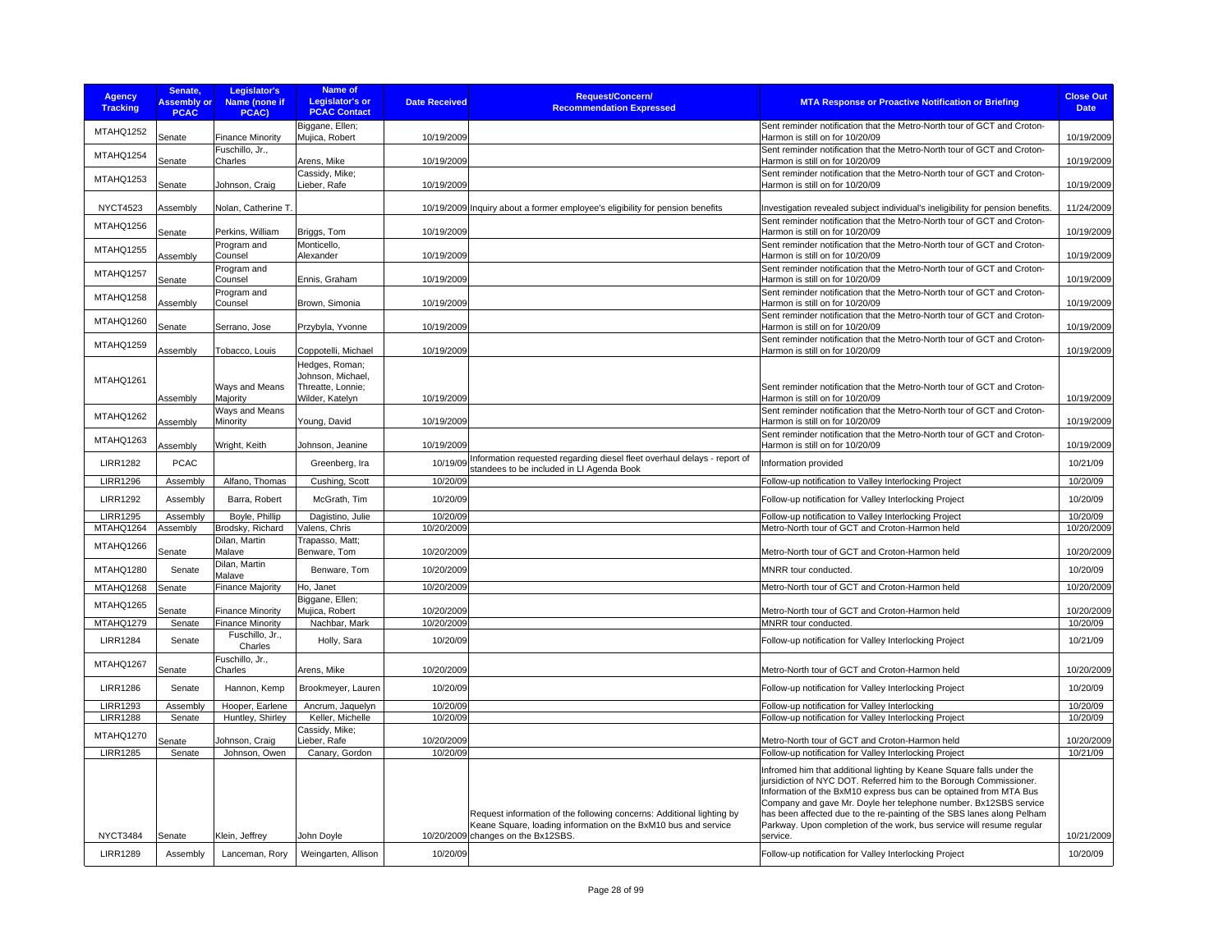| Agency Tracking | Senate, Assembly or PCAC | Legislator's Name (none if PCAC) | Name of Legislator's or PCAC Contact | Date Received | Request/Concern/ Recommendation Expressed | MTA Response or Proactive Notification or Briefing | Close Out Date |
|---|---|---|---|---|---|---|---|
| MTAHQ1252 | Senate | Finance Minority | Biggane, Ellen; Mujica, Robert | 10/19/2009 | | Sent reminder notification that the Metro-North tour of GCT and Croton-Harmon is still on for 10/20/09 | 10/19/2009 |
| MTAHQ1254 | Senate | Fuschillo, Jr., Charles | Arens, Mike | 10/19/2009 | | Sent reminder notification that the Metro-North tour of GCT and Croton-Harmon is still on for 10/20/09 | 10/19/2009 |
| MTAHQ1253 | Senate | Johnson, Craig | Cassidy, Mike; Lieber, Rafe | 10/19/2009 | | Sent reminder notification that the Metro-North tour of GCT and Croton-Harmon is still on for 10/20/09 | 10/19/2009 |
| NYCT4523 | Assembly | Nolan, Catherine T. | | 10/19/2009 | Inquiry about a former employee's eligibility for pension benefits | Investigation revealed subject individual's ineligibility for pension benefits. | 11/24/2009 |
| MTAHQ1256 | Senate | Perkins, William | Briggs, Tom | 10/19/2009 | | Sent reminder notification that the Metro-North tour of GCT and Croton-Harmon is still on for 10/20/09 | 10/19/2009 |
| MTAHQ1255 | Assembly | Program and Counsel | Monticello, Alexander | 10/19/2009 | | Sent reminder notification that the Metro-North tour of GCT and Croton-Harmon is still on for 10/20/09 | 10/19/2009 |
| MTAHQ1257 | Senate | Program and Counsel | Ennis, Graham | 10/19/2009 | | Sent reminder notification that the Metro-North tour of GCT and Croton-Harmon is still on for 10/20/09 | 10/19/2009 |
| MTAHQ1258 | Assembly | Program and Counsel | Brown, Simonia | 10/19/2009 | | Sent reminder notification that the Metro-North tour of GCT and Croton-Harmon is still on for 10/20/09 | 10/19/2009 |
| MTAHQ1260 | Senate | Serrano, Jose | Przybyla, Yvonne | 10/19/2009 | | Sent reminder notification that the Metro-North tour of GCT and Croton-Harmon is still on for 10/20/09 | 10/19/2009 |
| MTAHQ1259 | Assembly | Tobacco, Louis | Coppotelli, Michael | 10/19/2009 | | Sent reminder notification that the Metro-North tour of GCT and Croton-Harmon is still on for 10/20/09 | 10/19/2009 |
| MTAHQ1261 | Assembly | Ways and Means Majority | Hedges, Roman; Johnson, Michael, Threatte, Lonnie; Wilder, Katelyn | 10/19/2009 | | Sent reminder notification that the Metro-North tour of GCT and Croton-Harmon is still on for 10/20/09 | 10/19/2009 |
| MTAHQ1262 | Assembly | Ways and Means Minority | Young, David | 10/19/2009 | | Sent reminder notification that the Metro-North tour of GCT and Croton-Harmon is still on for 10/20/09 | 10/19/2009 |
| MTAHQ1263 | Assembly | Wright, Keith | Johnson, Jeanine | 10/19/2009 | | Sent reminder notification that the Metro-North tour of GCT and Croton-Harmon is still on for 10/20/09 | 10/19/2009 |
| LIRR1282 | PCAC | | Greenberg, Ira | 10/19/09 | Information requested regarding diesel fleet overhaul delays - report of standees to be included in LI Agenda Book | Information provided | 10/21/09 |
| LIRR1296 | Assembly | Alfano, Thomas | Cushing, Scott | 10/20/09 | | Follow-up notification to Valley Interlocking Project | 10/20/09 |
| LIRR1292 | Assembly | Barra, Robert | McGrath, Tim | 10/20/09 | | Follow-up notification for Valley Interlocking Project | 10/20/09 |
| LIRR1295 | Assembly | Boyle, Phillip | Dagistino, Julie | 10/20/09 | | Follow-up notification to Valley Interlocking Project | 10/20/09 |
| MTAHQ1264 | Assembly | Brodsky, Richard | Valens, Chris | 10/20/2009 | | Metro-North tour of GCT and Croton-Harmon held | 10/20/2009 |
| MTAHQ1266 | Senate | Dilan, Martin Malave | Trapasso, Matt; Benware, Tom | 10/20/2009 | | Metro-North tour of GCT and Croton-Harmon held | 10/20/2009 |
| MTAHQ1280 | Senate | Dilan, Martin Malave | Benware, Tom | 10/20/2009 | | MNRR tour conducted. | 10/20/09 |
| MTAHQ1268 | Senate | Finance Majority | Ho, Janet | 10/20/2009 | | Metro-North tour of GCT and Croton-Harmon held | 10/20/2009 |
| MTAHQ1265 | Senate | Finance Minority | Biggane, Ellen; Mujica, Robert | 10/20/2009 | | Metro-North tour of GCT and Croton-Harmon held | 10/20/2009 |
| MTAHQ1279 | Senate | Finance Minority | Nachbar, Mark | 10/20/2009 | | MNRR tour conducted. | 10/20/09 |
| LIRR1284 | Senate | Fuschillo, Jr., Charles | Holly, Sara | 10/20/09 | | Follow-up notification for Valley Interlocking Project | 10/21/09 |
| MTAHQ1267 | Senate | Fuschillo, Jr., Charles | Arens, Mike | 10/20/2009 | | Metro-North tour of GCT and Croton-Harmon held | 10/20/2009 |
| LIRR1286 | Senate | Hannon, Kemp | Brookmeyer, Lauren | 10/20/09 | | Follow-up notification for Valley Interlocking Project | 10/20/09 |
| LIRR1293 | Assembly | Hooper, Earlene | Ancrum, Jaquelyn | 10/20/09 | | Follow-up notification for Valley Interlocking | 10/20/09 |
| LIRR1288 | Senate | Huntley, Shirley | Keller, Michelle | 10/20/09 | | Follow-up notification for Valley Interlocking Project | 10/20/09 |
| MTAHQ1270 | Senate | Johnson, Craig | Cassidy, Mike; Lieber, Rafe | 10/20/2009 | | Metro-North tour of GCT and Croton-Harmon held | 10/20/2009 |
| LIRR1285 | Senate | Johnson, Owen | Canary, Gordon | 10/20/09 | | Follow-up notification for Valley Interlocking Project | 10/21/09 |
| NYCT3484 | Senate | Klein, Jeffrey | John Doyle | 10/20/2009 | Request information of the following concerns: Additional lighting by Keane Square, loading information on the BxM10 bus and service changes on the Bx12SBS. | Infromed him that additional lighting by Keane Square falls under the jursidiction of NYC DOT. Referred him to the Borough Commissioner. Information of the BxM10 express bus can be optained from MTA Bus Company and gave Mr. Doyle her telephone number. Bx12SBS service has been affected due to the re-painting of the SBS lanes along Pelham Parkway. Upon completion of the work, bus service will resume regular service. | 10/21/2009 |
| LIRR1289 | Assembly | Lanceman, Rory | Weingarten, Allison | 10/20/09 | | Follow-up notification for Valley Interlocking Project | 10/20/09 |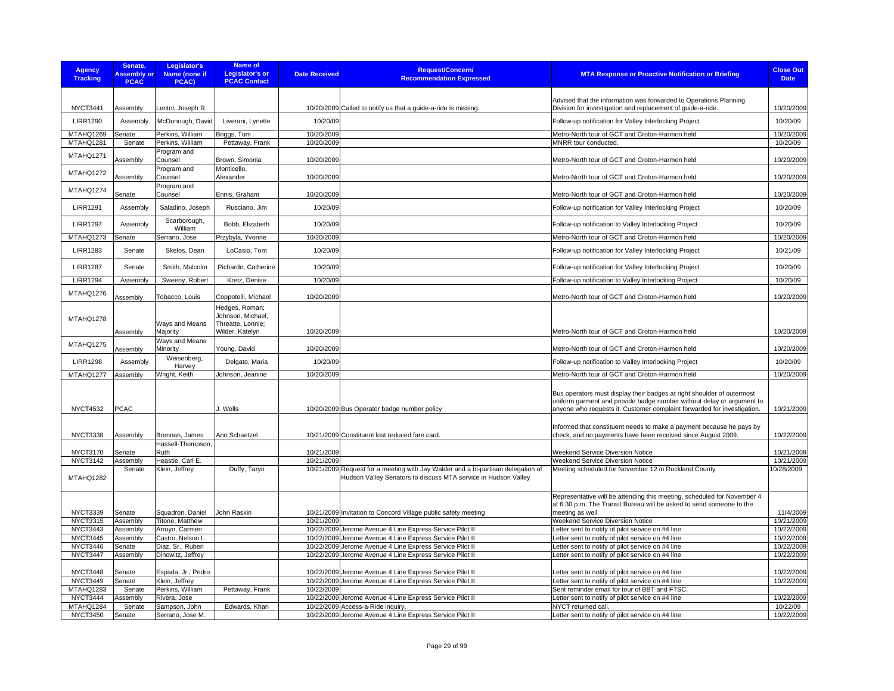| Agency Tracking | Senate, Assembly or PCAC | Legislator's Name (none if PCAC) | Name of Legislator's or PCAC Contact | Date Received | Request/Concern/ Recommendation Expressed | MTA Response or Proactive Notification or Briefing | Close Out Date |
|---|---|---|---|---|---|---|---|
| NYCT3441 | Assembly | Lentol, Joseph R. | | 10/20/2009 | Called to notify us that a guide-a-ride is missing. | Advised that the information was forwarded to Operations Planning Division for investigation and replacement of guide-a-ride. | 10/20/2009 |
| LIRR1290 | Assembly | McDonough, David | Liverani, Lynette | 10/20/09 | | Follow-up notification for Valley Interlocking Project | 10/20/09 |
| MTAHQ1269 | Senate | Perkins, William | Briggs, Tom | 10/20/2009 | | Metro-North tour of GCT and Croton-Harmon held | 10/20/2009 |
| MTAHQ1281 | Senate | Perkins, William | Pettaway, Frank | 10/20/2009 | | MNRR tour conducted. | 10/20/09 |
| MTAHQ1271 | Assembly | Program and Counsel | Brown, Simonia | 10/20/2009 | | Metro-North tour of GCT and Croton-Harmon held | 10/20/2009 |
| MTAHQ1272 | Assembly | Program and Counsel | Monticello, Alexander | 10/20/2009 | | Metro-North tour of GCT and Croton-Harmon held | 10/20/2009 |
| MTAHQ1274 | Senate | Program and Counsel | Ennis, Graham | 10/20/2009 | | Metro-North tour of GCT and Croton-Harmon held | 10/20/2009 |
| LIRR1291 | Assembly | Saladino, Joseph | Rusciano, Jim | 10/20/09 | | Follow-up notification for Valley Interlocking Project | 10/20/09 |
| LIRR1297 | Assembly | Scarborough, William | Bobb, Elizabeth | 10/20/09 | | Follow-up notification to Valley Interlocking Project | 10/20/09 |
| MTAHQ1273 | Senate | Serrano, Jose | Przybyla, Yvonne | 10/20/2009 | | Metro-North tour of GCT and Croton-Harmon held | 10/20/2009 |
| LIRR1283 | Senate | Skelos, Dean | LoCasio, Tom | 10/20/09 | | Follow-up notification for Valley Interlocking Project | 10/21/09 |
| LIRR1287 | Senate | Smith, Malcolm | Pichardo, Catherine | 10/20/09 | | Follow-up notification for Valley Interlocking Project | 10/20/09 |
| LIRR1294 | Assembly | Sweeny, Robert | Kretz, Denise | 10/20/09 | | Follow-up notification to Valley Interlocking Project | 10/20/09 |
| MTAHQ1276 | Assembly | Tobacco, Louis | Coppotelli, Michael | 10/20/2009 | | Metro-North tour of GCT and Croton-Harmon held | 10/20/2009 |
| MTAHQ1278 | Assembly | Ways and Means Majority | Hedges, Roman; Johnson, Michael, Threatte, Lonnie; Wilder, Katelyn | 10/20/2009 | | Metro-North tour of GCT and Croton-Harmon held | 10/20/2009 |
| MTAHQ1275 | Assembly | Ways and Means Minority | Young, David | 10/20/2009 | | Metro-North tour of GCT and Croton-Harmon held | 10/20/2009 |
| LIRR1298 | Assembly | Weisenberg, Harvey | Delgato, Maria | 10/20/09 | | Follow-up notification to Valley Interlocking Project | 10/20/09 |
| MTAHQ1277 | Assembly | Wright, Keith | Johnson, Jeanine | 10/20/2009 | | Metro-North tour of GCT and Croton-Harmon held | 10/20/2009 |
| NYCT4532 | PCAC | | J. Wells | 10/20/2009 | Bus Operator badge number policy | Bus operators must display their badges at right shoulder of outermost uniform garment and provide badge number without delay or argument to anyone who requests it. Customer complaint forwarded for investigation. | 10/21/2009 |
| NYCT3338 | Assembly | Brennan, James | Ann Schaetzel | 10/21/2009 | Constituent lost reduced fare card. | Informed that constituent needs to make a payment because he pays by check, and no payments have been received since August 2009. | 10/22/2009 |
| NYCT3170 | Senate | Hassell-Thompson, Ruth | | 10/21/2009 | | Weekend Service Diversion Notice | 10/21/2009 |
| NYCT3142 | Assembly | Heastie, Carl E. | | 10/21/2009 | | Weekend Service Diversion Notice | 10/21/2009 |
| MTAHQ1282 | Senate | Klein, Jeffrey | Duffy, Taryn | 10/21/2009 | Request for a meeting with Jay Walder and a bi-partisan delegation of Hudson Valley Senators to discuss MTA service in Hudson Valley | Meeting scheduled for November 12 in Rockland County. | 10/28/2009 |
| NYCT3339 | Senate | Squadron, Daniel | John Raskin | 10/21/2009 | Invitation to Concord Village public safety meeting | Representative will be attending this meeting, scheduled for November 4 at 6:30 p.m. The Transit Bureau will be asked to send someone to the meeting as well. | 11/4/2009 |
| NYCT3315 | Assembly | Titone, Matthew | | 10/21/2009 | | Weekend Service Diversion Notice | 10/21/2009 |
| NYCT3443 | Assembly | Arroyo, Carmen | | 10/22/2009 | Jerome Avenue 4 Line Express Service Pilot II | Letter sent to notify of pilot service on #4 line | 10/22/2009 |
| NYCT3445 | Assembly | Castro, Nelson L. | | 10/22/2009 | Jerome Avenue 4 Line Express Service Pilot II | Letter sent to notify of pilot service on #4 line | 10/22/2009 |
| NYCT3446 | Senate | Diaz, Sr., Ruben | | 10/22/2009 | Jerome Avenue 4 Line Express Service Pilot II | Letter sent to notify of pilot service on #4 line | 10/22/2009 |
| NYCT3447 | Assembly | Dinowitz, Jeffrey | | 10/22/2009 | Jerome Avenue 4 Line Express Service Pilot II | Letter sent to notify of pilot service on #4 line | 10/22/2009 |
| NYCT3448 | Senate | Espada, Jr., Pedro | | 10/22/2009 | Jerome Avenue 4 Line Express Service Pilot II | Letter sent to notify of pilot service on #4 line | 10/22/2009 |
| NYCT3449 | Senate | Klein, Jeffrey | | 10/22/2009 | Jerome Avenue 4 Line Express Service Pilot II | Letter sent to notify of pilot service on #4 line | 10/22/2009 |
| MTAHQ1283 | Senate | Perkins, William | Pettaway, Frank | 10/22/2009 | | Sent reminder email for tour of BBT and FTSC. | |
| NYCT3444 | Assembly | Rivera, Jose | | 10/22/2009 | Jerome Avenue 4 Line Express Service Pilot II | Letter sent to notify of pilot service on #4 line | 10/22/2009 |
| MTAHQ1284 | Senate | Sampson, John | Edwards, Khari | 10/22/2009 | Access-a-Ride inquiry. | NYCT returned call. | 10/22/09 |
| NYCT3450 | Senate | Serrano, Jose M. | | 10/22/2009 | Jerome Avenue 4 Line Express Service Pilot II | Letter sent to notify of pilot service on #4 line | 10/22/2009 |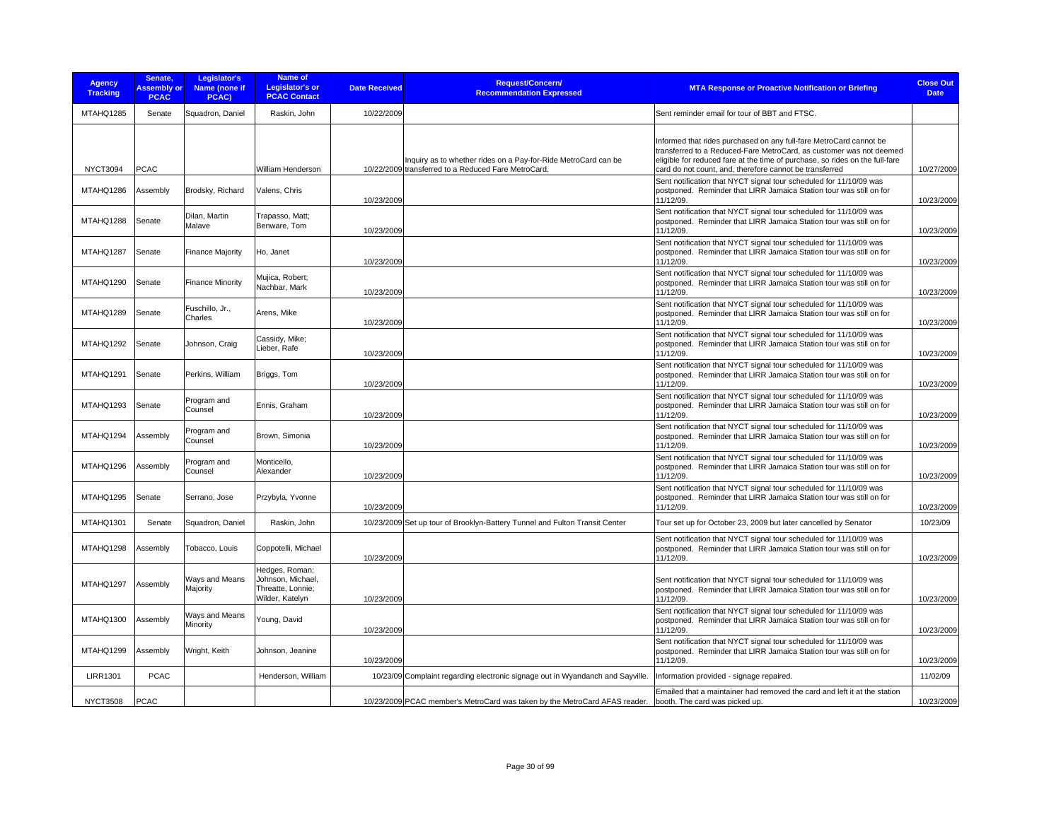| Agency Tracking | Senate, Assembly or PCAC | Legislator's Name (none if PCAC) | Name of Legislator's or PCAC Contact | Date Received | Request/Concern/ Recommendation Expressed | MTA Response or Proactive Notification or Briefing | Close Out Date |
|---|---|---|---|---|---|---|---|
| MTAHQ1285 | Senate | Squadron, Daniel | Raskin, John | 10/22/2009 | | Sent reminder email for tour of BBT and FTSC. | |
| NYCT3094 | PCAC | | William Henderson | 10/22/2009 | Inquiry as to whether rides on a Pay-for-Ride MetroCard can be transferred to a Reduced Fare MetroCard. | Informed that rides purchased on any full-fare MetroCard cannot be transferred to a Reduced-Fare MetroCard, as customer was not deemed eligible for reduced fare at the time of purchase, so rides on the full-fare card do not count, and, therefore cannot be transferred | 10/27/2009 |
| MTAHQ1286 | Assembly | Brodsky, Richard | Valens, Chris | 10/23/2009 | | Sent notification that NYCT signal tour scheduled for 11/10/09 was postponed. Reminder that LIRR Jamaica Station tour was still on for 11/12/09. | 10/23/2009 |
| MTAHQ1288 | Senate | Dilan, Martin Malave | Trapasso, Matt; Benware, Tom | 10/23/2009 | | Sent notification that NYCT signal tour scheduled for 11/10/09 was postponed. Reminder that LIRR Jamaica Station tour was still on for 11/12/09. | 10/23/2009 |
| MTAHQ1287 | Senate | Finance Majority | Ho, Janet | 10/23/2009 | | Sent notification that NYCT signal tour scheduled for 11/10/09 was postponed. Reminder that LIRR Jamaica Station tour was still on for 11/12/09. | 10/23/2009 |
| MTAHQ1290 | Senate | Finance Minority | Mujica, Robert; Nachbar, Mark | 10/23/2009 | | Sent notification that NYCT signal tour scheduled for 11/10/09 was postponed. Reminder that LIRR Jamaica Station tour was still on for 11/12/09. | 10/23/2009 |
| MTAHQ1289 | Senate | Fuschillo, Jr., Charles | Arens, Mike | 10/23/2009 | | Sent notification that NYCT signal tour scheduled for 11/10/09 was postponed. Reminder that LIRR Jamaica Station tour was still on for 11/12/09. | 10/23/2009 |
| MTAHQ1292 | Senate | Johnson, Craig | Cassidy, Mike; Lieber, Rafe | 10/23/2009 | | Sent notification that NYCT signal tour scheduled for 11/10/09 was postponed. Reminder that LIRR Jamaica Station tour was still on for 11/12/09. | 10/23/2009 |
| MTAHQ1291 | Senate | Perkins, William | Briggs, Tom | 10/23/2009 | | Sent notification that NYCT signal tour scheduled for 11/10/09 was postponed. Reminder that LIRR Jamaica Station tour was still on for 11/12/09. | 10/23/2009 |
| MTAHQ1293 | Senate | Program and Counsel | Ennis, Graham | 10/23/2009 | | Sent notification that NYCT signal tour scheduled for 11/10/09 was postponed. Reminder that LIRR Jamaica Station tour was still on for 11/12/09. | 10/23/2009 |
| MTAHQ1294 | Assembly | Program and Counsel | Brown, Simonia | 10/23/2009 | | Sent notification that NYCT signal tour scheduled for 11/10/09 was postponed. Reminder that LIRR Jamaica Station tour was still on for 11/12/09. | 10/23/2009 |
| MTAHQ1296 | Assembly | Program and Counsel | Monticello, Alexander | 10/23/2009 | | Sent notification that NYCT signal tour scheduled for 11/10/09 was postponed. Reminder that LIRR Jamaica Station tour was still on for 11/12/09. | 10/23/2009 |
| MTAHQ1295 | Senate | Serrano, Jose | Przybyla, Yvonne | 10/23/2009 | | Sent notification that NYCT signal tour scheduled for 11/10/09 was postponed. Reminder that LIRR Jamaica Station tour was still on for 11/12/09. | 10/23/2009 |
| MTAHQ1301 | Senate | Squadron, Daniel | Raskin, John | 10/23/2009 | Set up tour of Brooklyn-Battery Tunnel and Fulton Transit Center | Tour set up for October 23, 2009 but later cancelled by Senator | 10/23/09 |
| MTAHQ1298 | Assembly | Tobacco, Louis | Coppotelli, Michael | 10/23/2009 | | Sent notification that NYCT signal tour scheduled for 11/10/09 was postponed. Reminder that LIRR Jamaica Station tour was still on for 11/12/09. | 10/23/2009 |
| MTAHQ1297 | Assembly | Ways and Means Majority | Hedges, Roman; Johnson, Michael, Threatte, Lonnie; Wilder, Katelyn | 10/23/2009 | | Sent notification that NYCT signal tour scheduled for 11/10/09 was postponed. Reminder that LIRR Jamaica Station tour was still on for 11/12/09. | 10/23/2009 |
| MTAHQ1300 | Assembly | Ways and Means Minority | Young, David | 10/23/2009 | | Sent notification that NYCT signal tour scheduled for 11/10/09 was postponed. Reminder that LIRR Jamaica Station tour was still on for 11/12/09. | 10/23/2009 |
| MTAHQ1299 | Assembly | Wright, Keith | Johnson, Jeanine | 10/23/2009 | | Sent notification that NYCT signal tour scheduled for 11/10/09 was postponed. Reminder that LIRR Jamaica Station tour was still on for 11/12/09. | 10/23/2009 |
| LIRR1301 | PCAC | | Henderson, William | 10/23/09 | Complaint regarding electronic signage out in Wyandanch and Sayville. | Information provided - signage repaired. | 11/02/09 |
| NYCT3508 | PCAC | | | 10/23/2009 | PCAC member's MetroCard was taken by the MetroCard AFAS reader. | Emailed that a maintainer had removed the card and left it at the station booth. The card was picked up. | 10/23/2009 |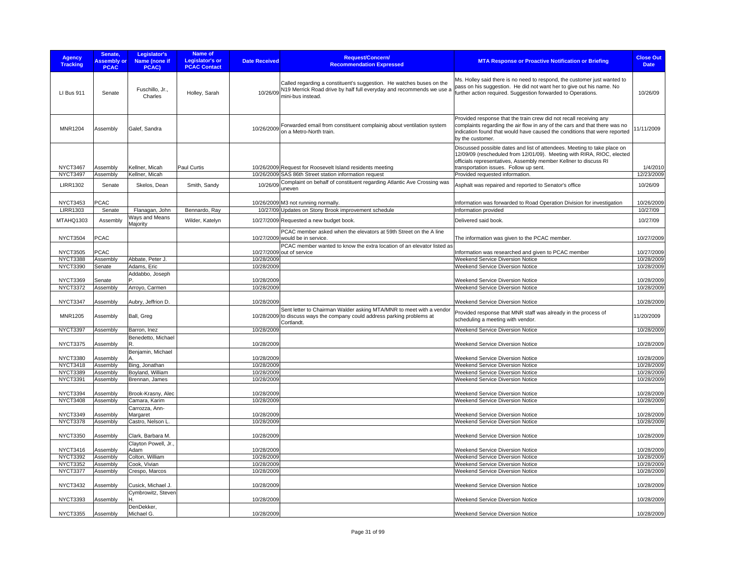| Agency Tracking | Senate, Assembly or PCAC | Legislator's Name (none if PCAC) | Name of Legislator's or PCAC Contact | Date Received | Request/Concern/ Recommendation Expressed | MTA Response or Proactive Notification or Briefing | Close Out Date |
|---|---|---|---|---|---|---|---|
| LI Bus 911 | Senate | Fuschillo, Jr., Charles | Holley, Sarah | 10/26/09 | Called regarding a constituent's suggestion. He watches buses on the N19 Merrick Road drive by half full everyday and recommends we use a mini-bus instead. | Ms. Holley said there is no need to respond, the customer just wanted to pass on his suggestion. He did not want her to give out his name. No further action required. Suggestion forwarded to Operations. | 10/26/09 |
| MNR1204 | Assembly | Galef, Sandra | | 10/26/2009 | Forwarded email from constituent complainig about ventilation system on a Metro-North train. | Provided response that the train crew did not recall receiving any complaints regarding the air flow in any of the cars and that there was no indication found that would have caused the conditions that were reported by the customer. | 11/11/2009 |
| NYCT3467 | Assembly | Kellner, Micah | Paul Curtis | 10/26/2009 | Request for Roosevelt Island residents meeting | Discussed possible dates and list of attendees. Meeting to take place on 12/09/09 (rescheduled from 12/01/09). Meeting with RIRA, RIOC, elected officials representatives, Assembly member Kellner to discuss RI transportation issues. Follow up sent. | 1/4/2010 |
| NYCT3497 | Assembly | Kellner, Micah | | 10/26/2009 | SAS 86th Street station information request | Provided requested information. | 12/23/2009 |
| LIRR1302 | Senate | Skelos, Dean | Smith, Sandy | 10/26/09 | Complaint on behalf of constituent regarding Atlantic Ave Crossing was uneven | Asphalt was repaired and reported to Senator's office | 10/26/09 |
| NYCT3453 | PCAC | | | 10/26/2009 | M3 not running normally. | Information was forwarded to Road Operation Division for investigation | 10/26/2009 |
| LIRR1303 | Senate | Flanagan, John | Bennardo, Ray | 10/27/09 | Updates on Stony Brook improvement schedule | Information provided | 10/27/09 |
| MTAHQ1303 | Assembly | Ways and Means Majority | Wilder, Katelyn | 10/27/2009 | Requested a new budget book. | Delivered said book. | 10/27/09 |
| NYCT3504 | PCAC | | | 10/27/2009 | PCAC member asked when the elevators at 59th Street on the A line would be in service. | The information was given to the PCAC member. | 10/27/2009 |
| NYCT3505 | PCAC | | | 10/27/2009 | PCAC member wanted to know the extra location of an elevator listed as out of service | Information was researched and given to PCAC member | 10/27/2009 |
| NYCT3388 | Assembly | Abbate, Peter J. | | 10/28/2009 | | Weekend Service Diversion Notice | 10/28/2009 |
| NYCT3390 | Senate | Adams, Eric | | 10/28/2009 | | Weekend Service Diversion Notice | 10/28/2009 |
| NYCT3369 | Senate | Addabbo, Joseph P. | | 10/28/2009 | | Weekend Service Diversion Notice | 10/28/2009 |
| NYCT3372 | Assembly | Arroyo, Carmen | | 10/28/2009 | | Weekend Service Diversion Notice | 10/28/2009 |
| NYCT3347 | Assembly | Aubry, Jeffrion D. | | 10/28/2009 | | Weekend Service Diversion Notice | 10/28/2009 |
| MNR1205 | Assembly | Ball, Greg | | 10/28/2009 | Sent letter to Chairman Walder asking MTA/MNR to meet with a vendor to discuss ways the company could address parking problems at Cortlandt. | Provided response that MNR staff was already in the process of scheduling a meeting with vendor. | 11/20/2009 |
| NYCT3397 | Assembly | Barron, Inez | | 10/28/2009 | | Weekend Service Diversion Notice | 10/28/2009 |
| NYCT3375 | Assembly | Benedetto, Michael R. | | 10/28/2009 | | Weekend Service Diversion Notice | 10/28/2009 |
| NYCT3380 | Assembly | Benjamin, Michael A. | | 10/28/2009 | | Weekend Service Diversion Notice | 10/28/2009 |
| NYCT3418 | Assembly | Bing, Jonathan | | 10/28/2009 | | Weekend Service Diversion Notice | 10/28/2009 |
| NYCT3389 | Assembly | Boyland, William | | 10/28/2009 | | Weekend Service Diversion Notice | 10/28/2009 |
| NYCT3391 | Assembly | Brennan, James | | 10/28/2009 | | Weekend Service Diversion Notice | 10/28/2009 |
| NYCT3394 | Assembly | Brook-Krasny, Alec | | 10/28/2009 | | Weekend Service Diversion Notice | 10/28/2009 |
| NYCT3408 | Assembly | Camara, Karim | | 10/28/2009 | | Weekend Service Diversion Notice | 10/28/2009 |
| NYCT3349 | Assembly | Carrozza, Ann-Margaret | | 10/28/2009 | | Weekend Service Diversion Notice | 10/28/2009 |
| NYCT3378 | Assembly | Castro, Nelson L. | | 10/28/2009 | | Weekend Service Diversion Notice | 10/28/2009 |
| NYCT3350 | Assembly | Clark, Barbara M. | | 10/28/2009 | | Weekend Service Diversion Notice | 10/28/2009 |
| NYCT3416 | Assembly | Clayton Powell, Jr., Adam | | 10/28/2009 | | Weekend Service Diversion Notice | 10/28/2009 |
| NYCT3392 | Assembly | Colton, William | | 10/28/2009 | | Weekend Service Diversion Notice | 10/28/2009 |
| NYCT3352 | Assembly | Cook, Vivian | | 10/28/2009 | | Weekend Service Diversion Notice | 10/28/2009 |
| NYCT3377 | Assembly | Crespo, Marcos | | 10/28/2009 | | Weekend Service Diversion Notice | 10/28/2009 |
| NYCT3432 | Assembly | Cusick, Michael J. | | 10/28/2009 | | Weekend Service Diversion Notice | 10/28/2009 |
| NYCT3393 | Assembly | Cymbrowitz, Steven H. | | 10/28/2009 | | Weekend Service Diversion Notice | 10/28/2009 |
| NYCT3355 | Assembly | DenDekker, Michael G. | | 10/28/2009 | | Weekend Service Diversion Notice | 10/28/2009 |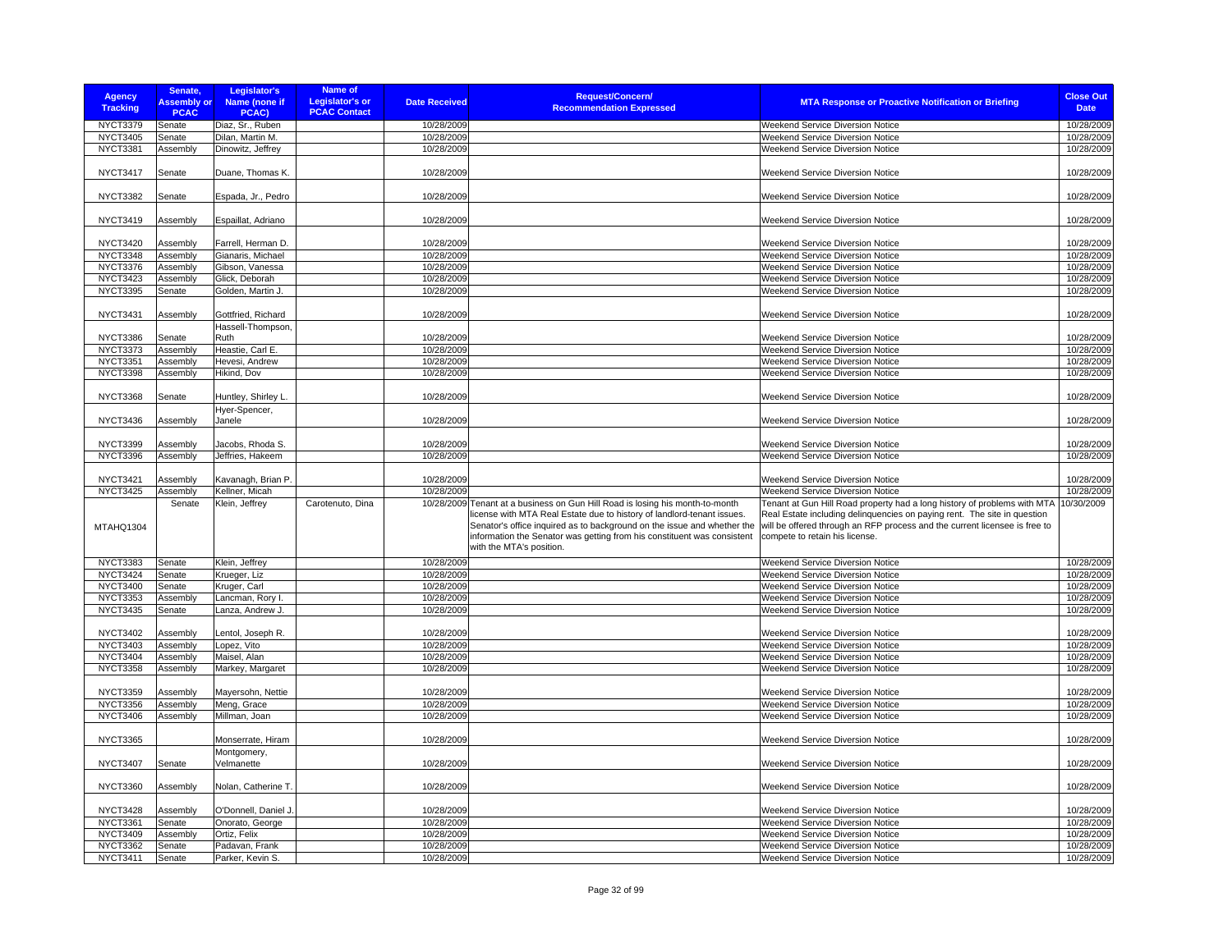| Agency Tracking | Senate, Assembly or PCAC | Legislator's Name (none if PCAC) | Name of Legislator's or PCAC Contact | Date Received | Request/Concern/ Recommendation Expressed | MTA Response or Proactive Notification or Briefing | Close Out Date |
|---|---|---|---|---|---|---|---|
| NYCT3379 | Senate | Diaz, Sr., Ruben | | 10/28/2009 | | Weekend Service Diversion Notice | 10/28/2009 |
| NYCT3405 | Senate | Dilan, Martin M. | | 10/28/2009 | | Weekend Service Diversion Notice | 10/28/2009 |
| NYCT3381 | Assembly | Dinowitz, Jeffrey | | 10/28/2009 | | Weekend Service Diversion Notice | 10/28/2009 |
| NYCT3417 | Senate | Duane, Thomas K. | | 10/28/2009 | | Weekend Service Diversion Notice | 10/28/2009 |
| NYCT3382 | Senate | Espada, Jr., Pedro | | 10/28/2009 | | Weekend Service Diversion Notice | 10/28/2009 |
| NYCT3419 | Assembly | Espaillat, Adriano | | 10/28/2009 | | Weekend Service Diversion Notice | 10/28/2009 |
| NYCT3420 | Assembly | Farrell, Herman D. | | 10/28/2009 | | Weekend Service Diversion Notice | 10/28/2009 |
| NYCT3348 | Assembly | Gianaris, Michael | | 10/28/2009 | | Weekend Service Diversion Notice | 10/28/2009 |
| NYCT3376 | Assembly | Gibson, Vanessa | | 10/28/2009 | | Weekend Service Diversion Notice | 10/28/2009 |
| NYCT3423 | Assembly | Glick, Deborah | | 10/28/2009 | | Weekend Service Diversion Notice | 10/28/2009 |
| NYCT3395 | Senate | Golden, Martin J. | | 10/28/2009 | | Weekend Service Diversion Notice | 10/28/2009 |
| NYCT3431 | Assembly | Gottfried, Richard | | 10/28/2009 | | Weekend Service Diversion Notice | 10/28/2009 |
| NYCT3386 | Senate | Hassell-Thompson, Ruth | | 10/28/2009 | | Weekend Service Diversion Notice | 10/28/2009 |
| NYCT3373 | Assembly | Heastie, Carl E. | | 10/28/2009 | | Weekend Service Diversion Notice | 10/28/2009 |
| NYCT3351 | Assembly | Hevesi, Andrew | | 10/28/2009 | | Weekend Service Diversion Notice | 10/28/2009 |
| NYCT3398 | Assembly | Hikind, Dov | | 10/28/2009 | | Weekend Service Diversion Notice | 10/28/2009 |
| NYCT3368 | Senate | Huntley, Shirley L. | | 10/28/2009 | | Weekend Service Diversion Notice | 10/28/2009 |
| NYCT3436 | Assembly | Hyer-Spencer, Janele | | 10/28/2009 | | Weekend Service Diversion Notice | 10/28/2009 |
| NYCT3399 | Assembly | Jacobs, Rhoda S. | | 10/28/2009 | | Weekend Service Diversion Notice | 10/28/2009 |
| NYCT3396 | Assembly | Jeffries, Hakeem | | 10/28/2009 | | Weekend Service Diversion Notice | 10/28/2009 |
| NYCT3421 | Assembly | Kavanagh, Brian P. | | 10/28/2009 | | Weekend Service Diversion Notice | 10/28/2009 |
| NYCT3425 | Assembly | Kellner, Micah | | 10/28/2009 | | Weekend Service Diversion Notice | 10/28/2009 |
| MTAHQ1304 | Senate | Klein, Jeffrey | Carotenuto, Dina | 10/28/2009 | Tenant at a business on Gun Hill Road is losing his month-to-month license with MTA Real Estate due to history of landlord-tenant issues. Senator's office inquired as to background on the issue and whether the information the Senator was getting from his constituent was consistent with the MTA's position. | Tenant at Gun Hill Road property had a long history of problems with MTA Real Estate including delinquencies on paying rent. The site in question will be offered through an RFP process and the current licensee is free to compete to retain his license. | 10/30/2009 |
| NYCT3383 | Senate | Klein, Jeffrey | | 10/28/2009 | | Weekend Service Diversion Notice | 10/28/2009 |
| NYCT3424 | Senate | Krueger, Liz | | 10/28/2009 | | Weekend Service Diversion Notice | 10/28/2009 |
| NYCT3400 | Senate | Kruger, Carl | | 10/28/2009 | | Weekend Service Diversion Notice | 10/28/2009 |
| NYCT3353 | Assembly | Lancman, Rory I. | | 10/28/2009 | | Weekend Service Diversion Notice | 10/28/2009 |
| NYCT3435 | Senate | Lanza, Andrew J. | | 10/28/2009 | | Weekend Service Diversion Notice | 10/28/2009 |
| NYCT3402 | Assembly | Lentol, Joseph R. | | 10/28/2009 | | Weekend Service Diversion Notice | 10/28/2009 |
| NYCT3403 | Assembly | Lopez, Vito | | 10/28/2009 | | Weekend Service Diversion Notice | 10/28/2009 |
| NYCT3404 | Assembly | Maisel, Alan | | 10/28/2009 | | Weekend Service Diversion Notice | 10/28/2009 |
| NYCT3358 | Assembly | Markey, Margaret | | 10/28/2009 | | Weekend Service Diversion Notice | 10/28/2009 |
| NYCT3359 | Assembly | Mayersohn, Nettie | | 10/28/2009 | | Weekend Service Diversion Notice | 10/28/2009 |
| NYCT3356 | Assembly | Meng, Grace | | 10/28/2009 | | Weekend Service Diversion Notice | 10/28/2009 |
| NYCT3406 | Assembly | Millman, Joan | | 10/28/2009 | | Weekend Service Diversion Notice | 10/28/2009 |
| NYCT3365 | | Monserrate, Hiram | | 10/28/2009 | | Weekend Service Diversion Notice | 10/28/2009 |
| NYCT3407 | Senate | Montgomery, Velmanette | | 10/28/2009 | | Weekend Service Diversion Notice | 10/28/2009 |
| NYCT3360 | Assembly | Nolan, Catherine T. | | 10/28/2009 | | Weekend Service Diversion Notice | 10/28/2009 |
| NYCT3428 | Assembly | O'Donnell, Daniel J. | | 10/28/2009 | | Weekend Service Diversion Notice | 10/28/2009 |
| NYCT3361 | Senate | Onorato, George | | 10/28/2009 | | Weekend Service Diversion Notice | 10/28/2009 |
| NYCT3409 | Assembly | Ortiz, Felix | | 10/28/2009 | | Weekend Service Diversion Notice | 10/28/2009 |
| NYCT3362 | Senate | Padavan, Frank | | 10/28/2009 | | Weekend Service Diversion Notice | 10/28/2009 |
| NYCT3411 | Senate | Parker, Kevin S. | | 10/28/2009 | | Weekend Service Diversion Notice | 10/28/2009 |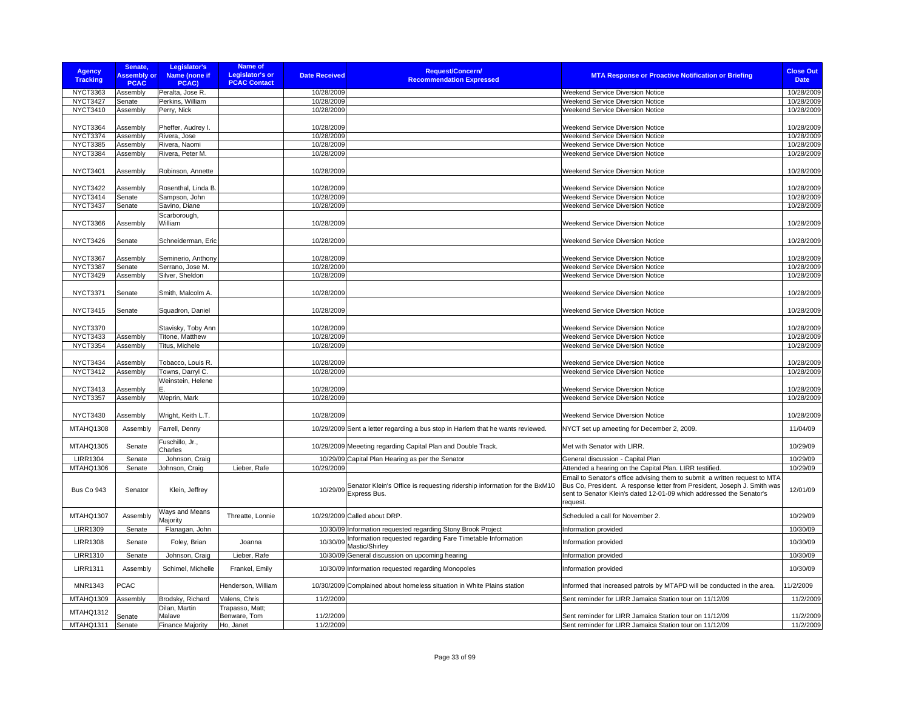| Agency Tracking | Senate, Assembly or PCAC | Legislator's Name (none if PCAC) | Name of Legislator's or PCAC Contact | Date Received | Request/Concern/ Recommendation Expressed | MTA Response or Proactive Notification or Briefing | Close Out Date |
|---|---|---|---|---|---|---|---|
| NYCT3363 | Assembly | Peralta, Jose R. | | 10/28/2009 | | Weekend Service Diversion Notice | 10/28/2009 |
| NYCT3427 | Senate | Perkins, William | | 10/28/2009 | | Weekend Service Diversion Notice | 10/28/2009 |
| NYCT3410 | Assembly | Perry, Nick | | 10/28/2009 | | Weekend Service Diversion Notice | 10/28/2009 |
| NYCT3364 | Assembly | Pheffer, Audrey I. | | 10/28/2009 | | Weekend Service Diversion Notice | 10/28/2009 |
| NYCT3374 | Assembly | Rivera, Jose | | 10/28/2009 | | Weekend Service Diversion Notice | 10/28/2009 |
| NYCT3385 | Assembly | Rivera, Naomi | | 10/28/2009 | | Weekend Service Diversion Notice | 10/28/2009 |
| NYCT3384 | Assembly | Rivera, Peter M. | | 10/28/2009 | | Weekend Service Diversion Notice | 10/28/2009 |
| NYCT3401 | Assembly | Robinson, Annette | | 10/28/2009 | | Weekend Service Diversion Notice | 10/28/2009 |
| NYCT3422 | Assembly | Rosenthal, Linda B. | | 10/28/2009 | | Weekend Service Diversion Notice | 10/28/2009 |
| NYCT3414 | Senate | Sampson, John | | 10/28/2009 | | Weekend Service Diversion Notice | 10/28/2009 |
| NYCT3437 | Senate | Savino, Diane | | 10/28/2009 | | Weekend Service Diversion Notice | 10/28/2009 |
| NYCT3366 | Assembly | Scarborough, William | | 10/28/2009 | | Weekend Service Diversion Notice | 10/28/2009 |
| NYCT3426 | Senate | Schneiderman, Eric | | 10/28/2009 | | Weekend Service Diversion Notice | 10/28/2009 |
| NYCT3367 | Assembly | Seminerio, Anthony | | 10/28/2009 | | Weekend Service Diversion Notice | 10/28/2009 |
| NYCT3387 | Senate | Serrano, Jose M. | | 10/28/2009 | | Weekend Service Diversion Notice | 10/28/2009 |
| NYCT3429 | Assembly | Silver, Sheldon | | 10/28/2009 | | Weekend Service Diversion Notice | 10/28/2009 |
| NYCT3371 | Senate | Smith, Malcolm A. | | 10/28/2009 | | Weekend Service Diversion Notice | 10/28/2009 |
| NYCT3415 | Senate | Squadron, Daniel | | 10/28/2009 | | Weekend Service Diversion Notice | 10/28/2009 |
| NYCT3370 | | Stavisky, Toby Ann | | 10/28/2009 | | Weekend Service Diversion Notice | 10/28/2009 |
| NYCT3433 | Assembly | Titone, Matthew | | 10/28/2009 | | Weekend Service Diversion Notice | 10/28/2009 |
| NYCT3354 | Assembly | Titus, Michele | | 10/28/2009 | | Weekend Service Diversion Notice | 10/28/2009 |
| NYCT3434 | Assembly | Tobacco, Louis R. | | 10/28/2009 | | Weekend Service Diversion Notice | 10/28/2009 |
| NYCT3412 | Assembly | Towns, Darryl C. | | 10/28/2009 | | Weekend Service Diversion Notice | 10/28/2009 |
| NYCT3413 | Assembly | Weinstein, Helene E. | | 10/28/2009 | | Weekend Service Diversion Notice | 10/28/2009 |
| NYCT3357 | Assembly | Weprin, Mark | | 10/28/2009 | | Weekend Service Diversion Notice | 10/28/2009 |
| NYCT3430 | Assembly | Wright, Keith L.T. | | 10/28/2009 | | Weekend Service Diversion Notice | 10/28/2009 |
| MTAHQ1308 | Assembly | Farrell, Denny | | 10/29/2009 | Sent a letter regarding a bus stop in Harlem that he wants reviewed. | NYCT set up ameeting for December 2, 2009. | 11/04/09 |
| MTAHQ1305 | Senate | Fuschillo, Jr., Charles | | 10/29/2009 | Meeeting regarding Capital Plan and Double Track. | Met with Senator with LIRR. | 10/29/09 |
| LIRR1304 | Senate | Johnson, Craig | | 10/29/09 | Capital Plan Hearing as per the Senator | General discussion - Capital Plan | 10/29/09 |
| MTAHQ1306 | Senate | Johnson, Craig | Lieber, Rafe | 10/29/2009 | | Attended a hearing on the Capital Plan. LIRR testified. | 10/29/09 |
| Bus Co 943 | Senator | Klein, Jeffrey | | 10/29/09 | Senator Klein's Office is requesting ridership information for the BxM10 Express Bus. | Email to Senator's office advising them to submit a written request to MTA Bus Co, President. A response letter from President, Joseph J. Smith was sent to Senator Klein's dated 12-01-09 which addressed the Senator's request. | 12/01/09 |
| MTAHQ1307 | Assembly | Ways and Means Majority | Threatte, Lonnie | 10/29/2009 | Called about DRP. | Scheduled a call for November 2. | 10/29/09 |
| LIRR1309 | Senate | Flanagan, John | | 10/30/09 | Information requested regarding Stony Brook Project | Information provided | 10/30/09 |
| LIRR1308 | Senate | Foley, Brian | Joanna | 10/30/09 | Information requested regarding Fare Timetable Information Mastic/Shirley | Information provided | 10/30/09 |
| LIRR1310 | Senate | Johnson, Craig | Lieber, Rafe | 10/30/09 | General discussion on upcoming hearing | Information provided | 10/30/09 |
| LIRR1311 | Assembly | Schimel, Michelle | Frankel, Emily | 10/30/09 | Information requested regarding Monopoles | Information provided | 10/30/09 |
| MNR1343 | PCAC | | Henderson, William | 10/30/2009 | Complained about homeless situation in White Plains station | Informed that increased patrols by MTAPD will be conducted in the area. | 11/2/2009 |
| MTAHQ1309 | Assembly | Brodsky, Richard | Valens, Chris | 11/2/2009 | | Sent reminder for LIRR Jamaica Station tour on 11/12/09 | 11/2/2009 |
| MTAHQ1312 | Senate | Dilan, Martin Malave | Trapasso, Matt; Benware, Tom | 11/2/2009 | | Sent reminder for LIRR Jamaica Station tour on 11/12/09 | 11/2/2009 |
| MTAHQ1311 | Senate | Finance Majority | Ho, Janet | 11/2/2009 | | Sent reminder for LIRR Jamaica Station tour on 11/12/09 | 11/2/2009 |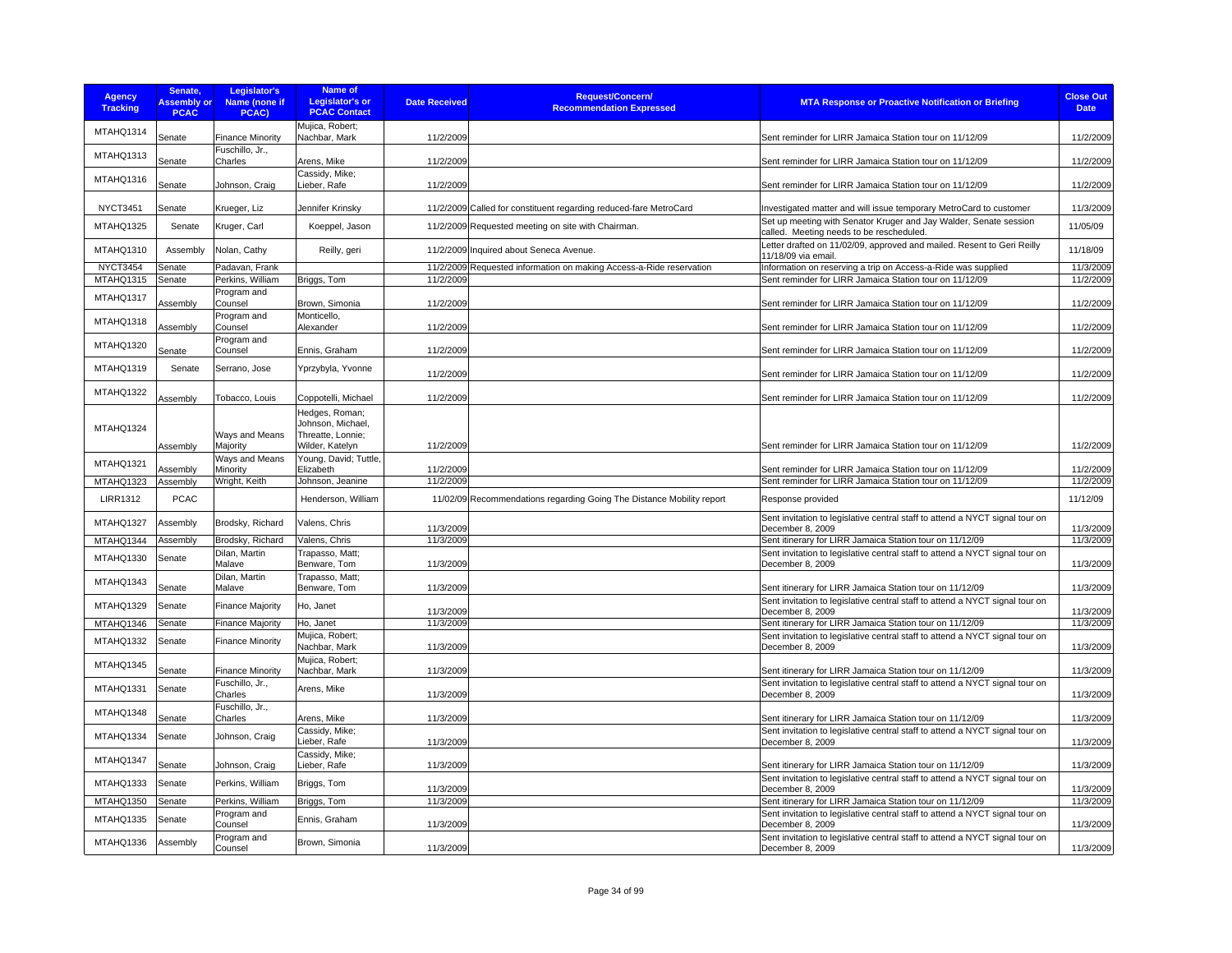| Agency Tracking | Senate, Assembly or PCAC | Legislator's Name (none if PCAC) | Name of Legislator's or PCAC Contact | Date Received | Request/Concern/ Recommendation Expressed | MTA Response or Proactive Notification or Briefing | Close Out Date |
|---|---|---|---|---|---|---|---|
| MTAHQ1314 | Senate | Finance Minority | Mujica, Robert; Nachbar, Mark | 11/2/2009 | | Sent reminder for LIRR Jamaica Station tour on 11/12/09 | 11/2/2009 |
| MTAHQ1313 | Senate | Fuschillo, Jr., Charles | Arens, Mike | 11/2/2009 | | Sent reminder for LIRR Jamaica Station tour on 11/12/09 | 11/2/2009 |
| MTAHQ1316 | Senate | Johnson, Craig | Cassidy, Mike; Lieber, Rafe | 11/2/2009 | | Sent reminder for LIRR Jamaica Station tour on 11/12/09 | 11/2/2009 |
| NYCT3451 | Senate | Krueger, Liz | Jennifer Krinsky | 11/2/2009 | Called for constituent regarding reduced-fare MetroCard | Investigated matter and will issue temporary MetroCard to customer | 11/3/2009 |
| MTAHQ1325 | Senate | Kruger, Carl | Koeppel, Jason | 11/2/2009 | Requested meeting on site with Chairman. | Set up meeting with Senator Kruger and Jay Walder, Senate session called. Meeting needs to be rescheduled. | 11/05/09 |
| MTAHQ1310 | Assembly | Nolan, Cathy | Reilly, geri | 11/2/2009 | Inquired about Seneca Avenue. | Letter drafted on 11/02/09, approved and mailed. Resent to Geri Reilly 11/18/09 via email. | 11/18/09 |
| NYCT3454 | Senate | Padavan, Frank | | 11/2/2009 | Requested information on making Access-a-Ride reservation | Information on reserving a trip on Access-a-Ride was supplied | 11/3/2009 |
| MTAHQ1315 | Senate | Perkins, William | Briggs, Tom | 11/2/2009 | | Sent reminder for LIRR Jamaica Station tour on 11/12/09 | 11/2/2009 |
| MTAHQ1317 | Assembly | Program and Counsel | Brown, Simonia | 11/2/2009 | | Sent reminder for LIRR Jamaica Station tour on 11/12/09 | 11/2/2009 |
| MTAHQ1318 | Assembly | Program and Counsel | Monticello, Alexander | 11/2/2009 | | Sent reminder for LIRR Jamaica Station tour on 11/12/09 | 11/2/2009 |
| MTAHQ1320 | Senate | Program and Counsel | Ennis, Graham | 11/2/2009 | | Sent reminder for LIRR Jamaica Station tour on 11/12/09 | 11/2/2009 |
| MTAHQ1319 | Senate | Serrano, Jose | Yprzybyla, Yvonne | 11/2/2009 | | Sent reminder for LIRR Jamaica Station tour on 11/12/09 | 11/2/2009 |
| MTAHQ1322 | Assembly | Tobacco, Louis | Coppotelli, Michael | 11/2/2009 | | Sent reminder for LIRR Jamaica Station tour on 11/12/09 | 11/2/2009 |
| MTAHQ1324 | Assembly | Ways and Means Majority | Hedges, Roman; Johnson, Michael, Threatte, Lonnie; Wilder, Katelyn | 11/2/2009 | | Sent reminder for LIRR Jamaica Station tour on 11/12/09 | 11/2/2009 |
| MTAHQ1321 | Assembly | Ways and Means Minority | Young, David; Tuttle, Elizabeth | 11/2/2009 | | Sent reminder for LIRR Jamaica Station tour on 11/12/09 | 11/2/2009 |
| MTAHQ1323 | Assembly | Wright, Keith | Johnson, Jeanine | 11/2/2009 | | Sent reminder for LIRR Jamaica Station tour on 11/12/09 | 11/2/2009 |
| LIRR1312 | PCAC | | Henderson, William | 11/02/09 | Recommendations regarding Going The Distance Mobility report | Response provided | 11/12/09 |
| MTAHQ1327 | Assembly | Brodsky, Richard | Valens, Chris | 11/3/2009 | | Sent invitation to legislative central staff to attend a NYCT signal tour on December 8, 2009 | 11/3/2009 |
| MTAHQ1344 | Assembly | Brodsky, Richard | Valens, Chris | 11/3/2009 | | Sent itinerary for LIRR Jamaica Station tour on 11/12/09 | 11/3/2009 |
| MTAHQ1330 | Senate | Dilan, Martin Malave | Trapasso, Matt; Benware, Tom | 11/3/2009 | | Sent invitation to legislative central staff to attend a NYCT signal tour on December 8, 2009 | 11/3/2009 |
| MTAHQ1343 | Senate | Dilan, Martin Malave | Trapasso, Matt; Benware, Tom | 11/3/2009 | | Sent itinerary for LIRR Jamaica Station tour on 11/12/09 | 11/3/2009 |
| MTAHQ1329 | Senate | Finance Majority | Ho, Janet | 11/3/2009 | | Sent invitation to legislative central staff to attend a NYCT signal tour on December 8, 2009 | 11/3/2009 |
| MTAHQ1346 | Senate | Finance Majority | Ho, Janet | 11/3/2009 | | Sent itinerary for LIRR Jamaica Station tour on 11/12/09 | 11/3/2009 |
| MTAHQ1332 | Senate | Finance Minority | Mujica, Robert; Nachbar, Mark | 11/3/2009 | | Sent invitation to legislative central staff to attend a NYCT signal tour on December 8, 2009 | 11/3/2009 |
| MTAHQ1345 | Senate | Finance Minority | Mujica, Robert; Nachbar, Mark | 11/3/2009 | | Sent itinerary for LIRR Jamaica Station tour on 11/12/09 | 11/3/2009 |
| MTAHQ1331 | Senate | Fuschillo, Jr., Charles | Arens, Mike | 11/3/2009 | | Sent invitation to legislative central staff to attend a NYCT signal tour on December 8, 2009 | 11/3/2009 |
| MTAHQ1348 | Senate | Fuschillo, Jr., Charles | Arens, Mike | 11/3/2009 | | Sent itinerary for LIRR Jamaica Station tour on 11/12/09 | 11/3/2009 |
| MTAHQ1334 | Senate | Johnson, Craig | Cassidy, Mike; Lieber, Rafe | 11/3/2009 | | Sent invitation to legislative central staff to attend a NYCT signal tour on December 8, 2009 | 11/3/2009 |
| MTAHQ1347 | Senate | Johnson, Craig | Cassidy, Mike; Lieber, Rafe | 11/3/2009 | | Sent itinerary for LIRR Jamaica Station tour on 11/12/09 | 11/3/2009 |
| MTAHQ1333 | Senate | Perkins, William | Briggs, Tom | 11/3/2009 | | Sent invitation to legislative central staff to attend a NYCT signal tour on December 8, 2009 | 11/3/2009 |
| MTAHQ1350 | Senate | Perkins, William | Briggs, Tom | 11/3/2009 | | Sent itinerary for LIRR Jamaica Station tour on 11/12/09 | 11/3/2009 |
| MTAHQ1335 | Senate | Program and Counsel | Ennis, Graham | 11/3/2009 | | Sent invitation to legislative central staff to attend a NYCT signal tour on December 8, 2009 | 11/3/2009 |
| MTAHQ1336 | Assembly | Program and Counsel | Brown, Simonia | 11/3/2009 | | Sent invitation to legislative central staff to attend a NYCT signal tour on December 8, 2009 | 11/3/2009 |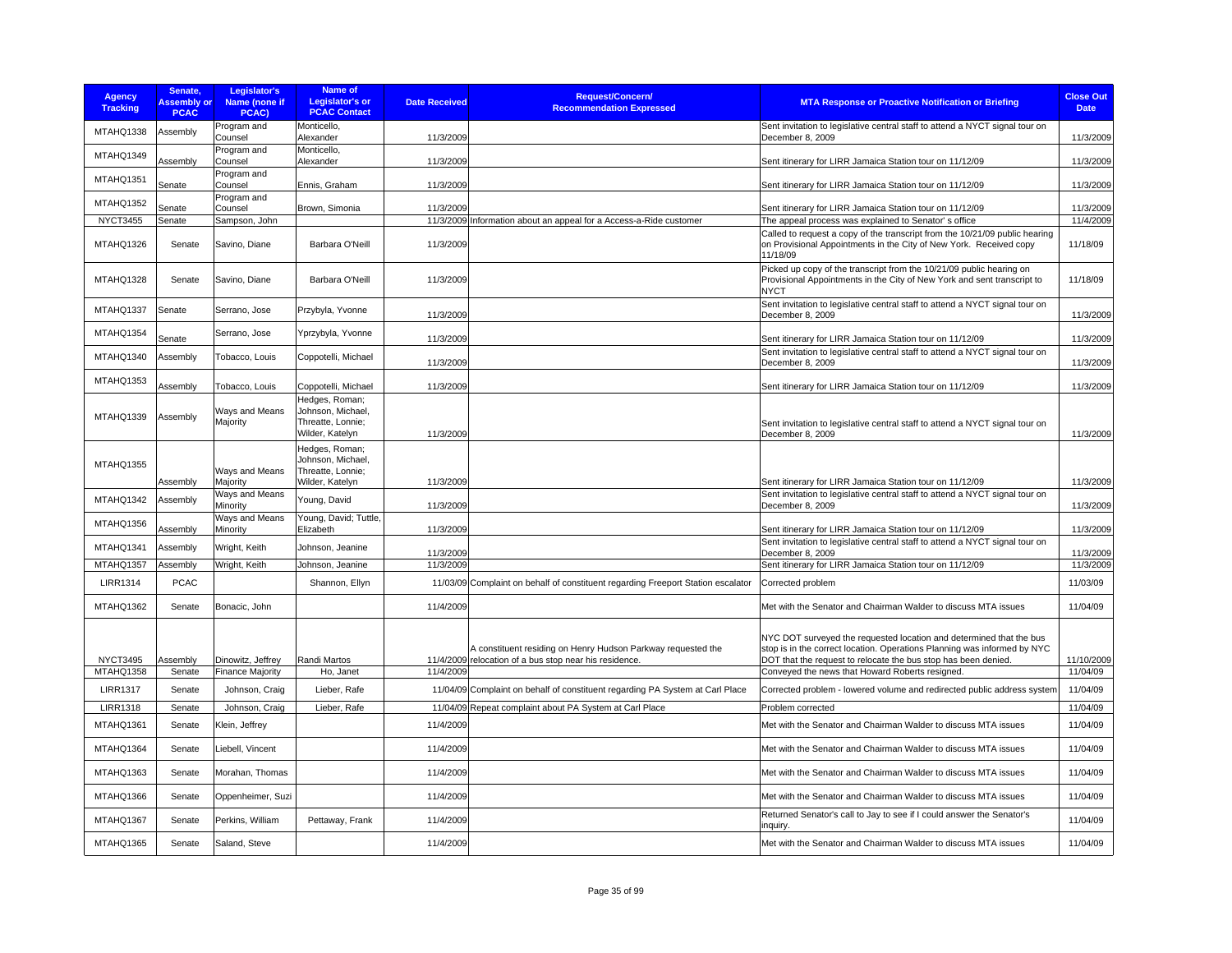| Agency Tracking | Senate, Assembly or PCAC | Legislator's Name (none if PCAC) | Name of Legislator's or PCAC Contact | Date Received | Request/Concern/ Recommendation Expressed | MTA Response or Proactive Notification or Briefing | Close Out Date |
|---|---|---|---|---|---|---|---|
| MTAHQ1338 | Assembly | Program and Counsel | Monticello, Alexander | 11/3/2009 | | Sent invitation to legislative central staff to attend a NYCT signal tour on December 8, 2009 | 11/3/2009 |
| MTAHQ1349 | Assembly | Program and Counsel | Monticello, Alexander | 11/3/2009 | | Sent itinerary for LIRR Jamaica Station tour on 11/12/09 | 11/3/2009 |
| MTAHQ1351 | Senate | Program and Counsel | Ennis, Graham | 11/3/2009 | | Sent itinerary for LIRR Jamaica Station tour on 11/12/09 | 11/3/2009 |
| MTAHQ1352 | Senate | Program and Counsel | Brown, Simonia | 11/3/2009 | | Sent itinerary for LIRR Jamaica Station tour on 11/12/09 | 11/3/2009 |
| NYCT3455 | Senate | Sampson, John | | 11/3/2009 | Information about an appeal for a Access-a-Ride customer | The appeal process was explained to Senator' s office | 11/4/2009 |
| MTAHQ1326 | Senate | Savino, Diane | Barbara O'Neill | 11/3/2009 | | Called to request a copy of the transcript from the 10/21/09 public hearing on Provisional Appointments in the City of New York. Received copy 11/18/09 | 11/18/09 |
| MTAHQ1328 | Senate | Savino, Diane | Barbara O'Neill | 11/3/2009 | | Picked up copy of the transcript from the 10/21/09 public hearing on Provisional Appointments in the City of New York and sent transcript to NYCT | 11/18/09 |
| MTAHQ1337 | Senate | Serrano, Jose | Przybyla, Yvonne | 11/3/2009 | | Sent invitation to legislative central staff to attend a NYCT signal tour on December 8, 2009 | 11/3/2009 |
| MTAHQ1354 | Senate | Serrano, Jose | Yprzybyla, Yvonne | 11/3/2009 | | Sent itinerary for LIRR Jamaica Station tour on 11/12/09 | 11/3/2009 |
| MTAHQ1340 | Assembly | Tobacco, Louis | Coppotelli, Michael | 11/3/2009 | | Sent invitation to legislative central staff to attend a NYCT signal tour on December 8, 2009 | 11/3/2009 |
| MTAHQ1353 | Assembly | Tobacco, Louis | Coppotelli, Michael | 11/3/2009 | | Sent itinerary for LIRR Jamaica Station tour on 11/12/09 | 11/3/2009 |
| MTAHQ1339 | Assembly | Ways and Means Majority | Hedges, Roman; Johnson, Michael, Threatte, Lonnie; Wilder, Katelyn | 11/3/2009 | | Sent invitation to legislative central staff to attend a NYCT signal tour on December 8, 2009 | 11/3/2009 |
| MTAHQ1355 | Assembly | Ways and Means Majority | Hedges, Roman; Johnson, Michael, Threatte, Lonnie; Wilder, Katelyn | 11/3/2009 | | Sent itinerary for LIRR Jamaica Station tour on 11/12/09 | 11/3/2009 |
| MTAHQ1342 | Assembly | Ways and Means Minority | Young, David | 11/3/2009 | | Sent invitation to legislative central staff to attend a NYCT signal tour on December 8, 2009 | 11/3/2009 |
| MTAHQ1356 | Assembly | Ways and Means Minority | Young, David; Tuttle, Elizabeth | 11/3/2009 | | Sent itinerary for LIRR Jamaica Station tour on 11/12/09 | 11/3/2009 |
| MTAHQ1341 | Assembly | Wright, Keith | Johnson, Jeanine | 11/3/2009 | | Sent invitation to legislative central staff to attend a NYCT signal tour on December 8, 2009 | 11/3/2009 |
| MTAHQ1357 | Assembly | Wright, Keith | Johnson, Jeanine | 11/3/2009 | | Sent itinerary for LIRR Jamaica Station tour on 11/12/09 | 11/3/2009 |
| LIRR1314 | PCAC | | Shannon, Ellyn | 11/03/09 | Complaint on behalf of constituent regarding Freeport Station escalator | Corrected problem | 11/03/09 |
| MTAHQ1362 | Senate | Bonacic, John | | 11/4/2009 | | Met with the Senator and Chairman Walder to discuss MTA issues | 11/04/09 |
| NYCT3495 | Assembly | Dinowitz, Jeffrey | Randi Martos | 11/4/2009 | A constituent residing on Henry Hudson Parkway requested the relocation of a bus stop near his residence. | NYC DOT surveyed the requested location and determined that the bus stop is in the correct location. Operations Planning was informed by NYC DOT that the request to relocate the bus stop has been denied. | 11/10/2009 |
| MTAHQ1358 | Senate | Finance Majority | Ho, Janet | 11/4/2009 | | Conveyed the news that Howard Roberts resigned. | 11/04/09 |
| LIRR1317 | Senate | Johnson, Craig | Lieber, Rafe | 11/04/09 | Complaint on behalf of constituent regarding PA System at Carl Place | Corrected problem - lowered volume and redirected public address system | 11/04/09 |
| LIRR1318 | Senate | Johnson, Craig | Lieber, Rafe | 11/04/09 | Repeat complaint about PA System at Carl Place | Problem corrected | 11/04/09 |
| MTAHQ1361 | Senate | Klein, Jeffrey | | 11/4/2009 | | Met with the Senator and Chairman Walder to discuss MTA issues | 11/04/09 |
| MTAHQ1364 | Senate | Liebell, Vincent | | 11/4/2009 | | Met with the Senator and Chairman Walder to discuss MTA issues | 11/04/09 |
| MTAHQ1363 | Senate | Morahan, Thomas | | 11/4/2009 | | Met with the Senator and Chairman Walder to discuss MTA issues | 11/04/09 |
| MTAHQ1366 | Senate | Oppenheimer, Suzi | | 11/4/2009 | | Met with the Senator and Chairman Walder to discuss MTA issues | 11/04/09 |
| MTAHQ1367 | Senate | Perkins, William | Pettaway, Frank | 11/4/2009 | | Returned Senator's call to Jay to see if I could answer the Senator's inquiry. | 11/04/09 |
| MTAHQ1365 | Senate | Saland, Steve | | 11/4/2009 | | Met with the Senator and Chairman Walder to discuss MTA issues | 11/04/09 |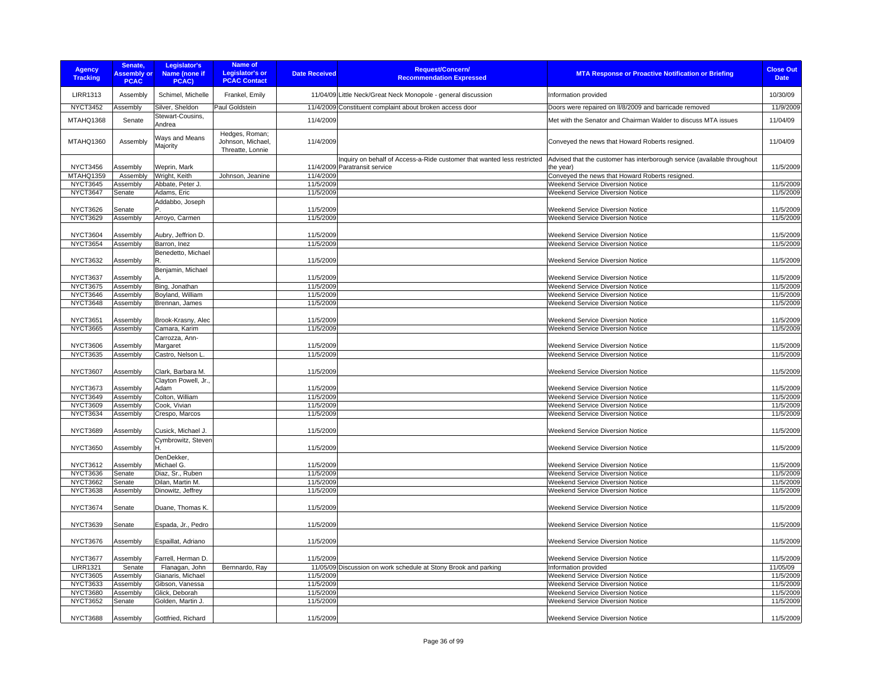| Agency Tracking | Senate, Assembly or PCAC | Legislator's Name (none if PCAC) | Name of Legislator's or PCAC Contact | Date Received | Request/Concern/ Recommendation Expressed | MTA Response or Proactive Notification or Briefing | Close Out Date |
|---|---|---|---|---|---|---|---|
| LIRR1313 | Assembly | Schimel, Michelle | Frankel, Emily | 11/04/09 | Little Neck/Great Neck Monopole - general discussion | Information provided | 10/30/09 |
| NYCT3452 | Assembly | Silver, Sheldon | Paul Goldstein | 11/4/2009 | Constituent complaint about broken access door | Doors were repaired on ll/8/2009 and barricade removed | 11/9/2009 |
| MTAHQ1368 | Senate | Stewart-Cousins, Andrea | | 11/4/2009 | | Met with the Senator and Chairman Walder to discuss MTA issues | 11/04/09 |
| MTAHQ1360 | Assembly | Ways and Means Majority | Hedges, Roman; Johnson, Michael, Threatte, Lonnie | 11/4/2009 | | Conveyed the news that Howard Roberts resigned. | 11/04/09 |
| NYCT3456 | Assembly | Weprin, Mark | | 11/4/2009 | Inquiry on behalf of Access-a-Ride customer that wanted less restricted Paratransit service | Advised that the customer has interborough service (available throughout the year) | 11/5/2009 |
| MTAHQ1359 | Assembly | Wright, Keith | Johnson, Jeanine | 11/4/2009 | | Conveyed the news that Howard Roberts resigned. | |
| NYCT3645 | Assembly | Abbate, Peter J. | | 11/5/2009 | | Weekend Service Diversion Notice | 11/5/2009 |
| NYCT3647 | Senate | Adams, Eric | | 11/5/2009 | | Weekend Service Diversion Notice | 11/5/2009 |
| NYCT3626 | Senate | Addabbo, Joseph P. | | 11/5/2009 | | Weekend Service Diversion Notice | 11/5/2009 |
| NYCT3629 | Assembly | Arroyo, Carmen | | 11/5/2009 | | Weekend Service Diversion Notice | 11/5/2009 |
| NYCT3604 | Assembly | Aubry, Jeffrion D. | | 11/5/2009 | | Weekend Service Diversion Notice | 11/5/2009 |
| NYCT3654 | Assembly | Barron, Inez | | 11/5/2009 | | Weekend Service Diversion Notice | 11/5/2009 |
| NYCT3632 | Assembly | Benedetto, Michael R. | | 11/5/2009 | | Weekend Service Diversion Notice | 11/5/2009 |
| NYCT3637 | Assembly | Benjamin, Michael A. | | 11/5/2009 | | Weekend Service Diversion Notice | 11/5/2009 |
| NYCT3675 | Assembly | Bing, Jonathan | | 11/5/2009 | | Weekend Service Diversion Notice | 11/5/2009 |
| NYCT3646 | Assembly | Boyland, William | | 11/5/2009 | | Weekend Service Diversion Notice | 11/5/2009 |
| NYCT3648 | Assembly | Brennan, James | | 11/5/2009 | | Weekend Service Diversion Notice | 11/5/2009 |
| NYCT3651 | Assembly | Brook-Krasny, Alec | | 11/5/2009 | | Weekend Service Diversion Notice | 11/5/2009 |
| NYCT3665 | Assembly | Camara, Karim | | 11/5/2009 | | Weekend Service Diversion Notice | 11/5/2009 |
| NYCT3606 | Assembly | Carrozza, Ann-Margaret | | 11/5/2009 | | Weekend Service Diversion Notice | 11/5/2009 |
| NYCT3635 | Assembly | Castro, Nelson L. | | 11/5/2009 | | Weekend Service Diversion Notice | 11/5/2009 |
| NYCT3607 | Assembly | Clark, Barbara M. | | 11/5/2009 | | Weekend Service Diversion Notice | 11/5/2009 |
| NYCT3673 | Assembly | Clayton Powell, Jr., Adam | | 11/5/2009 | | Weekend Service Diversion Notice | 11/5/2009 |
| NYCT3649 | Assembly | Colton, William | | 11/5/2009 | | Weekend Service Diversion Notice | 11/5/2009 |
| NYCT3609 | Assembly | Cook, Vivian | | 11/5/2009 | | Weekend Service Diversion Notice | 11/5/2009 |
| NYCT3634 | Assembly | Crespo, Marcos | | 11/5/2009 | | Weekend Service Diversion Notice | 11/5/2009 |
| NYCT3689 | Assembly | Cusick, Michael J. | | 11/5/2009 | | Weekend Service Diversion Notice | 11/5/2009 |
| NYCT3650 | Assembly | Cymbrowitz, Steven H. | | 11/5/2009 | | Weekend Service Diversion Notice | 11/5/2009 |
| NYCT3612 | Assembly | DenDekker, Michael G. | | 11/5/2009 | | Weekend Service Diversion Notice | 11/5/2009 |
| NYCT3636 | Senate | Diaz, Sr., Ruben | | 11/5/2009 | | Weekend Service Diversion Notice | 11/5/2009 |
| NYCT3662 | Senate | Dilan, Martin M. | | 11/5/2009 | | Weekend Service Diversion Notice | 11/5/2009 |
| NYCT3638 | Assembly | Dinowitz, Jeffrey | | 11/5/2009 | | Weekend Service Diversion Notice | 11/5/2009 |
| NYCT3674 | Senate | Duane, Thomas K. | | 11/5/2009 | | Weekend Service Diversion Notice | 11/5/2009 |
| NYCT3639 | Senate | Espada, Jr., Pedro | | 11/5/2009 | | Weekend Service Diversion Notice | 11/5/2009 |
| NYCT3676 | Assembly | Espaillat, Adriano | | 11/5/2009 | | Weekend Service Diversion Notice | 11/5/2009 |
| NYCT3677 | Assembly | Farrell, Herman D. | | 11/5/2009 | | Weekend Service Diversion Notice | 11/5/2009 |
| LIRR1321 | Senate | Flanagan, John | Bernnardo, Ray | 11/05/09 | Discussion on work schedule at Stony Brook and parking | Information provided | 11/05/09 |
| NYCT3605 | Assembly | Gianaris, Michael | | 11/5/2009 | | Weekend Service Diversion Notice | 11/5/2009 |
| NYCT3633 | Assembly | Gibson, Vanessa | | 11/5/2009 | | Weekend Service Diversion Notice | 11/5/2009 |
| NYCT3680 | Assembly | Glick, Deborah | | 11/5/2009 | | Weekend Service Diversion Notice | 11/5/2009 |
| NYCT3652 | Senate | Golden, Martin J. | | 11/5/2009 | | Weekend Service Diversion Notice | 11/5/2009 |
| NYCT3688 | Assembly | Gottfried, Richard | | 11/5/2009 | | Weekend Service Diversion Notice | 11/5/2009 |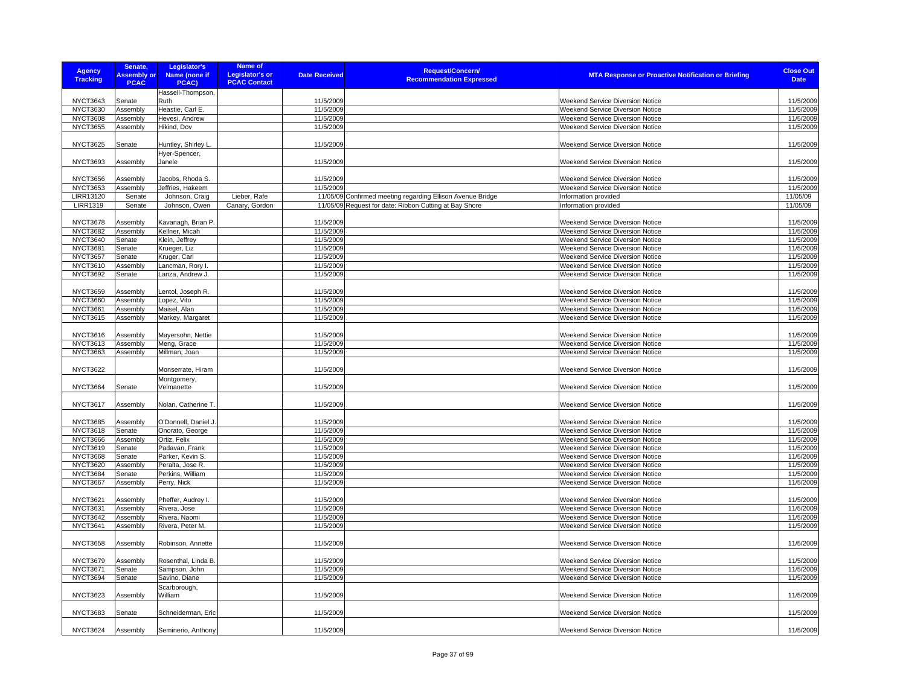| Agency Tracking | Senate, Assembly or PCAC | Legislator's Name (none if PCAC) | Name of Legislator's or PCAC Contact | Date Received | Request/Concern/ Recommendation Expressed | MTA Response or Proactive Notification or Briefing | Close Out Date |
|---|---|---|---|---|---|---|---|
| NYCT3643 | Senate | Hassell-Thompson, Ruth | | 11/5/2009 | | Weekend Service Diversion Notice | 11/5/2009 |
| NYCT3630 | Assembly | Heastie, Carl E. | | 11/5/2009 | | Weekend Service Diversion Notice | 11/5/2009 |
| NYCT3608 | Assembly | Hevesi, Andrew | | 11/5/2009 | | Weekend Service Diversion Notice | 11/5/2009 |
| NYCT3655 | Assembly | Hikind, Dov | | 11/5/2009 | | Weekend Service Diversion Notice | 11/5/2009 |
| NYCT3625 | Senate | Huntley, Shirley L. | | 11/5/2009 | | Weekend Service Diversion Notice | 11/5/2009 |
| NYCT3693 | Assembly | Hyer-Spencer, Janele | | 11/5/2009 | | Weekend Service Diversion Notice | 11/5/2009 |
| NYCT3656 | Assembly | Jacobs, Rhoda S. | | 11/5/2009 | | Weekend Service Diversion Notice | 11/5/2009 |
| NYCT3653 | Assembly | Jeffries, Hakeem | | 11/5/2009 | | Weekend Service Diversion Notice | 11/5/2009 |
| LIRR13120 | Senate | Johnson, Craig | Lieber, Rafe | 11/05/09 | Confirmed meeting regarding Ellison Avenue Bridge | Information provided | 11/05/09 |
| LIRR1319 | Senate | Johnson, Owen | Canary, Gordon | 11/05/09 | Request for date: Ribbon Cutting at Bay Shore | Information provided | 11/05/09 |
| NYCT3678 | Assembly | Kavanagh, Brian P. | | 11/5/2009 | | Weekend Service Diversion Notice | 11/5/2009 |
| NYCT3682 | Assembly | Kellner, Micah | | 11/5/2009 | | Weekend Service Diversion Notice | 11/5/2009 |
| NYCT3640 | Senate | Klein, Jeffrey | | 11/5/2009 | | Weekend Service Diversion Notice | 11/5/2009 |
| NYCT3681 | Senate | Krueger, Liz | | 11/5/2009 | | Weekend Service Diversion Notice | 11/5/2009 |
| NYCT3657 | Senate | Kruger, Carl | | 11/5/2009 | | Weekend Service Diversion Notice | 11/5/2009 |
| NYCT3610 | Assembly | Lancman, Rory I. | | 11/5/2009 | | Weekend Service Diversion Notice | 11/5/2009 |
| NYCT3692 | Senate | Lanza, Andrew J. | | 11/5/2009 | | Weekend Service Diversion Notice | 11/5/2009 |
| NYCT3659 | Assembly | Lentol, Joseph R. | | 11/5/2009 | | Weekend Service Diversion Notice | 11/5/2009 |
| NYCT3660 | Assembly | Lopez, Vito | | 11/5/2009 | | Weekend Service Diversion Notice | 11/5/2009 |
| NYCT3661 | Assembly | Maisel, Alan | | 11/5/2009 | | Weekend Service Diversion Notice | 11/5/2009 |
| NYCT3615 | Assembly | Markey, Margaret | | 11/5/2009 | | Weekend Service Diversion Notice | 11/5/2009 |
| NYCT3616 | Assembly | Mayersohn, Nettie | | 11/5/2009 | | Weekend Service Diversion Notice | 11/5/2009 |
| NYCT3613 | Assembly | Meng, Grace | | 11/5/2009 | | Weekend Service Diversion Notice | 11/5/2009 |
| NYCT3663 | Assembly | Millman, Joan | | 11/5/2009 | | Weekend Service Diversion Notice | 11/5/2009 |
| NYCT3622 | | Monserrate, Hiram | | 11/5/2009 | | Weekend Service Diversion Notice | 11/5/2009 |
| NYCT3664 | Senate | Montgomery, Velmanette | | 11/5/2009 | | Weekend Service Diversion Notice | 11/5/2009 |
| NYCT3617 | Assembly | Nolan, Catherine T. | | 11/5/2009 | | Weekend Service Diversion Notice | 11/5/2009 |
| NYCT3685 | Assembly | O'Donnell, Daniel J. | | 11/5/2009 | | Weekend Service Diversion Notice | 11/5/2009 |
| NYCT3618 | Senate | Onorato, George | | 11/5/2009 | | Weekend Service Diversion Notice | 11/5/2009 |
| NYCT3666 | Assembly | Ortiz, Felix | | 11/5/2009 | | Weekend Service Diversion Notice | 11/5/2009 |
| NYCT3619 | Senate | Padavan, Frank | | 11/5/2009 | | Weekend Service Diversion Notice | 11/5/2009 |
| NYCT3668 | Senate | Parker, Kevin S. | | 11/5/2009 | | Weekend Service Diversion Notice | 11/5/2009 |
| NYCT3620 | Assembly | Peralta, Jose R. | | 11/5/2009 | | Weekend Service Diversion Notice | 11/5/2009 |
| NYCT3684 | Senate | Perkins, William | | 11/5/2009 | | Weekend Service Diversion Notice | 11/5/2009 |
| NYCT3667 | Assembly | Perry, Nick | | 11/5/2009 | | Weekend Service Diversion Notice | 11/5/2009 |
| NYCT3621 | Assembly | Pheffer, Audrey I. | | 11/5/2009 | | Weekend Service Diversion Notice | 11/5/2009 |
| NYCT3631 | Assembly | Rivera, Jose | | 11/5/2009 | | Weekend Service Diversion Notice | 11/5/2009 |
| NYCT3642 | Assembly | Rivera, Naomi | | 11/5/2009 | | Weekend Service Diversion Notice | 11/5/2009 |
| NYCT3641 | Assembly | Rivera, Peter M. | | 11/5/2009 | | Weekend Service Diversion Notice | 11/5/2009 |
| NYCT3658 | Assembly | Robinson, Annette | | 11/5/2009 | | Weekend Service Diversion Notice | 11/5/2009 |
| NYCT3679 | Assembly | Rosenthal, Linda B. | | 11/5/2009 | | Weekend Service Diversion Notice | 11/5/2009 |
| NYCT3671 | Senate | Sampson, John | | 11/5/2009 | | Weekend Service Diversion Notice | 11/5/2009 |
| NYCT3694 | Senate | Savino, Diane | | 11/5/2009 | | Weekend Service Diversion Notice | 11/5/2009 |
| NYCT3623 | Assembly | Scarborough, William | | 11/5/2009 | | Weekend Service Diversion Notice | 11/5/2009 |
| NYCT3683 | Senate | Schneiderman, Eric | | 11/5/2009 | | Weekend Service Diversion Notice | 11/5/2009 |
| NYCT3624 | Assembly | Seminerio, Anthony | | 11/5/2009 | | Weekend Service Diversion Notice | 11/5/2009 |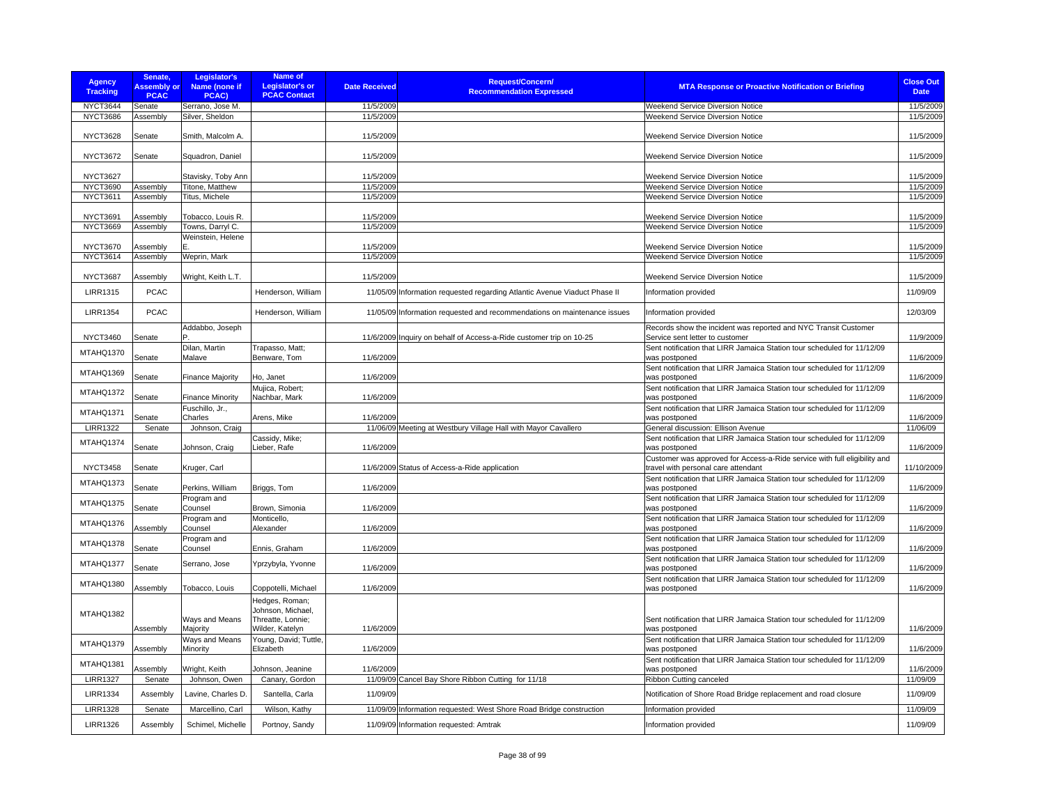| Agency Tracking | Senate, Assembly or PCAC | Legislator's Name (none if PCAC) | Name of Legislator's or PCAC Contact | Date Received | Request/Concern/ Recommendation Expressed | MTA Response or Proactive Notification or Briefing | Close Out Date |
|---|---|---|---|---|---|---|---|
| NYCT3644 | Senate | Serrano, Jose M. | | 11/5/2009 | | Weekend Service Diversion Notice | 11/5/2009 |
| NYCT3686 | Assembly | Silver, Sheldon | | 11/5/2009 | | Weekend Service Diversion Notice | 11/5/2009 |
| NYCT3628 | Senate | Smith, Malcolm A. | | 11/5/2009 | | Weekend Service Diversion Notice | 11/5/2009 |
| NYCT3672 | Senate | Squadron, Daniel | | 11/5/2009 | | Weekend Service Diversion Notice | 11/5/2009 |
| NYCT3627 | | Stavisky, Toby Ann | | 11/5/2009 | | Weekend Service Diversion Notice | 11/5/2009 |
| NYCT3690 | Assembly | Titone, Matthew | | 11/5/2009 | | Weekend Service Diversion Notice | 11/5/2009 |
| NYCT3611 | Assembly | Titus, Michele | | 11/5/2009 | | Weekend Service Diversion Notice | 11/5/2009 |
| NYCT3691 | Assembly | Tobacco, Louis R. | | 11/5/2009 | | Weekend Service Diversion Notice | 11/5/2009 |
| NYCT3669 | Assembly | Towns, Darryl C. | | 11/5/2009 | | Weekend Service Diversion Notice | 11/5/2009 |
| NYCT3670 | Assembly | Weinstein, Helene E. | | 11/5/2009 | | Weekend Service Diversion Notice | 11/5/2009 |
| NYCT3614 | Assembly | Weprin, Mark | | 11/5/2009 | | Weekend Service Diversion Notice | 11/5/2009 |
| NYCT3687 | Assembly | Wright, Keith L.T. | | 11/5/2009 | | Weekend Service Diversion Notice | 11/5/2009 |
| LIRR1315 | PCAC | | Henderson, William | 11/05/09 | Information requested regarding Atlantic Avenue Viaduct Phase II | Information provided | 11/09/09 |
| LIRR1354 | PCAC | | Henderson, William | 11/05/09 | Information requested and recommendations on maintenance issues | Information provided | 12/03/09 |
| NYCT3460 | Senate | Addabbo, Joseph P. | | 11/6/2009 | Inquiry on behalf of Access-a-Ride customer trip on 10-25 | Records show the incident was reported and NYC Transit Customer Service sent letter to customer | 11/9/2009 |
| MTAHQ1370 | Senate | Dilan, Martin Malave | Trapasso, Matt; Benware, Tom | 11/6/2009 | | Sent notification that LIRR Jamaica Station tour scheduled for 11/12/09 was postponed | 11/6/2009 |
| MTAHQ1369 | Senate | Finance Majority | Ho, Janet | 11/6/2009 | | Sent notification that LIRR Jamaica Station tour scheduled for 11/12/09 was postponed | 11/6/2009 |
| MTAHQ1372 | Senate | Finance Minority | Mujica, Robert; Nachbar, Mark | 11/6/2009 | | Sent notification that LIRR Jamaica Station tour scheduled for 11/12/09 was postponed | 11/6/2009 |
| MTAHQ1371 | Senate | Fuschillo, Jr., Charles | Arens, Mike | 11/6/2009 | | Sent notification that LIRR Jamaica Station tour scheduled for 11/12/09 was postponed | 11/6/2009 |
| LIRR1322 | Senate | Johnson, Craig | | 11/06/09 | Meeting at Westbury Village Hall with Mayor Cavallero | General discussion: Ellison Avenue | 11/06/09 |
| MTAHQ1374 | Senate | Johnson, Craig | Cassidy, Mike; Lieber, Rafe | 11/6/2009 | | Sent notification that LIRR Jamaica Station tour scheduled for 11/12/09 was postponed | 11/6/2009 |
| NYCT3458 | Senate | Kruger, Carl | | 11/6/2009 | Status of Access-a-Ride application | Customer was approved for Access-a-Ride service with full eligibility and travel with personal care attendant | 11/10/2009 |
| MTAHQ1373 | Senate | Perkins, William | Briggs, Tom | 11/6/2009 | | Sent notification that LIRR Jamaica Station tour scheduled for 11/12/09 was postponed | 11/6/2009 |
| MTAHQ1375 | Senate | Program and Counsel | Brown, Simonia | 11/6/2009 | | Sent notification that LIRR Jamaica Station tour scheduled for 11/12/09 was postponed | 11/6/2009 |
| MTAHQ1376 | Assembly | Program and Counsel | Monticello, Alexander | 11/6/2009 | | Sent notification that LIRR Jamaica Station tour scheduled for 11/12/09 was postponed | 11/6/2009 |
| MTAHQ1378 | Senate | Program and Counsel | Ennis, Graham | 11/6/2009 | | Sent notification that LIRR Jamaica Station tour scheduled for 11/12/09 was postponed | 11/6/2009 |
| MTAHQ1377 | Senate | Serrano, Jose | Yprzybyla, Yvonne | 11/6/2009 | | Sent notification that LIRR Jamaica Station tour scheduled for 11/12/09 was postponed | 11/6/2009 |
| MTAHQ1380 | Assembly | Tobacco, Louis | Coppotelli, Michael | 11/6/2009 | | Sent notification that LIRR Jamaica Station tour scheduled for 11/12/09 was postponed | 11/6/2009 |
| MTAHQ1382 | Assembly | Ways and Means Majority | Hedges, Roman; Johnson, Michael, Threatte, Lonnie; Wilder, Katelyn | 11/6/2009 | | Sent notification that LIRR Jamaica Station tour scheduled for 11/12/09 was postponed | 11/6/2009 |
| MTAHQ1379 | Assembly | Ways and Means Minority | Young, David; Tuttle, Elizabeth | 11/6/2009 | | Sent notification that LIRR Jamaica Station tour scheduled for 11/12/09 was postponed | 11/6/2009 |
| MTAHQ1381 | Assembly | Wright, Keith | Johnson, Jeanine | 11/6/2009 | | Sent notification that LIRR Jamaica Station tour scheduled for 11/12/09 was postponed | 11/6/2009 |
| LIRR1327 | Senate | Johnson, Owen | Canary, Gordon | 11/09/09 | Cancel Bay Shore Ribbon Cutting for 11/18 | Ribbon Cutting canceled | 11/09/09 |
| LIRR1334 | Assembly | Lavine, Charles D. | Santella, Carla | 11/09/09 | | Notification of Shore Road Bridge replacement and road closure | 11/09/09 |
| LIRR1328 | Senate | Marcellino, Carl | Wilson, Kathy | 11/09/09 | Information requested: West Shore Road Bridge construction | Information provided | 11/09/09 |
| LIRR1326 | Assembly | Schimel, Michelle | Portnoy, Sandy | 11/09/09 | Information requested: Amtrak | Information provided | 11/09/09 |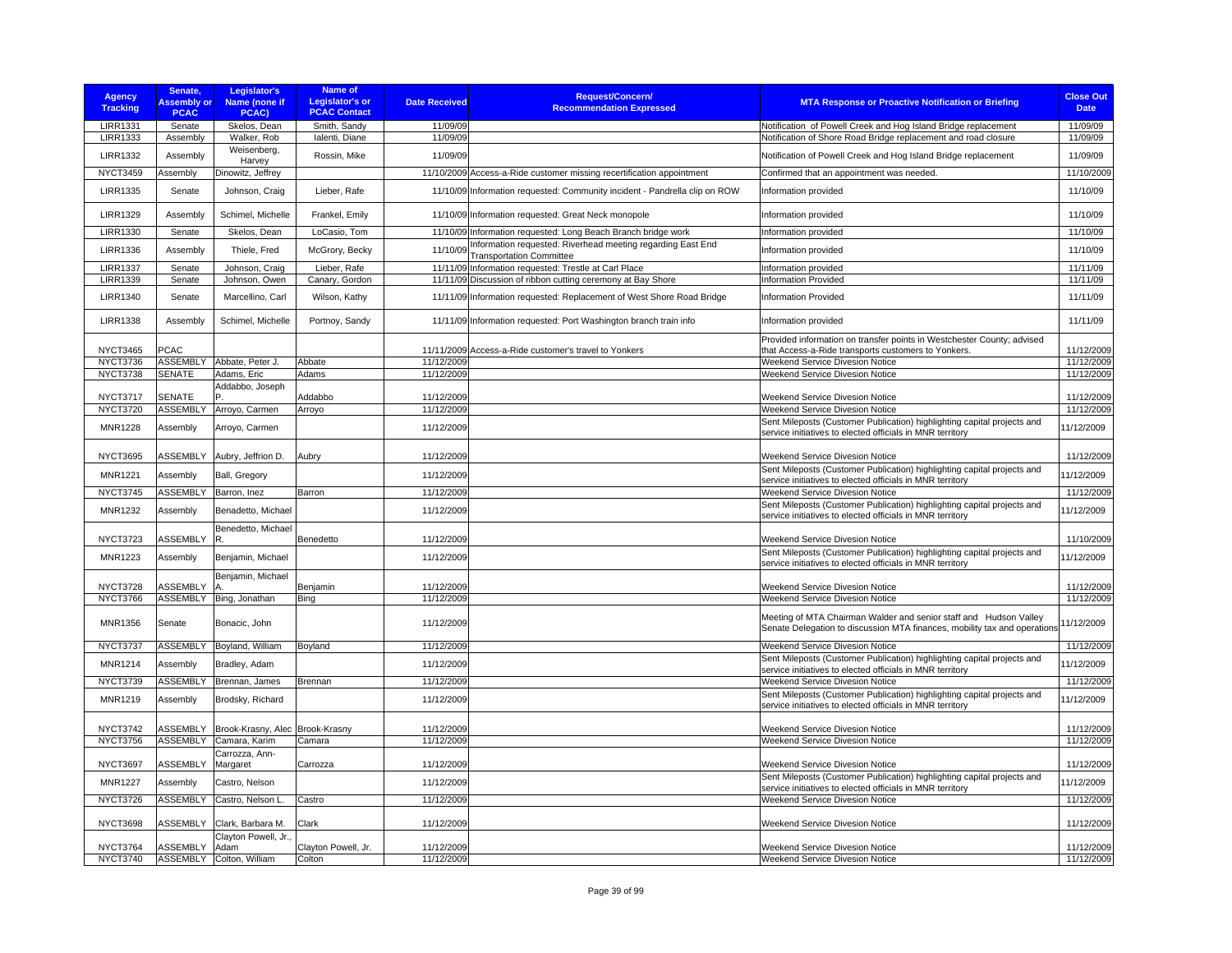| Agency Tracking | Senate, Assembly or PCAC | Legislator's Name (none if PCAC) | Name of Legislator's or PCAC Contact | Date Received | Request/Concern/ Recommendation Expressed | MTA Response or Proactive Notification or Briefing | Close Out Date |
|---|---|---|---|---|---|---|---|
| LIRR1331 | Senate | Skelos, Dean | Smith, Sandy | 11/09/09 | | Notification of Powell Creek and Hog Island Bridge replacement | 11/09/09 |
| LIRR1333 | Assembly | Walker, Rob | Ialenti, Diane | 11/09/09 | | Notification of Shore Road Bridge replacement and road closure | 11/09/09 |
| LIRR1332 | Assembly | Weisenberg, Harvey | Rossin, Mike | 11/09/09 | | Notification of Powell Creek and Hog Island Bridge replacement | 11/09/09 |
| NYCT3459 | Assembly | Dinowitz, Jeffrey | | 11/10/2009 | Access-a-Ride customer missing recertification appointment | Confirmed that an appointment was needed. | 11/10/2009 |
| LIRR1335 | Senate | Johnson, Craig | Lieber, Rafe | 11/10/09 | Information requested: Community incident - Pandrella clip on ROW | Information provided | 11/10/09 |
| LIRR1329 | Assembly | Schimel, Michelle | Frankel, Emily | 11/10/09 | Information requested: Great Neck monopole | Information provided | 11/10/09 |
| LIRR1330 | Senate | Skelos, Dean | LoCasio, Tom | 11/10/09 | Information requested: Long Beach Branch bridge work | Information provided | 11/10/09 |
| LIRR1336 | Assembly | Thiele, Fred | McGrory, Becky | 11/10/09 | Information requested: Riverhead meeting regarding East End Transportation Committee | Information provided | 11/10/09 |
| LIRR1337 | Senate | Johnson, Craig | Lieber, Rafe | 11/11/09 | Information requested: Trestle at Carl Place | Information provided | 11/11/09 |
| LIRR1339 | Senate | Johnson, Owen | Canary, Gordon | 11/11/09 | Discussion of ribbon cutting ceremony at Bay Shore | Information Provided | 11/11/09 |
| LIRR1340 | Senate | Marcellino, Carl | Wilson, Kathy | 11/11/09 | Information requested: Replacement of West Shore Road Bridge | Information Provided | 11/11/09 |
| LIRR1338 | Assembly | Schimel, Michelle | Portnoy, Sandy | 11/11/09 | Information requested: Port Washington branch train info | Information provided | 11/11/09 |
| NYCT3465 | PCAC | | | 11/11/2009 | Access-a-Ride customer's travel to Yonkers | Provided information on transfer points in Westchester County; advised that Access-a-Ride transports customers to Yonkers. | 11/12/2009 |
| NYCT3736 | ASSEMBLY | Abbate, Peter J. | Abbate | 11/12/2009 | | Weekend Service Divesion Notice | 11/12/2009 |
| NYCT3738 | SENATE | Adams, Eric | Adams | 11/12/2009 | | Weekend Service Divesion Notice | 11/12/2009 |
| NYCT3717 | SENATE | Addabbo, Joseph P. | Addabbo | 11/12/2009 | | Weekend Service Divesion Notice | 11/12/2009 |
| NYCT3720 | ASSEMBLY | Arroyo, Carmen | Arroyo | 11/12/2009 | | Weekend Service Divesion Notice | 11/12/2009 |
| MNR1228 | Assembly | Arroyo, Carmen | | 11/12/2009 | | Sent Mileposts (Customer Publication) highlighting capital projects and service initiatives to elected officials in MNR territory | 11/12/2009 |
| NYCT3695 | ASSEMBLY | Aubry, Jeffrion D. | Aubry | 11/12/2009 | | Weekend Service Divesion Notice | 11/12/2009 |
| MNR1221 | Assembly | Ball, Gregory | | 11/12/2009 | | Sent Mileposts (Customer Publication) highlighting capital projects and service initiatives to elected officials in MNR territory | 11/12/2009 |
| NYCT3745 | ASSEMBLY | Barron, Inez | Barron | 11/12/2009 | | Weekend Service Divesion Notice | 11/12/2009 |
| MNR1232 | Assembly | Benadetto, Michael | | 11/12/2009 | | Sent Mileposts (Customer Publication) highlighting capital projects and service initiatives to elected officials in MNR territory | 11/12/2009 |
| NYCT3723 | ASSEMBLY | Benedetto, Michael R. | Benedetto | 11/12/2009 | | Weekend Service Divesion Notice | 11/10/2009 |
| MNR1223 | Assembly | Benjamin, Michael | | 11/12/2009 | | Sent Mileposts (Customer Publication) highlighting capital projects and service initiatives to elected officials in MNR territory | 11/12/2009 |
| NYCT3728 | ASSEMBLY | Benjamin, Michael A. | Benjamin | 11/12/2009 | | Weekend Service Divesion Notice | 11/12/2009 |
| NYCT3766 | ASSEMBLY | Bing, Jonathan | Bing | 11/12/2009 | | Weekend Service Divesion Notice | 11/12/2009 |
| MNR1356 | Senate | Bonacic, John | | 11/12/2009 | | Meeting of MTA Chairman Walder and senior staff and Hudson Valley Senate Delegation to discussion MTA finances, mobility tax and operations | 11/12/2009 |
| NYCT3737 | ASSEMBLY | Boyland, William | Boyland | 11/12/2009 | | Weekend Service Divesion Notice | 11/12/2009 |
| MNR1214 | Assembly | Bradley, Adam | | 11/12/2009 | | Sent Mileposts (Customer Publication) highlighting capital projects and service initiatives to elected officials in MNR territory | 11/12/2009 |
| NYCT3739 | ASSEMBLY | Brennan, James | Brennan | 11/12/2009 | | Weekend Service Divesion Notice | 11/12/2009 |
| MNR1219 | Assembly | Brodsky, Richard | | 11/12/2009 | | Sent Mileposts (Customer Publication) highlighting capital projects and service initiatives to elected officials in MNR territory | 11/12/2009 |
| NYCT3742 | ASSEMBLY | Brook-Krasny, Alec | Brook-Krasny | 11/12/2009 | | Weekend Service Divesion Notice | 11/12/2009 |
| NYCT3756 | ASSEMBLY | Camara, Karim | Camara | 11/12/2009 | | Weekend Service Divesion Notice | 11/12/2009 |
| NYCT3697 | ASSEMBLY | Carrozza, Ann-Margaret | Carrozza | 11/12/2009 | | Weekend Service Divesion Notice | 11/12/2009 |
| MNR1227 | Assembly | Castro, Nelson | | 11/12/2009 | | Sent Mileposts (Customer Publication) highlighting capital projects and service initiatives to elected officials in MNR territory | 11/12/2009 |
| NYCT3726 | ASSEMBLY | Castro, Nelson L. | Castro | 11/12/2009 | | Weekend Service Divesion Notice | 11/12/2009 |
| NYCT3698 | ASSEMBLY | Clark, Barbara M. | Clark | 11/12/2009 | | Weekend Service Divesion Notice | 11/12/2009 |
| NYCT3764 | ASSEMBLY | Clayton Powell, Jr., Adam | Clayton Powell, Jr. | 11/12/2009 | | Weekend Service Divesion Notice | 11/12/2009 |
| NYCT3740 | ASSEMBLY | Colton, William | Colton | 11/12/2009 | | Weekend Service Divesion Notice | 11/12/2009 |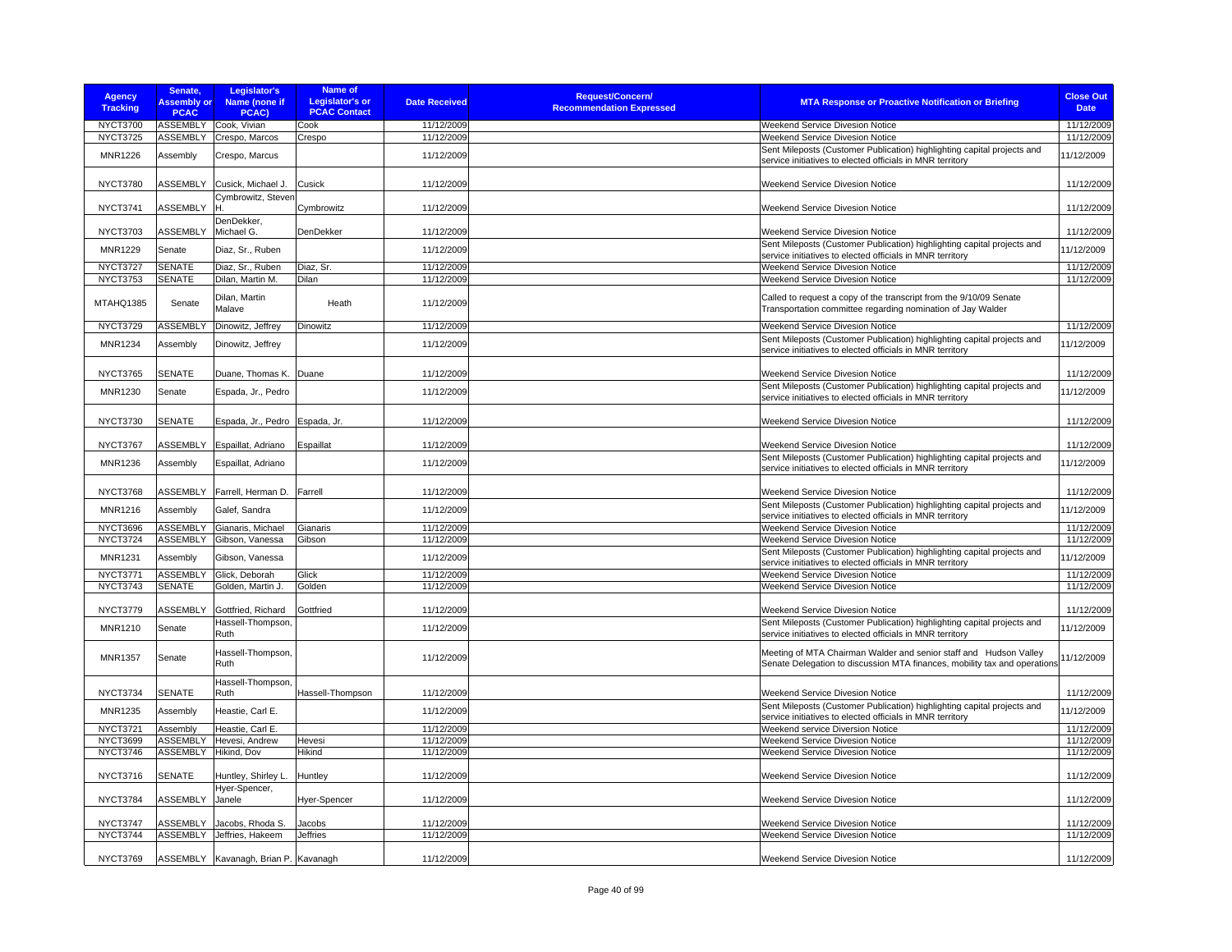| Agency Tracking | Senate, Assembly or PCAC | Legislator's Name (none if PCAC) | Name of Legislator's or PCAC Contact | Date Received | Request/Concern/ Recommendation Expressed | MTA Response or Proactive Notification or Briefing | Close Out Date |
|---|---|---|---|---|---|---|---|
| NYCT3700 | ASSEMBLY | Cook, Vivian | Cook | 11/12/2009 | | Weekend Service Divesion Notice | 11/12/2009 |
| NYCT3725 | ASSEMBLY | Crespo, Marcus | Crespo | 11/12/2009 | | Weekend Service Divesion Notice | 11/12/2009 |
| MNR1226 | Assembly | Crespo, Marcus | | 11/12/2009 | | Sent Mileposts (Customer Publication) highlighting capital projects and service initiatives to elected officials in MNR territory | 11/12/2009 |
| NYCT3780 | ASSEMBLY | Cusick, Michael J. | Cusick | 11/12/2009 | | Weekend Service Divesion Notice | 11/12/2009 |
| NYCT3741 | ASSEMBLY | Cymbrowitz, Steven H. | Cymbrowitz | 11/12/2009 | | Weekend Service Divesion Notice | 11/12/2009 |
| NYCT3703 | ASSEMBLY | DenDekker, Michael G. | DenDekker | 11/12/2009 | | Weekend Service Divesion Notice | 11/12/2009 |
| MNR1229 | Senate | Diaz, Sr., Ruben | | 11/12/2009 | | Sent Mileposts (Customer Publication) highlighting capital projects and service initiatives to elected officials in MNR territory | 11/12/2009 |
| NYCT3727 | SENATE | Diaz, Sr., Ruben | Diaz, Sr. | 11/12/2009 | | Weekend Service Divesion Notice | 11/12/2009 |
| NYCT3753 | SENATE | Dilan, Martin M. | Dilan | 11/12/2009 | | Weekend Service Divesion Notice | 11/12/2009 |
| MTAHQ1385 | Senate | Dilan, Martin Malave | Heath | 11/12/2009 | | Called to request a copy of the transcript from the 9/10/09 Senate Transportation committee regarding nomination of Jay Walder | |
| NYCT3729 | ASSEMBLY | Dinowitz, Jeffrey | Dinowitz | 11/12/2009 | | Weekend Service Divesion Notice | 11/12/2009 |
| MNR1234 | Assembly | Dinowitz, Jeffrey | | 11/12/2009 | | Sent Mileposts (Customer Publication) highlighting capital projects and service initiatives to elected officials in MNR territory | 11/12/2009 |
| NYCT3765 | SENATE | Duane, Thomas K. | Duane | 11/12/2009 | | Weekend Service Divesion Notice | 11/12/2009 |
| MNR1230 | Senate | Espada, Jr., Pedro | | 11/12/2009 | | Sent Mileposts (Customer Publication) highlighting capital projects and service initiatives to elected officials in MNR territory | 11/12/2009 |
| NYCT3730 | SENATE | Espada, Jr., Pedro | Espada, Jr. | 11/12/2009 | | Weekend Service Divesion Notice | 11/12/2009 |
| NYCT3767 | ASSEMBLY | Espaillat, Adriano | Espaillat | 11/12/2009 | | Weekend Service Divesion Notice | 11/12/2009 |
| MNR1236 | Assembly | Espaillat, Adriano | | 11/12/2009 | | Sent Mileposts (Customer Publication) highlighting capital projects and service initiatives to elected officials in MNR territory | 11/12/2009 |
| NYCT3768 | ASSEMBLY | Farrell, Herman D. | Farrell | 11/12/2009 | | Weekend Service Divesion Notice | 11/12/2009 |
| MNR1216 | Assembly | Galef, Sandra | | 11/12/2009 | | Sent Mileposts (Customer Publication) highlighting capital projects and service initiatives to elected officials in MNR territory | 11/12/2009 |
| NYCT3696 | ASSEMBLY | Gianaris, Michael | Gianaris | 11/12/2009 | | Weekend Service Divesion Notice | 11/12/2009 |
| NYCT3724 | ASSEMBLY | Gibson, Vanessa | Gibson | 11/12/2009 | | Weekend Service Divesion Notice | 11/12/2009 |
| MNR1231 | Assembly | Gibson, Vanessa | | 11/12/2009 | | Sent Mileposts (Customer Publication) highlighting capital projects and service initiatives to elected officials in MNR territory | 11/12/2009 |
| NYCT3771 | ASSEMBLY | Glick, Deborah | Glick | 11/12/2009 | | Weekend Service Divesion Notice | 11/12/2009 |
| NYCT3743 | SENATE | Golden, Martin J. | Golden | 11/12/2009 | | Weekend Service Divesion Notice | 11/12/2009 |
| NYCT3779 | ASSEMBLY | Gottfried, Richard | Gottfried | 11/12/2009 | | Weekend Service Divesion Notice | 11/12/2009 |
| MNR1210 | Senate | Hassell-Thompson, Ruth | | 11/12/2009 | | Sent Mileposts (Customer Publication) highlighting capital projects and service initiatives to elected officials in MNR territory | 11/12/2009 |
| MNR1357 | Senate | Hassell-Thompson, Ruth | | 11/12/2009 | | Meeting of MTA Chairman Walder and senior staff and Hudson Valley Senate Delegation to discussion MTA finances, mobility tax and operations | 11/12/2009 |
| NYCT3734 | SENATE | Hassell-Thompson, Ruth | Hassell-Thompson | 11/12/2009 | | Weekend Service Divesion Notice | 11/12/2009 |
| MNR1235 | Assembly | Heastie, Carl E. | | 11/12/2009 | | Sent Mileposts (Customer Publication) highlighting capital projects and service initiatives to elected officials in MNR territory | 11/12/2009 |
| NYCT3721 | Assembly | Heastie, Carl E. | | 11/12/2009 | | Weekend service Diversion Notice | 11/12/2009 |
| NYCT3699 | ASSEMBLY | Hevesi, Andrew | Hevesi | 11/12/2009 | | Weekend Service Divesion Notice | 11/12/2009 |
| NYCT3746 | ASSEMBLY | Hikind, Dov | Hikind | 11/12/2009 | | Weekend Service Divesion Notice | 11/12/2009 |
| NYCT3716 | SENATE | Huntley, Shirley L. | Huntley | 11/12/2009 | | Weekend Service Divesion Notice | 11/12/2009 |
| NYCT3784 | ASSEMBLY | Hyer-Spencer, Janele | Hyer-Spencer | 11/12/2009 | | Weekend Service Divesion Notice | 11/12/2009 |
| NYCT3747 | ASSEMBLY | Jacobs, Rhoda S. | Jacobs | 11/12/2009 | | Weekend Service Divesion Notice | 11/12/2009 |
| NYCT3744 | ASSEMBLY | Jeffries, Hakeem | Jeffries | 11/12/2009 | | Weekend Service Divesion Notice | 11/12/2009 |
| NYCT3769 | ASSEMBLY | Kavanagh, Brian P. | Kavanagh | 11/12/2009 | | Weekend Service Divesion Notice | 11/12/2009 |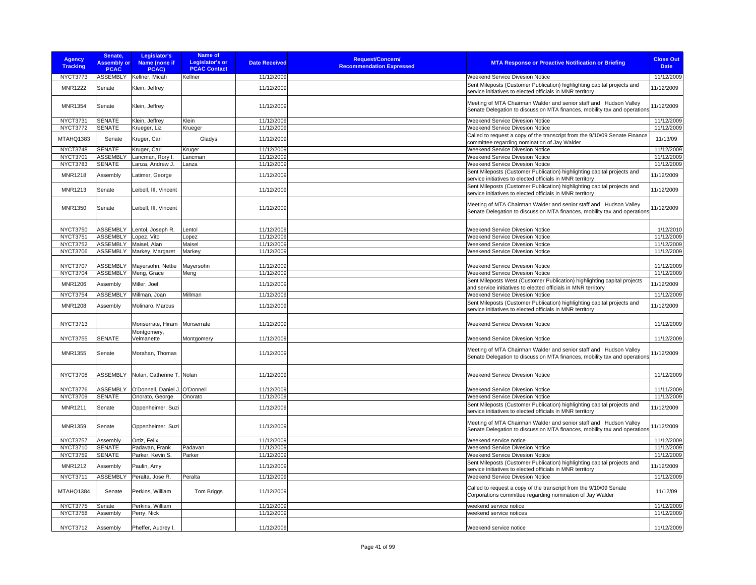| Agency Tracking | Senate, Assembly or PCAC | Legislator's Name (none if PCAC) | Name of Legislator's or PCAC Contact | Date Received | Request/Concern/ Recommendation Expressed | MTA Response or Proactive Notification or Briefing | Close Out Date |
|---|---|---|---|---|---|---|---|
| NYCT3773 | ASSEMBLY | Kellner, Micah | Kellner | 11/12/2009 | | Weekend Service Divesion Notice | 11/12/2009 |
| MNR1222 | Senate | Klein, Jeffrey | | 11/12/2009 | | Sent Mileposts (Customer Publication) highlighting capital projects and service initiatives to elected officials in MNR territory | 11/12/2009 |
| MNR1354 | Senate | Klein, Jeffrey | | 11/12/2009 | | Meeting of MTA Chairman Walder and senior staff and Hudson Valley Senate Delegation to discussion MTA finances, mobility tax and operations | 11/12/2009 |
| NYCT3731 | SENATE | Klein, Jeffrey | Klein | 11/12/2009 | | Weekend Service Divesion Notice | 11/12/2009 |
| NYCT3772 | SENATE | Krueger, Liz | Krueger | 11/12/2009 | | Weekend Service Divesion Notice | 11/12/2009 |
| MTAHQ1383 | Senate | Kruger, Carl | Gladys | 11/12/2009 | | Called to request a copy of the transcript from the 9/10/09 Senate Finance committee regarding nomination of Jay Walder | 11/13/09 |
| NYCT3748 | SENATE | Kruger, Carl | Kruger | 11/12/2009 | | Weekend Service Divesion Notice | 11/12/2009 |
| NYCT3701 | ASSEMBLY | Lancman, Rory I. | Lancman | 11/12/2009 | | Weekend Service Divesion Notice | 11/12/2009 |
| NYCT3783 | SENATE | Lanza, Andrew J. | Lanza | 11/12/2009 | | Weekend Service Divesion Notice | 11/12/2009 |
| MNR1218 | Assembly | Latimer, George | | 11/12/2009 | | Sent Mileposts (Customer Publication) highlighting capital projects and service initiatives to elected officials in MNR territory | 11/12/2009 |
| MNR1213 | Senate | Leibell, III, Vincent | | 11/12/2009 | | Sent Mileposts (Customer Publication) highlighting capital projects and service initiatives to elected officials in MNR territory | 11/12/2009 |
| MNR1350 | Senate | Leibell, III, Vincent | | 11/12/2009 | | Meeting of MTA Chairman Walder and senior staff and Hudson Valley Senate Delegation to discussion MTA finances, mobility tax and operations | 11/12/2009 |
| NYCT3750 | ASSEMBLY | Lentol, Joseph R. | Lentol | 11/12/2009 | | Weekend Service Divesion Notice | 1/12/2010 |
| NYCT3751 | ASSEMBLY | Lopez, Vito | Lopez | 11/12/2009 | | Weekend Service Divesion Notice | 11/12/2009 |
| NYCT3752 | ASSEMBLY | Maisel, Alan | Maisel | 11/12/2009 | | Weekend Service Divesion Notice | 11/12/2009 |
| NYCT3706 | ASSEMBLY | Markey, Margaret | Markey | 11/12/2009 | | Weekend Service Divesion Notice | 11/12/2009 |
| NYCT3707 | ASSEMBLY | Mayersohn, Nettie | Mayersohn | 11/12/2009 | | Weekend Service Divesion Notice | 11/12/2009 |
| NYCT3704 | ASSEMBLY | Meng, Grace | Meng | 11/12/2009 | | Weekend Service Divesion Notice | 11/12/2009 |
| MNR1206 | Assembly | Miller, Joel | | 11/12/2009 | | Sent Mileposts West (Customer Publication) highlighting capital projects and service initiatives to elected officials in MNR territory | 11/12/2009 |
| NYCT3754 | ASSEMBLY | Millman, Joan | Millman | 11/12/2009 | | Weekend Service Divesion Notice | 11/12/2009 |
| MNR1208 | Assembly | Molinaro, Marcus | | 11/12/2009 | | Sent Mileposts (Customer Publication) highlighting capital projects and service initiatives to elected officials in MNR territory | 11/12/2009 |
| NYCT3713 | | Monserrate, Hiram | Monserrate | 11/12/2009 | | Weekend Service Divesion Notice | 11/12/2009 |
| NYCT3755 | SENATE | Montgomery, Velmanette | Montgomery | 11/12/2009 | | Weekend Service Divesion Notice | 11/12/2009 |
| MNR1355 | Senate | Morahan, Thomas | | 11/12/2009 | | Meeting of MTA Chairman Walder and senior staff and Hudson Valley Senate Delegation to discussion MTA finances, mobility tax and operations | 11/12/2009 |
| NYCT3708 | ASSEMBLY | Nolan, Catherine T. | Nolan | 11/12/2009 | | Weekend Service Divesion Notice | 11/12/2009 |
| NYCT3776 | ASSEMBLY | O'Donnell, Daniel J. | O'Donnell | 11/12/2009 | | Weekend Service Divesion Notice | 11/11/2009 |
| NYCT3709 | SENATE | Onorato, George | Onorato | 11/12/2009 | | Weekend Service Divesion Notice | 11/12/2009 |
| MNR1211 | Senate | Oppenheimer, Suzi | | 11/12/2009 | | Sent Mileposts (Customer Publication) highlighting capital projects and service initiatives to elected officials in MNR territory | 11/12/2009 |
| MNR1359 | Senate | Oppenheimer, Suzi | | 11/12/2009 | | Meeting of MTA Chairman Walder and senior staff and Hudson Valley Senate Delegation to discussion MTA finances, mobility tax and operations | 11/12/2009 |
| NYCT3757 | Assembly | Ortiz, Felix | | 11/12/2009 | | Weekend service notice | 11/12/2009 |
| NYCT3710 | SENATE | Padavan, Frank | Padavan | 11/12/2009 | | Weekend Service Divesion Notice | 11/12/2009 |
| NYCT3759 | SENATE | Parker, Kevin S. | Parker | 11/12/2009 | | Weekend Service Divesion Notice | 11/12/2009 |
| MNR1212 | Assembly | Paulin, Amy | | 11/12/2009 | | Sent Mileposts (Customer Publication) highlighting capital projects and service initiatives to elected officials in MNR territory | 11/12/2009 |
| NYCT3711 | ASSEMBLY | Peralta, Jose R. | Peralta | 11/12/2009 | | Weekend Service Divesion Notice | 11/12/2009 |
| MTAHQ1384 | Senate | Perkins, William | Tom Briggs | 11/12/2009 | | Called to request a copy of the transcript from the 9/10/09 Senate Corporations committee regarding nomination of Jay Walder | 11/12/09 |
| NYCT3775 | Senate | Perkins, William | | 11/12/2009 | | weekend service notice | 11/12/2009 |
| NYCT3758 | Assembly | Perry, Nick | | 11/12/2009 | | weekend service notices | 11/12/2009 |
| NYCT3712 | Assembly | Pheffer, Audrey I. | | 11/12/2009 | | Weekend service notice | 11/12/2009 |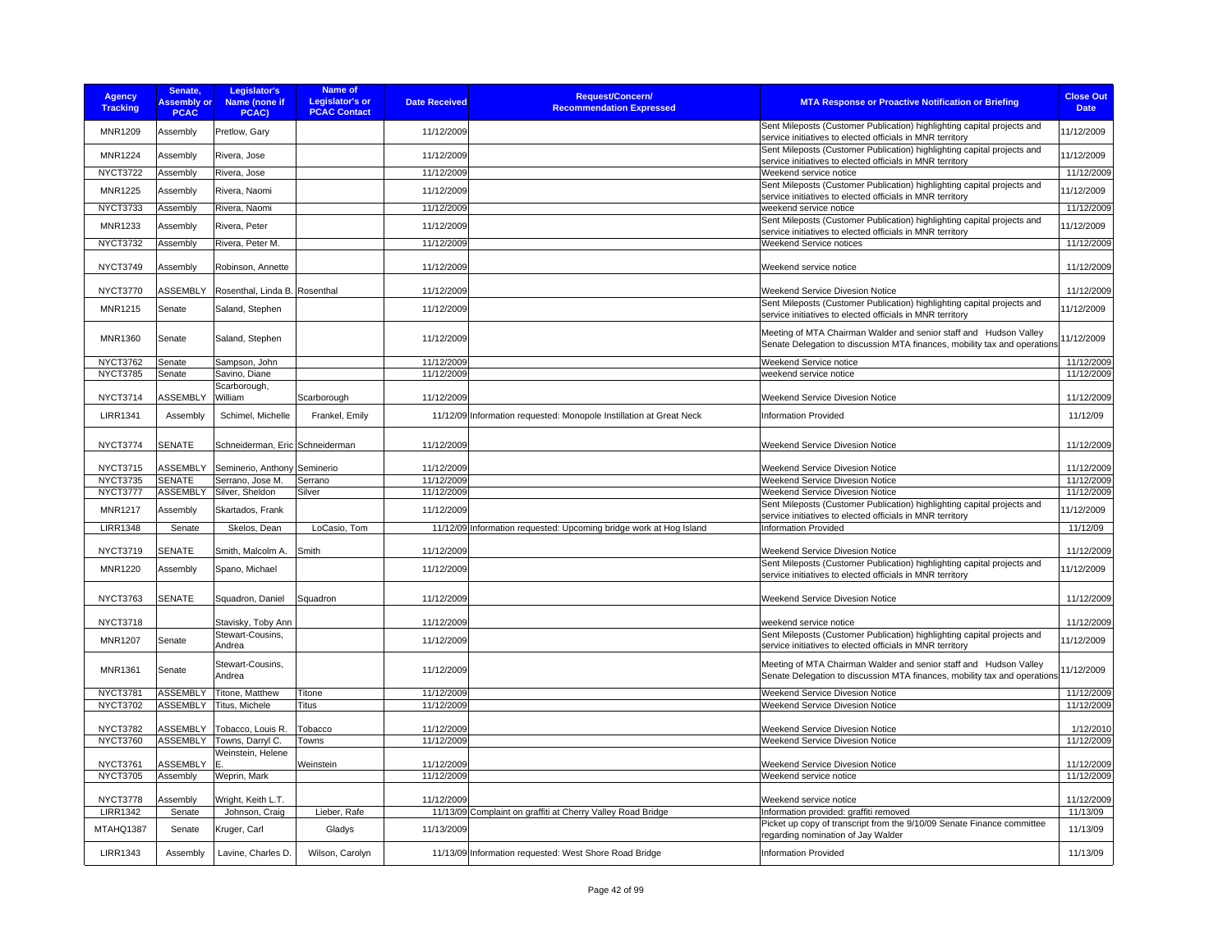| Agency Tracking | Senate, Assembly or PCAC | Legislator's Name (none if PCAC) | Name of Legislator's or PCAC Contact | Date Received | Request/Concern/ Recommendation Expressed | MTA Response or Proactive Notification or Briefing | Close Out Date |
|---|---|---|---|---|---|---|---|
| MNR1209 | Assembly | Pretlow, Gary | | 11/12/2009 | | Sent Mileposts (Customer Publication) highlighting capital projects and service initiatives to elected officials in MNR territory | 11/12/2009 |
| MNR1224 | Assembly | Rivera, Jose | | 11/12/2009 | | Sent Mileposts (Customer Publication) highlighting capital projects and service initiatives to elected officials in MNR territory | 11/12/2009 |
| NYCT3722 | Assembly | Rivera, Jose | | 11/12/2009 | | Weekend service notice | 11/12/2009 |
| MNR1225 | Assembly | Rivera, Naomi | | 11/12/2009 | | Sent Mileposts (Customer Publication) highlighting capital projects and service initiatives to elected officials in MNR territory | 11/12/2009 |
| NYCT3733 | Assembly | Rivera, Naomi | | 11/12/2009 | | weekend service notice | 11/12/2009 |
| MNR1233 | Assembly | Rivera, Peter | | 11/12/2009 | | Sent Mileposts (Customer Publication) highlighting capital projects and service initiatives to elected officials in MNR territory | 11/12/2009 |
| NYCT3732 | Assembly | Rivera, Peter M. | | 11/12/2009 | | Weekend Service notices | 11/12/2009 |
| NYCT3749 | Assembly | Robinson, Annette | | 11/12/2009 | | Weekend service notice | 11/12/2009 |
| NYCT3770 | ASSEMBLY | Rosenthal, Linda B. | Rosenthal | 11/12/2009 | | Weekend Service Divesion Notice | 11/12/2009 |
| MNR1215 | Senate | Saland, Stephen | | 11/12/2009 | | Sent Mileposts (Customer Publication) highlighting capital projects and service initiatives to elected officials in MNR territory | 11/12/2009 |
| MNR1360 | Senate | Saland, Stephen | | 11/12/2009 | | Meeting of MTA Chairman Walder and senior staff and Hudson Valley Senate Delegation to discussion MTA finances, mobility tax and operations | 11/12/2009 |
| NYCT3762 | Senate | Sampson, John | | 11/12/2009 | | Weekend Service notice | 11/12/2009 |
| NYCT3785 | Senate | Savino, Diane | | 11/12/2009 | | weekend service notice | 11/12/2009 |
| NYCT3714 | ASSEMBLY | Scarborough, William | Scarborough | 11/12/2009 | | Weekend Service Divesion Notice | 11/12/2009 |
| LIRR1341 | Assembly | Schimel, Michelle | Frankel, Emily | 11/12/09 | Information requested: Monopole Instillation at Great Neck | Information Provided | 11/12/09 |
| NYCT3774 | SENATE | Schneiderman, Eric | Schneiderman | 11/12/2009 | | Weekend Service Divesion Notice | 11/12/2009 |
| NYCT3715 | ASSEMBLY | Seminerio, Anthony | Seminerio | 11/12/2009 | | Weekend Service Divesion Notice | 11/12/2009 |
| NYCT3735 | SENATE | Serrano, Jose M. | Serrano | 11/12/2009 | | Weekend Service Divesion Notice | 11/12/2009 |
| NYCT3777 | ASSEMBLY | Silver, Sheldon | Silver | 11/12/2009 | | Weekend Service Divesion Notice | 11/12/2009 |
| MNR1217 | Assembly | Skartados, Frank | | 11/12/2009 | | Sent Mileposts (Customer Publication) highlighting capital projects and service initiatives to elected officials in MNR territory | 11/12/2009 |
| LIRR1348 | Senate | Skelos, Dean | LoCasio, Tom | 11/12/09 | Information requested: Upcoming bridge work at Hog Island | Information Provided | 11/12/09 |
| NYCT3719 | SENATE | Smith, Malcolm A. | Smith | 11/12/2009 | | Weekend Service Divesion Notice | 11/12/2009 |
| MNR1220 | Assembly | Spano, Michael | | 11/12/2009 | | Sent Mileposts (Customer Publication) highlighting capital projects and service initiatives to elected officials in MNR territory | 11/12/2009 |
| NYCT3763 | SENATE | Squadron, Daniel | Squadron | 11/12/2009 | | Weekend Service Divesion Notice | 11/12/2009 |
| NYCT3718 | | Stavisky, Toby Ann | | 11/12/2009 | | weekend service notice | 11/12/2009 |
| MNR1207 | Senate | Stewart-Cousins, Andrea | | 11/12/2009 | | Sent Mileposts (Customer Publication) highlighting capital projects and service initiatives to elected officials in MNR territory | 11/12/2009 |
| MNR1361 | Senate | Stewart-Cousins, Andrea | | 11/12/2009 | | Meeting of MTA Chairman Walder and senior staff and Hudson Valley Senate Delegation to discussion MTA finances, mobility tax and operations | 11/12/2009 |
| NYCT3781 | ASSEMBLY | Titone, Matthew | Titone | 11/12/2009 | | Weekend Service Divesion Notice | 11/12/2009 |
| NYCT3702 | ASSEMBLY | Titus, Michele | Titus | 11/12/2009 | | Weekend Service Divesion Notice | 11/12/2009 |
| NYCT3782 | ASSEMBLY | Tobacco, Louis R. | Tobacco | 11/12/2009 | | Weekend Service Divesion Notice | 1/12/2010 |
| NYCT3760 | ASSEMBLY | Towns, Darryl C. | Towns | 11/12/2009 | | Weekend Service Divesion Notice | 11/12/2009 |
| NYCT3761 | ASSEMBLY | Weinstein, Helene E. | Weinstein | 11/12/2009 | | Weekend Service Divesion Notice | 11/12/2009 |
| NYCT3705 | Assembly | Weprin, Mark | | 11/12/2009 | | Weekend service notice | 11/12/2009 |
| NYCT3778 | Assembly | Wright, Keith L.T. | | 11/12/2009 | | Weekend service notice | 11/12/2009 |
| LIRR1342 | Senate | Johnson, Craig | Lieber, Rafe | 11/13/09 | Complaint on graffiti at Cherry Valley Road Bridge | Information provided: graffiti removed | 11/13/09 |
| MTAHQ1387 | Senate | Kruger, Carl | Gladys | 11/13/2009 | | Picket up copy of transcript from the 9/10/09 Senate Finance committee regarding nomination of Jay Walder | 11/13/09 |
| LIRR1343 | Assembly | Lavine, Charles D. | Wilson, Carolyn | 11/13/09 | Information requested: West Shore Road Bridge | Information Provided | 11/13/09 |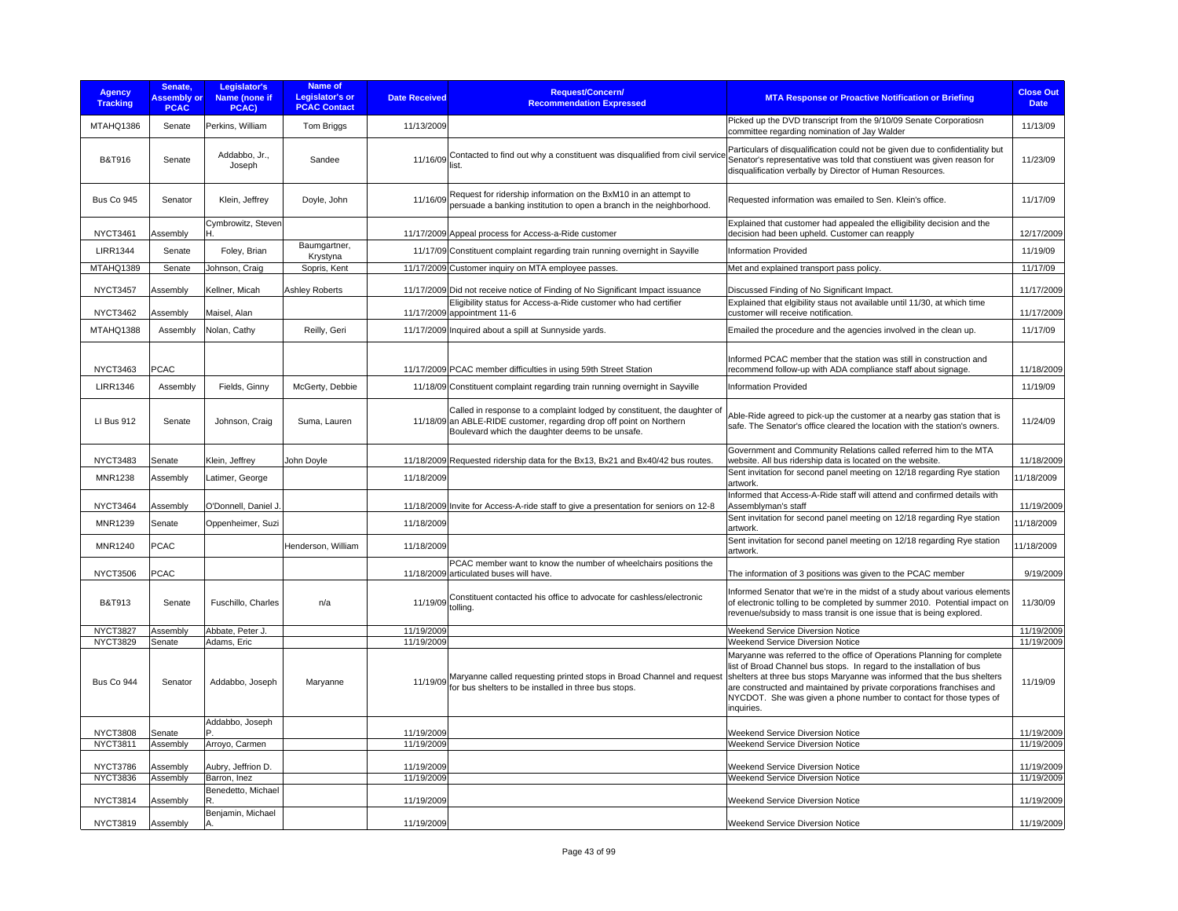| Agency Tracking | Senate, Assembly or PCAC | Legislator's Name (none if PCAC) | Name of Legislator's or PCAC Contact | Date Received | Request/Concern/ Recommendation Expressed | MTA Response or Proactive Notification or Briefing | Close Out Date |
|---|---|---|---|---|---|---|---|
| MTAHQ1386 | Senate | Perkins, William | Tom Briggs | 11/13/2009 | | Picked up the DVD transcript from the 9/10/09 Senate Corporatiosn committee regarding nomination of Jay Walder | 11/13/09 |
| B&T916 | Senate | Addabbo, Jr., Joseph | Sandee | 11/16/09 | Contacted to find out why a constituent was disqualified from civil service list. | Particulars of disqualification could not be given due to confidentiality but Senator's representative was told that constiuent was given reason for disqualification verbally by Director of Human Resources. | 11/23/09 |
| Bus Co 945 | Senator | Klein, Jeffrey | Doyle, John | 11/16/09 | Request for ridership information on the BxM10 in an attempt to persuade a banking institution to open a branch in the neighborhood. | Requested information was emailed to Sen. Klein's office. | 11/17/09 |
| NYCT3461 | Assembly | Cymbrowitz, Steven H. | | 11/17/2009 | Appeal process for Access-a-Ride customer | Explained that customer had appealed the elligibility decision and the decision had been upheld. Customer can reapply | 12/17/2009 |
| LIRR1344 | Senate | Foley, Brian | Baumgartner, Krystyna | 11/17/09 | Constituent complaint regarding train running overnight in Sayville | Information Provided | 11/19/09 |
| MTAHQ1389 | Senate | Johnson, Craig | Sopris, Kent | 11/17/2009 | Customer inquiry on MTA employee passes. | Met and explained transport pass policy. | 11/17/09 |
| NYCT3457 | Assembly | Kellner, Micah | Ashley Roberts | 11/17/2009 | Did not receive notice of Finding of No Significant Impact issuance | Discussed Finding of No Significant Impact. | 11/17/2009 |
| NYCT3462 | Assembly | Maisel, Alan | | 11/17/2009 | Eligibility status for Access-a-Ride customer who had certifier appointment 11-6 | Explained that elgibility staus not available until 11/30, at which time customer will receive notification. | 11/17/2009 |
| MTAHQ1388 | Assembly | Nolan, Cathy | Reilly, Geri | 11/17/2009 | Inquired about a spill at Sunnyside yards. | Emailed the procedure and the agencies involved in the clean up. | 11/17/09 |
| NYCT3463 | PCAC | | | 11/17/2009 | PCAC member difficulties in using 59th Street Station | Informed PCAC member that the station was still in construction and recommend follow-up with ADA compliance staff about signage. | 11/18/2009 |
| LIRR1346 | Assembly | Fields, Ginny | McGerty, Debbie | 11/18/09 | Constituent complaint regarding train running overnight in Sayville | Information Provided | 11/19/09 |
| LI Bus 912 | Senate | Johnson, Craig | Suma, Lauren | 11/18/09 | Called in response to a complaint lodged by constituent, the daughter of an ABLE-RIDE customer, regarding drop off point on Northern Boulevard which the daughter deems to be unsafe. | Able-Ride agreed to pick-up the customer at a nearby gas station that is safe. The Senator's office cleared the location with the station's owners. | 11/24/09 |
| NYCT3483 | Senate | Klein, Jeffrey | John Doyle | 11/18/2009 | Requested ridership data for the Bx13, Bx21 and Bx40/42 bus routes. | Government and Community Relations called referred him to the MTA website. All bus ridership data is located on the website. | 11/18/2009 |
| MNR1238 | Assembly | Latimer, George | | 11/18/2009 | | Sent invitation for second panel meeting on 12/18 regarding Rye station artwork. | 11/18/2009 |
| NYCT3464 | Assembly | O'Donnell, Daniel J. | | 11/18/2009 | Invite for Access-A-ride staff to give a presentation for seniors on 12-8 | Informed that Access-A-Ride staff will attend and confirmed details with Assemblyman's staff | 11/19/2009 |
| MNR1239 | Senate | Oppenheimer, Suzi | | 11/18/2009 | | Sent invitation for second panel meeting on 12/18 regarding Rye station artwork. | 11/18/2009 |
| MNR1240 | PCAC | | Henderson, William | 11/18/2009 | | Sent invitation for second panel meeting on 12/18 regarding Rye station artwork. | 11/18/2009 |
| NYCT3506 | PCAC | | | 11/18/2009 | PCAC member want to know the number of wheelchairs positions the articulated buses will have. | The information of 3 positions was given to the PCAC member | 9/19/2009 |
| B&T913 | Senate | Fuschillo, Charles | n/a | 11/19/09 | Constituent contacted his office to advocate for cashless/electronic tolling. | Informed Senator that we're in the midst of a study about various elements of electronic tolling to be completed by summer 2010. Potential impact on revenue/subsidy to mass transit is one issue that is being explored. | 11/30/09 |
| NYCT3827 | Assembly | Abbate, Peter J. | | 11/19/2009 | | Weekend Service Diversion Notice | 11/19/2009 |
| NYCT3829 | Senate | Adams, Eric | | 11/19/2009 | | Weekend Service Diversion Notice | 11/19/2009 |
| Bus Co 944 | Senator | Addabbo, Joseph | Maryanne | 11/19/09 | Maryanne called requesting printed stops in Broad Channel and request for bus shelters to be installed in three bus stops. | Maryanne was referred to the office of Operations Planning for complete list of Broad Channel bus stops. In regard to the installation of bus shelters at three bus stops Maryanne was informed that the bus shelters are constructed and maintained by private corporations franchises and NYCDOT. She was given a phone number to contact for those types of inquiries. | 11/19/09 |
| NYCT3808 | Senate | Addabbo, Joseph P. | | 11/19/2009 | | Weekend Service Diversion Notice | 11/19/2009 |
| NYCT3811 | Assembly | Arroyo, Carmen | | 11/19/2009 | | Weekend Service Diversion Notice | 11/19/2009 |
| NYCT3786 | Assembly | Aubry, Jeffrion D. | | 11/19/2009 | | Weekend Service Diversion Notice | 11/19/2009 |
| NYCT3836 | Assembly | Barron, Inez | | 11/19/2009 | | Weekend Service Diversion Notice | 11/19/2009 |
| NYCT3814 | Assembly | Benedetto, Michael R. | | 11/19/2009 | | Weekend Service Diversion Notice | 11/19/2009 |
| NYCT3819 | Assembly | Benjamin, Michael A. | | 11/19/2009 | | Weekend Service Diversion Notice | 11/19/2009 |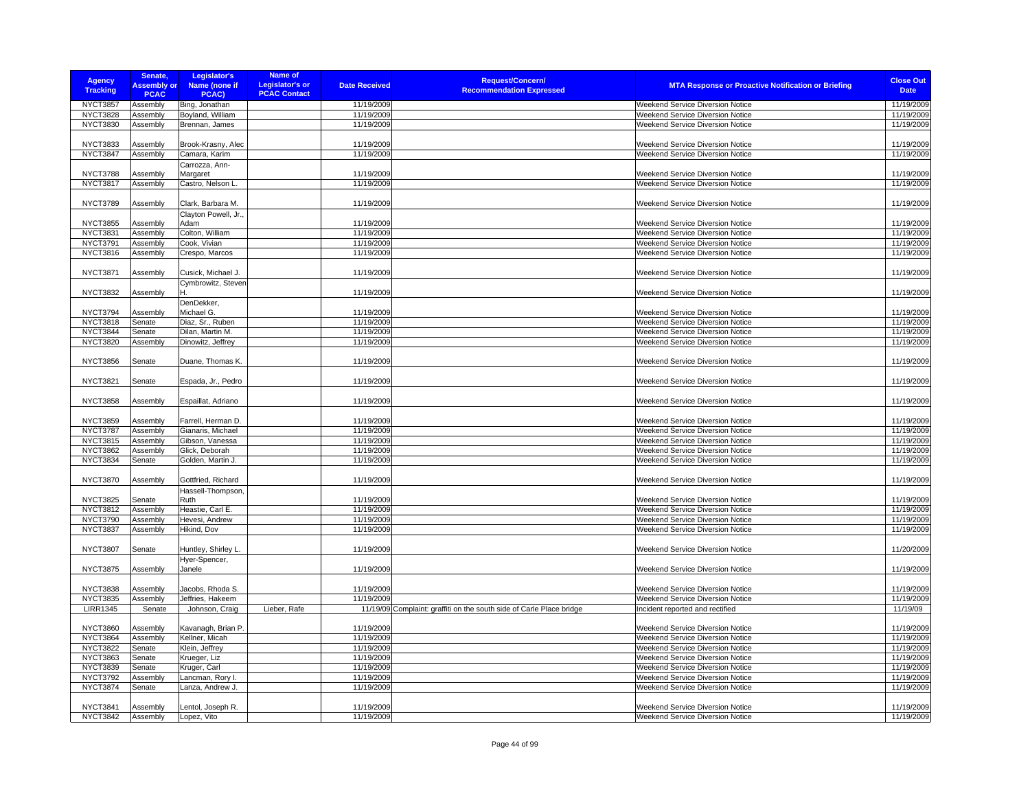| Agency Tracking | Senate, Assembly or PCAC | Legislator's Name (none if PCAC) | Name of Legislator's or PCAC Contact | Date Received | Request/Concern/ Recommendation Expressed | MTA Response or Proactive Notification or Briefing | Close Out Date |
|---|---|---|---|---|---|---|---|
| NYCT3857 | Assembly | Bing, Jonathan | | 11/19/2009 | | Weekend Service Diversion Notice | 11/19/2009 |
| NYCT3828 | Assembly | Boyland, William | | 11/19/2009 | | Weekend Service Diversion Notice | 11/19/2009 |
| NYCT3830 | Assembly | Brennan, James | | 11/19/2009 | | Weekend Service Diversion Notice | 11/19/2009 |
| NYCT3833 | Assembly | Brook-Krasny, Alec | | 11/19/2009 | | Weekend Service Diversion Notice | 11/19/2009 |
| NYCT3847 | Assembly | Camara, Karim | | 11/19/2009 | | Weekend Service Diversion Notice | 11/19/2009 |
| NYCT3788 | Assembly | Carrozza, Ann-Margaret | | 11/19/2009 | | Weekend Service Diversion Notice | 11/19/2009 |
| NYCT3817 | Assembly | Castro, Nelson L. | | 11/19/2009 | | Weekend Service Diversion Notice | 11/19/2009 |
| NYCT3789 | Assembly | Clark, Barbara M. | | 11/19/2009 | | Weekend Service Diversion Notice | 11/19/2009 |
| NYCT3855 | Assembly | Clayton Powell, Jr., Adam | | 11/19/2009 | | Weekend Service Diversion Notice | 11/19/2009 |
| NYCT3831 | Assembly | Colton, William | | 11/19/2009 | | Weekend Service Diversion Notice | 11/19/2009 |
| NYCT3791 | Assembly | Cook, Vivian | | 11/19/2009 | | Weekend Service Diversion Notice | 11/19/2009 |
| NYCT3816 | Assembly | Crespo, Marcos | | 11/19/2009 | | Weekend Service Diversion Notice | 11/19/2009 |
| NYCT3871 | Assembly | Cusick, Michael J. | | 11/19/2009 | | Weekend Service Diversion Notice | 11/19/2009 |
| NYCT3832 | Assembly | Cymbrowitz, Steven H. | | 11/19/2009 | | Weekend Service Diversion Notice | 11/19/2009 |
| NYCT3794 | Assembly | DenDekker, Michael G. | | 11/19/2009 | | Weekend Service Diversion Notice | 11/19/2009 |
| NYCT3818 | Senate | Diaz, Sr., Ruben | | 11/19/2009 | | Weekend Service Diversion Notice | 11/19/2009 |
| NYCT3844 | Senate | Dilan, Martin M. | | 11/19/2009 | | Weekend Service Diversion Notice | 11/19/2009 |
| NYCT3820 | Assembly | Dinowitz, Jeffrey | | 11/19/2009 | | Weekend Service Diversion Notice | 11/19/2009 |
| NYCT3856 | Senate | Duane, Thomas K. | | 11/19/2009 | | Weekend Service Diversion Notice | 11/19/2009 |
| NYCT3821 | Senate | Espada, Jr., Pedro | | 11/19/2009 | | Weekend Service Diversion Notice | 11/19/2009 |
| NYCT3858 | Assembly | Espaillat, Adriano | | 11/19/2009 | | Weekend Service Diversion Notice | 11/19/2009 |
| NYCT3859 | Assembly | Farrell, Herman D. | | 11/19/2009 | | Weekend Service Diversion Notice | 11/19/2009 |
| NYCT3787 | Assembly | Gianaris, Michael | | 11/19/2009 | | Weekend Service Diversion Notice | 11/19/2009 |
| NYCT3815 | Assembly | Gibson, Vanessa | | 11/19/2009 | | Weekend Service Diversion Notice | 11/19/2009 |
| NYCT3862 | Assembly | Glick, Deborah | | 11/19/2009 | | Weekend Service Diversion Notice | 11/19/2009 |
| NYCT3834 | Senate | Golden, Martin J. | | 11/19/2009 | | Weekend Service Diversion Notice | 11/19/2009 |
| NYCT3870 | Assembly | Gottfried, Richard | | 11/19/2009 | | Weekend Service Diversion Notice | 11/19/2009 |
| NYCT3825 | Senate | Hassell-Thompson, Ruth | | 11/19/2009 | | Weekend Service Diversion Notice | 11/19/2009 |
| NYCT3812 | Assembly | Heastie, Carl E. | | 11/19/2009 | | Weekend Service Diversion Notice | 11/19/2009 |
| NYCT3790 | Assembly | Hevesi, Andrew | | 11/19/2009 | | Weekend Service Diversion Notice | 11/19/2009 |
| NYCT3837 | Assembly | Hikind, Dov | | 11/19/2009 | | Weekend Service Diversion Notice | 11/19/2009 |
| NYCT3807 | Senate | Huntley, Shirley L. | | 11/19/2009 | | Weekend Service Diversion Notice | 11/20/2009 |
| NYCT3875 | Assembly | Hyer-Spencer, Janele | | 11/19/2009 | | Weekend Service Diversion Notice | 11/19/2009 |
| NYCT3838 | Assembly | Jacobs, Rhoda S. | | 11/19/2009 | | Weekend Service Diversion Notice | 11/19/2009 |
| NYCT3835 | Assembly | Jeffries, Hakeem | | 11/19/2009 | | Weekend Service Diversion Notice | 11/19/2009 |
| LIRR1345 | Senate | Johnson, Craig | Lieber, Rafe | 11/19/09 | Complaint: graffiti on the south side of Carle Place bridge | Incident reported and rectified | 11/19/09 |
| NYCT3860 | Assembly | Kavanagh, Brian P. | | 11/19/2009 | | Weekend Service Diversion Notice | 11/19/2009 |
| NYCT3864 | Assembly | Kellner, Micah | | 11/19/2009 | | Weekend Service Diversion Notice | 11/19/2009 |
| NYCT3822 | Senate | Klein, Jeffrey | | 11/19/2009 | | Weekend Service Diversion Notice | 11/19/2009 |
| NYCT3863 | Senate | Krueger, Liz | | 11/19/2009 | | Weekend Service Diversion Notice | 11/19/2009 |
| NYCT3839 | Senate | Kruger, Carl | | 11/19/2009 | | Weekend Service Diversion Notice | 11/19/2009 |
| NYCT3792 | Assembly | Lancman, Rory I. | | 11/19/2009 | | Weekend Service Diversion Notice | 11/19/2009 |
| NYCT3874 | Senate | Lanza, Andrew J. | | 11/19/2009 | | Weekend Service Diversion Notice | 11/19/2009 |
| NYCT3841 | Assembly | Lentol, Joseph R. | | 11/19/2009 | | Weekend Service Diversion Notice | 11/19/2009 |
| NYCT3842 | Assembly | Lopez, Vito | | 11/19/2009 | | Weekend Service Diversion Notice | 11/19/2009 |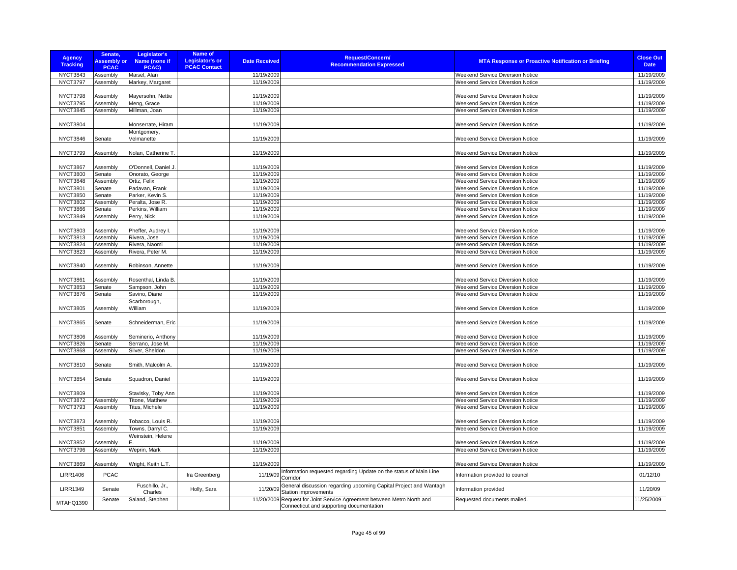| Agency Tracking | Senate, Assembly or PCAC | Legislator's Name (none if PCAC) | Name of Legislator's or PCAC Contact | Date Received | Request/Concern/ Recommendation Expressed | MTA Response or Proactive Notification or Briefing | Close Out Date |
|---|---|---|---|---|---|---|---|
| NYCT3843 | Assembly | Maisel, Alan | | 11/19/2009 | | Weekend Service Diversion Notice | 11/19/2009 |
| NYCT3797 | Assembly | Markey, Margaret | | 11/19/2009 | | Weekend Service Diversion Notice | 11/19/2009 |
| NYCT3798 | Assembly | Mayersohn, Nettie | | 11/19/2009 | | Weekend Service Diversion Notice | 11/19/2009 |
| NYCT3795 | Assembly | Meng, Grace | | 11/19/2009 | | Weekend Service Diversion Notice | 11/19/2009 |
| NYCT3845 | Assembly | Millman, Joan | | 11/19/2009 | | Weekend Service Diversion Notice | 11/19/2009 |
| NYCT3804 | | Monserrate, Hiram | | 11/19/2009 | | Weekend Service Diversion Notice | 11/19/2009 |
| NYCT3846 | Senate | Montgomery, Velmanette | | 11/19/2009 | | Weekend Service Diversion Notice | 11/19/2009 |
| NYCT3799 | Assembly | Nolan, Catherine T. | | 11/19/2009 | | Weekend Service Diversion Notice | 11/19/2009 |
| NYCT3867 | Assembly | O'Donnell, Daniel J. | | 11/19/2009 | | Weekend Service Diversion Notice | 11/19/2009 |
| NYCT3800 | Senate | Onorato, George | | 11/19/2009 | | Weekend Service Diversion Notice | 11/19/2009 |
| NYCT3848 | Assembly | Ortiz, Felix | | 11/19/2009 | | Weekend Service Diversion Notice | 11/19/2009 |
| NYCT3801 | Senate | Padavan, Frank | | 11/19/2009 | | Weekend Service Diversion Notice | 11/19/2009 |
| NYCT3850 | Senate | Parker, Kevin S. | | 11/19/2009 | | Weekend Service Diversion Notice | 11/19/2009 |
| NYCT3802 | Assembly | Peralta, Jose R. | | 11/19/2009 | | Weekend Service Diversion Notice | 11/19/2009 |
| NYCT3866 | Senate | Perkins, William | | 11/19/2009 | | Weekend Service Diversion Notice | 11/19/2009 |
| NYCT3849 | Assembly | Perry, Nick | | 11/19/2009 | | Weekend Service Diversion Notice | 11/19/2009 |
| NYCT3803 | Assembly | Pheffer, Audrey I. | | 11/19/2009 | | Weekend Service Diversion Notice | 11/19/2009 |
| NYCT3813 | Assembly | Rivera, Jose | | 11/19/2009 | | Weekend Service Diversion Notice | 11/19/2009 |
| NYCT3824 | Assembly | Rivera, Naomi | | 11/19/2009 | | Weekend Service Diversion Notice | 11/19/2009 |
| NYCT3823 | Assembly | Rivera, Peter M. | | 11/19/2009 | | Weekend Service Diversion Notice | 11/19/2009 |
| NYCT3840 | Assembly | Robinson, Annette | | 11/19/2009 | | Weekend Service Diversion Notice | 11/19/2009 |
| NYCT3861 | Assembly | Rosenthal, Linda B. | | 11/19/2009 | | Weekend Service Diversion Notice | 11/19/2009 |
| NYCT3853 | Senate | Sampson, John | | 11/19/2009 | | Weekend Service Diversion Notice | 11/19/2009 |
| NYCT3876 | Senate | Savino, Diane | | 11/19/2009 | | Weekend Service Diversion Notice | 11/19/2009 |
| NYCT3805 | Assembly | Scarborough, William | | 11/19/2009 | | Weekend Service Diversion Notice | 11/19/2009 |
| NYCT3865 | Senate | Schneiderman, Eric | | 11/19/2009 | | Weekend Service Diversion Notice | 11/19/2009 |
| NYCT3806 | Assembly | Seminerio, Anthony | | 11/19/2009 | | Weekend Service Diversion Notice | 11/19/2009 |
| NYCT3826 | Senate | Serrano, Jose M. | | 11/19/2009 | | Weekend Service Diversion Notice | 11/19/2009 |
| NYCT3868 | Assembly | Silver, Sheldon | | 11/19/2009 | | Weekend Service Diversion Notice | 11/19/2009 |
| NYCT3810 | Senate | Smith, Malcolm A. | | 11/19/2009 | | Weekend Service Diversion Notice | 11/19/2009 |
| NYCT3854 | Senate | Squadron, Daniel | | 11/19/2009 | | Weekend Service Diversion Notice | 11/19/2009 |
| NYCT3809 | | Stavisky, Toby Ann | | 11/19/2009 | | Weekend Service Diversion Notice | 11/19/2009 |
| NYCT3872 | Assembly | Titone, Matthew | | 11/19/2009 | | Weekend Service Diversion Notice | 11/19/2009 |
| NYCT3793 | Assembly | Titus, Michele | | 11/19/2009 | | Weekend Service Diversion Notice | 11/19/2009 |
| NYCT3873 | Assembly | Tobacco, Louis R. | | 11/19/2009 | | Weekend Service Diversion Notice | 11/19/2009 |
| NYCT3851 | Assembly | Towns, Darryl C. | | 11/19/2009 | | Weekend Service Diversion Notice | 11/19/2009 |
| NYCT3852 | Assembly | Weinstein, Helene E. | | 11/19/2009 | | Weekend Service Diversion Notice | 11/19/2009 |
| NYCT3796 | Assembly | Weprin, Mark | | 11/19/2009 | | Weekend Service Diversion Notice | 11/19/2009 |
| NYCT3869 | Assembly | Wright, Keith L.T. | | 11/19/2009 | | Weekend Service Diversion Notice | 11/19/2009 |
| LIRR1406 | PCAC | | Ira Greenberg | 11/19/09 | Information requested regarding Update on the status of Main Line Corridor | Information provided to council | 01/12/10 |
| LIRR1349 | Senate | Fuschillo, Jr., Charles | Holly, Sara | 11/20/09 | General discussion regarding upcoming Capital Project and Wantagh Station improvements | Information provided | 11/20/09 |
| MTAHQ1390 | Senate | Saland, Stephen | | 11/20/2009 | Request for Joint Service Agreement between Metro North and Connecticut and supporting documentation | Requested documents mailed. | 11/25/2009 |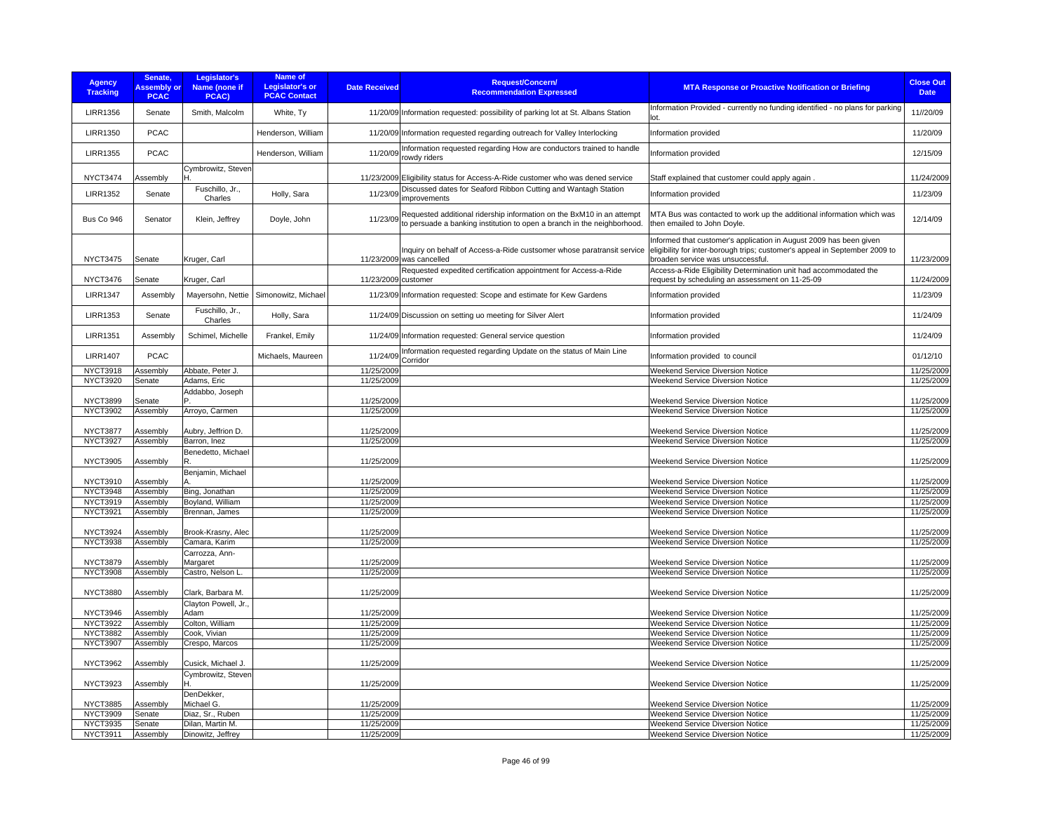| Agency Tracking | Senate, Assembly or PCAC | Legislator's Name (none if PCAC) | Name of Legislator's or PCAC Contact | Date Received | Request/Concern/ Recommendation Expressed | MTA Response or Proactive Notification or Briefing | Close Out Date |
|---|---|---|---|---|---|---|---|
| LIRR1356 | Senate | Smith, Malcolm | White, Ty | 11/20/09 | Information requested: possibility of parking lot at St. Albans Station | Information Provided - currently no funding identified - no plans for parking lot. | 11//20/09 |
| LIRR1350 | PCAC | | Henderson, William | 11/20/09 | Information requested regarding outreach for Valley Interlocking | Information provided | 11/20/09 |
| LIRR1355 | PCAC | | Henderson, William | 11/20/09 | Information requested regarding How are conductors trained to handle rowdy riders | Information provided | 12/15/09 |
| NYCT3474 | Assembly | Cymbrowitz, Steven H. | | 11/23/2009 | Eligibility status for Access-A-Ride customer who was dened service | Staff explained that customer could apply again . | 11/24/2009 |
| LIRR1352 | Senate | Fuschillo, Jr., Charles | Holly, Sara | 11/23/09 | Discussed dates for Seaford Ribbon Cutting and Wantagh Station improvements | Information provided | 11/23/09 |
| Bus Co 946 | Senator | Klein, Jeffrey | Doyle, John | 11/23/09 | Requested additional ridership information on the BxM10 in an attempt to persuade a banking institution to open a branch in the neighborhood. | MTA Bus was contacted to work up the additional information which was then emailed to John Doyle. | 12/14/09 |
| NYCT3475 | Senate | Kruger, Carl | | 11/23/2009 | Inquiry on behalf of Access-a-Ride custsomer whose paratransit service was cancelled | Informed that customer's application in August 2009 has been given eligibility for inter-borough trips; customer's appeal in September 2009 to broaden service was unsuccessful. | 11/23/2009 |
| NYCT3476 | Senate | Kruger, Carl | | 11/23/2009 | Requested expedited certification appointment for Access-a-Ride customer | Access-a-Ride Eligibility Determination unit had accommodated the request by scheduling an assessment on 11-25-09 | 11/24/2009 |
| LIRR1347 | Assembly | Mayersohn, Nettie | Simonowitz, Michael | 11/23/09 | Information requested: Scope and estimate for Kew Gardens | Information provided | 11/23/09 |
| LIRR1353 | Senate | Fuschillo, Jr., Charles | Holly, Sara | 11/24/09 | Discussion on setting uo meeting for Silver Alert | Information provided | 11/24/09 |
| LIRR1351 | Assembly | Schimel, Michelle | Frankel, Emily | 11/24/09 | Information requested: General service question | Information provided | 11/24/09 |
| LIRR1407 | PCAC | | Michaels, Maureen | 11/24/09 | Information requested regarding Update on the status of Main Line Corridor | Information provided to council | 01/12/10 |
| NYCT3918 | Assembly | Abbate, Peter J. | | 11/25/2009 | | Weekend Service Diversion Notice | 11/25/2009 |
| NYCT3920 | Senate | Adams, Eric | | 11/25/2009 | | Weekend Service Diversion Notice | 11/25/2009 |
| NYCT3899 | Senate | Addabbo, Joseph P. | | 11/25/2009 | | Weekend Service Diversion Notice | 11/25/2009 |
| NYCT3902 | Assembly | Arroyo, Carmen | | 11/25/2009 | | Weekend Service Diversion Notice | 11/25/2009 |
| NYCT3877 | Assembly | Aubry, Jeffrion D. | | 11/25/2009 | | Weekend Service Diversion Notice | 11/25/2009 |
| NYCT3927 | Assembly | Barron, Inez | | 11/25/2009 | | Weekend Service Diversion Notice | 11/25/2009 |
| NYCT3905 | Assembly | Benedetto, Michael R. | | 11/25/2009 | | Weekend Service Diversion Notice | 11/25/2009 |
| NYCT3910 | Assembly | Benjamin, Michael A. | | 11/25/2009 | | Weekend Service Diversion Notice | 11/25/2009 |
| NYCT3948 | Assembly | Bing, Jonathan | | 11/25/2009 | | Weekend Service Diversion Notice | 11/25/2009 |
| NYCT3919 | Assembly | Boyland, William | | 11/25/2009 | | Weekend Service Diversion Notice | 11/25/2009 |
| NYCT3921 | Assembly | Brennan, James | | 11/25/2009 | | Weekend Service Diversion Notice | 11/25/2009 |
| NYCT3924 | Assembly | Brook-Krasny, Alec | | 11/25/2009 | | Weekend Service Diversion Notice | 11/25/2009 |
| NYCT3938 | Assembly | Camara, Karim | | 11/25/2009 | | Weekend Service Diversion Notice | 11/25/2009 |
| NYCT3879 | Assembly | Carrozza, Ann-Margaret | | 11/25/2009 | | Weekend Service Diversion Notice | 11/25/2009 |
| NYCT3908 | Assembly | Castro, Nelson L. | | 11/25/2009 | | Weekend Service Diversion Notice | 11/25/2009 |
| NYCT3880 | Assembly | Clark, Barbara M. | | 11/25/2009 | | Weekend Service Diversion Notice | 11/25/2009 |
| NYCT3946 | Assembly | Clayton Powell, Jr., Adam | | 11/25/2009 | | Weekend Service Diversion Notice | 11/25/2009 |
| NYCT3922 | Assembly | Colton, William | | 11/25/2009 | | Weekend Service Diversion Notice | 11/25/2009 |
| NYCT3882 | Assembly | Cook, Vivian | | 11/25/2009 | | Weekend Service Diversion Notice | 11/25/2009 |
| NYCT3907 | Assembly | Crespo, Marcos | | 11/25/2009 | | Weekend Service Diversion Notice | 11/25/2009 |
| NYCT3962 | Assembly | Cusick, Michael J. | | 11/25/2009 | | Weekend Service Diversion Notice | 11/25/2009 |
| NYCT3923 | Assembly | Cymbrowitz, Steven H. | | 11/25/2009 | | Weekend Service Diversion Notice | 11/25/2009 |
| NYCT3885 | Assembly | DenDekker, Michael G. | | 11/25/2009 | | Weekend Service Diversion Notice | 11/25/2009 |
| NYCT3909 | Senate | Diaz, Sr., Ruben | | 11/25/2009 | | Weekend Service Diversion Notice | 11/25/2009 |
| NYCT3935 | Senate | Dilan, Martin M. | | 11/25/2009 | | Weekend Service Diversion Notice | 11/25/2009 |
| NYCT3911 | Assembly | Dinowitz, Jeffrey | | 11/25/2009 | | Weekend Service Diversion Notice | 11/25/2009 |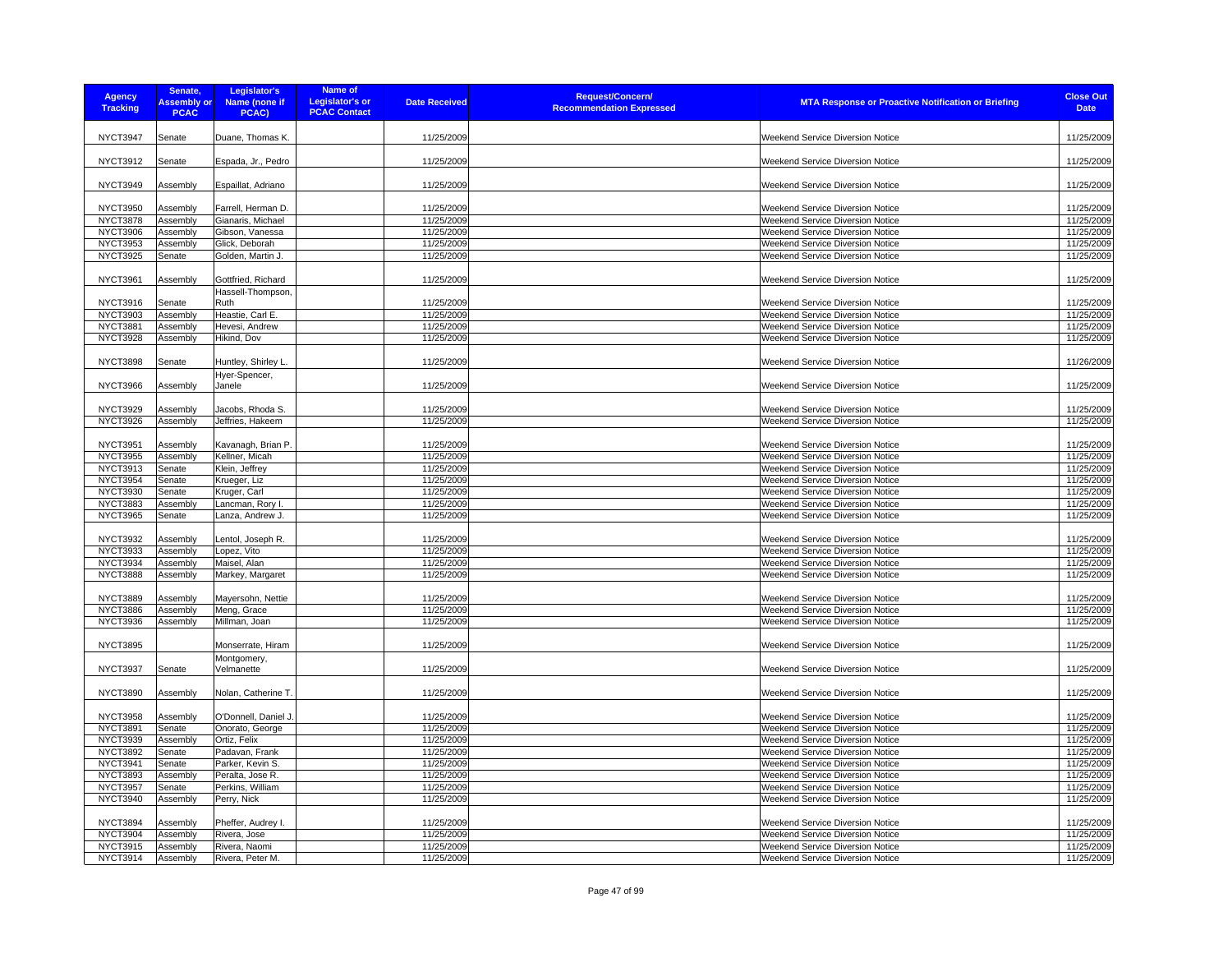| Agency Tracking | Senate, Assembly or PCAC | Legislator's Name (none if PCAC) | Name of Legislator's or PCAC Contact | Date Received | Request/Concern/ Recommendation Expressed | MTA Response or Proactive Notification or Briefing | Close Out Date |
|---|---|---|---|---|---|---|---|
| NYCT3947 | Senate | Duane, Thomas K. | | 11/25/2009 | | Weekend Service Diversion Notice | 11/25/2009 |
| NYCT3912 | Senate | Espada, Jr., Pedro | | 11/25/2009 | | Weekend Service Diversion Notice | 11/25/2009 |
| NYCT3949 | Assembly | Espaillat, Adriano | | 11/25/2009 | | Weekend Service Diversion Notice | 11/25/2009 |
| NYCT3950 | Assembly | Farrell, Herman D. | | 11/25/2009 | | Weekend Service Diversion Notice | 11/25/2009 |
| NYCT3878 | Assembly | Gianaris, Michael | | 11/25/2009 | | Weekend Service Diversion Notice | 11/25/2009 |
| NYCT3906 | Assembly | Gibson, Vanessa | | 11/25/2009 | | Weekend Service Diversion Notice | 11/25/2009 |
| NYCT3953 | Assembly | Glick, Deborah | | 11/25/2009 | | Weekend Service Diversion Notice | 11/25/2009 |
| NYCT3925 | Senate | Golden, Martin J. | | 11/25/2009 | | Weekend Service Diversion Notice | 11/25/2009 |
| NYCT3961 | Assembly | Gottfried, Richard | | 11/25/2009 | | Weekend Service Diversion Notice | 11/25/2009 |
| NYCT3916 | Senate | Hassell-Thompson, Ruth | | 11/25/2009 | | Weekend Service Diversion Notice | 11/25/2009 |
| NYCT3903 | Assembly | Heastie, Carl E. | | 11/25/2009 | | Weekend Service Diversion Notice | 11/25/2009 |
| NYCT3881 | Assembly | Hevesi, Andrew | | 11/25/2009 | | Weekend Service Diversion Notice | 11/25/2009 |
| NYCT3928 | Assembly | Hikind, Dov | | 11/25/2009 | | Weekend Service Diversion Notice | 11/25/2009 |
| NYCT3898 | Senate | Huntley, Shirley L. | | 11/25/2009 | | Weekend Service Diversion Notice | 11/26/2009 |
| NYCT3966 | Assembly | Hyer-Spencer, Janele | | 11/25/2009 | | Weekend Service Diversion Notice | 11/25/2009 |
| NYCT3929 | Assembly | Jacobs, Rhoda S. | | 11/25/2009 | | Weekend Service Diversion Notice | 11/25/2009 |
| NYCT3926 | Assembly | Jeffries, Hakeem | | 11/25/2009 | | Weekend Service Diversion Notice | 11/25/2009 |
| NYCT3951 | Assembly | Kavanagh, Brian P. | | 11/25/2009 | | Weekend Service Diversion Notice | 11/25/2009 |
| NYCT3955 | Assembly | Kellner, Micah | | 11/25/2009 | | Weekend Service Diversion Notice | 11/25/2009 |
| NYCT3913 | Senate | Klein, Jeffrey | | 11/25/2009 | | Weekend Service Diversion Notice | 11/25/2009 |
| NYCT3954 | Senate | Krueger, Liz | | 11/25/2009 | | Weekend Service Diversion Notice | 11/25/2009 |
| NYCT3930 | Senate | Kruger, Carl | | 11/25/2009 | | Weekend Service Diversion Notice | 11/25/2009 |
| NYCT3883 | Assembly | Lancman, Rory I. | | 11/25/2009 | | Weekend Service Diversion Notice | 11/25/2009 |
| NYCT3965 | Senate | Lanza, Andrew J. | | 11/25/2009 | | Weekend Service Diversion Notice | 11/25/2009 |
| NYCT3932 | Assembly | Lentol, Joseph R. | | 11/25/2009 | | Weekend Service Diversion Notice | 11/25/2009 |
| NYCT3933 | Assembly | Lopez, Vito | | 11/25/2009 | | Weekend Service Diversion Notice | 11/25/2009 |
| NYCT3934 | Assembly | Maisel, Alan | | 11/25/2009 | | Weekend Service Diversion Notice | 11/25/2009 |
| NYCT3888 | Assembly | Markey, Margaret | | 11/25/2009 | | Weekend Service Diversion Notice | 11/25/2009 |
| NYCT3889 | Assembly | Mayersohn, Nettie | | 11/25/2009 | | Weekend Service Diversion Notice | 11/25/2009 |
| NYCT3886 | Assembly | Meng, Grace | | 11/25/2009 | | Weekend Service Diversion Notice | 11/25/2009 |
| NYCT3936 | Assembly | Millman, Joan | | 11/25/2009 | | Weekend Service Diversion Notice | 11/25/2009 |
| NYCT3895 | | Monserrate, Hiram | | 11/25/2009 | | Weekend Service Diversion Notice | 11/25/2009 |
| NYCT3937 | Senate | Montgomery, Velmanette | | 11/25/2009 | | Weekend Service Diversion Notice | 11/25/2009 |
| NYCT3890 | Assembly | Nolan, Catherine T. | | 11/25/2009 | | Weekend Service Diversion Notice | 11/25/2009 |
| NYCT3958 | Assembly | O'Donnell, Daniel J. | | 11/25/2009 | | Weekend Service Diversion Notice | 11/25/2009 |
| NYCT3891 | Senate | Onorato, George | | 11/25/2009 | | Weekend Service Diversion Notice | 11/25/2009 |
| NYCT3939 | Assembly | Ortiz, Felix | | 11/25/2009 | | Weekend Service Diversion Notice | 11/25/2009 |
| NYCT3892 | Senate | Padavan, Frank | | 11/25/2009 | | Weekend Service Diversion Notice | 11/25/2009 |
| NYCT3941 | Senate | Parker, Kevin S. | | 11/25/2009 | | Weekend Service Diversion Notice | 11/25/2009 |
| NYCT3893 | Assembly | Peralta, Jose R. | | 11/25/2009 | | Weekend Service Diversion Notice | 11/25/2009 |
| NYCT3957 | Senate | Perkins, William | | 11/25/2009 | | Weekend Service Diversion Notice | 11/25/2009 |
| NYCT3940 | Assembly | Perry, Nick | | 11/25/2009 | | Weekend Service Diversion Notice | 11/25/2009 |
| NYCT3894 | Assembly | Pheffer, Audrey I. | | 11/25/2009 | | Weekend Service Diversion Notice | 11/25/2009 |
| NYCT3904 | Assembly | Rivera, Jose | | 11/25/2009 | | Weekend Service Diversion Notice | 11/25/2009 |
| NYCT3915 | Assembly | Rivera, Naomi | | 11/25/2009 | | Weekend Service Diversion Notice | 11/25/2009 |
| NYCT3914 | Assembly | Rivera, Peter M. | | 11/25/2009 | | Weekend Service Diversion Notice | 11/25/2009 |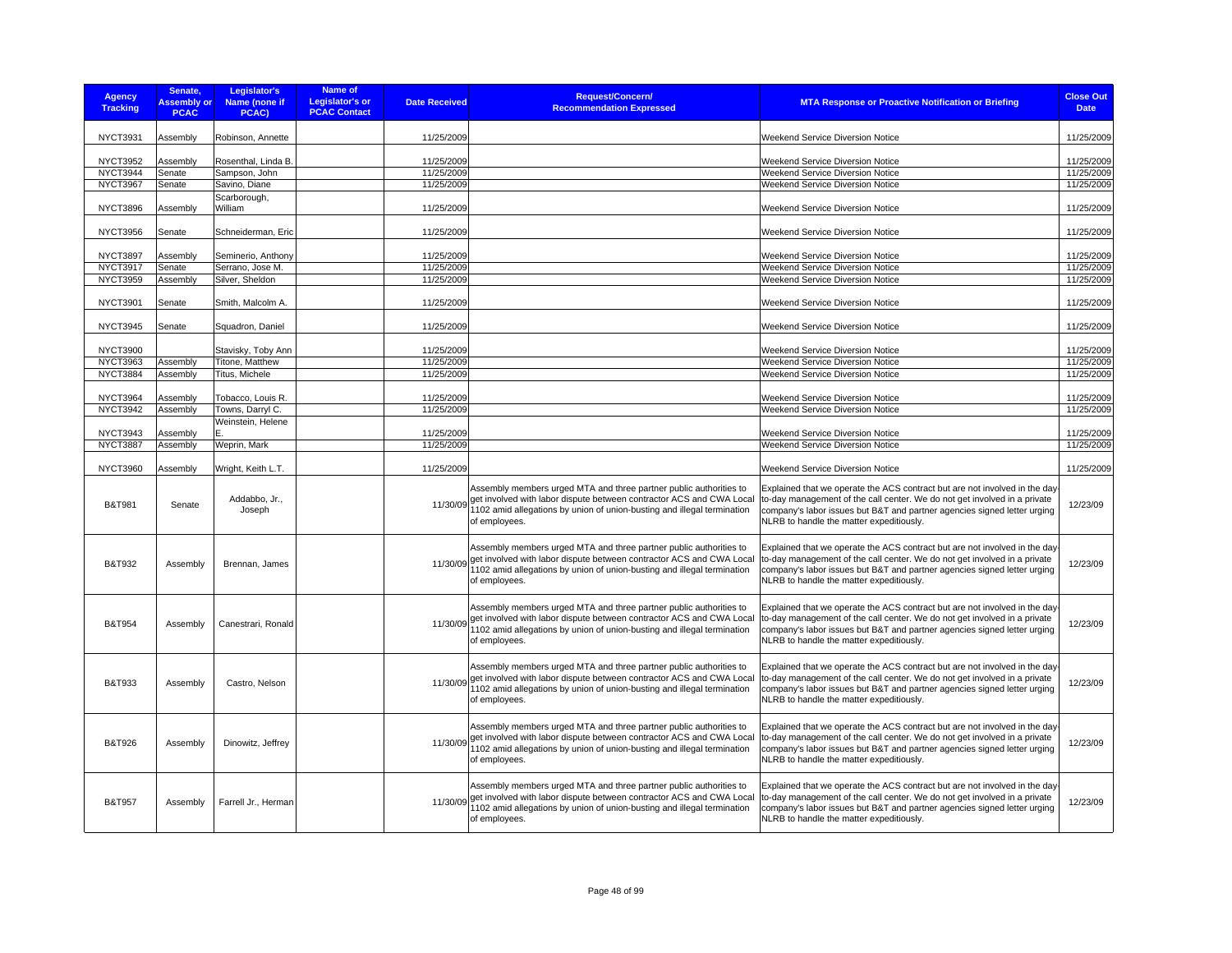| Agency Tracking | Senate, Assembly or PCAC | Legislator's Name (none if PCAC) | Name of Legislator's or PCAC Contact | Date Received | Request/Concern/ Recommendation Expressed | MTA Response or Proactive Notification or Briefing | Close Out Date |
|---|---|---|---|---|---|---|---|
| NYCT3931 | Assembly | Robinson, Annette | | 11/25/2009 | | Weekend Service Diversion Notice | 11/25/2009 |
| NYCT3952 | Assembly | Rosenthal, Linda B. | | 11/25/2009 | | Weekend Service Diversion Notice | 11/25/2009 |
| NYCT3944 | Senate | Sampson, John | | 11/25/2009 | | Weekend Service Diversion Notice | 11/25/2009 |
| NYCT3967 | Senate | Savino, Diane | | 11/25/2009 | | Weekend Service Diversion Notice | 11/25/2009 |
| NYCT3896 | Assembly | Scarborough, William | | 11/25/2009 | | Weekend Service Diversion Notice | 11/25/2009 |
| NYCT3956 | Senate | Schneiderman, Eric | | 11/25/2009 | | Weekend Service Diversion Notice | 11/25/2009 |
| NYCT3897 | Assembly | Seminerio, Anthony | | 11/25/2009 | | Weekend Service Diversion Notice | 11/25/2009 |
| NYCT3917 | Senate | Serrano, Jose M. | | 11/25/2009 | | Weekend Service Diversion Notice | 11/25/2009 |
| NYCT3959 | Assembly | Silver, Sheldon | | 11/25/2009 | | Weekend Service Diversion Notice | 11/25/2009 |
| NYCT3901 | Senate | Smith, Malcolm A. | | 11/25/2009 | | Weekend Service Diversion Notice | 11/25/2009 |
| NYCT3945 | Senate | Squadron, Daniel | | 11/25/2009 | | Weekend Service Diversion Notice | 11/25/2009 |
| NYCT3900 | | Stavisky, Toby Ann | | 11/25/2009 | | Weekend Service Diversion Notice | 11/25/2009 |
| NYCT3963 | Assembly | Titone, Matthew | | 11/25/2009 | | Weekend Service Diversion Notice | 11/25/2009 |
| NYCT3884 | Assembly | Titus, Michele | | 11/25/2009 | | Weekend Service Diversion Notice | 11/25/2009 |
| NYCT3964 | Assembly | Tobacco, Louis R. | | 11/25/2009 | | Weekend Service Diversion Notice | 11/25/2009 |
| NYCT3942 | Assembly | Towns, Darryl C. | | 11/25/2009 | | Weekend Service Diversion Notice | 11/25/2009 |
| NYCT3943 | Assembly | Weinstein, Helene E. | | 11/25/2009 | | Weekend Service Diversion Notice | 11/25/2009 |
| NYCT3887 | Assembly | Weprin, Mark | | 11/25/2009 | | Weekend Service Diversion Notice | 11/25/2009 |
| NYCT3960 | Assembly | Wright, Keith L.T. | | 11/25/2009 | | Weekend Service Diversion Notice | 11/25/2009 |
| B&T981 | Senate | Addabbo, Jr., Joseph | | 11/30/09 | Assembly members urged MTA and three partner public authorities to get involved with labor dispute between contractor ACS and CWA Local 1102 amid allegations by union of union-busting and illegal termination of employees. | Explained that we operate the ACS contract but are not involved in the day-to-day management of the call center. We do not get involved in a private company's labor issues but B&T and partner agencies signed letter urging NLRB to handle the matter expeditiously. | 12/23/09 |
| B&T932 | Assembly | Brennan, James | | 11/30/09 | Assembly members urged MTA and three partner public authorities to get involved with labor dispute between contractor ACS and CWA Local 1102 amid allegations by union of union-busting and illegal termination of employees. | Explained that we operate the ACS contract but are not involved in the day-to-day management of the call center. We do not get involved in a private company's labor issues but B&T and partner agencies signed letter urging NLRB to handle the matter expeditiously. | 12/23/09 |
| B&T954 | Assembly | Canestrari, Ronald | | 11/30/09 | Assembly members urged MTA and three partner public authorities to get involved with labor dispute between contractor ACS and CWA Local 1102 amid allegations by union of union-busting and illegal termination of employees. | Explained that we operate the ACS contract but are not involved in the day-to-day management of the call center. We do not get involved in a private company's labor issues but B&T and partner agencies signed letter urging NLRB to handle the matter expeditiously. | 12/23/09 |
| B&T933 | Assembly | Castro, Nelson | | 11/30/09 | Assembly members urged MTA and three partner public authorities to get involved with labor dispute between contractor ACS and CWA Local 1102 amid allegations by union of union-busting and illegal termination of employees. | Explained that we operate the ACS contract but are not involved in the day-to-day management of the call center. We do not get involved in a private company's labor issues but B&T and partner agencies signed letter urging NLRB to handle the matter expeditiously. | 12/23/09 |
| B&T926 | Assembly | Dinowitz, Jeffrey | | 11/30/09 | Assembly members urged MTA and three partner public authorities to get involved with labor dispute between contractor ACS and CWA Local 1102 amid allegations by union of union-busting and illegal termination of employees. | Explained that we operate the ACS contract but are not involved in the day-to-day management of the call center. We do not get involved in a private company's labor issues but B&T and partner agencies signed letter urging NLRB to handle the matter expeditiously. | 12/23/09 |
| B&T957 | Assembly | Farrell Jr., Herman | | 11/30/09 | Assembly members urged MTA and three partner public authorities to get involved with labor dispute between contractor ACS and CWA Local 1102 amid allegations by union of union-busting and illegal termination of employees. | Explained that we operate the ACS contract but are not involved in the day-to-day management of the call center. We do not get involved in a private company's labor issues but B&T and partner agencies signed letter urging NLRB to handle the matter expeditiously. | 12/23/09 |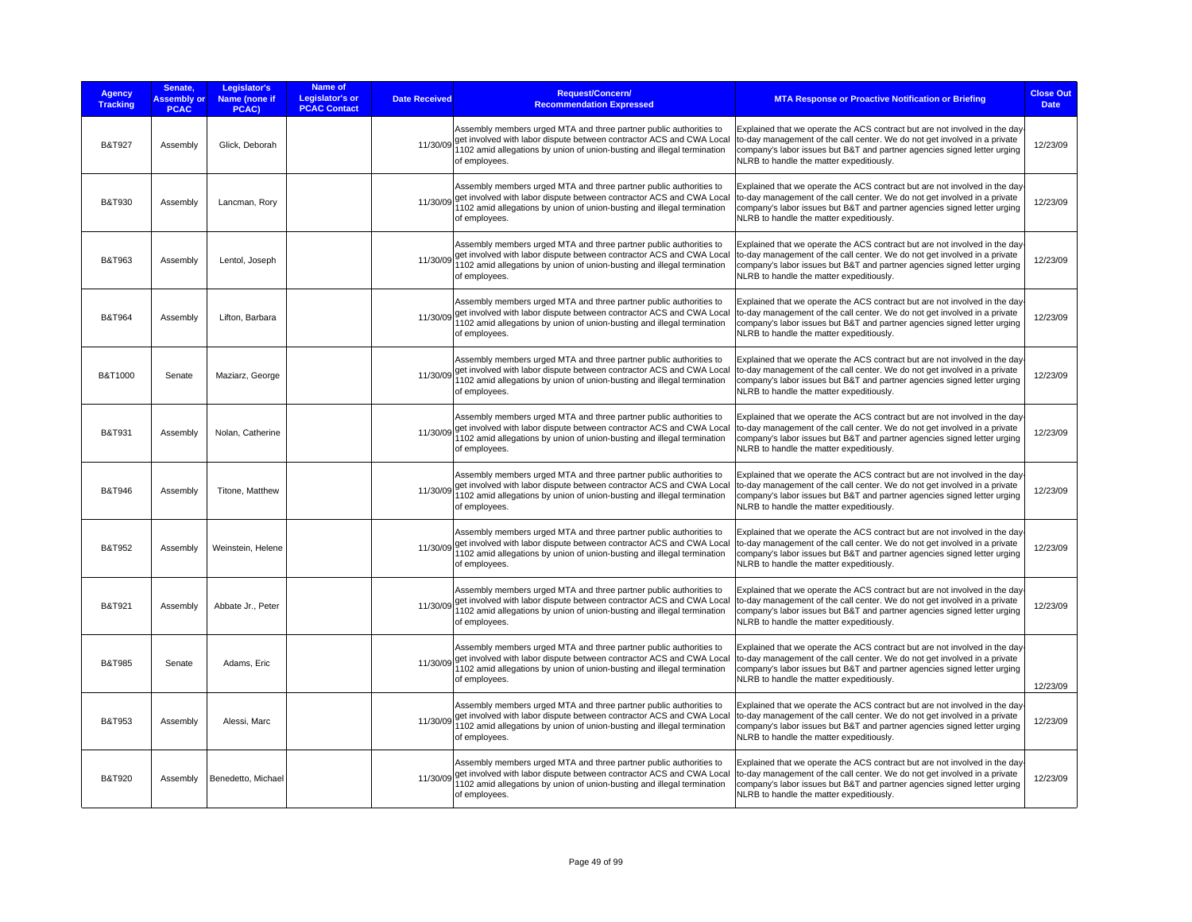| Agency Tracking | Senate, Assembly or PCAC | Legislator's Name (none if PCAC) | Name of Legislator's or PCAC Contact | Date Received | Request/Concern/ Recommendation Expressed | MTA Response or Proactive Notification or Briefing | Close Out Date |
|---|---|---|---|---|---|---|---|
| B&T927 | Assembly | Glick, Deborah | | 11/30/09 | Assembly members urged MTA and three partner public authorities to get involved with labor dispute between contractor ACS and CWA Local 1102 amid allegations by union of union-busting and illegal termination of employees. | Explained that we operate the ACS contract but are not involved in the day-to-day management of the call center. We do not get involved in a private company's labor issues but B&T and partner agencies signed letter urging NLRB to handle the matter expeditiously. | 12/23/09 |
| B&T930 | Assembly | Lancman, Rory | | 11/30/09 | Assembly members urged MTA and three partner public authorities to get involved with labor dispute between contractor ACS and CWA Local 1102 amid allegations by union of union-busting and illegal termination of employees. | Explained that we operate the ACS contract but are not involved in the day-to-day management of the call center. We do not get involved in a private company's labor issues but B&T and partner agencies signed letter urging NLRB to handle the matter expeditiously. | 12/23/09 |
| B&T963 | Assembly | Lentol, Joseph | | 11/30/09 | Assembly members urged MTA and three partner public authorities to get involved with labor dispute between contractor ACS and CWA Local 1102 amid allegations by union of union-busting and illegal termination of employees. | Explained that we operate the ACS contract but are not involved in the day-to-day management of the call center. We do not get involved in a private company's labor issues but B&T and partner agencies signed letter urging NLRB to handle the matter expeditiously. | 12/23/09 |
| B&T964 | Assembly | Lifton, Barbara | | 11/30/09 | Assembly members urged MTA and three partner public authorities to get involved with labor dispute between contractor ACS and CWA Local 1102 amid allegations by union of union-busting and illegal termination of employees. | Explained that we operate the ACS contract but are not involved in the day-to-day management of the call center. We do not get involved in a private company's labor issues but B&T and partner agencies signed letter urging NLRB to handle the matter expeditiously. | 12/23/09 |
| B&T1000 | Senate | Maziarz, George | | 11/30/09 | Assembly members urged MTA and three partner public authorities to get involved with labor dispute between contractor ACS and CWA Local 1102 amid allegations by union of union-busting and illegal termination of employees. | Explained that we operate the ACS contract but are not involved in the day-to-day management of the call center. We do not get involved in a private company's labor issues but B&T and partner agencies signed letter urging NLRB to handle the matter expeditiously. | 12/23/09 |
| B&T931 | Assembly | Nolan, Catherine | | 11/30/09 | Assembly members urged MTA and three partner public authorities to get involved with labor dispute between contractor ACS and CWA Local 1102 amid allegations by union of union-busting and illegal termination of employees. | Explained that we operate the ACS contract but are not involved in the day-to-day management of the call center. We do not get involved in a private company's labor issues but B&T and partner agencies signed letter urging NLRB to handle the matter expeditiously. | 12/23/09 |
| B&T946 | Assembly | Titone, Matthew | | 11/30/09 | Assembly members urged MTA and three partner public authorities to get involved with labor dispute between contractor ACS and CWA Local 1102 amid allegations by union of union-busting and illegal termination of employees. | Explained that we operate the ACS contract but are not involved in the day-to-day management of the call center. We do not get involved in a private company's labor issues but B&T and partner agencies signed letter urging NLRB to handle the matter expeditiously. | 12/23/09 |
| B&T952 | Assembly | Weinstein, Helene | | 11/30/09 | Assembly members urged MTA and three partner public authorities to get involved with labor dispute between contractor ACS and CWA Local 1102 amid allegations by union of union-busting and illegal termination of employees. | Explained that we operate the ACS contract but are not involved in the day-to-day management of the call center. We do not get involved in a private company's labor issues but B&T and partner agencies signed letter urging NLRB to handle the matter expeditiously. | 12/23/09 |
| B&T921 | Assembly | Abbate Jr., Peter | | 11/30/09 | Assembly members urged MTA and three partner public authorities to get involved with labor dispute between contractor ACS and CWA Local 1102 amid allegations by union of union-busting and illegal termination of employees. | Explained that we operate the ACS contract but are not involved in the day-to-day management of the call center. We do not get involved in a private company's labor issues but B&T and partner agencies signed letter urging NLRB to handle the matter expeditiously. | 12/23/09 |
| B&T985 | Senate | Adams, Eric | | 11/30/09 | Assembly members urged MTA and three partner public authorities to get involved with labor dispute between contractor ACS and CWA Local 1102 amid allegations by union of union-busting and illegal termination of employees. | Explained that we operate the ACS contract but are not involved in the day-to-day management of the call center. We do not get involved in a private company's labor issues but B&T and partner agencies signed letter urging NLRB to handle the matter expeditiously. | 12/23/09 |
| B&T953 | Assembly | Alessi, Marc | | 11/30/09 | Assembly members urged MTA and three partner public authorities to get involved with labor dispute between contractor ACS and CWA Local 1102 amid allegations by union of union-busting and illegal termination of employees. | Explained that we operate the ACS contract but are not involved in the day-to-day management of the call center. We do not get involved in a private company's labor issues but B&T and partner agencies signed letter urging NLRB to handle the matter expeditiously. | 12/23/09 |
| B&T920 | Assembly | Benedetto, Michael | | 11/30/09 | Assembly members urged MTA and three partner public authorities to get involved with labor dispute between contractor ACS and CWA Local 1102 amid allegations by union of union-busting and illegal termination of employees. | Explained that we operate the ACS contract but are not involved in the day-to-day management of the call center. We do not get involved in a private company's labor issues but B&T and partner agencies signed letter urging NLRB to handle the matter expeditiously. | 12/23/09 |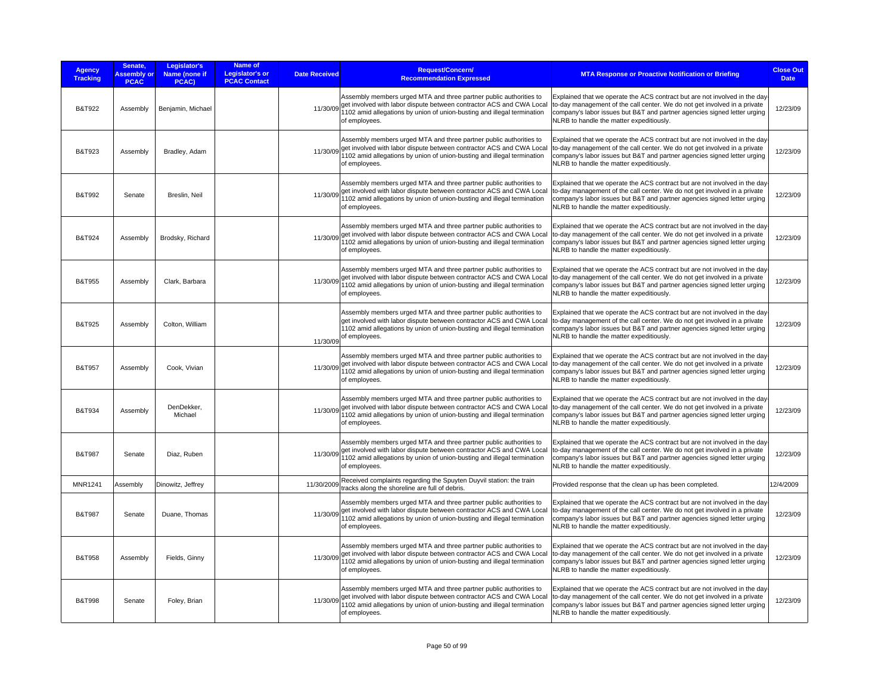| Agency Tracking | Senate, Assembly or PCAC | Legislator's Name (none if PCAC) | Name of Legislator's or PCAC Contact | Date Received | Request/Concern/ Recommendation Expressed | MTA Response or Proactive Notification or Briefing | Close Out Date |
|---|---|---|---|---|---|---|---|
| B&T922 | Assembly | Benjamin, Michael | | 11/30/09 | Assembly members urged MTA and three partner public authorities to get involved with labor dispute between contractor ACS and CWA Local 1102 amid allegations by union of union-busting and illegal termination of employees. | Explained that we operate the ACS contract but are not involved in the day-to-day management of the call center. We do not get involved in a private company's labor issues but B&T and partner agencies signed letter urging NLRB to handle the matter expeditiously. | 12/23/09 |
| B&T923 | Assembly | Bradley, Adam | | 11/30/09 | Assembly members urged MTA and three partner public authorities to get involved with labor dispute between contractor ACS and CWA Local 1102 amid allegations by union of union-busting and illegal termination of employees. | Explained that we operate the ACS contract but are not involved in the day-to-day management of the call center. We do not get involved in a private company's labor issues but B&T and partner agencies signed letter urging NLRB to handle the matter expeditiously. | 12/23/09 |
| B&T992 | Senate | Breslin, Neil | | 11/30/09 | Assembly members urged MTA and three partner public authorities to get involved with labor dispute between contractor ACS and CWA Local 1102 amid allegations by union of union-busting and illegal termination of employees. | Explained that we operate the ACS contract but are not involved in the day-to-day management of the call center. We do not get involved in a private company's labor issues but B&T and partner agencies signed letter urging NLRB to handle the matter expeditiously. | 12/23/09 |
| B&T924 | Assembly | Brodsky, Richard | | 11/30/09 | Assembly members urged MTA and three partner public authorities to get involved with labor dispute between contractor ACS and CWA Local 1102 amid allegations by union of union-busting and illegal termination of employees. | Explained that we operate the ACS contract but are not involved in the day-to-day management of the call center. We do not get involved in a private company's labor issues but B&T and partner agencies signed letter urging NLRB to handle the matter expeditiously. | 12/23/09 |
| B&T955 | Assembly | Clark, Barbara | | 11/30/09 | Assembly members urged MTA and three partner public authorities to get involved with labor dispute between contractor ACS and CWA Local 1102 amid allegations by union of union-busting and illegal termination of employees. | Explained that we operate the ACS contract but are not involved in the day-to-day management of the call center. We do not get involved in a private company's labor issues but B&T and partner agencies signed letter urging NLRB to handle the matter expeditiously. | 12/23/09 |
| B&T925 | Assembly | Colton, William | | 11/30/09 | Assembly members urged MTA and three partner public authorities to get involved with labor dispute between contractor ACS and CWA Local 1102 amid allegations by union of union-busting and illegal termination of employees. | Explained that we operate the ACS contract but are not involved in the day-to-day management of the call center. We do not get involved in a private company's labor issues but B&T and partner agencies signed letter urging NLRB to handle the matter expeditiously. | 12/23/09 |
| B&T957 | Assembly | Cook, Vivian | | 11/30/09 | Assembly members urged MTA and three partner public authorities to get involved with labor dispute between contractor ACS and CWA Local 1102 amid allegations by union of union-busting and illegal termination of employees. | Explained that we operate the ACS contract but are not involved in the day-to-day management of the call center. We do not get involved in a private company's labor issues but B&T and partner agencies signed letter urging NLRB to handle the matter expeditiously. | 12/23/09 |
| B&T934 | Assembly | DenDekker, Michael | | 11/30/09 | Assembly members urged MTA and three partner public authorities to get involved with labor dispute between contractor ACS and CWA Local 1102 amid allegations by union of union-busting and illegal termination of employees. | Explained that we operate the ACS contract but are not involved in the day-to-day management of the call center. We do not get involved in a private company's labor issues but B&T and partner agencies signed letter urging NLRB to handle the matter expeditiously. | 12/23/09 |
| B&T987 | Senate | Diaz, Ruben | | 11/30/09 | Assembly members urged MTA and three partner public authorities to get involved with labor dispute between contractor ACS and CWA Local 1102 amid allegations by union of union-busting and illegal termination of employees. | Explained that we operate the ACS contract but are not involved in the day-to-day management of the call center. We do not get involved in a private company's labor issues but B&T and partner agencies signed letter urging NLRB to handle the matter expeditiously. | 12/23/09 |
| MNR1241 | Assembly | Dinowitz, Jeffrey | | 11/30/2009 | Received complaints regarding the Spuyten Duyvil station: the train tracks along the shoreline are full of debris. | Provided response that the clean up has been completed. | 12/4/2009 |
| B&T987 | Senate | Duane, Thomas | | 11/30/09 | Assembly members urged MTA and three partner public authorities to get involved with labor dispute between contractor ACS and CWA Local 1102 amid allegations by union of union-busting and illegal termination of employees. | Explained that we operate the ACS contract but are not involved in the day-to-day management of the call center. We do not get involved in a private company's labor issues but B&T and partner agencies signed letter urging NLRB to handle the matter expeditiously. | 12/23/09 |
| B&T958 | Assembly | Fields, Ginny | | 11/30/09 | Assembly members urged MTA and three partner public authorities to get involved with labor dispute between contractor ACS and CWA Local 1102 amid allegations by union of union-busting and illegal termination of employees. | Explained that we operate the ACS contract but are not involved in the day-to-day management of the call center. We do not get involved in a private company's labor issues but B&T and partner agencies signed letter urging NLRB to handle the matter expeditiously. | 12/23/09 |
| B&T998 | Senate | Foley, Brian | | 11/30/09 | Assembly members urged MTA and three partner public authorities to get involved with labor dispute between contractor ACS and CWA Local 1102 amid allegations by union of union-busting and illegal termination of employees. | Explained that we operate the ACS contract but are not involved in the day-to-day management of the call center. We do not get involved in a private company's labor issues but B&T and partner agencies signed letter urging NLRB to handle the matter expeditiously. | 12/23/09 |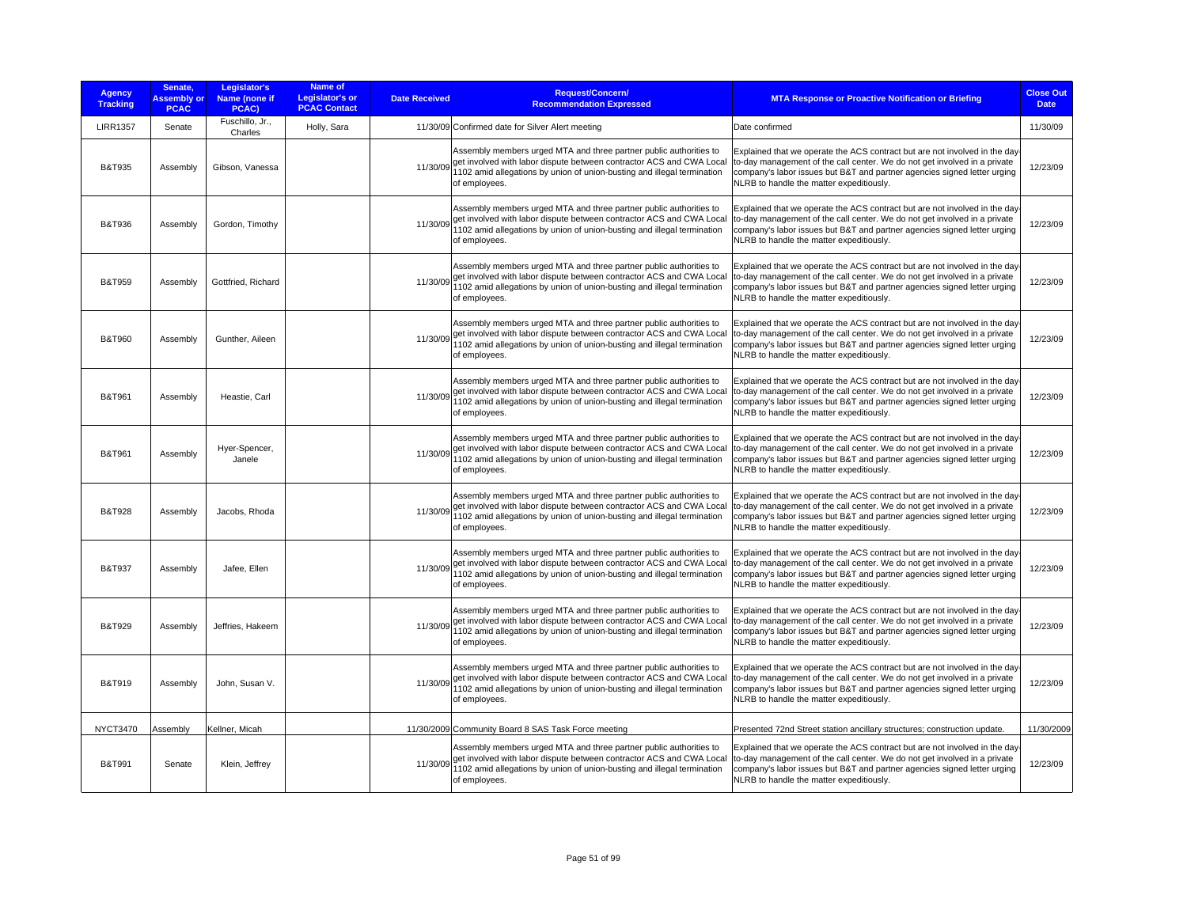| Agency Tracking | Senate, Assembly or PCAC | Legislator's Name (none if PCAC) | Name of Legislator's or PCAC Contact | Date Received | Request/Concern/ Recommendation Expressed | MTA Response or Proactive Notification or Briefing | Close Out Date |
|---|---|---|---|---|---|---|---|
| LIRR1357 | Senate | Fuschillo, Jr., Charles | Holly, Sara | 11/30/09 | Confirmed date for Silver Alert meeting | Date confirmed | 11/30/09 |
| B&T935 | Assembly | Gibson, Vanessa | | 11/30/09 | Assembly members urged MTA and three partner public authorities to get involved with labor dispute between contractor ACS and CWA Local 1102 amid allegations by union of union-busting and illegal termination of employees. | Explained that we operate the ACS contract but are not involved in the day-to-day management of the call center. We do not get involved in a private company's labor issues but B&T and partner agencies signed letter urging NLRB to handle the matter expeditiously. | 12/23/09 |
| B&T936 | Assembly | Gordon, Timothy | | 11/30/09 | Assembly members urged MTA and three partner public authorities to get involved with labor dispute between contractor ACS and CWA Local 1102 amid allegations by union of union-busting and illegal termination of employees. | Explained that we operate the ACS contract but are not involved in the day-to-day management of the call center. We do not get involved in a private company's labor issues but B&T and partner agencies signed letter urging NLRB to handle the matter expeditiously. | 12/23/09 |
| B&T959 | Assembly | Gottfried, Richard | | 11/30/09 | Assembly members urged MTA and three partner public authorities to get involved with labor dispute between contractor ACS and CWA Local 1102 amid allegations by union of union-busting and illegal termination of employees. | Explained that we operate the ACS contract but are not involved in the day-to-day management of the call center. We do not get involved in a private company's labor issues but B&T and partner agencies signed letter urging NLRB to handle the matter expeditiously. | 12/23/09 |
| B&T960 | Assembly | Gunther, Aileen | | 11/30/09 | Assembly members urged MTA and three partner public authorities to get involved with labor dispute between contractor ACS and CWA Local 1102 amid allegations by union of union-busting and illegal termination of employees. | Explained that we operate the ACS contract but are not involved in the day-to-day management of the call center. We do not get involved in a private company's labor issues but B&T and partner agencies signed letter urging NLRB to handle the matter expeditiously. | 12/23/09 |
| B&T961 | Assembly | Heastie, Carl | | 11/30/09 | Assembly members urged MTA and three partner public authorities to get involved with labor dispute between contractor ACS and CWA Local 1102 amid allegations by union of union-busting and illegal termination of employees. | Explained that we operate the ACS contract but are not involved in the day-to-day management of the call center. We do not get involved in a private company's labor issues but B&T and partner agencies signed letter urging NLRB to handle the matter expeditiously. | 12/23/09 |
| B&T961 | Assembly | Hyer-Spencer, Janele | | 11/30/09 | Assembly members urged MTA and three partner public authorities to get involved with labor dispute between contractor ACS and CWA Local 1102 amid allegations by union of union-busting and illegal termination of employees. | Explained that we operate the ACS contract but are not involved in the day-to-day management of the call center. We do not get involved in a private company's labor issues but B&T and partner agencies signed letter urging NLRB to handle the matter expeditiously. | 12/23/09 |
| B&T928 | Assembly | Jacobs, Rhoda | | 11/30/09 | Assembly members urged MTA and three partner public authorities to get involved with labor dispute between contractor ACS and CWA Local 1102 amid allegations by union of union-busting and illegal termination of employees. | Explained that we operate the ACS contract but are not involved in the day-to-day management of the call center. We do not get involved in a private company's labor issues but B&T and partner agencies signed letter urging NLRB to handle the matter expeditiously. | 12/23/09 |
| B&T937 | Assembly | Jafee, Ellen | | 11/30/09 | Assembly members urged MTA and three partner public authorities to get involved with labor dispute between contractor ACS and CWA Local 1102 amid allegations by union of union-busting and illegal termination of employees. | Explained that we operate the ACS contract but are not involved in the day-to-day management of the call center. We do not get involved in a private company's labor issues but B&T and partner agencies signed letter urging NLRB to handle the matter expeditiously. | 12/23/09 |
| B&T929 | Assembly | Jeffries, Hakeem | | 11/30/09 | Assembly members urged MTA and three partner public authorities to get involved with labor dispute between contractor ACS and CWA Local 1102 amid allegations by union of union-busting and illegal termination of employees. | Explained that we operate the ACS contract but are not involved in the day-to-day management of the call center. We do not get involved in a private company's labor issues but B&T and partner agencies signed letter urging NLRB to handle the matter expeditiously. | 12/23/09 |
| B&T919 | Assembly | John, Susan V. | | 11/30/09 | Assembly members urged MTA and three partner public authorities to get involved with labor dispute between contractor ACS and CWA Local 1102 amid allegations by union of union-busting and illegal termination of employees. | Explained that we operate the ACS contract but are not involved in the day-to-day management of the call center. We do not get involved in a private company's labor issues but B&T and partner agencies signed letter urging NLRB to handle the matter expeditiously. | 12/23/09 |
| NYCT3470 | Assembly | Kellner, Micah | | 11/30/2009 | Community Board 8 SAS Task Force meeting | Presented 72nd Street station ancillary structures; construction update. | 11/30/2009 |
| B&T991 | Senate | Klein, Jeffrey | | 11/30/09 | Assembly members urged MTA and three partner public authorities to get involved with labor dispute between contractor ACS and CWA Local 1102 amid allegations by union of union-busting and illegal termination of employees. | Explained that we operate the ACS contract but are not involved in the day-to-day management of the call center. We do not get involved in a private company's labor issues but B&T and partner agencies signed letter urging NLRB to handle the matter expeditiously. | 12/23/09 |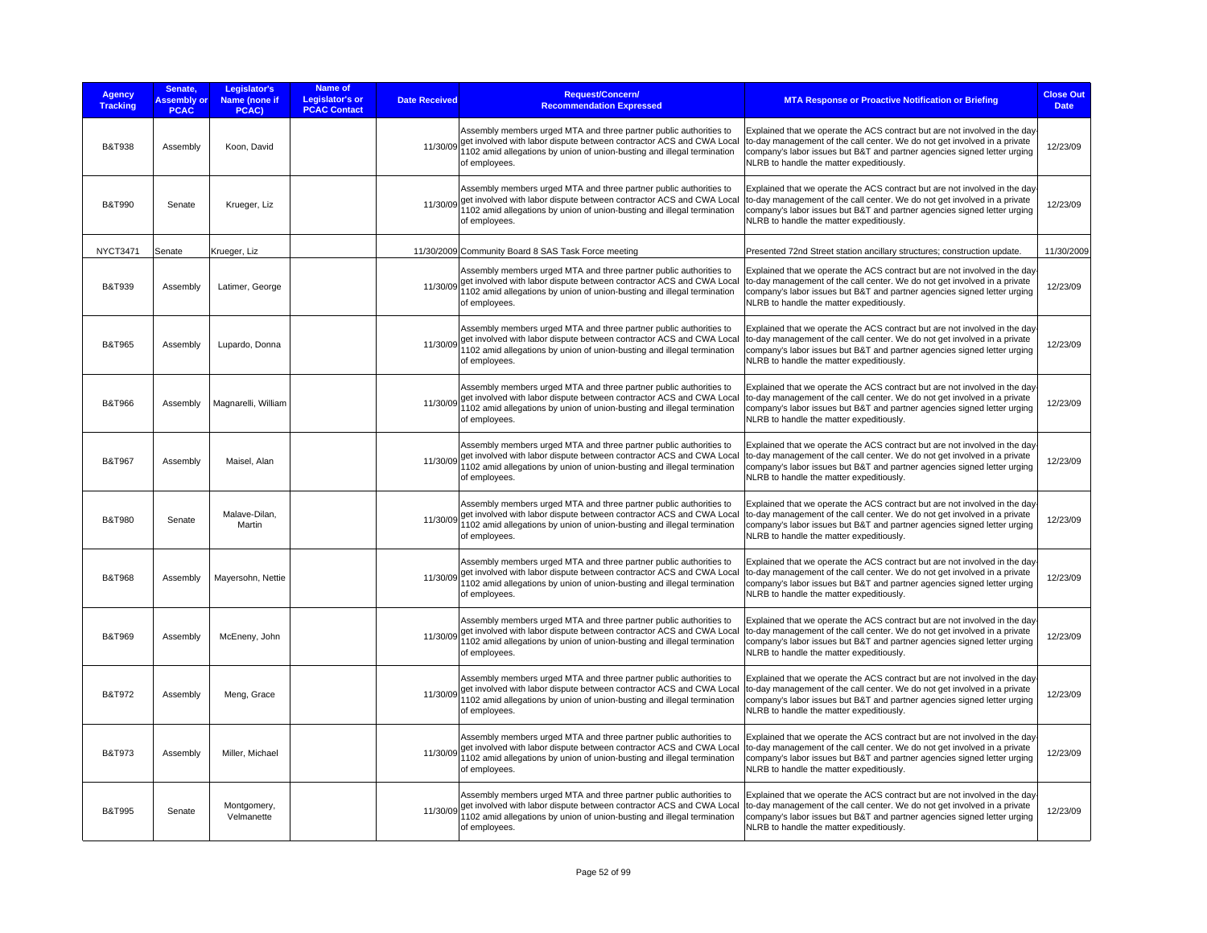| Agency Tracking | Senate, Assembly or PCAC | Legislator's Name (none if PCAC) | Name of Legislator's or PCAC Contact | Date Received | Request/Concern/ Recommendation Expressed | MTA Response or Proactive Notification or Briefing | Close Out Date |
|---|---|---|---|---|---|---|---|
| B&T938 | Assembly | Koon, David | | 11/30/09 | Assembly members urged MTA and three partner public authorities to get involved with labor dispute between contractor ACS and CWA Local 1102 amid allegations by union of union-busting and illegal termination of employees. | Explained that we operate the ACS contract but are not involved in the day-to-day management of the call center. We do not get involved in a private company's labor issues but B&T and partner agencies signed letter urging NLRB to handle the matter expeditiously. | 12/23/09 |
| B&T990 | Senate | Krueger, Liz | | 11/30/09 | Assembly members urged MTA and three partner public authorities to get involved with labor dispute between contractor ACS and CWA Local 1102 amid allegations by union of union-busting and illegal termination of employees. | Explained that we operate the ACS contract but are not involved in the day-to-day management of the call center. We do not get involved in a private company's labor issues but B&T and partner agencies signed letter urging NLRB to handle the matter expeditiously. | 12/23/09 |
| NYCT3471 | Senate | Krueger, Liz | | 11/30/2009 | Community Board 8 SAS Task Force meeting | Presented 72nd Street station ancillary structures; construction update. | 11/30/2009 |
| B&T939 | Assembly | Latimer, George | | 11/30/09 | Assembly members urged MTA and three partner public authorities to get involved with labor dispute between contractor ACS and CWA Local 1102 amid allegations by union of union-busting and illegal termination of employees. | Explained that we operate the ACS contract but are not involved in the day-to-day management of the call center. We do not get involved in a private company's labor issues but B&T and partner agencies signed letter urging NLRB to handle the matter expeditiously. | 12/23/09 |
| B&T965 | Assembly | Lupardo, Donna | | 11/30/09 | Assembly members urged MTA and three partner public authorities to get involved with labor dispute between contractor ACS and CWA Local 1102 amid allegations by union of union-busting and illegal termination of employees. | Explained that we operate the ACS contract but are not involved in the day-to-day management of the call center. We do not get involved in a private company's labor issues but B&T and partner agencies signed letter urging NLRB to handle the matter expeditiously. | 12/23/09 |
| B&T966 | Assembly | Magnarelli, William | | 11/30/09 | Assembly members urged MTA and three partner public authorities to get involved with labor dispute between contractor ACS and CWA Local 1102 amid allegations by union of union-busting and illegal termination of employees. | Explained that we operate the ACS contract but are not involved in the day-to-day management of the call center. We do not get involved in a private company's labor issues but B&T and partner agencies signed letter urging NLRB to handle the matter expeditiously. | 12/23/09 |
| B&T967 | Assembly | Maisel, Alan | | 11/30/09 | Assembly members urged MTA and three partner public authorities to get involved with labor dispute between contractor ACS and CWA Local 1102 amid allegations by union of union-busting and illegal termination of employees. | Explained that we operate the ACS contract but are not involved in the day-to-day management of the call center. We do not get involved in a private company's labor issues but B&T and partner agencies signed letter urging NLRB to handle the matter expeditiously. | 12/23/09 |
| B&T980 | Senate | Malave-Dilan, Martin | | 11/30/09 | Assembly members urged MTA and three partner public authorities to get involved with labor dispute between contractor ACS and CWA Local 1102 amid allegations by union of union-busting and illegal termination of employees. | Explained that we operate the ACS contract but are not involved in the day-to-day management of the call center. We do not get involved in a private company's labor issues but B&T and partner agencies signed letter urging NLRB to handle the matter expeditiously. | 12/23/09 |
| B&T968 | Assembly | Mayersohn, Nettie | | 11/30/09 | Assembly members urged MTA and three partner public authorities to get involved with labor dispute between contractor ACS and CWA Local 1102 amid allegations by union of union-busting and illegal termination of employees. | Explained that we operate the ACS contract but are not involved in the day-to-day management of the call center. We do not get involved in a private company's labor issues but B&T and partner agencies signed letter urging NLRB to handle the matter expeditiously. | 12/23/09 |
| B&T969 | Assembly | McEneny, John | | 11/30/09 | Assembly members urged MTA and three partner public authorities to get involved with labor dispute between contractor ACS and CWA Local 1102 amid allegations by union of union-busting and illegal termination of employees. | Explained that we operate the ACS contract but are not involved in the day-to-day management of the call center. We do not get involved in a private company's labor issues but B&T and partner agencies signed letter urging NLRB to handle the matter expeditiously. | 12/23/09 |
| B&T972 | Assembly | Meng, Grace | | 11/30/09 | Assembly members urged MTA and three partner public authorities to get involved with labor dispute between contractor ACS and CWA Local 1102 amid allegations by union of union-busting and illegal termination of employees. | Explained that we operate the ACS contract but are not involved in the day-to-day management of the call center. We do not get involved in a private company's labor issues but B&T and partner agencies signed letter urging NLRB to handle the matter expeditiously. | 12/23/09 |
| B&T973 | Assembly | Miller, Michael | | 11/30/09 | Assembly members urged MTA and three partner public authorities to get involved with labor dispute between contractor ACS and CWA Local 1102 amid allegations by union of union-busting and illegal termination of employees. | Explained that we operate the ACS contract but are not involved in the day-to-day management of the call center. We do not get involved in a private company's labor issues but B&T and partner agencies signed letter urging NLRB to handle the matter expeditiously. | 12/23/09 |
| B&T995 | Senate | Montgomery, Velmanette | | 11/30/09 | Assembly members urged MTA and three partner public authorities to get involved with labor dispute between contractor ACS and CWA Local 1102 amid allegations by union of union-busting and illegal termination of employees. | Explained that we operate the ACS contract but are not involved in the day-to-day management of the call center. We do not get involved in a private company's labor issues but B&T and partner agencies signed letter urging NLRB to handle the matter expeditiously. | 12/23/09 |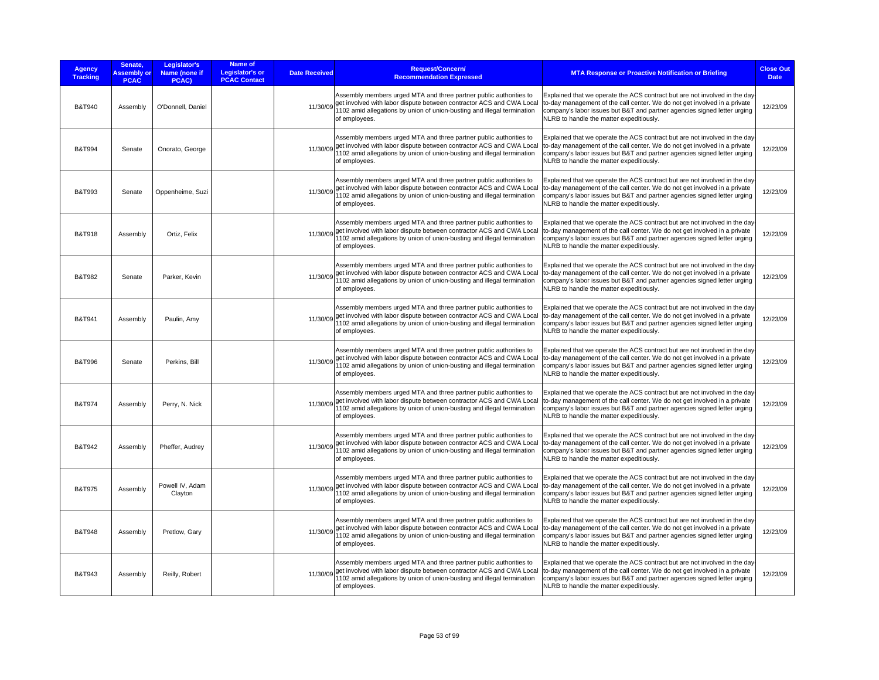| Agency Tracking | Senate, Assembly or PCAC | Legislator's Name (none if PCAC) | Name of Legislator's or PCAC Contact | Date Received | Request/Concern/ Recommendation Expressed | MTA Response or Proactive Notification or Briefing | Close Out Date |
|---|---|---|---|---|---|---|---|
| B&T940 | Assembly | O'Donnell, Daniel | | 11/30/09 | Assembly members urged MTA and three partner public authorities to get involved with labor dispute between contractor ACS and CWA Local 1102 amid allegations by union of union-busting and illegal termination of employees. | Explained that we operate the ACS contract but are not involved in the day-to-day management of the call center. We do not get involved in a private company's labor issues but B&T and partner agencies signed letter urging NLRB to handle the matter expeditiously. | 12/23/09 |
| B&T994 | Senate | Onorato, George | | 11/30/09 | Assembly members urged MTA and three partner public authorities to get involved with labor dispute between contractor ACS and CWA Local 1102 amid allegations by union of union-busting and illegal termination of employees. | Explained that we operate the ACS contract but are not involved in the day-to-day management of the call center. We do not get involved in a private company's labor issues but B&T and partner agencies signed letter urging NLRB to handle the matter expeditiously. | 12/23/09 |
| B&T993 | Senate | Oppenheime, Suzi | | 11/30/09 | Assembly members urged MTA and three partner public authorities to get involved with labor dispute between contractor ACS and CWA Local 1102 amid allegations by union of union-busting and illegal termination of employees. | Explained that we operate the ACS contract but are not involved in the day-to-day management of the call center. We do not get involved in a private company's labor issues but B&T and partner agencies signed letter urging NLRB to handle the matter expeditiously. | 12/23/09 |
| B&T918 | Assembly | Ortiz, Felix | | 11/30/09 | Assembly members urged MTA and three partner public authorities to get involved with labor dispute between contractor ACS and CWA Local 1102 amid allegations by union of union-busting and illegal termination of employees. | Explained that we operate the ACS contract but are not involved in the day-to-day management of the call center. We do not get involved in a private company's labor issues but B&T and partner agencies signed letter urging NLRB to handle the matter expeditiously. | 12/23/09 |
| B&T982 | Senate | Parker, Kevin | | 11/30/09 | Assembly members urged MTA and three partner public authorities to get involved with labor dispute between contractor ACS and CWA Local 1102 amid allegations by union of union-busting and illegal termination of employees. | Explained that we operate the ACS contract but are not involved in the day-to-day management of the call center. We do not get involved in a private company's labor issues but B&T and partner agencies signed letter urging NLRB to handle the matter expeditiously. | 12/23/09 |
| B&T941 | Assembly | Paulin, Amy | | 11/30/09 | Assembly members urged MTA and three partner public authorities to get involved with labor dispute between contractor ACS and CWA Local 1102 amid allegations by union of union-busting and illegal termination of employees. | Explained that we operate the ACS contract but are not involved in the day-to-day management of the call center. We do not get involved in a private company's labor issues but B&T and partner agencies signed letter urging NLRB to handle the matter expeditiously. | 12/23/09 |
| B&T996 | Senate | Perkins, Bill | | 11/30/09 | Assembly members urged MTA and three partner public authorities to get involved with labor dispute between contractor ACS and CWA Local 1102 amid allegations by union of union-busting and illegal termination of employees. | Explained that we operate the ACS contract but are not involved in the day-to-day management of the call center. We do not get involved in a private company's labor issues but B&T and partner agencies signed letter urging NLRB to handle the matter expeditiously. | 12/23/09 |
| B&T974 | Assembly | Perry, N. Nick | | 11/30/09 | Assembly members urged MTA and three partner public authorities to get involved with labor dispute between contractor ACS and CWA Local 1102 amid allegations by union of union-busting and illegal termination of employees. | Explained that we operate the ACS contract but are not involved in the day-to-day management of the call center. We do not get involved in a private company's labor issues but B&T and partner agencies signed letter urging NLRB to handle the matter expeditiously. | 12/23/09 |
| B&T942 | Assembly | Pheffer, Audrey | | 11/30/09 | Assembly members urged MTA and three partner public authorities to get involved with labor dispute between contractor ACS and CWA Local 1102 amid allegations by union of union-busting and illegal termination of employees. | Explained that we operate the ACS contract but are not involved in the day-to-day management of the call center. We do not get involved in a private company's labor issues but B&T and partner agencies signed letter urging NLRB to handle the matter expeditiously. | 12/23/09 |
| B&T975 | Assembly | Powell IV, Adam Clayton | | 11/30/09 | Assembly members urged MTA and three partner public authorities to get involved with labor dispute between contractor ACS and CWA Local 1102 amid allegations by union of union-busting and illegal termination of employees. | Explained that we operate the ACS contract but are not involved in the day-to-day management of the call center. We do not get involved in a private company's labor issues but B&T and partner agencies signed letter urging NLRB to handle the matter expeditiously. | 12/23/09 |
| B&T948 | Assembly | Pretlow, Gary | | 11/30/09 | Assembly members urged MTA and three partner public authorities to get involved with labor dispute between contractor ACS and CWA Local 1102 amid allegations by union of union-busting and illegal termination of employees. | Explained that we operate the ACS contract but are not involved in the day-to-day management of the call center. We do not get involved in a private company's labor issues but B&T and partner agencies signed letter urging NLRB to handle the matter expeditiously. | 12/23/09 |
| B&T943 | Assembly | Reilly, Robert | | 11/30/09 | Assembly members urged MTA and three partner public authorities to get involved with labor dispute between contractor ACS and CWA Local 1102 amid allegations by union of union-busting and illegal termination of employees. | Explained that we operate the ACS contract but are not involved in the day-to-day management of the call center. We do not get involved in a private company's labor issues but B&T and partner agencies signed letter urging NLRB to handle the matter expeditiously. | 12/23/09 |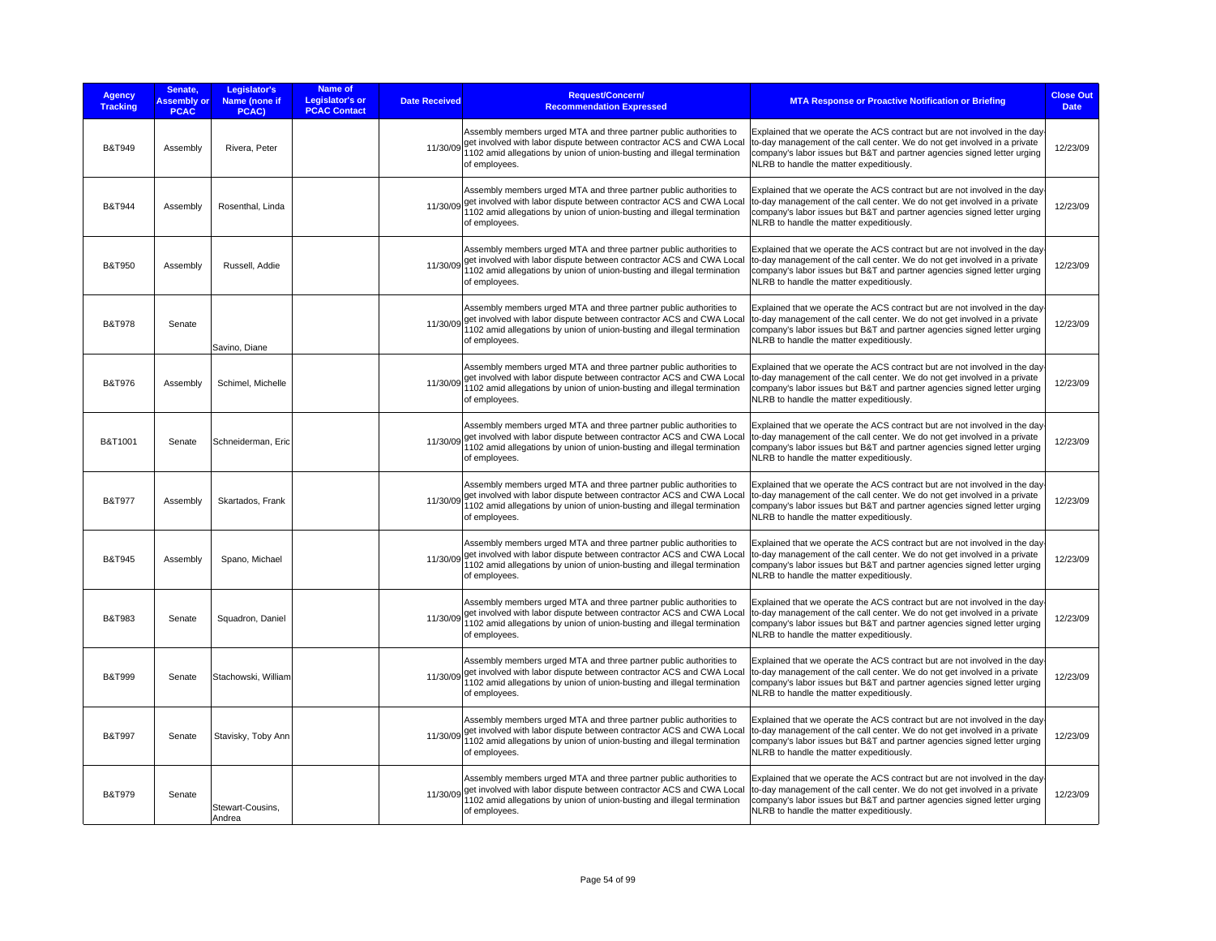| Agency Tracking | Senate, Assembly or PCAC | Legislator's Name (none if PCAC) | Name of Legislator's or PCAC Contact | Date Received | Request/Concern/ Recommendation Expressed | MTA Response or Proactive Notification or Briefing | Close Out Date |
|---|---|---|---|---|---|---|---|
| B&T949 | Assembly | Rivera, Peter | | 11/30/09 | Assembly members urged MTA and three partner public authorities to get involved with labor dispute between contractor ACS and CWA Local 1102 amid allegations by union of union-busting and illegal termination of employees. | Explained that we operate the ACS contract but are not involved in the day-to-day management of the call center. We do not get involved in a private company's labor issues but B&T and partner agencies signed letter urging NLRB to handle the matter expeditiously. | 12/23/09 |
| B&T944 | Assembly | Rosenthal, Linda | | 11/30/09 | Assembly members urged MTA and three partner public authorities to get involved with labor dispute between contractor ACS and CWA Local 1102 amid allegations by union of union-busting and illegal termination of employees. | Explained that we operate the ACS contract but are not involved in the day-to-day management of the call center. We do not get involved in a private company's labor issues but B&T and partner agencies signed letter urging NLRB to handle the matter expeditiously. | 12/23/09 |
| B&T950 | Assembly | Russell, Addie | | 11/30/09 | Assembly members urged MTA and three partner public authorities to get involved with labor dispute between contractor ACS and CWA Local 1102 amid allegations by union of union-busting and illegal termination of employees. | Explained that we operate the ACS contract but are not involved in the day-to-day management of the call center. We do not get involved in a private company's labor issues but B&T and partner agencies signed letter urging NLRB to handle the matter expeditiously. | 12/23/09 |
| B&T978 | Senate | Savino, Diane | | 11/30/09 | Assembly members urged MTA and three partner public authorities to get involved with labor dispute between contractor ACS and CWA Local 1102 amid allegations by union of union-busting and illegal termination of employees. | Explained that we operate the ACS contract but are not involved in the day-to-day management of the call center. We do not get involved in a private company's labor issues but B&T and partner agencies signed letter urging NLRB to handle the matter expeditiously. | 12/23/09 |
| B&T976 | Assembly | Schimel, Michelle | | 11/30/09 | Assembly members urged MTA and three partner public authorities to get involved with labor dispute between contractor ACS and CWA Local 1102 amid allegations by union of union-busting and illegal termination of employees. | Explained that we operate the ACS contract but are not involved in the day-to-day management of the call center. We do not get involved in a private company's labor issues but B&T and partner agencies signed letter urging NLRB to handle the matter expeditiously. | 12/23/09 |
| B&T1001 | Senate | Schneiderman, Eric | | 11/30/09 | Assembly members urged MTA and three partner public authorities to get involved with labor dispute between contractor ACS and CWA Local 1102 amid allegations by union of union-busting and illegal termination of employees. | Explained that we operate the ACS contract but are not involved in the day-to-day management of the call center. We do not get involved in a private company's labor issues but B&T and partner agencies signed letter urging NLRB to handle the matter expeditiously. | 12/23/09 |
| B&T977 | Assembly | Skartados, Frank | | 11/30/09 | Assembly members urged MTA and three partner public authorities to get involved with labor dispute between contractor ACS and CWA Local 1102 amid allegations by union of union-busting and illegal termination of employees. | Explained that we operate the ACS contract but are not involved in the day-to-day management of the call center. We do not get involved in a private company's labor issues but B&T and partner agencies signed letter urging NLRB to handle the matter expeditiously. | 12/23/09 |
| B&T945 | Assembly | Spano, Michael | | 11/30/09 | Assembly members urged MTA and three partner public authorities to get involved with labor dispute between contractor ACS and CWA Local 1102 amid allegations by union of union-busting and illegal termination of employees. | Explained that we operate the ACS contract but are not involved in the day-to-day management of the call center. We do not get involved in a private company's labor issues but B&T and partner agencies signed letter urging NLRB to handle the matter expeditiously. | 12/23/09 |
| B&T983 | Senate | Squadron, Daniel | | 11/30/09 | Assembly members urged MTA and three partner public authorities to get involved with labor dispute between contractor ACS and CWA Local 1102 amid allegations by union of union-busting and illegal termination of employees. | Explained that we operate the ACS contract but are not involved in the day-to-day management of the call center. We do not get involved in a private company's labor issues but B&T and partner agencies signed letter urging NLRB to handle the matter expeditiously. | 12/23/09 |
| B&T999 | Senate | Stachowski, William | | 11/30/09 | Assembly members urged MTA and three partner public authorities to get involved with labor dispute between contractor ACS and CWA Local 1102 amid allegations by union of union-busting and illegal termination of employees. | Explained that we operate the ACS contract but are not involved in the day-to-day management of the call center. We do not get involved in a private company's labor issues but B&T and partner agencies signed letter urging NLRB to handle the matter expeditiously. | 12/23/09 |
| B&T997 | Senate | Stavisky, Toby Ann | | 11/30/09 | Assembly members urged MTA and three partner public authorities to get involved with labor dispute between contractor ACS and CWA Local 1102 amid allegations by union of union-busting and illegal termination of employees. | Explained that we operate the ACS contract but are not involved in the day-to-day management of the call center. We do not get involved in a private company's labor issues but B&T and partner agencies signed letter urging NLRB to handle the matter expeditiously. | 12/23/09 |
| B&T979 | Senate | Stewart-Cousins, Andrea | | 11/30/09 | Assembly members urged MTA and three partner public authorities to get involved with labor dispute between contractor ACS and CWA Local 1102 amid allegations by union of union-busting and illegal termination of employees. | Explained that we operate the ACS contract but are not involved in the day-to-day management of the call center. We do not get involved in a private company's labor issues but B&T and partner agencies signed letter urging NLRB to handle the matter expeditiously. | 12/23/09 |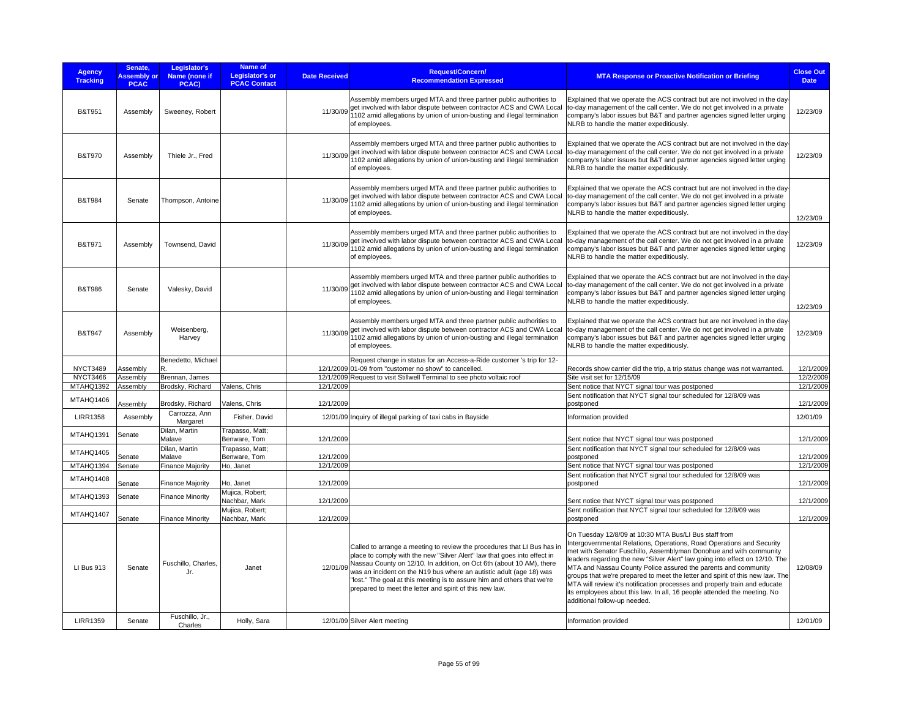| Agency Tracking | Senate, Assembly or PCAC | Legislator's Name (none if PCAC) | Name of Legislator's or PCAC Contact | Date Received | Request/Concern/ Recommendation Expressed | MTA Response or Proactive Notification or Briefing | Close Out Date |
|---|---|---|---|---|---|---|---|
| B&T951 | Assembly | Sweeney, Robert | | 11/30/09 | Assembly members urged MTA and three partner public authorities to get involved with labor dispute between contractor ACS and CWA Local 1102 amid allegations by union of union-busting and illegal termination of employees. | Explained that we operate the ACS contract but are not involved in the day-to-day management of the call center. We do not get involved in a private company's labor issues but B&T and partner agencies signed letter urging NLRB to handle the matter expeditiously. | 12/23/09 |
| B&T970 | Assembly | Thiele Jr., Fred | | 11/30/09 | Assembly members urged MTA and three partner public authorities to get involved with labor dispute between contractor ACS and CWA Local 1102 amid allegations by union of union-busting and illegal termination of employees. | Explained that we operate the ACS contract but are not involved in the day-to-day management of the call center. We do not get involved in a private company's labor issues but B&T and partner agencies signed letter urging NLRB to handle the matter expeditiously. | 12/23/09 |
| B&T984 | Senate | Thompson, Antoine | | 11/30/09 | Assembly members urged MTA and three partner public authorities to get involved with labor dispute between contractor ACS and CWA Local 1102 amid allegations by union of union-busting and illegal termination of employees. | Explained that we operate the ACS contract but are not involved in the day-to-day management of the call center. We do not get involved in a private company's labor issues but B&T and partner agencies signed letter urging NLRB to handle the matter expeditiously. | 12/23/09 |
| B&T971 | Assembly | Townsend, David | | 11/30/09 | Assembly members urged MTA and three partner public authorities to get involved with labor dispute between contractor ACS and CWA Local 1102 amid allegations by union of union-busting and illegal termination of employees. | Explained that we operate the ACS contract but are not involved in the day-to-day management of the call center. We do not get involved in a private company's labor issues but B&T and partner agencies signed letter urging NLRB to handle the matter expeditiously. | 12/23/09 |
| B&T986 | Senate | Valesky, David | | 11/30/09 | Assembly members urged MTA and three partner public authorities to get involved with labor dispute between contractor ACS and CWA Local 1102 amid allegations by union of union-busting and illegal termination of employees. | Explained that we operate the ACS contract but are not involved in the day-to-day management of the call center. We do not get involved in a private company's labor issues but B&T and partner agencies signed letter urging NLRB to handle the matter expeditiously. | 12/23/09 |
| B&T947 | Assembly | Weisenberg, Harvey | | 11/30/09 | Assembly members urged MTA and three partner public authorities to get involved with labor dispute between contractor ACS and CWA Local 1102 amid allegations by union of union-busting and illegal termination of employees. | Explained that we operate the ACS contract but are not involved in the day-to-day management of the call center. We do not get involved in a private company's labor issues but B&T and partner agencies signed letter urging NLRB to handle the matter expeditiously. | 12/23/09 |
| NYCT3489 | Assembly | Benedetto, Michael R. | | 12/1/2009 | Request change in status for an Access-a-Ride customer 's trip for 12-01-09 from "customer no show" to cancelled. | Records show carrier did the trip, a trip status change was not warranted. | 12/1/2009 |
| NYCT3466 | Assembly | Brennan, James | | 12/1/2009 | Request to visit Stillwell Terminal to see photo voltaic roof | Site visit set for 12/15/09 | 12/2/2009 |
| MTAHQ1392 | Assembly | Brodsky, Richard | Valens, Chris | 12/1/2009 | | Sent notice that NYCT signal tour was postponed | 12/1/2009 |
| MTAHQ1406 | Assembly | Brodsky, Richard | Valens, Chris | 12/1/2009 | | Sent notification that NYCT signal tour scheduled for 12/8/09 was postponed | 12/1/2009 |
| LIRR1358 | Assembly | Carrozza, Ann Margaret | Fisher, David | 12/01/09 | Inquiry of illegal parking of taxi cabs in Bayside | Information provided | 12/01/09 |
| MTAHQ1391 | Senate | Dilan, Martin Malave | Trapasso, Matt; Benware, Tom | 12/1/2009 | | Sent notice that NYCT signal tour was postponed | 12/1/2009 |
| MTAHQ1405 | Senate | Dilan, Martin Malave | Trapasso, Matt; Benware, Tom | 12/1/2009 | | Sent notification that NYCT signal tour scheduled for 12/8/09 was postponed | 12/1/2009 |
| MTAHQ1394 | Senate | Finance Majority | Ho, Janet | 12/1/2009 | | Sent notice that NYCT signal tour was postponed | 12/1/2009 |
| MTAHQ1408 | Senate | Finance Majority | Ho, Janet | 12/1/2009 | | Sent notification that NYCT signal tour scheduled for 12/8/09 was postponed | 12/1/2009 |
| MTAHQ1393 | Senate | Finance Minority | Mujica, Robert; Nachbar, Mark | 12/1/2009 | | Sent notice that NYCT signal tour was postponed | 12/1/2009 |
| MTAHQ1407 | Senate | Finance Minority | Mujica, Robert; Nachbar, Mark | 12/1/2009 | | Sent notification that NYCT signal tour scheduled for 12/8/09 was postponed | 12/1/2009 |
| LI Bus 913 | Senate | Fuschillo, Charles, Jr. | Janet | 12/01/09 | Called to arrange a meeting to review the procedures that LI Bus has in place to comply with the new "Silver Alert" law that goes into effect in Nassau County on 12/10. In addition, on Oct 6th (about 10 AM), there was an incident on the N19 bus where an autistic adult (age 18) was "lost." The goal at this meeting is to assure him and others that we're prepared to meet the letter and spirit of this new law. | On Tuesday 12/8/09 at 10:30 MTA Bus/LI Bus staff from Intergovernmental Relations, Operations, Road Operations and Security met with Senator Fuschillo, Assemblyman Donohue and with community leaders regarding the new "Silver Alert" law going into effect on 12/10. The MTA and Nassau County Police assured the parents and community groups that we're prepared to meet the letter and spirit of this new law. The MTA will review it's notification processes and properly train and educate its employees about this law. In all, 16 people attended the meeting. No additional follow-up needed. | 12/08/09 |
| LIRR1359 | Senate | Fuschillo, Jr., Charles | Holly, Sara | 12/01/09 | Silver Alert meeting | Information provided | 12/01/09 |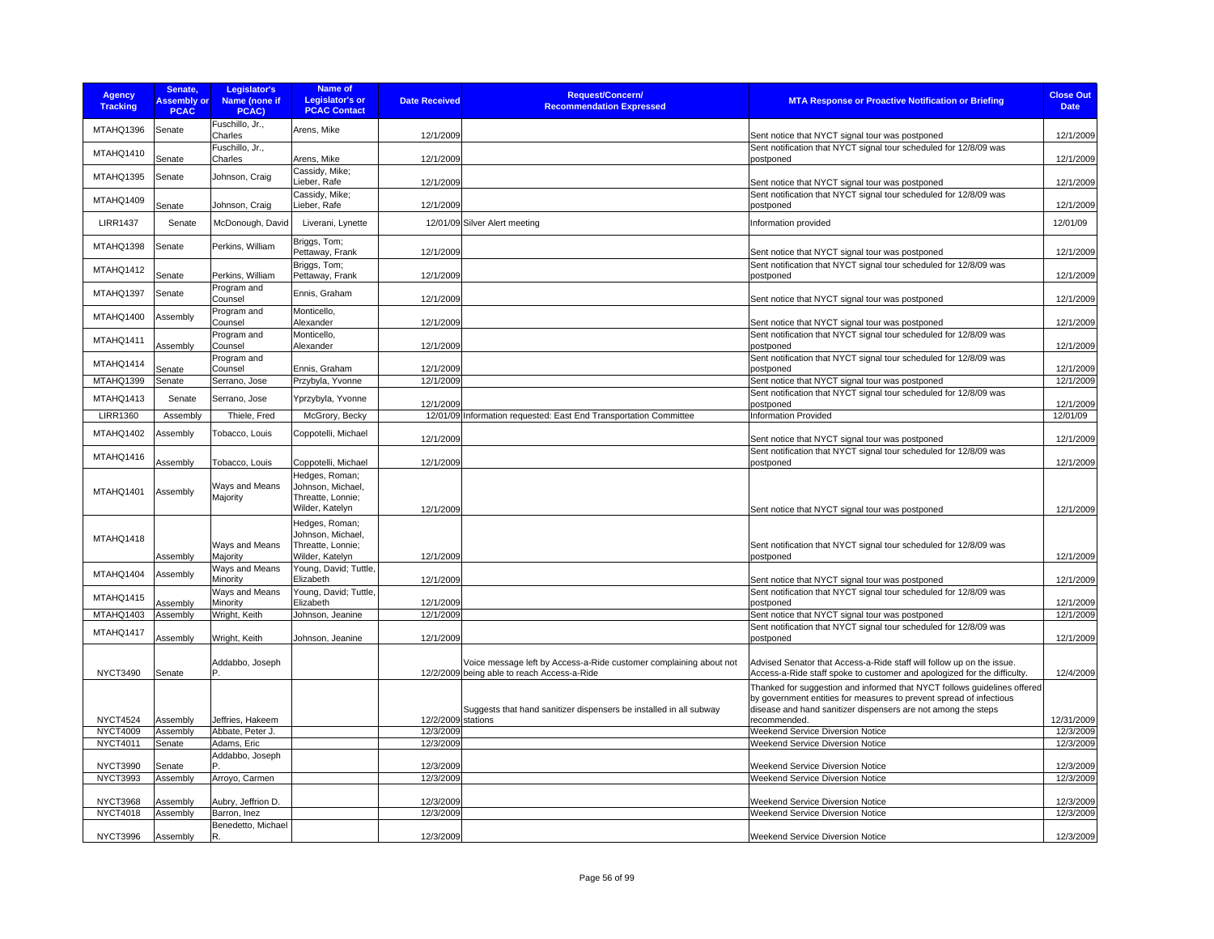| Agency Tracking | Senate, Assembly or PCAC | Legislator's Name (none if PCAC) | Name of Legislator's or PCAC Contact | Date Received | Request/Concern/ Recommendation Expressed | MTA Response or Proactive Notification or Briefing | Close Out Date |
|---|---|---|---|---|---|---|---|
| MTAHQ1396 | Senate | Fuschillo, Jr., Charles | Arens, Mike | 12/1/2009 | | Sent notice that NYCT signal tour was postponed | 12/1/2009 |
| MTAHQ1410 | Senate | Fuschillo, Jr., Charles | Arens, Mike | 12/1/2009 | | Sent notification that NYCT signal tour scheduled for 12/8/09 was postponed | 12/1/2009 |
| MTAHQ1395 | Senate | Johnson, Craig | Cassidy, Mike; Lieber, Rafe | 12/1/2009 | | Sent notice that NYCT signal tour was postponed | 12/1/2009 |
| MTAHQ1409 | Senate | Johnson, Craig | Cassidy, Mike; Lieber, Rafe | 12/1/2009 | | Sent notification that NYCT signal tour scheduled for 12/8/09 was postponed | 12/1/2009 |
| LIRR1437 | Senate | McDonough, David | Liverani, Lynette | 12/01/09 | Silver Alert meeting | Information provided | 12/01/09 |
| MTAHQ1398 | Senate | Perkins, William | Briggs, Tom; Pettaway, Frank | 12/1/2009 | | Sent notice that NYCT signal tour was postponed | 12/1/2009 |
| MTAHQ1412 | Senate | Perkins, William | Briggs, Tom; Pettaway, Frank | 12/1/2009 | | Sent notification that NYCT signal tour scheduled for 12/8/09 was postponed | 12/1/2009 |
| MTAHQ1397 | Senate | Program and Counsel | Ennis, Graham | 12/1/2009 | | Sent notice that NYCT signal tour was postponed | 12/1/2009 |
| MTAHQ1400 | Assembly | Program and Counsel | Monticello, Alexander | 12/1/2009 | | Sent notice that NYCT signal tour was postponed | 12/1/2009 |
| MTAHQ1411 | Assembly | Program and Counsel | Monticello, Alexander | 12/1/2009 | | Sent notification that NYCT signal tour scheduled for 12/8/09 was postponed | 12/1/2009 |
| MTAHQ1414 | Senate | Program and Counsel | Ennis, Graham | 12/1/2009 | | Sent notification that NYCT signal tour scheduled for 12/8/09 was postponed | 12/1/2009 |
| MTAHQ1399 | Senate | Serrano, Jose | Przybyla, Yvonne | 12/1/2009 | | Sent notice that NYCT signal tour was postponed | 12/1/2009 |
| MTAHQ1413 | Senate | Serrano, Jose | Yprzybyla, Yvonne | 12/1/2009 | | Sent notification that NYCT signal tour scheduled for 12/8/09 was postponed | 12/1/2009 |
| LIRR1360 | Assembly | Thiele, Fred | McGrory, Becky | 12/01/09 | Information requested: East End Transportation Committee | Information Provided | 12/01/09 |
| MTAHQ1402 | Assembly | Tobacco, Louis | Coppotelli, Michael | 12/1/2009 | | Sent notice that NYCT signal tour was postponed | 12/1/2009 |
| MTAHQ1416 | Assembly | Tobacco, Louis | Coppotelli, Michael | 12/1/2009 | | Sent notification that NYCT signal tour scheduled for 12/8/09 was postponed | 12/1/2009 |
| MTAHQ1401 | Assembly | Ways and Means Majority | Hedges, Roman; Johnson, Michael, Threatte, Lonnie; Wilder, Katelyn | 12/1/2009 | | Sent notice that NYCT signal tour was postponed | 12/1/2009 |
| MTAHQ1418 | Assembly | Ways and Means Majority | Hedges, Roman; Johnson, Michael, Threatte, Lonnie; Wilder, Katelyn | 12/1/2009 | | Sent notification that NYCT signal tour scheduled for 12/8/09 was postponed | 12/1/2009 |
| MTAHQ1404 | Assembly | Ways and Means Minority | Young, David; Tuttle, Elizabeth | 12/1/2009 | | Sent notice that NYCT signal tour was postponed | 12/1/2009 |
| MTAHQ1415 | Assembly | Ways and Means Minority | Young, David; Tuttle, Elizabeth | 12/1/2009 | | Sent notification that NYCT signal tour scheduled for 12/8/09 was postponed | 12/1/2009 |
| MTAHQ1403 | Assembly | Wright, Keith | Johnson, Jeanine | 12/1/2009 | | Sent notice that NYCT signal tour was postponed | 12/1/2009 |
| MTAHQ1417 | Assembly | Wright, Keith | Johnson, Jeanine | 12/1/2009 | | Sent notification that NYCT signal tour scheduled for 12/8/09 was postponed | 12/1/2009 |
| NYCT3490 | Senate | Addabbo, Joseph P. | | 12/2/2009 | Voice message left by Access-a-Ride customer complaining about not being able to reach Access-a-Ride | Advised Senator that Access-a-Ride staff will follow up on the issue. Access-a-Ride staff spoke to customer and apologized for the difficulty. | 12/4/2009 |
| NYCT4524 | Assembly | Jeffries, Hakeem | | 12/2/2009 | Suggests that hand sanitizer dispensers be installed in all subway stations | Thanked for suggestion and informed that NYCT follows guidelines offered by government entities for measures to prevent spread of infectious disease and hand sanitizer dispensers are not among the steps recommended. | 12/31/2009 |
| NYCT4009 | Assembly | Abbate, Peter J. | | 12/3/2009 | | Weekend Service Diversion Notice | 12/3/2009 |
| NYCT4011 | Senate | Adams, Eric | | 12/3/2009 | | Weekend Service Diversion Notice | 12/3/2009 |
| NYCT3990 | Senate | Addabbo, Joseph P. | | 12/3/2009 | | Weekend Service Diversion Notice | 12/3/2009 |
| NYCT3993 | Assembly | Arroyo, Carmen | | 12/3/2009 | | Weekend Service Diversion Notice | 12/3/2009 |
| NYCT3968 | Assembly | Aubry, Jeffrion D. | | 12/3/2009 | | Weekend Service Diversion Notice | 12/3/2009 |
| NYCT4018 | Assembly | Barron, Inez | | 12/3/2009 | | Weekend Service Diversion Notice | 12/3/2009 |
| NYCT3996 | Assembly | Benedetto, Michael R. | | 12/3/2009 | | Weekend Service Diversion Notice | 12/3/2009 |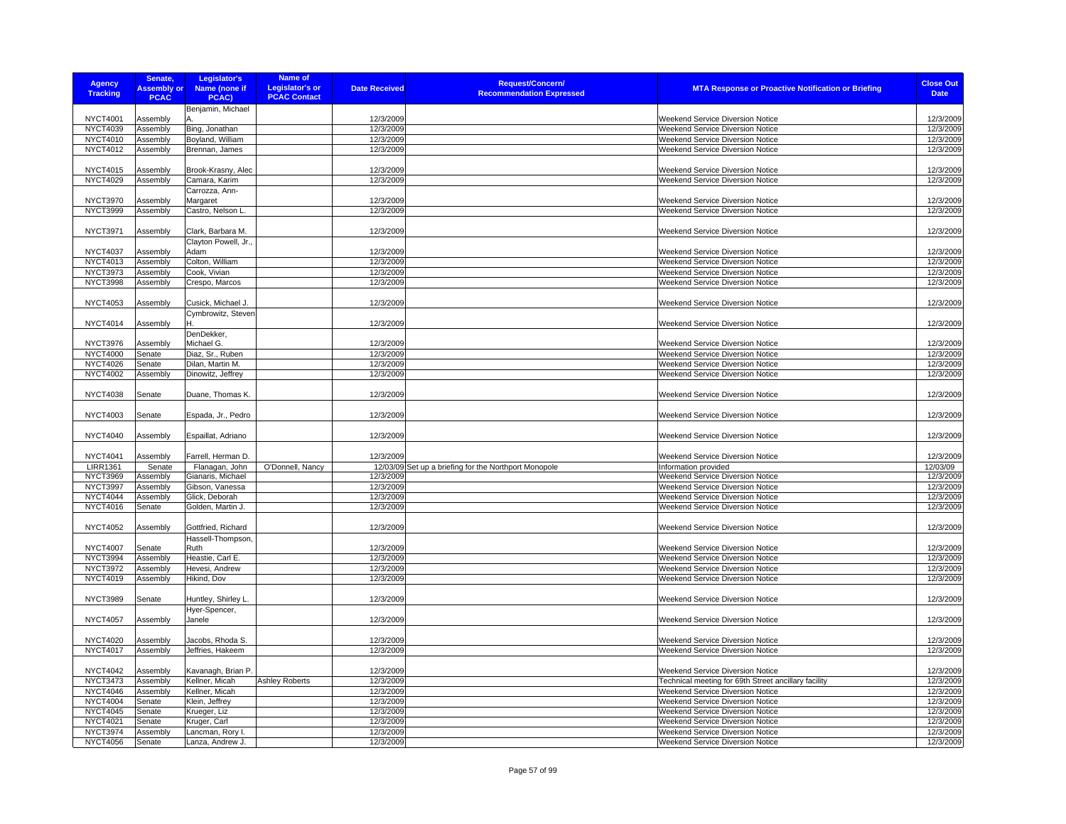| Agency Tracking | Senate, Assembly or PCAC | Legislator's Name (none if PCAC) | Name of Legislator's or PCAC Contact | Date Received | Request/Concern/ Recommendation Expressed | MTA Response or Proactive Notification or Briefing | Close Out Date |
|---|---|---|---|---|---|---|---|
| NYCT4001 | Assembly | Benjamin, Michael A. | | 12/3/2009 | | Weekend Service Diversion Notice | 12/3/2009 |
| NYCT4039 | Assembly | Bing, Jonathan | | 12/3/2009 | | Weekend Service Diversion Notice | 12/3/2009 |
| NYCT4010 | Assembly | Boyland, William | | 12/3/2009 | | Weekend Service Diversion Notice | 12/3/2009 |
| NYCT4012 | Assembly | Brennan, James | | 12/3/2009 | | Weekend Service Diversion Notice | 12/3/2009 |
| NYCT4015 | Assembly | Brook-Krasny, Alec | | 12/3/2009 | | Weekend Service Diversion Notice | 12/3/2009 |
| NYCT4029 | Assembly | Camara, Karim | | 12/3/2009 | | Weekend Service Diversion Notice | 12/3/2009 |
| NYCT3970 | Assembly | Carrozza, Ann-Margaret | | 12/3/2009 | | Weekend Service Diversion Notice | 12/3/2009 |
| NYCT3999 | Assembly | Castro, Nelson L. | | 12/3/2009 | | Weekend Service Diversion Notice | 12/3/2009 |
| NYCT3971 | Assembly | Clark, Barbara M. | | 12/3/2009 | | Weekend Service Diversion Notice | 12/3/2009 |
| NYCT4037 | Assembly | Clayton Powell, Jr., Adam | | 12/3/2009 | | Weekend Service Diversion Notice | 12/3/2009 |
| NYCT4013 | Assembly | Colton, William | | 12/3/2009 | | Weekend Service Diversion Notice | 12/3/2009 |
| NYCT3973 | Assembly | Cook, Vivian | | 12/3/2009 | | Weekend Service Diversion Notice | 12/3/2009 |
| NYCT3998 | Assembly | Crespo, Marcos | | 12/3/2009 | | Weekend Service Diversion Notice | 12/3/2009 |
| NYCT4053 | Assembly | Cusick, Michael J. | | 12/3/2009 | | Weekend Service Diversion Notice | 12/3/2009 |
| NYCT4014 | Assembly | Cymbrowitz, Steven H. | | 12/3/2009 | | Weekend Service Diversion Notice | 12/3/2009 |
| NYCT3976 | Assembly | DenDekker, Michael G. | | 12/3/2009 | | Weekend Service Diversion Notice | 12/3/2009 |
| NYCT4000 | Senate | Diaz, Sr., Ruben | | 12/3/2009 | | Weekend Service Diversion Notice | 12/3/2009 |
| NYCT4026 | Senate | Dilan, Martin M. | | 12/3/2009 | | Weekend Service Diversion Notice | 12/3/2009 |
| NYCT4002 | Assembly | Dinowitz, Jeffrey | | 12/3/2009 | | Weekend Service Diversion Notice | 12/3/2009 |
| NYCT4038 | Senate | Duane, Thomas K. | | 12/3/2009 | | Weekend Service Diversion Notice | 12/3/2009 |
| NYCT4003 | Senate | Espada, Jr., Pedro | | 12/3/2009 | | Weekend Service Diversion Notice | 12/3/2009 |
| NYCT4040 | Assembly | Espaillat, Adriano | | 12/3/2009 | | Weekend Service Diversion Notice | 12/3/2009 |
| NYCT4041 | Assembly | Farrell, Herman D. | | 12/3/2009 | | Weekend Service Diversion Notice | 12/3/2009 |
| LIRR1361 | Senate | Flanagan, John | O'Donnell, Nancy | 12/03/09 | Set up a briefing for the Northport Monopole | Information provided | 12/03/09 |
| NYCT3969 | Assembly | Gianaris, Michael | | 12/3/2009 | | Weekend Service Diversion Notice | 12/3/2009 |
| NYCT3997 | Assembly | Gibson, Vanessa | | 12/3/2009 | | Weekend Service Diversion Notice | 12/3/2009 |
| NYCT4044 | Assembly | Glick, Deborah | | 12/3/2009 | | Weekend Service Diversion Notice | 12/3/2009 |
| NYCT4016 | Senate | Golden, Martin J. | | 12/3/2009 | | Weekend Service Diversion Notice | 12/3/2009 |
| NYCT4052 | Assembly | Gottfried, Richard | | 12/3/2009 | | Weekend Service Diversion Notice | 12/3/2009 |
| NYCT4007 | Senate | Hassell-Thompson, Ruth | | 12/3/2009 | | Weekend Service Diversion Notice | 12/3/2009 |
| NYCT3994 | Assembly | Heastie, Carl E. | | 12/3/2009 | | Weekend Service Diversion Notice | 12/3/2009 |
| NYCT3972 | Assembly | Hevesi, Andrew | | 12/3/2009 | | Weekend Service Diversion Notice | 12/3/2009 |
| NYCT4019 | Assembly | Hikind, Dov | | 12/3/2009 | | Weekend Service Diversion Notice | 12/3/2009 |
| NYCT3989 | Senate | Huntley, Shirley L. | | 12/3/2009 | | Weekend Service Diversion Notice | 12/3/2009 |
| NYCT4057 | Assembly | Hyer-Spencer, Janele | | 12/3/2009 | | Weekend Service Diversion Notice | 12/3/2009 |
| NYCT4020 | Assembly | Jacobs, Rhoda S. | | 12/3/2009 | | Weekend Service Diversion Notice | 12/3/2009 |
| NYCT4017 | Assembly | Jeffries, Hakeem | | 12/3/2009 | | Weekend Service Diversion Notice | 12/3/2009 |
| NYCT4042 | Assembly | Kavanagh, Brian P. | | 12/3/2009 | | Weekend Service Diversion Notice | 12/3/2009 |
| NYCT3473 | Assembly | Kellner, Micah | Ashley Roberts | 12/3/2009 | | Technical meeting for 69th Street ancillary facility | 12/3/2009 |
| NYCT4046 | Assembly | Kellner, Micah | | 12/3/2009 | | Weekend Service Diversion Notice | 12/3/2009 |
| NYCT4004 | Senate | Klein, Jeffrey | | 12/3/2009 | | Weekend Service Diversion Notice | 12/3/2009 |
| NYCT4045 | Senate | Krueger, Liz | | 12/3/2009 | | Weekend Service Diversion Notice | 12/3/2009 |
| NYCT4021 | Senate | Kruger, Carl | | 12/3/2009 | | Weekend Service Diversion Notice | 12/3/2009 |
| NYCT3974 | Assembly | Lancman, Rory I. | | 12/3/2009 | | Weekend Service Diversion Notice | 12/3/2009 |
| NYCT4056 | Senate | Lanza, Andrew J. | | 12/3/2009 | | Weekend Service Diversion Notice | 12/3/2009 |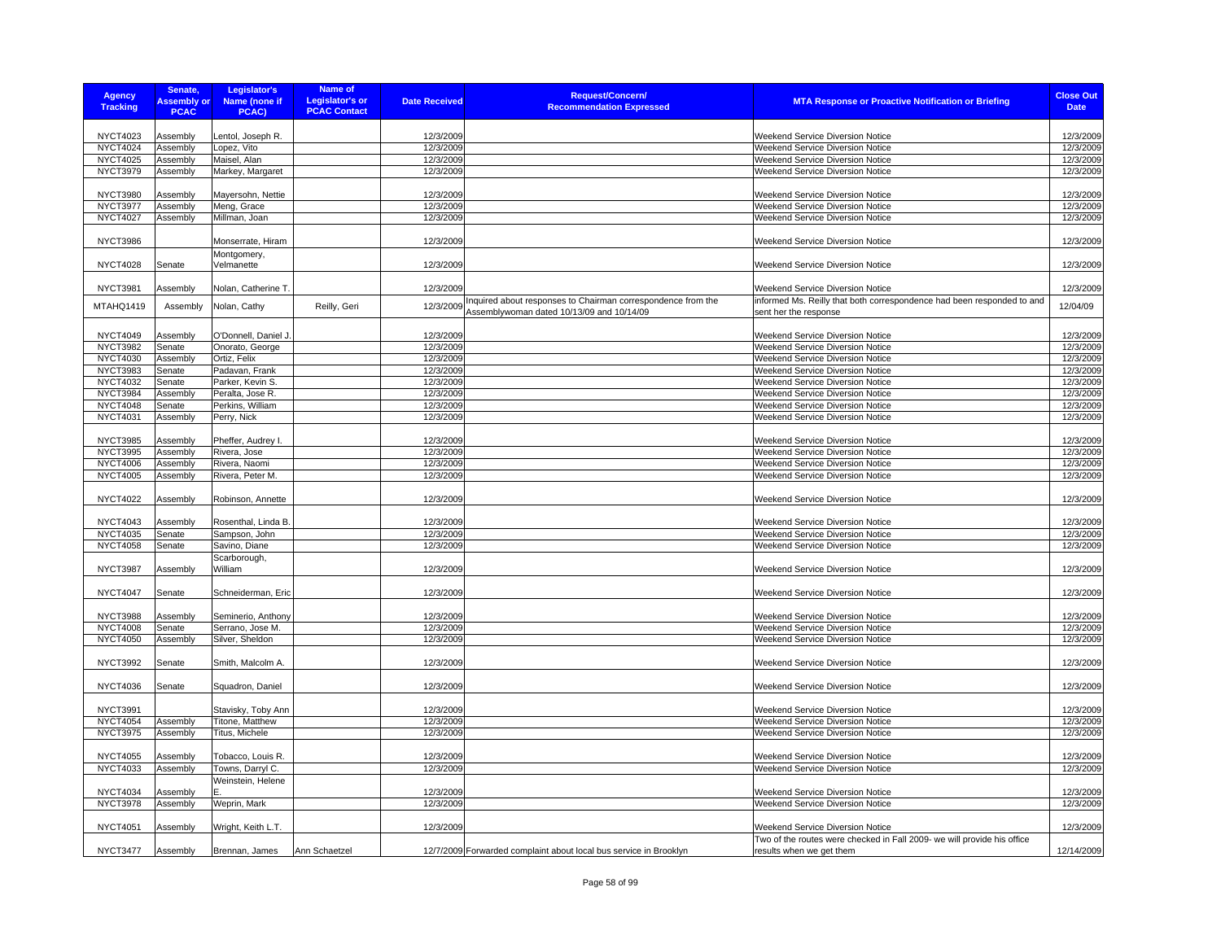| Agency Tracking | Senate, Assembly or PCAC | Legislator's Name (none if PCAC) | Name of Legislator's or PCAC Contact | Date Received | Request/Concern/ Recommendation Expressed | MTA Response or Proactive Notification or Briefing | Close Out Date |
|---|---|---|---|---|---|---|---|
| NYCT4023 | Assembly | Lentol, Joseph R. | | 12/3/2009 | | Weekend Service Diversion Notice | 12/3/2009 |
| NYCT4024 | Assembly | Lopez, Vito | | 12/3/2009 | | Weekend Service Diversion Notice | 12/3/2009 |
| NYCT4025 | Assembly | Maisel, Alan | | 12/3/2009 | | Weekend Service Diversion Notice | 12/3/2009 |
| NYCT3979 | Assembly | Markey, Margaret | | 12/3/2009 | | Weekend Service Diversion Notice | 12/3/2009 |
| NYCT3980 | Assembly | Mayersohn, Nettie | | 12/3/2009 | | Weekend Service Diversion Notice | 12/3/2009 |
| NYCT3977 | Assembly | Meng, Grace | | 12/3/2009 | | Weekend Service Diversion Notice | 12/3/2009 |
| NYCT4027 | Assembly | Millman, Joan | | 12/3/2009 | | Weekend Service Diversion Notice | 12/3/2009 |
| NYCT3986 | | Monserrate, Hiram | | 12/3/2009 | | Weekend Service Diversion Notice | 12/3/2009 |
| NYCT4028 | Senate | Montgomery, Velmanette | | 12/3/2009 | | Weekend Service Diversion Notice | 12/3/2009 |
| NYCT3981 | Assembly | Nolan, Catherine T. | | 12/3/2009 | | Weekend Service Diversion Notice | 12/3/2009 |
| MTAHQ1419 | Assembly | Nolan, Cathy | Reilly, Geri | 12/3/2009 | Inquired about responses to Chairman correspondence from the Assemblywoman dated 10/13/09 and 10/14/09 | informed Ms. Reilly that both correspondence had been responded to and sent her the response | 12/04/09 |
| NYCT4049 | Assembly | O'Donnell, Daniel J. | | 12/3/2009 | | Weekend Service Diversion Notice | 12/3/2009 |
| NYCT3982 | Senate | Onorato, George | | 12/3/2009 | | Weekend Service Diversion Notice | 12/3/2009 |
| NYCT4030 | Assembly | Ortiz, Felix | | 12/3/2009 | | Weekend Service Diversion Notice | 12/3/2009 |
| NYCT3983 | Senate | Padavan, Frank | | 12/3/2009 | | Weekend Service Diversion Notice | 12/3/2009 |
| NYCT4032 | Senate | Parker, Kevin S. | | 12/3/2009 | | Weekend Service Diversion Notice | 12/3/2009 |
| NYCT3984 | Assembly | Peralta, Jose R. | | 12/3/2009 | | Weekend Service Diversion Notice | 12/3/2009 |
| NYCT4048 | Senate | Perkins, William | | 12/3/2009 | | Weekend Service Diversion Notice | 12/3/2009 |
| NYCT4031 | Assembly | Perry, Nick | | 12/3/2009 | | Weekend Service Diversion Notice | 12/3/2009 |
| NYCT3985 | Assembly | Pheffer, Audrey I. | | 12/3/2009 | | Weekend Service Diversion Notice | 12/3/2009 |
| NYCT3995 | Assembly | Rivera, Jose | | 12/3/2009 | | Weekend Service Diversion Notice | 12/3/2009 |
| NYCT4006 | Assembly | Rivera, Naomi | | 12/3/2009 | | Weekend Service Diversion Notice | 12/3/2009 |
| NYCT4005 | Assembly | Rivera, Peter M. | | 12/3/2009 | | Weekend Service Diversion Notice | 12/3/2009 |
| NYCT4022 | Assembly | Robinson, Annette | | 12/3/2009 | | Weekend Service Diversion Notice | 12/3/2009 |
| NYCT4043 | Assembly | Rosenthal, Linda B. | | 12/3/2009 | | Weekend Service Diversion Notice | 12/3/2009 |
| NYCT4035 | Senate | Sampson, John | | 12/3/2009 | | Weekend Service Diversion Notice | 12/3/2009 |
| NYCT4058 | Senate | Savino, Diane | | 12/3/2009 | | Weekend Service Diversion Notice | 12/3/2009 |
| NYCT3987 | Assembly | Scarborough, William | | 12/3/2009 | | Weekend Service Diversion Notice | 12/3/2009 |
| NYCT4047 | Senate | Schneiderman, Eric | | 12/3/2009 | | Weekend Service Diversion Notice | 12/3/2009 |
| NYCT3988 | Assembly | Seminerio, Anthony | | 12/3/2009 | | Weekend Service Diversion Notice | 12/3/2009 |
| NYCT4008 | Senate | Serrano, Jose M. | | 12/3/2009 | | Weekend Service Diversion Notice | 12/3/2009 |
| NYCT4050 | Assembly | Silver, Sheldon | | 12/3/2009 | | Weekend Service Diversion Notice | 12/3/2009 |
| NYCT3992 | Senate | Smith, Malcolm A. | | 12/3/2009 | | Weekend Service Diversion Notice | 12/3/2009 |
| NYCT4036 | Senate | Squadron, Daniel | | 12/3/2009 | | Weekend Service Diversion Notice | 12/3/2009 |
| NYCT3991 | | Stavisky, Toby Ann | | 12/3/2009 | | Weekend Service Diversion Notice | 12/3/2009 |
| NYCT4054 | Assembly | Titone, Matthew | | 12/3/2009 | | Weekend Service Diversion Notice | 12/3/2009 |
| NYCT3975 | Assembly | Titus, Michele | | 12/3/2009 | | Weekend Service Diversion Notice | 12/3/2009 |
| NYCT4055 | Assembly | Tobacco, Louis R. | | 12/3/2009 | | Weekend Service Diversion Notice | 12/3/2009 |
| NYCT4033 | Assembly | Towns, Darryl C. | | 12/3/2009 | | Weekend Service Diversion Notice | 12/3/2009 |
| NYCT4034 | Assembly | Weinstein, Helene E. | | 12/3/2009 | | Weekend Service Diversion Notice | 12/3/2009 |
| NYCT3978 | Assembly | Weprin, Mark | | 12/3/2009 | | Weekend Service Diversion Notice | 12/3/2009 |
| NYCT4051 | Assembly | Wright, Keith L.T. | | 12/3/2009 | | Weekend Service Diversion Notice | 12/3/2009 |
| NYCT3477 | Assembly | Brennan, James | Ann Schaetzel | 12/7/2009 | Forwarded complaint about local bus service in Brooklyn | Two of the routes were checked in Fall 2009- we will provide his office results when we get them | 12/14/2009 |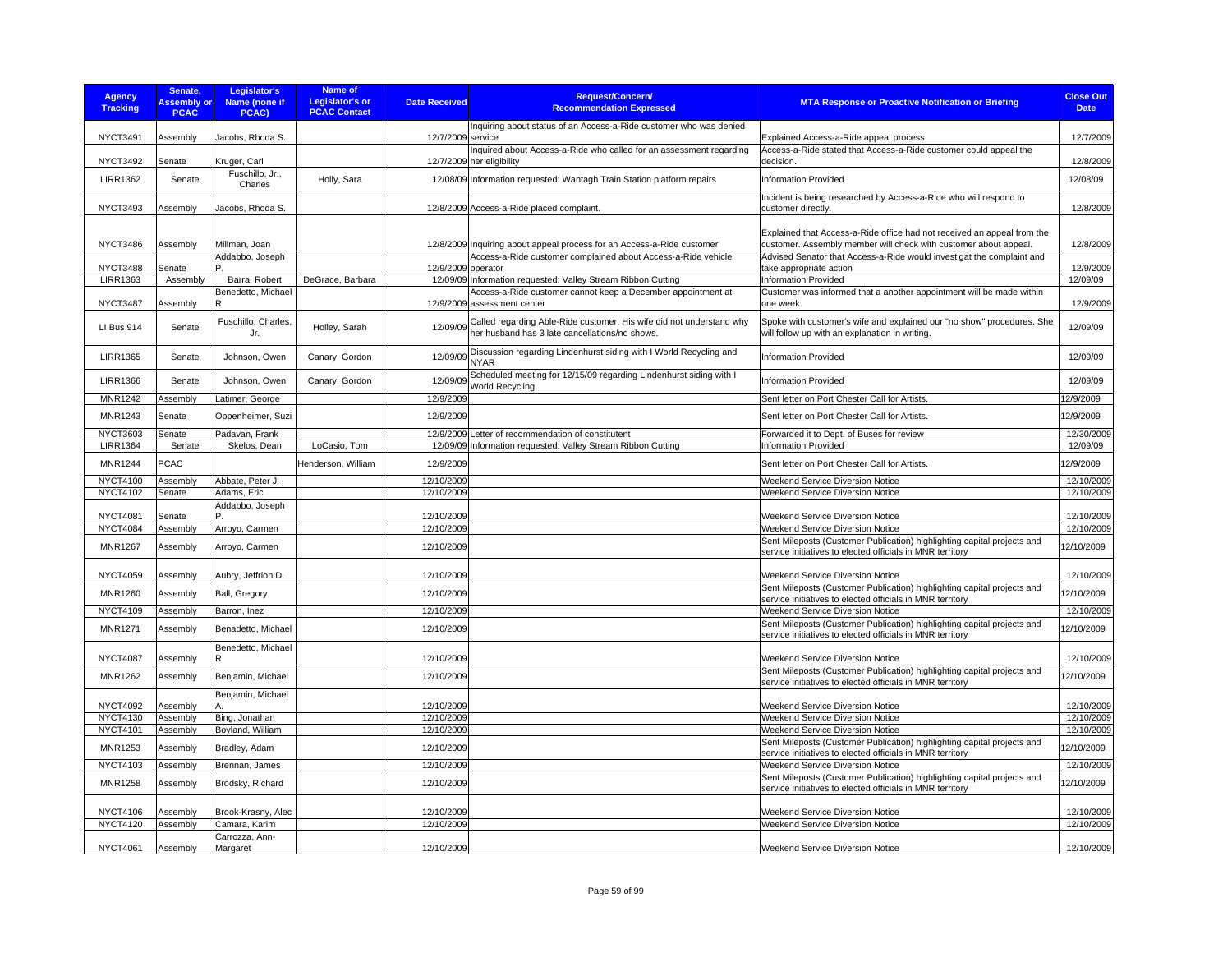| Agency Tracking | Senate, Assembly or PCAC | Legislator's Name (none if PCAC) | Name of Legislator's or PCAC Contact | Date Received | Request/Concern/ Recommendation Expressed | MTA Response or Proactive Notification or Briefing | Close Out Date |
|---|---|---|---|---|---|---|---|
| NYCT3491 | Assembly | Jacobs, Rhoda S. | | 12/7/2009 | Inquiring about status of an Access-a-Ride customer who was denied service | Explained Access-a-Ride appeal process. | 12/7/2009 |
| NYCT3492 | Senate | Kruger, Carl | | 12/7/2009 | Inquired about Access-a-Ride who called for an assessment regarding her eligibility | Access-a-Ride stated that Access-a-Ride customer could appeal the decision. | 12/8/2009 |
| LIRR1362 | Senate | Fuschillo, Jr., Charles | Holly, Sara | 12/08/09 | Information requested: Wantagh Train Station platform repairs | Information Provided | 12/08/09 |
| NYCT3493 | Assembly | Jacobs, Rhoda S. | | 12/8/2009 | Access-a-Ride placed complaint. | Incident is being researched by Access-a-Ride who will respond to customer directly. | 12/8/2009 |
| NYCT3486 | Assembly | Millman, Joan | | 12/8/2009 | Inquiring about appeal process for an Access-a-Ride customer | Explained that Access-a-Ride office had not received an appeal from the customer. Assembly member will check with customer about appeal. | 12/8/2009 |
| NYCT3488 | Senate | Addabbo, Joseph P. | | 12/9/2009 | Access-a-Ride customer complained about Access-a-Ride vehicle operator | Advised Senator that Access-a-Ride would investigat the complaint and take appropriate action | 12/9/2009 |
| LIRR1363 | Assembly | Barra, Robert | DeGrace, Barbara | 12/09/09 | Information requested: Valley Stream Ribbon Cutting | Information Provided | 12/09/09 |
| NYCT3487 | Assembly | Benedetto, Michael R. | | 12/9/2009 | Access-a-Ride customer cannot keep a December appointment at assessment center | Customer was informed that a another appointment will be made within one week. | 12/9/2009 |
| LI Bus 914 | Senate | Fuschillo, Charles, Jr. | Holley, Sarah | 12/09/09 | Called regarding Able-Ride customer. His wife did not understand why her husband has 3 late cancellations/no shows. | Spoke with customer's wife and explained our "no show" procedures. She will follow up with an explanation in writing. | 12/09/09 |
| LIRR1365 | Senate | Johnson, Owen | Canary, Gordon | 12/09/09 | Discussion regarding Lindenhurst siding with I World Recycling and NYAR | Information Provided | 12/09/09 |
| LIRR1366 | Senate | Johnson, Owen | Canary, Gordon | 12/09/09 | Scheduled meeting for 12/15/09 regarding Lindenhurst siding with I World Recycling | Information Provided | 12/09/09 |
| MNR1242 | Assembly | Latimer, George | | 12/9/2009 | | Sent letter on Port Chester Call for Artists. | 12/9/2009 |
| MNR1243 | Senate | Oppenheimer, Suzi | | 12/9/2009 | | Sent letter on Port Chester Call for Artists. | 12/9/2009 |
| NYCT3603 | Senate | Padavan, Frank | | 12/9/2009 | Letter of recommendation of constitutent | Forwarded it to Dept. of Buses for review | 12/30/2009 |
| LIRR1364 | Senate | Skelos, Dean | LoCasio, Tom | 12/09/09 | Information requested: Valley Stream Ribbon Cutting | Information Provided | 12/09/09 |
| MNR1244 | PCAC | | Henderson, William | 12/9/2009 | | Sent letter on Port Chester Call for Artists. | 12/9/2009 |
| NYCT4100 | Assembly | Abbate, Peter J. | | 12/10/2009 | | Weekend Service Diversion Notice | 12/10/2009 |
| NYCT4102 | Senate | Adams, Eric | | 12/10/2009 | | Weekend Service Diversion Notice | 12/10/2009 |
| NYCT4081 | Senate | Addabbo, Joseph P. | | 12/10/2009 | | Weekend Service Diversion Notice | 12/10/2009 |
| NYCT4084 | Assembly | Arroyo, Carmen | | 12/10/2009 | | Weekend Service Diversion Notice | 12/10/2009 |
| MNR1267 | Assembly | Arroyo, Carmen | | 12/10/2009 | | Sent Mileposts (Customer Publication) highlighting capital projects and service initiatives to elected officials in MNR territory | 12/10/2009 |
| NYCT4059 | Assembly | Aubry, Jeffrion D. | | 12/10/2009 | | Weekend Service Diversion Notice | 12/10/2009 |
| MNR1260 | Assembly | Ball, Gregory | | 12/10/2009 | | Sent Mileposts (Customer Publication) highlighting capital projects and service initiatives to elected officials in MNR territory | 12/10/2009 |
| NYCT4109 | Assembly | Barron, Inez | | 12/10/2009 | | Weekend Service Diversion Notice | 12/10/2009 |
| MNR1271 | Assembly | Benadetto, Michael | | 12/10/2009 | | Sent Mileposts (Customer Publication) highlighting capital projects and service initiatives to elected officials in MNR territory | 12/10/2009 |
| NYCT4087 | Assembly | Benedetto, Michael R. | | 12/10/2009 | | Weekend Service Diversion Notice | 12/10/2009 |
| MNR1262 | Assembly | Benjamin, Michael | | 12/10/2009 | | Sent Mileposts (Customer Publication) highlighting capital projects and service initiatives to elected officials in MNR territory | 12/10/2009 |
| NYCT4092 | Assembly | Benjamin, Michael A. | | 12/10/2009 | | Weekend Service Diversion Notice | 12/10/2009 |
| NYCT4130 | Assembly | Bing, Jonathan | | 12/10/2009 | | Weekend Service Diversion Notice | 12/10/2009 |
| NYCT4101 | Assembly | Boyland, William | | 12/10/2009 | | Weekend Service Diversion Notice | 12/10/2009 |
| MNR1253 | Assembly | Bradley, Adam | | 12/10/2009 | | Sent Mileposts (Customer Publication) highlighting capital projects and service initiatives to elected officials in MNR territory | 12/10/2009 |
| NYCT4103 | Assembly | Brennan, James | | 12/10/2009 | | Weekend Service Diversion Notice | 12/10/2009 |
| MNR1258 | Assembly | Brodsky, Richard | | 12/10/2009 | | Sent Mileposts (Customer Publication) highlighting capital projects and service initiatives to elected officials in MNR territory | 12/10/2009 |
| NYCT4106 | Assembly | Brook-Krasny, Alec | | 12/10/2009 | | Weekend Service Diversion Notice | 12/10/2009 |
| NYCT4120 | Assembly | Camara, Karim | | 12/10/2009 | | Weekend Service Diversion Notice | 12/10/2009 |
| NYCT4061 | Assembly | Carrozza, Ann-Margaret | | 12/10/2009 | | Weekend Service Diversion Notice | 12/10/2009 |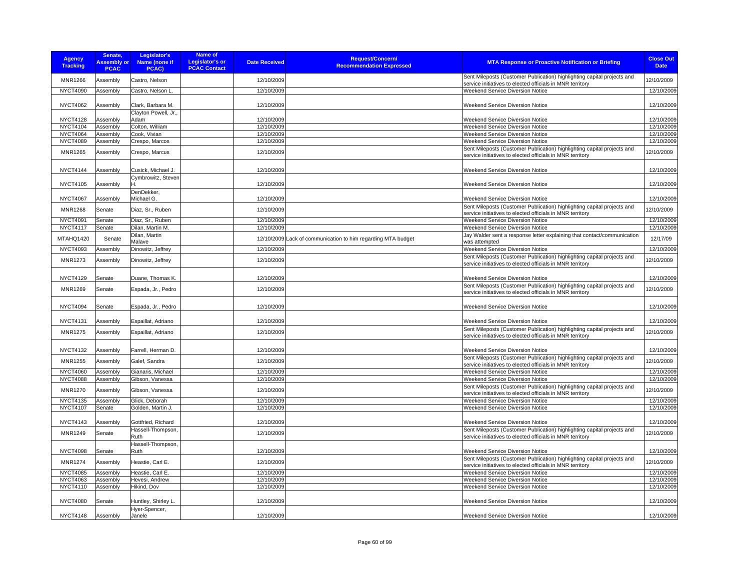| Agency Tracking | Senate, Assembly or PCAC | Legislator's Name (none if PCAC) | Name of Legislator's or PCAC Contact | Date Received | Request/Concern/ Recommendation Expressed | MTA Response or Proactive Notification or Briefing | Close Out Date |
|---|---|---|---|---|---|---|---|
| MNR1266 | Assembly | Castro, Nelson | | 12/10/2009 | | Sent Mileposts (Customer Publication) highlighting capital projects and service initiatives to elected officials in MNR territory | 12/10/2009 |
| NYCT4090 | Assembly | Castro, Nelson L. | | 12/10/2009 | | Weekend Service Diversion Notice | 12/10/2009 |
| NYCT4062 | Assembly | Clark, Barbara M. | | 12/10/2009 | | Weekend Service Diversion Notice | 12/10/2009 |
| NYCT4128 | Assembly | Clayton Powell, Jr., Adam | | 12/10/2009 | | Weekend Service Diversion Notice | 12/10/2009 |
| NYCT4104 | Assembly | Colton, William | | 12/10/2009 | | Weekend Service Diversion Notice | 12/10/2009 |
| NYCT4064 | Assembly | Cook, Vivian | | 12/10/2009 | | Weekend Service Diversion Notice | 12/10/2009 |
| NYCT4089 | Assembly | Crespo, Marcos | | 12/10/2009 | | Weekend Service Diversion Notice | 12/10/2009 |
| MNR1265 | Assembly | Crespo, Marcus | | 12/10/2009 | | Sent Mileposts (Customer Publication) highlighting capital projects and service initiatives to elected officials in MNR territory | 12/10/2009 |
| NYCT4144 | Assembly | Cusick, Michael J. | | 12/10/2009 | | Weekend Service Diversion Notice | 12/10/2009 |
| NYCT4105 | Assembly | Cymbrowitz, Steven H. | | 12/10/2009 | | Weekend Service Diversion Notice | 12/10/2009 |
| NYCT4067 | Assembly | DenDekker, Michael G. | | 12/10/2009 | | Weekend Service Diversion Notice | 12/10/2009 |
| MNR1268 | Senate | Diaz, Sr., Ruben | | 12/10/2009 | | Sent Mileposts (Customer Publication) highlighting capital projects and service initiatives to elected officials in MNR territory | 12/10/2009 |
| NYCT4091 | Senate | Diaz, Sr., Ruben | | 12/10/2009 | | Weekend Service Diversion Notice | 12/10/2009 |
| NYCT4117 | Senate | Dilan, Martin M. | | 12/10/2009 | | Weekend Service Diversion Notice | 12/10/2009 |
| MTAHQ1420 | Senate | Dilan, Martin Malave | | 12/10/2009 | Lack of communication to him regarding MTA budget | Jay Walder sent a response letter explaining that contact/communication was attempted | 12/17/09 |
| NYCT4093 | Assembly | Dinowitz, Jeffrey | | 12/10/2009 | | Weekend Service Diversion Notice | 12/10/2009 |
| MNR1273 | Assembly | Dinowitz, Jeffrey | | 12/10/2009 | | Sent Mileposts (Customer Publication) highlighting capital projects and service initiatives to elected officials in MNR territory | 12/10/2009 |
| NYCT4129 | Senate | Duane, Thomas K. | | 12/10/2009 | | Weekend Service Diversion Notice | 12/10/2009 |
| MNR1269 | Senate | Espada, Jr., Pedro | | 12/10/2009 | | Sent Mileposts (Customer Publication) highlighting capital projects and service initiatives to elected officials in MNR territory | 12/10/2009 |
| NYCT4094 | Senate | Espada, Jr., Pedro | | 12/10/2009 | | Weekend Service Diversion Notice | 12/10/2009 |
| NYCT4131 | Assembly | Espaillat, Adriano | | 12/10/2009 | | Weekend Service Diversion Notice | 12/10/2009 |
| MNR1275 | Assembly | Espaillat, Adriano | | 12/10/2009 | | Sent Mileposts (Customer Publication) highlighting capital projects and service initiatives to elected officials in MNR territory | 12/10/2009 |
| NYCT4132 | Assembly | Farrell, Herman D. | | 12/10/2009 | | Weekend Service Diversion Notice | 12/10/2009 |
| MNR1255 | Assembly | Galef, Sandra | | 12/10/2009 | | Sent Mileposts (Customer Publication) highlighting capital projects and service initiatives to elected officials in MNR territory | 12/10/2009 |
| NYCT4060 | Assembly | Gianaris, Michael | | 12/10/2009 | | Weekend Service Diversion Notice | 12/10/2009 |
| NYCT4088 | Assembly | Gibson, Vanessa | | 12/10/2009 | | Weekend Service Diversion Notice | 12/10/2009 |
| MNR1270 | Assembly | Gibson, Vanessa | | 12/10/2009 | | Sent Mileposts (Customer Publication) highlighting capital projects and service initiatives to elected officials in MNR territory | 12/10/2009 |
| NYCT4135 | Assembly | Glick, Deborah | | 12/10/2009 | | Weekend Service Diversion Notice | 12/10/2009 |
| NYCT4107 | Senate | Golden, Martin J. | | 12/10/2009 | | Weekend Service Diversion Notice | 12/10/2009 |
| NYCT4143 | Assembly | Gottfried, Richard | | 12/10/2009 | | Weekend Service Diversion Notice | 12/10/2009 |
| MNR1249 | Senate | Hassell-Thompson, Ruth | | 12/10/2009 | | Sent Mileposts (Customer Publication) highlighting capital projects and service initiatives to elected officials in MNR territory | 12/10/2009 |
| NYCT4098 | Senate | Hassell-Thompson, Ruth | | 12/10/2009 | | Weekend Service Diversion Notice | 12/10/2009 |
| MNR1274 | Assembly | Heastie, Carl E. | | 12/10/2009 | | Sent Mileposts (Customer Publication) highlighting capital projects and service initiatives to elected officials in MNR territory | 12/10/2009 |
| NYCT4085 | Assembly | Heastie, Carl E. | | 12/10/2009 | | Weekend Service Diversion Notice | 12/10/2009 |
| NYCT4063 | Assembly | Hevesi, Andrew | | 12/10/2009 | | Weekend Service Diversion Notice | 12/10/2009 |
| NYCT4110 | Assembly | Hikind, Dov | | 12/10/2009 | | Weekend Service Diversion Notice | 12/10/2009 |
| NYCT4080 | Senate | Huntley, Shirley L. | | 12/10/2009 | | Weekend Service Diversion Notice | 12/10/2009 |
| NYCT4148 | Assembly | Hyer-Spencer, Janele | | 12/10/2009 | | Weekend Service Diversion Notice | 12/10/2009 |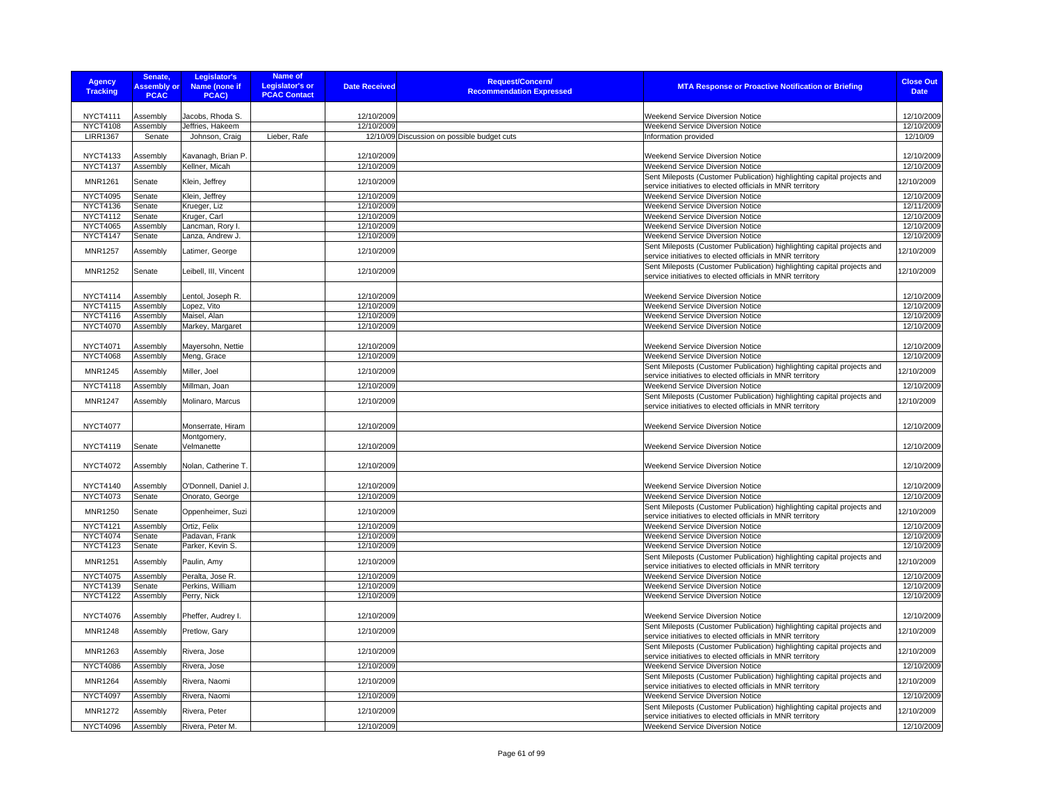| Agency Tracking | Senate, Assembly or PCAC | Legislator's Name (none if PCAC) | Name of Legislator's or PCAC Contact | Date Received | Request/Concern/ Recommendation Expressed | MTA Response or Proactive Notification or Briefing | Close Out Date |
|---|---|---|---|---|---|---|---|
| NYCT4111 | Assembly | Jacobs, Rhoda S. | | 12/10/2009 | | Weekend Service Diversion Notice | 12/10/2009 |
| NYCT4108 | Assembly | Jeffries, Hakeem | | 12/10/2009 | | Weekend Service Diversion Notice | 12/10/2009 |
| LIRR1367 | Senate | Johnson, Craig | Lieber, Rafe | 12/10/09 | Discussion on possible budget cuts | Information provided | 12/10/09 |
| NYCT4133 | Assembly | Kavanagh, Brian P. | | 12/10/2009 | | Weekend Service Diversion Notice | 12/10/2009 |
| NYCT4137 | Assembly | Kellner, Micah | | 12/10/2009 | | Weekend Service Diversion Notice | 12/10/2009 |
| MNR1261 | Senate | Klein, Jeffrey | | 12/10/2009 | | Sent Mileposts (Customer Publication) highlighting capital projects and service initiatives to elected officials in MNR territory | 12/10/2009 |
| NYCT4095 | Senate | Klein, Jeffrey | | 12/10/2009 | | Weekend Service Diversion Notice | 12/10/2009 |
| NYCT4136 | Senate | Krueger, Liz | | 12/10/2009 | | Weekend Service Diversion Notice | 12/11/2009 |
| NYCT4112 | Senate | Kruger, Carl | | 12/10/2009 | | Weekend Service Diversion Notice | 12/10/2009 |
| NYCT4065 | Assembly | Lancman, Rory I. | | 12/10/2009 | | Weekend Service Diversion Notice | 12/10/2009 |
| NYCT4147 | Senate | Lanza, Andrew J. | | 12/10/2009 | | Weekend Service Diversion Notice | 12/10/2009 |
| MNR1257 | Assembly | Latimer, George | | 12/10/2009 | | Sent Mileposts (Customer Publication) highlighting capital projects and service initiatives to elected officials in MNR territory | 12/10/2009 |
| MNR1252 | Senate | Leibell, III, Vincent | | 12/10/2009 | | Sent Mileposts (Customer Publication) highlighting capital projects and service initiatives to elected officials in MNR territory | 12/10/2009 |
| NYCT4114 | Assembly | Lentol, Joseph R. | | 12/10/2009 | | Weekend Service Diversion Notice | 12/10/2009 |
| NYCT4115 | Assembly | Lopez, Vito | | 12/10/2009 | | Weekend Service Diversion Notice | 12/10/2009 |
| NYCT4116 | Assembly | Maisel, Alan | | 12/10/2009 | | Weekend Service Diversion Notice | 12/10/2009 |
| NYCT4070 | Assembly | Markey, Margaret | | 12/10/2009 | | Weekend Service Diversion Notice | 12/10/2009 |
| NYCT4071 | Assembly | Mayersohn, Nettie | | 12/10/2009 | | Weekend Service Diversion Notice | 12/10/2009 |
| NYCT4068 | Assembly | Meng, Grace | | 12/10/2009 | | Weekend Service Diversion Notice | 12/10/2009 |
| MNR1245 | Assembly | Miller, Joel | | 12/10/2009 | | Sent Mileposts (Customer Publication) highlighting capital projects and service initiatives to elected officials in MNR territory | 12/10/2009 |
| NYCT4118 | Assembly | Millman, Joan | | 12/10/2009 | | Weekend Service Diversion Notice | 12/10/2009 |
| MNR1247 | Assembly | Molinaro, Marcus | | 12/10/2009 | | Sent Mileposts (Customer Publication) highlighting capital projects and service initiatives to elected officials in MNR territory | 12/10/2009 |
| NYCT4077 | | Monserrate, Hiram | | 12/10/2009 | | Weekend Service Diversion Notice | 12/10/2009 |
| NYCT4119 | Senate | Montgomery, Velmanette | | 12/10/2009 | | Weekend Service Diversion Notice | 12/10/2009 |
| NYCT4072 | Assembly | Nolan, Catherine T. | | 12/10/2009 | | Weekend Service Diversion Notice | 12/10/2009 |
| NYCT4140 | Assembly | O'Donnell, Daniel J. | | 12/10/2009 | | Weekend Service Diversion Notice | 12/10/2009 |
| NYCT4073 | Senate | Onorato, George | | 12/10/2009 | | Weekend Service Diversion Notice | 12/10/2009 |
| MNR1250 | Senate | Oppenheimer, Suzi | | 12/10/2009 | | Sent Mileposts (Customer Publication) highlighting capital projects and service initiatives to elected officials in MNR territory | 12/10/2009 |
| NYCT4121 | Assembly | Ortiz, Felix | | 12/10/2009 | | Weekend Service Diversion Notice | 12/10/2009 |
| NYCT4074 | Senate | Padavan, Frank | | 12/10/2009 | | Weekend Service Diversion Notice | 12/10/2009 |
| NYCT4123 | Senate | Parker, Kevin S. | | 12/10/2009 | | Weekend Service Diversion Notice | 12/10/2009 |
| MNR1251 | Assembly | Paulin, Amy | | 12/10/2009 | | Sent Mileposts (Customer Publication) highlighting capital projects and service initiatives to elected officials in MNR territory | 12/10/2009 |
| NYCT4075 | Assembly | Peralta, Jose R. | | 12/10/2009 | | Weekend Service Diversion Notice | 12/10/2009 |
| NYCT4139 | Senate | Perkins, William | | 12/10/2009 | | Weekend Service Diversion Notice | 12/10/2009 |
| NYCT4122 | Assembly | Perry, Nick | | 12/10/2009 | | Weekend Service Diversion Notice | 12/10/2009 |
| NYCT4076 | Assembly | Pheffer, Audrey I. | | 12/10/2009 | | Weekend Service Diversion Notice | 12/10/2009 |
| MNR1248 | Assembly | Pretlow, Gary | | 12/10/2009 | | Sent Mileposts (Customer Publication) highlighting capital projects and service initiatives to elected officials in MNR territory | 12/10/2009 |
| MNR1263 | Assembly | Rivera, Jose | | 12/10/2009 | | Sent Mileposts (Customer Publication) highlighting capital projects and service initiatives to elected officials in MNR territory | 12/10/2009 |
| NYCT4086 | Assembly | Rivera, Jose | | 12/10/2009 | | Weekend Service Diversion Notice | 12/10/2009 |
| MNR1264 | Assembly | Rivera, Naomi | | 12/10/2009 | | Sent Mileposts (Customer Publication) highlighting capital projects and service initiatives to elected officials in MNR territory | 12/10/2009 |
| NYCT4097 | Assembly | Rivera, Naomi | | 12/10/2009 | | Weekend Service Diversion Notice | 12/10/2009 |
| MNR1272 | Assembly | Rivera, Peter | | 12/10/2009 | | Sent Mileposts (Customer Publication) highlighting capital projects and service initiatives to elected officials in MNR territory | 12/10/2009 |
| NYCT4096 | Assembly | Rivera, Peter M. | | 12/10/2009 | | Weekend Service Diversion Notice | 12/10/2009 |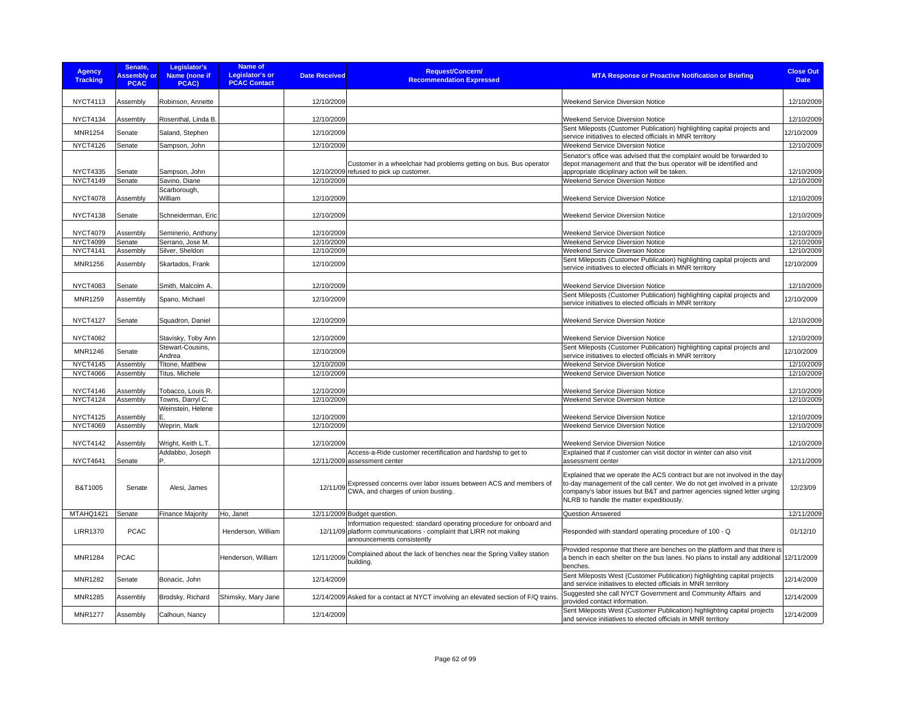| Agency Tracking | Senate, Assembly or PCAC | Legislator's Name (none if PCAC) | Name of Legislator's or PCAC Contact | Date Received | Request/Concern/ Recommendation Expressed | MTA Response or Proactive Notification or Briefing | Close Out Date |
|---|---|---|---|---|---|---|---|
| NYCT4113 | Assembly | Robinson, Annette | | 12/10/2009 | | Weekend Service Diversion Notice | 12/10/2009 |
| NYCT4134 | Assembly | Rosenthal, Linda B. | | 12/10/2009 | | Weekend Service Diversion Notice | 12/10/2009 |
| MNR1254 | Senate | Saland, Stephen | | 12/10/2009 | | Sent Mileposts (Customer Publication) highlighting capital projects and service initiatives to elected officials in MNR territory | 12/10/2009 |
| NYCT4126 | Senate | Sampson, John | | 12/10/2009 | | Weekend Service Diversion Notice | 12/10/2009 |
| NYCT4335 | Senate | Sampson, John | | 12/10/2009 | Customer in a wheelchair had problems getting on bus. Bus operator refused to pick up customer. | Senator's office was advised that the complaint would be forwarded to depot management and that the bus operator will be identified and appropriate diciplinary action will be taken. | 12/10/2009 |
| NYCT4149 | Senate | Savino, Diane | | 12/10/2009 | | Weekend Service Diversion Notice | 12/10/2009 |
| NYCT4078 | Assembly | Scarborough, William | | 12/10/2009 | | Weekend Service Diversion Notice | 12/10/2009 |
| NYCT4138 | Senate | Schneiderman, Eric | | 12/10/2009 | | Weekend Service Diversion Notice | 12/10/2009 |
| NYCT4079 | Assembly | Seminerio, Anthony | | 12/10/2009 | | Weekend Service Diversion Notice | 12/10/2009 |
| NYCT4099 | Senate | Serrano, Jose M. | | 12/10/2009 | | Weekend Service Diversion Notice | 12/10/2009 |
| NYCT4141 | Assembly | Silver, Sheldon | | 12/10/2009 | | Weekend Service Diversion Notice | 12/10/2009 |
| MNR1256 | Assembly | Skartados, Frank | | 12/10/2009 | | Sent Mileposts (Customer Publication) highlighting capital projects and service initiatives to elected officials in MNR territory | 12/10/2009 |
| NYCT4083 | Senate | Smith, Malcolm A. | | 12/10/2009 | | Weekend Service Diversion Notice | 12/10/2009 |
| MNR1259 | Assembly | Spano, Michael | | 12/10/2009 | | Sent Mileposts (Customer Publication) highlighting capital projects and service initiatives to elected officials in MNR territory | 12/10/2009 |
| NYCT4127 | Senate | Squadron, Daniel | | 12/10/2009 | | Weekend Service Diversion Notice | 12/10/2009 |
| NYCT4082 | | Stavisky, Toby Ann | | 12/10/2009 | | Weekend Service Diversion Notice | 12/10/2009 |
| MNR1246 | Senate | Stewart-Cousins, Andrea | | 12/10/2009 | | Sent Mileposts (Customer Publication) highlighting capital projects and service initiatives to elected officials in MNR territory | 12/10/2009 |
| NYCT4145 | Assembly | Titone, Matthew | | 12/10/2009 | | Weekend Service Diversion Notice | 12/10/2009 |
| NYCT4066 | Assembly | Titus, Michele | | 12/10/2009 | | Weekend Service Diversion Notice | 12/10/2009 |
| NYCT4146 | Assembly | Tobacco, Louis R. | | 12/10/2009 | | Weekend Service Diversion Notice | 12/10/2009 |
| NYCT4124 | Assembly | Towns, Darryl C. | | 12/10/2009 | | Weekend Service Diversion Notice | 12/10/2009 |
| NYCT4125 | Assembly | Weinstein, Helene E. | | 12/10/2009 | | Weekend Service Diversion Notice | 12/10/2009 |
| NYCT4069 | Assembly | Weprin, Mark | | 12/10/2009 | | Weekend Service Diversion Notice | 12/10/2009 |
| NYCT4142 | Assembly | Wright, Keith L.T. | | 12/10/2009 | | Weekend Service Diversion Notice | 12/10/2009 |
| NYCT4641 | Senate | Addabbo, Joseph P. | | 12/11/2009 | Access-a-Ride customer recertification and hardship to get to assessment center | Explained that if customer can visit doctor in winter can also visit assessment center | 12/11/2009 |
| B&T1005 | Senate | Alesi, James | | 12/11/09 | Expressed concerns over labor issues between ACS and members of CWA, and charges of union busting. | Explained that we operate the ACS contract but are not involved in the day-to-day management of the call center. We do not get involved in a private company's labor issues but B&T and partner agencies signed letter urging NLRB to handle the matter expeditiously. | 12/23/09 |
| MTAHQ1421 | Senate | Finance Majority | Ho, Janet | 12/11/2009 | Budget question. | Question Answered | 12/11/2009 |
| LIRR1370 | PCAC | | Henderson, William | 12/11/09 | Information requested: standard operating procedure for onboard and platform communications - complaint that LIRR not making announcements consistently | Responded with standard operating procedure of 100 - Q | 01/12/10 |
| MNR1284 | PCAC | | Henderson, William | 12/11/2009 | Complained about the lack of benches near the Spring Valley station building. | Provided response that there are benches on the platform and that there is a bench in each shelter on the bus lanes. No plans to install any additional benches. | 12/11/2009 |
| MNR1282 | Senate | Bonacic, John | | 12/14/2009 | | Sent Mileposts West (Customer Publication) highlighting capital projects and service initiatives to elected officials in MNR territory | 12/14/2009 |
| MNR1285 | Assembly | Brodsky, Richard | Shimsky, Mary Jane | 12/14/2009 | Asked for a contact at NYCT involving an elevated section of F/Q trains. | Suggested she call NYCT Government and Community Affairs and provided contact information. | 12/14/2009 |
| MNR1277 | Assembly | Calhoun, Nancy | | 12/14/2009 | | Sent Mileposts West (Customer Publication) highlighting capital projects and service initiatives to elected officials in MNR territory | 12/14/2009 |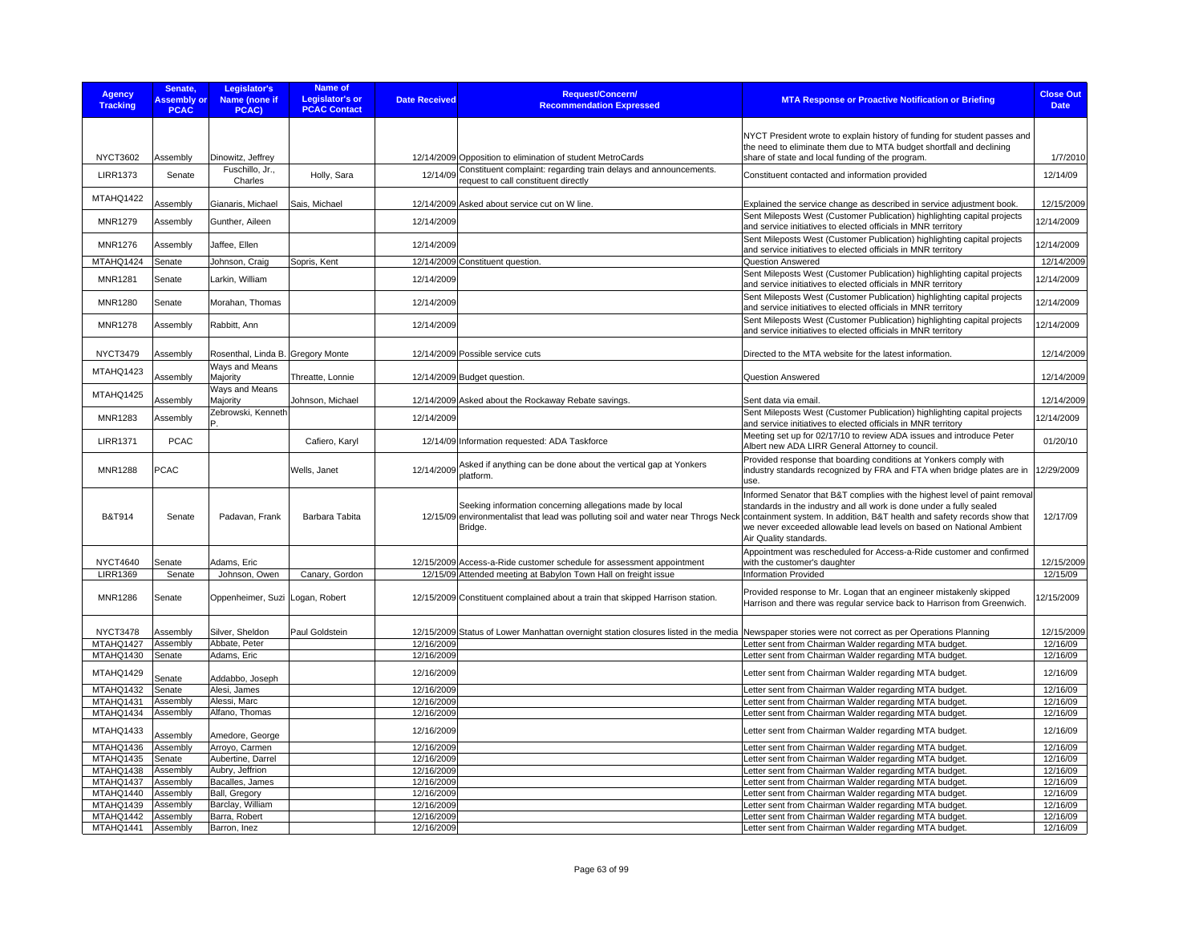| Agency Tracking | Senate, Assembly or PCAC | Legislator's Name (none if PCAC) | Name of Legislator's or PCAC Contact | Date Received | Request/Concern/ Recommendation Expressed | MTA Response or Proactive Notification or Briefing | Close Out Date |
|---|---|---|---|---|---|---|---|
| NYCT3602 | Assembly | Dinowitz, Jeffrey | | 12/14/2009 | Opposition to elimination of student MetroCards | NYCT President wrote to explain history of funding for student passes and the need to eliminate them due to MTA budget shortfall and declining share of state and local funding of the program. | 1/7/2010 |
| LIRR1373 | Senate | Fuschillo, Jr., Charles | Holly, Sara | 12/14/09 | Constituent complaint: regarding train delays and announcements. request to call constituent directly | Constituent contacted and information provided | 12/14/09 |
| MTAHQ1422 | Assembly | Gianaris, Michael | Sais, Michael | 12/14/2009 | Asked about service cut on W line. | Explained the service change as described in service adjustment book. | 12/15/2009 |
| MNR1279 | Assembly | Gunther, Aileen | | 12/14/2009 | | Sent Mileposts West (Customer Publication) highlighting capital projects and service initiatives to elected officials in MNR territory | 12/14/2009 |
| MNR1276 | Assembly | Jaffee, Ellen | | 12/14/2009 | | Sent Mileposts West (Customer Publication) highlighting capital projects and service initiatives to elected officials in MNR territory | 12/14/2009 |
| MTAHQ1424 | Senate | Johnson, Craig | Sopris, Kent | 12/14/2009 | Constituent question. | Question Answered | 12/14/2009 |
| MNR1281 | Senate | Larkin, William | | 12/14/2009 | | Sent Mileposts West (Customer Publication) highlighting capital projects and service initiatives to elected officials in MNR territory | 12/14/2009 |
| MNR1280 | Senate | Morahan, Thomas | | 12/14/2009 | | Sent Mileposts West (Customer Publication) highlighting capital projects and service initiatives to elected officials in MNR territory | 12/14/2009 |
| MNR1278 | Assembly | Rabbitt, Ann | | 12/14/2009 | | Sent Mileposts West (Customer Publication) highlighting capital projects and service initiatives to elected officials in MNR territory | 12/14/2009 |
| NYCT3479 | Assembly | Rosenthal, Linda B. | Gregory Monte | 12/14/2009 | Possible service cuts | Directed to the MTA website for the latest information. | 12/14/2009 |
| MTAHQ1423 | Assembly | Ways and Means Majority | Threatte, Lonnie | 12/14/2009 | Budget question. | Question Answered | 12/14/2009 |
| MTAHQ1425 | Assembly | Ways and Means Majority | Johnson, Michael | 12/14/2009 | Asked about the Rockaway Rebate savings. | Sent data via email. | 12/14/2009 |
| MNR1283 | Assembly | Zebrowski, Kenneth P. | | 12/14/2009 | | Sent Mileposts West (Customer Publication) highlighting capital projects and service initiatives to elected officials in MNR territory | 12/14/2009 |
| LIRR1371 | PCAC | | Cafiero, Karyl | 12/14/09 | Information requested: ADA Taskforce | Meeting set up for 02/17/10 to review ADA issues and introduce Peter Albert new ADA LIRR General Attorney to council. | 01/20/10 |
| MNR1288 | PCAC | | Wells, Janet | 12/14/2009 | Asked if anything can be done about the vertical gap at Yonkers platform. | Provided response that boarding conditions at Yonkers comply with industry standards recognized by FRA and FTA when bridge plates are in use. | 12/29/2009 |
| B&T914 | Senate | Padavan, Frank | Barbara Tabita | 12/15/09 | Seeking information concerning allegations made by local environmentalist that lead was polluting soil and water near Throgs Neck Bridge. | Informed Senator that B&T complies with the highest level of paint removal standards in the industry and all work is done under a fully sealed containment system. In addition, B&T health and safety records show that we never exceeded allowable lead levels on based on National Ambient Air Quality standards. | 12/17/09 |
| NYCT4640 | Senate | Adams, Eric | | 12/15/2009 | Access-a-Ride customer schedule for assessment appointment | Appointment was rescheduled for Access-a-Ride customer and confirmed with the customer's daughter | 12/15/2009 |
| LIRR1369 | Senate | Johnson, Owen | Canary, Gordon | 12/15/09 | Attended meeting at Babylon Town Hall on freight issue | Information Provided | 12/15/09 |
| MNR1286 | Senate | Oppenheimer, Suzi | Logan, Robert | 12/15/2009 | Constituent complained about a train that skipped Harrison station. | Provided response to Mr. Logan that an engineer mistakenly skipped Harrison and there was regular service back to Harrison from Greenwich. | 12/15/2009 |
| NYCT3478 | Assembly | Silver, Sheldon | Paul Goldstein | 12/15/2009 | Status of Lower Manhattan overnight station closures listed in the media | Newspaper stories were not correct as per Operations Planning | 12/15/2009 |
| MTAHQ1427 | Assembly | Abbate, Peter | | 12/16/2009 | | Letter sent from Chairman Walder regarding MTA budget. | 12/16/09 |
| MTAHQ1430 | Senate | Adams, Eric | | 12/16/2009 | | Letter sent from Chairman Walder regarding MTA budget. | 12/16/09 |
| MTAHQ1429 | Senate | Addabbo, Joseph | | 12/16/2009 | | Letter sent from Chairman Walder regarding MTA budget. | 12/16/09 |
| MTAHQ1432 | Senate | Alesi, James | | 12/16/2009 | | Letter sent from Chairman Walder regarding MTA budget. | 12/16/09 |
| MTAHQ1431 | Assembly | Alessi, Marc | | 12/16/2009 | | Letter sent from Chairman Walder regarding MTA budget. | 12/16/09 |
| MTAHQ1434 | Assembly | Alfano, Thomas | | 12/16/2009 | | Letter sent from Chairman Walder regarding MTA budget. | 12/16/09 |
| MTAHQ1433 | Assembly | Amedore, George | | 12/16/2009 | | Letter sent from Chairman Walder regarding MTA budget. | 12/16/09 |
| MTAHQ1436 | Assembly | Arroyo, Carmen | | 12/16/2009 | | Letter sent from Chairman Walder regarding MTA budget. | 12/16/09 |
| MTAHQ1435 | Senate | Aubertine, Darrel | | 12/16/2009 | | Letter sent from Chairman Walder regarding MTA budget. | 12/16/09 |
| MTAHQ1438 | Assembly | Aubry, Jeffrion | | 12/16/2009 | | Letter sent from Chairman Walder regarding MTA budget. | 12/16/09 |
| MTAHQ1437 | Assembly | Bacalles, James | | 12/16/2009 | | Letter sent from Chairman Walder regarding MTA budget. | 12/16/09 |
| MTAHQ1440 | Assembly | Ball, Gregory | | 12/16/2009 | | Letter sent from Chairman Walder regarding MTA budget. | 12/16/09 |
| MTAHQ1439 | Assembly | Barclay, William | | 12/16/2009 | | Letter sent from Chairman Walder regarding MTA budget. | 12/16/09 |
| MTAHQ1442 | Assembly | Barra, Robert | | 12/16/2009 | | Letter sent from Chairman Walder regarding MTA budget. | 12/16/09 |
| MTAHQ1441 | Assembly | Barron, Inez | | 12/16/2009 | | Letter sent from Chairman Walder regarding MTA budget. | 12/16/09 |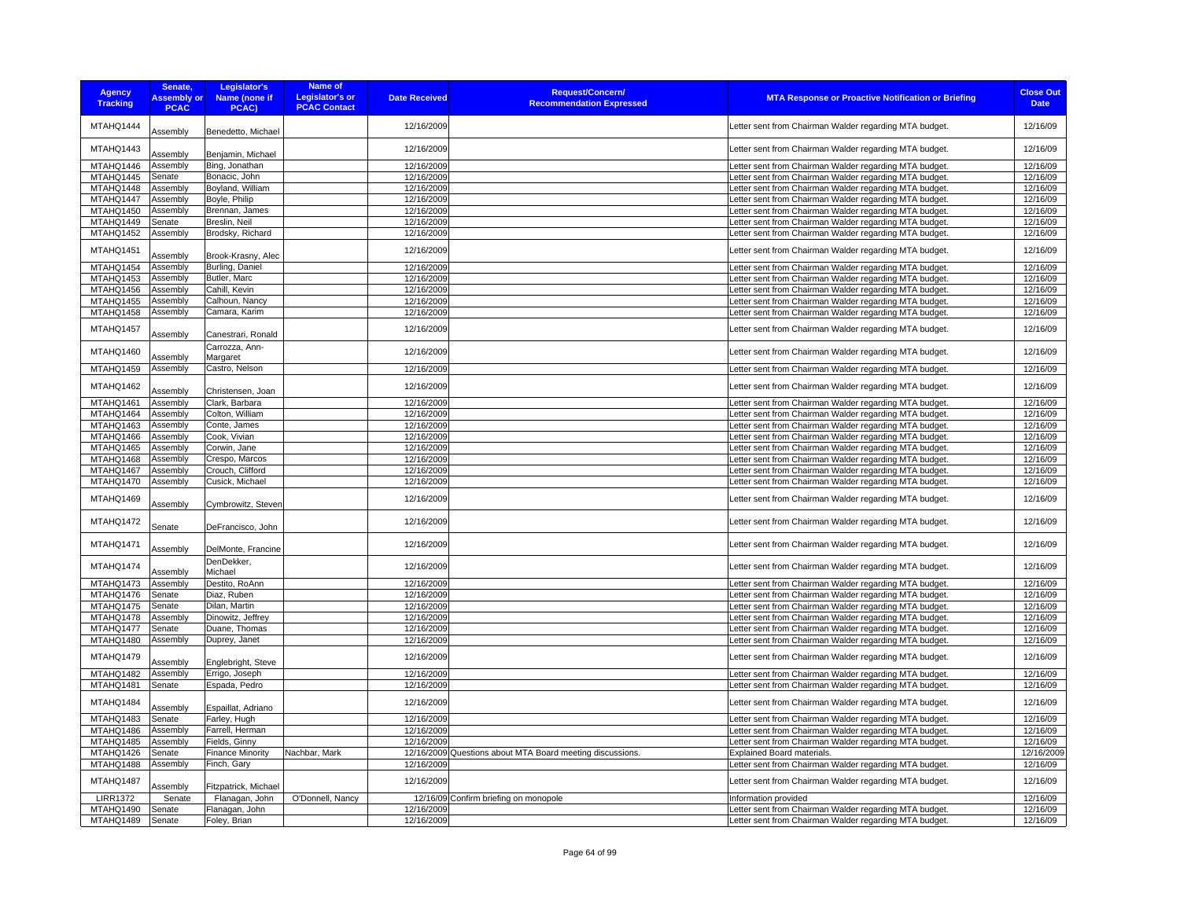| Agency Tracking | Senate, Assembly or PCAC | Legislator's Name (none if PCAC) | Name of Legislator's or PCAC Contact | Date Received | Request/Concern/ Recommendation Expressed | MTA Response or Proactive Notification or Briefing | Close Out Date |
|---|---|---|---|---|---|---|---|
| MTAHQ1444 | Assembly | Benedetto, Michael | | 12/16/2009 | | Letter sent from Chairman Walder regarding MTA budget. | 12/16/09 |
| MTAHQ1443 | Assembly | Benjamin, Michael | | 12/16/2009 | | Letter sent from Chairman Walder regarding MTA budget. | 12/16/09 |
| MTAHQ1446 | Assembly | Bing, Jonathan | | 12/16/2009 | | Letter sent from Chairman Walder regarding MTA budget. | 12/16/09 |
| MTAHQ1445 | Senate | Bonacic, John | | 12/16/2009 | | Letter sent from Chairman Walder regarding MTA budget. | 12/16/09 |
| MTAHQ1448 | Assembly | Boyland, William | | 12/16/2009 | | Letter sent from Chairman Walder regarding MTA budget. | 12/16/09 |
| MTAHQ1447 | Assembly | Boyle, Philip | | 12/16/2009 | | Letter sent from Chairman Walder regarding MTA budget. | 12/16/09 |
| MTAHQ1450 | Assembly | Brennan, James | | 12/16/2009 | | Letter sent from Chairman Walder regarding MTA budget. | 12/16/09 |
| MTAHQ1449 | Senate | Breslin, Neil | | 12/16/2009 | | Letter sent from Chairman Walder regarding MTA budget. | 12/16/09 |
| MTAHQ1452 | Assembly | Brodsky, Richard | | 12/16/2009 | | Letter sent from Chairman Walder regarding MTA budget. | 12/16/09 |
| MTAHQ1451 | Assembly | Brook-Krasny, Alec | | 12/16/2009 | | Letter sent from Chairman Walder regarding MTA budget. | 12/16/09 |
| MTAHQ1454 | Assembly | Burling, Daniel | | 12/16/2009 | | Letter sent from Chairman Walder regarding MTA budget. | 12/16/09 |
| MTAHQ1453 | Assembly | Butler, Marc | | 12/16/2009 | | Letter sent from Chairman Walder regarding MTA budget. | 12/16/09 |
| MTAHQ1456 | Assembly | Cahill, Kevin | | 12/16/2009 | | Letter sent from Chairman Walder regarding MTA budget. | 12/16/09 |
| MTAHQ1455 | Assembly | Calhoun, Nancy | | 12/16/2009 | | Letter sent from Chairman Walder regarding MTA budget. | 12/16/09 |
| MTAHQ1458 | Assembly | Camara, Karim | | 12/16/2009 | | Letter sent from Chairman Walder regarding MTA budget. | 12/16/09 |
| MTAHQ1457 | Assembly | Canestrari, Ronald | | 12/16/2009 | | Letter sent from Chairman Walder regarding MTA budget. | 12/16/09 |
| MTAHQ1460 | Assembly | Carrozza, Ann-Margaret | | 12/16/2009 | | Letter sent from Chairman Walder regarding MTA budget. | 12/16/09 |
| MTAHQ1459 | Assembly | Castro, Nelson | | 12/16/2009 | | Letter sent from Chairman Walder regarding MTA budget. | 12/16/09 |
| MTAHQ1462 | Assembly | Christensen, Joan | | 12/16/2009 | | Letter sent from Chairman Walder regarding MTA budget. | 12/16/09 |
| MTAHQ1461 | Assembly | Clark, Barbara | | 12/16/2009 | | Letter sent from Chairman Walder regarding MTA budget. | 12/16/09 |
| MTAHQ1464 | Assembly | Colton, William | | 12/16/2009 | | Letter sent from Chairman Walder regarding MTA budget. | 12/16/09 |
| MTAHQ1463 | Assembly | Conte, James | | 12/16/2009 | | Letter sent from Chairman Walder regarding MTA budget. | 12/16/09 |
| MTAHQ1466 | Assembly | Cook, Vivian | | 12/16/2009 | | Letter sent from Chairman Walder regarding MTA budget. | 12/16/09 |
| MTAHQ1465 | Assembly | Corwin, Jane | | 12/16/2009 | | Letter sent from Chairman Walder regarding MTA budget. | 12/16/09 |
| MTAHQ1468 | Assembly | Crespo, Marcos | | 12/16/2009 | | Letter sent from Chairman Walder regarding MTA budget. | 12/16/09 |
| MTAHQ1467 | Assembly | Crouch, Clifford | | 12/16/2009 | | Letter sent from Chairman Walder regarding MTA budget. | 12/16/09 |
| MTAHQ1470 | Assembly | Cusick, Michael | | 12/16/2009 | | Letter sent from Chairman Walder regarding MTA budget. | 12/16/09 |
| MTAHQ1469 | Assembly | Cymbrowitz, Steven | | 12/16/2009 | | Letter sent from Chairman Walder regarding MTA budget. | 12/16/09 |
| MTAHQ1472 | Senate | DeFrancisco, John | | 12/16/2009 | | Letter sent from Chairman Walder regarding MTA budget. | 12/16/09 |
| MTAHQ1471 | Assembly | DelMonte, Francine | | 12/16/2009 | | Letter sent from Chairman Walder regarding MTA budget. | 12/16/09 |
| MTAHQ1474 | Assembly | DenDekker, Michael | | 12/16/2009 | | Letter sent from Chairman Walder regarding MTA budget. | 12/16/09 |
| MTAHQ1473 | Assembly | Destito, RoAnn | | 12/16/2009 | | Letter sent from Chairman Walder regarding MTA budget. | 12/16/09 |
| MTAHQ1476 | Senate | Diaz, Ruben | | 12/16/2009 | | Letter sent from Chairman Walder regarding MTA budget. | 12/16/09 |
| MTAHQ1475 | Senate | Dilan, Martin | | 12/16/2009 | | Letter sent from Chairman Walder regarding MTA budget. | 12/16/09 |
| MTAHQ1478 | Assembly | Dinowitz, Jeffrey | | 12/16/2009 | | Letter sent from Chairman Walder regarding MTA budget. | 12/16/09 |
| MTAHQ1477 | Senate | Duane, Thomas | | 12/16/2009 | | Letter sent from Chairman Walder regarding MTA budget. | 12/16/09 |
| MTAHQ1480 | Assembly | Duprey, Janet | | 12/16/2009 | | Letter sent from Chairman Walder regarding MTA budget. | 12/16/09 |
| MTAHQ1479 | Assembly | Englebright, Steve | | 12/16/2009 | | Letter sent from Chairman Walder regarding MTA budget. | 12/16/09 |
| MTAHQ1482 | Assembly | Errigo, Joseph | | 12/16/2009 | | Letter sent from Chairman Walder regarding MTA budget. | 12/16/09 |
| MTAHQ1481 | Senate | Espada, Pedro | | 12/16/2009 | | Letter sent from Chairman Walder regarding MTA budget. | 12/16/09 |
| MTAHQ1484 | Assembly | Espaillat, Adriano | | 12/16/2009 | | Letter sent from Chairman Walder regarding MTA budget. | 12/16/09 |
| MTAHQ1483 | Senate | Farley, Hugh | | 12/16/2009 | | Letter sent from Chairman Walder regarding MTA budget. | 12/16/09 |
| MTAHQ1486 | Assembly | Farrell, Herman | | 12/16/2009 | | Letter sent from Chairman Walder regarding MTA budget. | 12/16/09 |
| MTAHQ1485 | Assembly | Fields, Ginny | | 12/16/2009 | | Letter sent from Chairman Walder regarding MTA budget. | 12/16/09 |
| MTAHQ1426 | Senate | Finance Minority | Nachbar, Mark | 12/16/2009 | Questions about MTA Board meeting discussions. | Explained Board materials. | 12/16/2009 |
| MTAHQ1488 | Assembly | Finch, Gary | | 12/16/2009 | | Letter sent from Chairman Walder regarding MTA budget. | 12/16/09 |
| MTAHQ1487 | Assembly | Fitzpatrick, Michael | | 12/16/2009 | | Letter sent from Chairman Walder regarding MTA budget. | 12/16/09 |
| LIRR1372 | Senate | Flanagan, John | O'Donnell, Nancy | 12/16/09 | Confirm briefing on monopole | Information provided | 12/16/09 |
| MTAHQ1490 | Senate | Flanagan, John | | 12/16/2009 | | Letter sent from Chairman Walder regarding MTA budget. | 12/16/09 |
| MTAHQ1489 | Senate | Foley, Brian | | 12/16/2009 | | Letter sent from Chairman Walder regarding MTA budget. | 12/16/09 |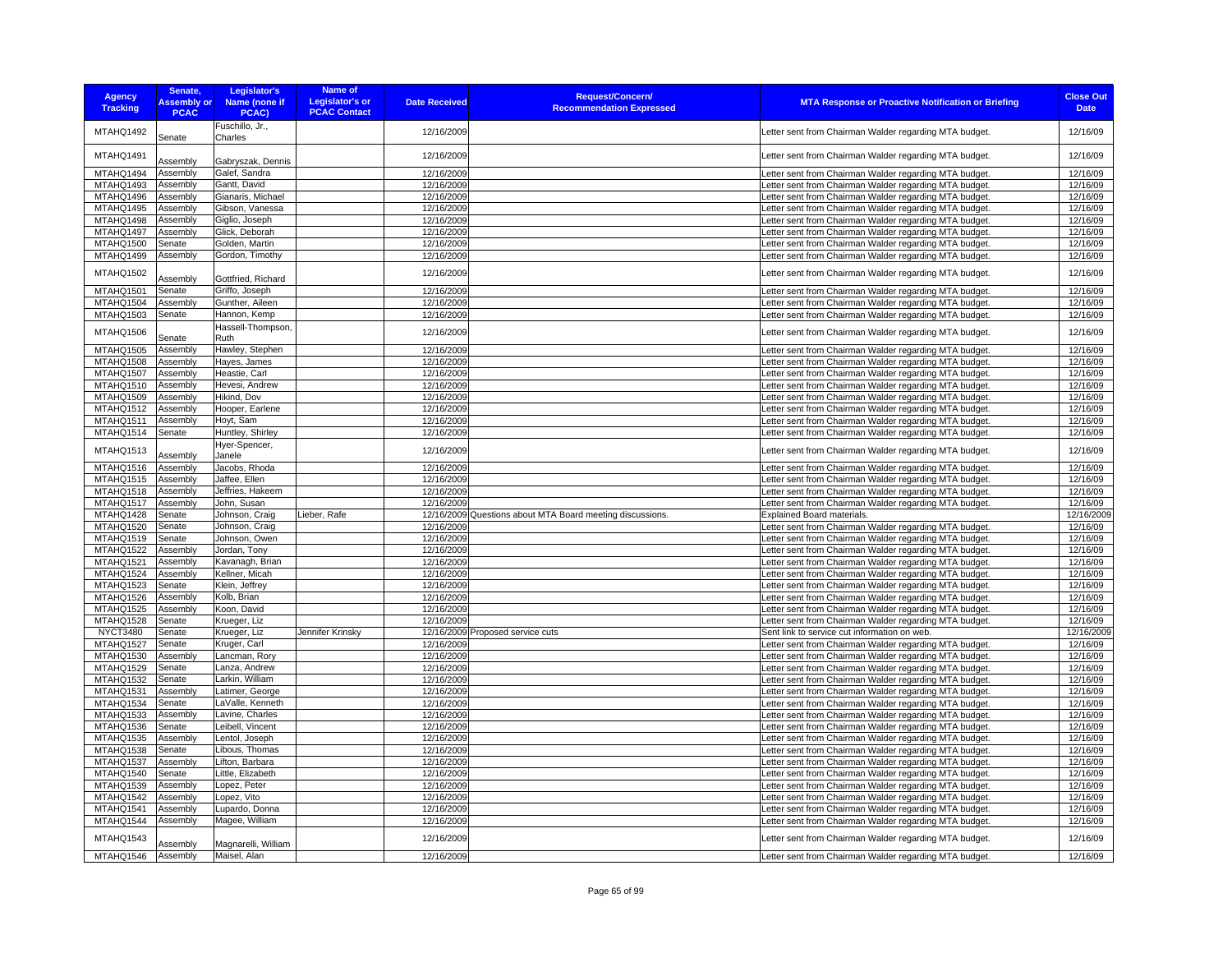| Agency Tracking | Senate, Assembly or PCAC | Legislator's Name (none if PCAC) | Name of Legislator's or PCAC Contact | Date Received | Request/Concern/ Recommendation Expressed | MTA Response or Proactive Notification or Briefing | Close Out Date |
|---|---|---|---|---|---|---|---|
| MTAHQ1492 | Senate | Fuschillo, Jr., Charles | | 12/16/2009 | | Letter sent from Chairman Walder regarding MTA budget. | 12/16/09 |
| MTAHQ1491 | Assembly | Gabryszak, Dennis | | 12/16/2009 | | Letter sent from Chairman Walder regarding MTA budget. | 12/16/09 |
| MTAHQ1494 | Assembly | Galef, Sandra | | 12/16/2009 | | Letter sent from Chairman Walder regarding MTA budget. | 12/16/09 |
| MTAHQ1493 | Assembly | Gantt, David | | 12/16/2009 | | Letter sent from Chairman Walder regarding MTA budget. | 12/16/09 |
| MTAHQ1496 | Assembly | Gianaris, Michael | | 12/16/2009 | | Letter sent from Chairman Walder regarding MTA budget. | 12/16/09 |
| MTAHQ1495 | Assembly | Gibson, Vanessa | | 12/16/2009 | | Letter sent from Chairman Walder regarding MTA budget. | 12/16/09 |
| MTAHQ1498 | Assembly | Giglio, Joseph | | 12/16/2009 | | Letter sent from Chairman Walder regarding MTA budget. | 12/16/09 |
| MTAHQ1497 | Assembly | Glick, Deborah | | 12/16/2009 | | Letter sent from Chairman Walder regarding MTA budget. | 12/16/09 |
| MTAHQ1500 | Senate | Golden, Martin | | 12/16/2009 | | Letter sent from Chairman Walder regarding MTA budget. | 12/16/09 |
| MTAHQ1499 | Assembly | Gordon, Timothy | | 12/16/2009 | | Letter sent from Chairman Walder regarding MTA budget. | 12/16/09 |
| MTAHQ1502 | Assembly | Gottfried, Richard | | 12/16/2009 | | Letter sent from Chairman Walder regarding MTA budget. | 12/16/09 |
| MTAHQ1501 | Senate | Griffo, Joseph | | 12/16/2009 | | Letter sent from Chairman Walder regarding MTA budget. | 12/16/09 |
| MTAHQ1504 | Assembly | Gunther, Aileen | | 12/16/2009 | | Letter sent from Chairman Walder regarding MTA budget. | 12/16/09 |
| MTAHQ1503 | Senate | Hannon, Kemp | | 12/16/2009 | | Letter sent from Chairman Walder regarding MTA budget. | 12/16/09 |
| MTAHQ1506 | Senate | Hassell-Thompson, Ruth | | 12/16/2009 | | Letter sent from Chairman Walder regarding MTA budget. | 12/16/09 |
| MTAHQ1505 | Assembly | Hawley, Stephen | | 12/16/2009 | | Letter sent from Chairman Walder regarding MTA budget. | 12/16/09 |
| MTAHQ1508 | Assembly | Hayes, James | | 12/16/2009 | | Letter sent from Chairman Walder regarding MTA budget. | 12/16/09 |
| MTAHQ1507 | Assembly | Heastie, Carl | | 12/16/2009 | | Letter sent from Chairman Walder regarding MTA budget. | 12/16/09 |
| MTAHQ1510 | Assembly | Hevesi, Andrew | | 12/16/2009 | | Letter sent from Chairman Walder regarding MTA budget. | 12/16/09 |
| MTAHQ1509 | Assembly | Hikind, Dov | | 12/16/2009 | | Letter sent from Chairman Walder regarding MTA budget. | 12/16/09 |
| MTAHQ1512 | Assembly | Hooper, Earlene | | 12/16/2009 | | Letter sent from Chairman Walder regarding MTA budget. | 12/16/09 |
| MTAHQ1511 | Assembly | Hoyt, Sam | | 12/16/2009 | | Letter sent from Chairman Walder regarding MTA budget. | 12/16/09 |
| MTAHQ1514 | Senate | Huntley, Shirley | | 12/16/2009 | | Letter sent from Chairman Walder regarding MTA budget. | 12/16/09 |
| MTAHQ1513 | Assembly | Hyer-Spencer, Janele | | 12/16/2009 | | Letter sent from Chairman Walder regarding MTA budget. | 12/16/09 |
| MTAHQ1516 | Assembly | Jacobs, Rhoda | | 12/16/2009 | | Letter sent from Chairman Walder regarding MTA budget. | 12/16/09 |
| MTAHQ1515 | Assembly | Jaffee, Ellen | | 12/16/2009 | | Letter sent from Chairman Walder regarding MTA budget. | 12/16/09 |
| MTAHQ1518 | Assembly | Jeffries, Hakeem | | 12/16/2009 | | Letter sent from Chairman Walder regarding MTA budget. | 12/16/09 |
| MTAHQ1517 | Assembly | John, Susan | | 12/16/2009 | | Letter sent from Chairman Walder regarding MTA budget. | 12/16/09 |
| MTAHQ1428 | Senate | Johnson, Craig | Lieber, Rafe | 12/16/2009 | Questions about MTA Board meeting discussions. | Explained Board materials. | 12/16/2009 |
| MTAHQ1520 | Senate | Johnson, Craig | | 12/16/2009 | | Letter sent from Chairman Walder regarding MTA budget. | 12/16/09 |
| MTAHQ1519 | Senate | Johnson, Owen | | 12/16/2009 | | Letter sent from Chairman Walder regarding MTA budget. | 12/16/09 |
| MTAHQ1522 | Assembly | Jordan, Tony | | 12/16/2009 | | Letter sent from Chairman Walder regarding MTA budget. | 12/16/09 |
| MTAHQ1521 | Assembly | Kavanagh, Brian | | 12/16/2009 | | Letter sent from Chairman Walder regarding MTA budget. | 12/16/09 |
| MTAHQ1524 | Assembly | Kellner, Micah | | 12/16/2009 | | Letter sent from Chairman Walder regarding MTA budget. | 12/16/09 |
| MTAHQ1523 | Senate | Klein, Jeffrey | | 12/16/2009 | | Letter sent from Chairman Walder regarding MTA budget. | 12/16/09 |
| MTAHQ1526 | Assembly | Kolb, Brian | | 12/16/2009 | | Letter sent from Chairman Walder regarding MTA budget. | 12/16/09 |
| MTAHQ1525 | Assembly | Koon, David | | 12/16/2009 | | Letter sent from Chairman Walder regarding MTA budget. | 12/16/09 |
| MTAHQ1528 | Senate | Krueger, Liz | | 12/16/2009 | | Letter sent from Chairman Walder regarding MTA budget. | 12/16/09 |
| NYCT3480 | Senate | Krueger, Liz | Jennifer Krinsky | 12/16/2009 | Proposed service cuts | Sent link to service cut information on web. | 12/16/2009 |
| MTAHQ1527 | Senate | Kruger, Carl | | 12/16/2009 | | Letter sent from Chairman Walder regarding MTA budget. | 12/16/09 |
| MTAHQ1530 | Assembly | Lancman, Rory | | 12/16/2009 | | Letter sent from Chairman Walder regarding MTA budget. | 12/16/09 |
| MTAHQ1529 | Senate | Lanza, Andrew | | 12/16/2009 | | Letter sent from Chairman Walder regarding MTA budget. | 12/16/09 |
| MTAHQ1532 | Senate | Larkin, William | | 12/16/2009 | | Letter sent from Chairman Walder regarding MTA budget. | 12/16/09 |
| MTAHQ1531 | Assembly | Latimer, George | | 12/16/2009 | | Letter sent from Chairman Walder regarding MTA budget. | 12/16/09 |
| MTAHQ1534 | Senate | LaValle, Kenneth | | 12/16/2009 | | Letter sent from Chairman Walder regarding MTA budget. | 12/16/09 |
| MTAHQ1533 | Assembly | Lavine, Charles | | 12/16/2009 | | Letter sent from Chairman Walder regarding MTA budget. | 12/16/09 |
| MTAHQ1536 | Senate | Leibell, Vincent | | 12/16/2009 | | Letter sent from Chairman Walder regarding MTA budget. | 12/16/09 |
| MTAHQ1535 | Assembly | Lentol, Joseph | | 12/16/2009 | | Letter sent from Chairman Walder regarding MTA budget. | 12/16/09 |
| MTAHQ1538 | Senate | Libous, Thomas | | 12/16/2009 | | Letter sent from Chairman Walder regarding MTA budget. | 12/16/09 |
| MTAHQ1537 | Assembly | Lifton, Barbara | | 12/16/2009 | | Letter sent from Chairman Walder regarding MTA budget. | 12/16/09 |
| MTAHQ1540 | Senate | Little, Elizabeth | | 12/16/2009 | | Letter sent from Chairman Walder regarding MTA budget. | 12/16/09 |
| MTAHQ1539 | Assembly | Lopez, Peter | | 12/16/2009 | | Letter sent from Chairman Walder regarding MTA budget. | 12/16/09 |
| MTAHQ1542 | Assembly | Lopez, Vito | | 12/16/2009 | | Letter sent from Chairman Walder regarding MTA budget. | 12/16/09 |
| MTAHQ1541 | Assembly | Lupardo, Donna | | 12/16/2009 | | Letter sent from Chairman Walder regarding MTA budget. | 12/16/09 |
| MTAHQ1544 | Assembly | Magee, William | | 12/16/2009 | | Letter sent from Chairman Walder regarding MTA budget. | 12/16/09 |
| MTAHQ1543 | Assembly | Magnarelli, William | | 12/16/2009 | | Letter sent from Chairman Walder regarding MTA budget. | 12/16/09 |
| MTAHQ1546 | Assembly | Maisel, Alan | | 12/16/2009 | | Letter sent from Chairman Walder regarding MTA budget. | 12/16/09 |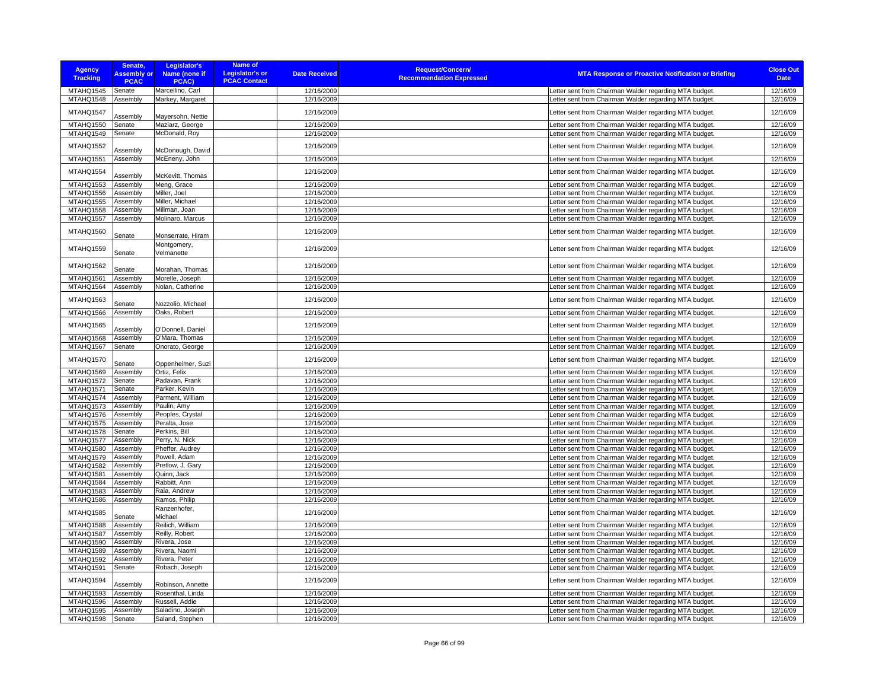| Agency Tracking | Senate, Assembly or PCAC | Legislator's Name (none if PCAC) | Name of Legislator's or PCAC Contact | Date Received | Request/Concern/ Recommendation Expressed | MTA Response or Proactive Notification or Briefing | Close Out Date |
|---|---|---|---|---|---|---|---|
| MTAHQ1545 | Senate | Marcellino, Carl | | 12/16/2009 | | Letter sent from Chairman Walder regarding MTA budget. | 12/16/09 |
| MTAHQ1548 | Assembly | Markey, Margaret | | 12/16/2009 | | Letter sent from Chairman Walder regarding MTA budget. | 12/16/09 |
| MTAHQ1547 | Assembly | Mayersohn, Nettie | | 12/16/2009 | | Letter sent from Chairman Walder regarding MTA budget. | 12/16/09 |
| MTAHQ1550 | Senate | Maziarz, George | | 12/16/2009 | | Letter sent from Chairman Walder regarding MTA budget. | 12/16/09 |
| MTAHQ1549 | Senate | McDonald, Roy | | 12/16/2009 | | Letter sent from Chairman Walder regarding MTA budget. | 12/16/09 |
| MTAHQ1552 | Assembly | McDonough, David | | 12/16/2009 | | Letter sent from Chairman Walder regarding MTA budget. | 12/16/09 |
| MTAHQ1551 | Assembly | McEneny, John | | 12/16/2009 | | Letter sent from Chairman Walder regarding MTA budget. | 12/16/09 |
| MTAHQ1554 | Assembly | McKevitt, Thomas | | 12/16/2009 | | Letter sent from Chairman Walder regarding MTA budget. | 12/16/09 |
| MTAHQ1553 | Assembly | Meng, Grace | | 12/16/2009 | | Letter sent from Chairman Walder regarding MTA budget. | 12/16/09 |
| MTAHQ1556 | Assembly | Miller, Joel | | 12/16/2009 | | Letter sent from Chairman Walder regarding MTA budget. | 12/16/09 |
| MTAHQ1555 | Assembly | Miller, Michael | | 12/16/2009 | | Letter sent from Chairman Walder regarding MTA budget. | 12/16/09 |
| MTAHQ1558 | Assembly | Millman, Joan | | 12/16/2009 | | Letter sent from Chairman Walder regarding MTA budget. | 12/16/09 |
| MTAHQ1557 | Assembly | Molinaro, Marcus | | 12/16/2009 | | Letter sent from Chairman Walder regarding MTA budget. | 12/16/09 |
| MTAHQ1560 | Senate | Monserrate, Hiram | | 12/16/2009 | | Letter sent from Chairman Walder regarding MTA budget. | 12/16/09 |
| MTAHQ1559 | Senate | Montgomery, Velmanette | | 12/16/2009 | | Letter sent from Chairman Walder regarding MTA budget. | 12/16/09 |
| MTAHQ1562 | Senate | Morahan, Thomas | | 12/16/2009 | | Letter sent from Chairman Walder regarding MTA budget. | 12/16/09 |
| MTAHQ1561 | Assembly | Morelle, Joseph | | 12/16/2009 | | Letter sent from Chairman Walder regarding MTA budget. | 12/16/09 |
| MTAHQ1564 | Assembly | Nolan, Catherine | | 12/16/2009 | | Letter sent from Chairman Walder regarding MTA budget. | 12/16/09 |
| MTAHQ1563 | Senate | Nozzolio, Michael | | 12/16/2009 | | Letter sent from Chairman Walder regarding MTA budget. | 12/16/09 |
| MTAHQ1566 | Assembly | Oaks, Robert | | 12/16/2009 | | Letter sent from Chairman Walder regarding MTA budget. | 12/16/09 |
| MTAHQ1565 | Assembly | O'Donnell, Daniel | | 12/16/2009 | | Letter sent from Chairman Walder regarding MTA budget. | 12/16/09 |
| MTAHQ1568 | Assembly | O'Mara, Thomas | | 12/16/2009 | | Letter sent from Chairman Walder regarding MTA budget. | 12/16/09 |
| MTAHQ1567 | Senate | Onorato, George | | 12/16/2009 | | Letter sent from Chairman Walder regarding MTA budget. | 12/16/09 |
| MTAHQ1570 | Senate | Oppenheimer, Suzi | | 12/16/2009 | | Letter sent from Chairman Walder regarding MTA budget. | 12/16/09 |
| MTAHQ1569 | Assembly | Ortiz, Felix | | 12/16/2009 | | Letter sent from Chairman Walder regarding MTA budget. | 12/16/09 |
| MTAHQ1572 | Senate | Padavan, Frank | | 12/16/2009 | | Letter sent from Chairman Walder regarding MTA budget. | 12/16/09 |
| MTAHQ1571 | Senate | Parker, Kevin | | 12/16/2009 | | Letter sent from Chairman Walder regarding MTA budget. | 12/16/09 |
| MTAHQ1574 | Assembly | Parment, William | | 12/16/2009 | | Letter sent from Chairman Walder regarding MTA budget. | 12/16/09 |
| MTAHQ1573 | Assembly | Paulin, Amy | | 12/16/2009 | | Letter sent from Chairman Walder regarding MTA budget. | 12/16/09 |
| MTAHQ1576 | Assembly | Peoples, Crystal | | 12/16/2009 | | Letter sent from Chairman Walder regarding MTA budget. | 12/16/09 |
| MTAHQ1575 | Assembly | Peralta, Jose | | 12/16/2009 | | Letter sent from Chairman Walder regarding MTA budget. | 12/16/09 |
| MTAHQ1578 | Senate | Perkins, Bill | | 12/16/2009 | | Letter sent from Chairman Walder regarding MTA budget. | 12/16/09 |
| MTAHQ1577 | Assembly | Perry, N. Nick | | 12/16/2009 | | Letter sent from Chairman Walder regarding MTA budget. | 12/16/09 |
| MTAHQ1580 | Assembly | Pheffer, Audrey | | 12/16/2009 | | Letter sent from Chairman Walder regarding MTA budget. | 12/16/09 |
| MTAHQ1579 | Assembly | Powell, Adam | | 12/16/2009 | | Letter sent from Chairman Walder regarding MTA budget. | 12/16/09 |
| MTAHQ1582 | Assembly | Pretlow, J. Gary | | 12/16/2009 | | Letter sent from Chairman Walder regarding MTA budget. | 12/16/09 |
| MTAHQ1581 | Assembly | Quinn, Jack | | 12/16/2009 | | Letter sent from Chairman Walder regarding MTA budget. | 12/16/09 |
| MTAHQ1584 | Assembly | Rabbitt, Ann | | 12/16/2009 | | Letter sent from Chairman Walder regarding MTA budget. | 12/16/09 |
| MTAHQ1583 | Assembly | Raia, Andrew | | 12/16/2009 | | Letter sent from Chairman Walder regarding MTA budget. | 12/16/09 |
| MTAHQ1586 | Assembly | Ramos, Philip | | 12/16/2009 | | Letter sent from Chairman Walder regarding MTA budget. | 12/16/09 |
| MTAHQ1585 | Senate | Ranzenhofer, Michael | | 12/16/2009 | | Letter sent from Chairman Walder regarding MTA budget. | 12/16/09 |
| MTAHQ1588 | Assembly | Reilich, William | | 12/16/2009 | | Letter sent from Chairman Walder regarding MTA budget. | 12/16/09 |
| MTAHQ1587 | Assembly | Reilly, Robert | | 12/16/2009 | | Letter sent from Chairman Walder regarding MTA budget. | 12/16/09 |
| MTAHQ1590 | Assembly | Rivera, Jose | | 12/16/2009 | | Letter sent from Chairman Walder regarding MTA budget. | 12/16/09 |
| MTAHQ1589 | Assembly | Rivera, Naomi | | 12/16/2009 | | Letter sent from Chairman Walder regarding MTA budget. | 12/16/09 |
| MTAHQ1592 | Assembly | Rivera, Peter | | 12/16/2009 | | Letter sent from Chairman Walder regarding MTA budget. | 12/16/09 |
| MTAHQ1591 | Senate | Robach, Joseph | | 12/16/2009 | | Letter sent from Chairman Walder regarding MTA budget. | 12/16/09 |
| MTAHQ1594 | Assembly | Robinson, Annette | | 12/16/2009 | | Letter sent from Chairman Walder regarding MTA budget. | 12/16/09 |
| MTAHQ1593 | Assembly | Rosenthal, Linda | | 12/16/2009 | | Letter sent from Chairman Walder regarding MTA budget. | 12/16/09 |
| MTAHQ1596 | Assembly | Russell, Addie | | 12/16/2009 | | Letter sent from Chairman Walder regarding MTA budget. | 12/16/09 |
| MTAHQ1595 | Assembly | Saladino, Joseph | | 12/16/2009 | | Letter sent from Chairman Walder regarding MTA budget. | 12/16/09 |
| MTAHQ1598 | Senate | Saland, Stephen | | 12/16/2009 | | Letter sent from Chairman Walder regarding MTA budget. | 12/16/09 |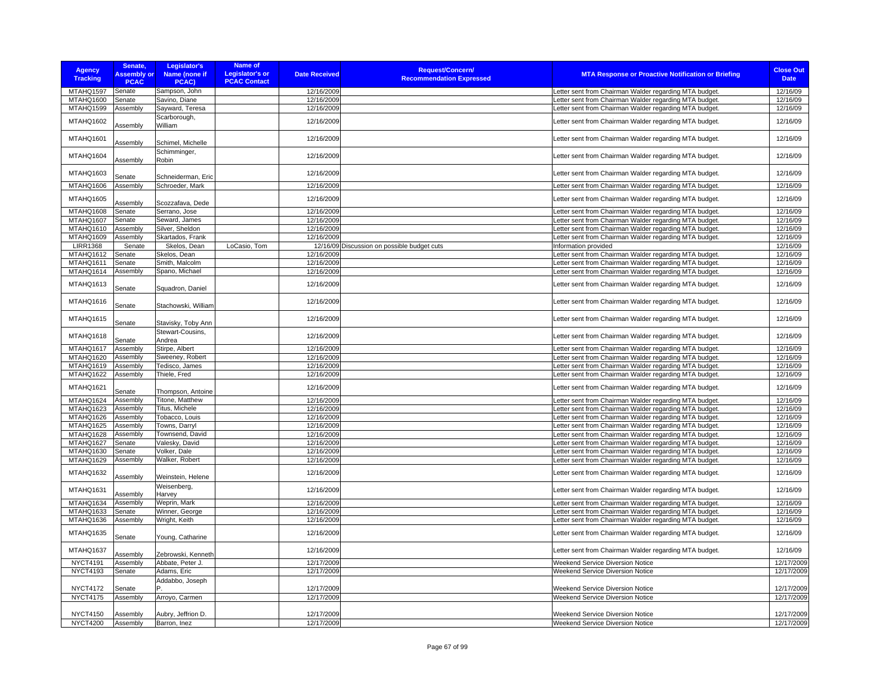| Agency Tracking | Senate, Assembly or PCAC | Legislator's Name (none if PCAC) | Name of Legislator's or PCAC Contact | Date Received | Request/Concern/ Recommendation Expressed | MTA Response or Proactive Notification or Briefing | Close Out Date |
|---|---|---|---|---|---|---|---|
| MTAHQ1597 | Senate | Sampson, John | | 12/16/2009 | | Letter sent from Chairman Walder regarding MTA budget. | 12/16/09 |
| MTAHQ1600 | Senate | Savino, Diane | | 12/16/2009 | | Letter sent from Chairman Walder regarding MTA budget. | 12/16/09 |
| MTAHQ1599 | Assembly | Sayward, Teresa | | 12/16/2009 | | Letter sent from Chairman Walder regarding MTA budget. | 12/16/09 |
| MTAHQ1602 | Assembly | Scarborough, William | | 12/16/2009 | | Letter sent from Chairman Walder regarding MTA budget. | 12/16/09 |
| MTAHQ1601 | Assembly | Schimel, Michelle | | 12/16/2009 | | Letter sent from Chairman Walder regarding MTA budget. | 12/16/09 |
| MTAHQ1604 | Assembly | Schimminger, Robin | | 12/16/2009 | | Letter sent from Chairman Walder regarding MTA budget. | 12/16/09 |
| MTAHQ1603 | Senate | Schneiderman, Eric | | 12/16/2009 | | Letter sent from Chairman Walder regarding MTA budget. | 12/16/09 |
| MTAHQ1606 | Assembly | Schroeder, Mark | | 12/16/2009 | | Letter sent from Chairman Walder regarding MTA budget. | 12/16/09 |
| MTAHQ1605 | Assembly | Scozzafava, Dede | | 12/16/2009 | | Letter sent from Chairman Walder regarding MTA budget. | 12/16/09 |
| MTAHQ1608 | Senate | Serrano, Jose | | 12/16/2009 | | Letter sent from Chairman Walder regarding MTA budget. | 12/16/09 |
| MTAHQ1607 | Senate | Seward, James | | 12/16/2009 | | Letter sent from Chairman Walder regarding MTA budget. | 12/16/09 |
| MTAHQ1610 | Assembly | Silver, Sheldon | | 12/16/2009 | | Letter sent from Chairman Walder regarding MTA budget. | 12/16/09 |
| MTAHQ1609 | Assembly | Skartados, Frank | | 12/16/2009 | | Letter sent from Chairman Walder regarding MTA budget. | 12/16/09 |
| LIRR1368 | Senate | Skelos, Dean | LoCasio, Tom | 12/16/09 | Discussion on possible budget cuts | Information provided | 12/16/09 |
| MTAHQ1612 | Senate | Skelos, Dean | | 12/16/2009 | | Letter sent from Chairman Walder regarding MTA budget. | 12/16/09 |
| MTAHQ1611 | Senate | Smith, Malcolm | | 12/16/2009 | | Letter sent from Chairman Walder regarding MTA budget. | 12/16/09 |
| MTAHQ1614 | Assembly | Spano, Michael | | 12/16/2009 | | Letter sent from Chairman Walder regarding MTA budget. | 12/16/09 |
| MTAHQ1613 | Senate | Squadron, Daniel | | 12/16/2009 | | Letter sent from Chairman Walder regarding MTA budget. | 12/16/09 |
| MTAHQ1616 | Senate | Stachowski, William | | 12/16/2009 | | Letter sent from Chairman Walder regarding MTA budget. | 12/16/09 |
| MTAHQ1615 | Senate | Stavisky, Toby Ann | | 12/16/2009 | | Letter sent from Chairman Walder regarding MTA budget. | 12/16/09 |
| MTAHQ1618 | Senate | Stewart-Cousins, Andrea | | 12/16/2009 | | Letter sent from Chairman Walder regarding MTA budget. | 12/16/09 |
| MTAHQ1617 | Assembly | Stirpe, Albert | | 12/16/2009 | | Letter sent from Chairman Walder regarding MTA budget. | 12/16/09 |
| MTAHQ1620 | Assembly | Sweeney, Robert | | 12/16/2009 | | Letter sent from Chairman Walder regarding MTA budget. | 12/16/09 |
| MTAHQ1619 | Assembly | Tedisco, James | | 12/16/2009 | | Letter sent from Chairman Walder regarding MTA budget. | 12/16/09 |
| MTAHQ1622 | Assembly | Thiele, Fred | | 12/16/2009 | | Letter sent from Chairman Walder regarding MTA budget. | 12/16/09 |
| MTAHQ1621 | Senate | Thompson, Antoine | | 12/16/2009 | | Letter sent from Chairman Walder regarding MTA budget. | 12/16/09 |
| MTAHQ1624 | Assembly | Titone, Matthew | | 12/16/2009 | | Letter sent from Chairman Walder regarding MTA budget. | 12/16/09 |
| MTAHQ1623 | Assembly | Titus, Michele | | 12/16/2009 | | Letter sent from Chairman Walder regarding MTA budget. | 12/16/09 |
| MTAHQ1626 | Assembly | Tobacco, Louis | | 12/16/2009 | | Letter sent from Chairman Walder regarding MTA budget. | 12/16/09 |
| MTAHQ1625 | Assembly | Towns, Darryl | | 12/16/2009 | | Letter sent from Chairman Walder regarding MTA budget. | 12/16/09 |
| MTAHQ1628 | Assembly | Townsend, David | | 12/16/2009 | | Letter sent from Chairman Walder regarding MTA budget. | 12/16/09 |
| MTAHQ1627 | Senate | Valesky, David | | 12/16/2009 | | Letter sent from Chairman Walder regarding MTA budget. | 12/16/09 |
| MTAHQ1630 | Senate | Volker, Dale | | 12/16/2009 | | Letter sent from Chairman Walder regarding MTA budget. | 12/16/09 |
| MTAHQ1629 | Assembly | Walker, Robert | | 12/16/2009 | | Letter sent from Chairman Walder regarding MTA budget. | 12/16/09 |
| MTAHQ1632 | Assembly | Weinstein, Helene | | 12/16/2009 | | Letter sent from Chairman Walder regarding MTA budget. | 12/16/09 |
| MTAHQ1631 | Assembly | Weisenberg, Harvey | | 12/16/2009 | | Letter sent from Chairman Walder regarding MTA budget. | 12/16/09 |
| MTAHQ1634 | Assembly | Weprin, Mark | | 12/16/2009 | | Letter sent from Chairman Walder regarding MTA budget. | 12/16/09 |
| MTAHQ1633 | Senate | Winner, George | | 12/16/2009 | | Letter sent from Chairman Walder regarding MTA budget. | 12/16/09 |
| MTAHQ1636 | Assembly | Wright, Keith | | 12/16/2009 | | Letter sent from Chairman Walder regarding MTA budget. | 12/16/09 |
| MTAHQ1635 | Senate | Young, Catharine | | 12/16/2009 | | Letter sent from Chairman Walder regarding MTA budget. | 12/16/09 |
| MTAHQ1637 | Assembly | Zebrowski, Kenneth | | 12/16/2009 | | Letter sent from Chairman Walder regarding MTA budget. | 12/16/09 |
| NYCT4191 | Assembly | Abbate, Peter J. | | 12/17/2009 | | Weekend Service Diversion Notice | 12/17/2009 |
| NYCT4193 | Senate | Adams, Eric | | 12/17/2009 | | Weekend Service Diversion Notice | 12/17/2009 |
| NYCT4172 | Senate | Addabbo, Joseph P. | | 12/17/2009 | | Weekend Service Diversion Notice | 12/17/2009 |
| NYCT4175 | Assembly | Arroyo, Carmen | | 12/17/2009 | | Weekend Service Diversion Notice | 12/17/2009 |
| NYCT4150 | Assembly | Aubry, Jeffrion D. | | 12/17/2009 | | Weekend Service Diversion Notice | 12/17/2009 |
| NYCT4200 | Assembly | Barron, Inez | | 12/17/2009 | | Weekend Service Diversion Notice | 12/17/2009 |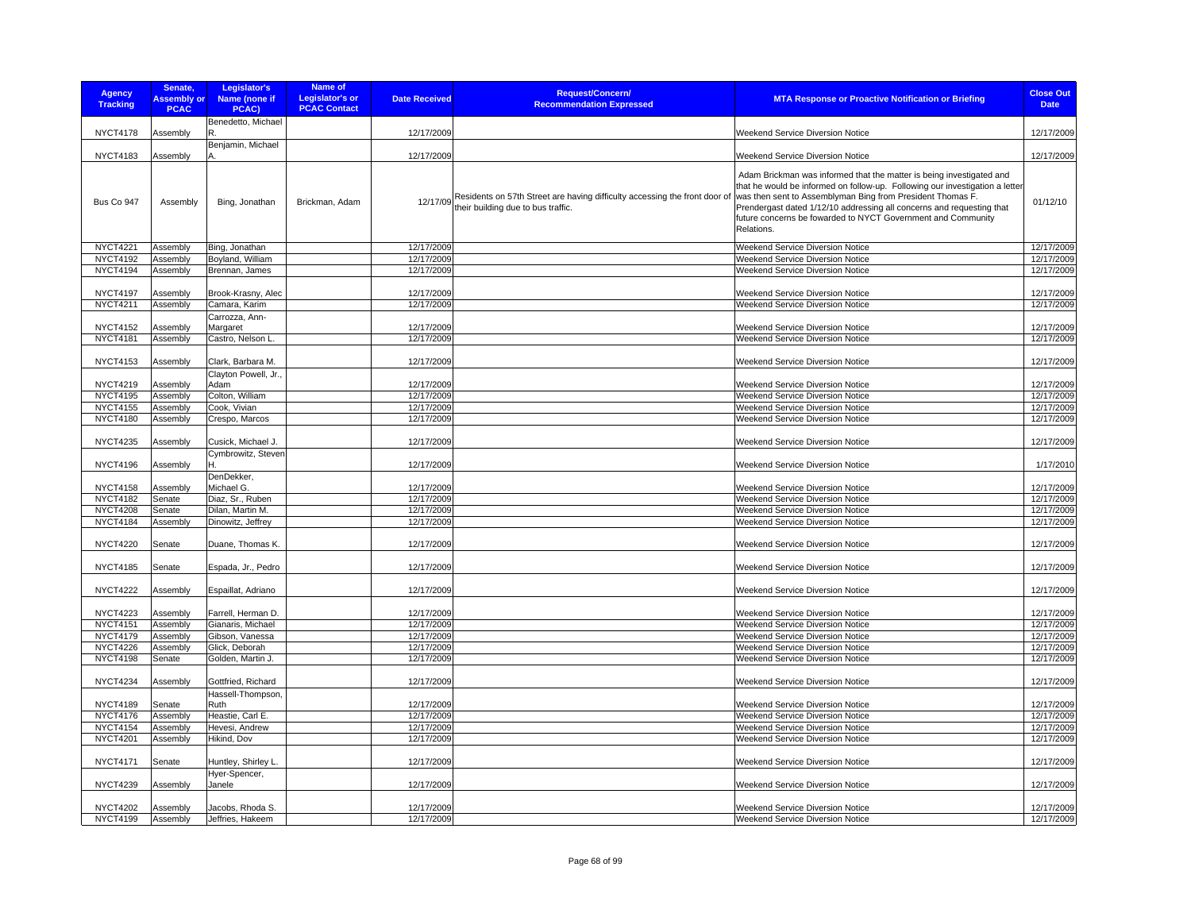| Agency Tracking | Senate, Assembly or PCAC | Legislator's Name (none if PCAC) | Name of Legislator's or PCAC Contact | Date Received | Request/Concern/ Recommendation Expressed | MTA Response or Proactive Notification or Briefing | Close Out Date |
|---|---|---|---|---|---|---|---|
| NYCT4178 | Assembly | Benedetto, Michael R. | | 12/17/2009 | | Weekend Service Diversion Notice | 12/17/2009 |
| NYCT4183 | Assembly | Benjamin, Michael A. | | 12/17/2009 | | Weekend Service Diversion Notice | 12/17/2009 |
| Bus Co 947 | Assembly | Bing, Jonathan | Brickman, Adam | 12/17/09 | Residents on 57th Street are having difficulty accessing the front door of their building due to bus traffic. | Adam Brickman was informed that the matter is being investigated and that he would be informed on follow-up. Following our investigation a letter was then sent to Assemblyman Bing from President Thomas F. Prendergast dated 1/12/10 addressing all concerns and requesting that future concerns be fowarded to NYCT Government and Community Relations. | 01/12/10 |
| NYCT4221 | Assembly | Bing, Jonathan | | 12/17/2009 | | Weekend Service Diversion Notice | 12/17/2009 |
| NYCT4192 | Assembly | Boyland, William | | 12/17/2009 | | Weekend Service Diversion Notice | 12/17/2009 |
| NYCT4194 | Assembly | Brennan, James | | 12/17/2009 | | Weekend Service Diversion Notice | 12/17/2009 |
| NYCT4197 | Assembly | Brook-Krasny, Alec | | 12/17/2009 | | Weekend Service Diversion Notice | 12/17/2009 |
| NYCT4211 | Assembly | Camara, Karim | | 12/17/2009 | | Weekend Service Diversion Notice | 12/17/2009 |
| NYCT4152 | Assembly | Carrozza, Ann-Margaret | | 12/17/2009 | | Weekend Service Diversion Notice | 12/17/2009 |
| NYCT4181 | Assembly | Castro, Nelson L. | | 12/17/2009 | | Weekend Service Diversion Notice | 12/17/2009 |
| NYCT4153 | Assembly | Clark, Barbara M. | | 12/17/2009 | | Weekend Service Diversion Notice | 12/17/2009 |
| NYCT4219 | Assembly | Clayton Powell, Jr., Adam | | 12/17/2009 | | Weekend Service Diversion Notice | 12/17/2009 |
| NYCT4195 | Assembly | Colton, William | | 12/17/2009 | | Weekend Service Diversion Notice | 12/17/2009 |
| NYCT4155 | Assembly | Cook, Vivian | | 12/17/2009 | | Weekend Service Diversion Notice | 12/17/2009 |
| NYCT4180 | Assembly | Crespo, Marcos | | 12/17/2009 | | Weekend Service Diversion Notice | 12/17/2009 |
| NYCT4235 | Assembly | Cusick, Michael J. | | 12/17/2009 | | Weekend Service Diversion Notice | 12/17/2009 |
| NYCT4196 | Assembly | Cymbrowitz, Steven H. | | 12/17/2009 | | Weekend Service Diversion Notice | 1/17/2010 |
| NYCT4158 | Assembly | DenDekker, Michael G. | | 12/17/2009 | | Weekend Service Diversion Notice | 12/17/2009 |
| NYCT4182 | Senate | Diaz, Sr., Ruben | | 12/17/2009 | | Weekend Service Diversion Notice | 12/17/2009 |
| NYCT4208 | Senate | Dilan, Martin M. | | 12/17/2009 | | Weekend Service Diversion Notice | 12/17/2009 |
| NYCT4184 | Assembly | Dinowitz, Jeffrey | | 12/17/2009 | | Weekend Service Diversion Notice | 12/17/2009 |
| NYCT4220 | Senate | Duane, Thomas K. | | 12/17/2009 | | Weekend Service Diversion Notice | 12/17/2009 |
| NYCT4185 | Senate | Espada, Jr., Pedro | | 12/17/2009 | | Weekend Service Diversion Notice | 12/17/2009 |
| NYCT4222 | Assembly | Espaillat, Adriano | | 12/17/2009 | | Weekend Service Diversion Notice | 12/17/2009 |
| NYCT4223 | Assembly | Farrell, Herman D. | | 12/17/2009 | | Weekend Service Diversion Notice | 12/17/2009 |
| NYCT4151 | Assembly | Gianaris, Michael | | 12/17/2009 | | Weekend Service Diversion Notice | 12/17/2009 |
| NYCT4179 | Assembly | Gibson, Vanessa | | 12/17/2009 | | Weekend Service Diversion Notice | 12/17/2009 |
| NYCT4226 | Assembly | Glick, Deborah | | 12/17/2009 | | Weekend Service Diversion Notice | 12/17/2009 |
| NYCT4198 | Senate | Golden, Martin J. | | 12/17/2009 | | Weekend Service Diversion Notice | 12/17/2009 |
| NYCT4234 | Assembly | Gottfried, Richard | | 12/17/2009 | | Weekend Service Diversion Notice | 12/17/2009 |
| NYCT4189 | Senate | Hassell-Thompson, Ruth | | 12/17/2009 | | Weekend Service Diversion Notice | 12/17/2009 |
| NYCT4176 | Assembly | Heastie, Carl E. | | 12/17/2009 | | Weekend Service Diversion Notice | 12/17/2009 |
| NYCT4154 | Assembly | Hevesi, Andrew | | 12/17/2009 | | Weekend Service Diversion Notice | 12/17/2009 |
| NYCT4201 | Assembly | Hikind, Dov | | 12/17/2009 | | Weekend Service Diversion Notice | 12/17/2009 |
| NYCT4171 | Senate | Huntley, Shirley L. | | 12/17/2009 | | Weekend Service Diversion Notice | 12/17/2009 |
| NYCT4239 | Assembly | Hyer-Spencer, Janele | | 12/17/2009 | | Weekend Service Diversion Notice | 12/17/2009 |
| NYCT4202 | Assembly | Jacobs, Rhoda S. | | 12/17/2009 | | Weekend Service Diversion Notice | 12/17/2009 |
| NYCT4199 | Assembly | Jeffries, Hakeem | | 12/17/2009 | | Weekend Service Diversion Notice | 12/17/2009 |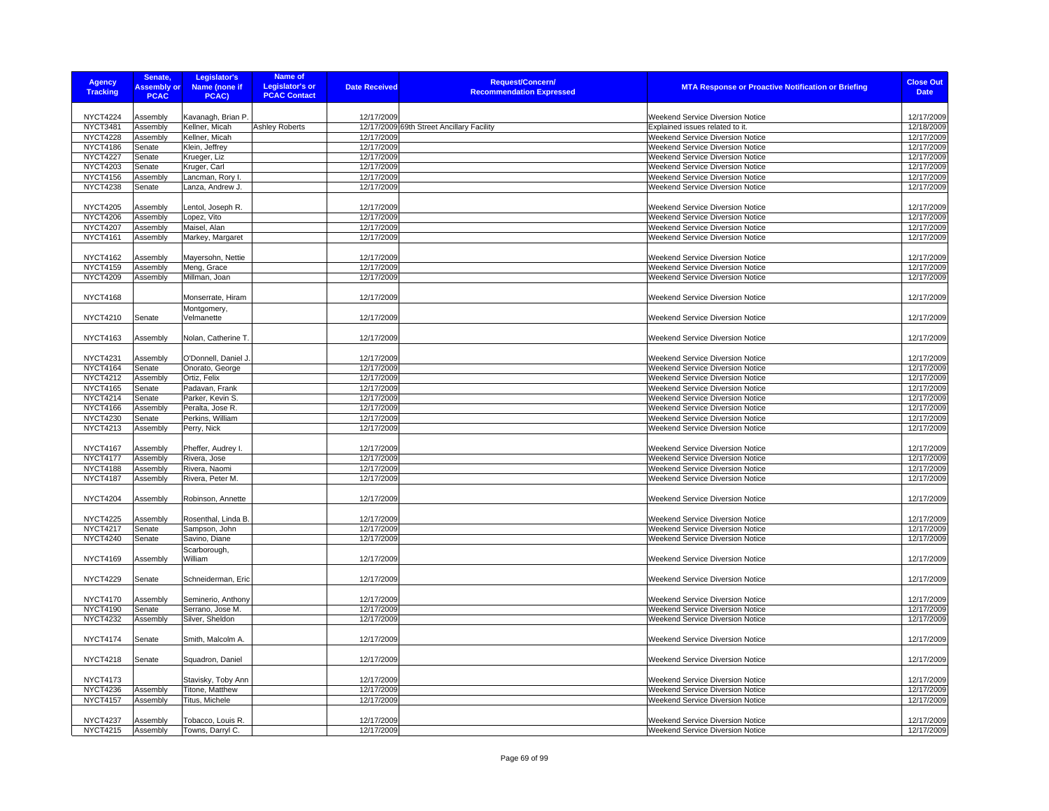| Agency Tracking | Senate, Assembly or PCAC | Legislator's Name (none if PCAC) | Name of Legislator's or PCAC Contact | Date Received | Request/Concern/ Recommendation Expressed | MTA Response or Proactive Notification or Briefing | Close Out Date |
|---|---|---|---|---|---|---|---|
| NYCT4224 | Assembly | Kavanagh, Brian P. | | 12/17/2009 | | Weekend Service Diversion Notice | 12/17/2009 |
| NYCT3481 | Assembly | Kellner, Micah | Ashley Roberts | 12/17/2009 | 69th Street Ancillary Facility | Explained issues related to it. | 12/18/2009 |
| NYCT4228 | Assembly | Kellner, Micah | | 12/17/2009 | | Weekend Service Diversion Notice | 12/17/2009 |
| NYCT4186 | Senate | Klein, Jeffrey | | 12/17/2009 | | Weekend Service Diversion Notice | 12/17/2009 |
| NYCT4227 | Senate | Krueger, Liz | | 12/17/2009 | | Weekend Service Diversion Notice | 12/17/2009 |
| NYCT4203 | Senate | Kruger, Carl | | 12/17/2009 | | Weekend Service Diversion Notice | 12/17/2009 |
| NYCT4156 | Assembly | Lancman, Rory I. | | 12/17/2009 | | Weekend Service Diversion Notice | 12/17/2009 |
| NYCT4238 | Senate | Lanza, Andrew J. | | 12/17/2009 | | Weekend Service Diversion Notice | 12/17/2009 |
| NYCT4205 | Assembly | Lentol, Joseph R. | | 12/17/2009 | | Weekend Service Diversion Notice | 12/17/2009 |
| NYCT4206 | Assembly | Lopez, Vito | | 12/17/2009 | | Weekend Service Diversion Notice | 12/17/2009 |
| NYCT4207 | Assembly | Maisel, Alan | | 12/17/2009 | | Weekend Service Diversion Notice | 12/17/2009 |
| NYCT4161 | Assembly | Markey, Margaret | | 12/17/2009 | | Weekend Service Diversion Notice | 12/17/2009 |
| NYCT4162 | Assembly | Mayersohn, Nettie | | 12/17/2009 | | Weekend Service Diversion Notice | 12/17/2009 |
| NYCT4159 | Assembly | Meng, Grace | | 12/17/2009 | | Weekend Service Diversion Notice | 12/17/2009 |
| NYCT4209 | Assembly | Millman, Joan | | 12/17/2009 | | Weekend Service Diversion Notice | 12/17/2009 |
| NYCT4168 | | Monserrate, Hiram | | 12/17/2009 | | Weekend Service Diversion Notice | 12/17/2009 |
| NYCT4210 | Senate | Montgomery, Velmanette | | 12/17/2009 | | Weekend Service Diversion Notice | 12/17/2009 |
| NYCT4163 | Assembly | Nolan, Catherine T. | | 12/17/2009 | | Weekend Service Diversion Notice | 12/17/2009 |
| NYCT4231 | Assembly | O'Donnell, Daniel J. | | 12/17/2009 | | Weekend Service Diversion Notice | 12/17/2009 |
| NYCT4164 | Senate | Onorato, George | | 12/17/2009 | | Weekend Service Diversion Notice | 12/17/2009 |
| NYCT4212 | Assembly | Ortiz, Felix | | 12/17/2009 | | Weekend Service Diversion Notice | 12/17/2009 |
| NYCT4165 | Senate | Padavan, Frank | | 12/17/2009 | | Weekend Service Diversion Notice | 12/17/2009 |
| NYCT4214 | Senate | Parker, Kevin S. | | 12/17/2009 | | Weekend Service Diversion Notice | 12/17/2009 |
| NYCT4166 | Assembly | Peralta, Jose R. | | 12/17/2009 | | Weekend Service Diversion Notice | 12/17/2009 |
| NYCT4230 | Senate | Perkins, William | | 12/17/2009 | | Weekend Service Diversion Notice | 12/17/2009 |
| NYCT4213 | Assembly | Perry, Nick | | 12/17/2009 | | Weekend Service Diversion Notice | 12/17/2009 |
| NYCT4167 | Assembly | Pheffer, Audrey I. | | 12/17/2009 | | Weekend Service Diversion Notice | 12/17/2009 |
| NYCT4177 | Assembly | Rivera, Jose | | 12/17/2009 | | Weekend Service Diversion Notice | 12/17/2009 |
| NYCT4188 | Assembly | Rivera, Naomi | | 12/17/2009 | | Weekend Service Diversion Notice | 12/17/2009 |
| NYCT4187 | Assembly | Rivera, Peter M. | | 12/17/2009 | | Weekend Service Diversion Notice | 12/17/2009 |
| NYCT4204 | Assembly | Robinson, Annette | | 12/17/2009 | | Weekend Service Diversion Notice | 12/17/2009 |
| NYCT4225 | Assembly | Rosenthal, Linda B. | | 12/17/2009 | | Weekend Service Diversion Notice | 12/17/2009 |
| NYCT4217 | Senate | Sampson, John | | 12/17/2009 | | Weekend Service Diversion Notice | 12/17/2009 |
| NYCT4240 | Senate | Savino, Diane | | 12/17/2009 | | Weekend Service Diversion Notice | 12/17/2009 |
| NYCT4169 | Assembly | Scarborough, William | | 12/17/2009 | | Weekend Service Diversion Notice | 12/17/2009 |
| NYCT4229 | Senate | Schneiderman, Eric | | 12/17/2009 | | Weekend Service Diversion Notice | 12/17/2009 |
| NYCT4170 | Assembly | Seminerio, Anthony | | 12/17/2009 | | Weekend Service Diversion Notice | 12/17/2009 |
| NYCT4190 | Senate | Serrano, Jose M. | | 12/17/2009 | | Weekend Service Diversion Notice | 12/17/2009 |
| NYCT4232 | Assembly | Silver, Sheldon | | 12/17/2009 | | Weekend Service Diversion Notice | 12/17/2009 |
| NYCT4174 | Senate | Smith, Malcolm A. | | 12/17/2009 | | Weekend Service Diversion Notice | 12/17/2009 |
| NYCT4218 | Senate | Squadron, Daniel | | 12/17/2009 | | Weekend Service Diversion Notice | 12/17/2009 |
| NYCT4173 | | Stavisky, Toby Ann | | 12/17/2009 | | Weekend Service Diversion Notice | 12/17/2009 |
| NYCT4236 | Assembly | Titone, Matthew | | 12/17/2009 | | Weekend Service Diversion Notice | 12/17/2009 |
| NYCT4157 | Assembly | Titus, Michele | | 12/17/2009 | | Weekend Service Diversion Notice | 12/17/2009 |
| NYCT4237 | Assembly | Tobacco, Louis R. | | 12/17/2009 | | Weekend Service Diversion Notice | 12/17/2009 |
| NYCT4215 | Assembly | Towns, Darryl C. | | 12/17/2009 | | Weekend Service Diversion Notice | 12/17/2009 |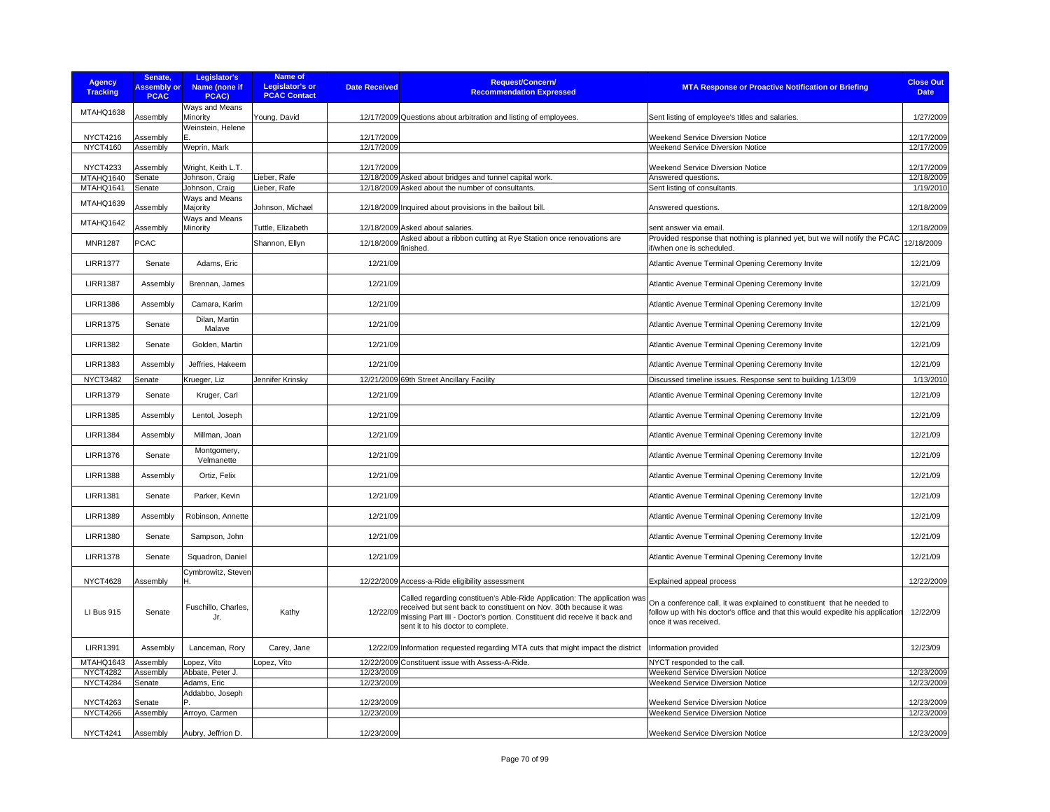| Agency Tracking | Senate, Assembly or PCAC | Legislator's Name (none if PCAC) | Name of Legislator's or PCAC Contact | Date Received | Request/Concern/ Recommendation Expressed | MTA Response or Proactive Notification or Briefing | Close Out Date |
|---|---|---|---|---|---|---|---|
| MTAHQ1638 | Assembly | Ways and Means Minority | Young, David | 12/17/2009 | Questions about arbitration and listing of employees. | Sent listing of employee's titles and salaries. | 1/27/2009 |
| NYCT4216 | Assembly | Weinstein, Helene E. | | 12/17/2009 | | Weekend Service Diversion Notice | 12/17/2009 |
| NYCT4160 | Assembly | Weprin, Mark | | 12/17/2009 | | Weekend Service Diversion Notice | 12/17/2009 |
| NYCT4233 | Assembly | Wright, Keith L.T. | | 12/17/2009 | | Weekend Service Diversion Notice | 12/17/2009 |
| MTAHQ1640 | Senate | Johnson, Craig | Lieber, Rafe | 12/18/2009 | Asked about bridges and tunnel capital work. | Answered questions. | 12/18/2009 |
| MTAHQ1641 | Senate | Johnson, Craig | Lieber, Rafe | 12/18/2009 | Asked about the number of consultants. | Sent listing of consultants. | 1/19/2010 |
| MTAHQ1639 | Assembly | Ways and Means Majority | Johnson, Michael | 12/18/2009 | Inquired about provisions in the bailout bill. | Answered questions. | 12/18/2009 |
| MTAHQ1642 | Assembly | Ways and Means Minority | Tuttle, Elizabeth | 12/18/2009 | Asked about salaries. | sent answer via email. | 12/18/2009 |
| MNR1287 | PCAC | | Shannon, Ellyn | 12/18/2009 | Asked about a ribbon cutting at Rye Station once renovations are finished. | Provided response that nothing is planned yet, but we will notify the PCAC if/when one is scheduled. | 12/18/2009 |
| LIRR1377 | Senate | Adams, Eric | | 12/21/09 | | Atlantic Avenue Terminal Opening Ceremony Invite | 12/21/09 |
| LIRR1387 | Assembly | Brennan, James | | 12/21/09 | | Atlantic Avenue Terminal Opening Ceremony Invite | 12/21/09 |
| LIRR1386 | Assembly | Camara, Karim | | 12/21/09 | | Atlantic Avenue Terminal Opening Ceremony Invite | 12/21/09 |
| LIRR1375 | Senate | Dilan, Martin Malave | | 12/21/09 | | Atlantic Avenue Terminal Opening Ceremony Invite | 12/21/09 |
| LIRR1382 | Senate | Golden, Martin | | 12/21/09 | | Atlantic Avenue Terminal Opening Ceremony Invite | 12/21/09 |
| LIRR1383 | Assembly | Jeffries, Hakeem | | 12/21/09 | | Atlantic Avenue Terminal Opening Ceremony Invite | 12/21/09 |
| NYCT3482 | Senate | Krueger, Liz | Jennifer Krinsky | 12/21/2009 | 69th Street Ancillary Facility | Discussed timeline issues. Response sent to building 1/13/09 | 1/13/2010 |
| LIRR1379 | Senate | Kruger, Carl | | 12/21/09 | | Atlantic Avenue Terminal Opening Ceremony Invite | 12/21/09 |
| LIRR1385 | Assembly | Lentol, Joseph | | 12/21/09 | | Atlantic Avenue Terminal Opening Ceremony Invite | 12/21/09 |
| LIRR1384 | Assembly | Millman, Joan | | 12/21/09 | | Atlantic Avenue Terminal Opening Ceremony Invite | 12/21/09 |
| LIRR1376 | Senate | Montgomery, Velmanette | | 12/21/09 | | Atlantic Avenue Terminal Opening Ceremony Invite | 12/21/09 |
| LIRR1388 | Assembly | Ortiz, Felix | | 12/21/09 | | Atlantic Avenue Terminal Opening Ceremony Invite | 12/21/09 |
| LIRR1381 | Senate | Parker, Kevin | | 12/21/09 | | Atlantic Avenue Terminal Opening Ceremony Invite | 12/21/09 |
| LIRR1389 | Assembly | Robinson, Annette | | 12/21/09 | | Atlantic Avenue Terminal Opening Ceremony Invite | 12/21/09 |
| LIRR1380 | Senate | Sampson, John | | 12/21/09 | | Atlantic Avenue Terminal Opening Ceremony Invite | 12/21/09 |
| LIRR1378 | Senate | Squadron, Daniel | | 12/21/09 | | Atlantic Avenue Terminal Opening Ceremony Invite | 12/21/09 |
| NYCT4628 | Assembly | Cymbrowitz, Steven H. | | 12/22/2009 | Access-a-Ride eligibility assessment | Explained appeal process | 12/22/2009 |
| LI Bus 915 | Senate | Fuschillo, Charles, Jr. | Kathy | 12/22/09 | Called regarding constituen's Able-Ride Application: The application was received but sent back to constituent on Nov. 30th because it was missing Part III - Doctor's portion. Constituent did receive it back and sent it to his doctor to complete. | On a conference call, it was explained to constituent that he needed to follow up with his doctor's office and that this would expedite his application once it was received. | 12/22/09 |
| LIRR1391 | Assembly | Lanceman, Rory | Carey, Jane | 12/22/09 | Information requested regarding MTA cuts that might impact the district | Information provided | 12/23/09 |
| MTAHQ1643 | Assembly | Lopez, Vito | Lopez, Vito | 12/22/2009 | Constituent issue with Assess-A-Ride. | NYCT responded to the call. | |
| NYCT4282 | Assembly | Abbate, Peter J. | | 12/23/2009 | | Weekend Service Diversion Notice | 12/23/2009 |
| NYCT4284 | Senate | Adams, Eric | | 12/23/2009 | | Weekend Service Diversion Notice | 12/23/2009 |
| NYCT4263 | Senate | Addabbo, Joseph P. | | 12/23/2009 | | Weekend Service Diversion Notice | 12/23/2009 |
| NYCT4266 | Assembly | Arroyo, Carmen | | 12/23/2009 | | Weekend Service Diversion Notice | 12/23/2009 |
| NYCT4241 | Assembly | Aubry, Jeffrion D. | | 12/23/2009 | | Weekend Service Diversion Notice | 12/23/2009 |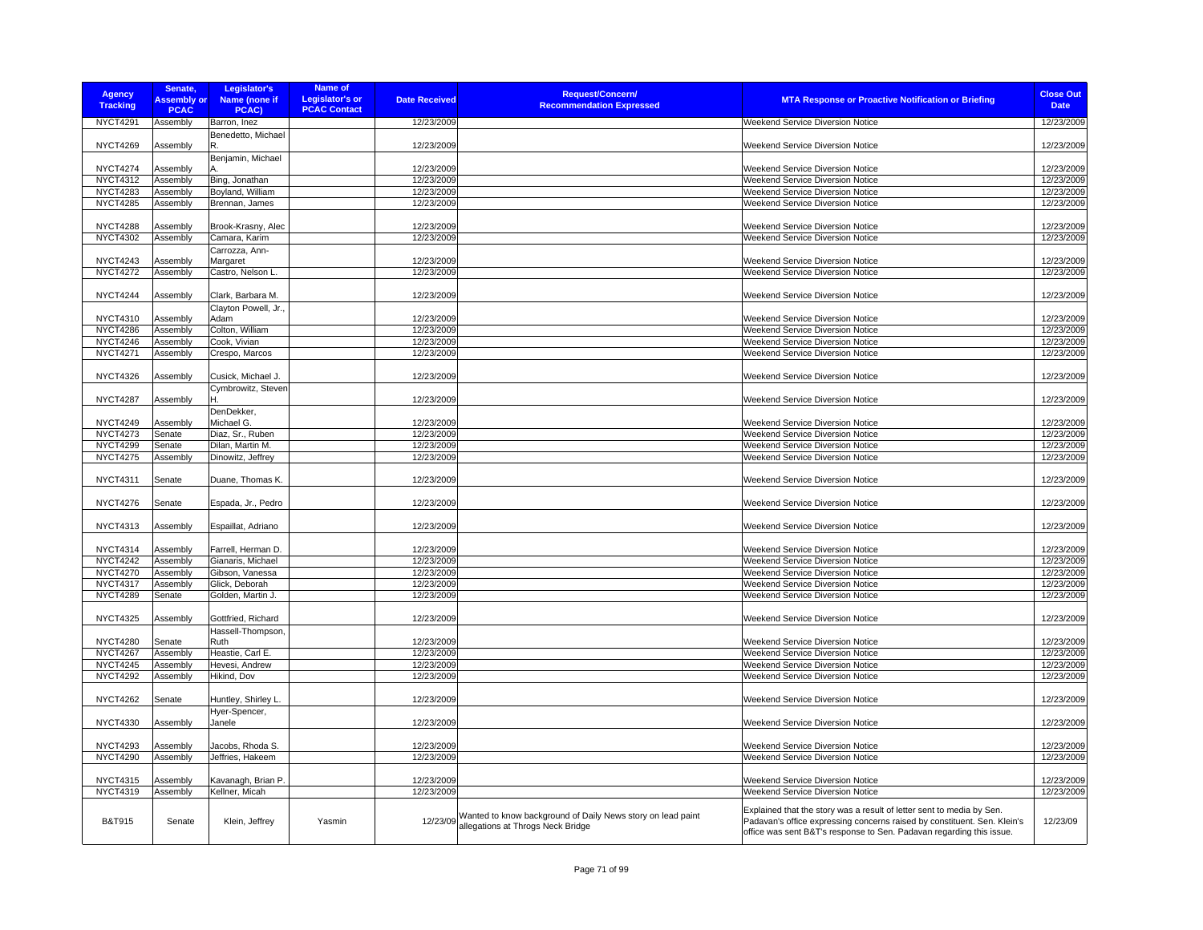| Agency Tracking | Senate, Assembly or PCAC | Legislator's Name (none if PCAC) | Name of Legislator's or PCAC Contact | Date Received | Request/Concern/ Recommendation Expressed | MTA Response or Proactive Notification or Briefing | Close Out Date |
|---|---|---|---|---|---|---|---|
| NYCT4291 | Assembly | Barron, Inez | | 12/23/2009 | | Weekend Service Diversion Notice | 12/23/2009 |
| NYCT4269 | Assembly | Benedetto, Michael R. | | 12/23/2009 | | Weekend Service Diversion Notice | 12/23/2009 |
| NYCT4274 | Assembly | Benjamin, Michael A. | | 12/23/2009 | | Weekend Service Diversion Notice | 12/23/2009 |
| NYCT4312 | Assembly | Bing, Jonathan | | 12/23/2009 | | Weekend Service Diversion Notice | 12/23/2009 |
| NYCT4283 | Assembly | Boyland, William | | 12/23/2009 | | Weekend Service Diversion Notice | 12/23/2009 |
| NYCT4285 | Assembly | Brennan, James | | 12/23/2009 | | Weekend Service Diversion Notice | 12/23/2009 |
| NYCT4288 | Assembly | Brook-Krasny, Alec | | 12/23/2009 | | Weekend Service Diversion Notice | 12/23/2009 |
| NYCT4302 | Assembly | Camara, Karim | | 12/23/2009 | | Weekend Service Diversion Notice | 12/23/2009 |
| NYCT4243 | Assembly | Carrozza, Ann-Margaret | | 12/23/2009 | | Weekend Service Diversion Notice | 12/23/2009 |
| NYCT4272 | Assembly | Castro, Nelson L. | | 12/23/2009 | | Weekend Service Diversion Notice | 12/23/2009 |
| NYCT4244 | Assembly | Clark, Barbara M. | | 12/23/2009 | | Weekend Service Diversion Notice | 12/23/2009 |
| NYCT4310 | Assembly | Clayton Powell, Jr., Adam | | 12/23/2009 | | Weekend Service Diversion Notice | 12/23/2009 |
| NYCT4286 | Assembly | Colton, William | | 12/23/2009 | | Weekend Service Diversion Notice | 12/23/2009 |
| NYCT4246 | Assembly | Cook, Vivian | | 12/23/2009 | | Weekend Service Diversion Notice | 12/23/2009 |
| NYCT4271 | Assembly | Crespo, Marcos | | 12/23/2009 | | Weekend Service Diversion Notice | 12/23/2009 |
| NYCT4326 | Assembly | Cusick, Michael J. | | 12/23/2009 | | Weekend Service Diversion Notice | 12/23/2009 |
| NYCT4287 | Assembly | Cymbrowitz, Steven H. | | 12/23/2009 | | Weekend Service Diversion Notice | 12/23/2009 |
| NYCT4249 | Assembly | DenDekker, Michael G. | | 12/23/2009 | | Weekend Service Diversion Notice | 12/23/2009 |
| NYCT4273 | Senate | Diaz, Sr., Ruben | | 12/23/2009 | | Weekend Service Diversion Notice | 12/23/2009 |
| NYCT4299 | Senate | Dilan, Martin M. | | 12/23/2009 | | Weekend Service Diversion Notice | 12/23/2009 |
| NYCT4275 | Assembly | Dinowitz, Jeffrey | | 12/23/2009 | | Weekend Service Diversion Notice | 12/23/2009 |
| NYCT4311 | Senate | Duane, Thomas K. | | 12/23/2009 | | Weekend Service Diversion Notice | 12/23/2009 |
| NYCT4276 | Senate | Espada, Jr., Pedro | | 12/23/2009 | | Weekend Service Diversion Notice | 12/23/2009 |
| NYCT4313 | Assembly | Espaillat, Adriano | | 12/23/2009 | | Weekend Service Diversion Notice | 12/23/2009 |
| NYCT4314 | Assembly | Farrell, Herman D. | | 12/23/2009 | | Weekend Service Diversion Notice | 12/23/2009 |
| NYCT4242 | Assembly | Gianaris, Michael | | 12/23/2009 | | Weekend Service Diversion Notice | 12/23/2009 |
| NYCT4270 | Assembly | Gibson, Vanessa | | 12/23/2009 | | Weekend Service Diversion Notice | 12/23/2009 |
| NYCT4317 | Assembly | Glick, Deborah | | 12/23/2009 | | Weekend Service Diversion Notice | 12/23/2009 |
| NYCT4289 | Senate | Golden, Martin J. | | 12/23/2009 | | Weekend Service Diversion Notice | 12/23/2009 |
| NYCT4325 | Assembly | Gottfried, Richard | | 12/23/2009 | | Weekend Service Diversion Notice | 12/23/2009 |
| NYCT4280 | Senate | Hassell-Thompson, Ruth | | 12/23/2009 | | Weekend Service Diversion Notice | 12/23/2009 |
| NYCT4267 | Assembly | Heastie, Carl E. | | 12/23/2009 | | Weekend Service Diversion Notice | 12/23/2009 |
| NYCT4245 | Assembly | Hevesi, Andrew | | 12/23/2009 | | Weekend Service Diversion Notice | 12/23/2009 |
| NYCT4292 | Assembly | Hikind, Dov | | 12/23/2009 | | Weekend Service Diversion Notice | 12/23/2009 |
| NYCT4262 | Senate | Huntley, Shirley L. | | 12/23/2009 | | Weekend Service Diversion Notice | 12/23/2009 |
| NYCT4330 | Assembly | Hyer-Spencer, Janele | | 12/23/2009 | | Weekend Service Diversion Notice | 12/23/2009 |
| NYCT4293 | Assembly | Jacobs, Rhoda S. | | 12/23/2009 | | Weekend Service Diversion Notice | 12/23/2009 |
| NYCT4290 | Assembly | Jeffries, Hakeem | | 12/23/2009 | | Weekend Service Diversion Notice | 12/23/2009 |
| NYCT4315 | Assembly | Kavanagh, Brian P. | | 12/23/2009 | | Weekend Service Diversion Notice | 12/23/2009 |
| NYCT4319 | Assembly | Kellner, Micah | | 12/23/2009 | | Weekend Service Diversion Notice | 12/23/2009 |
| B&T915 | Senate | Klein, Jeffrey | Yasmin | 12/23/09 | Wanted to know background of Daily News story on lead paint allegations at Throgs Neck Bridge | Explained that the story was a result of letter sent to media by Sen. Padavan's office expressing concerns raised by constituent. Sen. Klein's office was sent B&T's response to Sen. Padavan regarding this issue. | 12/23/09 |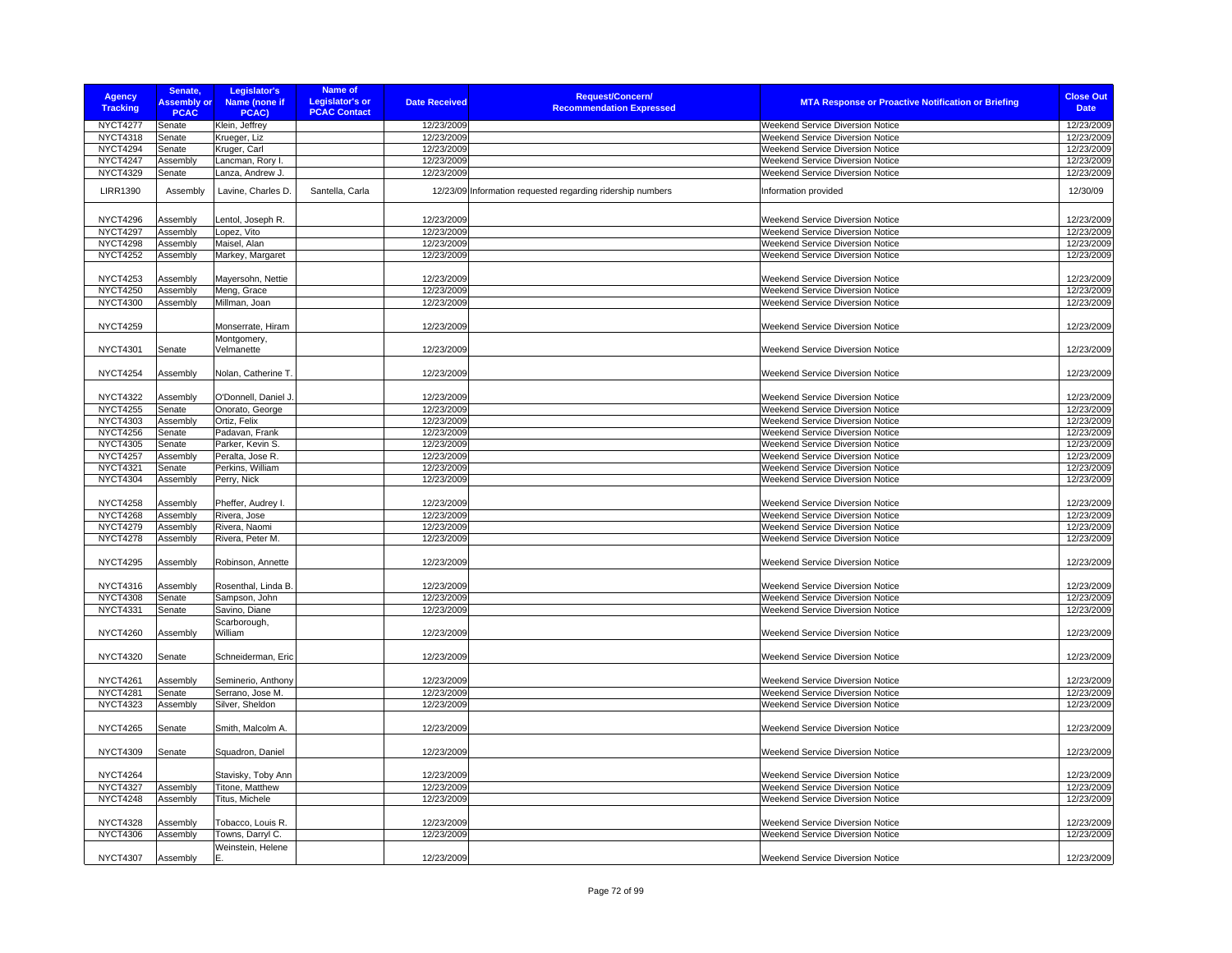| Agency Tracking | Senate, Assembly or PCAC | Legislator's Name (none if PCAC) | Name of Legislator's or PCAC Contact | Date Received | Request/Concern/ Recommendation Expressed | MTA Response or Proactive Notification or Briefing | Close Out Date |
|---|---|---|---|---|---|---|---|
| NYCT4277 | Senate | Klein, Jeffrey | | 12/23/2009 | | Weekend Service Diversion Notice | 12/23/2009 |
| NYCT4318 | Senate | Krueger, Liz | | 12/23/2009 | | Weekend Service Diversion Notice | 12/23/2009 |
| NYCT4294 | Senate | Kruger, Carl | | 12/23/2009 | | Weekend Service Diversion Notice | 12/23/2009 |
| NYCT4247 | Assembly | Lancman, Rory I. | | 12/23/2009 | | Weekend Service Diversion Notice | 12/23/2009 |
| NYCT4329 | Senate | Lanza, Andrew J. | | 12/23/2009 | | Weekend Service Diversion Notice | 12/23/2009 |
| LIRR1390 | Assembly | Lavine, Charles D. | Santella, Carla | 12/23/09 | Information requested regarding ridership numbers | Information provided | 12/30/09 |
| NYCT4296 | Assembly | Lentol, Joseph R. | | 12/23/2009 | | Weekend Service Diversion Notice | 12/23/2009 |
| NYCT4297 | Assembly | Lopez, Vito | | 12/23/2009 | | Weekend Service Diversion Notice | 12/23/2009 |
| NYCT4298 | Assembly | Maisel, Alan | | 12/23/2009 | | Weekend Service Diversion Notice | 12/23/2009 |
| NYCT4252 | Assembly | Markey, Margaret | | 12/23/2009 | | Weekend Service Diversion Notice | 12/23/2009 |
| NYCT4253 | Assembly | Mayersohn, Nettie | | 12/23/2009 | | Weekend Service Diversion Notice | 12/23/2009 |
| NYCT4250 | Assembly | Meng, Grace | | 12/23/2009 | | Weekend Service Diversion Notice | 12/23/2009 |
| NYCT4300 | Assembly | Millman, Joan | | 12/23/2009 | | Weekend Service Diversion Notice | 12/23/2009 |
| NYCT4259 | | Monserrate, Hiram | | 12/23/2009 | | Weekend Service Diversion Notice | 12/23/2009 |
| NYCT4301 | Senate | Montgomery, Velmanette | | 12/23/2009 | | Weekend Service Diversion Notice | 12/23/2009 |
| NYCT4254 | Assembly | Nolan, Catherine T. | | 12/23/2009 | | Weekend Service Diversion Notice | 12/23/2009 |
| NYCT4322 | Assembly | O'Donnell, Daniel J. | | 12/23/2009 | | Weekend Service Diversion Notice | 12/23/2009 |
| NYCT4255 | Senate | Onorato, George | | 12/23/2009 | | Weekend Service Diversion Notice | 12/23/2009 |
| NYCT4303 | Assembly | Ortiz, Felix | | 12/23/2009 | | Weekend Service Diversion Notice | 12/23/2009 |
| NYCT4256 | Senate | Padavan, Frank | | 12/23/2009 | | Weekend Service Diversion Notice | 12/23/2009 |
| NYCT4305 | Senate | Parker, Kevin S. | | 12/23/2009 | | Weekend Service Diversion Notice | 12/23/2009 |
| NYCT4257 | Assembly | Peralta, Jose R. | | 12/23/2009 | | Weekend Service Diversion Notice | 12/23/2009 |
| NYCT4321 | Senate | Perkins, William | | 12/23/2009 | | Weekend Service Diversion Notice | 12/23/2009 |
| NYCT4304 | Assembly | Perry, Nick | | 12/23/2009 | | Weekend Service Diversion Notice | 12/23/2009 |
| NYCT4258 | Assembly | Pheffer, Audrey I. | | 12/23/2009 | | Weekend Service Diversion Notice | 12/23/2009 |
| NYCT4268 | Assembly | Rivera, Jose | | 12/23/2009 | | Weekend Service Diversion Notice | 12/23/2009 |
| NYCT4279 | Assembly | Rivera, Naomi | | 12/23/2009 | | Weekend Service Diversion Notice | 12/23/2009 |
| NYCT4278 | Assembly | Rivera, Peter M. | | 12/23/2009 | | Weekend Service Diversion Notice | 12/23/2009 |
| NYCT4295 | Assembly | Robinson, Annette | | 12/23/2009 | | Weekend Service Diversion Notice | 12/23/2009 |
| NYCT4316 | Assembly | Rosenthal, Linda B. | | 12/23/2009 | | Weekend Service Diversion Notice | 12/23/2009 |
| NYCT4308 | Senate | Sampson, John | | 12/23/2009 | | Weekend Service Diversion Notice | 12/23/2009 |
| NYCT4331 | Senate | Savino, Diane | | 12/23/2009 | | Weekend Service Diversion Notice | 12/23/2009 |
| NYCT4260 | Assembly | Scarborough, William | | 12/23/2009 | | Weekend Service Diversion Notice | 12/23/2009 |
| NYCT4320 | Senate | Schneiderman, Eric | | 12/23/2009 | | Weekend Service Diversion Notice | 12/23/2009 |
| NYCT4261 | Assembly | Seminerio, Anthony | | 12/23/2009 | | Weekend Service Diversion Notice | 12/23/2009 |
| NYCT4281 | Senate | Serrano, Jose M. | | 12/23/2009 | | Weekend Service Diversion Notice | 12/23/2009 |
| NYCT4323 | Assembly | Silver, Sheldon | | 12/23/2009 | | Weekend Service Diversion Notice | 12/23/2009 |
| NYCT4265 | Senate | Smith, Malcolm A. | | 12/23/2009 | | Weekend Service Diversion Notice | 12/23/2009 |
| NYCT4309 | Senate | Squadron, Daniel | | 12/23/2009 | | Weekend Service Diversion Notice | 12/23/2009 |
| NYCT4264 | | Stavisky, Toby Ann | | 12/23/2009 | | Weekend Service Diversion Notice | 12/23/2009 |
| NYCT4327 | Assembly | Titone, Matthew | | 12/23/2009 | | Weekend Service Diversion Notice | 12/23/2009 |
| NYCT4248 | Assembly | Titus, Michele | | 12/23/2009 | | Weekend Service Diversion Notice | 12/23/2009 |
| NYCT4328 | Assembly | Tobacco, Louis R. | | 12/23/2009 | | Weekend Service Diversion Notice | 12/23/2009 |
| NYCT4306 | Assembly | Towns, Darryl C. | | 12/23/2009 | | Weekend Service Diversion Notice | 12/23/2009 |
| NYCT4307 | Assembly | Weinstein, Helene E. | | 12/23/2009 | | Weekend Service Diversion Notice | 12/23/2009 |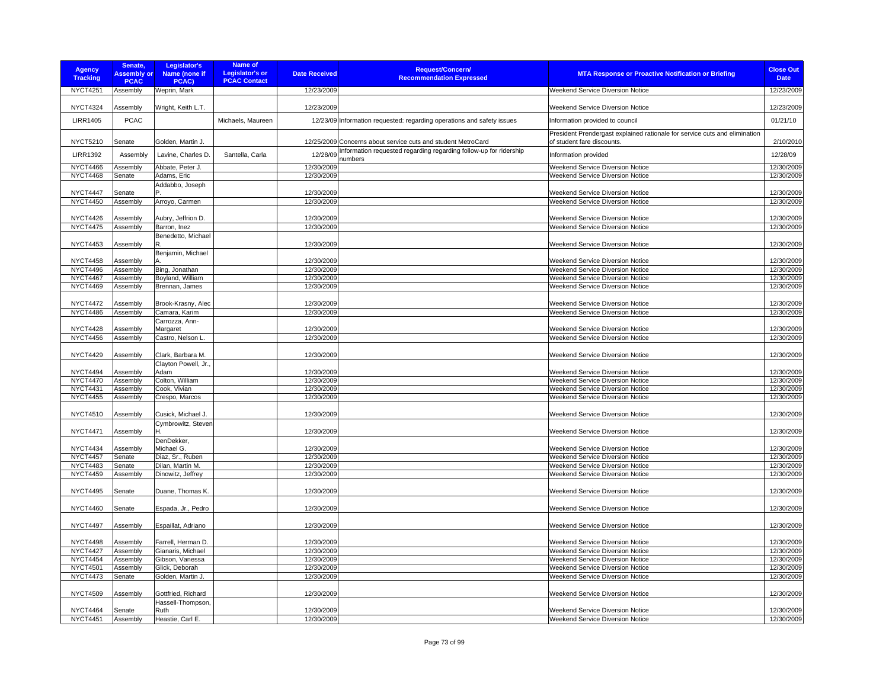| Agency Tracking | Senate, Assembly or PCAC | Legislator's Name (none if PCAC) | Name of Legislator's or PCAC Contact | Date Received | Request/Concern/ Recommendation Expressed | MTA Response or Proactive Notification or Briefing | Close Out Date |
|---|---|---|---|---|---|---|---|
| NYCT4251 | Assembly | Weprin, Mark | | 12/23/2009 | | Weekend Service Diversion Notice | 12/23/2009 |
| NYCT4324 | Assembly | Wright, Keith L.T. | | 12/23/2009 | | Weekend Service Diversion Notice | 12/23/2009 |
| LIRR1405 | PCAC | | Michaels, Maureen | 12/23/09 | Information requested: regarding operations and safety issues | Information provided to council | 01/21/10 |
| NYCT5210 | Senate | Golden, Martin J. | | 12/25/2009 | Concerns about service cuts and student MetroCard | President Prendergast explained rationale for service cuts and elimination of student fare discounts. | 2/10/2010 |
| LIRR1392 | Assembly | Lavine, Charles D. | Santella, Carla | 12/28/09 | Information requested regarding regarding follow-up for ridership numbers | Information provided | 12/28/09 |
| NYCT4466 | Assembly | Abbate, Peter J. | | 12/30/2009 | | Weekend Service Diversion Notice | 12/30/2009 |
| NYCT4468 | Senate | Adams, Eric | | 12/30/2009 | | Weekend Service Diversion Notice | 12/30/2009 |
| NYCT4447 | Senate | Addabbo, Joseph P. | | 12/30/2009 | | Weekend Service Diversion Notice | 12/30/2009 |
| NYCT4450 | Assembly | Arroyo, Carmen | | 12/30/2009 | | Weekend Service Diversion Notice | 12/30/2009 |
| NYCT4426 | Assembly | Aubry, Jeffrion D. | | 12/30/2009 | | Weekend Service Diversion Notice | 12/30/2009 |
| NYCT4475 | Assembly | Barron, Inez | | 12/30/2009 | | Weekend Service Diversion Notice | 12/30/2009 |
| NYCT4453 | Assembly | Benedetto, Michael R. | | 12/30/2009 | | Weekend Service Diversion Notice | 12/30/2009 |
| NYCT4458 | Assembly | Benjamin, Michael A. | | 12/30/2009 | | Weekend Service Diversion Notice | 12/30/2009 |
| NYCT4496 | Assembly | Bing, Jonathan | | 12/30/2009 | | Weekend Service Diversion Notice | 12/30/2009 |
| NYCT4467 | Assembly | Boyland, William | | 12/30/2009 | | Weekend Service Diversion Notice | 12/30/2009 |
| NYCT4469 | Assembly | Brennan, James | | 12/30/2009 | | Weekend Service Diversion Notice | 12/30/2009 |
| NYCT4472 | Assembly | Brook-Krasny, Alec | | 12/30/2009 | | Weekend Service Diversion Notice | 12/30/2009 |
| NYCT4486 | Assembly | Camara, Karim | | 12/30/2009 | | Weekend Service Diversion Notice | 12/30/2009 |
| NYCT4428 | Assembly | Carrozza, Ann-Margaret | | 12/30/2009 | | Weekend Service Diversion Notice | 12/30/2009 |
| NYCT4456 | Assembly | Castro, Nelson L. | | 12/30/2009 | | Weekend Service Diversion Notice | 12/30/2009 |
| NYCT4429 | Assembly | Clark, Barbara M. | | 12/30/2009 | | Weekend Service Diversion Notice | 12/30/2009 |
| NYCT4494 | Assembly | Clayton Powell, Jr., Adam | | 12/30/2009 | | Weekend Service Diversion Notice | 12/30/2009 |
| NYCT4470 | Assembly | Colton, William | | 12/30/2009 | | Weekend Service Diversion Notice | 12/30/2009 |
| NYCT4431 | Assembly | Cook, Vivian | | 12/30/2009 | | Weekend Service Diversion Notice | 12/30/2009 |
| NYCT4455 | Assembly | Crespo, Marcos | | 12/30/2009 | | Weekend Service Diversion Notice | 12/30/2009 |
| NYCT4510 | Assembly | Cusick, Michael J. | | 12/30/2009 | | Weekend Service Diversion Notice | 12/30/2009 |
| NYCT4471 | Assembly | Cymbrowitz, Steven H. | | 12/30/2009 | | Weekend Service Diversion Notice | 12/30/2009 |
| NYCT4434 | Assembly | DenDekker, Michael G. | | 12/30/2009 | | Weekend Service Diversion Notice | 12/30/2009 |
| NYCT4457 | Senate | Diaz, Sr., Ruben | | 12/30/2009 | | Weekend Service Diversion Notice | 12/30/2009 |
| NYCT4483 | Senate | Dilan, Martin M. | | 12/30/2009 | | Weekend Service Diversion Notice | 12/30/2009 |
| NYCT4459 | Assembly | Dinowitz, Jeffrey | | 12/30/2009 | | Weekend Service Diversion Notice | 12/30/2009 |
| NYCT4495 | Senate | Duane, Thomas K. | | 12/30/2009 | | Weekend Service Diversion Notice | 12/30/2009 |
| NYCT4460 | Senate | Espada, Jr., Pedro | | 12/30/2009 | | Weekend Service Diversion Notice | 12/30/2009 |
| NYCT4497 | Assembly | Espaillat, Adriano | | 12/30/2009 | | Weekend Service Diversion Notice | 12/30/2009 |
| NYCT4498 | Assembly | Farrell, Herman D. | | 12/30/2009 | | Weekend Service Diversion Notice | 12/30/2009 |
| NYCT4427 | Assembly | Gianaris, Michael | | 12/30/2009 | | Weekend Service Diversion Notice | 12/30/2009 |
| NYCT4454 | Assembly | Gibson, Vanessa | | 12/30/2009 | | Weekend Service Diversion Notice | 12/30/2009 |
| NYCT4501 | Assembly | Glick, Deborah | | 12/30/2009 | | Weekend Service Diversion Notice | 12/30/2009 |
| NYCT4473 | Senate | Golden, Martin J. | | 12/30/2009 | | Weekend Service Diversion Notice | 12/30/2009 |
| NYCT4509 | Assembly | Gottfried, Richard | | 12/30/2009 | | Weekend Service Diversion Notice | 12/30/2009 |
| NYCT4464 | Senate | Hassell-Thompson, Ruth | | 12/30/2009 | | Weekend Service Diversion Notice | 12/30/2009 |
| NYCT4451 | Assembly | Heastie, Carl E. | | 12/30/2009 | | Weekend Service Diversion Notice | 12/30/2009 |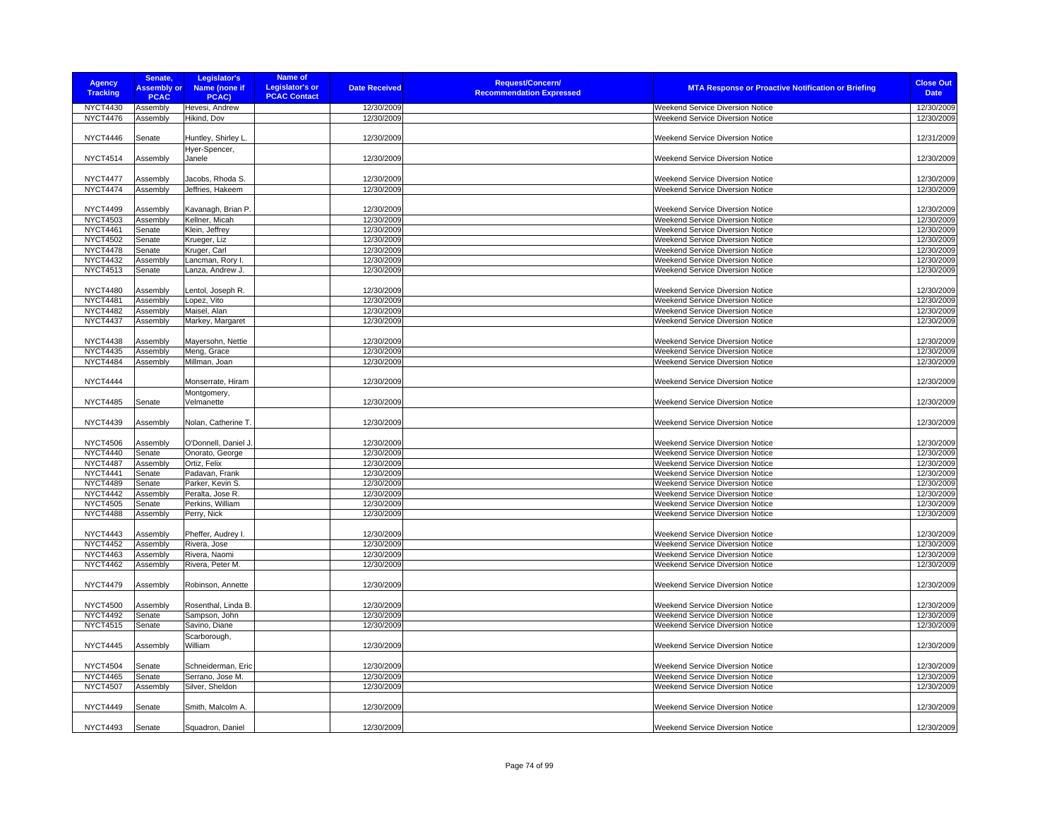| Agency Tracking | Senate, Assembly or PCAC | Legislator's Name (none if PCAC) | Name of Legislator's or PCAC Contact | Date Received | Request/Concern/ Recommendation Expressed | MTA Response or Proactive Notification or Briefing | Close Out Date |
|---|---|---|---|---|---|---|---|
| NYCT4430 | Assembly | Hevesi, Andrew | | 12/30/2009 | | Weekend Service Diversion Notice | 12/30/2009 |
| NYCT4476 | Assembly | Hikind, Dov | | 12/30/2009 | | Weekend Service Diversion Notice | 12/30/2009 |
| NYCT4446 | Senate | Huntley, Shirley L. | | 12/30/2009 | | Weekend Service Diversion Notice | 12/31/2009 |
| NYCT4514 | Assembly | Hyer-Spencer, Janele | | 12/30/2009 | | Weekend Service Diversion Notice | 12/30/2009 |
| NYCT4477 | Assembly | Jacobs, Rhoda S. | | 12/30/2009 | | Weekend Service Diversion Notice | 12/30/2009 |
| NYCT4474 | Assembly | Jeffries, Hakeem | | 12/30/2009 | | Weekend Service Diversion Notice | 12/30/2009 |
| NYCT4499 | Assembly | Kavanagh, Brian P. | | 12/30/2009 | | Weekend Service Diversion Notice | 12/30/2009 |
| NYCT4503 | Assembly | Kellner, Micah | | 12/30/2009 | | Weekend Service Diversion Notice | 12/30/2009 |
| NYCT4461 | Senate | Klein, Jeffrey | | 12/30/2009 | | Weekend Service Diversion Notice | 12/30/2009 |
| NYCT4502 | Senate | Krueger, Liz | | 12/30/2009 | | Weekend Service Diversion Notice | 12/30/2009 |
| NYCT4478 | Senate | Kruger, Carl | | 12/30/2009 | | Weekend Service Diversion Notice | 12/30/2009 |
| NYCT4432 | Assembly | Lancman, Rory I. | | 12/30/2009 | | Weekend Service Diversion Notice | 12/30/2009 |
| NYCT4513 | Senate | Lanza, Andrew J. | | 12/30/2009 | | Weekend Service Diversion Notice | 12/30/2009 |
| NYCT4480 | Assembly | Lentol, Joseph R. | | 12/30/2009 | | Weekend Service Diversion Notice | 12/30/2009 |
| NYCT4481 | Assembly | Lopez, Vito | | 12/30/2009 | | Weekend Service Diversion Notice | 12/30/2009 |
| NYCT4482 | Assembly | Maisel, Alan | | 12/30/2009 | | Weekend Service Diversion Notice | 12/30/2009 |
| NYCT4437 | Assembly | Markey, Margaret | | 12/30/2009 | | Weekend Service Diversion Notice | 12/30/2009 |
| NYCT4438 | Assembly | Mayersohn, Nettie | | 12/30/2009 | | Weekend Service Diversion Notice | 12/30/2009 |
| NYCT4435 | Assembly | Meng, Grace | | 12/30/2009 | | Weekend Service Diversion Notice | 12/30/2009 |
| NYCT4484 | Assembly | Millman, Joan | | 12/30/2009 | | Weekend Service Diversion Notice | 12/30/2009 |
| NYCT4444 | | Monserrate, Hiram | | 12/30/2009 | | Weekend Service Diversion Notice | 12/30/2009 |
| NYCT4485 | Senate | Montgomery, Velmanette | | 12/30/2009 | | Weekend Service Diversion Notice | 12/30/2009 |
| NYCT4439 | Assembly | Nolan, Catherine T. | | 12/30/2009 | | Weekend Service Diversion Notice | 12/30/2009 |
| NYCT4506 | Assembly | O'Donnell, Daniel J. | | 12/30/2009 | | Weekend Service Diversion Notice | 12/30/2009 |
| NYCT4440 | Senate | Onorato, George | | 12/30/2009 | | Weekend Service Diversion Notice | 12/30/2009 |
| NYCT4487 | Assembly | Ortiz, Felix | | 12/30/2009 | | Weekend Service Diversion Notice | 12/30/2009 |
| NYCT4441 | Senate | Padavan, Frank | | 12/30/2009 | | Weekend Service Diversion Notice | 12/30/2009 |
| NYCT4489 | Senate | Parker, Kevin S. | | 12/30/2009 | | Weekend Service Diversion Notice | 12/30/2009 |
| NYCT4442 | Assembly | Peralta, Jose R. | | 12/30/2009 | | Weekend Service Diversion Notice | 12/30/2009 |
| NYCT4505 | Senate | Perkins, William | | 12/30/2009 | | Weekend Service Diversion Notice | 12/30/2009 |
| NYCT4488 | Assembly | Perry, Nick | | 12/30/2009 | | Weekend Service Diversion Notice | 12/30/2009 |
| NYCT4443 | Assembly | Pheffer, Audrey I. | | 12/30/2009 | | Weekend Service Diversion Notice | 12/30/2009 |
| NYCT4452 | Assembly | Rivera, Jose | | 12/30/2009 | | Weekend Service Diversion Notice | 12/30/2009 |
| NYCT4463 | Assembly | Rivera, Naomi | | 12/30/2009 | | Weekend Service Diversion Notice | 12/30/2009 |
| NYCT4462 | Assembly | Rivera, Peter M. | | 12/30/2009 | | Weekend Service Diversion Notice | 12/30/2009 |
| NYCT4479 | Assembly | Robinson, Annette | | 12/30/2009 | | Weekend Service Diversion Notice | 12/30/2009 |
| NYCT4500 | Assembly | Rosenthal, Linda B. | | 12/30/2009 | | Weekend Service Diversion Notice | 12/30/2009 |
| NYCT4492 | Senate | Sampson, John | | 12/30/2009 | | Weekend Service Diversion Notice | 12/30/2009 |
| NYCT4515 | Senate | Savino, Diane | | 12/30/2009 | | Weekend Service Diversion Notice | 12/30/2009 |
| NYCT4445 | Assembly | Scarborough, William | | 12/30/2009 | | Weekend Service Diversion Notice | 12/30/2009 |
| NYCT4504 | Senate | Schneiderman, Eric | | 12/30/2009 | | Weekend Service Diversion Notice | 12/30/2009 |
| NYCT4465 | Senate | Serrano, Jose M. | | 12/30/2009 | | Weekend Service Diversion Notice | 12/30/2009 |
| NYCT4507 | Assembly | Silver, Sheldon | | 12/30/2009 | | Weekend Service Diversion Notice | 12/30/2009 |
| NYCT4449 | Senate | Smith, Malcolm A. | | 12/30/2009 | | Weekend Service Diversion Notice | 12/30/2009 |
| NYCT4493 | Senate | Squadron, Daniel | | 12/30/2009 | | Weekend Service Diversion Notice | 12/30/2009 |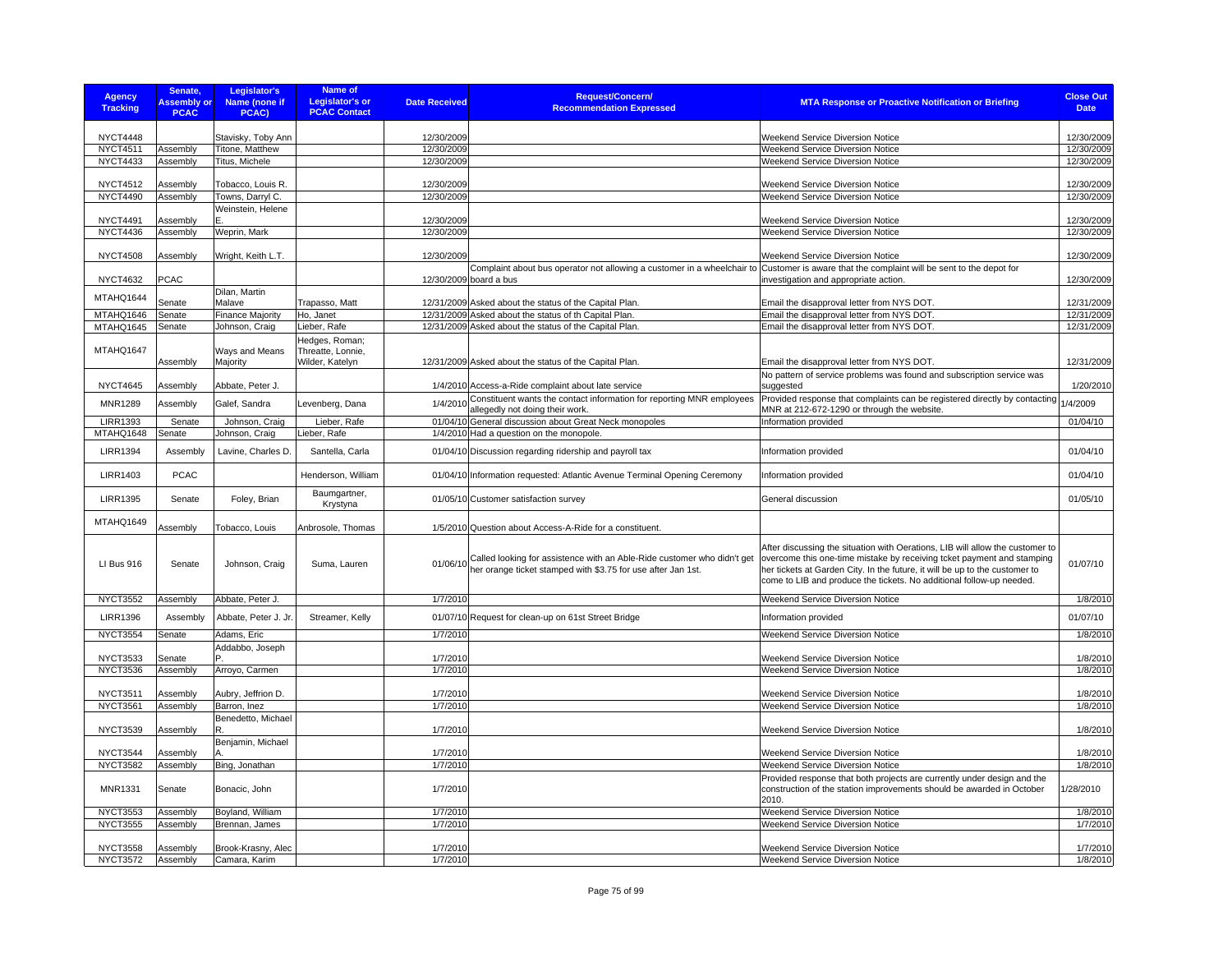| Agency Tracking | Senate, Assembly or PCAC | Legislator's Name (none if PCAC) | Name of Legislator's or PCAC Contact | Date Received | Request/Concern/ Recommendation Expressed | MTA Response or Proactive Notification or Briefing | Close Out Date |
|---|---|---|---|---|---|---|---|
| NYCT4448 | | Stavisky, Toby Ann | | 12/30/2009 | | Weekend Service Diversion Notice | 12/30/2009 |
| NYCT4511 | Assembly | Titone, Matthew | | 12/30/2009 | | Weekend Service Diversion Notice | 12/30/2009 |
| NYCT4433 | Assembly | Titus, Michele | | 12/30/2009 | | Weekend Service Diversion Notice | 12/30/2009 |
| NYCT4512 | Assembly | Tobacco, Louis R. | | 12/30/2009 | | Weekend Service Diversion Notice | 12/30/2009 |
| NYCT4490 | Assembly | Towns, Darryl C. | | 12/30/2009 | | Weekend Service Diversion Notice | 12/30/2009 |
| NYCT4491 | Assembly | Weinstein, Helene E. | | 12/30/2009 | | Weekend Service Diversion Notice | 12/30/2009 |
| NYCT4436 | Assembly | Weprin, Mark | | 12/30/2009 | | Weekend Service Diversion Notice | 12/30/2009 |
| NYCT4508 | Assembly | Wright, Keith L.T. | | 12/30/2009 | | Weekend Service Diversion Notice | 12/30/2009 |
| NYCT4632 | PCAC | | | 12/30/2009 | Complaint about bus operator not allowing a customer in a wheelchair to board a bus | Customer is aware that the complaint will be sent to the depot for investigation and appropriate action. | 12/30/2009 |
| MTAHQ1644 | Senate | Dilan, Martin Malave | Trapasso, Matt | 12/31/2009 | Asked about the status of the Capital Plan. | Email the disapproval letter from NYS DOT. | 12/31/2009 |
| MTAHQ1646 | Senate | Finance Majority | Ho, Janet | 12/31/2009 | Asked about the status of th Capital Plan. | Email the disapproval letter from NYS DOT. | 12/31/2009 |
| MTAHQ1645 | Senate | Johnson, Craig | Lieber, Rafe | 12/31/2009 | Asked about the status of the Capital Plan. | Email the disapproval letter from NYS DOT. | 12/31/2009 |
| MTAHQ1647 | Assembly | Ways and Means Majority | Hedges, Roman; Threatte, Lonnie, Wilder, Katelyn | 12/31/2009 | Asked about the status of the Capital Plan. | Email the disapproval letter from NYS DOT. | 12/31/2009 |
| NYCT4645 | Assembly | Abbate, Peter J. | | 1/4/2010 | Access-a-Ride complaint about late service | No pattern of service problems was found and subscription service was suggested | 1/20/2010 |
| MNR1289 | Assembly | Galef, Sandra | Levenberg, Dana | 1/4/2010 | Constituent wants the contact information for reporting MNR employees allegedly not doing their work. | Provided response that complaints can be registered directly by contacting MNR at 212-672-1290 or through the website. | 1/4/2009 |
| LIRR1393 | Senate | Johnson, Craig | Lieber, Rafe | 01/04/10 | General discussion about Great Neck monopoles | Information provided | 01/04/10 |
| MTAHQ1648 | Senate | Johnson, Craig | Lieber, Rafe | 1/4/2010 | Had a question on the monopole. | | |
| LIRR1394 | Assembly | Lavine, Charles D. | Santella, Carla | 01/04/10 | Discussion regarding ridership and payroll tax | Information provided | 01/04/10 |
| LIRR1403 | PCAC | | Henderson, William | 01/04/10 | Information requested: Atlantic Avenue Terminal Opening Ceremony | Information provided | 01/04/10 |
| LIRR1395 | Senate | Foley, Brian | Baumgartner, Krystyna | 01/05/10 | Customer satisfaction survey | General discussion | 01/05/10 |
| MTAHQ1649 | Assembly | Tobacco, Louis | Anbrosole, Thomas | 1/5/2010 | Question about Access-A-Ride for a constituent. | | |
| LI Bus 916 | Senate | Johnson, Craig | Suma, Lauren | 01/06/10 | Called looking for assistence with an Able-Ride customer who didn't get her orange ticket stamped with $3.75 for use after Jan 1st. | After discussing the situation with Oerations, LIB will allow the customer to overcome this one-time mistake by receiving tcket payment and stamping her tickets at Garden City. In the future, it will be up to the customer to come to LIB and produce the tickets. No additional follow-up needed. | 01/07/10 |
| NYCT3552 | Assembly | Abbate, Peter J. | | 1/7/2010 | | Weekend Service Diversion Notice | 1/8/2010 |
| LIRR1396 | Assembly | Abbate, Peter J. Jr. | Streamer, Kelly | 01/07/10 | Request for clean-up on 61st Street Bridge | Information provided | 01/07/10 |
| NYCT3554 | Senate | Adams, Eric | | 1/7/2010 | | Weekend Service Diversion Notice | 1/8/2010 |
| NYCT3533 | Senate | Addabbo, Joseph P. | | 1/7/2010 | | Weekend Service Diversion Notice | 1/8/2010 |
| NYCT3536 | Assembly | Arroyo, Carmen | | 1/7/2010 | | Weekend Service Diversion Notice | 1/8/2010 |
| NYCT3511 | Assembly | Aubry, Jeffrion D. | | 1/7/2010 | | Weekend Service Diversion Notice | 1/8/2010 |
| NYCT3561 | Assembly | Barron, Inez | | 1/7/2010 | | Weekend Service Diversion Notice | 1/8/2010 |
| NYCT3539 | Assembly | Benedetto, Michael R. | | 1/7/2010 | | Weekend Service Diversion Notice | 1/8/2010 |
| NYCT3544 | Assembly | Benjamin, Michael A. | | 1/7/2010 | | Weekend Service Diversion Notice | 1/8/2010 |
| NYCT3582 | Assembly | Bing, Jonathan | | 1/7/2010 | | Weekend Service Diversion Notice | 1/8/2010 |
| MNR1331 | Senate | Bonacic, John | | 1/7/2010 | | Provided response that both projects are currently under design and the construction of the station improvements should be awarded in October 2010. | 1/28/2010 |
| NYCT3553 | Assembly | Boyland, William | | 1/7/2010 | | Weekend Service Diversion Notice | 1/8/2010 |
| NYCT3555 | Assembly | Brennan, James | | 1/7/2010 | | Weekend Service Diversion Notice | 1/7/2010 |
| NYCT3558 | Assembly | Brook-Krasny, Alec | | 1/7/2010 | | Weekend Service Diversion Notice | 1/7/2010 |
| NYCT3572 | Assembly | Camara, Karim | | 1/7/2010 | | Weekend Service Diversion Notice | 1/8/2010 |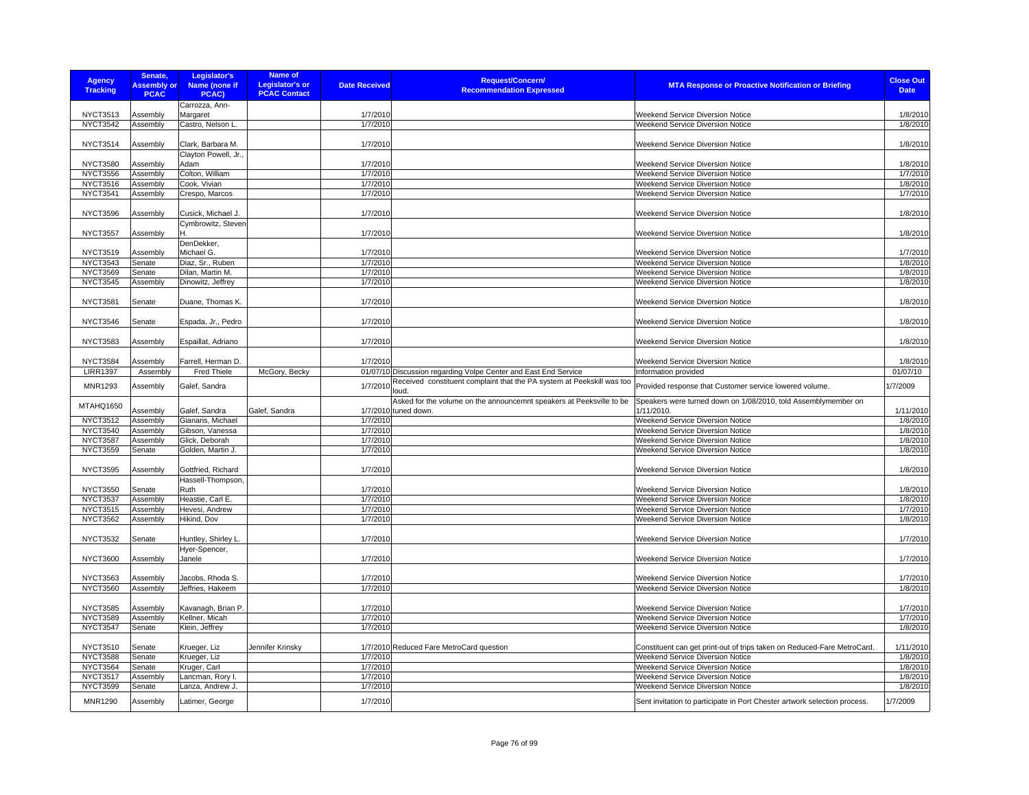| Agency Tracking | Senate, Assembly or PCAC | Legislator's Name (none if PCAC) | Name of Legislator's or PCAC Contact | Date Received | Request/Concern/ Recommendation Expressed | MTA Response or Proactive Notification or Briefing | Close Out Date |
|---|---|---|---|---|---|---|---|
| NYCT3513 | Assembly | Carrozza, Ann-Margaret | | 1/7/2010 | | Weekend Service Diversion Notice | 1/8/2010 |
| NYCT3542 | Assembly | Castro, Nelson L. | | 1/7/2010 | | Weekend Service Diversion Notice | 1/8/2010 |
| NYCT3514 | Assembly | Clark, Barbara M. | | 1/7/2010 | | Weekend Service Diversion Notice | 1/8/2010 |
| NYCT3580 | Assembly | Clayton Powell, Jr., Adam | | 1/7/2010 | | Weekend Service Diversion Notice | 1/8/2010 |
| NYCT3556 | Assembly | Colton, William | | 1/7/2010 | | Weekend Service Diversion Notice | 1/7/2010 |
| NYCT3516 | Assembly | Cook, Vivian | | 1/7/2010 | | Weekend Service Diversion Notice | 1/8/2010 |
| NYCT3541 | Assembly | Crespo, Marcos | | 1/7/2010 | | Weekend Service Diversion Notice | 1/7/2010 |
| NYCT3596 | Assembly | Cusick, Michael J. | | 1/7/2010 | | Weekend Service Diversion Notice | 1/8/2010 |
| NYCT3557 | Assembly | Cymbrowitz, Steven H. | | 1/7/2010 | | Weekend Service Diversion Notice | 1/8/2010 |
| NYCT3519 | Assembly | DenDekker, Michael G. | | 1/7/2010 | | Weekend Service Diversion Notice | 1/7/2010 |
| NYCT3543 | Senate | Diaz, Sr., Ruben | | 1/7/2010 | | Weekend Service Diversion Notice | 1/8/2010 |
| NYCT3569 | Senate | Dilan, Martin M. | | 1/7/2010 | | Weekend Service Diversion Notice | 1/8/2010 |
| NYCT3545 | Assembly | Dinowitz, Jeffrey | | 1/7/2010 | | Weekend Service Diversion Notice | 1/8/2010 |
| NYCT3581 | Senate | Duane, Thomas K. | | 1/7/2010 | | Weekend Service Diversion Notice | 1/8/2010 |
| NYCT3546 | Senate | Espada, Jr., Pedro | | 1/7/2010 | | Weekend Service Diversion Notice | 1/8/2010 |
| NYCT3583 | Assembly | Espaillat, Adriano | | 1/7/2010 | | Weekend Service Diversion Notice | 1/8/2010 |
| NYCT3584 | Assembly | Farrell, Herman D. | | 1/7/2010 | | Weekend Service Diversion Notice | 1/8/2010 |
| LIRR1397 | Assembly | Fred Thiele | McGory, Becky | 01/07/10 | Discussion regarding Volpe Center and East End Service | Information provided | 01/07/10 |
| MNR1293 | Assembly | Galef, Sandra | | 1/7/2010 | Received constituent complaint that the PA system at Peekskill was too loud. | Provided response that Customer service lowered volume. | 1/7/2009 |
| MTAHQ1650 | Assembly | Galef, Sandra | Galef, Sandra | 1/7/2010 | Asked for the volume on the announcemnt speakers at Peeksville to be tuned down. | Speakers were turned down on 1/08/2010, told Assemblymember on 1/11/2010. | 1/11/2010 |
| NYCT3512 | Assembly | Gianaris, Michael | | 1/7/2010 | | Weekend Service Diversion Notice | 1/8/2010 |
| NYCT3540 | Assembly | Gibson, Vanessa | | 1/7/2010 | | Weekend Service Diversion Notice | 1/8/2010 |
| NYCT3587 | Assembly | Glick, Deborah | | 1/7/2010 | | Weekend Service Diversion Notice | 1/8/2010 |
| NYCT3559 | Senate | Golden, Martin J. | | 1/7/2010 | | Weekend Service Diversion Notice | 1/8/2010 |
| NYCT3595 | Assembly | Gottfried, Richard | | 1/7/2010 | | Weekend Service Diversion Notice | 1/8/2010 |
| NYCT3550 | Senate | Hassell-Thompson, Ruth | | 1/7/2010 | | Weekend Service Diversion Notice | 1/8/2010 |
| NYCT3537 | Assembly | Heastie, Carl E. | | 1/7/2010 | | Weekend Service Diversion Notice | 1/8/2010 |
| NYCT3515 | Assembly | Hevesi, Andrew | | 1/7/2010 | | Weekend Service Diversion Notice | 1/7/2010 |
| NYCT3562 | Assembly | Hikind, Dov | | 1/7/2010 | | Weekend Service Diversion Notice | 1/8/2010 |
| NYCT3532 | Senate | Huntley, Shirley L. | | 1/7/2010 | | Weekend Service Diversion Notice | 1/7/2010 |
| NYCT3600 | Assembly | Hyer-Spencer, Janele | | 1/7/2010 | | Weekend Service Diversion Notice | 1/7/2010 |
| NYCT3563 | Assembly | Jacobs, Rhoda S. | | 1/7/2010 | | Weekend Service Diversion Notice | 1/7/2010 |
| NYCT3560 | Assembly | Jeffries, Hakeem | | 1/7/2010 | | Weekend Service Diversion Notice | 1/8/2010 |
| NYCT3585 | Assembly | Kavanagh, Brian P. | | 1/7/2010 | | Weekend Service Diversion Notice | 1/7/2010 |
| NYCT3589 | Assembly | Kellner, Micah | | 1/7/2010 | | Weekend Service Diversion Notice | 1/7/2010 |
| NYCT3547 | Senate | Klein, Jeffrey | | 1/7/2010 | | Weekend Service Diversion Notice | 1/8/2010 |
| NYCT3510 | Senate | Krueger, Liz | Jennifer Krinsky | 1/7/2010 | Reduced Fare MetroCard question | Constituent can get print-out of trips taken on Reduced-Fare MetroCard. | 1/11/2010 |
| NYCT3588 | Senate | Krueger, Liz | | 1/7/2010 | | Weekend Service Diversion Notice | 1/8/2010 |
| NYCT3564 | Senate | Kruger, Carl | | 1/7/2010 | | Weekend Service Diversion Notice | 1/8/2010 |
| NYCT3517 | Assembly | Lancman, Rory I. | | 1/7/2010 | | Weekend Service Diversion Notice | 1/8/2010 |
| NYCT3599 | Senate | Lanza, Andrew J. | | 1/7/2010 | | Weekend Service Diversion Notice | 1/8/2010 |
| MNR1290 | Assembly | Latimer, George | | 1/7/2010 | | Sent invitation to participate in Port Chester artwork selection process. | 1/7/2009 |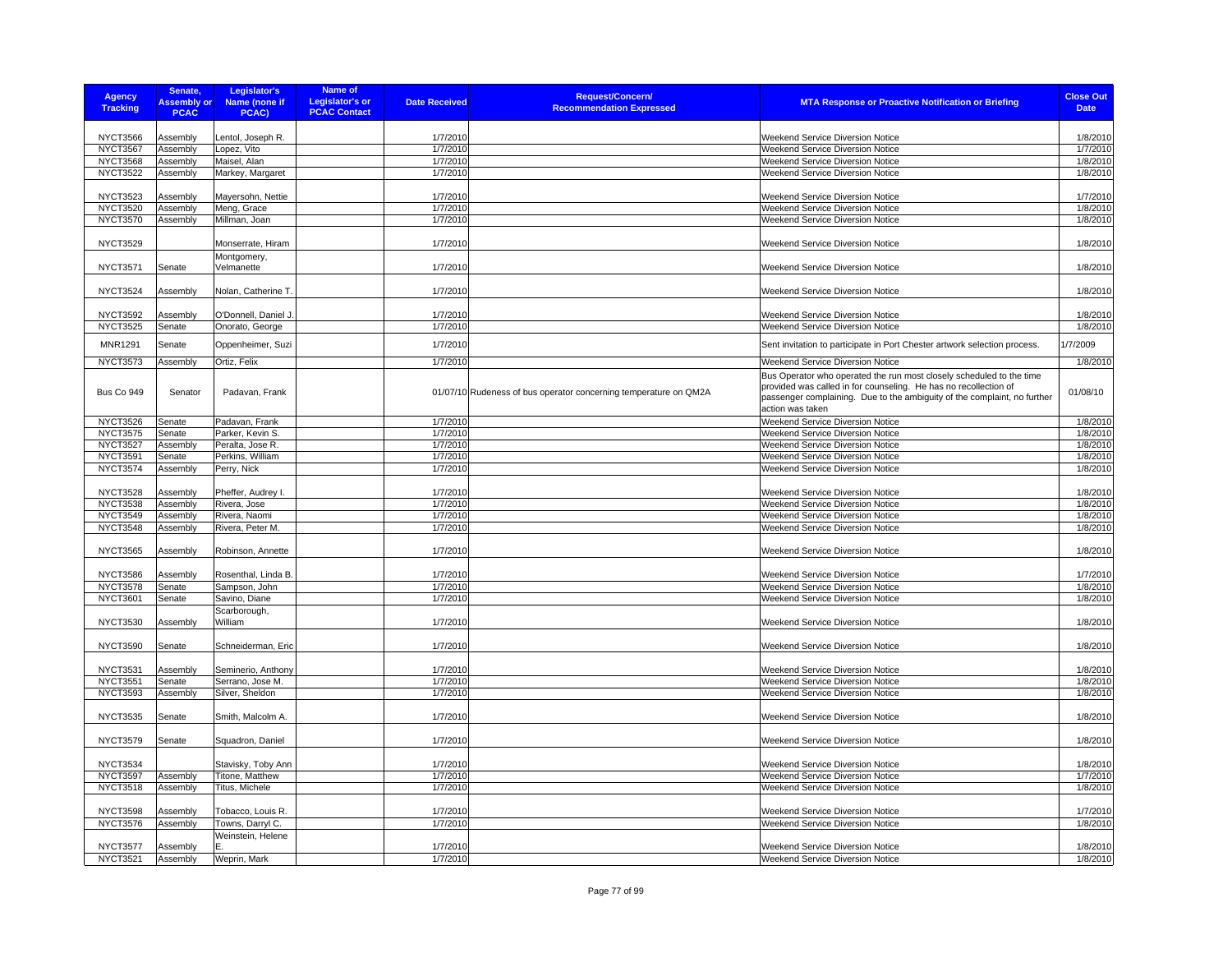| Agency Tracking | Senate, Assembly or PCAC | Legislator's Name (none if PCAC) | Name of Legislator's or PCAC Contact | Date Received | Request/Concern/ Recommendation Expressed | MTA Response or Proactive Notification or Briefing | Close Out Date |
|---|---|---|---|---|---|---|---|
| NYCT3566 | Assembly | Lentol, Joseph R. | | 1/7/2010 | | Weekend Service Diversion Notice | 1/8/2010 |
| NYCT3567 | Assembly | Lopez, Vito | | 1/7/2010 | | Weekend Service Diversion Notice | 1/7/2010 |
| NYCT3568 | Assembly | Maisel, Alan | | 1/7/2010 | | Weekend Service Diversion Notice | 1/8/2010 |
| NYCT3522 | Assembly | Markey, Margaret | | 1/7/2010 | | Weekend Service Diversion Notice | 1/8/2010 |
| NYCT3523 | Assembly | Mayersohn, Nettie | | 1/7/2010 | | Weekend Service Diversion Notice | 1/7/2010 |
| NYCT3520 | Assembly | Meng, Grace | | 1/7/2010 | | Weekend Service Diversion Notice | 1/8/2010 |
| NYCT3570 | Assembly | Millman, Joan | | 1/7/2010 | | Weekend Service Diversion Notice | 1/8/2010 |
| NYCT3529 | | Monserrate, Hiram | | 1/7/2010 | | Weekend Service Diversion Notice | 1/8/2010 |
| NYCT3571 | Senate | Montgomery, Velmanette | | 1/7/2010 | | Weekend Service Diversion Notice | 1/8/2010 |
| NYCT3524 | Assembly | Nolan, Catherine T. | | 1/7/2010 | | Weekend Service Diversion Notice | 1/8/2010 |
| NYCT3592 | Assembly | O'Donnell, Daniel J. | | 1/7/2010 | | Weekend Service Diversion Notice | 1/8/2010 |
| NYCT3525 | Senate | Onorato, George | | 1/7/2010 | | Weekend Service Diversion Notice | 1/8/2010 |
| MNR1291 | Senate | Oppenheimer, Suzi | | 1/7/2010 | | Sent invitation to participate in Port Chester artwork selection process. | 1/7/2009 |
| NYCT3573 | Assembly | Ortiz, Felix | | 1/7/2010 | | Weekend Service Diversion Notice | 1/8/2010 |
| Bus Co 949 | Senator | Padavan, Frank | | 01/07/10 | Rudeness of bus operator concerning temperature on QM2A | Bus Operator who operated the run most closely scheduled to the time provided was called in for counseling. He has no recollection of passenger complaining. Due to the ambiguity of the complaint, no further action was taken | 01/08/10 |
| NYCT3526 | Senate | Padavan, Frank | | 1/7/2010 | | Weekend Service Diversion Notice | 1/8/2010 |
| NYCT3575 | Senate | Parker, Kevin S. | | 1/7/2010 | | Weekend Service Diversion Notice | 1/8/2010 |
| NYCT3527 | Assembly | Peralta, Jose R. | | 1/7/2010 | | Weekend Service Diversion Notice | 1/8/2010 |
| NYCT3591 | Senate | Perkins, William | | 1/7/2010 | | Weekend Service Diversion Notice | 1/8/2010 |
| NYCT3574 | Assembly | Perry, Nick | | 1/7/2010 | | Weekend Service Diversion Notice | 1/8/2010 |
| NYCT3528 | Assembly | Pheffer, Audrey I. | | 1/7/2010 | | Weekend Service Diversion Notice | 1/8/2010 |
| NYCT3538 | Assembly | Rivera, Jose | | 1/7/2010 | | Weekend Service Diversion Notice | 1/8/2010 |
| NYCT3549 | Assembly | Rivera, Naomi | | 1/7/2010 | | Weekend Service Diversion Notice | 1/8/2010 |
| NYCT3548 | Assembly | Rivera, Peter M. | | 1/7/2010 | | Weekend Service Diversion Notice | 1/8/2010 |
| NYCT3565 | Assembly | Robinson, Annette | | 1/7/2010 | | Weekend Service Diversion Notice | 1/8/2010 |
| NYCT3586 | Assembly | Rosenthal, Linda B. | | 1/7/2010 | | Weekend Service Diversion Notice | 1/7/2010 |
| NYCT3578 | Senate | Sampson, John | | 1/7/2010 | | Weekend Service Diversion Notice | 1/8/2010 |
| NYCT3601 | Senate | Savino, Diane | | 1/7/2010 | | Weekend Service Diversion Notice | 1/8/2010 |
| NYCT3530 | Assembly | Scarborough, William | | 1/7/2010 | | Weekend Service Diversion Notice | 1/8/2010 |
| NYCT3590 | Senate | Schneiderman, Eric | | 1/7/2010 | | Weekend Service Diversion Notice | 1/8/2010 |
| NYCT3531 | Assembly | Seminerio, Anthony | | 1/7/2010 | | Weekend Service Diversion Notice | 1/8/2010 |
| NYCT3551 | Senate | Serrano, Jose M. | | 1/7/2010 | | Weekend Service Diversion Notice | 1/8/2010 |
| NYCT3593 | Assembly | Silver, Sheldon | | 1/7/2010 | | Weekend Service Diversion Notice | 1/8/2010 |
| NYCT3535 | Senate | Smith, Malcolm A. | | 1/7/2010 | | Weekend Service Diversion Notice | 1/8/2010 |
| NYCT3579 | Senate | Squadron, Daniel | | 1/7/2010 | | Weekend Service Diversion Notice | 1/8/2010 |
| NYCT3534 | | Stavisky, Toby Ann | | 1/7/2010 | | Weekend Service Diversion Notice | 1/8/2010 |
| NYCT3597 | Assembly | Titone, Matthew | | 1/7/2010 | | Weekend Service Diversion Notice | 1/7/2010 |
| NYCT3518 | Assembly | Titus, Michele | | 1/7/2010 | | Weekend Service Diversion Notice | 1/8/2010 |
| NYCT3598 | Assembly | Tobacco, Louis R. | | 1/7/2010 | | Weekend Service Diversion Notice | 1/7/2010 |
| NYCT3576 | Assembly | Towns, Darryl C. | | 1/7/2010 | | Weekend Service Diversion Notice | 1/8/2010 |
| NYCT3577 | Assembly | Weinstein, Helene E. | | 1/7/2010 | | Weekend Service Diversion Notice | 1/8/2010 |
| NYCT3521 | Assembly | Weprin, Mark | | 1/7/2010 | | Weekend Service Diversion Notice | 1/8/2010 |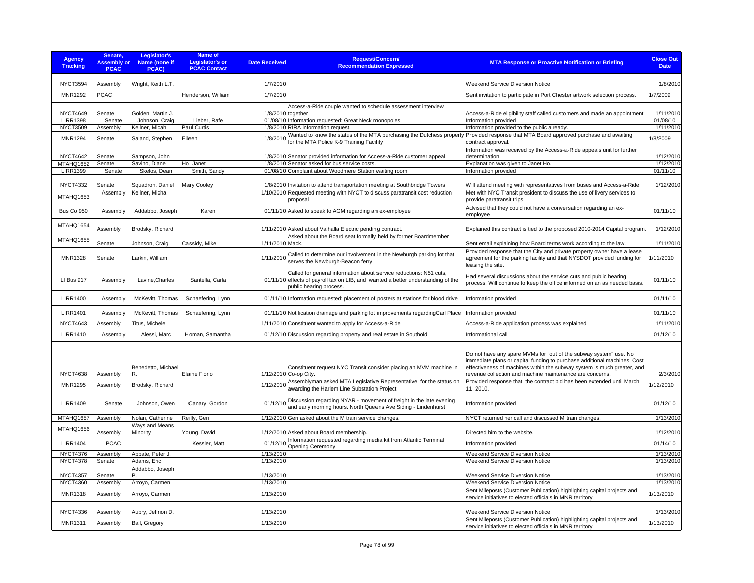| Agency Tracking | Senate, Assembly or PCAC | Legislator's Name (none if PCAC) | Name of Legislator's or PCAC Contact | Date Received | Request/Concern/ Recommendation Expressed | MTA Response or Proactive Notification or Briefing | Close Out Date |
|---|---|---|---|---|---|---|---|
| NYCT3594 | Assembly | Wright, Keith L.T. | | 1/7/2010 | | Weekend Service Diversion Notice | 1/8/2010 |
| MNR1292 | PCAC | | Henderson, William | 1/7/2010 | | Sent invitation to participate in Port Chester artwork selection process. | 1/7/2009 |
| NYCT4649 | Senate | Golden, Martin J. | | 1/8/2010 | Access-a-Ride couple wanted to schedule assessment interview together | Access-a-Ride eligibility staff called customers and made an appointment | 1/11/2010 |
| LIRR1398 | Senate | Johnson, Craig | Lieber, Rafe | 01/08/10 | Information requested: Great Neck monopoles | Information provided | 01/08/10 |
| NYCT3509 | Assembly | Kellner, Micah | Paul Curtis | 1/8/2010 | RIRA information request. | Information provided to the public already. | 1/11/2010 |
| MNR1294 | Senate | Saland, Stephen | Eileen | 1/8/2010 | Wanted to know the status of the MTA purchasing the Dutchess property for the MTA Police K-9 Training Facility | Provided response that MTA Board approved purchase and awaiting contract approval. | 1/8/2009 |
| NYCT4642 | Senate | Sampson, John | | 1/8/2010 | Senator provided information for Access-a-Ride customer appeal | Information was received by the Access-a-Ride appeals unit for further determination. | 1/12/2010 |
| MTAHQ1652 | Senate | Savino, Diane | Ho, Janet | 1/8/2010 | Senator asked for bus service costs. | Explanation was given to Janet Ho. | 1/12/2010 |
| LIRR1399 | Senate | Skelos, Dean | Smith, Sandy | 01/08/10 | Complaint about Woodmere Station waiting room | Information provided | 01/11/10 |
| NYCT4332 | Senate | Squadron, Daniel | Mary Cooley | 1/8/2010 | Invitation to attend transportation meeting at Southbridge Towers | Will attend meeting with representatives from buses and Access-a-Ride | 1/12/2010 |
| MTAHQ1653 | Assembly | Kellner, Micha | | 1/10/2010 | Requested meeting with NYCT to discuss paratransit cost reduction proposal | Met with NYC Transit president to discuss the use of livery services to provide paratransit trips | |
| Bus Co 950 | Assembly | Addabbo, Joseph | Karen | 01/11/10 | Asked to speak to AGM regarding an ex-employee | Advised that they could not have a conversation regarding an ex-employee | 01/11/10 |
| MTAHQ1654 | Assembly | Brodsky, Richard | | 1/11/2010 | Asked about Valhalla Electric pending contract. | Explained this contract is tied to the proposed 2010-2014 Capital program. | 1/12/2010 |
| MTAHQ1655 | Senate | Johnson, Craig | Cassidy, Mike | 1/11/2010 | Asked about the Board seat formally held by former Boardmember Mack. | Sent email explaining how Board terms work according to the law. | 1/11/2010 |
| MNR1328 | Senate | Larkin, William | | 1/11/2010 | Called to determine our involvement in the Newburgh parking lot that serves the Newburgh-Beacon ferry. | Provided response that the City and private property owner have a lease agreement for the parking facility and that NYSDOT provided funding for leasing the site. | 1/11/2010 |
| LI Bus 917 | Assembly | Lavine,Charles | Santella, Carla | 01/11/10 | Called for general information about service reductions: N51 cuts, effects of payroll tax on LIB, and wanted a better understanding of the public hearing process. | Had several discussions about the service cuts and public hearing process. Will continue to keep the office informed on an as needed basis. | 01/11/10 |
| LIRR1400 | Assembly | McKevitt, Thomas | Schaefering, Lynn | 01/11/10 | Information requested: placement of posters at stations for blood drive | Information provided | 01/11/10 |
| LIRR1401 | Assembly | McKevitt, Thomas | Schaefering, Lynn | 01/11/10 | Notification drainage and parking lot improvements regardingCarl Place | Information provided | 01/11/10 |
| NYCT4643 | Assembly | Titus, Michele | | 1/11/2010 | Constituent wanted to apply for Access-a-Ride | Access-a-Ride application process was explained | 1/11/2010 |
| LIRR1410 | Assembly | Alessi, Marc | Homan, Samantha | 01/12/10 | Discussion regarding property and real estate in Southold | Informational call | 01/12/10 |
| NYCT4638 | Assembly | Benedetto, Michael R. | Elaine Fiorio | 1/12/2010 | Constituent request NYC Transit consider placing an MVM machine in Co-op City. | Do not have any spare MVMs for "out of the subway system" use. No immediate plans or capital funding to purchase additional machines. Cost effectiveness of machines within the subway system is much greater, and revenue collection and machine maintenance are concerns. | 2/3/2010 |
| MNR1295 | Assembly | Brodsky, Richard | | 1/12/2010 | Assemblyman asked MTA Legislative Representative for the status on awarding the Harlem Line Substation Project | Provided response that the contract bid has been extended until March 11, 2010. | 1/12/2010 |
| LIRR1409 | Senate | Johnson, Owen | Canary, Gordon | 01/12/10 | Discussion regarding NYAR - movement of freight in the late evening and early morning hours. North Queens Ave Siding - Lindenhurst | Information provided | 01/12/10 |
| MTAHQ1657 | Assembly | Nolan, Catherine | Reilly, Geri | 1/12/2010 | Geri asked about the M train service changes. | NYCT returned her call and discussed M train changes. | 1/13/2010 |
| MTAHQ1656 | Assembly | Ways and Means Minority | Young, David | 1/12/2010 | Asked about Board membership. | Directed him to the website. | 1/12/2010 |
| LIRR1404 | PCAC | | Kessler, Matt | 01/12/10 | Information requested regarding media kit from Atlantic Terminal Opening Ceremony | Information provided | 01/14/10 |
| NYCT4376 | Assembly | Abbate, Peter J. | | 1/13/2010 | | Weekend Service Diversion Notice | 1/13/2010 |
| NYCT4378 | Senate | Adams, Eric | | 1/13/2010 | | Weekend Service Diversion Notice | 1/13/2010 |
| NYCT4357 | Senate | Addabbo, Joseph P. | | 1/13/2010 | | Weekend Service Diversion Notice | 1/13/2010 |
| NYCT4360 | Assembly | Arroyo, Carmen | | 1/13/2010 | | Weekend Service Diversion Notice | 1/13/2010 |
| MNR1318 | Assembly | Arroyo, Carmen | | 1/13/2010 | | Sent Mileposts (Customer Publication) highlighting capital projects and service initiatives to elected officials in MNR territory | 1/13/2010 |
| NYCT4336 | Assembly | Aubry, Jeffrion D. | | 1/13/2010 | | Weekend Service Diversion Notice | 1/13/2010 |
| MNR1311 | Assembly | Ball, Gregory | | 1/13/2010 | | Sent Mileposts (Customer Publication) highlighting capital projects and service initiatives to elected officials in MNR territory | 1/13/2010 |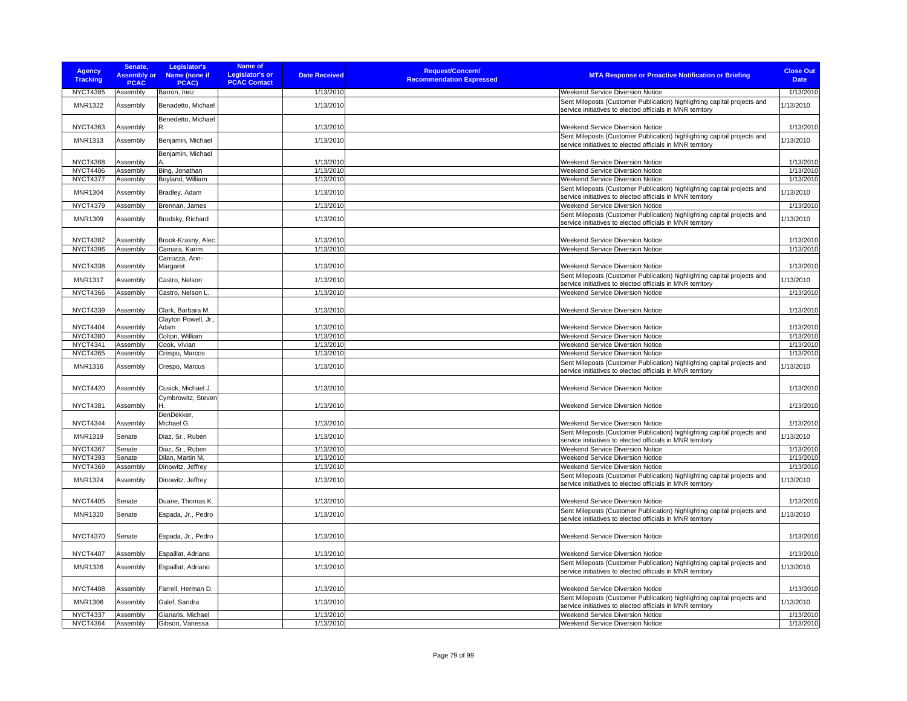| Agency Tracking | Senate, Assembly or PCAC | Legislator's Name (none if PCAC) | Name of Legislator's or PCAC Contact | Date Received | Request/Concern/ Recommendation Expressed | MTA Response or Proactive Notification or Briefing | Close Out Date |
|---|---|---|---|---|---|---|---|
| NYCT4385 | Assembly | Barron, Inez | | 1/13/2010 | | Weekend Service Diversion Notice | 1/13/2010 |
| MNR1322 | Assembly | Benadetto, Michael | | 1/13/2010 | | Sent Mileposts (Customer Publication) highlighting capital projects and service initiatives to elected officials in MNR territory | 1/13/2010 |
| NYCT4363 | Assembly | Benedetto, Michael R. | | 1/13/2010 | | Weekend Service Diversion Notice | 1/13/2010 |
| MNR1313 | Assembly | Benjamin, Michael | | 1/13/2010 | | Sent Mileposts (Customer Publication) highlighting capital projects and service initiatives to elected officials in MNR territory | 1/13/2010 |
| NYCT4368 | Assembly | Benjamin, Michael A. | | 1/13/2010 | | Weekend Service Diversion Notice | 1/13/2010 |
| NYCT4406 | Assembly | Bing, Jonathan | | 1/13/2010 | | Weekend Service Diversion Notice | 1/13/2010 |
| NYCT4377 | Assembly | Boyland, William | | 1/13/2010 | | Weekend Service Diversion Notice | 1/13/2010 |
| MNR1304 | Assembly | Bradley, Adam | | 1/13/2010 | | Sent Mileposts (Customer Publication) highlighting capital projects and service initiatives to elected officials in MNR territory | 1/13/2010 |
| NYCT4379 | Assembly | Brennan, James | | 1/13/2010 | | Weekend Service Diversion Notice | 1/13/2010 |
| MNR1309 | Assembly | Brodsky, Richard | | 1/13/2010 | | Sent Mileposts (Customer Publication) highlighting capital projects and service initiatives to elected officials in MNR territory | 1/13/2010 |
| NYCT4382 | Assembly | Brook-Krasny, Alec | | 1/13/2010 | | Weekend Service Diversion Notice | 1/13/2010 |
| NYCT4396 | Assembly | Camara, Karim | | 1/13/2010 | | Weekend Service Diversion Notice | 1/13/2010 |
| NYCT4338 | Assembly | Carrozza, Ann-Margaret | | 1/13/2010 | | Weekend Service Diversion Notice | 1/13/2010 |
| MNR1317 | Assembly | Castro, Nelson | | 1/13/2010 | | Sent Mileposts (Customer Publication) highlighting capital projects and service initiatives to elected officials in MNR territory | 1/13/2010 |
| NYCT4366 | Assembly | Castro, Nelson L. | | 1/13/2010 | | Weekend Service Diversion Notice | 1/13/2010 |
| NYCT4339 | Assembly | Clark, Barbara M. | | 1/13/2010 | | Weekend Service Diversion Notice | 1/13/2010 |
| NYCT4404 | Assembly | Clayton Powell, Jr., Adam | | 1/13/2010 | | Weekend Service Diversion Notice | 1/13/2010 |
| NYCT4380 | Assembly | Colton, William | | 1/13/2010 | | Weekend Service Diversion Notice | 1/13/2010 |
| NYCT4341 | Assembly | Cook, Vivian | | 1/13/2010 | | Weekend Service Diversion Notice | 1/13/2010 |
| NYCT4365 | Assembly | Crespo, Marcos | | 1/13/2010 | | Weekend Service Diversion Notice | 1/13/2010 |
| MNR1316 | Assembly | Crespo, Marcus | | 1/13/2010 | | Sent Mileposts (Customer Publication) highlighting capital projects and service initiatives to elected officials in MNR territory | 1/13/2010 |
| NYCT4420 | Assembly | Cusick, Michael J. | | 1/13/2010 | | Weekend Service Diversion Notice | 1/13/2010 |
| NYCT4381 | Assembly | Cymbrowitz, Steven H. | | 1/13/2010 | | Weekend Service Diversion Notice | 1/13/2010 |
| NYCT4344 | Assembly | DenDekker, Michael G. | | 1/13/2010 | | Weekend Service Diversion Notice | 1/13/2010 |
| MNR1319 | Senate | Diaz, Sr., Ruben | | 1/13/2010 | | Sent Mileposts (Customer Publication) highlighting capital projects and service initiatives to elected officials in MNR territory | 1/13/2010 |
| NYCT4367 | Senate | Diaz, Sr., Ruben | | 1/13/2010 | | Weekend Service Diversion Notice | 1/13/2010 |
| NYCT4393 | Senate | Dilan, Martin M. | | 1/13/2010 | | Weekend Service Diversion Notice | 1/13/2010 |
| NYCT4369 | Assembly | Dinowitz, Jeffrey | | 1/13/2010 | | Weekend Service Diversion Notice | 1/13/2010 |
| MNR1324 | Assembly | Dinowitz, Jeffrey | | 1/13/2010 | | Sent Mileposts (Customer Publication) highlighting capital projects and service initiatives to elected officials in MNR territory | 1/13/2010 |
| NYCT4405 | Senate | Duane, Thomas K. | | 1/13/2010 | | Weekend Service Diversion Notice | 1/13/2010 |
| MNR1320 | Senate | Espada, Jr., Pedro | | 1/13/2010 | | Sent Mileposts (Customer Publication) highlighting capital projects and service initiatives to elected officials in MNR territory | 1/13/2010 |
| NYCT4370 | Senate | Espada, Jr., Pedro | | 1/13/2010 | | Weekend Service Diversion Notice | 1/13/2010 |
| NYCT4407 | Assembly | Espaillat, Adriano | | 1/13/2010 | | Weekend Service Diversion Notice | 1/13/2010 |
| MNR1326 | Assembly | Espaillat, Adriano | | 1/13/2010 | | Sent Mileposts (Customer Publication) highlighting capital projects and service initiatives to elected officials in MNR territory | 1/13/2010 |
| NYCT4408 | Assembly | Farrell, Herman D. | | 1/13/2010 | | Weekend Service Diversion Notice | 1/13/2010 |
| MNR1306 | Assembly | Galef, Sandra | | 1/13/2010 | | Sent Mileposts (Customer Publication) highlighting capital projects and service initiatives to elected officials in MNR territory | 1/13/2010 |
| NYCT4337 | Assembly | Gianaris, Michael | | 1/13/2010 | | Weekend Service Diversion Notice | 1/13/2010 |
| NYCT4364 | Assembly | Gibson, Vanessa | | 1/13/2010 | | Weekend Service Diversion Notice | 1/13/2010 |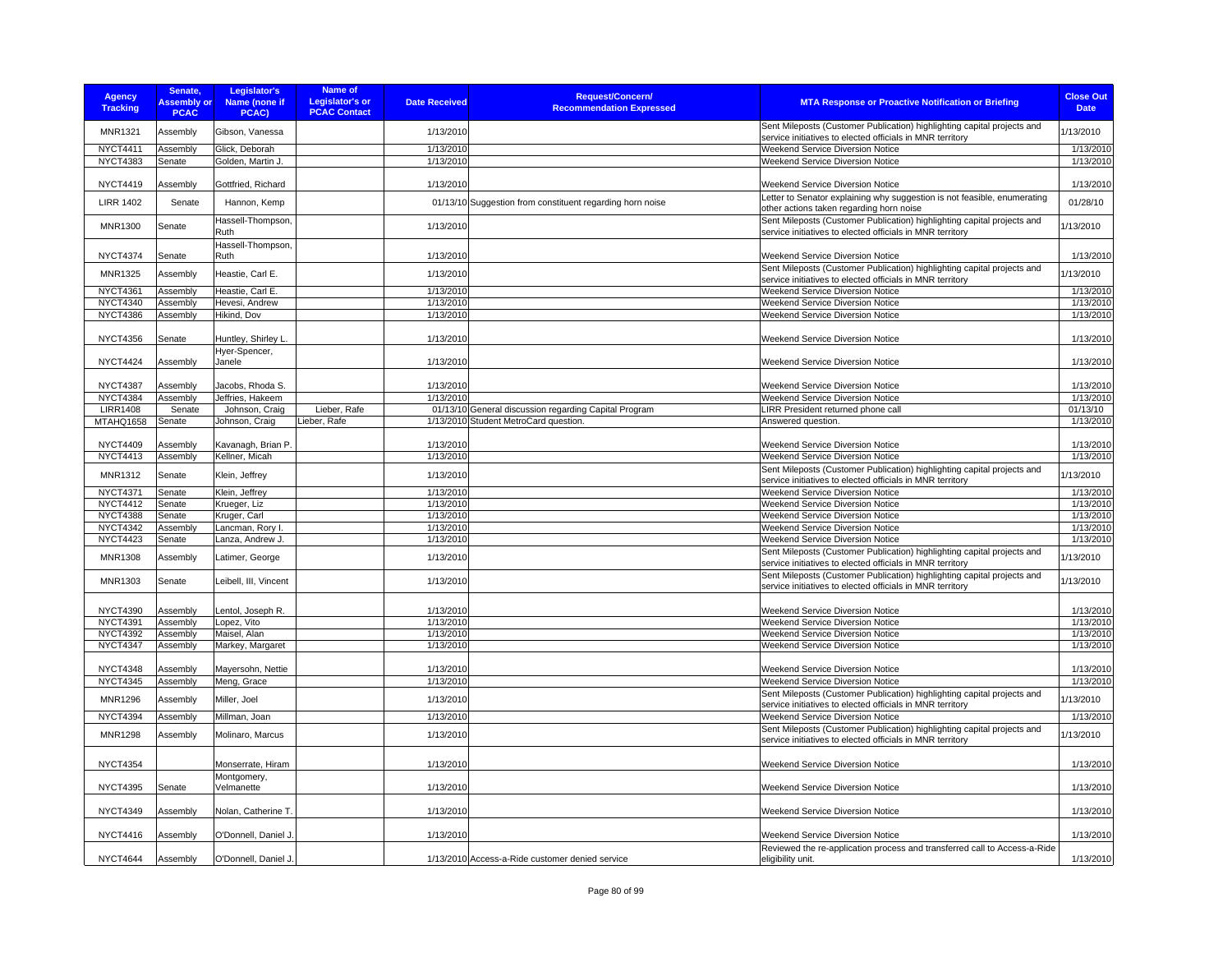| Agency Tracking | Senate, Assembly or PCAC | Legislator's Name (none if PCAC) | Name of Legislator's or PCAC Contact | Date Received | Request/Concern/ Recommendation Expressed | MTA Response or Proactive Notification or Briefing | Close Out Date |
|---|---|---|---|---|---|---|---|
| MNR1321 | Assembly | Gibson, Vanessa | | 1/13/2010 | | Sent Mileposts (Customer Publication) highlighting capital projects and service initiatives to elected officials in MNR territory | 1/13/2010 |
| NYCT4411 | Assembly | Glick, Deborah | | 1/13/2010 | | Weekend Service Diversion Notice | 1/13/2010 |
| NYCT4383 | Senate | Golden, Martin J. | | 1/13/2010 | | Weekend Service Diversion Notice | 1/13/2010 |
| NYCT4419 | Assembly | Gottfried, Richard | | 1/13/2010 | | Weekend Service Diversion Notice | 1/13/2010 |
| LIRR 1402 | Senate | Hannon, Kemp | | 01/13/10 | Suggestion from constituent regarding horn noise | Letter to Senator explaining why suggestion is not feasible, enumerating other actions taken regarding horn noise | 01/28/10 |
| MNR1300 | Senate | Hassell-Thompson, Ruth | | 1/13/2010 | | Sent Mileposts (Customer Publication) highlighting capital projects and service initiatives to elected officials in MNR territory | 1/13/2010 |
| NYCT4374 | Senate | Hassell-Thompson, Ruth | | 1/13/2010 | | Weekend Service Diversion Notice | 1/13/2010 |
| MNR1325 | Assembly | Heastie, Carl E. | | 1/13/2010 | | Sent Mileposts (Customer Publication) highlighting capital projects and service initiatives to elected officials in MNR territory | 1/13/2010 |
| NYCT4361 | Assembly | Heastie, Carl E. | | 1/13/2010 | | Weekend Service Diversion Notice | 1/13/2010 |
| NYCT4340 | Assembly | Hevesi, Andrew | | 1/13/2010 | | Weekend Service Diversion Notice | 1/13/2010 |
| NYCT4386 | Assembly | Hikind, Dov | | 1/13/2010 | | Weekend Service Diversion Notice | 1/13/2010 |
| NYCT4356 | Senate | Huntley, Shirley L. | | 1/13/2010 | | Weekend Service Diversion Notice | 1/13/2010 |
| NYCT4424 | Assembly | Hyer-Spencer, Janele | | 1/13/2010 | | Weekend Service Diversion Notice | 1/13/2010 |
| NYCT4387 | Assembly | Jacobs, Rhoda S. | | 1/13/2010 | | Weekend Service Diversion Notice | 1/13/2010 |
| NYCT4384 | Assembly | Jeffries, Hakeem | | 1/13/2010 | | Weekend Service Diversion Notice | 1/13/2010 |
| LIRR1408 | Senate | Johnson, Craig | Lieber, Rafe | 01/13/10 | General discussion regarding Capital Program | LIRR President returned phone call | 01/13/10 |
| MTAHQ1658 | Senate | Johnson, Craig | Lieber, Rafe | 1/13/2010 | Student MetroCard question. | Answered question. | 1/13/2010 |
| NYCT4409 | Assembly | Kavanagh, Brian P. | | 1/13/2010 | | Weekend Service Diversion Notice | 1/13/2010 |
| NYCT4413 | Assembly | Kellner, Micah | | 1/13/2010 | | Weekend Service Diversion Notice | 1/13/2010 |
| MNR1312 | Senate | Klein, Jeffrey | | 1/13/2010 | | Sent Mileposts (Customer Publication) highlighting capital projects and service initiatives to elected officials in MNR territory | 1/13/2010 |
| NYCT4371 | Senate | Klein, Jeffrey | | 1/13/2010 | | Weekend Service Diversion Notice | 1/13/2010 |
| NYCT4412 | Senate | Krueger, Liz | | 1/13/2010 | | Weekend Service Diversion Notice | 1/13/2010 |
| NYCT4388 | Senate | Kruger, Carl | | 1/13/2010 | | Weekend Service Diversion Notice | 1/13/2010 |
| NYCT4342 | Assembly | Lancman, Rory I. | | 1/13/2010 | | Weekend Service Diversion Notice | 1/13/2010 |
| NYCT4423 | Senate | Lanza, Andrew J. | | 1/13/2010 | | Weekend Service Diversion Notice | 1/13/2010 |
| MNR1308 | Assembly | Latimer, George | | 1/13/2010 | | Sent Mileposts (Customer Publication) highlighting capital projects and service initiatives to elected officials in MNR territory | 1/13/2010 |
| MNR1303 | Senate | Leibell, III, Vincent | | 1/13/2010 | | Sent Mileposts (Customer Publication) highlighting capital projects and service initiatives to elected officials in MNR territory | 1/13/2010 |
| NYCT4390 | Assembly | Lentol, Joseph R. | | 1/13/2010 | | Weekend Service Diversion Notice | 1/13/2010 |
| NYCT4391 | Assembly | Lopez, Vito | | 1/13/2010 | | Weekend Service Diversion Notice | 1/13/2010 |
| NYCT4392 | Assembly | Maisel, Alan | | 1/13/2010 | | Weekend Service Diversion Notice | 1/13/2010 |
| NYCT4347 | Assembly | Markey, Margaret | | 1/13/2010 | | Weekend Service Diversion Notice | 1/13/2010 |
| NYCT4348 | Assembly | Mayersohn, Nettie | | 1/13/2010 | | Weekend Service Diversion Notice | 1/13/2010 |
| NYCT4345 | Assembly | Meng, Grace | | 1/13/2010 | | Weekend Service Diversion Notice | 1/13/2010 |
| MNR1296 | Assembly | Miller, Joel | | 1/13/2010 | | Sent Mileposts (Customer Publication) highlighting capital projects and service initiatives to elected officials in MNR territory | 1/13/2010 |
| NYCT4394 | Assembly | Millman, Joan | | 1/13/2010 | | Weekend Service Diversion Notice | 1/13/2010 |
| MNR1298 | Assembly | Molinaro, Marcus | | 1/13/2010 | | Sent Mileposts (Customer Publication) highlighting capital projects and service initiatives to elected officials in MNR territory | 1/13/2010 |
| NYCT4354 | | Monserrate, Hiram | | 1/13/2010 | | Weekend Service Diversion Notice | 1/13/2010 |
| NYCT4395 | Senate | Montgomery, Velmanette | | 1/13/2010 | | Weekend Service Diversion Notice | 1/13/2010 |
| NYCT4349 | Assembly | Nolan, Catherine T. | | 1/13/2010 | | Weekend Service Diversion Notice | 1/13/2010 |
| NYCT4416 | Assembly | O'Donnell, Daniel J. | | 1/13/2010 | | Weekend Service Diversion Notice | 1/13/2010 |
| NYCT4644 | Assembly | O'Donnell, Daniel J. | | 1/13/2010 | Access-a-Ride customer denied service | Reviewed the re-application process and transferred call to Access-a-Ride eligibility unit. | 1/13/2010 |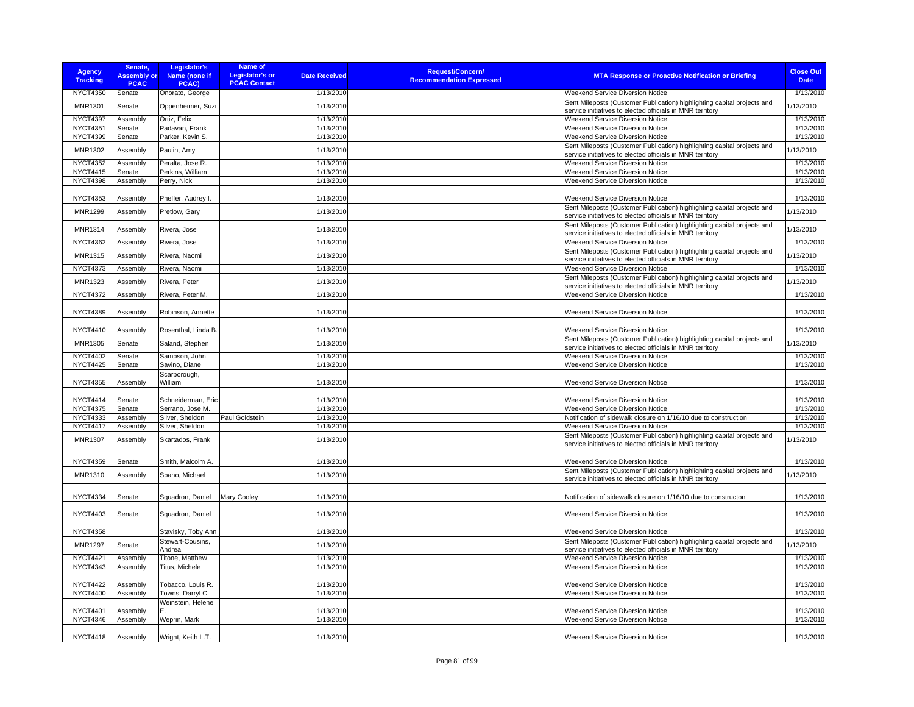| Agency Tracking | Senate, Assembly or PCAC | Legislator's Name (none if PCAC) | Name of Legislator's or PCAC Contact | Date Received | Request/Concern/ Recommendation Expressed | MTA Response or Proactive Notification or Briefing | Close Out Date |
|---|---|---|---|---|---|---|---|
| NYCT4350 | Senate | Onorato, George | | 1/13/2010 | | Weekend Service Diversion Notice | 1/13/2010 |
| MNR1301 | Senate | Oppenheimer, Suzi | | 1/13/2010 | | Sent Mileposts (Customer Publication) highlighting capital projects and service initiatives to elected officials in MNR territory | 1/13/2010 |
| NYCT4397 | Assembly | Ortiz, Felix | | 1/13/2010 | | Weekend Service Diversion Notice | 1/13/2010 |
| NYCT4351 | Senate | Padavan, Frank | | 1/13/2010 | | Weekend Service Diversion Notice | 1/13/2010 |
| NYCT4399 | Senate | Parker, Kevin S. | | 1/13/2010 | | Weekend Service Diversion Notice | 1/13/2010 |
| MNR1302 | Assembly | Paulin, Amy | | 1/13/2010 | | Sent Mileposts (Customer Publication) highlighting capital projects and service initiatives to elected officials in MNR territory | 1/13/2010 |
| NYCT4352 | Assembly | Peralta, Jose R. | | 1/13/2010 | | Weekend Service Diversion Notice | 1/13/2010 |
| NYCT4415 | Senate | Perkins, William | | 1/13/2010 | | Weekend Service Diversion Notice | 1/13/2010 |
| NYCT4398 | Assembly | Perry, Nick | | 1/13/2010 | | Weekend Service Diversion Notice | 1/13/2010 |
| NYCT4353 | Assembly | Pheffer, Audrey I. | | 1/13/2010 | | Weekend Service Diversion Notice | 1/13/2010 |
| MNR1299 | Assembly | Pretlow, Gary | | 1/13/2010 | | Sent Mileposts (Customer Publication) highlighting capital projects and service initiatives to elected officials in MNR territory | 1/13/2010 |
| MNR1314 | Assembly | Rivera, Jose | | 1/13/2010 | | Sent Mileposts (Customer Publication) highlighting capital projects and service initiatives to elected officials in MNR territory | 1/13/2010 |
| NYCT4362 | Assembly | Rivera, Jose | | 1/13/2010 | | Weekend Service Diversion Notice | 1/13/2010 |
| MNR1315 | Assembly | Rivera, Naomi | | 1/13/2010 | | Sent Mileposts (Customer Publication) highlighting capital projects and service initiatives to elected officials in MNR territory | 1/13/2010 |
| NYCT4373 | Assembly | Rivera, Naomi | | 1/13/2010 | | Weekend Service Diversion Notice | 1/13/2010 |
| MNR1323 | Assembly | Rivera, Peter | | 1/13/2010 | | Sent Mileposts (Customer Publication) highlighting capital projects and service initiatives to elected officials in MNR territory | 1/13/2010 |
| NYCT4372 | Assembly | Rivera, Peter M. | | 1/13/2010 | | Weekend Service Diversion Notice | 1/13/2010 |
| NYCT4389 | Assembly | Robinson, Annette | | 1/13/2010 | | Weekend Service Diversion Notice | 1/13/2010 |
| NYCT4410 | Assembly | Rosenthal, Linda B. | | 1/13/2010 | | Weekend Service Diversion Notice | 1/13/2010 |
| MNR1305 | Senate | Saland, Stephen | | 1/13/2010 | | Sent Mileposts (Customer Publication) highlighting capital projects and service initiatives to elected officials in MNR territory | 1/13/2010 |
| NYCT4402 | Senate | Sampson, John | | 1/13/2010 | | Weekend Service Diversion Notice | 1/13/2010 |
| NYCT4425 | Senate | Savino, Diane | | 1/13/2010 | | Weekend Service Diversion Notice | 1/13/2010 |
| NYCT4355 | Assembly | Scarborough, William | | 1/13/2010 | | Weekend Service Diversion Notice | 1/13/2010 |
| NYCT4414 | Senate | Schneiderman, Eric | | 1/13/2010 | | Weekend Service Diversion Notice | 1/13/2010 |
| NYCT4375 | Senate | Serrano, Jose M. | | 1/13/2010 | | Weekend Service Diversion Notice | 1/13/2010 |
| NYCT4333 | Assembly | Silver, Sheldon | Paul Goldstein | 1/13/2010 | | Notification of sidewalk closure on 1/16/10 due to construction | 1/13/2010 |
| NYCT4417 | Assembly | Silver, Sheldon | | 1/13/2010 | | Weekend Service Diversion Notice | 1/13/2010 |
| MNR1307 | Assembly | Skartados, Frank | | 1/13/2010 | | Sent Mileposts (Customer Publication) highlighting capital projects and service initiatives to elected officials in MNR territory | 1/13/2010 |
| NYCT4359 | Senate | Smith, Malcolm A. | | 1/13/2010 | | Weekend Service Diversion Notice | 1/13/2010 |
| MNR1310 | Assembly | Spano, Michael | | 1/13/2010 | | Sent Mileposts (Customer Publication) highlighting capital projects and service initiatives to elected officials in MNR territory | 1/13/2010 |
| NYCT4334 | Senate | Squadron, Daniel | Mary Cooley | 1/13/2010 | | Notification of sidewalk closure on 1/16/10 due to constructon | 1/13/2010 |
| NYCT4403 | Senate | Squadron, Daniel | | 1/13/2010 | | Weekend Service Diversion Notice | 1/13/2010 |
| NYCT4358 | | Stavisky, Toby Ann | | 1/13/2010 | | Weekend Service Diversion Notice | 1/13/2010 |
| MNR1297 | Senate | Stewart-Cousins, Andrea | | 1/13/2010 | | Sent Mileposts (Customer Publication) highlighting capital projects and service initiatives to elected officials in MNR territory | 1/13/2010 |
| NYCT4421 | Assembly | Titone, Matthew | | 1/13/2010 | | Weekend Service Diversion Notice | 1/13/2010 |
| NYCT4343 | Assembly | Titus, Michele | | 1/13/2010 | | Weekend Service Diversion Notice | 1/13/2010 |
| NYCT4422 | Assembly | Tobacco, Louis R. | | 1/13/2010 | | Weekend Service Diversion Notice | 1/13/2010 |
| NYCT4400 | Assembly | Towns, Darryl C. | | 1/13/2010 | | Weekend Service Diversion Notice | 1/13/2010 |
| NYCT4401 | Assembly | Weinstein, Helene E. | | 1/13/2010 | | Weekend Service Diversion Notice | 1/13/2010 |
| NYCT4346 | Assembly | Weprin, Mark | | 1/13/2010 | | Weekend Service Diversion Notice | 1/13/2010 |
| NYCT4418 | Assembly | Wright, Keith L.T. | | 1/13/2010 | | Weekend Service Diversion Notice | 1/13/2010 |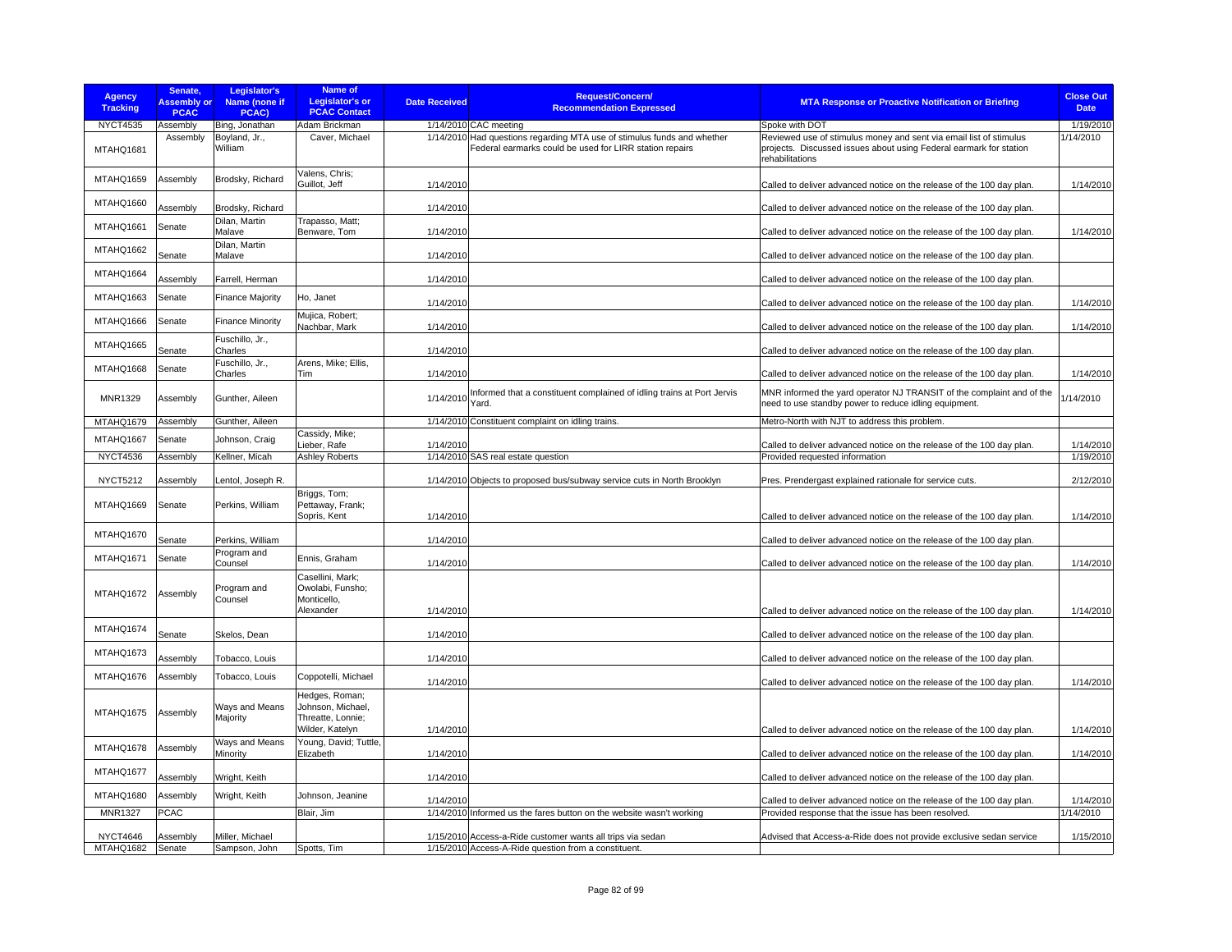| Agency Tracking | Senate, Assembly or PCAC | Legislator's Name (none if PCAC) | Name of Legislator's or PCAC Contact | Date Received | Request/Concern/ Recommendation Expressed | MTA Response or Proactive Notification or Briefing | Close Out Date |
|---|---|---|---|---|---|---|---|
| NYCT4535 | Assembly | Bing, Jonathan | Adam Brickman | 1/14/2010 | CAC meeting | Spoke with DOT | 1/19/2010 |
| MTAHQ1681 | Assembly | Boyland, Jr., William | Caver, Michael | 1/14/2010 | Had questions regarding MTA use of stimulus funds and whether Federal earmarks could be used for LIRR station repairs | Reviewed use of stimulus money and sent via email list of stimulus projects. Discussed issues about using Federal earmark for station rehabilitations | 1/14/2010 |
| MTAHQ1659 | Assembly | Brodsky, Richard | Valens, Chris; Guillot, Jeff | 1/14/2010 | | Called to deliver advanced notice on the release of the 100 day plan. | 1/14/2010 |
| MTAHQ1660 | Assembly | Brodsky, Richard | | 1/14/2010 | | Called to deliver advanced notice on the release of the 100 day plan. | |
| MTAHQ1661 | Senate | Dilan, Martin Malave | Trapasso, Matt; Benware, Tom | 1/14/2010 | | Called to deliver advanced notice on the release of the 100 day plan. | 1/14/2010 |
| MTAHQ1662 | Senate | Dilan, Martin Malave | | 1/14/2010 | | Called to deliver advanced notice on the release of the 100 day plan. | |
| MTAHQ1664 | Assembly | Farrell, Herman | | 1/14/2010 | | Called to deliver advanced notice on the release of the 100 day plan. | |
| MTAHQ1663 | Senate | Finance Majority | Ho, Janet | 1/14/2010 | | Called to deliver advanced notice on the release of the 100 day plan. | 1/14/2010 |
| MTAHQ1666 | Senate | Finance Minority | Mujica, Robert; Nachbar, Mark | 1/14/2010 | | Called to deliver advanced notice on the release of the 100 day plan. | 1/14/2010 |
| MTAHQ1665 | Senate | Fuschillo, Jr., Charles | | 1/14/2010 | | Called to deliver advanced notice on the release of the 100 day plan. | |
| MTAHQ1668 | Senate | Fuschillo, Jr., Charles | Arens, Mike; Ellis, Tim | 1/14/2010 | | Called to deliver advanced notice on the release of the 100 day plan. | 1/14/2010 |
| MNR1329 | Assembly | Gunther, Aileen | | 1/14/2010 | Informed that a constituent complained of idling trains at Port Jervis Yard. | MNR informed the yard operator NJ TRANSIT of the complaint and of the need to use standby power to reduce idling equipment. | 1/14/2010 |
| MTAHQ1679 | Assembly | Gunther, Aileen | | 1/14/2010 | Constituent complaint on idling trains. | Metro-North with NJT to address this problem. | |
| MTAHQ1667 | Senate | Johnson, Craig | Cassidy, Mike; Lieber, Rafe | 1/14/2010 | | Called to deliver advanced notice on the release of the 100 day plan. | 1/14/2010 |
| NYCT4536 | Assembly | Kellner, Micah | Ashley Roberts | 1/14/2010 | SAS real estate question | Provided requested information | 1/19/2010 |
| NYCT5212 | Assembly | Lentol, Joseph R. | | 1/14/2010 | Objects to proposed bus/subway service cuts in North Brooklyn | Pres. Prendergast explained rationale for service cuts. | 2/12/2010 |
| MTAHQ1669 | Senate | Perkins, William | Briggs, Tom; Pettaway, Frank; Sopris, Kent | 1/14/2010 | | Called to deliver advanced notice on the release of the 100 day plan. | 1/14/2010 |
| MTAHQ1670 | Senate | Perkins, William | | 1/14/2010 | | Called to deliver advanced notice on the release of the 100 day plan. | |
| MTAHQ1671 | Senate | Program and Counsel | Ennis, Graham | 1/14/2010 | | Called to deliver advanced notice on the release of the 100 day plan. | 1/14/2010 |
| MTAHQ1672 | Assembly | Program and Counsel | Casellini, Mark; Owolabi, Funsho; Monticello, Alexander | 1/14/2010 | | Called to deliver advanced notice on the release of the 100 day plan. | 1/14/2010 |
| MTAHQ1674 | Senate | Skelos, Dean | | 1/14/2010 | | Called to deliver advanced notice on the release of the 100 day plan. | |
| MTAHQ1673 | Assembly | Tobacco, Louis | | 1/14/2010 | | Called to deliver advanced notice on the release of the 100 day plan. | |
| MTAHQ1676 | Assembly | Tobacco, Louis | Coppotelli, Michael | 1/14/2010 | | Called to deliver advanced notice on the release of the 100 day plan. | 1/14/2010 |
| MTAHQ1675 | Assembly | Ways and Means Majority | Hedges, Roman; Johnson, Michael, Threatte, Lonnie; Wilder, Katelyn | 1/14/2010 | | Called to deliver advanced notice on the release of the 100 day plan. | 1/14/2010 |
| MTAHQ1678 | Assembly | Ways and Means Minority | Young, David; Tuttle, Elizabeth | 1/14/2010 | | Called to deliver advanced notice on the release of the 100 day plan. | 1/14/2010 |
| MTAHQ1677 | Assembly | Wright, Keith | | 1/14/2010 | | Called to deliver advanced notice on the release of the 100 day plan. | |
| MTAHQ1680 | Assembly | Wright, Keith | Johnson, Jeanine | 1/14/2010 | | Called to deliver advanced notice on the release of the 100 day plan. | 1/14/2010 |
| MNR1327 | PCAC | | Blair, Jim | 1/14/2010 | Informed us the fares button on the website wasn't working | Provided response that the issue has been resolved. | 1/14/2010 |
| NYCT4646 | Assembly | Miller, Michael | | 1/15/2010 | Access-a-Ride customer wants all trips via sedan | Advised that Access-a-Ride does not provide exclusive sedan service | 1/15/2010 |
| MTAHQ1682 | Senate | Sampson, John | Spotts, Tim | 1/15/2010 | Access-A-Ride question from a constituent. | | |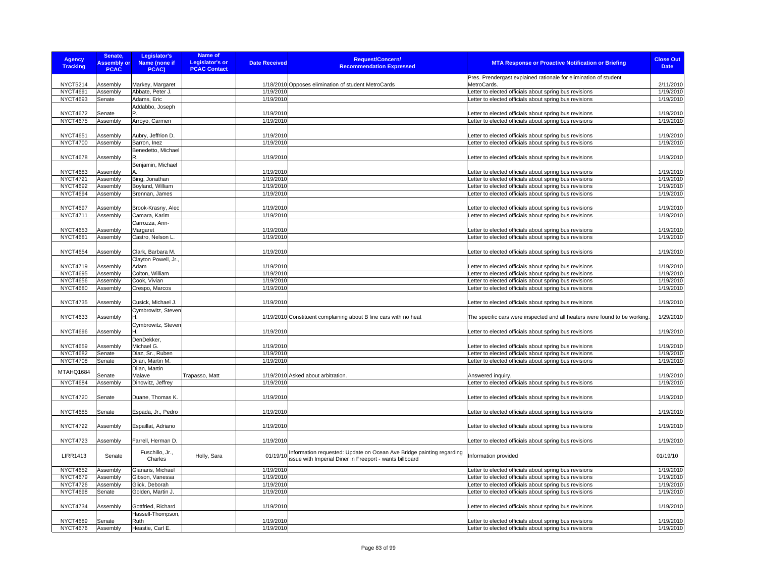| Agency Tracking | Senate, Assembly or PCAC | Legislator's Name (none if PCAC) | Name of Legislator's or PCAC Contact | Date Received | Request/Concern/ Recommendation Expressed | MTA Response or Proactive Notification or Briefing | Close Out Date |
|---|---|---|---|---|---|---|---|
| NYCT5214 | Assembly | Markey, Margaret | | 1/18/2010 | Opposes elimination of student MetroCards | Pres. Prendergast explained rationale for elimination of student MetroCards. | 2/11/2010 |
| NYCT4691 | Assembly | Abbate, Peter J. | | 1/19/2010 | | Letter to elected officials about spring bus revisions | 1/19/2010 |
| NYCT4693 | Senate | Adams, Eric | | 1/19/2010 | | Letter to elected officials about spring bus revisions | 1/19/2010 |
| NYCT4672 | Senate | Addabbo, Joseph P. | | 1/19/2010 | | Letter to elected officials about spring bus revisions | 1/19/2010 |
| NYCT4675 | Assembly | Arroyo, Carmen | | 1/19/2010 | | Letter to elected officials about spring bus revisions | 1/19/2010 |
| NYCT4651 | Assembly | Aubry, Jeffrion D. | | 1/19/2010 | | Letter to elected officials about spring bus revisions | 1/19/2010 |
| NYCT4700 | Assembly | Barron, Inez | | 1/19/2010 | | Letter to elected officials about spring bus revisions | 1/19/2010 |
| NYCT4678 | Assembly | Benedetto, Michael R. | | 1/19/2010 | | Letter to elected officials about spring bus revisions | 1/19/2010 |
| NYCT4683 | Assembly | Benjamin, Michael A. | | 1/19/2010 | | Letter to elected officials about spring bus revisions | 1/19/2010 |
| NYCT4721 | Assembly | Bing, Jonathan | | 1/19/2010 | | Letter to elected officials about spring bus revisions | 1/19/2010 |
| NYCT4692 | Assembly | Boyland, William | | 1/19/2010 | | Letter to elected officials about spring bus revisions | 1/19/2010 |
| NYCT4694 | Assembly | Brennan, James | | 1/19/2010 | | Letter to elected officials about spring bus revisions | 1/19/2010 |
| NYCT4697 | Assembly | Brook-Krasny, Alec | | 1/19/2010 | | Letter to elected officials about spring bus revisions | 1/19/2010 |
| NYCT4711 | Assembly | Camara, Karim | | 1/19/2010 | | Letter to elected officials about spring bus revisions | 1/19/2010 |
| NYCT4653 | Assembly | Carrozza, Ann-Margaret | | 1/19/2010 | | Letter to elected officials about spring bus revisions | 1/19/2010 |
| NYCT4681 | Assembly | Castro, Nelson L. | | 1/19/2010 | | Letter to elected officials about spring bus revisions | 1/19/2010 |
| NYCT4654 | Assembly | Clark, Barbara M. | | 1/19/2010 | | Letter to elected officials about spring bus revisions | 1/19/2010 |
| NYCT4719 | Assembly | Clayton Powell, Jr., Adam | | 1/19/2010 | | Letter to elected officials about spring bus revisions | 1/19/2010 |
| NYCT4695 | Assembly | Colton, William | | 1/19/2010 | | Letter to elected officials about spring bus revisions | 1/19/2010 |
| NYCT4656 | Assembly | Cook, Vivian | | 1/19/2010 | | Letter to elected officials about spring bus revisions | 1/19/2010 |
| NYCT4680 | Assembly | Crespo, Marcos | | 1/19/2010 | | Letter to elected officials about spring bus revisions | 1/19/2010 |
| NYCT4735 | Assembly | Cusick, Michael J. | | 1/19/2010 | | Letter to elected officials about spring bus revisions | 1/19/2010 |
| NYCT4633 | Assembly | Cymbrowitz, Steven H. | | 1/19/2010 | Constituent complaining about B line cars with no heat | The specific cars were inspected and all heaters were found to be working. | 1/29/2010 |
| NYCT4696 | Assembly | Cymbrowitz, Steven H. | | 1/19/2010 | | Letter to elected officials about spring bus revisions | 1/19/2010 |
| NYCT4659 | Assembly | DenDekker, Michael G. | | 1/19/2010 | | Letter to elected officials about spring bus revisions | 1/19/2010 |
| NYCT4682 | Senate | Diaz, Sr., Ruben | | 1/19/2010 | | Letter to elected officials about spring bus revisions | 1/19/2010 |
| NYCT4708 | Senate | Dilan, Martin M. | | 1/19/2010 | | Letter to elected officials about spring bus revisions | 1/19/2010 |
| MTAHQ1684 | Senate | Dilan, Martin Malave | Trapasso, Matt | 1/19/2010 | Asked about arbitration. | Answered inquiry. | 1/19/2010 |
| NYCT4684 | Assembly | Dinowitz, Jeffrey | | 1/19/2010 | | Letter to elected officials about spring bus revisions | 1/19/2010 |
| NYCT4720 | Senate | Duane, Thomas K. | | 1/19/2010 | | Letter to elected officials about spring bus revisions | 1/19/2010 |
| NYCT4685 | Senate | Espada, Jr., Pedro | | 1/19/2010 | | Letter to elected officials about spring bus revisions | 1/19/2010 |
| NYCT4722 | Assembly | Espaillat, Adriano | | 1/19/2010 | | Letter to elected officials about spring bus revisions | 1/19/2010 |
| NYCT4723 | Assembly | Farrell, Herman D. | | 1/19/2010 | | Letter to elected officials about spring bus revisions | 1/19/2010 |
| LIRR1413 | Senate | Fuschillo, Jr., Charles | Holly, Sara | 01/19/10 | Information requested: Update on Ocean Ave Bridge painting regarding issue with Imperial Diner in Freeport - wants billboard | Information provided | 01/19/10 |
| NYCT4652 | Assembly | Gianaris, Michael | | 1/19/2010 | | Letter to elected officials about spring bus revisions | 1/19/2010 |
| NYCT4679 | Assembly | Gibson, Vanessa | | 1/19/2010 | | Letter to elected officials about spring bus revisions | 1/19/2010 |
| NYCT4726 | Assembly | Glick, Deborah | | 1/19/2010 | | Letter to elected officials about spring bus revisions | 1/19/2010 |
| NYCT4698 | Senate | Golden, Martin J. | | 1/19/2010 | | Letter to elected officials about spring bus revisions | 1/19/2010 |
| NYCT4734 | Assembly | Gottfried, Richard | | 1/19/2010 | | Letter to elected officials about spring bus revisions | 1/19/2010 |
| NYCT4689 | Senate | Hassell-Thompson, Ruth | | 1/19/2010 | | Letter to elected officials about spring bus revisions | 1/19/2010 |
| NYCT4676 | Assembly | Heastie, Carl E. | | 1/19/2010 | | Letter to elected officials about spring bus revisions | 1/19/2010 |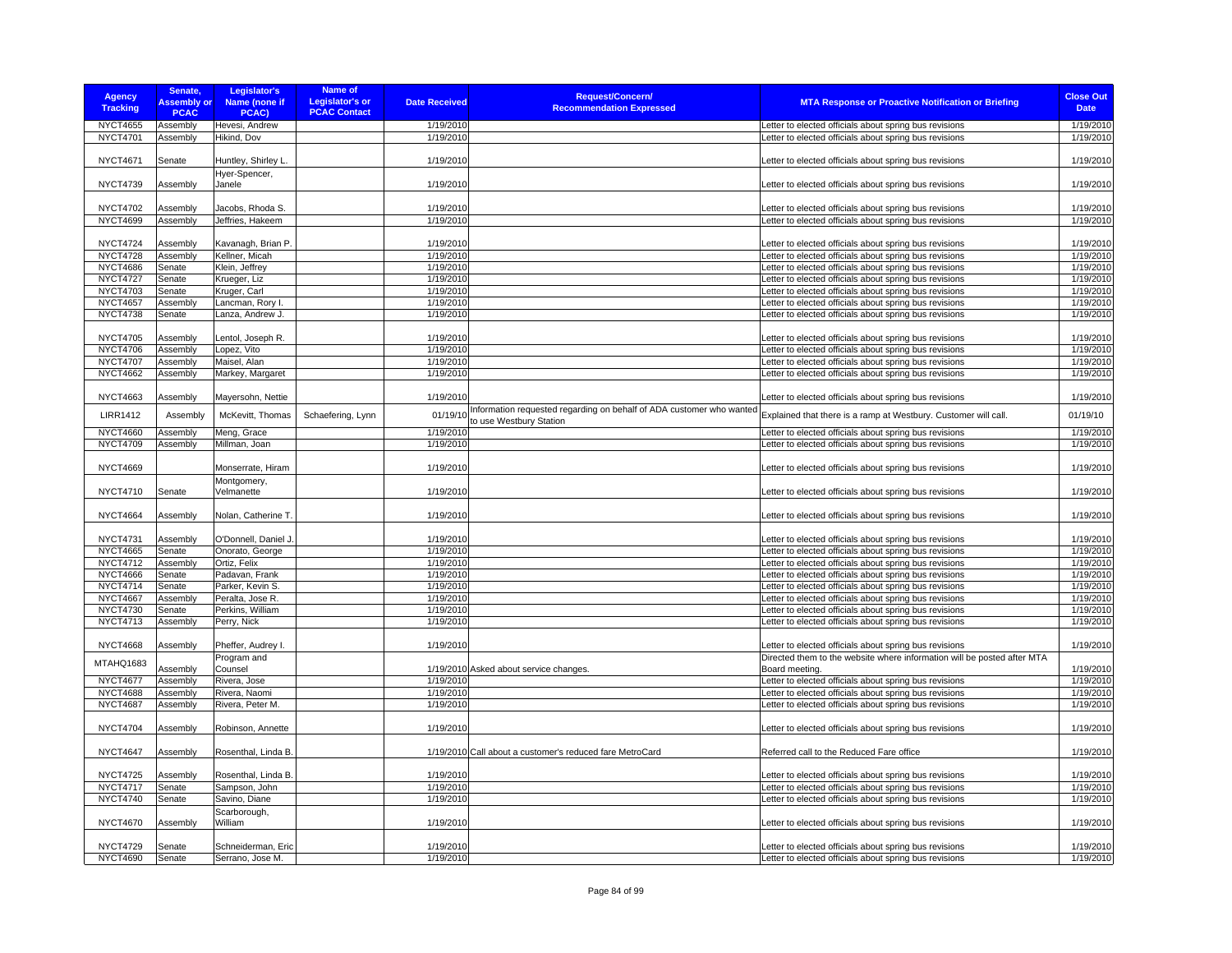| Agency Tracking | Senate, Assembly or PCAC | Legislator's Name (none if PCAC) | Name of Legislator's or PCAC Contact | Date Received | Request/Concern/ Recommendation Expressed | MTA Response or Proactive Notification or Briefing | Close Out Date |
|---|---|---|---|---|---|---|---|
| NYCT4655 | Assembly | Hevesi, Andrew | | 1/19/2010 | | Letter to elected officials about spring bus revisions | 1/19/2010 |
| NYCT4701 | Assembly | Hikind, Dov | | 1/19/2010 | | Letter to elected officials about spring bus revisions | 1/19/2010 |
| NYCT4671 | Senate | Huntley, Shirley L. | | 1/19/2010 | | Letter to elected officials about spring bus revisions | 1/19/2010 |
| NYCT4739 | Assembly | Hyer-Spencer, Janele | | 1/19/2010 | | Letter to elected officials about spring bus revisions | 1/19/2010 |
| NYCT4702 | Assembly | Jacobs, Rhoda S. | | 1/19/2010 | | Letter to elected officials about spring bus revisions | 1/19/2010 |
| NYCT4699 | Assembly | Jeffries, Hakeem | | 1/19/2010 | | Letter to elected officials about spring bus revisions | 1/19/2010 |
| NYCT4724 | Assembly | Kavanagh, Brian P. | | 1/19/2010 | | Letter to elected officials about spring bus revisions | 1/19/2010 |
| NYCT4728 | Assembly | Kellner, Micah | | 1/19/2010 | | Letter to elected officials about spring bus revisions | 1/19/2010 |
| NYCT4686 | Senate | Klein, Jeffrey | | 1/19/2010 | | Letter to elected officials about spring bus revisions | 1/19/2010 |
| NYCT4727 | Senate | Krueger, Liz | | 1/19/2010 | | Letter to elected officials about spring bus revisions | 1/19/2010 |
| NYCT4703 | Senate | Kruger, Carl | | 1/19/2010 | | Letter to elected officials about spring bus revisions | 1/19/2010 |
| NYCT4657 | Assembly | Lancman, Rory I. | | 1/19/2010 | | Letter to elected officials about spring bus revisions | 1/19/2010 |
| NYCT4738 | Senate | Lanza, Andrew J. | | 1/19/2010 | | Letter to elected officials about spring bus revisions | 1/19/2010 |
| NYCT4705 | Assembly | Lentol, Joseph R. | | 1/19/2010 | | Letter to elected officials about spring bus revisions | 1/19/2010 |
| NYCT4706 | Assembly | Lopez, Vito | | 1/19/2010 | | Letter to elected officials about spring bus revisions | 1/19/2010 |
| NYCT4707 | Assembly | Maisel, Alan | | 1/19/2010 | | Letter to elected officials about spring bus revisions | 1/19/2010 |
| NYCT4662 | Assembly | Markey, Margaret | | 1/19/2010 | | Letter to elected officials about spring bus revisions | 1/19/2010 |
| NYCT4663 | Assembly | Mayersohn, Nettie | | 1/19/2010 | | Letter to elected officials about spring bus revisions | 1/19/2010 |
| LIRR1412 | Assembly | McKevitt, Thomas | Schaefering, Lynn | 01/19/10 | Information requested regarding on behalf of ADA customer who wanted to use Westbury Station | Explained that there is a ramp at Westbury. Customer will call. | 01/19/10 |
| NYCT4660 | Assembly | Meng, Grace | | 1/19/2010 | | Letter to elected officials about spring bus revisions | 1/19/2010 |
| NYCT4709 | Assembly | Millman, Joan | | 1/19/2010 | | Letter to elected officials about spring bus revisions | 1/19/2010 |
| NYCT4669 | | Monserrate, Hiram | | 1/19/2010 | | Letter to elected officials about spring bus revisions | 1/19/2010 |
| NYCT4710 | Senate | Montgomery, Velmanette | | 1/19/2010 | | Letter to elected officials about spring bus revisions | 1/19/2010 |
| NYCT4664 | Assembly | Nolan, Catherine T. | | 1/19/2010 | | Letter to elected officials about spring bus revisions | 1/19/2010 |
| NYCT4731 | Assembly | O'Donnell, Daniel J. | | 1/19/2010 | | Letter to elected officials about spring bus revisions | 1/19/2010 |
| NYCT4665 | Senate | Onorato, George | | 1/19/2010 | | Letter to elected officials about spring bus revisions | 1/19/2010 |
| NYCT4712 | Assembly | Ortiz, Felix | | 1/19/2010 | | Letter to elected officials about spring bus revisions | 1/19/2010 |
| NYCT4666 | Senate | Padavan, Frank | | 1/19/2010 | | Letter to elected officials about spring bus revisions | 1/19/2010 |
| NYCT4714 | Senate | Parker, Kevin S. | | 1/19/2010 | | Letter to elected officials about spring bus revisions | 1/19/2010 |
| NYCT4667 | Assembly | Peralta, Jose R. | | 1/19/2010 | | Letter to elected officials about spring bus revisions | 1/19/2010 |
| NYCT4730 | Senate | Perkins, William | | 1/19/2010 | | Letter to elected officials about spring bus revisions | 1/19/2010 |
| NYCT4713 | Assembly | Perry, Nick | | 1/19/2010 | | Letter to elected officials about spring bus revisions | 1/19/2010 |
| NYCT4668 | Assembly | Pheffer, Audrey I. | | 1/19/2010 | | Letter to elected officials about spring bus revisions | 1/19/2010 |
| MTAHQ1683 | Assembly | Program and Counsel | | 1/19/2010 | Asked about service changes. | Directed them to the website where information will be posted after MTA Board meeting. | 1/19/2010 |
| NYCT4677 | Assembly | Rivera, Jose | | 1/19/2010 | | Letter to elected officials about spring bus revisions | 1/19/2010 |
| NYCT4688 | Assembly | Rivera, Naomi | | 1/19/2010 | | Letter to elected officials about spring bus revisions | 1/19/2010 |
| NYCT4687 | Assembly | Rivera, Peter M. | | 1/19/2010 | | Letter to elected officials about spring bus revisions | 1/19/2010 |
| NYCT4704 | Assembly | Robinson, Annette | | 1/19/2010 | | Letter to elected officials about spring bus revisions | 1/19/2010 |
| NYCT4647 | Assembly | Rosenthal, Linda B. | | 1/19/2010 | Call about a customer's reduced fare MetroCard | Referred call to the Reduced Fare office | 1/19/2010 |
| NYCT4725 | Assembly | Rosenthal, Linda B. | | 1/19/2010 | | Letter to elected officials about spring bus revisions | 1/19/2010 |
| NYCT4717 | Senate | Sampson, John | | 1/19/2010 | | Letter to elected officials about spring bus revisions | 1/19/2010 |
| NYCT4740 | Senate | Savino, Diane | | 1/19/2010 | | Letter to elected officials about spring bus revisions | 1/19/2010 |
| NYCT4670 | Assembly | Scarborough, William | | 1/19/2010 | | Letter to elected officials about spring bus revisions | 1/19/2010 |
| NYCT4729 | Senate | Schneiderman, Eric | | 1/19/2010 | | Letter to elected officials about spring bus revisions | 1/19/2010 |
| NYCT4690 | Senate | Serrano, Jose M. | | 1/19/2010 | | Letter to elected officials about spring bus revisions | 1/19/2010 |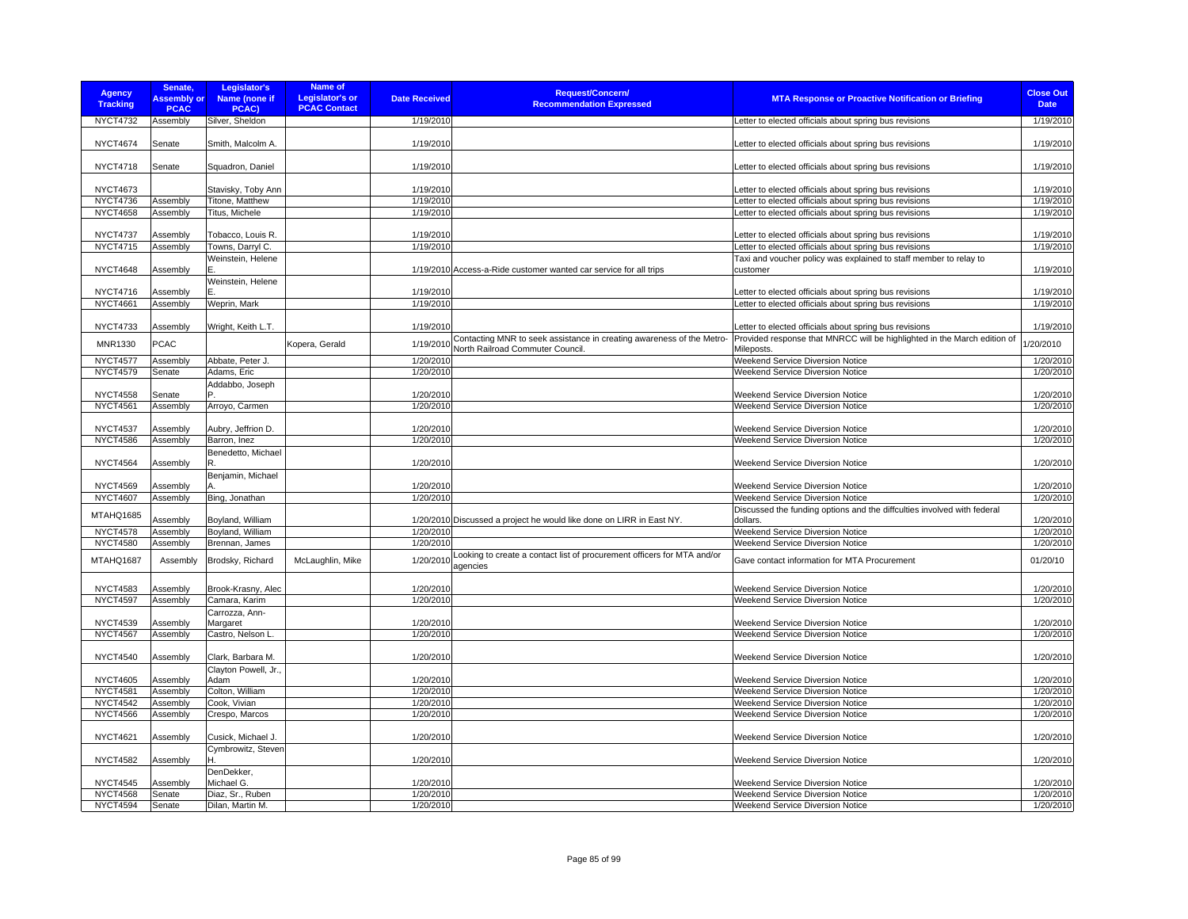| Agency Tracking | Senate, Assembly or PCAC | Legislator's Name (none if PCAC) | Name of Legislator's or PCAC Contact | Date Received | Request/Concern/ Recommendation Expressed | MTA Response or Proactive Notification or Briefing | Close Out Date |
|---|---|---|---|---|---|---|---|
| NYCT4732 | Assembly | Silver, Sheldon | | 1/19/2010 | | Letter to elected officials about spring bus revisions | 1/19/2010 |
| NYCT4674 | Senate | Smith, Malcolm A. | | 1/19/2010 | | Letter to elected officials about spring bus revisions | 1/19/2010 |
| NYCT4718 | Senate | Squadron, Daniel | | 1/19/2010 | | Letter to elected officials about spring bus revisions | 1/19/2010 |
| NYCT4673 | | Stavisky, Toby Ann | | 1/19/2010 | | Letter to elected officials about spring bus revisions | 1/19/2010 |
| NYCT4736 | Assembly | Titone, Matthew | | 1/19/2010 | | Letter to elected officials about spring bus revisions | 1/19/2010 |
| NYCT4658 | Assembly | Titus, Michele | | 1/19/2010 | | Letter to elected officials about spring bus revisions | 1/19/2010 |
| NYCT4737 | Assembly | Tobacco, Louis R. | | 1/19/2010 | | Letter to elected officials about spring bus revisions | 1/19/2010 |
| NYCT4715 | Assembly | Towns, Darryl C. | | 1/19/2010 | | Letter to elected officials about spring bus revisions | 1/19/2010 |
| NYCT4648 | Assembly | Weinstein, Helene E. | | 1/19/2010 | Access-a-Ride customer wanted car service for all trips | Taxi and voucher policy was explained to staff member to relay to customer | 1/19/2010 |
| NYCT4716 | Assembly | Weinstein, Helene E. | | 1/19/2010 | | Letter to elected officials about spring bus revisions | 1/19/2010 |
| NYCT4661 | Assembly | Weprin, Mark | | 1/19/2010 | | Letter to elected officials about spring bus revisions | 1/19/2010 |
| NYCT4733 | Assembly | Wright, Keith L.T. | | 1/19/2010 | | Letter to elected officials about spring bus revisions | 1/19/2010 |
| MNR1330 | PCAC | | Kopera, Gerald | 1/19/2010 | Contacting MNR to seek assistance in creating awareness of the Metro-North Railroad Commuter Council. | Provided response that MNRCC will be highlighted in the March edition of Mileposts. | 1/20/2010 |
| NYCT4577 | Assembly | Abbate, Peter J. | | 1/20/2010 | | Weekend Service Diversion Notice | 1/20/2010 |
| NYCT4579 | Senate | Adams, Eric | | 1/20/2010 | | Weekend Service Diversion Notice | 1/20/2010 |
| NYCT4558 | Senate | Addabbo, Joseph P. | | 1/20/2010 | | Weekend Service Diversion Notice | 1/20/2010 |
| NYCT4561 | Assembly | Arroyo, Carmen | | 1/20/2010 | | Weekend Service Diversion Notice | 1/20/2010 |
| NYCT4537 | Assembly | Aubry, Jeffrion D. | | 1/20/2010 | | Weekend Service Diversion Notice | 1/20/2010 |
| NYCT4586 | Assembly | Barron, Inez | | 1/20/2010 | | Weekend Service Diversion Notice | 1/20/2010 |
| NYCT4564 | Assembly | Benedetto, Michael R. | | 1/20/2010 | | Weekend Service Diversion Notice | 1/20/2010 |
| NYCT4569 | Assembly | Benjamin, Michael A. | | 1/20/2010 | | Weekend Service Diversion Notice | 1/20/2010 |
| NYCT4607 | Assembly | Bing, Jonathan | | 1/20/2010 | | Weekend Service Diversion Notice | 1/20/2010 |
| MTAHQ1685 | Assembly | Boyland, William | | 1/20/2010 | Discussed a project he would like done on LIRR in East NY. | Discussed the funding options and the diffculties involved with federal dollars. | 1/20/2010 |
| NYCT4578 | Assembly | Boyland, William | | 1/20/2010 | | Weekend Service Diversion Notice | 1/20/2010 |
| NYCT4580 | Assembly | Brennan, James | | 1/20/2010 | | Weekend Service Diversion Notice | 1/20/2010 |
| MTAHQ1687 | Assembly | Brodsky, Richard | McLaughlin, Mike | 1/20/2010 | Looking to create a contact list of procurement officers for MTA and/or agencies | Gave contact information for MTA Procurement | 01/20/10 |
| NYCT4583 | Assembly | Brook-Krasny, Alec | | 1/20/2010 | | Weekend Service Diversion Notice | 1/20/2010 |
| NYCT4597 | Assembly | Camara, Karim | | 1/20/2010 | | Weekend Service Diversion Notice | 1/20/2010 |
| NYCT4539 | Assembly | Carrozza, Ann-Margaret | | 1/20/2010 | | Weekend Service Diversion Notice | 1/20/2010 |
| NYCT4567 | Assembly | Castro, Nelson L. | | 1/20/2010 | | Weekend Service Diversion Notice | 1/20/2010 |
| NYCT4540 | Assembly | Clark, Barbara M. | | 1/20/2010 | | Weekend Service Diversion Notice | 1/20/2010 |
| NYCT4605 | Assembly | Clayton Powell, Jr., Adam | | 1/20/2010 | | Weekend Service Diversion Notice | 1/20/2010 |
| NYCT4581 | Assembly | Colton, William | | 1/20/2010 | | Weekend Service Diversion Notice | 1/20/2010 |
| NYCT4542 | Assembly | Cook, Vivian | | 1/20/2010 | | Weekend Service Diversion Notice | 1/20/2010 |
| NYCT4566 | Assembly | Crespo, Marcos | | 1/20/2010 | | Weekend Service Diversion Notice | 1/20/2010 |
| NYCT4621 | Assembly | Cusick, Michael J. | | 1/20/2010 | | Weekend Service Diversion Notice | 1/20/2010 |
| NYCT4582 | Assembly | Cymbrowitz, Steven H. | | 1/20/2010 | | Weekend Service Diversion Notice | 1/20/2010 |
| NYCT4545 | Assembly | DenDekker, Michael G. | | 1/20/2010 | | Weekend Service Diversion Notice | 1/20/2010 |
| NYCT4568 | Senate | Diaz, Sr., Ruben | | 1/20/2010 | | Weekend Service Diversion Notice | 1/20/2010 |
| NYCT4594 | Senate | Dilan, Martin M. | | 1/20/2010 | | Weekend Service Diversion Notice | 1/20/2010 |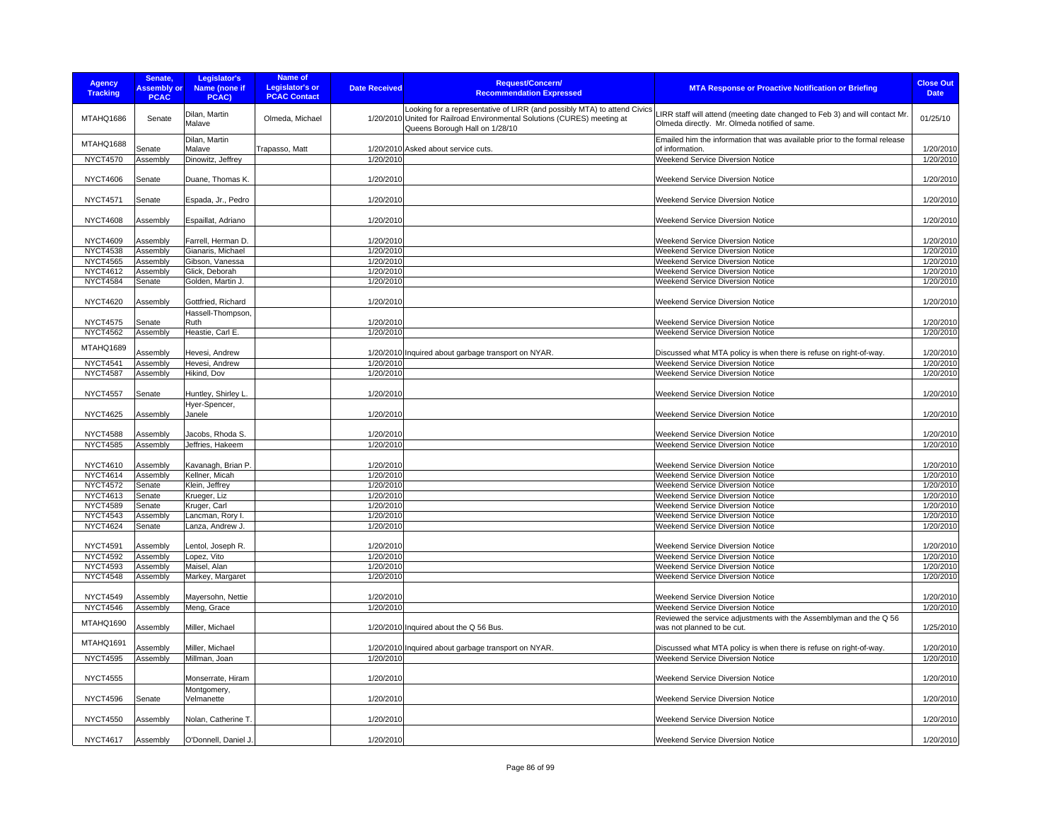| Agency Tracking | Senate, Assembly or PCAC | Legislator's Name (none if PCAC) | Name of Legislator's or PCAC Contact | Date Received | Request/Concern/ Recommendation Expressed | MTA Response or Proactive Notification or Briefing | Close Out Date |
|---|---|---|---|---|---|---|---|
| MTAHQ1686 | Senate | Dilan, Martin Malave | Olmeda, Michael | 1/20/2010 | Looking for a representative of LIRR (and possibly MTA) to attend Civics United for Railroad Environmental Solutions (CURES) meeting at Queens Borough Hall on 1/28/10 | LIRR staff will attend (meeting date changed to Feb 3) and will contact Mr. Olmeda directly. Mr. Olmeda notified of same. | 01/25/10 |
| MTAHQ1688 | Senate | Dilan, Martin Malave | Trapasso, Matt | 1/20/2010 | Asked about service cuts. | Emailed him the information that was available prior to the formal release of information. | 1/20/2010 |
| NYCT4570 | Assembly | Dinowitz, Jeffrey | | 1/20/2010 | | Weekend Service Diversion Notice | 1/20/2010 |
| NYCT4606 | Senate | Duane, Thomas K. | | 1/20/2010 | | Weekend Service Diversion Notice | 1/20/2010 |
| NYCT4571 | Senate | Espada, Jr., Pedro | | 1/20/2010 | | Weekend Service Diversion Notice | 1/20/2010 |
| NYCT4608 | Assembly | Espaillat, Adriano | | 1/20/2010 | | Weekend Service Diversion Notice | 1/20/2010 |
| NYCT4609 | Assembly | Farrell, Herman D. | | 1/20/2010 | | Weekend Service Diversion Notice | 1/20/2010 |
| NYCT4538 | Assembly | Gianaris, Michael | | 1/20/2010 | | Weekend Service Diversion Notice | 1/20/2010 |
| NYCT4565 | Assembly | Gibson, Vanessa | | 1/20/2010 | | Weekend Service Diversion Notice | 1/20/2010 |
| NYCT4612 | Assembly | Glick, Deborah | | 1/20/2010 | | Weekend Service Diversion Notice | 1/20/2010 |
| NYCT4584 | Senate | Golden, Martin J. | | 1/20/2010 | | Weekend Service Diversion Notice | 1/20/2010 |
| NYCT4620 | Assembly | Gottfried, Richard | | 1/20/2010 | | Weekend Service Diversion Notice | 1/20/2010 |
| NYCT4575 | Senate | Hassell-Thompson, Ruth | | 1/20/2010 | | Weekend Service Diversion Notice | 1/20/2010 |
| NYCT4562 | Assembly | Heastie, Carl E. | | 1/20/2010 | | Weekend Service Diversion Notice | 1/20/2010 |
| MTAHQ1689 | Assembly | Hevesi, Andrew | | 1/20/2010 | Inquired about garbage transport on NYAR. | Discussed what MTA policy is when there is refuse on right-of-way. | 1/20/2010 |
| NYCT4541 | Assembly | Hevesi, Andrew | | 1/20/2010 | | Weekend Service Diversion Notice | 1/20/2010 |
| NYCT4587 | Assembly | Hikind, Dov | | 1/20/2010 | | Weekend Service Diversion Notice | 1/20/2010 |
| NYCT4557 | Senate | Huntley, Shirley L. | | 1/20/2010 | | Weekend Service Diversion Notice | 1/20/2010 |
| NYCT4625 | Assembly | Hyer-Spencer, Janele | | 1/20/2010 | | Weekend Service Diversion Notice | 1/20/2010 |
| NYCT4588 | Assembly | Jacobs, Rhoda S. | | 1/20/2010 | | Weekend Service Diversion Notice | 1/20/2010 |
| NYCT4585 | Assembly | Jeffries, Hakeem | | 1/20/2010 | | Weekend Service Diversion Notice | 1/20/2010 |
| NYCT4610 | Assembly | Kavanagh, Brian P. | | 1/20/2010 | | Weekend Service Diversion Notice | 1/20/2010 |
| NYCT4614 | Assembly | Kellner, Micah | | 1/20/2010 | | Weekend Service Diversion Notice | 1/20/2010 |
| NYCT4572 | Senate | Klein, Jeffrey | | 1/20/2010 | | Weekend Service Diversion Notice | 1/20/2010 |
| NYCT4613 | Senate | Krueger, Liz | | 1/20/2010 | | Weekend Service Diversion Notice | 1/20/2010 |
| NYCT4589 | Senate | Kruger, Carl | | 1/20/2010 | | Weekend Service Diversion Notice | 1/20/2010 |
| NYCT4543 | Assembly | Lancman, Rory I. | | 1/20/2010 | | Weekend Service Diversion Notice | 1/20/2010 |
| NYCT4624 | Senate | Lanza, Andrew J. | | 1/20/2010 | | Weekend Service Diversion Notice | 1/20/2010 |
| NYCT4591 | Assembly | Lentol, Joseph R. | | 1/20/2010 | | Weekend Service Diversion Notice | 1/20/2010 |
| NYCT4592 | Assembly | Lopez, Vito | | 1/20/2010 | | Weekend Service Diversion Notice | 1/20/2010 |
| NYCT4593 | Assembly | Maisel, Alan | | 1/20/2010 | | Weekend Service Diversion Notice | 1/20/2010 |
| NYCT4548 | Assembly | Markey, Margaret | | 1/20/2010 | | Weekend Service Diversion Notice | 1/20/2010 |
| NYCT4549 | Assembly | Mayersohn, Nettie | | 1/20/2010 | | Weekend Service Diversion Notice | 1/20/2010 |
| NYCT4546 | Assembly | Meng, Grace | | 1/20/2010 | | Weekend Service Diversion Notice | 1/20/2010 |
| MTAHQ1690 | Assembly | Miller, Michael | | 1/20/2010 | Inquired about the Q 56 Bus. | Reviewed the service adjustments with the Assemblyman and the Q 56 was not planned to be cut. | 1/25/2010 |
| MTAHQ1691 | Assembly | Miller, Michael | | 1/20/2010 | Inquired about garbage transport on NYAR. | Discussed what MTA policy is when there is refuse on right-of-way. | 1/20/2010 |
| NYCT4595 | Assembly | Millman, Joan | | 1/20/2010 | | Weekend Service Diversion Notice | 1/20/2010 |
| NYCT4555 | | Monserrate, Hiram | | 1/20/2010 | | Weekend Service Diversion Notice | 1/20/2010 |
| NYCT4596 | Senate | Montgomery, Velmanette | | 1/20/2010 | | Weekend Service Diversion Notice | 1/20/2010 |
| NYCT4550 | Assembly | Nolan, Catherine T. | | 1/20/2010 | | Weekend Service Diversion Notice | 1/20/2010 |
| NYCT4617 | Assembly | O'Donnell, Daniel J. | | 1/20/2010 | | Weekend Service Diversion Notice | 1/20/2010 |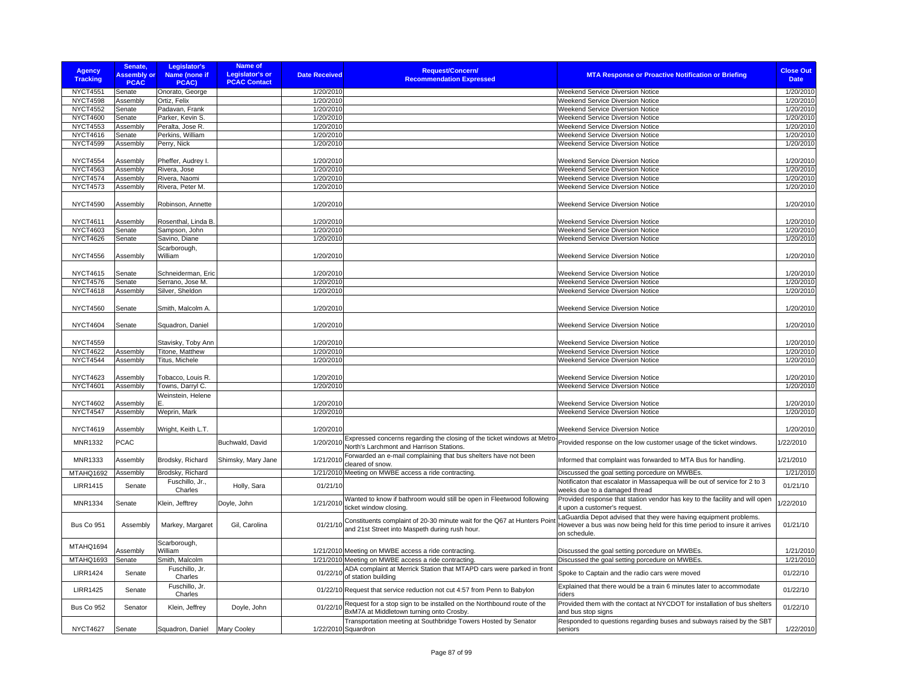| Agency Tracking | Senate, Assembly or PCAC | Legislator's Name (none if PCAC) | Name of Legislator's or PCAC Contact | Date Received | Request/Concern/ Recommendation Expressed | MTA Response or Proactive Notification or Briefing | Close Out Date |
|---|---|---|---|---|---|---|---|
| NYCT4551 | Senate | Onorato, George | | 1/20/2010 | | Weekend Service Diversion Notice | 1/20/2010 |
| NYCT4598 | Assembly | Ortiz, Felix | | 1/20/2010 | | Weekend Service Diversion Notice | 1/20/2010 |
| NYCT4552 | Senate | Padavan, Frank | | 1/20/2010 | | Weekend Service Diversion Notice | 1/20/2010 |
| NYCT4600 | Senate | Parker, Kevin S. | | 1/20/2010 | | Weekend Service Diversion Notice | 1/20/2010 |
| NYCT4553 | Assembly | Peralta, Jose R. | | 1/20/2010 | | Weekend Service Diversion Notice | 1/20/2010 |
| NYCT4616 | Senate | Perkins, William | | 1/20/2010 | | Weekend Service Diversion Notice | 1/20/2010 |
| NYCT4599 | Assembly | Perry, Nick | | 1/20/2010 | | Weekend Service Diversion Notice | 1/20/2010 |
| NYCT4554 | Assembly | Pheffer, Audrey I. | | 1/20/2010 | | Weekend Service Diversion Notice | 1/20/2010 |
| NYCT4563 | Assembly | Rivera, Jose | | 1/20/2010 | | Weekend Service Diversion Notice | 1/20/2010 |
| NYCT4574 | Assembly | Rivera, Naomi | | 1/20/2010 | | Weekend Service Diversion Notice | 1/20/2010 |
| NYCT4573 | Assembly | Rivera, Peter M. | | 1/20/2010 | | Weekend Service Diversion Notice | 1/20/2010 |
| NYCT4590 | Assembly | Robinson, Annette | | 1/20/2010 | | Weekend Service Diversion Notice | 1/20/2010 |
| NYCT4611 | Assembly | Rosenthal, Linda B. | | 1/20/2010 | | Weekend Service Diversion Notice | 1/20/2010 |
| NYCT4603 | Senate | Sampson, John | | 1/20/2010 | | Weekend Service Diversion Notice | 1/20/2010 |
| NYCT4626 | Senate | Savino, Diane | | 1/20/2010 | | Weekend Service Diversion Notice | 1/20/2010 |
| NYCT4556 | Assembly | Scarborough, William | | 1/20/2010 | | Weekend Service Diversion Notice | 1/20/2010 |
| NYCT4615 | Senate | Schneiderman, Eric | | 1/20/2010 | | Weekend Service Diversion Notice | 1/20/2010 |
| NYCT4576 | Senate | Serrano, Jose M. | | 1/20/2010 | | Weekend Service Diversion Notice | 1/20/2010 |
| NYCT4618 | Assembly | Silver, Sheldon | | 1/20/2010 | | Weekend Service Diversion Notice | 1/20/2010 |
| NYCT4560 | Senate | Smith, Malcolm A. | | 1/20/2010 | | Weekend Service Diversion Notice | 1/20/2010 |
| NYCT4604 | Senate | Squadron, Daniel | | 1/20/2010 | | Weekend Service Diversion Notice | 1/20/2010 |
| NYCT4559 | | Stavisky, Toby Ann | | 1/20/2010 | | Weekend Service Diversion Notice | 1/20/2010 |
| NYCT4622 | Assembly | Titone, Matthew | | 1/20/2010 | | Weekend Service Diversion Notice | 1/20/2010 |
| NYCT4544 | Assembly | Titus, Michele | | 1/20/2010 | | Weekend Service Diversion Notice | 1/20/2010 |
| NYCT4623 | Assembly | Tobacco, Louis R. | | 1/20/2010 | | Weekend Service Diversion Notice | 1/20/2010 |
| NYCT4601 | Assembly | Towns, Darryl C. | | 1/20/2010 | | Weekend Service Diversion Notice | 1/20/2010 |
| NYCT4602 | Assembly | Weinstein, Helene E. | | 1/20/2010 | | Weekend Service Diversion Notice | 1/20/2010 |
| NYCT4547 | Assembly | Weprin, Mark | | 1/20/2010 | | Weekend Service Diversion Notice | 1/20/2010 |
| NYCT4619 | Assembly | Wright, Keith L.T. | | 1/20/2010 | | Weekend Service Diversion Notice | 1/20/2010 |
| MNR1332 | PCAC | | Buchwald, David | 1/20/2010 | Expressed concerns regarding the closing of the ticket windows at Metro-North's Larchmont and Harrison Stations. | Provided response on the low customer usage of the ticket windows. | 1/22/2010 |
| MNR1333 | Assembly | Brodsky, Richard | Shimsky, Mary Jane | 1/21/2010 | Forwarded an e-mail complaining that bus shelters have not been cleared of snow. | Informed that complaint was forwarded to MTA Bus for handling. | 1/21/2010 |
| MTAHQ1692 | Assembly | Brodsky, Richard | | 1/21/2010 | Meeting on MWBE access a ride contracting. | Discussed the goal setting porcedure on MWBEs. | 1/21/2010 |
| LIRR1415 | Senate | Fuschillo, Jr., Charles | Holly, Sara | 01/21/10 | | Notificaton that escalator in Massapequa will be out of service for 2 to 3 weeks due to a damaged thread | 01/21/10 |
| MNR1334 | Senate | Klein, Jefftrey | Doyle, John | 1/21/2010 | Wanted to know if bathroom would still be open in Fleetwood following ticket window closing. | Provided response that station vendor has key to the facility and will open it upon a customer's request. | 1/22/2010 |
| Bus Co 951 | Assembly | Markey, Margaret | Gil, Carolina | 01/21/10 | Constituents complaint of 20-30 minute wait for the Q67 at Hunters Point and 21st Street into Maspeth during rush hour. | LaGuardia Depot advised that they were having equipment problems. However a bus was now being held for this time period to insure it arrives on schedule. | 01/21/10 |
| MTAHQ1694 | Assembly | Scarborough, William | | 1/21/2010 | Meeting on MWBE access a ride contracting. | Discussed the goal setting porcedure on MWBEs. | 1/21/2010 |
| MTAHQ1693 | Senate | Smith, Malcolm | | 1/21/2010 | Meeting on MWBE access a ride contracting. | Discussed the goal setting porcedure on MWBEs. | 1/21/2010 |
| LIRR1424 | Senate | Fuschillo, Jr. Charles | | 01/22/10 | ADA complaint at Merrick Station that MTAPD cars were parked in front of station building | Spoke to Captain and the radio cars were moved | 01/22/10 |
| LIRR1425 | Senate | Fuschillo, Jr. Charles | | 01/22/10 | Request that service reduction not cut 4:57 from Penn to Babylon | Explained that there would be a train 6 minutes later to accommodate riders | 01/22/10 |
| Bus Co 952 | Senator | Klein, Jeffrey | Doyle, John | 01/22/10 | Request for a stop sign to be installed on the Northbound route of the BxM7A at Middletown turning onto Crosby. | Provided them with the contact at NYCDOT for installation of bus shelters and bus stop signs | 01/22/10 |
| NYCT4627 | Senate | Squadron, Daniel | Mary Cooley | 1/22/2010 | Transportation meeting at Southbridge Towers Hosted by Senator Squardron | Responded to questions regarding buses and subways raised by the SBT seniors | 1/22/2010 |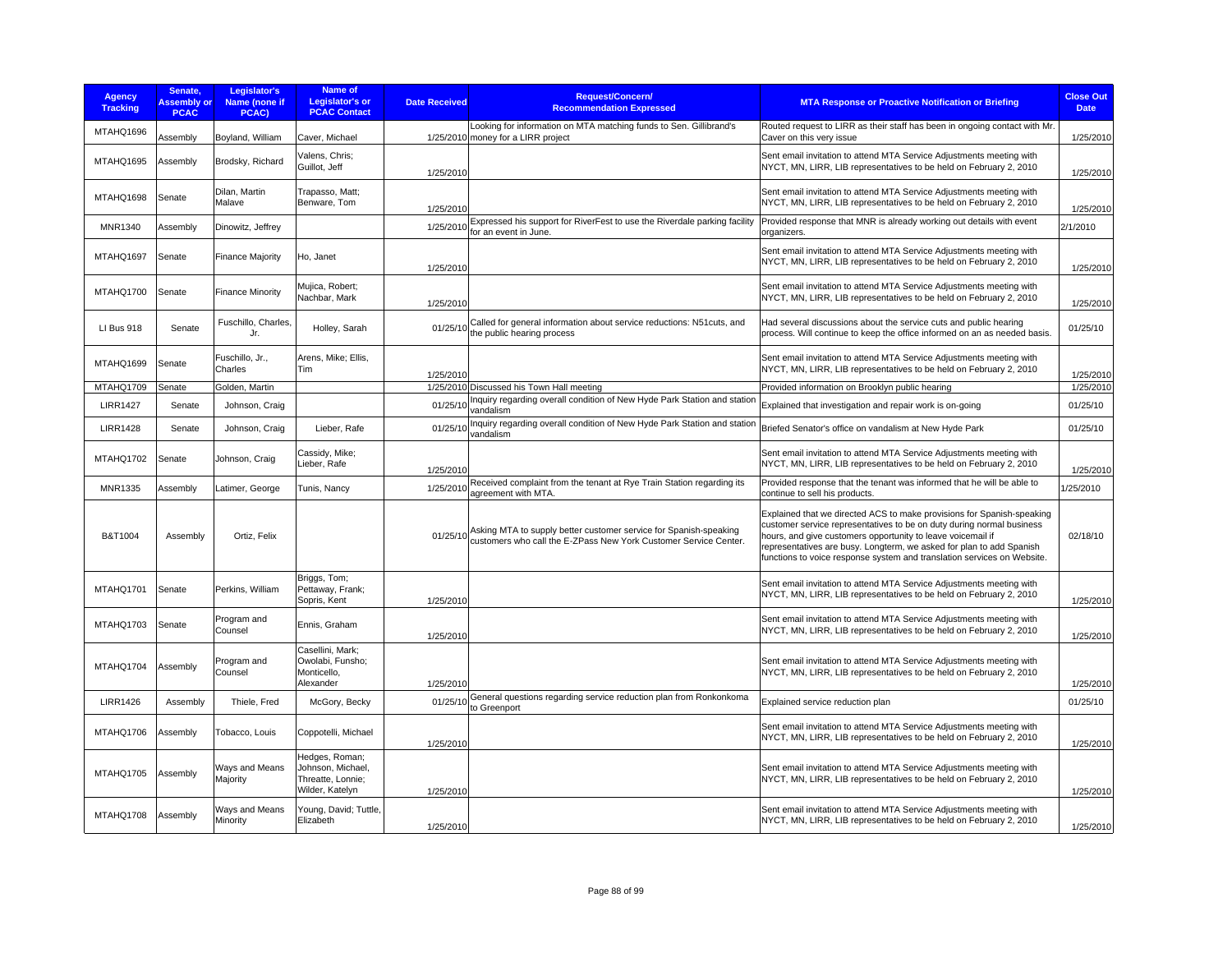| Agency Tracking | Senate, Assembly or PCAC | Legislator's Name (none if PCAC) | Name of Legislator's or PCAC Contact | Date Received | Request/Concern/ Recommendation Expressed | MTA Response or Proactive Notification or Briefing | Close Out Date |
|---|---|---|---|---|---|---|---|
| MTAHQ1696 | Assembly | Boyland, William | Caver, Michael | 1/25/2010 | Looking for information on MTA matching funds to Sen. Gillibrand's money for a LIRR project | Routed request to LIRR as their staff has been in ongoing contact with Mr. Caver on this very issue | 1/25/2010 |
| MTAHQ1695 | Assembly | Brodsky, Richard | Valens, Chris; Guillot, Jeff | 1/25/2010 | | Sent email invitation to attend MTA Service Adjustments meeting with NYCT, MN, LIRR, LIB representatives to be held on February 2, 2010 | 1/25/2010 |
| MTAHQ1698 | Senate | Dilan, Martin Malave | Trapasso, Matt; Benware, Tom | 1/25/2010 | | Sent email invitation to attend MTA Service Adjustments meeting with NYCT, MN, LIRR, LIB representatives to be held on February 2, 2010 | 1/25/2010 |
| MNR1340 | Assembly | Dinowitz, Jeffrey | | 1/25/2010 | Expressed his support for RiverFest to use the Riverdale parking facility for an event in June. | Provided response that MNR is already working out details with event organizers. | 2/1/2010 |
| MTAHQ1697 | Senate | Finance Majority | Ho, Janet | 1/25/2010 | | Sent email invitation to attend MTA Service Adjustments meeting with NYCT, MN, LIRR, LIB representatives to be held on February 2, 2010 | 1/25/2010 |
| MTAHQ1700 | Senate | Finance Minority | Mujica, Robert; Nachbar, Mark | 1/25/2010 | | Sent email invitation to attend MTA Service Adjustments meeting with NYCT, MN, LIRR, LIB representatives to be held on February 2, 2010 | 1/25/2010 |
| LI Bus 918 | Senate | Fuschillo, Charles, Jr. | Holley, Sarah | 01/25/10 | Called for general information about service reductions: N51cuts, and the public hearing process | Had several discussions about the service cuts and public hearing process. Will continue to keep the office informed on an as needed basis. | 01/25/10 |
| MTAHQ1699 | Senate | Fuschillo, Jr., Charles | Arens, Mike; Ellis, Tim | 1/25/2010 | | Sent email invitation to attend MTA Service Adjustments meeting with NYCT, MN, LIRR, LIB representatives to be held on February 2, 2010 | 1/25/2010 |
| MTAHQ1709 | Senate | Golden, Martin | | 1/25/2010 | Discussed his Town Hall meeting | Provided information on Brooklyn public hearing | 1/25/2010 |
| LIRR1427 | Senate | Johnson, Craig | | 01/25/10 | Inquiry regarding overall condition of New Hyde Park Station and station vandalism | Explained that investigation and repair work is on-going | 01/25/10 |
| LIRR1428 | Senate | Johnson, Craig | Lieber, Rafe | 01/25/10 | Inquiry regarding overall condition of New Hyde Park Station and station vandalism | Briefed Senator's office on vandalism at New Hyde Park | 01/25/10 |
| MTAHQ1702 | Senate | Johnson, Craig | Cassidy, Mike; Lieber, Rafe | 1/25/2010 | | Sent email invitation to attend MTA Service Adjustments meeting with NYCT, MN, LIRR, LIB representatives to be held on February 2, 2010 | 1/25/2010 |
| MNR1335 | Assembly | Latimer, George | Tunis, Nancy | 1/25/2010 | Received complaint from the tenant at Rye Train Station regarding its agreement with MTA. | Provided response that the tenant was informed that he will be able to continue to sell his products. | 1/25/2010 |
| B&T1004 | Assembly | Ortiz, Felix | | 01/25/10 | Asking MTA to supply better customer service for Spanish-speaking customers who call the E-ZPass New York Customer Service Center. | Explained that we directed ACS to make provisions for Spanish-speaking customer service representatives to be on duty during normal business hours, and give customers opportunity to leave voicemail if representatives are busy. Longterm, we asked for plan to add Spanish functions to voice response system and translation services on Website. | 02/18/10 |
| MTAHQ1701 | Senate | Perkins, William | Briggs, Tom; Pettaway, Frank; Sopris, Kent | 1/25/2010 | | Sent email invitation to attend MTA Service Adjustments meeting with NYCT, MN, LIRR, LIB representatives to be held on February 2, 2010 | 1/25/2010 |
| MTAHQ1703 | Senate | Program and Counsel | Ennis, Graham | 1/25/2010 | | Sent email invitation to attend MTA Service Adjustments meeting with NYCT, MN, LIRR, LIB representatives to be held on February 2, 2010 | 1/25/2010 |
| MTAHQ1704 | Assembly | Program and Counsel | Casellini, Mark; Owolabi, Funsho; Monticello, Alexander | 1/25/2010 | | Sent email invitation to attend MTA Service Adjustments meeting with NYCT, MN, LIRR, LIB representatives to be held on February 2, 2010 | 1/25/2010 |
| LIRR1426 | Assembly | Thiele, Fred | McGory, Becky | 01/25/10 | General questions regarding service reduction plan from Ronkonkoma to Greenport | Explained service reduction plan | 01/25/10 |
| MTAHQ1706 | Assembly | Tobacco, Louis | Coppotelli, Michael | 1/25/2010 | | Sent email invitation to attend MTA Service Adjustments meeting with NYCT, MN, LIRR, LIB representatives to be held on February 2, 2010 | 1/25/2010 |
| MTAHQ1705 | Assembly | Ways and Means Majority | Hedges, Roman; Johnson, Michael, Threatte, Lonnie; Wilder, Katelyn | 1/25/2010 | | Sent email invitation to attend MTA Service Adjustments meeting with NYCT, MN, LIRR, LIB representatives to be held on February 2, 2010 | 1/25/2010 |
| MTAHQ1708 | Assembly | Ways and Means Minority | Young, David; Tuttle, Elizabeth | 1/25/2010 | | Sent email invitation to attend MTA Service Adjustments meeting with NYCT, MN, LIRR, LIB representatives to be held on February 2, 2010 | 1/25/2010 |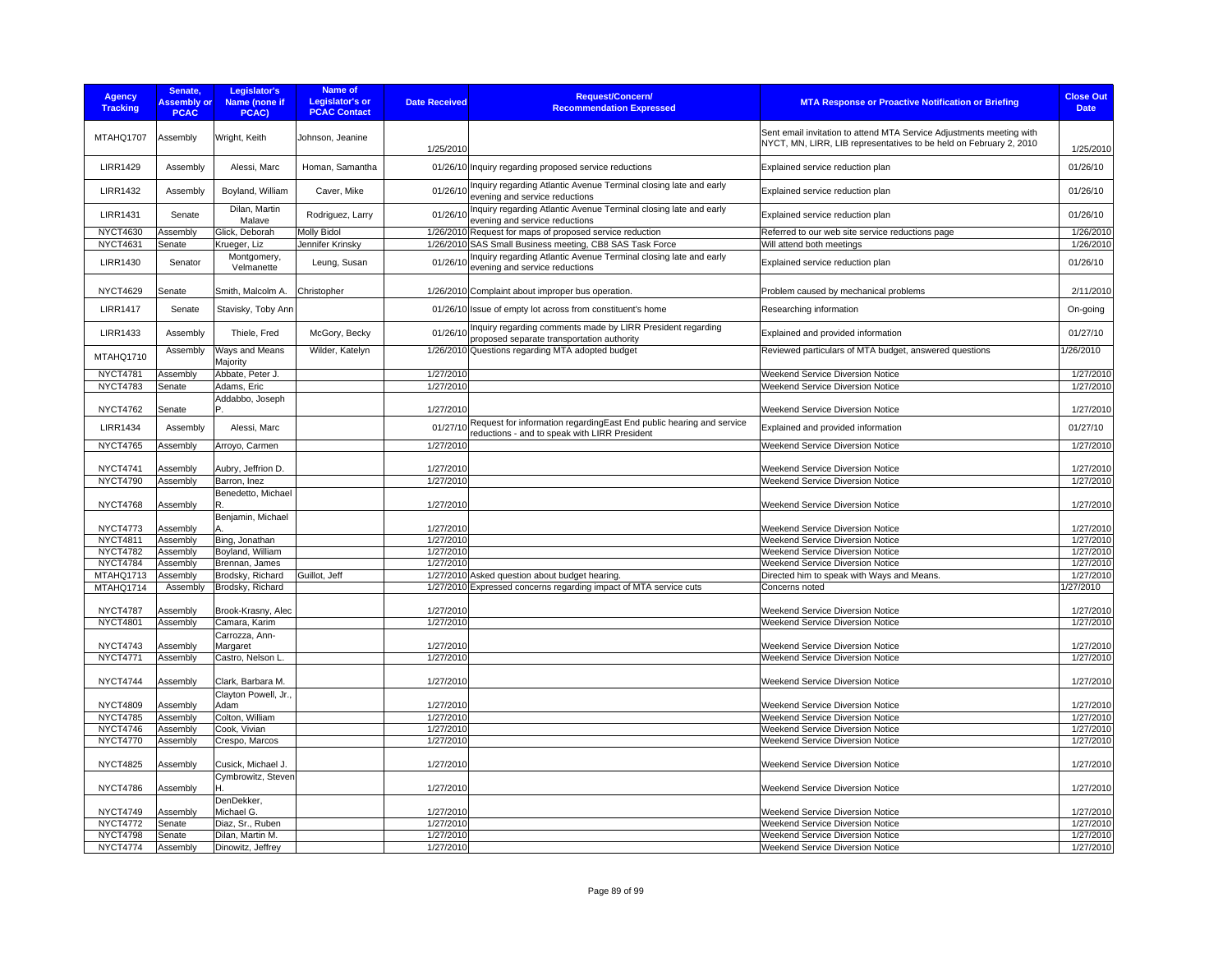| Agency Tracking | Senate, Assembly or PCAC | Legislator's Name (none if PCAC) | Name of Legislator's or PCAC Contact | Date Received | Request/Concern/ Recommendation Expressed | MTA Response or Proactive Notification or Briefing | Close Out Date |
|---|---|---|---|---|---|---|---|
| MTAHQ1707 | Assembly | Wright, Keith | Johnson, Jeanine | 1/25/2010 | | Sent email invitation to attend MTA Service Adjustments meeting with NYCT, MN, LIRR, LIB representatives to be held on February 2, 2010 | 1/25/2010 |
| LIRR1429 | Assembly | Alessi, Marc | Homan, Samantha | 01/26/10 | Inquiry regarding proposed service reductions | Explained service reduction plan | 01/26/10 |
| LIRR1432 | Assembly | Boyland, William | Caver, Mike | 01/26/10 | Inquiry regarding Atlantic Avenue Terminal closing late and early evening and service reductions | Explained service reduction plan | 01/26/10 |
| LIRR1431 | Senate | Dilan, Martin Malave | Rodriguez, Larry | 01/26/10 | Inquiry regarding Atlantic Avenue Terminal closing late and early evening and service reductions | Explained service reduction plan | 01/26/10 |
| NYCT4630 | Assembly | Glick, Deborah | Molly Bidol | 1/26/2010 | Request for maps of proposed service reduction | Referred to our web site service reductions page | 1/26/2010 |
| NYCT4631 | Senate | Krueger, Liz | Jennifer Krinsky | 1/26/2010 | SAS Small Business meeting, CB8 SAS Task Force | Will attend both meetings | 1/26/2010 |
| LIRR1430 | Senator | Montgomery, Velmanette | Leung, Susan | 01/26/10 | Inquiry regarding Atlantic Avenue Terminal closing late and early evening and service reductions | Explained service reduction plan | 01/26/10 |
| NYCT4629 | Senate | Smith, Malcolm A. | Christopher | 1/26/2010 | Complaint about improper bus operation. | Problem caused by mechanical problems | 2/11/2010 |
| LIRR1417 | Senate | Stavisky, Toby Ann | | 01/26/10 | Issue of empty lot across from constituent's home | Researching information | On-going |
| LIRR1433 | Assembly | Thiele, Fred | McGory, Becky | 01/26/10 | Inquiry regarding comments made by LIRR President regarding proposed separate transportation authority | Explained and provided information | 01/27/10 |
| MTAHQ1710 | Assembly | Ways and Means Majority | Wilder, Katelyn | 1/26/2010 | Questions regarding MTA adopted budget | Reviewed particulars of MTA budget, answered questions | 1/26/2010 |
| NYCT4781 | Assembly | Abbate, Peter J. | | 1/27/2010 | | Weekend Service Diversion Notice | 1/27/2010 |
| NYCT4783 | Senate | Adams, Eric | | 1/27/2010 | | Weekend Service Diversion Notice | 1/27/2010 |
| NYCT4762 | Senate | Addabbo, Joseph P. | | 1/27/2010 | | Weekend Service Diversion Notice | 1/27/2010 |
| LIRR1434 | Assembly | Alessi, Marc | | 01/27/10 | Request for information regardingEast End public hearing and service reductions - and to speak with LIRR President | Explained and provided information | 01/27/10 |
| NYCT4765 | Assembly | Arroyo, Carmen | | 1/27/2010 | | Weekend Service Diversion Notice | 1/27/2010 |
| NYCT4741 | Assembly | Aubry, Jeffrion D. | | 1/27/2010 | | Weekend Service Diversion Notice | 1/27/2010 |
| NYCT4790 | Assembly | Barron, Inez | | 1/27/2010 | | Weekend Service Diversion Notice | 1/27/2010 |
| NYCT4768 | Assembly | Benedetto, Michael R. | | 1/27/2010 | | Weekend Service Diversion Notice | 1/27/2010 |
| NYCT4773 | Assembly | Benjamin, Michael A. | | 1/27/2010 | | Weekend Service Diversion Notice | 1/27/2010 |
| NYCT4811 | Assembly | Bing, Jonathan | | 1/27/2010 | | Weekend Service Diversion Notice | 1/27/2010 |
| NYCT4782 | Assembly | Boyland, William | | 1/27/2010 | | Weekend Service Diversion Notice | 1/27/2010 |
| NYCT4784 | Assembly | Brennan, James | | 1/27/2010 | | Weekend Service Diversion Notice | 1/27/2010 |
| MTAHQ1713 | Assembly | Brodsky, Richard | Guillot, Jeff | 1/27/2010 | Asked question about budget hearing. | Directed him to speak with Ways and Means. | 1/27/2010 |
| MTAHQ1714 | Assembly | Brodsky, Richard | | 1/27/2010 | Expressed concerns regarding impact of MTA service cuts | Concerns noted | 1/27/2010 |
| NYCT4787 | Assembly | Brook-Krasny, Alec | | 1/27/2010 | | Weekend Service Diversion Notice | 1/27/2010 |
| NYCT4801 | Assembly | Camara, Karim | | 1/27/2010 | | Weekend Service Diversion Notice | 1/27/2010 |
| NYCT4743 | Assembly | Carrozza, Ann-Margaret | | 1/27/2010 | | Weekend Service Diversion Notice | 1/27/2010 |
| NYCT4771 | Assembly | Castro, Nelson L. | | 1/27/2010 | | Weekend Service Diversion Notice | 1/27/2010 |
| NYCT4744 | Assembly | Clark, Barbara M. | | 1/27/2010 | | Weekend Service Diversion Notice | 1/27/2010 |
| NYCT4809 | Assembly | Clayton Powell, Jr., Adam | | 1/27/2010 | | Weekend Service Diversion Notice | 1/27/2010 |
| NYCT4785 | Assembly | Colton, William | | 1/27/2010 | | Weekend Service Diversion Notice | 1/27/2010 |
| NYCT4746 | Assembly | Cook, Vivian | | 1/27/2010 | | Weekend Service Diversion Notice | 1/27/2010 |
| NYCT4770 | Assembly | Crespo, Marcos | | 1/27/2010 | | Weekend Service Diversion Notice | 1/27/2010 |
| NYCT4825 | Assembly | Cusick, Michael J. | | 1/27/2010 | | Weekend Service Diversion Notice | 1/27/2010 |
| NYCT4786 | Assembly | Cymbrowitz, Steven H. | | 1/27/2010 | | Weekend Service Diversion Notice | 1/27/2010 |
| NYCT4749 | Assembly | DenDekker, Michael G. | | 1/27/2010 | | Weekend Service Diversion Notice | 1/27/2010 |
| NYCT4772 | Senate | Diaz, Sr., Ruben | | 1/27/2010 | | Weekend Service Diversion Notice | 1/27/2010 |
| NYCT4798 | Senate | Dilan, Martin M. | | 1/27/2010 | | Weekend Service Diversion Notice | 1/27/2010 |
| NYCT4774 | Assembly | Dinowitz, Jeffrey | | 1/27/2010 | | Weekend Service Diversion Notice | 1/27/2010 |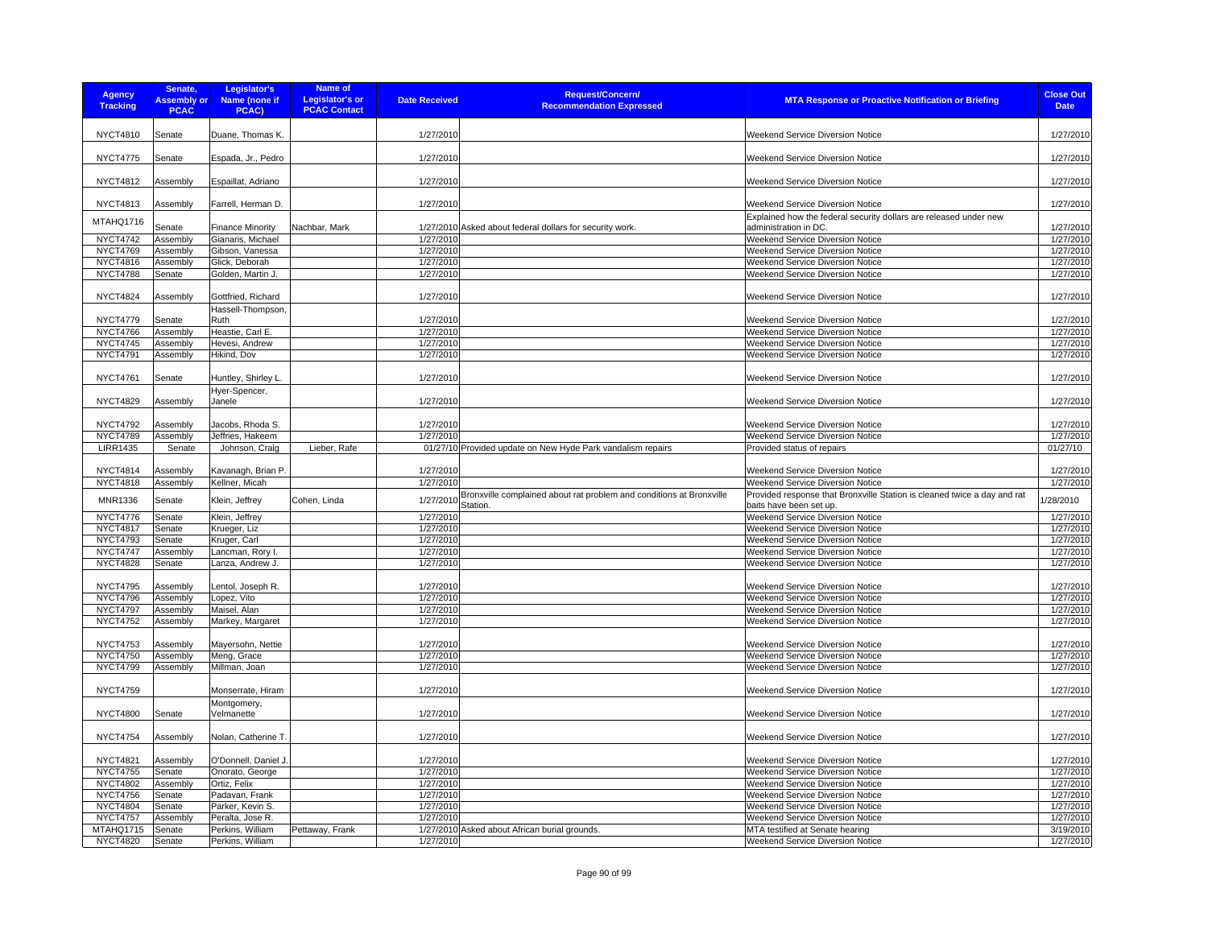| Agency Tracking | Senate, Assembly or PCAC | Legislator's Name (none if PCAC) | Name of Legislator's or PCAC Contact | Date Received | Request/Concern/ Recommendation Expressed | MTA Response or Proactive Notification or Briefing | Close Out Date |
|---|---|---|---|---|---|---|---|
| NYCT4810 | Senate | Duane, Thomas K. | | 1/27/2010 | | Weekend Service Diversion Notice | 1/27/2010 |
| NYCT4775 | Senate | Espada, Jr., Pedro | | 1/27/2010 | | Weekend Service Diversion Notice | 1/27/2010 |
| NYCT4812 | Assembly | Espaillat, Adriano | | 1/27/2010 | | Weekend Service Diversion Notice | 1/27/2010 |
| NYCT4813 | Assembly | Farrell, Herman D. | | 1/27/2010 | | Weekend Service Diversion Notice | 1/27/2010 |
| MTAHQ1716 | Senate | Finance Minority | Nachbar, Mark | 1/27/2010 | Asked about federal dollars for security work. | Explained how the federal security dollars are released under new administration in DC. | 1/27/2010 |
| NYCT4742 | Assembly | Gianaris, Michael | | 1/27/2010 | | Weekend Service Diversion Notice | 1/27/2010 |
| NYCT4769 | Assembly | Gibson, Vanessa | | 1/27/2010 | | Weekend Service Diversion Notice | 1/27/2010 |
| NYCT4816 | Assembly | Glick, Deborah | | 1/27/2010 | | Weekend Service Diversion Notice | 1/27/2010 |
| NYCT4788 | Senate | Golden, Martin J. | | 1/27/2010 | | Weekend Service Diversion Notice | 1/27/2010 |
| NYCT4824 | Assembly | Gottfried, Richard | | 1/27/2010 | | Weekend Service Diversion Notice | 1/27/2010 |
| NYCT4779 | Senate | Hassell-Thompson, Ruth | | 1/27/2010 | | Weekend Service Diversion Notice | 1/27/2010 |
| NYCT4766 | Assembly | Heastie, Carl E. | | 1/27/2010 | | Weekend Service Diversion Notice | 1/27/2010 |
| NYCT4745 | Assembly | Hevesi, Andrew | | 1/27/2010 | | Weekend Service Diversion Notice | 1/27/2010 |
| NYCT4791 | Assembly | Hikind, Dov | | 1/27/2010 | | Weekend Service Diversion Notice | 1/27/2010 |
| NYCT4761 | Senate | Huntley, Shirley L. | | 1/27/2010 | | Weekend Service Diversion Notice | 1/27/2010 |
| NYCT4829 | Assembly | Hyer-Spencer, Janele | | 1/27/2010 | | Weekend Service Diversion Notice | 1/27/2010 |
| NYCT4792 | Assembly | Jacobs, Rhoda S. | | 1/27/2010 | | Weekend Service Diversion Notice | 1/27/2010 |
| NYCT4789 | Assembly | Jeffries, Hakeem | | 1/27/2010 | | Weekend Service Diversion Notice | 1/27/2010 |
| LIRR1435 | Senate | Johnson, Craig | Lieber, Rafe | 01/27/10 | Provided update on New Hyde Park vandalism repairs | Provided status of repairs | 01/27/10 |
| NYCT4814 | Assembly | Kavanagh, Brian P. | | 1/27/2010 | | Weekend Service Diversion Notice | 1/27/2010 |
| NYCT4818 | Assembly | Kellner, Micah | | 1/27/2010 | | Weekend Service Diversion Notice | 1/27/2010 |
| MNR1336 | Senate | Klein, Jeffrey | Cohen, Linda | 1/27/2010 | Bronxville complained about rat problem and conditions at Bronxville Station. | Provided response that Bronxville Station is cleaned twice a day and rat baits have been set up. | 1/28/2010 |
| NYCT4776 | Senate | Klein, Jeffrey | | 1/27/2010 | | Weekend Service Diversion Notice | 1/27/2010 |
| NYCT4817 | Senate | Krueger, Liz | | 1/27/2010 | | Weekend Service Diversion Notice | 1/27/2010 |
| NYCT4793 | Senate | Kruger, Carl | | 1/27/2010 | | Weekend Service Diversion Notice | 1/27/2010 |
| NYCT4747 | Assembly | Lancman, Rory I. | | 1/27/2010 | | Weekend Service Diversion Notice | 1/27/2010 |
| NYCT4828 | Senate | Lanza, Andrew J. | | 1/27/2010 | | Weekend Service Diversion Notice | 1/27/2010 |
| NYCT4795 | Assembly | Lentol, Joseph R. | | 1/27/2010 | | Weekend Service Diversion Notice | 1/27/2010 |
| NYCT4796 | Assembly | Lopez, Vito | | 1/27/2010 | | Weekend Service Diversion Notice | 1/27/2010 |
| NYCT4797 | Assembly | Maisel, Alan | | 1/27/2010 | | Weekend Service Diversion Notice | 1/27/2010 |
| NYCT4752 | Assembly | Markey, Margaret | | 1/27/2010 | | Weekend Service Diversion Notice | 1/27/2010 |
| NYCT4753 | Assembly | Mayersohn, Nettie | | 1/27/2010 | | Weekend Service Diversion Notice | 1/27/2010 |
| NYCT4750 | Assembly | Meng, Grace | | 1/27/2010 | | Weekend Service Diversion Notice | 1/27/2010 |
| NYCT4799 | Assembly | Millman, Joan | | 1/27/2010 | | Weekend Service Diversion Notice | 1/27/2010 |
| NYCT4759 | | Monserrate, Hiram | | 1/27/2010 | | Weekend Service Diversion Notice | 1/27/2010 |
| NYCT4800 | Senate | Montgomery, Velmanette | | 1/27/2010 | | Weekend Service Diversion Notice | 1/27/2010 |
| NYCT4754 | Assembly | Nolan, Catherine T. | | 1/27/2010 | | Weekend Service Diversion Notice | 1/27/2010 |
| NYCT4821 | Assembly | O'Donnell, Daniel J. | | 1/27/2010 | | Weekend Service Diversion Notice | 1/27/2010 |
| NYCT4755 | Senate | Onorato, George | | 1/27/2010 | | Weekend Service Diversion Notice | 1/27/2010 |
| NYCT4802 | Assembly | Ortiz, Felix | | 1/27/2010 | | Weekend Service Diversion Notice | 1/27/2010 |
| NYCT4756 | Senate | Padavan, Frank | | 1/27/2010 | | Weekend Service Diversion Notice | 1/27/2010 |
| NYCT4804 | Senate | Parker, Kevin S. | | 1/27/2010 | | Weekend Service Diversion Notice | 1/27/2010 |
| NYCT4757 | Assembly | Peralta, Jose R. | | 1/27/2010 | | Weekend Service Diversion Notice | 1/27/2010 |
| MTAHQ1715 | Senate | Perkins, William | Pettaway, Frank | 1/27/2010 | Asked about African burial grounds. | MTA testified at Senate hearing | 3/19/2010 |
| NYCT4820 | Senate | Perkins, William | | 1/27/2010 | | Weekend Service Diversion Notice | 1/27/2010 |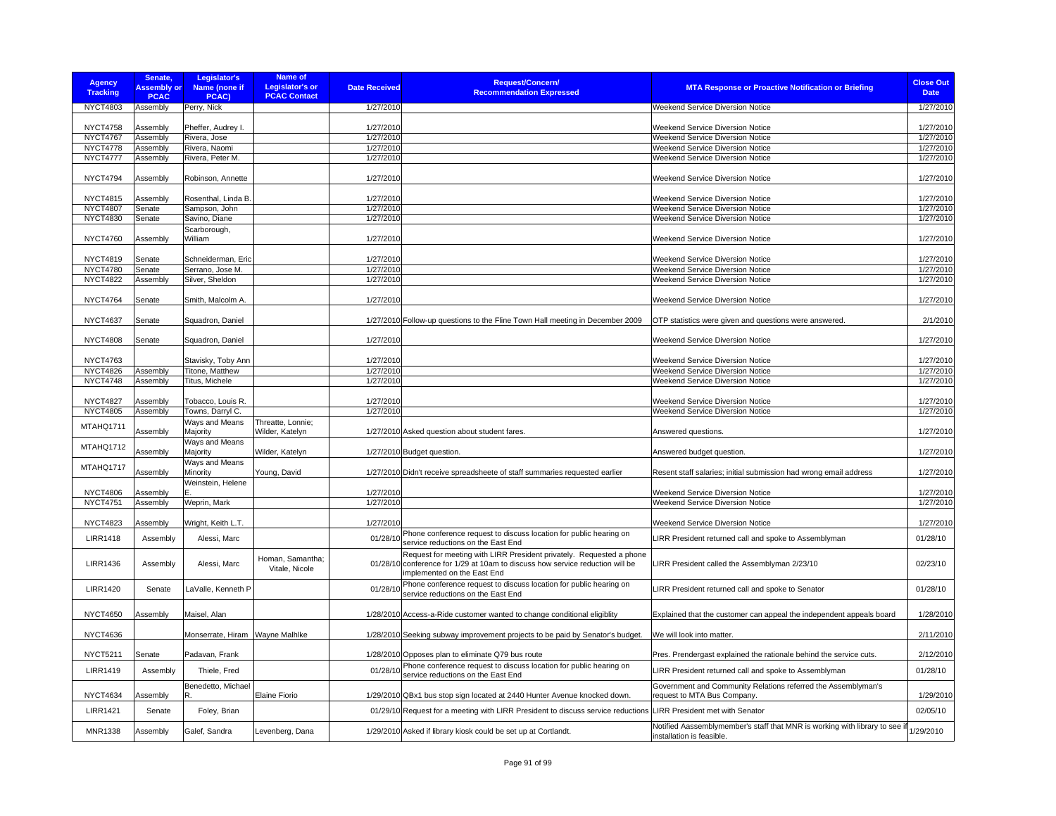| Agency Tracking | Senate, Assembly or PCAC | Legislator's Name (none if PCAC) | Name of Legislator's or PCAC Contact | Date Received | Request/Concern/ Recommendation Expressed | MTA Response or Proactive Notification or Briefing | Close Out Date |
|---|---|---|---|---|---|---|---|
| NYCT4803 | Assembly | Perry, Nick | | 1/27/2010 | | Weekend Service Diversion Notice | 1/27/2010 |
| NYCT4758 | Assembly | Pheffer, Audrey I. | | 1/27/2010 | | Weekend Service Diversion Notice | 1/27/2010 |
| NYCT4767 | Assembly | Rivera, Jose | | 1/27/2010 | | Weekend Service Diversion Notice | 1/27/2010 |
| NYCT4778 | Assembly | Rivera, Naomi | | 1/27/2010 | | Weekend Service Diversion Notice | 1/27/2010 |
| NYCT4777 | Assembly | Rivera, Peter M. | | 1/27/2010 | | Weekend Service Diversion Notice | 1/27/2010 |
| NYCT4794 | Assembly | Robinson, Annette | | 1/27/2010 | | Weekend Service Diversion Notice | 1/27/2010 |
| NYCT4815 | Assembly | Rosenthal, Linda B. | | 1/27/2010 | | Weekend Service Diversion Notice | 1/27/2010 |
| NYCT4807 | Senate | Sampson, John | | 1/27/2010 | | Weekend Service Diversion Notice | 1/27/2010 |
| NYCT4830 | Senate | Savino, Diane | | 1/27/2010 | | Weekend Service Diversion Notice | 1/27/2010 |
| NYCT4760 | Assembly | Scarborough, William | | 1/27/2010 | | Weekend Service Diversion Notice | 1/27/2010 |
| NYCT4819 | Senate | Schneiderman, Eric | | 1/27/2010 | | Weekend Service Diversion Notice | 1/27/2010 |
| NYCT4780 | Senate | Serrano, Jose M. | | 1/27/2010 | | Weekend Service Diversion Notice | 1/27/2010 |
| NYCT4822 | Assembly | Silver, Sheldon | | 1/27/2010 | | Weekend Service Diversion Notice | 1/27/2010 |
| NYCT4764 | Senate | Smith, Malcolm A. | | 1/27/2010 | | Weekend Service Diversion Notice | 1/27/2010 |
| NYCT4637 | Senate | Squadron, Daniel | | 1/27/2010 | Follow-up questions to the Fline Town Hall meeting in December 2009 | OTP statistics were given and questions were answered. | 2/1/2010 |
| NYCT4808 | Senate | Squadron, Daniel | | 1/27/2010 | | Weekend Service Diversion Notice | 1/27/2010 |
| NYCT4763 | | Stavisky, Toby Ann | | 1/27/2010 | | Weekend Service Diversion Notice | 1/27/2010 |
| NYCT4826 | Assembly | Titone, Matthew | | 1/27/2010 | | Weekend Service Diversion Notice | 1/27/2010 |
| NYCT4748 | Assembly | Titus, Michele | | 1/27/2010 | | Weekend Service Diversion Notice | 1/27/2010 |
| NYCT4827 | Assembly | Tobacco, Louis R. | | 1/27/2010 | | Weekend Service Diversion Notice | 1/27/2010 |
| NYCT4805 | Assembly | Towns, Darryl C. | | 1/27/2010 | | Weekend Service Diversion Notice | 1/27/2010 |
| MTAHQ1711 | Assembly | Ways and Means Majority | Threatte, Lonnie; Wilder, Katelyn | 1/27/2010 | Asked question about student fares. | Answered questions. | 1/27/2010 |
| MTAHQ1712 | Assembly | Ways and Means Majority | Wilder, Katelyn | 1/27/2010 | Budget question. | Answered budget question. | 1/27/2010 |
| MTAHQ1717 | Assembly | Ways and Means Minority | Young, David | 1/27/2010 | Didn't receive spreadsheete of staff summaries requested earlier | Resent staff salaries; initial submission had wrong email address | 1/27/2010 |
| NYCT4806 | Assembly | Weinstein, Helene E. | | 1/27/2010 | | Weekend Service Diversion Notice | 1/27/2010 |
| NYCT4751 | Assembly | Weprin, Mark | | 1/27/2010 | | Weekend Service Diversion Notice | 1/27/2010 |
| NYCT4823 | Assembly | Wright, Keith L.T. | | 1/27/2010 | | Weekend Service Diversion Notice | 1/27/2010 |
| LIRR1418 | Assembly | Alessi, Marc | | 01/28/10 | Phone conference request to discuss location for public hearing on service reductions on the East End | LIRR President returned call and spoke to Assemblyman | 01/28/10 |
| LIRR1436 | Assembly | Alessi, Marc | Homan, Samantha; Vitale, Nicole | 01/28/10 | Request for meeting with LIRR President privately. Requested a phone conference for 1/29 at 10am to discuss how service reduction will be implemented on the East End | LIRR President called the Assemblyman 2/23/10 | 02/23/10 |
| LIRR1420 | Senate | LaValle, Kenneth P | | 01/28/10 | Phone conference request to discuss location for public hearing on service reductions on the East End | LIRR President returned call and spoke to Senator | 01/28/10 |
| NYCT4650 | Assembly | Maisel, Alan | | 1/28/2010 | Access-a-Ride customer wanted to change conditional eligiblity | Explained that the customer can appeal the independent appeals board | 1/28/2010 |
| NYCT4636 | | Monserrate, Hiram | Wayne Malhlke | 1/28/2010 | Seeking subway improvement projects to be paid by Senator's budget. | We will look into matter. | 2/11/2010 |
| NYCT5211 | Senate | Padavan, Frank | | 1/28/2010 | Opposes plan to eliminate Q79 bus route | Pres. Prendergast explained the rationale behind the service cuts. | 2/12/2010 |
| LIRR1419 | Assembly | Thiele, Fred | | 01/28/10 | Phone conference request to discuss location for public hearing on service reductions on the East End | LIRR President returned call and spoke to Assemblyman | 01/28/10 |
| NYCT4634 | Assembly | Benedetto, Michael R. | Elaine Fiorio | 1/29/2010 | QBx1 bus stop sign located at 2440 Hunter Avenue knocked down. | Government and Community Relations referred the Assemblyman's request to MTA Bus Company. | 1/29/2010 |
| LIRR1421 | Senate | Foley, Brian | | 01/29/10 | Request for a meeting with LIRR President to discuss service reductions | LIRR President met with Senator | 02/05/10 |
| MNR1338 | Assembly | Galef, Sandra | Levenberg, Dana | 1/29/2010 | Asked if library kiosk could be set up at Cortlandt. | Notified Aassemblymember's staff that MNR is working with library to see if installation is feasible. | 1/29/2010 |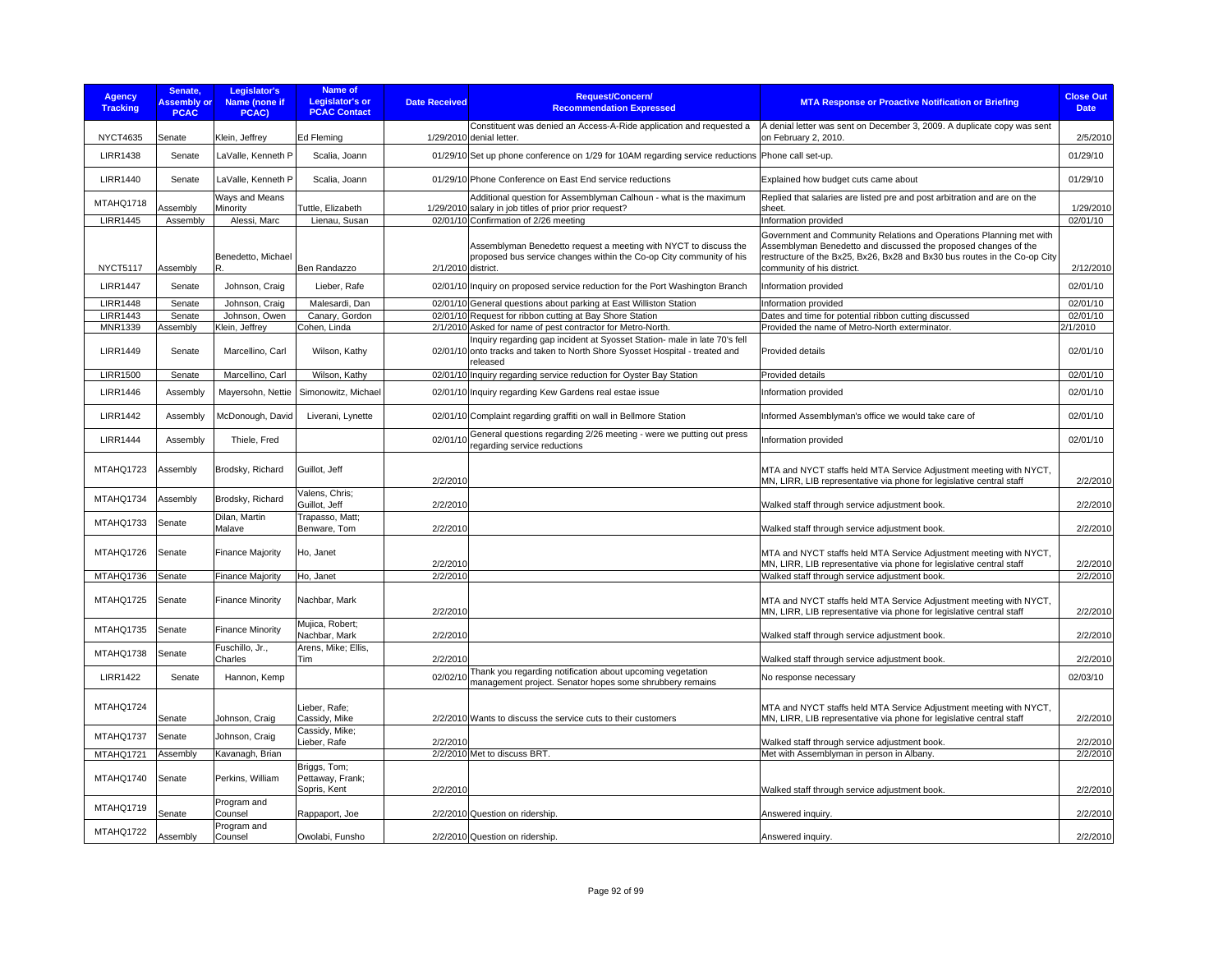| Agency Tracking | Senate, Assembly or PCAC | Legislator's Name (none if PCAC) | Name of Legislator's or PCAC Contact | Date Received | Request/Concern/ Recommendation Expressed | MTA Response or Proactive Notification or Briefing | Close Out Date |
|---|---|---|---|---|---|---|---|
| NYCT4635 | Senate | Klein, Jeffrey | Ed Fleming | 1/29/2010 | Constituent was denied an Access-A-Ride application and requested a denial letter. | A denial letter was sent on December 3, 2009. A duplicate copy was sent on February 2, 2010. | 2/5/2010 |
| LIRR1438 | Senate | LaValle, Kenneth P | Scalia, Joann | 01/29/10 | Set up phone conference on 1/29 for 10AM regarding service reductions | Phone call set-up. | 01/29/10 |
| LIRR1440 | Senate | LaValle, Kenneth P | Scalia, Joann | 01/29/10 | Phone Conference on East End service reductions | Explained how budget cuts came about | 01/29/10 |
| MTAHQ1718 | Assembly | Ways and Means Minority | Tuttle, Elizabeth | 1/29/2010 | Additional question for Assemblyman Calhoun - what is the maximum salary in job titles of prior prior request? | Replied that salaries are listed pre and post arbitration and are on the sheet. | 1/29/2010 |
| LIRR1445 | Assembly | Alessi, Marc | Lienau, Susan | 02/01/10 | Confirmation of 2/26 meeting | Information provided | 02/01/10 |
| NYCT5117 | Assembly | Benedetto, Michael R. | Ben Randazzo | 2/1/2010 | Assemblyman Benedetto request a meeting with NYCT to discuss the proposed bus service changes within the Co-op City community of his district. | Government and Community Relations and Operations Planning met with Assemblyman Benedetto and discussed the proposed changes of the restructure of the Bx25, Bx26, Bx28 and Bx30 bus routes in the Co-op City community of his district. | 2/12/2010 |
| LIRR1447 | Senate | Johnson, Craig | Lieber, Rafe | 02/01/10 | Inquiry on proposed service reduction for the Port Washington Branch | Information provided | 02/01/10 |
| LIRR1448 | Senate | Johnson, Craig | Malesardi, Dan | 02/01/10 | General questions about parking at East Williston Station | Information provided | 02/01/10 |
| LIRR1443 | Senate | Johnson, Owen | Canary, Gordon | 02/01/10 | Request for ribbon cutting at Bay Shore Station | Dates and time for potential ribbon cutting discussed | 02/01/10 |
| MNR1339 | Assembly | Klein, Jeffrey | Cohen, Linda | 2/1/2010 | Asked for name of pest contractor for Metro-North. | Provided the name of Metro-North exterminator. | 2/1/2010 |
| LIRR1449 | Senate | Marcellino, Carl | Wilson, Kathy | 02/01/10 | Inquiry regarding gap incident at Syosset Station- male in late 70's fell onto tracks and taken to North Shore Syosset Hospital - treated and released | Provided details | 02/01/10 |
| LIRR1500 | Senate | Marcellino, Carl | Wilson, Kathy | 02/01/10 | Inquiry regarding service reduction for Oyster Bay Station | Provided details | 02/01/10 |
| LIRR1446 | Assembly | Mayersohn, Nettie | Simonowitz, Michael | 02/01/10 | Inquiry regarding Kew Gardens real estae issue | Information provided | 02/01/10 |
| LIRR1442 | Assembly | McDonough, David | Liverani, Lynette | 02/01/10 | Complaint regarding graffiti on wall in Bellmore Station | Informed Assemblyman's office we would take care of | 02/01/10 |
| LIRR1444 | Assembly | Thiele, Fred | | 02/01/10 | General questions regarding 2/26 meeting - were we putting out press regarding service reductions | Information provided | 02/01/10 |
| MTAHQ1723 | Assembly | Brodsky, Richard | Guillot, Jeff | 2/2/2010 | | MTA and NYCT staffs held MTA Service Adjustment meeting with NYCT, MN, LIRR, LIB representative via phone for legislative central staff | 2/2/2010 |
| MTAHQ1734 | Assembly | Brodsky, Richard | Valens, Chris; Guillot, Jeff | 2/2/2010 | | Walked staff through service adjustment book. | 2/2/2010 |
| MTAHQ1733 | Senate | Dilan, Martin Malave | Trapasso, Matt; Benware, Tom | 2/2/2010 | | Walked staff through service adjustment book. | 2/2/2010 |
| MTAHQ1726 | Senate | Finance Majority | Ho, Janet | 2/2/2010 | | MTA and NYCT staffs held MTA Service Adjustment meeting with NYCT, MN, LIRR, LIB representative via phone for legislative central staff | 2/2/2010 |
| MTAHQ1736 | Senate | Finance Majority | Ho, Janet | 2/2/2010 | | Walked staff through service adjustment book. | 2/2/2010 |
| MTAHQ1725 | Senate | Finance Minority | Nachbar, Mark | 2/2/2010 | | MTA and NYCT staffs held MTA Service Adjustment meeting with NYCT, MN, LIRR, LIB representative via phone for legislative central staff | 2/2/2010 |
| MTAHQ1735 | Senate | Finance Minority | Mujica, Robert; Nachbar, Mark | 2/2/2010 | | Walked staff through service adjustment book. | 2/2/2010 |
| MTAHQ1738 | Senate | Fuschillo, Jr., Charles | Arens, Mike; Ellis, Tim | 2/2/2010 | | Walked staff through service adjustment book. | 2/2/2010 |
| LIRR1422 | Senate | Hannon, Kemp | | 02/02/10 | Thank you regarding notification about upcoming vegetation management project. Senator hopes some shrubbery remains | No response necessary | 02/03/10 |
| MTAHQ1724 | Senate | Johnson, Craig | Lieber, Rafe; Cassidy, Mike | 2/2/2010 | Wants to discuss the service cuts to their customers | MTA and NYCT staffs held MTA Service Adjustment meeting with NYCT, MN, LIRR, LIB representative via phone for legislative central staff | 2/2/2010 |
| MTAHQ1737 | Senate | Johnson, Craig | Cassidy, Mike; Lieber, Rafe | 2/2/2010 | | Walked staff through service adjustment book. | 2/2/2010 |
| MTAHQ1721 | Assembly | Kavanagh, Brian | | 2/2/2010 | Met to discuss BRT. | Met with Assemblyman in person in Albany. | 2/2/2010 |
| MTAHQ1740 | Senate | Perkins, William | Briggs, Tom; Pettaway, Frank; Sopris, Kent | 2/2/2010 | | Walked staff through service adjustment book. | 2/2/2010 |
| MTAHQ1719 | Senate | Program and Counsel | Rappaport, Joe | 2/2/2010 | Question on ridership. | Answered inquiry. | 2/2/2010 |
| MTAHQ1722 | Assembly | Program and Counsel | Owolabi, Funsho | 2/2/2010 | Question on ridership. | Answered inquiry. | 2/2/2010 |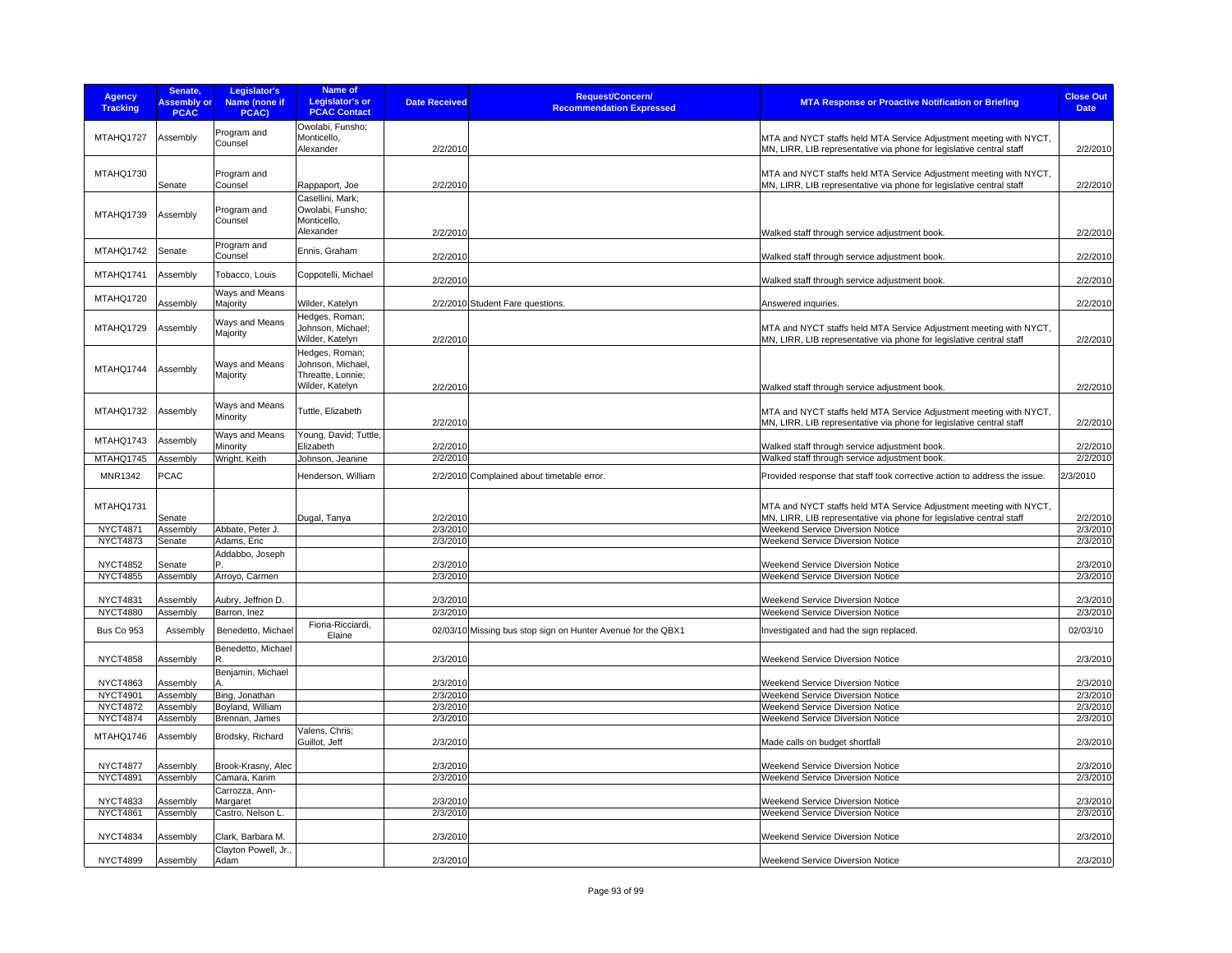| Agency Tracking | Senate, Assembly or PCAC | Legislator's Name (none if PCAC) | Name of Legislator's or PCAC Contact | Date Received | Request/Concern/ Recommendation Expressed | MTA Response or Proactive Notification or Briefing | Close Out Date |
|---|---|---|---|---|---|---|---|
| MTAHQ1727 | Assembly | Program and Counsel | Owolabi, Funsho; Monticello, Alexander | 2/2/2010 | | MTA and NYCT staffs held MTA Service Adjustment meeting with NYCT, MN, LIRR, LIB representative via phone for legislative central staff | 2/2/2010 |
| MTAHQ1730 | Senate | Program and Counsel | Rappaport, Joe | 2/2/2010 | | MTA and NYCT staffs held MTA Service Adjustment meeting with NYCT, MN, LIRR, LIB representative via phone for legislative central staff | 2/2/2010 |
| MTAHQ1739 | Assembly | Program and Counsel | Casellini, Mark; Owolabi, Funsho; Monticello, Alexander | 2/2/2010 | | Walked staff through service adjustment book. | 2/2/2010 |
| MTAHQ1742 | Senate | Program and Counsel | Ennis, Graham | 2/2/2010 | | Walked staff through service adjustment book. | 2/2/2010 |
| MTAHQ1741 | Assembly | Tobacco, Louis | Coppotelli, Michael | 2/2/2010 | | Walked staff through service adjustment book. | 2/2/2010 |
| MTAHQ1720 | Assembly | Ways and Means Majority | Wilder, Katelyn | 2/2/2010 | Student Fare questions. | Answered inquiries. | 2/2/2010 |
| MTAHQ1729 | Assembly | Ways and Means Majority | Hedges, Roman; Johnson, Michael; Wilder, Katelyn | 2/2/2010 | | MTA and NYCT staffs held MTA Service Adjustment meeting with NYCT, MN, LIRR, LIB representative via phone for legislative central staff | 2/2/2010 |
| MTAHQ1744 | Assembly | Ways and Means Majority | Hedges, Roman; Johnson, Michael, Threatte, Lonnie; Wilder, Katelyn | 2/2/2010 | | Walked staff through service adjustment book. | 2/2/2010 |
| MTAHQ1732 | Assembly | Ways and Means Minority | Tuttle, Elizabeth | 2/2/2010 | | MTA and NYCT staffs held MTA Service Adjustment meeting with NYCT, MN, LIRR, LIB representative via phone for legislative central staff | 2/2/2010 |
| MTAHQ1743 | Assembly | Ways and Means Minority | Young, David; Tuttle, Elizabeth | 2/2/2010 | | Walked staff through service adjustment book. | 2/2/2010 |
| MTAHQ1745 | Assembly | Wright, Keith | Johnson, Jeanine | 2/2/2010 | | Walked staff through service adjustment book. | 2/2/2010 |
| MNR1342 | PCAC | | Henderson, William | 2/2/2010 | Complained about timetable error. | Provided response that staff took corrective action to address the issue. | 2/3/2010 |
| MTAHQ1731 | Senate | | Dugal, Tanya | 2/2/2010 | | MTA and NYCT staffs held MTA Service Adjustment meeting with NYCT, MN, LIRR, LIB representative via phone for legislative central staff | 2/2/2010 |
| NYCT4871 | Assembly | Abbate, Peter J. | | 2/3/2010 | | Weekend Service Diversion Notice | 2/3/2010 |
| NYCT4873 | Senate | Adams, Eric | | 2/3/2010 | | Weekend Service Diversion Notice | 2/3/2010 |
| NYCT4852 | Senate | Addabbo, Joseph P. | | 2/3/2010 | | Weekend Service Diversion Notice | 2/3/2010 |
| NYCT4855 | Assembly | Arroyo, Carmen | | 2/3/2010 | | Weekend Service Diversion Notice | 2/3/2010 |
| NYCT4831 | Assembly | Aubry, Jeffrion D. | | 2/3/2010 | | Weekend Service Diversion Notice | 2/3/2010 |
| NYCT4880 | Assembly | Barron, Inez | | 2/3/2010 | | Weekend Service Diversion Notice | 2/3/2010 |
| Bus Co 953 | Assembly | Benedetto, Michael | Fioria-Ricciardi, Elaine | 02/03/10 | Missing bus stop sign on Hunter Avenue for the QBX1 | Investigated and had the sign replaced. | 02/03/10 |
| NYCT4858 | Assembly | Benedetto, Michael R. | | 2/3/2010 | | Weekend Service Diversion Notice | 2/3/2010 |
| NYCT4863 | Assembly | Benjamin, Michael A. | | 2/3/2010 | | Weekend Service Diversion Notice | 2/3/2010 |
| NYCT4901 | Assembly | Bing, Jonathan | | 2/3/2010 | | Weekend Service Diversion Notice | 2/3/2010 |
| NYCT4872 | Assembly | Boyland, William | | 2/3/2010 | | Weekend Service Diversion Notice | 2/3/2010 |
| NYCT4874 | Assembly | Brennan, James | | 2/3/2010 | | Weekend Service Diversion Notice | 2/3/2010 |
| MTAHQ1746 | Assembly | Brodsky, Richard | Valens, Chris; Guillot, Jeff | 2/3/2010 | | Made calls on budget shortfall | 2/3/2010 |
| NYCT4877 | Assembly | Brook-Krasny, Alec | | 2/3/2010 | | Weekend Service Diversion Notice | 2/3/2010 |
| NYCT4891 | Assembly | Camara, Karim | | 2/3/2010 | | Weekend Service Diversion Notice | 2/3/2010 |
| NYCT4833 | Assembly | Carrozza, Ann-Margaret | | 2/3/2010 | | Weekend Service Diversion Notice | 2/3/2010 |
| NYCT4861 | Assembly | Castro, Nelson L. | | 2/3/2010 | | Weekend Service Diversion Notice | 2/3/2010 |
| NYCT4834 | Assembly | Clark, Barbara M. | | 2/3/2010 | | Weekend Service Diversion Notice | 2/3/2010 |
| NYCT4899 | Assembly | Clayton Powell, Jr., Adam | | 2/3/2010 | | Weekend Service Diversion Notice | 2/3/2010 |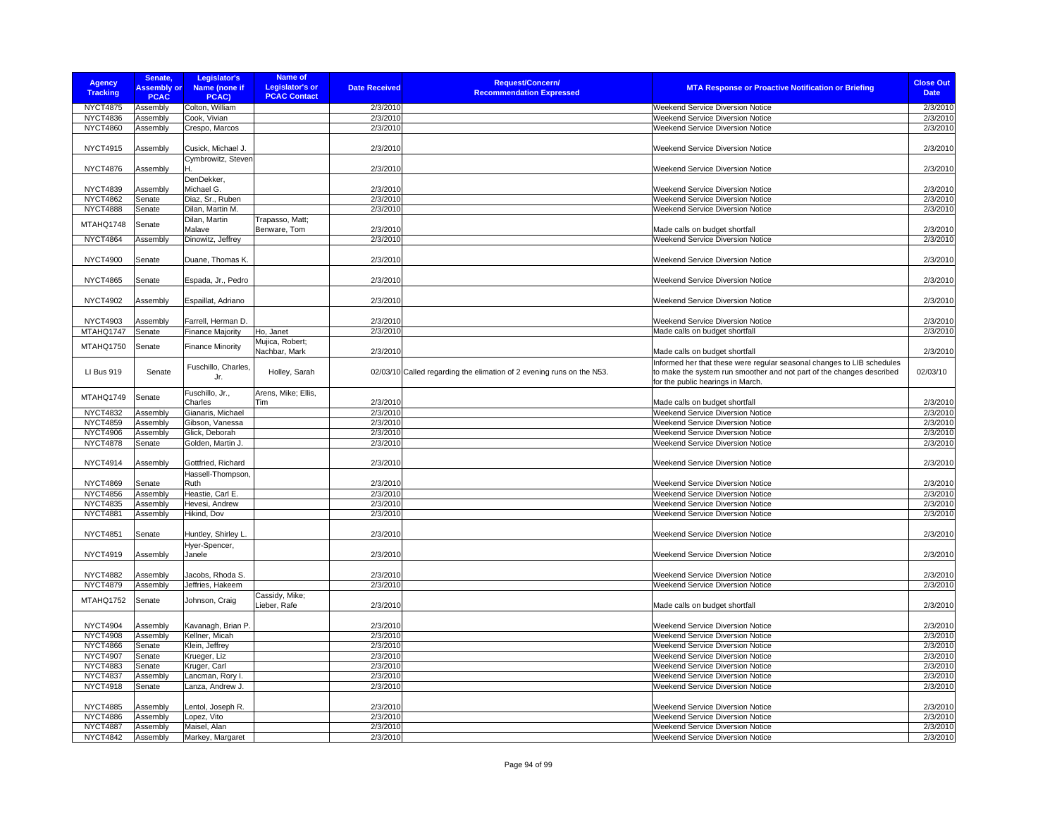| Agency Tracking | Senate, Assembly or PCAC | Legislator's Name (none if PCAC) | Name of Legislator's or PCAC Contact | Date Received | Request/Concern/ Recommendation Expressed | MTA Response or Proactive Notification or Briefing | Close Out Date |
|---|---|---|---|---|---|---|---|
| NYCT4875 | Assembly | Colton, William | | 2/3/2010 | | Weekend Service Diversion Notice | 2/3/2010 |
| NYCT4836 | Assembly | Cook, Vivian | | 2/3/2010 | | Weekend Service Diversion Notice | 2/3/2010 |
| NYCT4860 | Assembly | Crespo, Marcos | | 2/3/2010 | | Weekend Service Diversion Notice | 2/3/2010 |
| NYCT4915 | Assembly | Cusick, Michael J. | | 2/3/2010 | | Weekend Service Diversion Notice | 2/3/2010 |
| NYCT4876 | Assembly | Cymbrowitz, Steven H. | | 2/3/2010 | | Weekend Service Diversion Notice | 2/3/2010 |
| NYCT4839 | Assembly | DenDekker, Michael G. | | 2/3/2010 | | Weekend Service Diversion Notice | 2/3/2010 |
| NYCT4862 | Senate | Diaz, Sr., Ruben | | 2/3/2010 | | Weekend Service Diversion Notice | 2/3/2010 |
| NYCT4888 | Senate | Dilan, Martin M. | | 2/3/2010 | | Weekend Service Diversion Notice | 2/3/2010 |
| MTAHQ1748 | Senate | Dilan, Martin Malave | Trapasso, Matt; Benware, Tom | 2/3/2010 | | Made calls on budget shortfall | 2/3/2010 |
| NYCT4864 | Assembly | Dinowitz, Jeffrey | | 2/3/2010 | | Weekend Service Diversion Notice | 2/3/2010 |
| NYCT4900 | Senate | Duane, Thomas K. | | 2/3/2010 | | Weekend Service Diversion Notice | 2/3/2010 |
| NYCT4865 | Senate | Espada, Jr., Pedro | | 2/3/2010 | | Weekend Service Diversion Notice | 2/3/2010 |
| NYCT4902 | Assembly | Espaillat, Adriano | | 2/3/2010 | | Weekend Service Diversion Notice | 2/3/2010 |
| NYCT4903 | Assembly | Farrell, Herman D. | | 2/3/2010 | | Weekend Service Diversion Notice | 2/3/2010 |
| MTAHQ1747 | Senate | Finance Majority | Ho, Janet | 2/3/2010 | | Made calls on budget shortfall | 2/3/2010 |
| MTAHQ1750 | Senate | Finance Minority | Mujica, Robert; Nachbar, Mark | 2/3/2010 | | Made calls on budget shortfall | 2/3/2010 |
| LI Bus 919 | Senate | Fuschillo, Charles, Jr. | Holley, Sarah | 02/03/10 | Called regarding the elimation of 2 evening runs on the N53. | Informed her that these were regular seasonal changes to LIB schedules to make the system run smoother and not part of the changes described for the public hearings in March. | 02/03/10 |
| MTAHQ1749 | Senate | Fuschillo, Jr., Charles | Arens, Mike; Ellis, Tim | 2/3/2010 | | Made calls on budget shortfall | 2/3/2010 |
| NYCT4832 | Assembly | Gianaris, Michael | | 2/3/2010 | | Weekend Service Diversion Notice | 2/3/2010 |
| NYCT4859 | Assembly | Gibson, Vanessa | | 2/3/2010 | | Weekend Service Diversion Notice | 2/3/2010 |
| NYCT4906 | Assembly | Glick, Deborah | | 2/3/2010 | | Weekend Service Diversion Notice | 2/3/2010 |
| NYCT4878 | Senate | Golden, Martin J. | | 2/3/2010 | | Weekend Service Diversion Notice | 2/3/2010 |
| NYCT4914 | Assembly | Gottfried, Richard | | 2/3/2010 | | Weekend Service Diversion Notice | 2/3/2010 |
| NYCT4869 | Senate | Hassell-Thompson, Ruth | | 2/3/2010 | | Weekend Service Diversion Notice | 2/3/2010 |
| NYCT4856 | Assembly | Heastie, Carl E. | | 2/3/2010 | | Weekend Service Diversion Notice | 2/3/2010 |
| NYCT4835 | Assembly | Hevesi, Andrew | | 2/3/2010 | | Weekend Service Diversion Notice | 2/3/2010 |
| NYCT4881 | Assembly | Hikind, Dov | | 2/3/2010 | | Weekend Service Diversion Notice | 2/3/2010 |
| NYCT4851 | Senate | Huntley, Shirley L. | | 2/3/2010 | | Weekend Service Diversion Notice | 2/3/2010 |
| NYCT4919 | Assembly | Hyer-Spencer, Janele | | 2/3/2010 | | Weekend Service Diversion Notice | 2/3/2010 |
| NYCT4882 | Assembly | Jacobs, Rhoda S. | | 2/3/2010 | | Weekend Service Diversion Notice | 2/3/2010 |
| NYCT4879 | Assembly | Jeffries, Hakeem | | 2/3/2010 | | Weekend Service Diversion Notice | 2/3/2010 |
| MTAHQ1752 | Senate | Johnson, Craig | Cassidy, Mike; Lieber, Rafe | 2/3/2010 | | Made calls on budget shortfall | 2/3/2010 |
| NYCT4904 | Assembly | Kavanagh, Brian P. | | 2/3/2010 | | Weekend Service Diversion Notice | 2/3/2010 |
| NYCT4908 | Assembly | Kellner, Micah | | 2/3/2010 | | Weekend Service Diversion Notice | 2/3/2010 |
| NYCT4866 | Senate | Klein, Jeffrey | | 2/3/2010 | | Weekend Service Diversion Notice | 2/3/2010 |
| NYCT4907 | Senate | Krueger, Liz | | 2/3/2010 | | Weekend Service Diversion Notice | 2/3/2010 |
| NYCT4883 | Senate | Kruger, Carl | | 2/3/2010 | | Weekend Service Diversion Notice | 2/3/2010 |
| NYCT4837 | Assembly | Lancman, Rory I. | | 2/3/2010 | | Weekend Service Diversion Notice | 2/3/2010 |
| NYCT4918 | Senate | Lanza, Andrew J. | | 2/3/2010 | | Weekend Service Diversion Notice | 2/3/2010 |
| NYCT4885 | Assembly | Lentol, Joseph R. | | 2/3/2010 | | Weekend Service Diversion Notice | 2/3/2010 |
| NYCT4886 | Assembly | Lopez, Vito | | 2/3/2010 | | Weekend Service Diversion Notice | 2/3/2010 |
| NYCT4887 | Assembly | Maisel, Alan | | 2/3/2010 | | Weekend Service Diversion Notice | 2/3/2010 |
| NYCT4842 | Assembly | Markey, Margaret | | 2/3/2010 | | Weekend Service Diversion Notice | 2/3/2010 |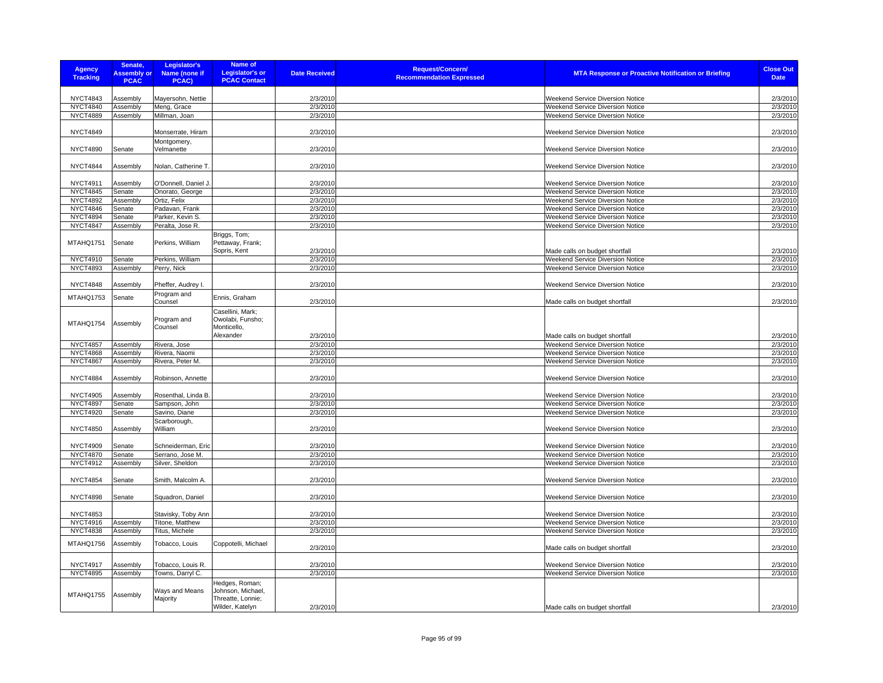| Agency Tracking | Senate, Assembly or PCAC | Legislator's Name (none if PCAC) | Name of Legislator's or PCAC Contact | Date Received | Request/Concern/ Recommendation Expressed | MTA Response or Proactive Notification or Briefing | Close Out Date |
|---|---|---|---|---|---|---|---|
| NYCT4843 | Assembly | Mayersohn, Nettie | | 2/3/2010 | | Weekend Service Diversion Notice | 2/3/2010 |
| NYCT4840 | Assembly | Meng, Grace | | 2/3/2010 | | Weekend Service Diversion Notice | 2/3/2010 |
| NYCT4889 | Assembly | Millman, Joan | | 2/3/2010 | | Weekend Service Diversion Notice | 2/3/2010 |
| NYCT4849 | | Monserrate, Hiram | | 2/3/2010 | | Weekend Service Diversion Notice | 2/3/2010 |
| NYCT4890 | Senate | Montgomery, Velmanette | | 2/3/2010 | | Weekend Service Diversion Notice | 2/3/2010 |
| NYCT4844 | Assembly | Nolan, Catherine T. | | 2/3/2010 | | Weekend Service Diversion Notice | 2/3/2010 |
| NYCT4911 | Assembly | O'Donnell, Daniel J. | | 2/3/2010 | | Weekend Service Diversion Notice | 2/3/2010 |
| NYCT4845 | Senate | Onorato, George | | 2/3/2010 | | Weekend Service Diversion Notice | 2/3/2010 |
| NYCT4892 | Assembly | Ortiz, Felix | | 2/3/2010 | | Weekend Service Diversion Notice | 2/3/2010 |
| NYCT4846 | Senate | Padavan, Frank | | 2/3/2010 | | Weekend Service Diversion Notice | 2/3/2010 |
| NYCT4894 | Senate | Parker, Kevin S. | | 2/3/2010 | | Weekend Service Diversion Notice | 2/3/2010 |
| NYCT4847 | Assembly | Peralta, Jose R. | | 2/3/2010 | | Weekend Service Diversion Notice | 2/3/2010 |
| MTAHQ1751 | Senate | Perkins, William | Briggs, Tom; Pettaway, Frank; Sopris, Kent | 2/3/2010 | | Made calls on budget shortfall | 2/3/2010 |
| NYCT4910 | Senate | Perkins, William | | 2/3/2010 | | Weekend Service Diversion Notice | 2/3/2010 |
| NYCT4893 | Assembly | Perry, Nick | | 2/3/2010 | | Weekend Service Diversion Notice | 2/3/2010 |
| NYCT4848 | Assembly | Pheffer, Audrey I. | | 2/3/2010 | | Weekend Service Diversion Notice | 2/3/2010 |
| MTAHQ1753 | Senate | Program and Counsel | Ennis, Graham | 2/3/2010 | | Made calls on budget shortfall | 2/3/2010 |
| MTAHQ1754 | Assembly | Program and Counsel | Casellini, Mark; Owolabi, Funsho; Monticello, Alexander | 2/3/2010 | | Made calls on budget shortfall | 2/3/2010 |
| NYCT4857 | Assembly | Rivera, Jose | | 2/3/2010 | | Weekend Service Diversion Notice | 2/3/2010 |
| NYCT4868 | Assembly | Rivera, Naomi | | 2/3/2010 | | Weekend Service Diversion Notice | 2/3/2010 |
| NYCT4867 | Assembly | Rivera, Peter M. | | 2/3/2010 | | Weekend Service Diversion Notice | 2/3/2010 |
| NYCT4884 | Assembly | Robinson, Annette | | 2/3/2010 | | Weekend Service Diversion Notice | 2/3/2010 |
| NYCT4905 | Assembly | Rosenthal, Linda B. | | 2/3/2010 | | Weekend Service Diversion Notice | 2/3/2010 |
| NYCT4897 | Senate | Sampson, John | | 2/3/2010 | | Weekend Service Diversion Notice | 2/3/2010 |
| NYCT4920 | Senate | Savino, Diane | | 2/3/2010 | | Weekend Service Diversion Notice | 2/3/2010 |
| NYCT4850 | Assembly | Scarborough, William | | 2/3/2010 | | Weekend Service Diversion Notice | 2/3/2010 |
| NYCT4909 | Senate | Schneiderman, Eric | | 2/3/2010 | | Weekend Service Diversion Notice | 2/3/2010 |
| NYCT4870 | Senate | Serrano, Jose M. | | 2/3/2010 | | Weekend Service Diversion Notice | 2/3/2010 |
| NYCT4912 | Assembly | Silver, Sheldon | | 2/3/2010 | | Weekend Service Diversion Notice | 2/3/2010 |
| NYCT4854 | Senate | Smith, Malcolm A. | | 2/3/2010 | | Weekend Service Diversion Notice | 2/3/2010 |
| NYCT4898 | Senate | Squadron, Daniel | | 2/3/2010 | | Weekend Service Diversion Notice | 2/3/2010 |
| NYCT4853 | | Stavisky, Toby Ann | | 2/3/2010 | | Weekend Service Diversion Notice | 2/3/2010 |
| NYCT4916 | Assembly | Titone, Matthew | | 2/3/2010 | | Weekend Service Diversion Notice | 2/3/2010 |
| NYCT4838 | Assembly | Titus, Michele | | 2/3/2010 | | Weekend Service Diversion Notice | 2/3/2010 |
| MTAHQ1756 | Assembly | Tobacco, Louis | Coppotelli, Michael | 2/3/2010 | | Made calls on budget shortfall | 2/3/2010 |
| NYCT4917 | Assembly | Tobacco, Louis R. | | 2/3/2010 | | Weekend Service Diversion Notice | 2/3/2010 |
| NYCT4895 | Assembly | Towns, Darryl C. | | 2/3/2010 | | Weekend Service Diversion Notice | 2/3/2010 |
| MTAHQ1755 | Assembly | Ways and Means Majority | Hedges, Roman; Johnson, Michael, Threatte, Lonnie; Wilder, Katelyn | 2/3/2010 | | Made calls on budget shortfall | 2/3/2010 |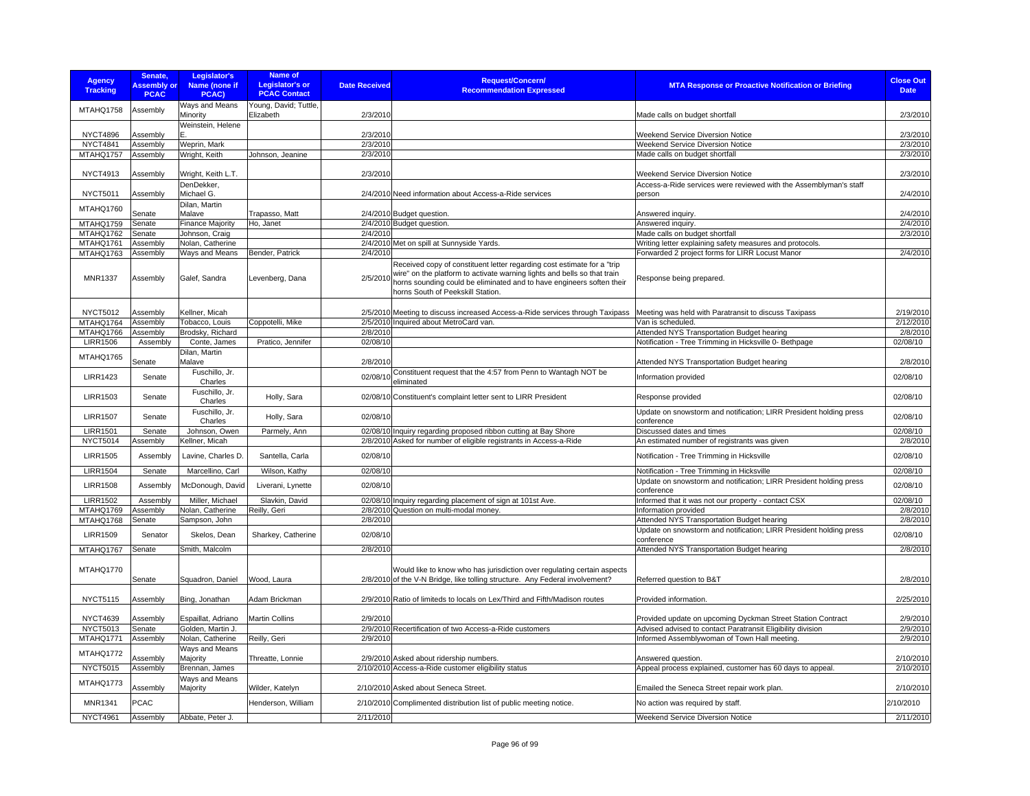| Agency Tracking | Senate, Assembly or PCAC | Legislator's Name (none if PCAC) | Name of Legislator's or PCAC Contact | Date Received | Request/Concern/ Recommendation Expressed | MTA Response or Proactive Notification or Briefing | Close Out Date |
|---|---|---|---|---|---|---|---|
| MTAHQ1758 | Assembly | Ways and Means Minority | Young, David; Tuttle, Elizabeth | 2/3/2010 | | Made calls on budget shortfall | 2/3/2010 |
| NYCT4896 | Assembly | Weinstein, Helene E. | | 2/3/2010 | | Weekend Service Diversion Notice | 2/3/2010 |
| NYCT4841 | Assembly | Weprin, Mark | | 2/3/2010 | | Weekend Service Diversion Notice | 2/3/2010 |
| MTAHQ1757 | Assembly | Wright, Keith | Johnson, Jeanine | 2/3/2010 | | Made calls on budget shortfall | 2/3/2010 |
| NYCT4913 | Assembly | Wright, Keith L.T. | | 2/3/2010 | | Weekend Service Diversion Notice | 2/3/2010 |
| NYCT5011 | Assembly | DenDekker, Michael G. | | 2/4/2010 | Need information about Access-a-Ride services | Access-a-Ride services were reviewed with the Assemblyman's staff person | 2/4/2010 |
| MTAHQ1760 | Senate | Dilan, Martin Malave | Trapasso, Matt | 2/4/2010 | Budget question. | Answered inquiry. | 2/4/2010 |
| MTAHQ1759 | Senate | Finance Majority | Ho, Janet | 2/4/2010 | Budget question. | Answered inquiry. | 2/4/2010 |
| MTAHQ1762 | Senate | Johnson, Craig | | 2/4/2010 | | Made calls on budget shortfall | 2/3/2010 |
| MTAHQ1761 | Assembly | Nolan, Catherine | | 2/4/2010 | Met on spill at Sunnyside Yards. | Writing letter explaining safety measures and protocols. | |
| MTAHQ1763 | Assembly | Ways and Means | Bender, Patrick | 2/4/2010 | | Forwarded 2 project forms for LIRR Locust Manor | 2/4/2010 |
| MNR1337 | Assembly | Galef, Sandra | Levenberg, Dana | 2/5/2010 | Received copy of constituent letter regarding cost estimate for a "trip wire" on the platform to activate warning lights and bells so that train horns sounding could be eliminated and to have engineers soften their horns South of Peekskill Station. | Response being prepared. | |
| NYCT5012 | Assembly | Kellner, Micah | | 2/5/2010 | Meeting to discuss increased Access-a-Ride services through Taxipass | Meeting was held with Paratransit to discuss Taxipass | 2/19/2010 |
| MTAHQ1764 | Assembly | Tobacco, Louis | Coppotelli, Mike | 2/5/2010 | Inquired about MetroCard van. | Van is scheduled. | 2/12/2010 |
| MTAHQ1766 | Assembly | Brodsky, Richard | | 2/8/2010 | | Attended NYS Transportation Budget hearing | 2/8/2010 |
| LIRR1506 | Assembly | Conte, James | Pratico, Jennifer | 02/08/10 | | Notification - Tree Trimming in Hicksville 0- Bethpage | 02/08/10 |
| MTAHQ1765 | Senate | Dilan, Martin Malave | | 2/8/2010 | | Attended NYS Transportation Budget hearing | 2/8/2010 |
| LIRR1423 | Senate | Fuschillo, Jr. Charles | | 02/08/10 | Constituent request that the 4:57 from Penn to Wantagh NOT be eliminated | Information provided | 02/08/10 |
| LIRR1503 | Senate | Fuschillo, Jr. Charles | Holly, Sara | 02/08/10 | Constituent's complaint letter sent to LIRR President | Response provided | 02/08/10 |
| LIRR1507 | Senate | Fuschillo, Jr. Charles | Holly, Sara | 02/08/10 | | Update on snowstorm and notification; LIRR President holding press conference | 02/08/10 |
| LIRR1501 | Senate | Johnson, Owen | Parmely, Ann | 02/08/10 | Inquiry regarding proposed ribbon cutting at Bay Shore | Discussed dates and times | 02/08/10 |
| NYCT5014 | Assembly | Kellner, Micah | | 2/8/2010 | Asked for number of eligible registrants in Access-a-Ride | An estimated number of registrants was given | 2/8/2010 |
| LIRR1505 | Assembly | Lavine, Charles D. | Santella, Carla | 02/08/10 | | Notification - Tree Trimming in Hicksville | 02/08/10 |
| LIRR1504 | Senate | Marcellino, Carl | Wilson, Kathy | 02/08/10 | | Notification - Tree Trimming in Hicksville | 02/08/10 |
| LIRR1508 | Assembly | McDonough, David | Liverani, Lynette | 02/08/10 | | Update on snowstorm and notification; LIRR President holding press conference | 02/08/10 |
| LIRR1502 | Assembly | Miller, Michael | Slavkin, David | 02/08/10 | Inquiry regarding placement of sign at 101st Ave. | Informed that it was not our property - contact CSX | 02/08/10 |
| MTAHQ1769 | Assembly | Nolan, Catherine | Reilly, Geri | 2/8/2010 | Question on multi-modal money. | Information provided | 2/8/2010 |
| MTAHQ1768 | Senate | Sampson, John | | 2/8/2010 | | Attended NYS Transportation Budget hearing | 2/8/2010 |
| LIRR1509 | Senator | Skelos, Dean | Sharkey, Catherine | 02/08/10 | | Update on snowstorm and notification; LIRR President holding press conference | 02/08/10 |
| MTAHQ1767 | Senate | Smith, Malcolm | | 2/8/2010 | | Attended NYS Transportation Budget hearing | 2/8/2010 |
| MTAHQ1770 | Senate | Squadron, Daniel | Wood, Laura | 2/8/2010 | Would like to know who has jurisdiction over regulating certain aspects of the V-N Bridge, like tolling structure. Any Federal involvement? | Referred question to B&T | 2/8/2010 |
| NYCT5115 | Assembly | Bing, Jonathan | Adam Brickman | 2/9/2010 | Ratio of limiteds to locals on Lex/Third and Fifth/Madison routes | Provided information. | 2/25/2010 |
| NYCT4639 | Assembly | Espaillat, Adriano | Martin Collins | 2/9/2010 | | Provided update on upcoming Dyckman Street Station Contract | 2/9/2010 |
| NYCT5013 | Senate | Golden, Martin J. | | 2/9/2010 | Recertification of two Access-a-Ride customers | Advised advised to contact Paratransit Eligibility division | 2/9/2010 |
| MTAHQ1771 | Assembly | Nolan, Catherine | Reilly, Geri | 2/9/2010 | | Informed Assemblywoman of Town Hall meeting. | 2/9/2010 |
| MTAHQ1772 | Assembly | Ways and Means Majority | Threatte, Lonnie | 2/9/2010 | Asked about ridership numbers. | Answered question. | 2/10/2010 |
| NYCT5015 | Assembly | Brennan, James | | 2/10/2010 | Access-a-Ride customer eligibility status | Appeal process explained, customer has 60 days to appeal. | 2/10/2010 |
| MTAHQ1773 | Assembly | Ways and Means Majority | Wilder, Katelyn | 2/10/2010 | Asked about Seneca Street. | Emailed the Seneca Street repair work plan. | 2/10/2010 |
| MNR1341 | PCAC | | Henderson, William | 2/10/2010 | Complimented distribution list of public meeting notice. | No action was required by staff. | 2/10/2010 |
| NYCT4961 | Assembly | Abbate, Peter J. | | 2/11/2010 | | Weekend Service Diversion Notice | 2/11/2010 |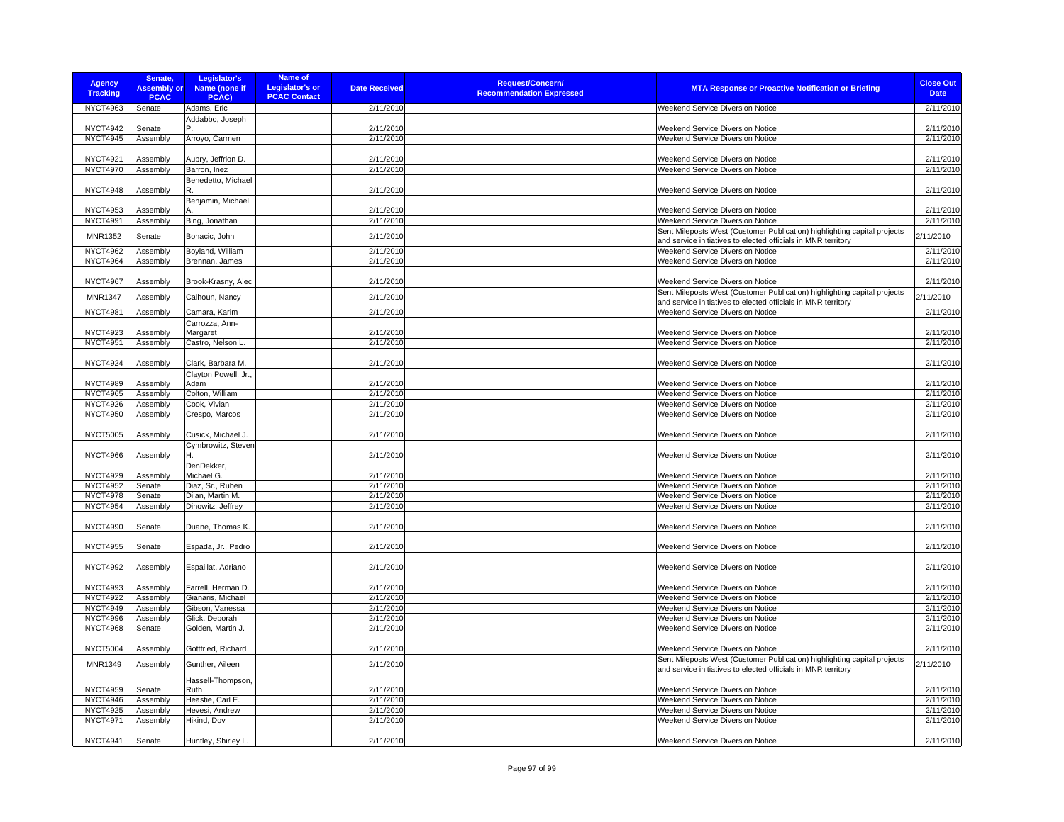| Agency Tracking | Senate, Assembly or PCAC | Legislator's Name (none if PCAC) | Name of Legislator's or PCAC Contact | Date Received | Request/Concern/ Recommendation Expressed | MTA Response or Proactive Notification or Briefing | Close Out Date |
|---|---|---|---|---|---|---|---|
| NYCT4963 | Senate | Adams, Eric | | 2/11/2010 | | Weekend Service Diversion Notice | 2/11/2010 |
| NYCT4942 | Senate | Addabbo, Joseph P. | | 2/11/2010 | | Weekend Service Diversion Notice | 2/11/2010 |
| NYCT4945 | Assembly | Arroyo, Carmen | | 2/11/2010 | | Weekend Service Diversion Notice | 2/11/2010 |
| NYCT4921 | Assembly | Aubry, Jeffrion D. | | 2/11/2010 | | Weekend Service Diversion Notice | 2/11/2010 |
| NYCT4970 | Assembly | Barron, Inez | | 2/11/2010 | | Weekend Service Diversion Notice | 2/11/2010 |
| NYCT4948 | Assembly | Benedetto, Michael R. | | 2/11/2010 | | Weekend Service Diversion Notice | 2/11/2010 |
| NYCT4953 | Assembly | Benjamin, Michael A. | | 2/11/2010 | | Weekend Service Diversion Notice | 2/11/2010 |
| NYCT4991 | Assembly | Bing, Jonathan | | 2/11/2010 | | Weekend Service Diversion Notice | 2/11/2010 |
| MNR1352 | Senate | Bonacic, John | | 2/11/2010 | | Sent Mileposts West (Customer Publication) highlighting capital projects and service initiatives to elected officials in MNR territory | 2/11/2010 |
| NYCT4962 | Assembly | Boyland, William | | 2/11/2010 | | Weekend Service Diversion Notice | 2/11/2010 |
| NYCT4964 | Assembly | Brennan, James | | 2/11/2010 | | Weekend Service Diversion Notice | 2/11/2010 |
| NYCT4967 | Assembly | Brook-Krasny, Alec | | 2/11/2010 | | Weekend Service Diversion Notice | 2/11/2010 |
| MNR1347 | Assembly | Calhoun, Nancy | | 2/11/2010 | | Sent Mileposts West (Customer Publication) highlighting capital projects and service initiatives to elected officials in MNR territory | 2/11/2010 |
| NYCT4981 | Assembly | Camara, Karim | | 2/11/2010 | | Weekend Service Diversion Notice | 2/11/2010 |
| NYCT4923 | Assembly | Carrozza, Ann-Margaret | | 2/11/2010 | | Weekend Service Diversion Notice | 2/11/2010 |
| NYCT4951 | Assembly | Castro, Nelson L. | | 2/11/2010 | | Weekend Service Diversion Notice | 2/11/2010 |
| NYCT4924 | Assembly | Clark, Barbara M. | | 2/11/2010 | | Weekend Service Diversion Notice | 2/11/2010 |
| NYCT4989 | Assembly | Clayton Powell, Jr., Adam | | 2/11/2010 | | Weekend Service Diversion Notice | 2/11/2010 |
| NYCT4965 | Assembly | Colton, William | | 2/11/2010 | | Weekend Service Diversion Notice | 2/11/2010 |
| NYCT4926 | Assembly | Cook, Vivian | | 2/11/2010 | | Weekend Service Diversion Notice | 2/11/2010 |
| NYCT4950 | Assembly | Crespo, Marcos | | 2/11/2010 | | Weekend Service Diversion Notice | 2/11/2010 |
| NYCT5005 | Assembly | Cusick, Michael J. | | 2/11/2010 | | Weekend Service Diversion Notice | 2/11/2010 |
| NYCT4966 | Assembly | Cymbrowitz, Steven H. | | 2/11/2010 | | Weekend Service Diversion Notice | 2/11/2010 |
| NYCT4929 | Assembly | DenDekker, Michael G. | | 2/11/2010 | | Weekend Service Diversion Notice | 2/11/2010 |
| NYCT4952 | Senate | Diaz, Sr., Ruben | | 2/11/2010 | | Weekend Service Diversion Notice | 2/11/2010 |
| NYCT4978 | Senate | Dilan, Martin M. | | 2/11/2010 | | Weekend Service Diversion Notice | 2/11/2010 |
| NYCT4954 | Assembly | Dinowitz, Jeffrey | | 2/11/2010 | | Weekend Service Diversion Notice | 2/11/2010 |
| NYCT4990 | Senate | Duane, Thomas K. | | 2/11/2010 | | Weekend Service Diversion Notice | 2/11/2010 |
| NYCT4955 | Senate | Espada, Jr., Pedro | | 2/11/2010 | | Weekend Service Diversion Notice | 2/11/2010 |
| NYCT4992 | Assembly | Espaillat, Adriano | | 2/11/2010 | | Weekend Service Diversion Notice | 2/11/2010 |
| NYCT4993 | Assembly | Farrell, Herman D. | | 2/11/2010 | | Weekend Service Diversion Notice | 2/11/2010 |
| NYCT4922 | Assembly | Gianaris, Michael | | 2/11/2010 | | Weekend Service Diversion Notice | 2/11/2010 |
| NYCT4949 | Assembly | Gibson, Vanessa | | 2/11/2010 | | Weekend Service Diversion Notice | 2/11/2010 |
| NYCT4996 | Assembly | Glick, Deborah | | 2/11/2010 | | Weekend Service Diversion Notice | 2/11/2010 |
| NYCT4968 | Senate | Golden, Martin J. | | 2/11/2010 | | Weekend Service Diversion Notice | 2/11/2010 |
| NYCT5004 | Assembly | Gottfried, Richard | | 2/11/2010 | | Weekend Service Diversion Notice | 2/11/2010 |
| MNR1349 | Assembly | Gunther, Aileen | | 2/11/2010 | | Sent Mileposts West (Customer Publication) highlighting capital projects and service initiatives to elected officials in MNR territory | 2/11/2010 |
| NYCT4959 | Senate | Hassell-Thompson, Ruth | | 2/11/2010 | | Weekend Service Diversion Notice | 2/11/2010 |
| NYCT4946 | Assembly | Heastie, Carl E. | | 2/11/2010 | | Weekend Service Diversion Notice | 2/11/2010 |
| NYCT4925 | Assembly | Hevesi, Andrew | | 2/11/2010 | | Weekend Service Diversion Notice | 2/11/2010 |
| NYCT4971 | Assembly | Hikind, Dov | | 2/11/2010 | | Weekend Service Diversion Notice | 2/11/2010 |
| NYCT4941 | Senate | Huntley, Shirley L. | | 2/11/2010 | | Weekend Service Diversion Notice | 2/11/2010 |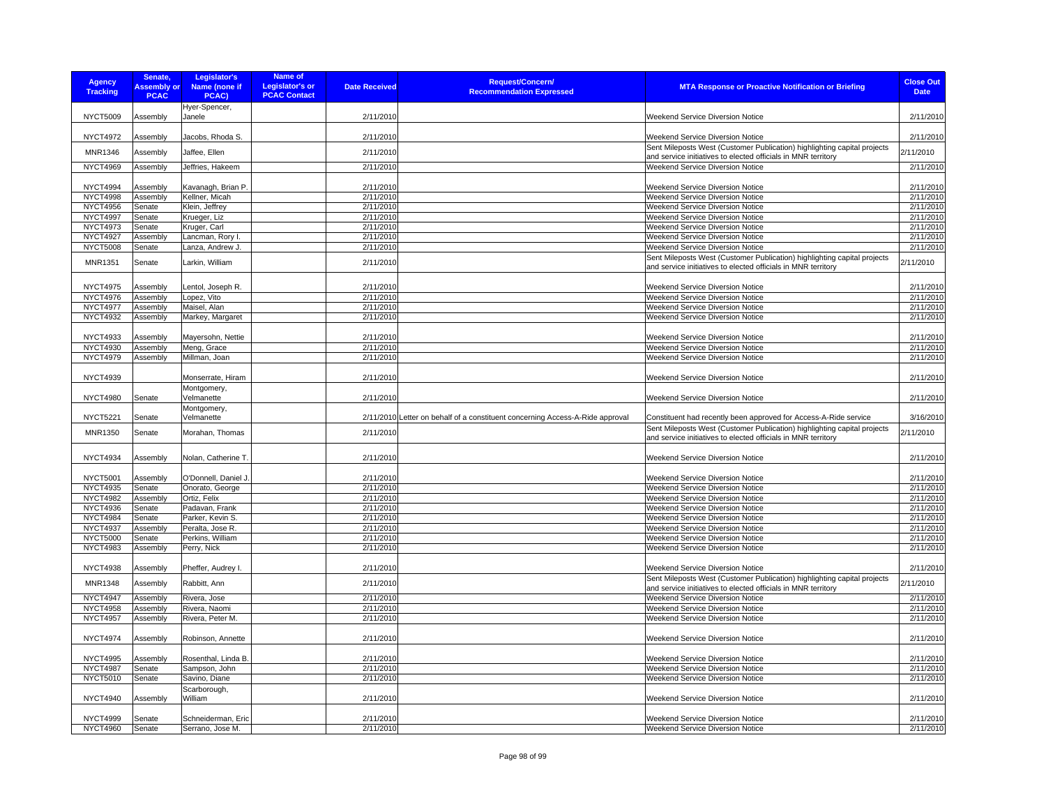| Agency Tracking | Senate, Assembly or PCAC | Legislator's Name (none if PCAC) | Name of Legislator's or PCAC Contact | Date Received | Request/Concern/ Recommendation Expressed | MTA Response or Proactive Notification or Briefing | Close Out Date |
|---|---|---|---|---|---|---|---|
| NYCT5009 | Assembly | Hyer-Spencer, Janele | | 2/11/2010 | | Weekend Service Diversion Notice | 2/11/2010 |
| NYCT4972 | Assembly | Jacobs, Rhoda S. | | 2/11/2010 | | Weekend Service Diversion Notice | 2/11/2010 |
| MNR1346 | Assembly | Jaffee, Ellen | | 2/11/2010 | | Sent Mileposts West (Customer Publication) highlighting capital projects and service initiatives to elected officials in MNR territory | 2/11/2010 |
| NYCT4969 | Assembly | Jeffries, Hakeem | | 2/11/2010 | | Weekend Service Diversion Notice | 2/11/2010 |
| NYCT4994 | Assembly | Kavanagh, Brian P. | | 2/11/2010 | | Weekend Service Diversion Notice | 2/11/2010 |
| NYCT4998 | Assembly | Kellner, Micah | | 2/11/2010 | | Weekend Service Diversion Notice | 2/11/2010 |
| NYCT4956 | Senate | Klein, Jeffrey | | 2/11/2010 | | Weekend Service Diversion Notice | 2/11/2010 |
| NYCT4997 | Senate | Krueger, Liz | | 2/11/2010 | | Weekend Service Diversion Notice | 2/11/2010 |
| NYCT4973 | Senate | Kruger, Carl | | 2/11/2010 | | Weekend Service Diversion Notice | 2/11/2010 |
| NYCT4927 | Assembly | Lancman, Rory I. | | 2/11/2010 | | Weekend Service Diversion Notice | 2/11/2010 |
| NYCT5008 | Senate | Lanza, Andrew J. | | 2/11/2010 | | Weekend Service Diversion Notice | 2/11/2010 |
| MNR1351 | Senate | Larkin, William | | 2/11/2010 | | Sent Mileposts West (Customer Publication) highlighting capital projects and service initiatives to elected officials in MNR territory | 2/11/2010 |
| NYCT4975 | Assembly | Lentol, Joseph R. | | 2/11/2010 | | Weekend Service Diversion Notice | 2/11/2010 |
| NYCT4976 | Assembly | Lopez, Vito | | 2/11/2010 | | Weekend Service Diversion Notice | 2/11/2010 |
| NYCT4977 | Assembly | Maisel, Alan | | 2/11/2010 | | Weekend Service Diversion Notice | 2/11/2010 |
| NYCT4932 | Assembly | Markey, Margaret | | 2/11/2010 | | Weekend Service Diversion Notice | 2/11/2010 |
| NYCT4933 | Assembly | Mayersohn, Nettie | | 2/11/2010 | | Weekend Service Diversion Notice | 2/11/2010 |
| NYCT4930 | Assembly | Meng, Grace | | 2/11/2010 | | Weekend Service Diversion Notice | 2/11/2010 |
| NYCT4979 | Assembly | Millman, Joan | | 2/11/2010 | | Weekend Service Diversion Notice | 2/11/2010 |
| NYCT4939 | | Monserrate, Hiram | | 2/11/2010 | | Weekend Service Diversion Notice | 2/11/2010 |
| NYCT4980 | Senate | Montgomery, Velmanette | | 2/11/2010 | | Weekend Service Diversion Notice | 2/11/2010 |
| NYCT5221 | Senate | Montgomery, Velmanette | | 2/11/2010 | Letter on behalf of a constituent concerning Access-A-Ride approval | Constituent had recently been approved for Access-A-Ride service | 3/16/2010 |
| MNR1350 | Senate | Morahan, Thomas | | 2/11/2010 | | Sent Mileposts West (Customer Publication) highlighting capital projects and service initiatives to elected officials in MNR territory | 2/11/2010 |
| NYCT4934 | Assembly | Nolan, Catherine T. | | 2/11/2010 | | Weekend Service Diversion Notice | 2/11/2010 |
| NYCT5001 | Assembly | O'Donnell, Daniel J. | | 2/11/2010 | | Weekend Service Diversion Notice | 2/11/2010 |
| NYCT4935 | Senate | Onorato, George | | 2/11/2010 | | Weekend Service Diversion Notice | 2/11/2010 |
| NYCT4982 | Assembly | Ortiz, Felix | | 2/11/2010 | | Weekend Service Diversion Notice | 2/11/2010 |
| NYCT4936 | Senate | Padavan, Frank | | 2/11/2010 | | Weekend Service Diversion Notice | 2/11/2010 |
| NYCT4984 | Senate | Parker, Kevin S. | | 2/11/2010 | | Weekend Service Diversion Notice | 2/11/2010 |
| NYCT4937 | Assembly | Peralta, Jose R. | | 2/11/2010 | | Weekend Service Diversion Notice | 2/11/2010 |
| NYCT5000 | Senate | Perkins, William | | 2/11/2010 | | Weekend Service Diversion Notice | 2/11/2010 |
| NYCT4983 | Assembly | Perry, Nick | | 2/11/2010 | | Weekend Service Diversion Notice | 2/11/2010 |
| NYCT4938 | Assembly | Pheffer, Audrey I. | | 2/11/2010 | | Weekend Service Diversion Notice | 2/11/2010 |
| MNR1348 | Assembly | Rabbitt, Ann | | 2/11/2010 | | Sent Mileposts West (Customer Publication) highlighting capital projects and service initiatives to elected officials in MNR territory | 2/11/2010 |
| NYCT4947 | Assembly | Rivera, Jose | | 2/11/2010 | | Weekend Service Diversion Notice | 2/11/2010 |
| NYCT4958 | Assembly | Rivera, Naomi | | 2/11/2010 | | Weekend Service Diversion Notice | 2/11/2010 |
| NYCT4957 | Assembly | Rivera, Peter M. | | 2/11/2010 | | Weekend Service Diversion Notice | 2/11/2010 |
| NYCT4974 | Assembly | Robinson, Annette | | 2/11/2010 | | Weekend Service Diversion Notice | 2/11/2010 |
| NYCT4995 | Assembly | Rosenthal, Linda B. | | 2/11/2010 | | Weekend Service Diversion Notice | 2/11/2010 |
| NYCT4987 | Senate | Sampson, John | | 2/11/2010 | | Weekend Service Diversion Notice | 2/11/2010 |
| NYCT5010 | Senate | Savino, Diane | | 2/11/2010 | | Weekend Service Diversion Notice | 2/11/2010 |
| NYCT4940 | Assembly | Scarborough, William | | 2/11/2010 | | Weekend Service Diversion Notice | 2/11/2010 |
| NYCT4999 | Senate | Schneiderman, Eric | | 2/11/2010 | | Weekend Service Diversion Notice | 2/11/2010 |
| NYCT4960 | Senate | Serrano, Jose M. | | 2/11/2010 | | Weekend Service Diversion Notice | 2/11/2010 |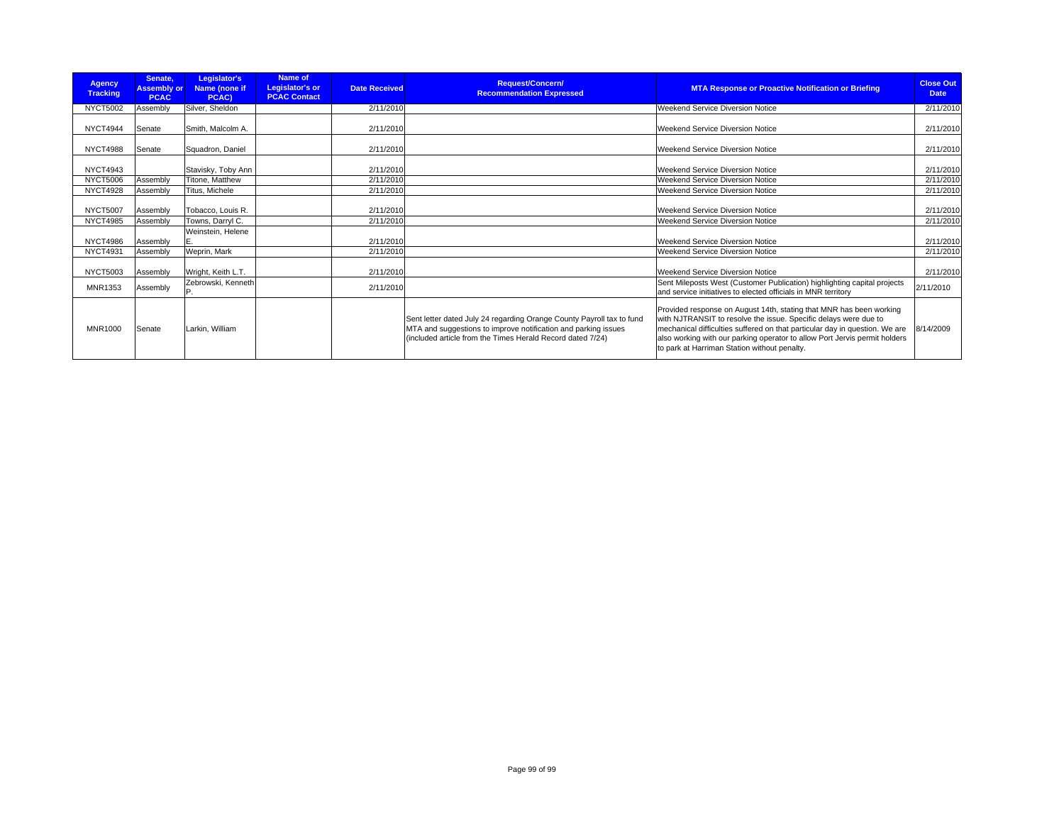| Agency Tracking | Senate, Assembly or PCAC | Legislator's Name (none if PCAC) | Name of Legislator's or PCAC Contact | Date Received | Request/Concern/ Recommendation Expressed | MTA Response or Proactive Notification or Briefing | Close Out Date |
|---|---|---|---|---|---|---|---|
| NYCT5002 | Assembly | Silver, Sheldon | | 2/11/2010 | | Weekend Service Diversion Notice | 2/11/2010 |
| NYCT4944 | Senate | Smith, Malcolm A. | | 2/11/2010 | | Weekend Service Diversion Notice | 2/11/2010 |
| NYCT4988 | Senate | Squadron, Daniel | | 2/11/2010 | | Weekend Service Diversion Notice | 2/11/2010 |
| NYCT4943 | | Stavisky, Toby Ann | | 2/11/2010 | | Weekend Service Diversion Notice | 2/11/2010 |
| NYCT5006 | Assembly | Titone, Matthew | | 2/11/2010 | | Weekend Service Diversion Notice | 2/11/2010 |
| NYCT4928 | Assembly | Titus, Michele | | 2/11/2010 | | Weekend Service Diversion Notice | 2/11/2010 |
| NYCT5007 | Assembly | Tobacco, Louis R. | | 2/11/2010 | | Weekend Service Diversion Notice | 2/11/2010 |
| NYCT4985 | Assembly | Towns, Darryl C. | | 2/11/2010 | | Weekend Service Diversion Notice | 2/11/2010 |
| NYCT4986 | Assembly | Weinstein, Helene E. | | 2/11/2010 | | Weekend Service Diversion Notice | 2/11/2010 |
| NYCT4931 | Assembly | Weprin, Mark | | 2/11/2010 | | Weekend Service Diversion Notice | 2/11/2010 |
| NYCT5003 | Assembly | Wright, Keith L.T. | | 2/11/2010 | | Weekend Service Diversion Notice | 2/11/2010 |
| MNR1353 | Assembly | Zebrowski, Kenneth P. | | 2/11/2010 | | Sent Mileposts West (Customer Publication) highlighting capital projects and service initiatives to elected officials in MNR territory | 2/11/2010 |
| MNR1000 | Senate | Larkin, William | | | Sent letter dated July 24 regarding Orange County Payroll tax to fund MTA and suggestions to improve notification and parking issues (included article from the Times Herald Record dated 7/24) | Provided response on August 14th, stating that MNR has been working with NJTRANSIT to resolve the issue. Specific delays were due to mechanical difficulties suffered on that particular day in question. We are also working with our parking operator to allow Port Jervis permit holders to park at Harriman Station without penalty. | 8/14/2009 |